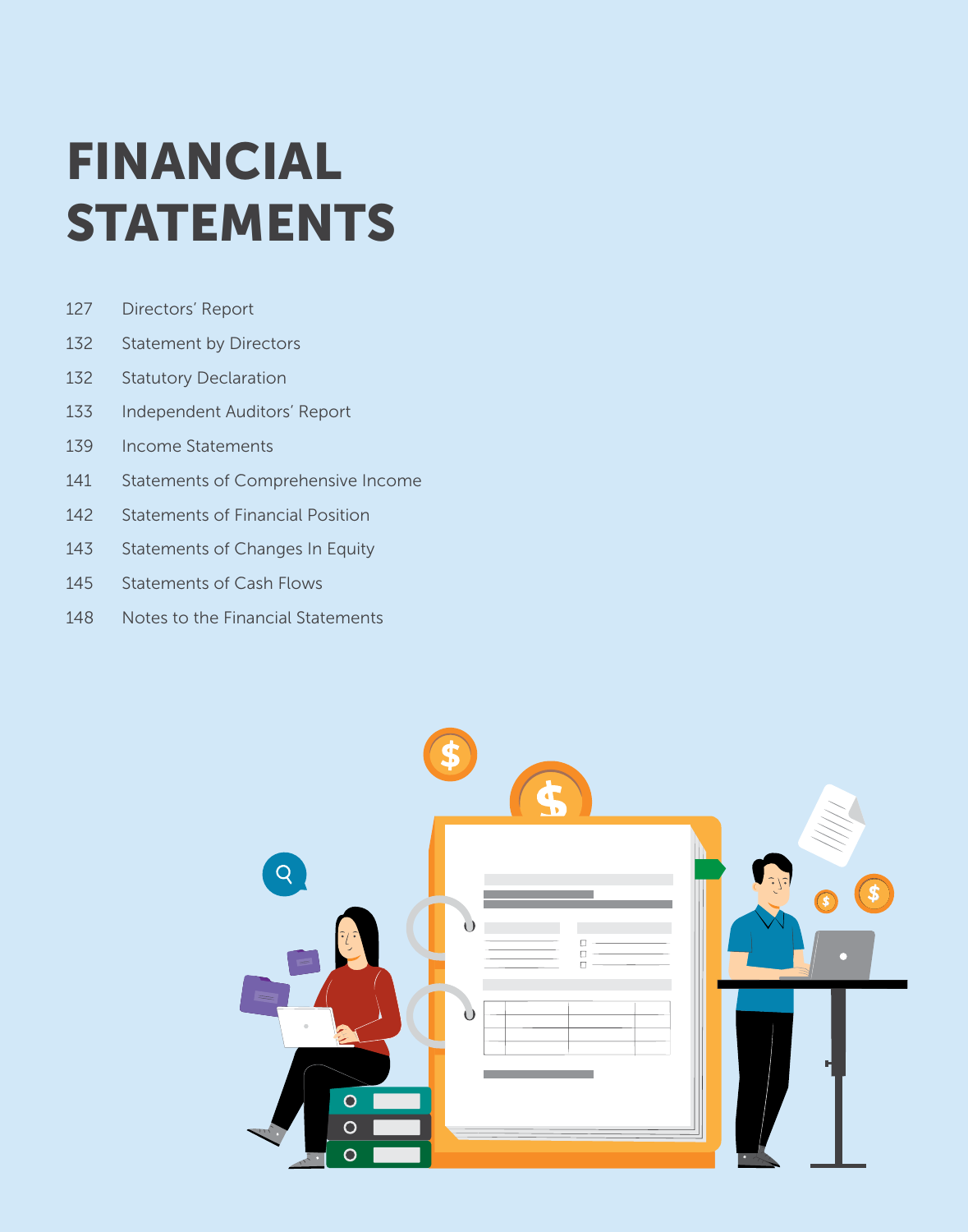# FINANCIAL STATEMENTS

| | |
|---|---|
| 127 | Directors' Report |
| 132 | Statement by Directors |
| 132 | Statutory Declaration |
| 133 | Independent Auditors' Report |
| 139 | Income Statements |
| 141 | Statements of Comprehensive Income |
| 142 | Statements of Financial Position |
| 143 | Statements of Changes In Equity |
| 145 | Statements of Cash Flows |
| 148 | Notes to the Financial Statements |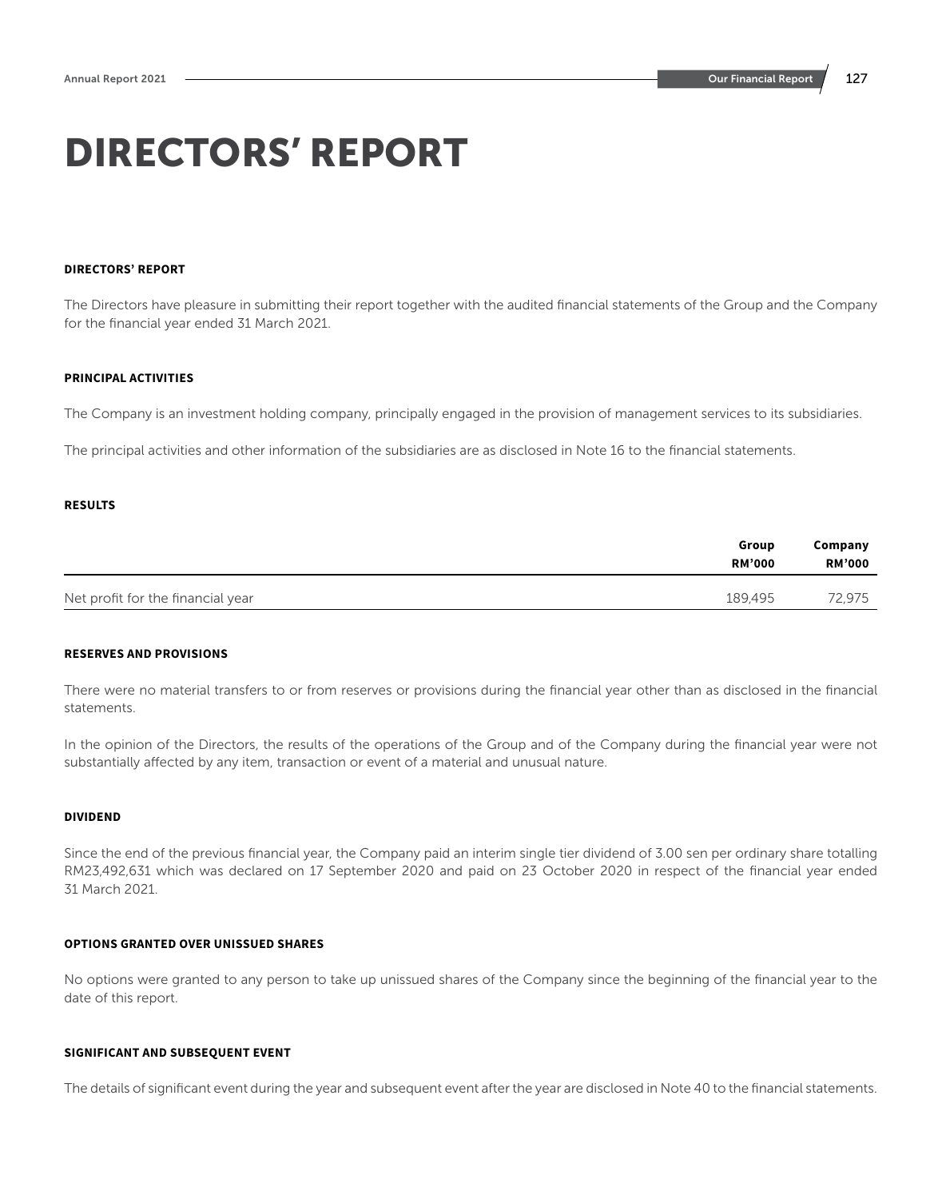# DIRECTORS' REPORT

### DIRECTORS' REPORT

The Directors have pleasure in submitting their report together with the audited financial statements of the Group and the Company for the financial year ended 31 March 2021.

### PRINCIPAL ACTIVITIES

The Company is an investment holding company, principally engaged in the provision of management services to its subsidiaries.

The principal activities and other information of the subsidiaries are as disclosed in Note 16 to the financial statements.

### RESULTS

| | Group RM'000 | Company RM'000 |
|---|---|---|
| Net profit for the financial year | 189,495 | 72,975 |

### RESERVES AND PROVISIONS

There were no material transfers to or from reserves or provisions during the financial year other than as disclosed in the financial statements.

In the opinion of the Directors, the results of the operations of the Group and of the Company during the financial year were not substantially affected by any item, transaction or event of a material and unusual nature.

### DIVIDEND

Since the end of the previous financial year, the Company paid an interim single tier dividend of 3.00 sen per ordinary share totalling RM23,492,631 which was declared on 17 September 2020 and paid on 23 October 2020 in respect of the financial year ended 31 March 2021.

### OPTIONS GRANTED OVER UNISSUED SHARES

No options were granted to any person to take up unissued shares of the Company since the beginning of the financial year to the date of this report.

### SIGNIFICANT AND SUBSEQUENT EVENT

The details of significant event during the year and subsequent event after the year are disclosed in Note 40 to the financial statements.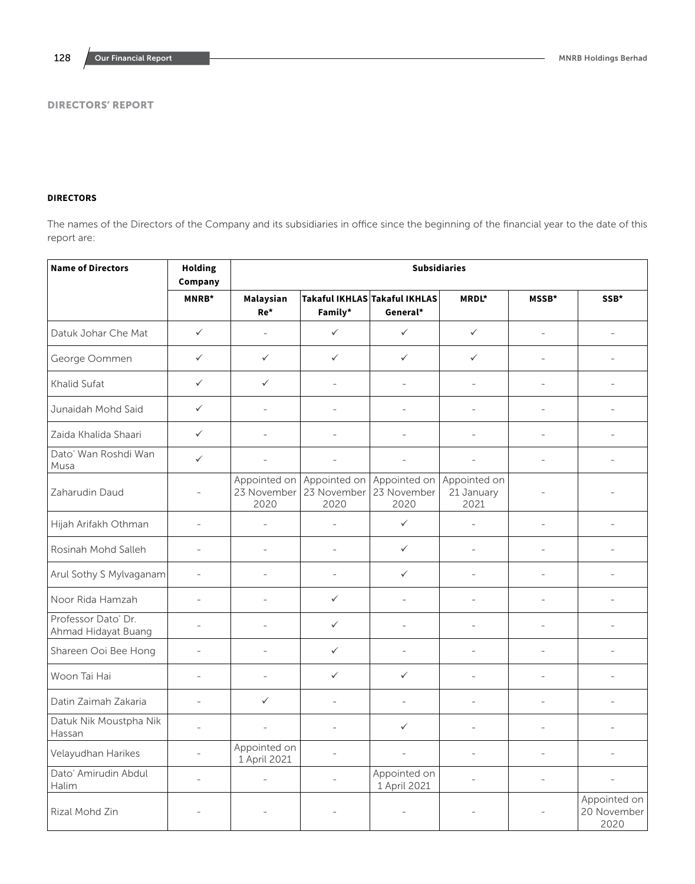## DIRECTORS' REPORT

**DIRECTORS**

The names of the Directors of the Company and its subsidiaries in office since the beginning of the financial year to the date of this report are:

| Name of Directors | Holding Company | Subsidiaries | | | | | |
|---|---|---|---|---|---|---|---|
| | MNRB* | Malaysian Re* | Takaful IKHLAS Family* | Takaful IKHLAS General* | MRDL* | MSSB* | SSB* |
| Datuk Johar Che Mat | ✓ | - | ✓ | ✓ | ✓ | - | - |
| George Oommen | ✓ | ✓ | ✓ | ✓ | ✓ | - | - |
| Khalid Sufat | ✓ | ✓ | - | - | - | - | - |
| Junaidah Mohd Said | ✓ | - | - | - | - | - | - |
| Zaida Khalida Shaari | ✓ | - | - | - | - | - | - |
| Dato' Wan Roshdi Wan Musa | ✓ | - | - | - | - | - | - |
| Zaharudin Daud | - | Appointed on 23 November 2020 | Appointed on 23 November 2020 | Appointed on 23 November 2020 | Appointed on 21 January 2021 | - | - |
| Hijah Arifakh Othman | - | - | - | ✓ | - | - | - |
| Rosinah Mohd Salleh | - | - | - | ✓ | - | - | - |
| Arul Sothy S Mylvaganam | - | - | - | ✓ | - | - | - |
| Noor Rida Hamzah | - | - | ✓ | - | - | - | - |
| Professor Dato' Dr. Ahmad Hidayat Buang | - | - | ✓ | - | - | - | - |
| Shareen Ooi Bee Hong | - | - | ✓ | - | - | - | - |
| Woon Tai Hai | - | - | ✓ | ✓ | - | - | - |
| Datin Zaimah Zakaria | - | ✓ | - | - | - | - | - |
| Datuk Nik Moustpha Nik Hassan | - | - | - | ✓ | - | - | - |
| Velayudhan Harikes | - | Appointed on 1 April 2021 | - | - | - | - | - |
| Dato' Amirudin Abdul Halim | - | - | - | Appointed on 1 April 2021 | - | - | - |
| Rizal Mohd Zin | - | - | - | - | - | - | Appointed on 20 November 2020 |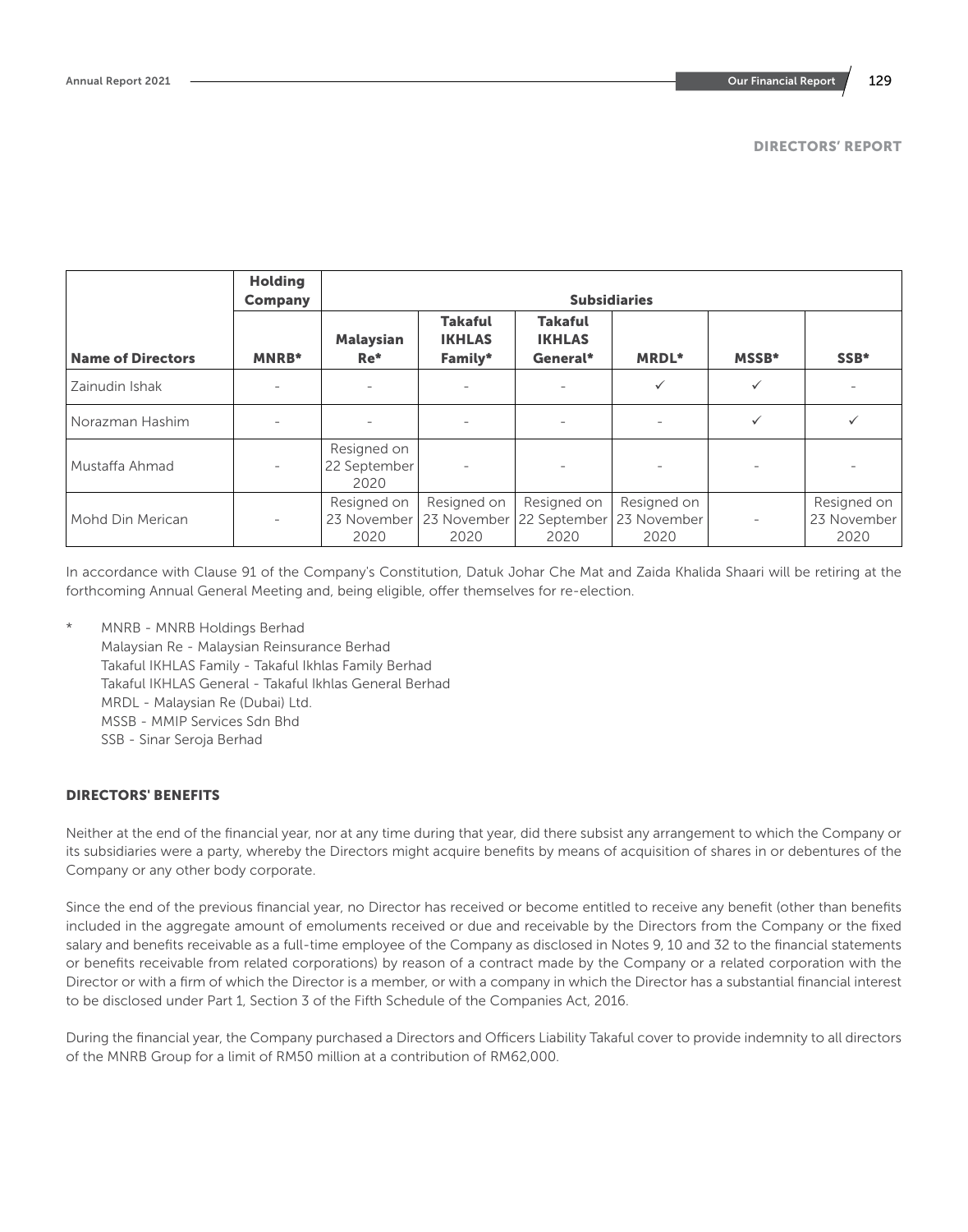## DIRECTORS' REPORT

| | Holding Company | Subsidiaries | | | | | |
|---|---|---|---|---|---|---|---|
| **Name of Directors** | **MNRB*** | **Malaysian Re*** | **Takaful IKHLAS Family*** | **Takaful IKHLAS General*** | **MRDL*** | **MSSB*** | **SSB*** |
| Zainudin Ishak | - | - | - | - | ✓ | ✓ | - |
| Norazman Hashim | - | - | - | - | - | ✓ | ✓ |
| Mustaffa Ahmad | - | Resigned on 22 September 2020 | - | - | - | - | - |
| Mohd Din Merican | - | Resigned on 23 November 2020 | Resigned on 23 November 2020 | Resigned on 22 September 2020 | Resigned on 23 November 2020 | - | Resigned on 23 November 2020 |

In accordance with Clause 91 of the Company's Constitution, Datuk Johar Che Mat and Zaida Khalida Shaari will be retiring at the forthcoming Annual General Meeting and, being eligible, offer themselves for re-election.

\* MNRB - MNRB Holdings Berhad
Malaysian Re - Malaysian Reinsurance Berhad
Takaful IKHLAS Family - Takaful Ikhlas Family Berhad
Takaful IKHLAS General - Takaful Ikhlas General Berhad
MRDL - Malaysian Re (Dubai) Ltd.
MSSB - MMIP Services Sdn Bhd
SSB - Sinar Seroja Berhad

### DIRECTORS' BENEFITS

Neither at the end of the financial year, nor at any time during that year, did there subsist any arrangement to which the Company or its subsidiaries were a party, whereby the Directors might acquire benefits by means of acquisition of shares in or debentures of the Company or any other body corporate.

Since the end of the previous financial year, no Director has received or become entitled to receive any benefit (other than benefits included in the aggregate amount of emoluments received or due and receivable by the Directors from the Company or the fixed salary and benefits receivable as a full-time employee of the Company as disclosed in Notes 9, 10 and 32 to the financial statements or benefits receivable from related corporations) by reason of a contract made by the Company or a related corporation with the Director or with a firm of which the Director is a member, or with a company in which the Director has a substantial financial interest to be disclosed under Part 1, Section 3 of the Fifth Schedule of the Companies Act, 2016.

During the financial year, the Company purchased a Directors and Officers Liability Takaful cover to provide indemnity to all directors of the MNRB Group for a limit of RM50 million at a contribution of RM62,000.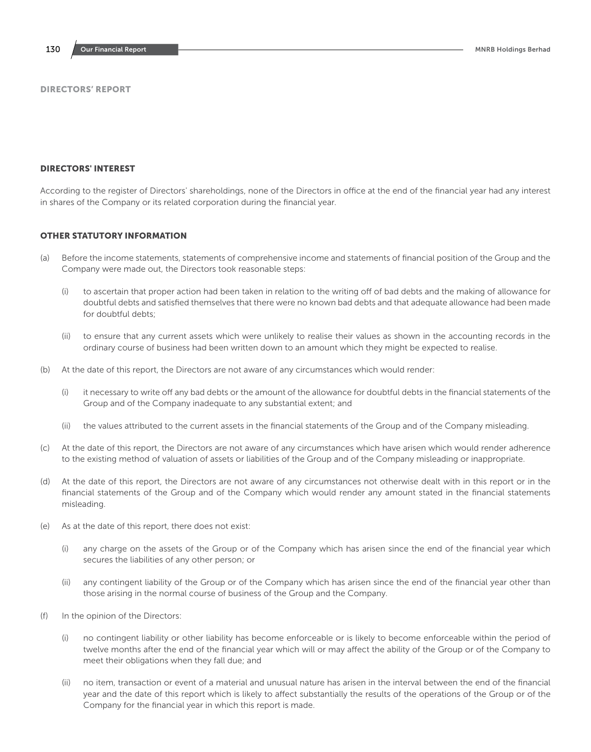## DIRECTORS' REPORT

### DIRECTORS' INTEREST

According to the register of Directors' shareholdings, none of the Directors in office at the end of the financial year had any interest in shares of the Company or its related corporation during the financial year.

### OTHER STATUTORY INFORMATION

(a) Before the income statements, statements of comprehensive income and statements of financial position of the Group and the Company were made out, the Directors took reasonable steps:

   (i) to ascertain that proper action had been taken in relation to the writing off of bad debts and the making of allowance for doubtful debts and satisfied themselves that there were no known bad debts and that adequate allowance had been made for doubtful debts;

   (ii) to ensure that any current assets which were unlikely to realise their values as shown in the accounting records in the ordinary course of business had been written down to an amount which they might be expected to realise.

(b) At the date of this report, the Directors are not aware of any circumstances which would render:

   (i) it necessary to write off any bad debts or the amount of the allowance for doubtful debts in the financial statements of the Group and of the Company inadequate to any substantial extent; and

   (ii) the values attributed to the current assets in the financial statements of the Group and of the Company misleading.

(c) At the date of this report, the Directors are not aware of any circumstances which have arisen which would render adherence to the existing method of valuation of assets or liabilities of the Group and of the Company misleading or inappropriate.

(d) At the date of this report, the Directors are not aware of any circumstances not otherwise dealt with in this report or in the financial statements of the Group and of the Company which would render any amount stated in the financial statements misleading.

(e) As at the date of this report, there does not exist:

   (i) any charge on the assets of the Group or of the Company which has arisen since the end of the financial year which secures the liabilities of any other person; or

   (ii) any contingent liability of the Group or of the Company which has arisen since the end of the financial year other than those arising in the normal course of business of the Group and the Company.

(f) In the opinion of the Directors:

   (i) no contingent liability or other liability has become enforceable or is likely to become enforceable within the period of twelve months after the end of the financial year which will or may affect the ability of the Group or of the Company to meet their obligations when they fall due; and

   (ii) no item, transaction or event of a material and unusual nature has arisen in the interval between the end of the financial year and the date of this report which is likely to affect substantially the results of the operations of the Group or of the Company for the financial year in which this report is made.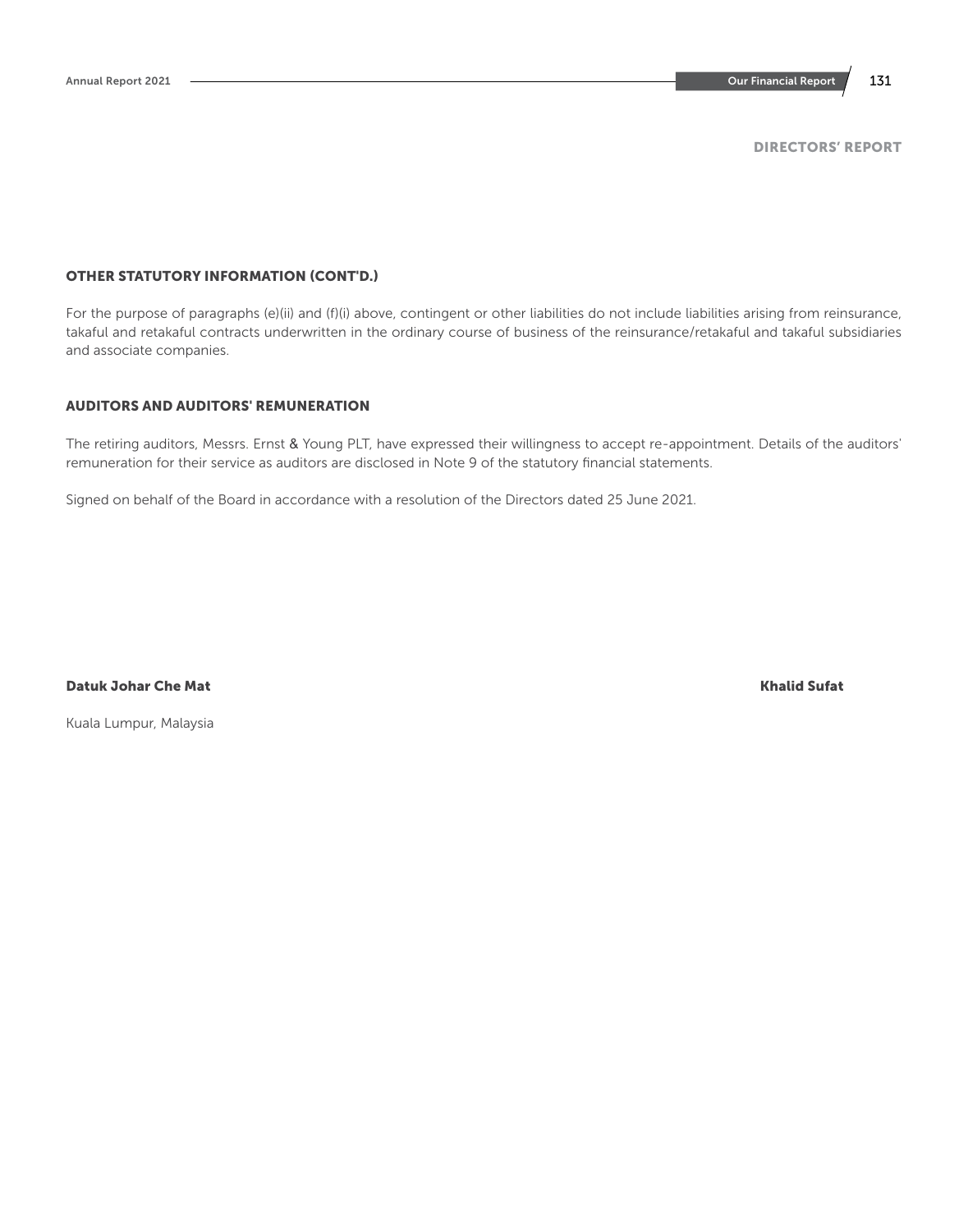## DIRECTORS' REPORT

### OTHER STATUTORY INFORMATION (CONT'D.)

For the purpose of paragraphs (e)(ii) and (f)(i) above, contingent or other liabilities do not include liabilities arising from reinsurance, takaful and retakaful contracts underwritten in the ordinary course of business of the reinsurance/retakaful and takaful subsidiaries and associate companies.

### AUDITORS AND AUDITORS' REMUNERATION

The retiring auditors, Messrs. Ernst & Young PLT, have expressed their willingness to accept re-appointment. Details of the auditors' remuneration for their service as auditors are disclosed in Note 9 of the statutory financial statements.

Signed on behalf of the Board in accordance with a resolution of the Directors dated 25 June 2021.

**Datuk Johar Che Mat** **Khalid Sufat**

Kuala Lumpur, Malaysia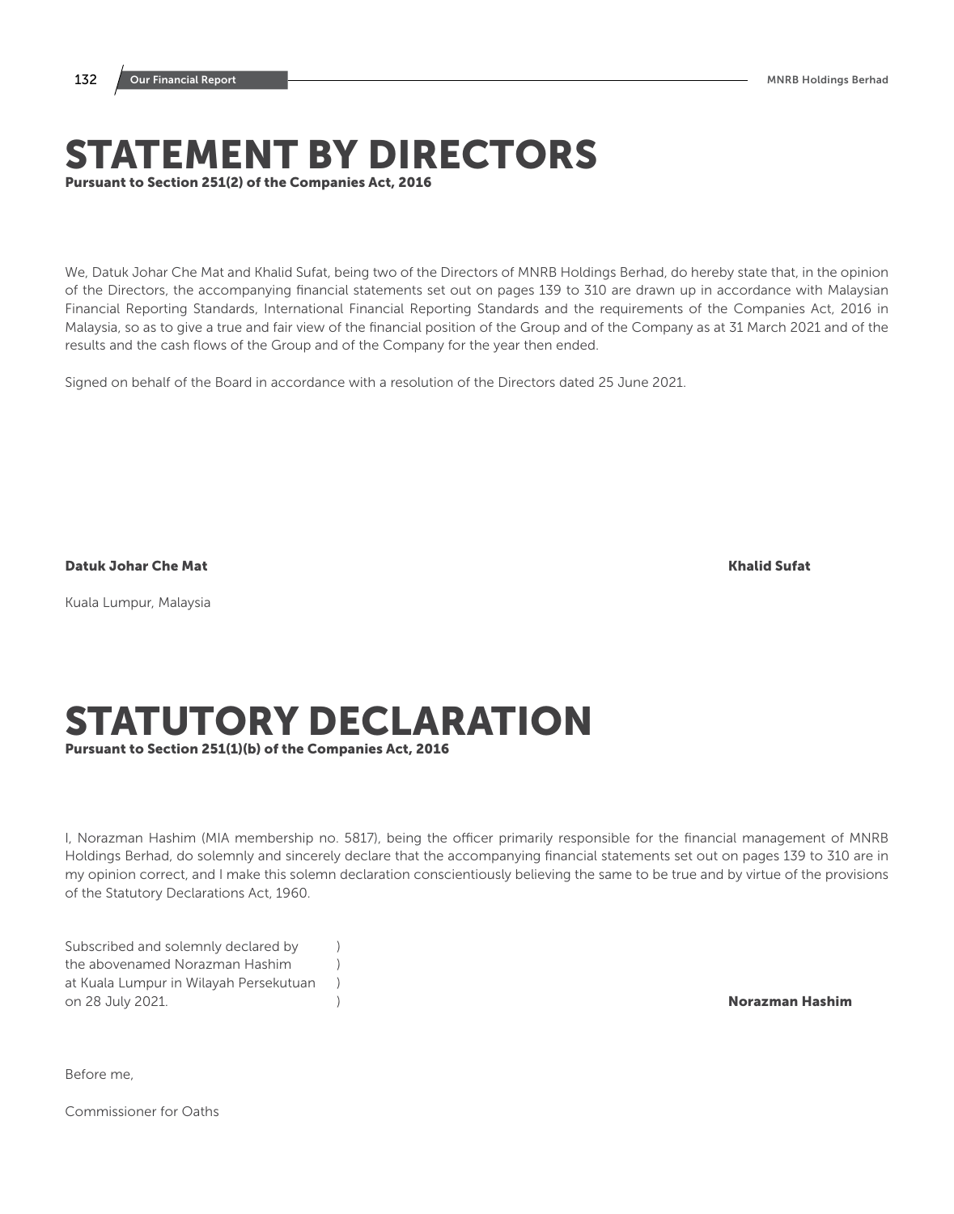# STATEMENT BY DIRECTORS

**Pursuant to Section 251(2) of the Companies Act, 2016**

We, Datuk Johar Che Mat and Khalid Sufat, being two of the Directors of MNRB Holdings Berhad, do hereby state that, in the opinion of the Directors, the accompanying financial statements set out on pages 139 to 310 are drawn up in accordance with Malaysian Financial Reporting Standards, International Financial Reporting Standards and the requirements of the Companies Act, 2016 in Malaysia, so as to give a true and fair view of the financial position of the Group and of the Company as at 31 March 2021 and of the results and the cash flows of the Group and of the Company for the year then ended.

Signed on behalf of the Board in accordance with a resolution of the Directors dated 25 June 2021.

**Datuk Johar Che Mat** | **Khalid Sufat**

Kuala Lumpur, Malaysia

# STATUTORY DECLARATION

**Pursuant to Section 251(1)(b) of the Companies Act, 2016**

I, Norazman Hashim (MIA membership no. 5817), being the officer primarily responsible for the financial management of MNRB Holdings Berhad, do solemnly and sincerely declare that the accompanying financial statements set out on pages 139 to 310 are in my opinion correct, and I make this solemn declaration conscientiously believing the same to be true and by virtue of the provisions of the Statutory Declarations Act, 1960.

Subscribed and solemnly declared by )
the abovenamed Norazman Hashim )
at Kuala Lumpur in Wilayah Persekutuan )
on 28 July 2021. )

**Norazman Hashim**

Before me,

Commissioner for Oaths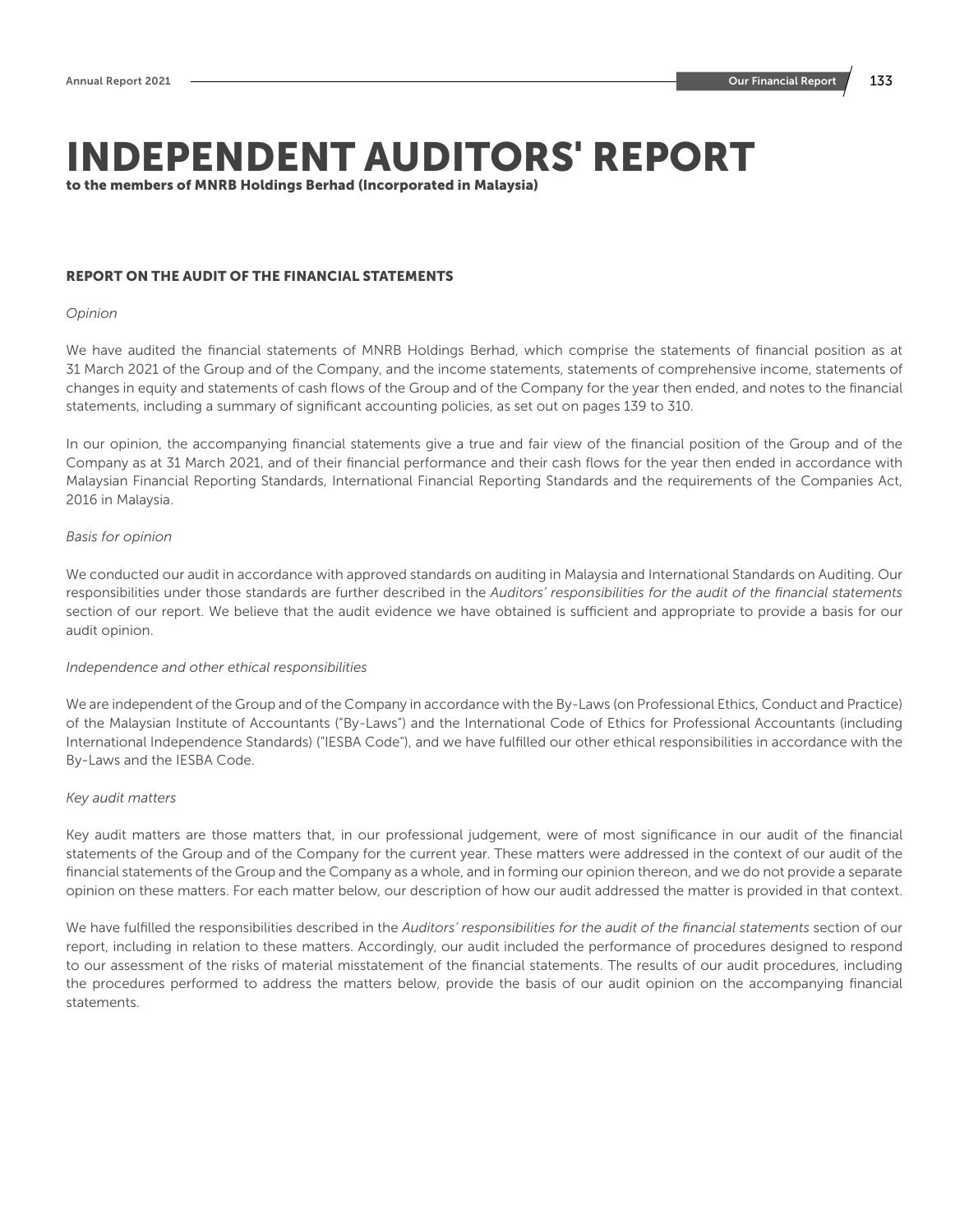# INDEPENDENT AUDITORS' REPORT

**to the members of MNRB Holdings Berhad (Incorporated in Malaysia)**

## REPORT ON THE AUDIT OF THE FINANCIAL STATEMENTS

*Opinion*

We have audited the financial statements of MNRB Holdings Berhad, which comprise the statements of financial position as at 31 March 2021 of the Group and of the Company, and the income statements, statements of comprehensive income, statements of changes in equity and statements of cash flows of the Group and of the Company for the year then ended, and notes to the financial statements, including a summary of significant accounting policies, as set out on pages 139 to 310.

In our opinion, the accompanying financial statements give a true and fair view of the financial position of the Group and of the Company as at 31 March 2021, and of their financial performance and their cash flows for the year then ended in accordance with Malaysian Financial Reporting Standards, International Financial Reporting Standards and the requirements of the Companies Act, 2016 in Malaysia.

*Basis for opinion*

We conducted our audit in accordance with approved standards on auditing in Malaysia and International Standards on Auditing. Our responsibilities under those standards are further described in the *Auditors' responsibilities for the audit of the financial statements* section of our report. We believe that the audit evidence we have obtained is sufficient and appropriate to provide a basis for our audit opinion.

*Independence and other ethical responsibilities*

We are independent of the Group and of the Company in accordance with the By-Laws (on Professional Ethics, Conduct and Practice) of the Malaysian Institute of Accountants ("By-Laws") and the International Code of Ethics for Professional Accountants (including International Independence Standards) ("IESBA Code"), and we have fulfilled our other ethical responsibilities in accordance with the By-Laws and the IESBA Code.

*Key audit matters*

Key audit matters are those matters that, in our professional judgement, were of most significance in our audit of the financial statements of the Group and of the Company for the current year. These matters were addressed in the context of our audit of the financial statements of the Group and the Company as a whole, and in forming our opinion thereon, and we do not provide a separate opinion on these matters. For each matter below, our description of how our audit addressed the matter is provided in that context.

We have fulfilled the responsibilities described in the *Auditors' responsibilities for the audit of the financial statements* section of our report, including in relation to these matters. Accordingly, our audit included the performance of procedures designed to respond to our assessment of the risks of material misstatement of the financial statements. The results of our audit procedures, including the procedures performed to address the matters below, provide the basis of our audit opinion on the accompanying financial statements.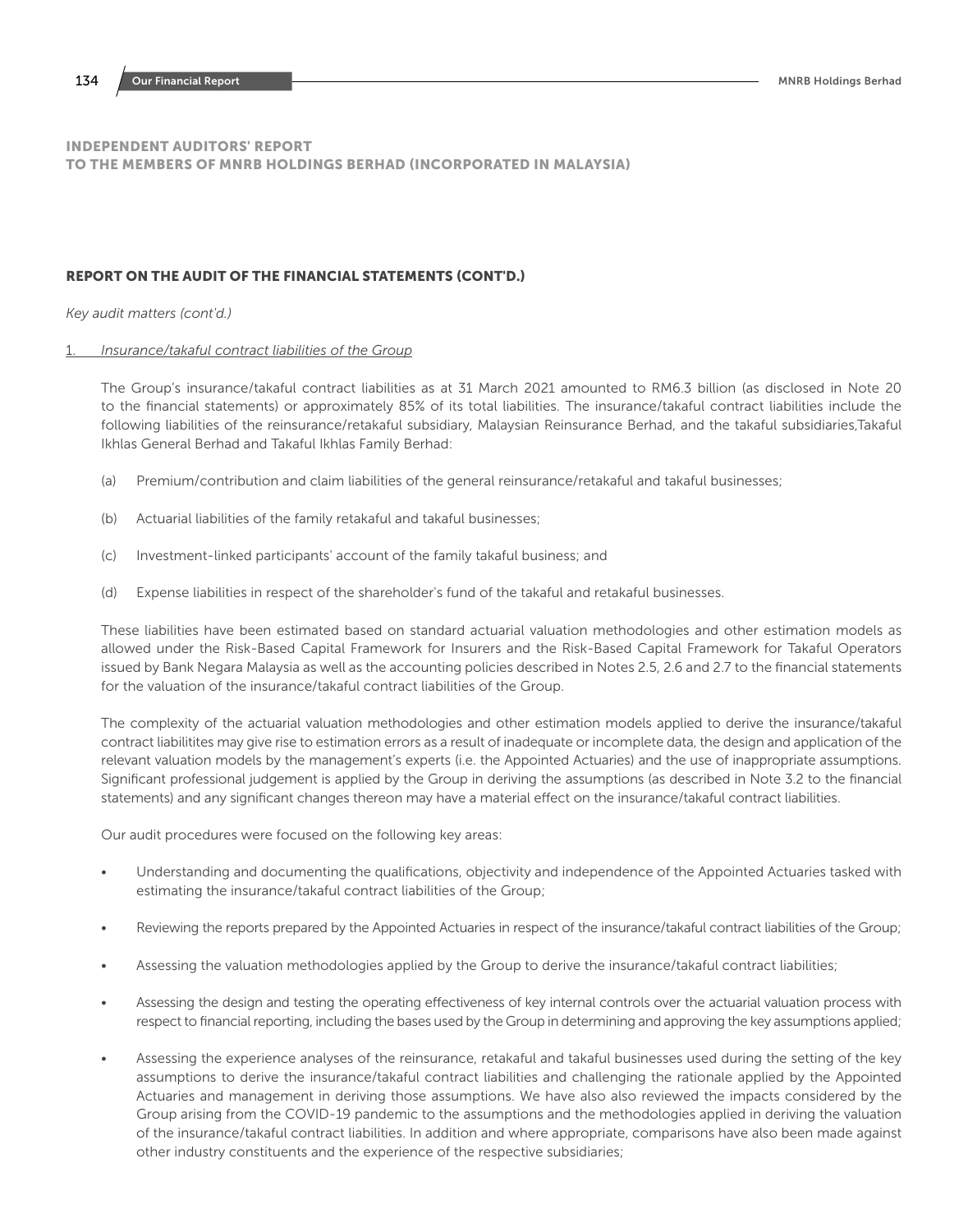# INDEPENDENT AUDITORS' REPORT
## TO THE MEMBERS OF MNRB HOLDINGS BERHAD (INCORPORATED IN MALAYSIA)

### REPORT ON THE AUDIT OF THE FINANCIAL STATEMENTS (CONT'D.)

*Key audit matters (cont'd.)*

1. *Insurance/takaful contract liabilities of the Group*

The Group's insurance/takaful contract liabilities as at 31 March 2021 amounted to RM6.3 billion (as disclosed in Note 20 to the financial statements) or approximately 85% of its total liabilities. The insurance/takaful contract liabilities include the following liabilities of the reinsurance/retakaful subsidiary, Malaysian Reinsurance Berhad, and the takaful subsidiaries,Takaful Ikhlas General Berhad and Takaful Ikhlas Family Berhad:

(a) Premium/contribution and claim liabilities of the general reinsurance/retakaful and takaful businesses;

(b) Actuarial liabilities of the family retakaful and takaful businesses;

(c) Investment-linked participants' account of the family takaful business; and

(d) Expense liabilities in respect of the shareholder's fund of the takaful and retakaful businesses.

These liabilities have been estimated based on standard actuarial valuation methodologies and other estimation models as allowed under the Risk-Based Capital Framework for Insurers and the Risk-Based Capital Framework for Takaful Operators issued by Bank Negara Malaysia as well as the accounting policies described in Notes 2.5, 2.6 and 2.7 to the financial statements for the valuation of the insurance/takaful contract liabilities of the Group.

The complexity of the actuarial valuation methodologies and other estimation models applied to derive the insurance/takaful contract liabilitites may give rise to estimation errors as a result of inadequate or incomplete data, the design and application of the relevant valuation models by the management's experts (i.e. the Appointed Actuaries) and the use of inappropriate assumptions. Significant professional judgement is applied by the Group in deriving the assumptions (as described in Note 3.2 to the financial statements) and any significant changes thereon may have a material effect on the insurance/takaful contract liabilities.

Our audit procedures were focused on the following key areas:

- Understanding and documenting the qualifications, objectivity and independence of the Appointed Actuaries tasked with estimating the insurance/takaful contract liabilities of the Group;
- Reviewing the reports prepared by the Appointed Actuaries in respect of the insurance/takaful contract liabilities of the Group;
- Assessing the valuation methodologies applied by the Group to derive the insurance/takaful contract liabilities;
- Assessing the design and testing the operating effectiveness of key internal controls over the actuarial valuation process with respect to financial reporting, including the bases used by the Group in determining and approving the key assumptions applied;
- Assessing the experience analyses of the reinsurance, retakaful and takaful businesses used during the setting of the key assumptions to derive the insurance/takaful contract liabilities and challenging the rationale applied by the Appointed Actuaries and management in deriving those assumptions. We have also also reviewed the impacts considered by the Group arising from the COVID-19 pandemic to the assumptions and the methodologies applied in deriving the valuation of the insurance/takaful contract liabilities. In addition and where appropriate, comparisons have also been made against other industry constituents and the experience of the respective subsidiaries;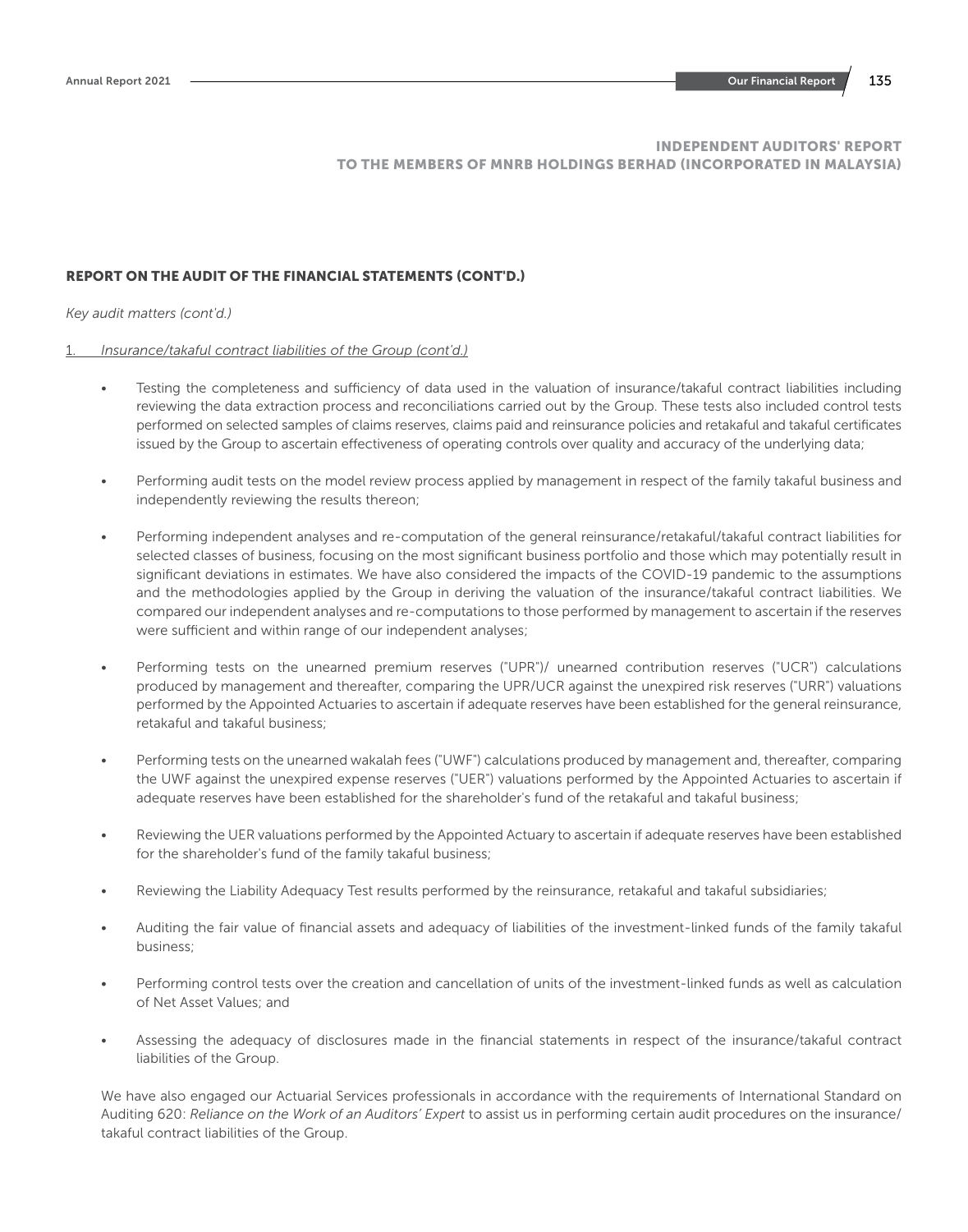## INDEPENDENT AUDITORS' REPORT
## TO THE MEMBERS OF MNRB HOLDINGS BERHAD (INCORPORATED IN MALAYSIA)

### REPORT ON THE AUDIT OF THE FINANCIAL STATEMENTS (CONT'D.)

*Key audit matters (cont'd.)*

1. *Insurance/takaful contract liabilities of the Group (cont'd.)*

- Testing the completeness and sufficiency of data used in the valuation of insurance/takaful contract liabilities including reviewing the data extraction process and reconciliations carried out by the Group. These tests also included control tests performed on selected samples of claims reserves, claims paid and reinsurance policies and retakaful and takaful certificates issued by the Group to ascertain effectiveness of operating controls over quality and accuracy of the underlying data;

- Performing audit tests on the model review process applied by management in respect of the family takaful business and independently reviewing the results thereon;

- Performing independent analyses and re-computation of the general reinsurance/retakaful/takaful contract liabilities for selected classes of business, focusing on the most significant business portfolio and those which may potentially result in significant deviations in estimates. We have also considered the impacts of the COVID-19 pandemic to the assumptions and the methodologies applied by the Group in deriving the valuation of the insurance/takaful contract liabilities. We compared our independent analyses and re-computations to those performed by management to ascertain if the reserves were sufficient and within range of our independent analyses;

- Performing tests on the unearned premium reserves ("UPR")/ unearned contribution reserves ("UCR") calculations produced by management and thereafter, comparing the UPR/UCR against the unexpired risk reserves ("URR") valuations performed by the Appointed Actuaries to ascertain if adequate reserves have been established for the general reinsurance, retakaful and takaful business;

- Performing tests on the unearned wakalah fees ("UWF") calculations produced by management and, thereafter, comparing the UWF against the unexpired expense reserves ("UER") valuations performed by the Appointed Actuaries to ascertain if adequate reserves have been established for the shareholder's fund of the retakaful and takaful business;

- Reviewing the UER valuations performed by the Appointed Actuary to ascertain if adequate reserves have been established for the shareholder's fund of the family takaful business;

- Reviewing the Liability Adequacy Test results performed by the reinsurance, retakaful and takaful subsidiaries;

- Auditing the fair value of financial assets and adequacy of liabilities of the investment-linked funds of the family takaful business;

- Performing control tests over the creation and cancellation of units of the investment-linked funds as well as calculation of Net Asset Values; and

- Assessing the adequacy of disclosures made in the financial statements in respect of the insurance/takaful contract liabilities of the Group.

We have also engaged our Actuarial Services professionals in accordance with the requirements of International Standard on Auditing 620: *Reliance on the Work of an Auditors' Expert* to assist us in performing certain audit procedures on the insurance/ takaful contract liabilities of the Group.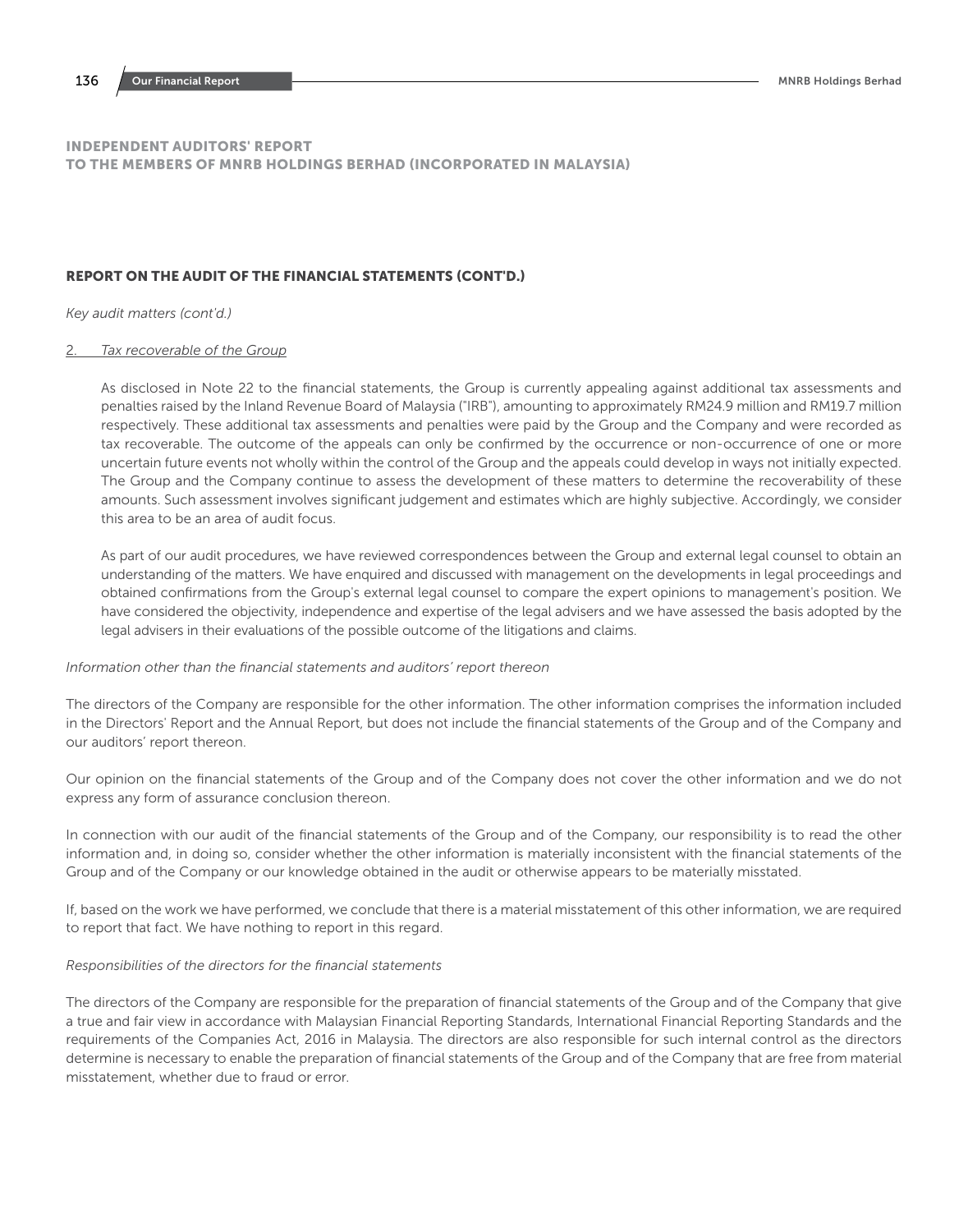# INDEPENDENT AUDITORS' REPORT
# TO THE MEMBERS OF MNRB HOLDINGS BERHAD (INCORPORATED IN MALAYSIA)

## REPORT ON THE AUDIT OF THE FINANCIAL STATEMENTS (CONT'D.)

*Key audit matters (cont'd.)*

2. Tax recoverable of the Group

As disclosed in Note 22 to the financial statements, the Group is currently appealing against additional tax assessments and penalties raised by the Inland Revenue Board of Malaysia ("IRB"), amounting to approximately RM24.9 million and RM19.7 million respectively. These additional tax assessments and penalties were paid by the Group and the Company and were recorded as tax recoverable. The outcome of the appeals can only be confirmed by the occurrence or non-occurrence of one or more uncertain future events not wholly within the control of the Group and the appeals could develop in ways not initially expected. The Group and the Company continue to assess the development of these matters to determine the recoverability of these amounts. Such assessment involves significant judgement and estimates which are highly subjective. Accordingly, we consider this area to be an area of audit focus.

As part of our audit procedures, we have reviewed correspondences between the Group and external legal counsel to obtain an understanding of the matters. We have enquired and discussed with management on the developments in legal proceedings and obtained confirmations from the Group's external legal counsel to compare the expert opinions to management's position. We have considered the objectivity, independence and expertise of the legal advisers and we have assessed the basis adopted by the legal advisers in their evaluations of the possible outcome of the litigations and claims.

*Information other than the financial statements and auditors' report thereon*

The directors of the Company are responsible for the other information. The other information comprises the information included in the Directors' Report and the Annual Report, but does not include the financial statements of the Group and of the Company and our auditors' report thereon.

Our opinion on the financial statements of the Group and of the Company does not cover the other information and we do not express any form of assurance conclusion thereon.

In connection with our audit of the financial statements of the Group and of the Company, our responsibility is to read the other information and, in doing so, consider whether the other information is materially inconsistent with the financial statements of the Group and of the Company or our knowledge obtained in the audit or otherwise appears to be materially misstated.

If, based on the work we have performed, we conclude that there is a material misstatement of this other information, we are required to report that fact. We have nothing to report in this regard.

*Responsibilities of the directors for the financial statements*

The directors of the Company are responsible for the preparation of financial statements of the Group and of the Company that give a true and fair view in accordance with Malaysian Financial Reporting Standards, International Financial Reporting Standards and the requirements of the Companies Act, 2016 in Malaysia. The directors are also responsible for such internal control as the directors determine is necessary to enable the preparation of financial statements of the Group and of the Company that are free from material misstatement, whether due to fraud or error.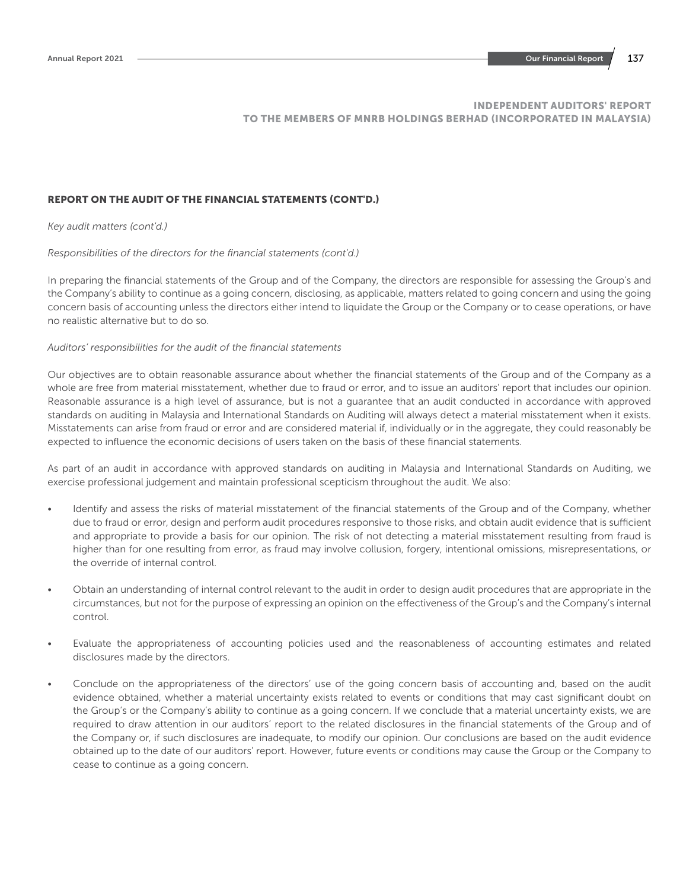## INDEPENDENT AUDITORS' REPORT
## TO THE MEMBERS OF MNRB HOLDINGS BERHAD (INCORPORATED IN MALAYSIA)

### REPORT ON THE AUDIT OF THE FINANCIAL STATEMENTS (CONT'D.)

*Key audit matters (cont'd.)*

*Responsibilities of the directors for the financial statements (cont'd.)*

In preparing the financial statements of the Group and of the Company, the directors are responsible for assessing the Group's and the Company's ability to continue as a going concern, disclosing, as applicable, matters related to going concern and using the going concern basis of accounting unless the directors either intend to liquidate the Group or the Company or to cease operations, or have no realistic alternative but to do so.

*Auditors' responsibilities for the audit of the financial statements*

Our objectives are to obtain reasonable assurance about whether the financial statements of the Group and of the Company as a whole are free from material misstatement, whether due to fraud or error, and to issue an auditors' report that includes our opinion. Reasonable assurance is a high level of assurance, but is not a guarantee that an audit conducted in accordance with approved standards on auditing in Malaysia and International Standards on Auditing will always detect a material misstatement when it exists. Misstatements can arise from fraud or error and are considered material if, individually or in the aggregate, they could reasonably be expected to influence the economic decisions of users taken on the basis of these financial statements.

As part of an audit in accordance with approved standards on auditing in Malaysia and International Standards on Auditing, we exercise professional judgement and maintain professional scepticism throughout the audit. We also:

- Identify and assess the risks of material misstatement of the financial statements of the Group and of the Company, whether due to fraud or error, design and perform audit procedures responsive to those risks, and obtain audit evidence that is sufficient and appropriate to provide a basis for our opinion. The risk of not detecting a material misstatement resulting from fraud is higher than for one resulting from error, as fraud may involve collusion, forgery, intentional omissions, misrepresentations, or the override of internal control.

- Obtain an understanding of internal control relevant to the audit in order to design audit procedures that are appropriate in the circumstances, but not for the purpose of expressing an opinion on the effectiveness of the Group's and the Company's internal control.

- Evaluate the appropriateness of accounting policies used and the reasonableness of accounting estimates and related disclosures made by the directors.

- Conclude on the appropriateness of the directors' use of the going concern basis of accounting and, based on the audit evidence obtained, whether a material uncertainty exists related to events or conditions that may cast significant doubt on the Group's or the Company's ability to continue as a going concern. If we conclude that a material uncertainty exists, we are required to draw attention in our auditors' report to the related disclosures in the financial statements of the Group and of the Company or, if such disclosures are inadequate, to modify our opinion. Our conclusions are based on the audit evidence obtained up to the date of our auditors' report. However, future events or conditions may cause the Group or the Company to cease to continue as a going concern.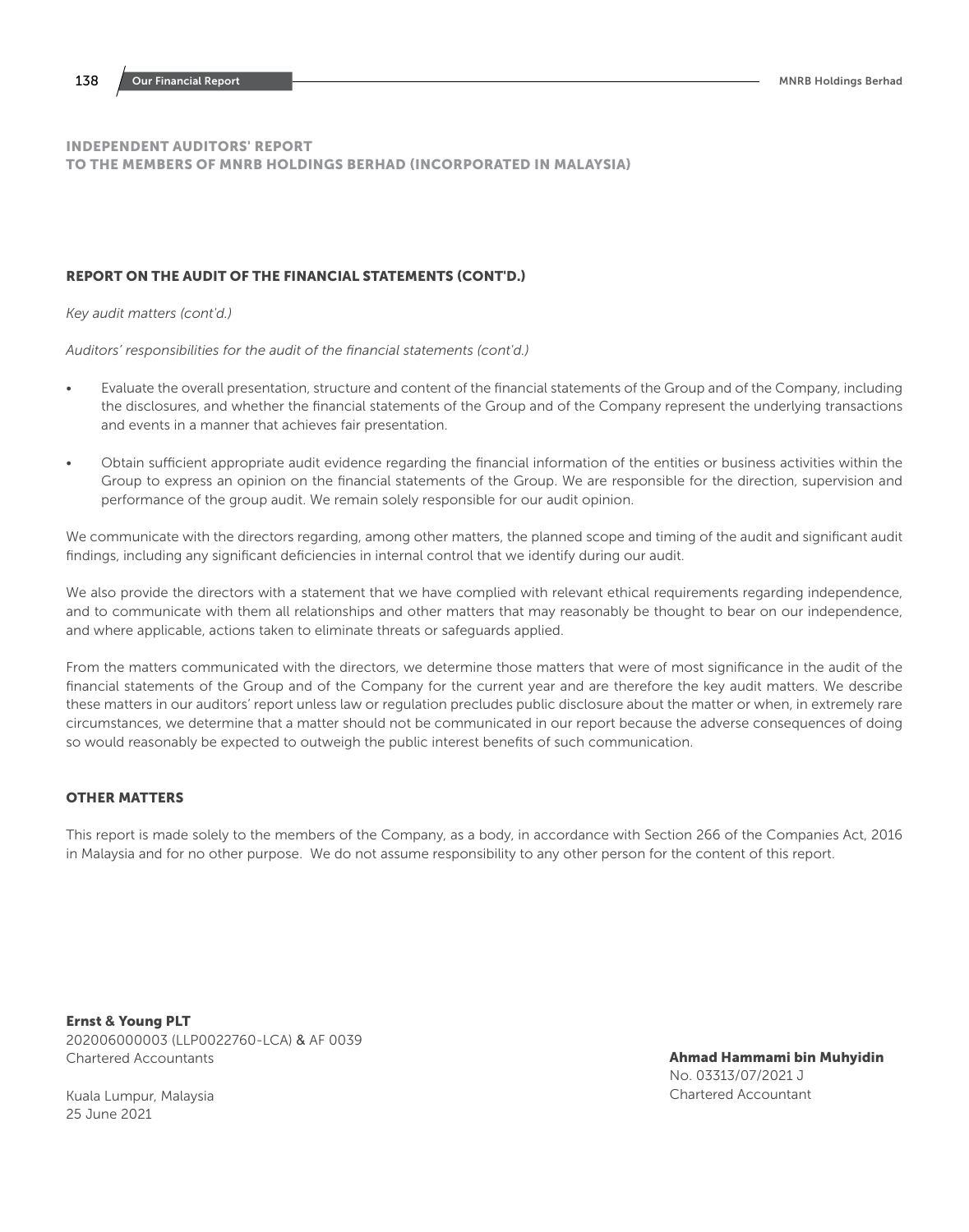## INDEPENDENT AUDITORS' REPORT
## TO THE MEMBERS OF MNRB HOLDINGS BERHAD (INCORPORATED IN MALAYSIA)

### REPORT ON THE AUDIT OF THE FINANCIAL STATEMENTS (CONT'D.)

*Key audit matters (cont'd.)*

*Auditors' responsibilities for the audit of the financial statements (cont'd.)*

- Evaluate the overall presentation, structure and content of the financial statements of the Group and of the Company, including the disclosures, and whether the financial statements of the Group and of the Company represent the underlying transactions and events in a manner that achieves fair presentation.

- Obtain sufficient appropriate audit evidence regarding the financial information of the entities or business activities within the Group to express an opinion on the financial statements of the Group. We are responsible for the direction, supervision and performance of the group audit. We remain solely responsible for our audit opinion.

We communicate with the directors regarding, among other matters, the planned scope and timing of the audit and significant audit findings, including any significant deficiencies in internal control that we identify during our audit.

We also provide the directors with a statement that we have complied with relevant ethical requirements regarding independence, and to communicate with them all relationships and other matters that may reasonably be thought to bear on our independence, and where applicable, actions taken to eliminate threats or safeguards applied.

From the matters communicated with the directors, we determine those matters that were of most significance in the audit of the financial statements of the Group and of the Company for the current year and are therefore the key audit matters. We describe these matters in our auditors' report unless law or regulation precludes public disclosure about the matter or when, in extremely rare circumstances, we determine that a matter should not be communicated in our report because the adverse consequences of doing so would reasonably be expected to outweigh the public interest benefits of such communication.

### OTHER MATTERS

This report is made solely to the members of the Company, as a body, in accordance with Section 266 of the Companies Act, 2016 in Malaysia and for no other purpose. We do not assume responsibility to any other person for the content of this report.

**Ernst & Young PLT**
202006000003 (LLP0022760-LCA) & AF 0039
Chartered Accountants

Kuala Lumpur, Malaysia
25 June 2021

**Ahmad Hammami bin Muhyidin**
No. 03313/07/2021 J
Chartered Accountant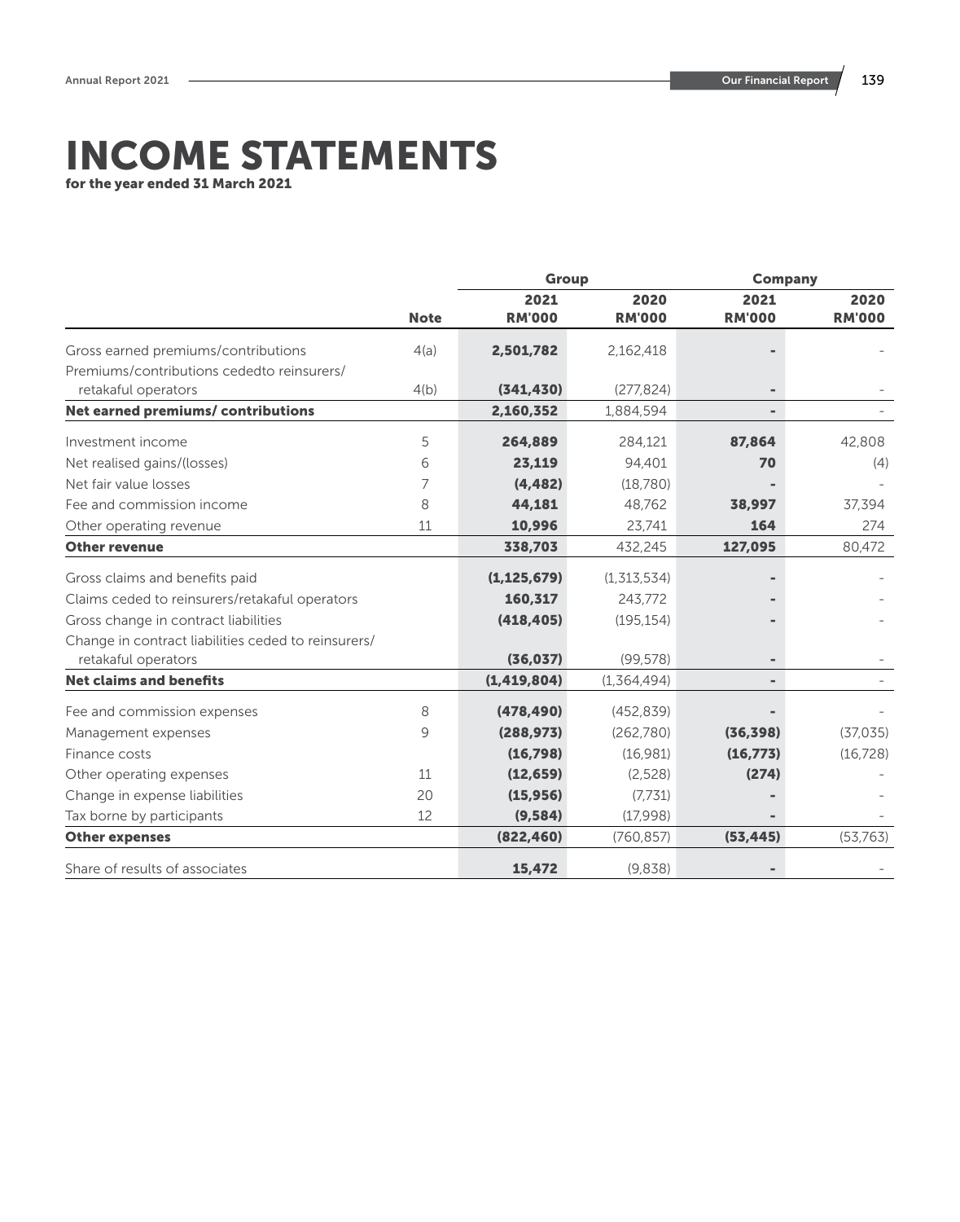# INCOME STATEMENTS

**for the year ended 31 March 2021**

| | | Group | | Company | |
|---|---|---|---|---|---|
| | Note | 2021 RM'000 | 2020 RM'000 | 2021 RM'000 | 2020 RM'000 |
| Gross earned premiums/contributions | 4(a) | **2,501,782** | 2,162,418 | **-** | - |
| Premiums/contributions cededto reinsurers/ retakaful operators | 4(b) | **(341,430)** | (277,824) | **-** | - |
| **Net earned premiums/ contributions** | | **2,160,352** | 1,884,594 | **-** | - |
| Investment income | 5 | **264,889** | 284,121 | **87,864** | 42,808 |
| Net realised gains/(losses) | 6 | **23,119** | 94,401 | **70** | (4) |
| Net fair value losses | 7 | **(4,482)** | (18,780) | **-** | - |
| Fee and commission income | 8 | **44,181** | 48,762 | **38,997** | 37,394 |
| Other operating revenue | 11 | **10,996** | 23,741 | **164** | 274 |
| **Other revenue** | | **338,703** | 432,245 | **127,095** | 80,472 |
| Gross claims and benefits paid | | **(1,125,679)** | (1,313,534) | **-** | - |
| Claims ceded to reinsurers/retakaful operators | | **160,317** | 243,772 | **-** | - |
| Gross change in contract liabilities | | **(418,405)** | (195,154) | **-** | - |
| Change in contract liabilities ceded to reinsurers/ retakaful operators | | **(36,037)** | (99,578) | **-** | - |
| **Net claims and benefits** | | **(1,419,804)** | (1,364,494) | **-** | - |
| Fee and commission expenses | 8 | **(478,490)** | (452,839) | **-** | - |
| Management expenses | 9 | **(288,973)** | (262,780) | **(36,398)** | (37,035) |
| Finance costs | | **(16,798)** | (16,981) | **(16,773)** | (16,728) |
| Other operating expenses | 11 | **(12,659)** | (2,528) | **(274)** | - |
| Change in expense liabilities | 20 | **(15,956)** | (7,731) | **-** | - |
| Tax borne by participants | 12 | **(9,584)** | (17,998) | **-** | - |
| **Other expenses** | | **(822,460)** | (760,857) | **(53,445)** | (53,763) |
| Share of results of associates | | **15,472** | (9,838) | **-** | - |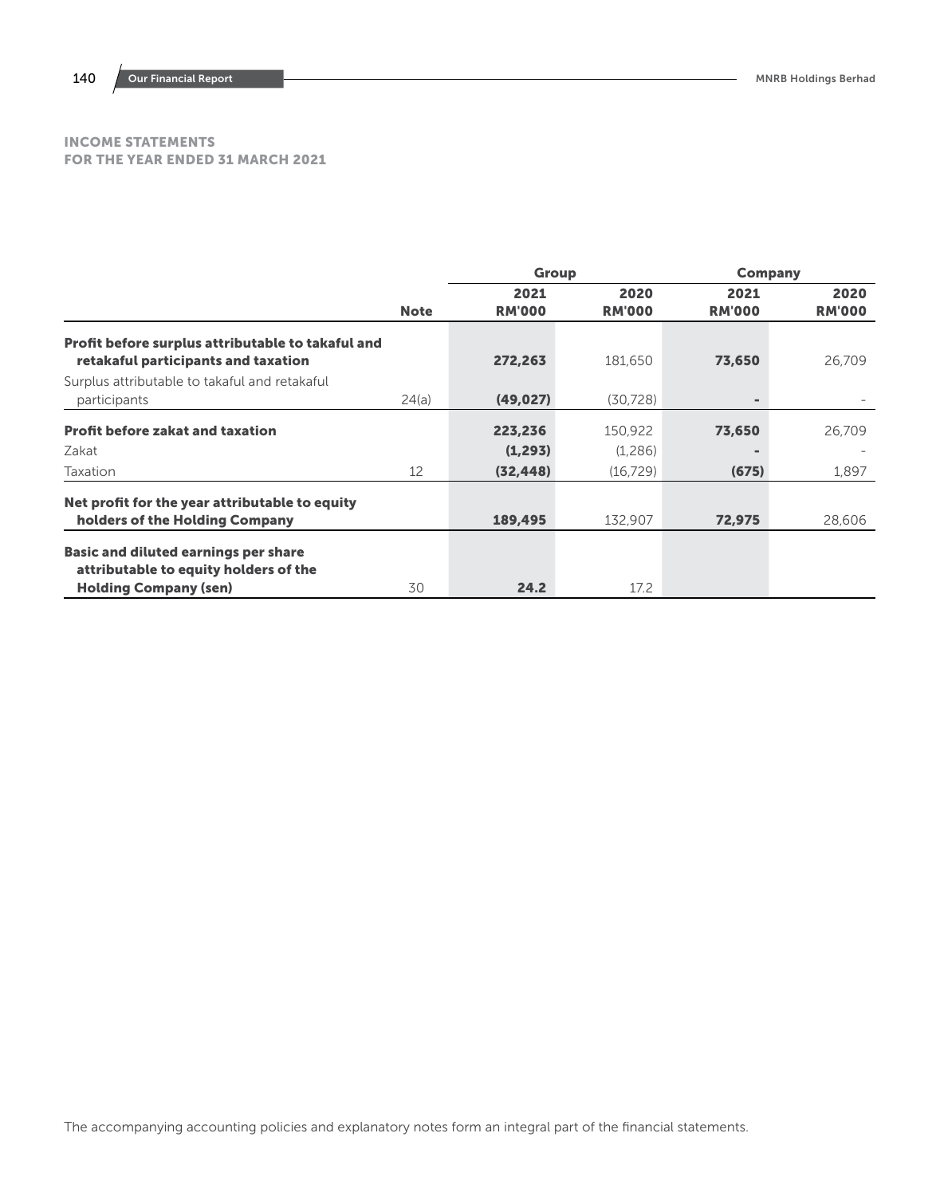## INCOME STATEMENTS
## FOR THE YEAR ENDED 31 MARCH 2021

| | | Group | | Company | |
|---|---|---|---|---|---|
| | Note | 2021 RM'000 | 2020 RM'000 | 2021 RM'000 | 2020 RM'000 |
| **Profit before surplus attributable to takaful and retakaful participants and taxation** | | **272,263** | 181,650 | **73,650** | 26,709 |
| Surplus attributable to takaful and retakaful participants | 24(a) | **(49,027)** | (30,728) | **-** | - |
| **Profit before zakat and taxation** | | **223,236** | 150,922 | **73,650** | 26,709 |
| Zakat | | **(1,293)** | (1,286) | **-** | - |
| Taxation | 12 | **(32,448)** | (16,729) | **(675)** | 1,897 |
| **Net profit for the year attributable to equity holders of the Holding Company** | | **189,495** | 132,907 | **72,975** | 28,606 |
| **Basic and diluted earnings per share attributable to equity holders of the Holding Company (sen)** | 30 | **24.2** | 17.2 | | |

The accompanying accounting policies and explanatory notes form an integral part of the financial statements.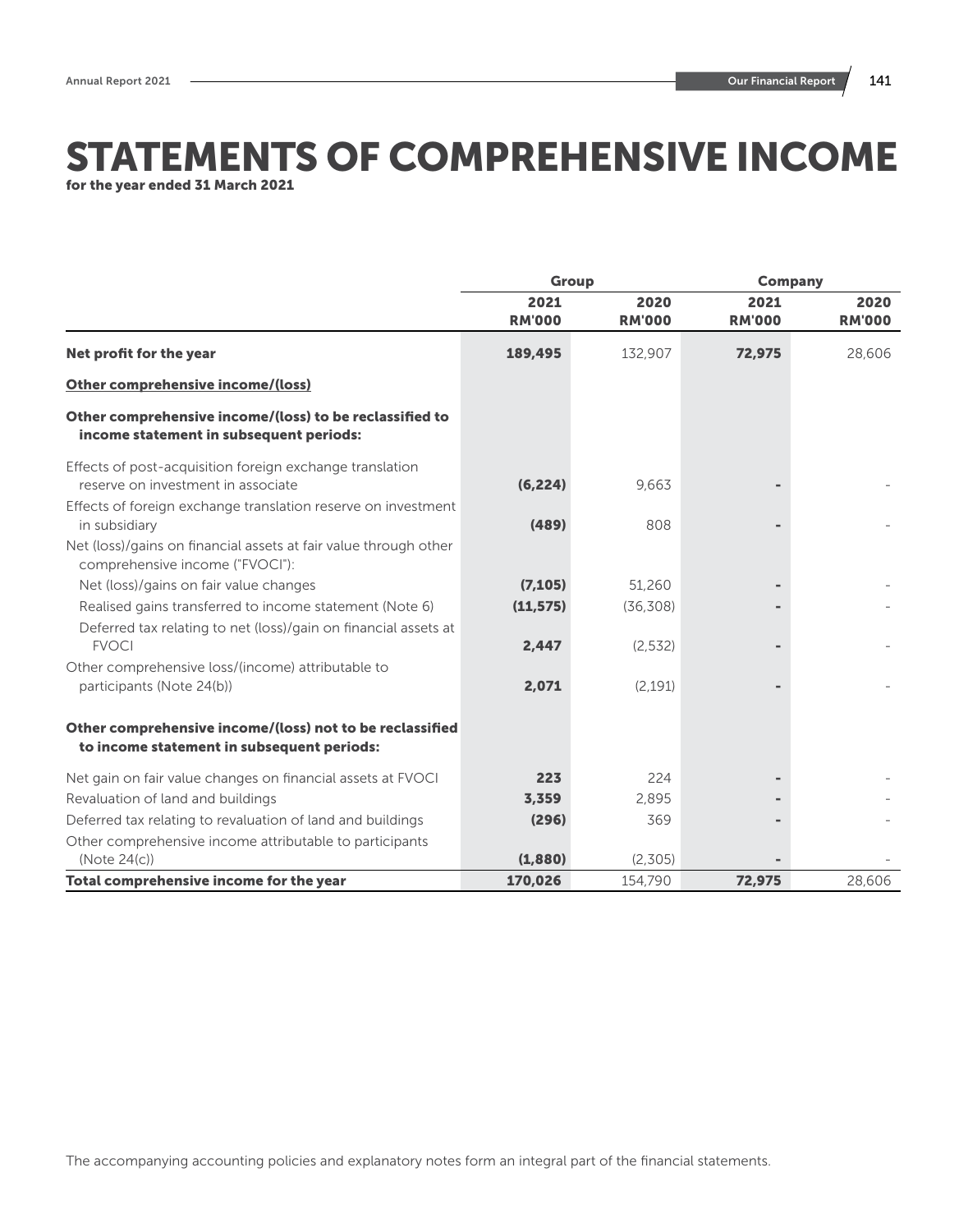# STATEMENTS OF COMPREHENSIVE INCOME

**for the year ended 31 March 2021**

| | Group | | Company | |
|---|---|---|---|---|
| | **2021 RM'000** | **2020 RM'000** | **2021 RM'000** | **2020 RM'000** |
| **Net profit for the year** | **189,495** | 132,907 | **72,975** | 28,606 |
| **Other comprehensive income/(loss)** | | | | |
| **Other comprehensive income/(loss) to be reclassified to income statement in subsequent periods:** | | | | |
| Effects of post-acquisition foreign exchange translation reserve on investment in associate | **(6,224)** | 9,663 | **-** | - |
| Effects of foreign exchange translation reserve on investment in subsidiary | **(489)** | 808 | **-** | - |
| Net (loss)/gains on financial assets at fair value through other comprehensive income ("FVOCI"): | | | | |
| Net (loss)/gains on fair value changes | **(7,105)** | 51,260 | **-** | - |
| Realised gains transferred to income statement (Note 6) | **(11,575)** | (36,308) | **-** | - |
| Deferred tax relating to net (loss)/gain on financial assets at FVOCI | **2,447** | (2,532) | **-** | - |
| Other comprehensive loss/(income) attributable to participants (Note 24(b)) | **2,071** | (2,191) | **-** | - |
| **Other comprehensive income/(loss) not to be reclassified to income statement in subsequent periods:** | | | | |
| Net gain on fair value changes on financial assets at FVOCI | **223** | 224 | **-** | - |
| Revaluation of land and buildings | **3,359** | 2,895 | **-** | - |
| Deferred tax relating to revaluation of land and buildings | **(296)** | 369 | **-** | - |
| Other comprehensive income attributable to participants (Note 24(c)) | **(1,880)** | (2,305) | **-** | - |
| **Total comprehensive income for the year** | **170,026** | 154,790 | **72,975** | 28,606 |

The accompanying accounting policies and explanatory notes form an integral part of the financial statements.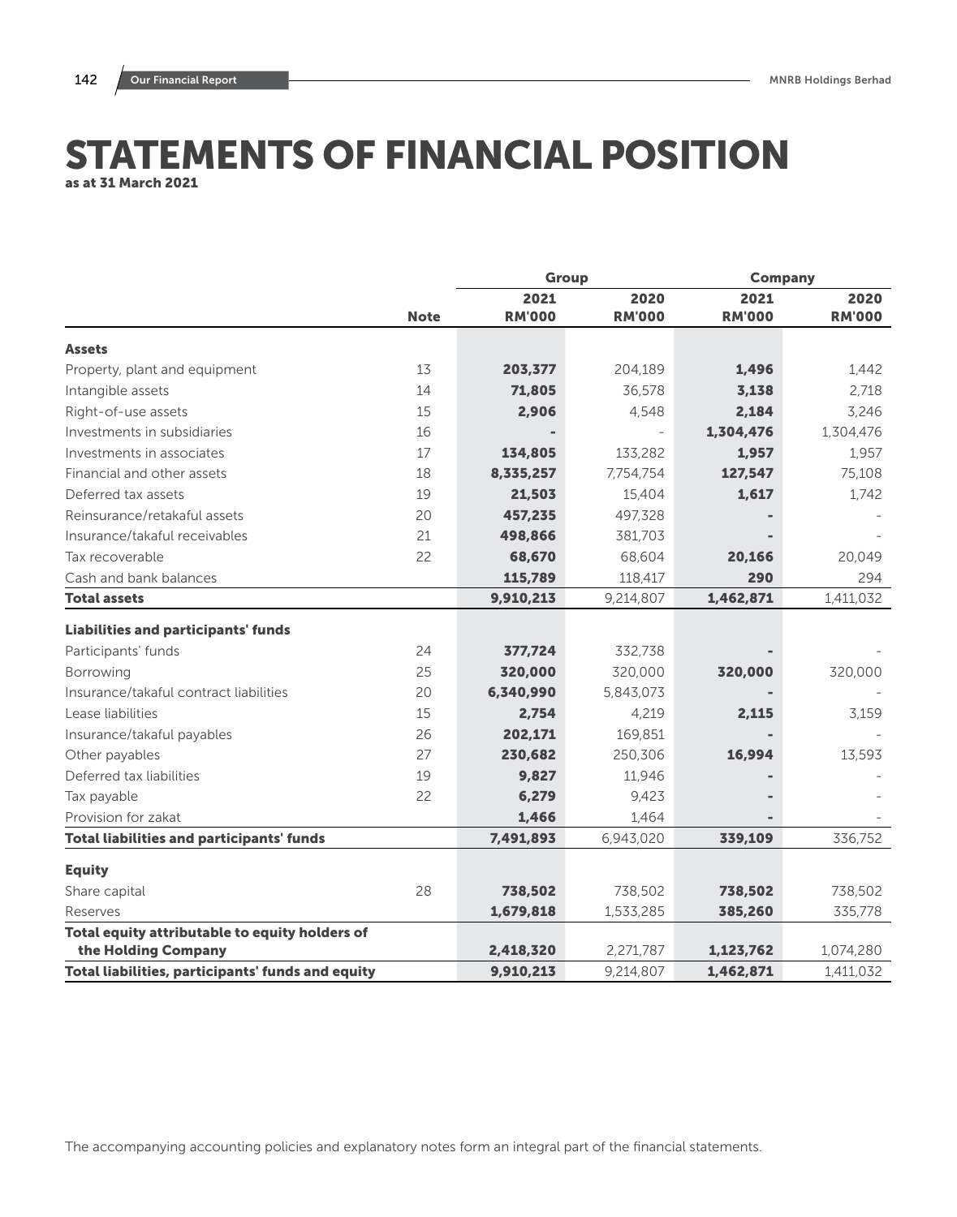# STATEMENTS OF FINANCIAL POSITION

**as at 31 March 2021**

| | Note | Group | | Company | |
|---|---|---|---|---|---|
| | | **2021** | **2020** | **2021** | **2020** |
| | | **RM'000** | **RM'000** | **RM'000** | **RM'000** |
| **Assets** | | | | | |
| Property, plant and equipment | 13 | **203,377** | 204,189 | **1,496** | 1,442 |
| Intangible assets | 14 | **71,805** | 36,578 | **3,138** | 2,718 |
| Right-of-use assets | 15 | **2,906** | 4,548 | **2,184** | 3,246 |
| Investments in subsidiaries | 16 | **-** | - | **1,304,476** | 1,304,476 |
| Investments in associates | 17 | **134,805** | 133,282 | **1,957** | 1,957 |
| Financial and other assets | 18 | **8,335,257** | 7,754,754 | **127,547** | 75,108 |
| Deferred tax assets | 19 | **21,503** | 15,404 | **1,617** | 1,742 |
| Reinsurance/retakaful assets | 20 | **457,235** | 497,328 | **-** | - |
| Insurance/takaful receivables | 21 | **498,866** | 381,703 | **-** | - |
| Tax recoverable | 22 | **68,670** | 68,604 | **20,166** | 20,049 |
| Cash and bank balances | | **115,789** | 118,417 | **290** | 294 |
| **Total assets** | | **9,910,213** | 9,214,807 | **1,462,871** | 1,411,032 |
| **Liabilities and participants' funds** | | | | | |
| Participants' funds | 24 | **377,724** | 332,738 | **-** | - |
| Borrowing | 25 | **320,000** | 320,000 | **320,000** | 320,000 |
| Insurance/takaful contract liabilities | 20 | **6,340,990** | 5,843,073 | **-** | - |
| Lease liabilities | 15 | **2,754** | 4,219 | **2,115** | 3,159 |
| Insurance/takaful payables | 26 | **202,171** | 169,851 | **-** | - |
| Other payables | 27 | **230,682** | 250,306 | **16,994** | 13,593 |
| Deferred tax liabilities | 19 | **9,827** | 11,946 | **-** | - |
| Tax payable | 22 | **6,279** | 9,423 | **-** | - |
| Provision for zakat | | **1,466** | 1,464 | **-** | - |
| **Total liabilities and participants' funds** | | **7,491,893** | 6,943,020 | **339,109** | 336,752 |
| **Equity** | | | | | |
| Share capital | 28 | **738,502** | 738,502 | **738,502** | 738,502 |
| Reserves | | **1,679,818** | 1,533,285 | **385,260** | 335,778 |
| **Total equity attributable to equity holders of the Holding Company** | | **2,418,320** | 2,271,787 | **1,123,762** | 1,074,280 |
| **Total liabilities, participants' funds and equity** | | **9,910,213** | 9,214,807 | **1,462,871** | 1,411,032 |

The accompanying accounting policies and explanatory notes form an integral part of the financial statements.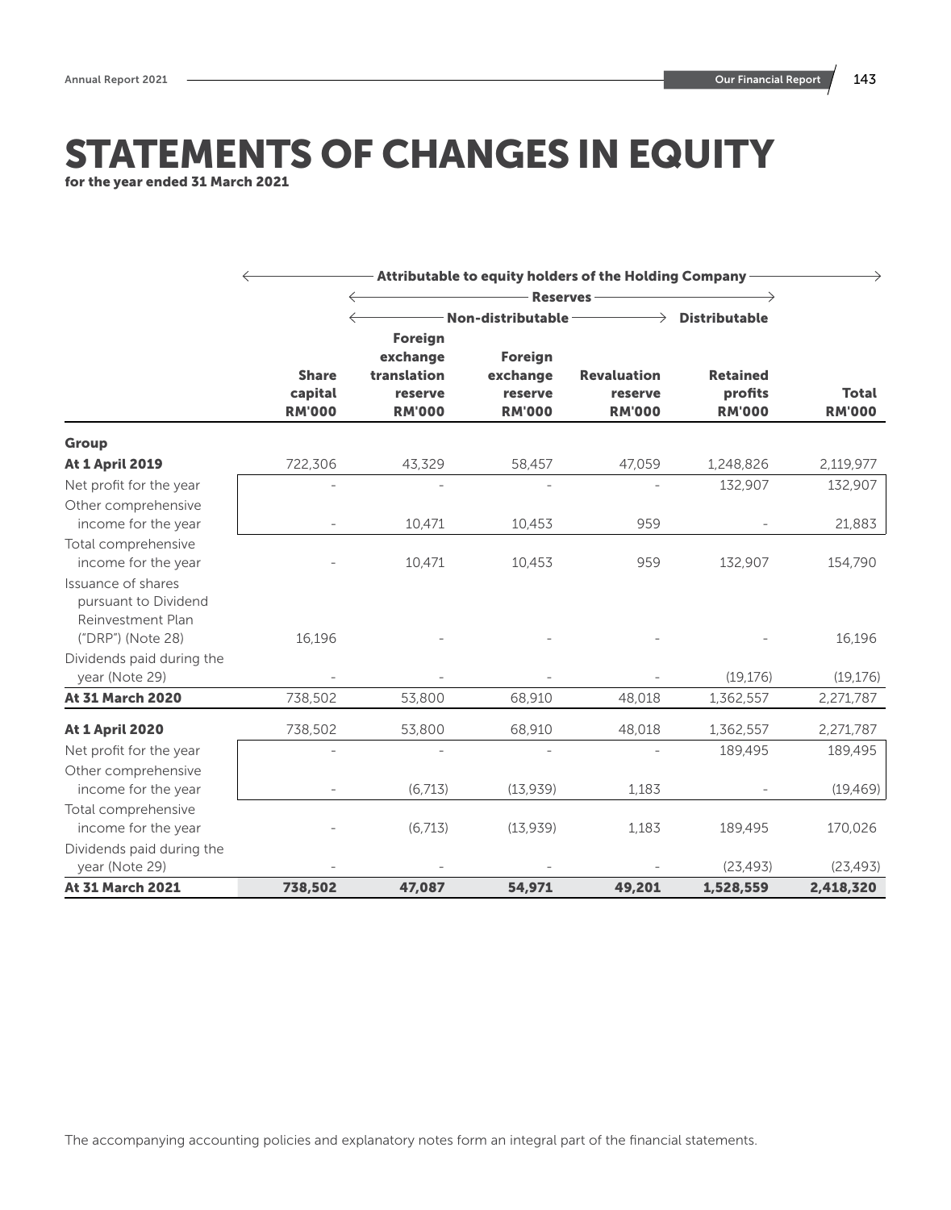# STATEMENTS OF CHANGES IN EQUITY

**for the year ended 31 March 2021**

| | Attributable to equity holders of the Holding Company | | | | | |
|---|---|---|---|---|---|---|
| | | Reserves | | | | |
| | | Non-distributable | | | Distributable | |
| | **Share capital RM'000** | **Foreign exchange translation reserve RM'000** | **Foreign exchange reserve RM'000** | **Revaluation reserve RM'000** | **Retained profits RM'000** | **Total RM'000** |
| **Group** | | | | | | |
| **At 1 April 2019** | 722,306 | 43,329 | 58,457 | 47,059 | 1,248,826 | 2,119,977 |
| Net profit for the year | - | - | - | - | 132,907 | 132,907 |
| Other comprehensive income for the year | - | 10,471 | 10,453 | 959 | - | 21,883 |
| Total comprehensive income for the year | - | 10,471 | 10,453 | 959 | 132,907 | 154,790 |
| Issuance of shares pursuant to Dividend Reinvestment Plan ("DRP") (Note 28) | 16,196 | - | - | - | - | 16,196 |
| Dividends paid during the year (Note 29) | - | - | - | - | (19,176) | (19,176) |
| **At 31 March 2020** | 738,502 | 53,800 | 68,910 | 48,018 | 1,362,557 | 2,271,787 |
| **At 1 April 2020** | 738,502 | 53,800 | 68,910 | 48,018 | 1,362,557 | 2,271,787 |
| Net profit for the year | - | - | - | - | 189,495 | 189,495 |
| Other comprehensive income for the year | - | (6,713) | (13,939) | 1,183 | - | (19,469) |
| Total comprehensive income for the year | - | (6,713) | (13,939) | 1,183 | 189,495 | 170,026 |
| Dividends paid during the year (Note 29) | - | - | - | - | (23,493) | (23,493) |
| **At 31 March 2021** | **738,502** | **47,087** | **54,971** | **49,201** | **1,528,559** | **2,418,320** |

The accompanying accounting policies and explanatory notes form an integral part of the financial statements.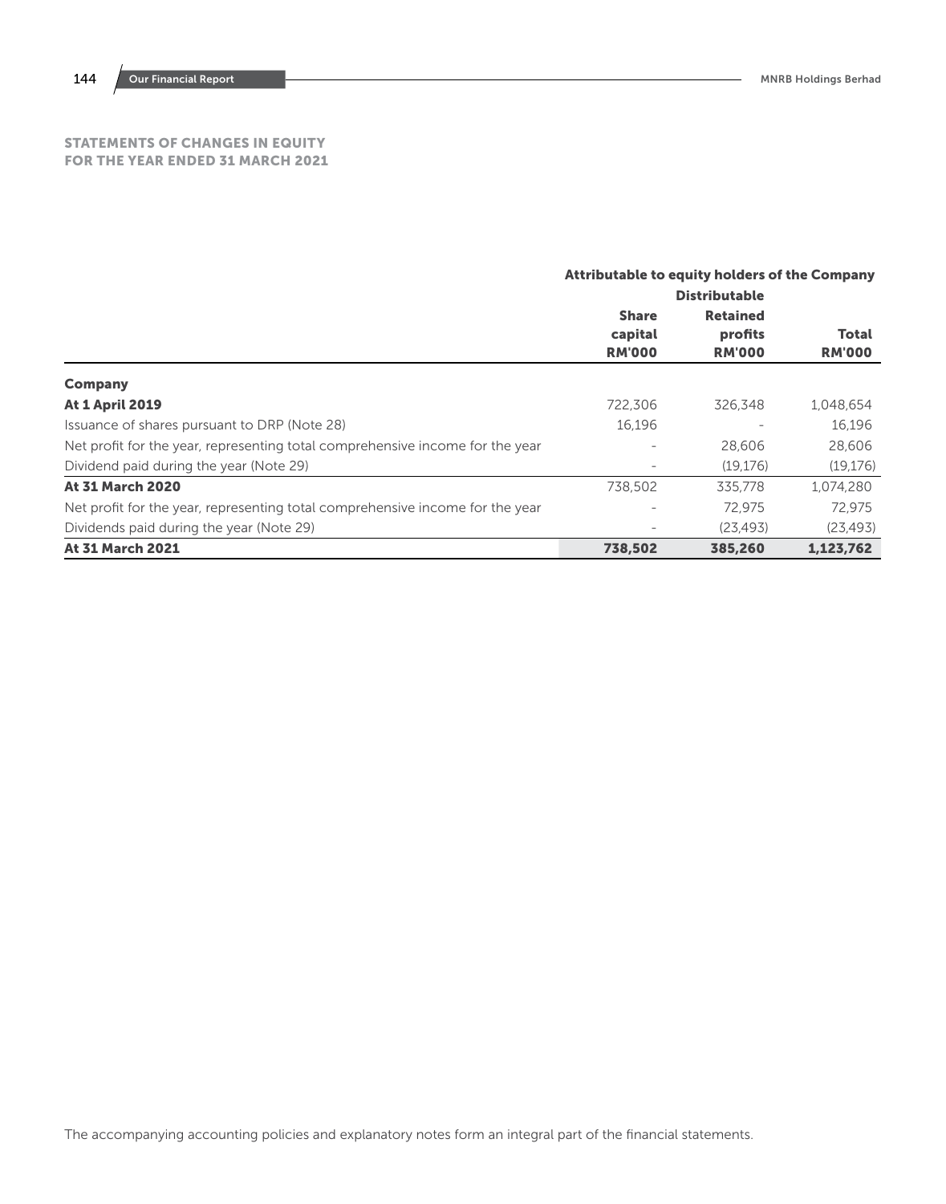# STATEMENTS OF CHANGES IN EQUITY
## FOR THE YEAR ENDED 31 MARCH 2021

| | Attributable to equity holders of the Company | | |
|---|---|---|---|
| | | Distributable | |
| | Share capital RM'000 | Retained profits RM'000 | Total RM'000 |
| **Company** | | | |
| **At 1 April 2019** | 722,306 | 326,348 | 1,048,654 |
| Issuance of shares pursuant to DRP (Note 28) | 16,196 | - | 16,196 |
| Net profit for the year, representing total comprehensive income for the year | - | 28,606 | 28,606 |
| Dividend paid during the year (Note 29) | - | (19,176) | (19,176) |
| **At 31 March 2020** | 738,502 | 335,778 | 1,074,280 |
| Net profit for the year, representing total comprehensive income for the year | - | 72,975 | 72,975 |
| Dividends paid during the year (Note 29) | - | (23,493) | (23,493) |
| **At 31 March 2021** | **738,502** | **385,260** | **1,123,762** |

The accompanying accounting policies and explanatory notes form an integral part of the financial statements.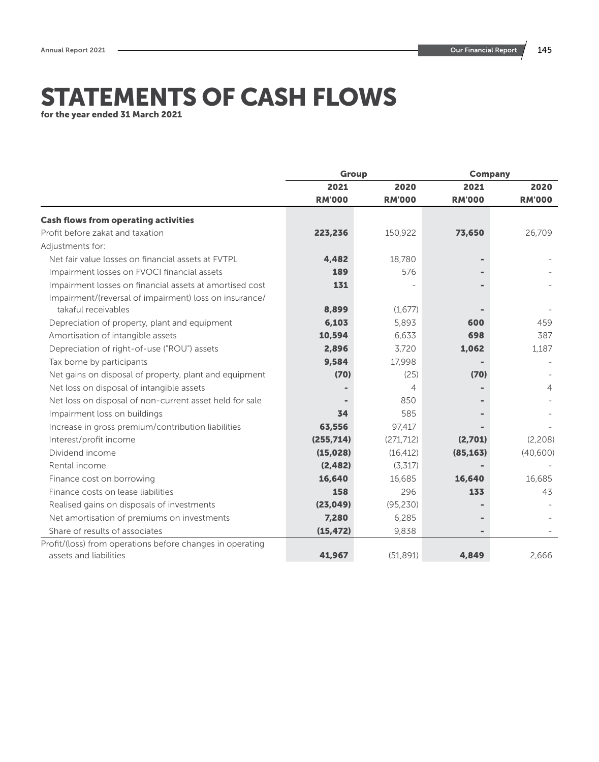# STATEMENTS OF CASH FLOWS

**for the year ended 31 March 2021**

| | Group | | Company | |
|---|---|---|---|---|
| | 2021 | 2020 | 2021 | 2020 |
| | RM'000 | RM'000 | RM'000 | RM'000 |
| **Cash flows from operating activities** | | | | |
| Profit before zakat and taxation | **223,236** | 150,922 | **73,650** | 26,709 |
| Adjustments for: | | | | |
| Net fair value losses on financial assets at FVTPL | **4,482** | 18,780 | **-** | - |
| Impairment losses on FVOCI financial assets | **189** | 576 | **-** | - |
| Impairment losses on financial assets at amortised cost | **131** | - | **-** | - |
| Impairment/(reversal of impairment) loss on insurance/takaful receivables | **8,899** | (1,677) | **-** | - |
| Depreciation of property, plant and equipment | **6,103** | 5,893 | **600** | 459 |
| Amortisation of intangible assets | **10,594** | 6,633 | **698** | 387 |
| Depreciation of right-of-use ("ROU") assets | **2,896** | 3,720 | **1,062** | 1,187 |
| Tax borne by participants | **9,584** | 17,998 | **-** | - |
| Net gains on disposal of property, plant and equipment | **(70)** | (25) | **(70)** | - |
| Net loss on disposal of intangible assets | **-** | 4 | **-** | 4 |
| Net loss on disposal of non-current asset held for sale | **-** | 850 | **-** | - |
| Impairment loss on buildings | **34** | 585 | **-** | - |
| Increase in gross premium/contribution liabilities | **63,556** | 97,417 | **-** | - |
| Interest/profit income | **(255,714)** | (271,712) | **(2,701)** | (2,208) |
| Dividend income | **(15,028)** | (16,412) | **(85,163)** | (40,600) |
| Rental income | **(2,482)** | (3,317) | **-** | - |
| Finance cost on borrowing | **16,640** | 16,685 | **16,640** | 16,685 |
| Finance costs on lease liabilities | **158** | 296 | **133** | 43 |
| Realised gains on disposals of investments | **(23,049)** | (95,230) | **-** | - |
| Net amortisation of premiums on investments | **7,280** | 6,285 | **-** | - |
| Share of results of associates | **(15,472)** | 9,838 | **-** | - |
| Profit/(loss) from operations before changes in operating assets and liabilities | **41,967** | (51,891) | **4,849** | 2,666 |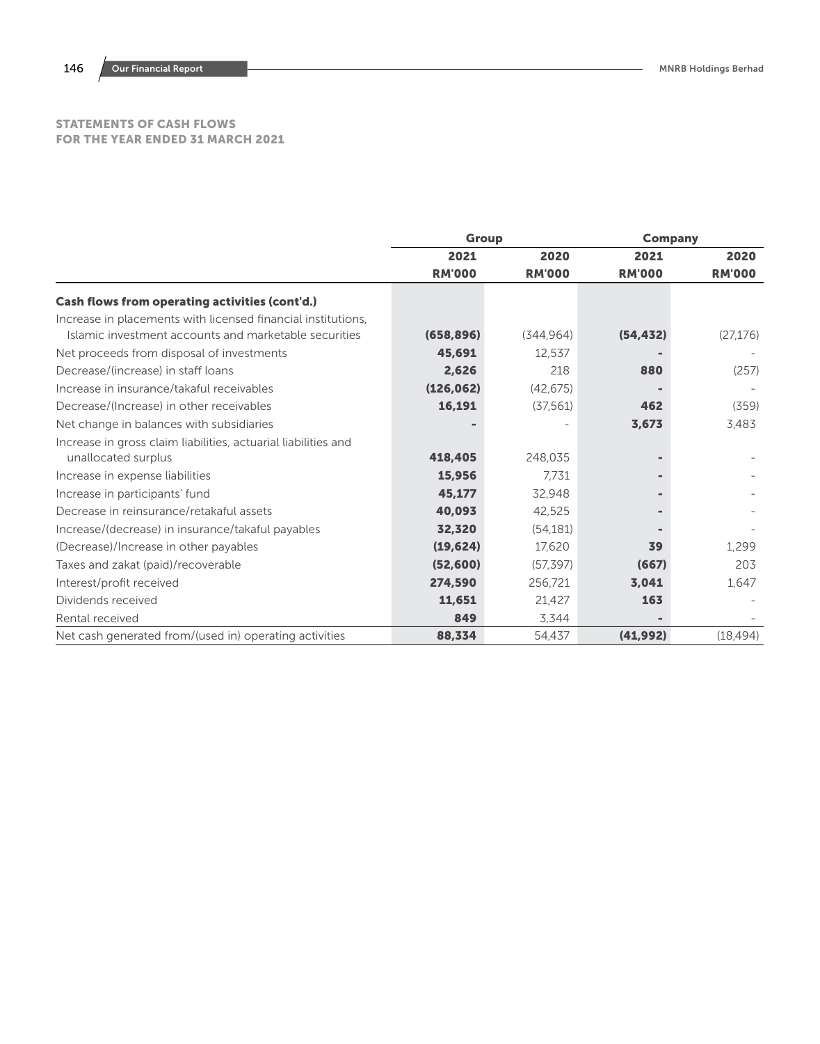## STATEMENTS OF CASH FLOWS
## FOR THE YEAR ENDED 31 MARCH 2021

| | Group | | Company | |
|---|---|---|---|---|
| | 2021 | 2020 | 2021 | 2020 |
| | RM'000 | RM'000 | RM'000 | RM'000 |
| **Cash flows from operating activities (cont'd.)** | | | | |
| Increase in placements with licensed financial institutions, Islamic investment accounts and marketable securities | **(658,896)** | (344,964) | **(54,432)** | (27,176) |
| Net proceeds from disposal of investments | **45,691** | 12,537 | **-** | - |
| Decrease/(increase) in staff loans | **2,626** | 218 | **880** | (257) |
| Increase in insurance/takaful receivables | **(126,062)** | (42,675) | **-** | - |
| Decrease/(Increase) in other receivables | **16,191** | (37,561) | **462** | (359) |
| Net change in balances with subsidiaries | **-** | - | **3,673** | 3,483 |
| Increase in gross claim liabilities, actuarial liabilities and unallocated surplus | **418,405** | 248,035 | **-** | - |
| Increase in expense liabilities | **15,956** | 7,731 | **-** | - |
| Increase in participants' fund | **45,177** | 32,948 | **-** | - |
| Decrease in reinsurance/retakaful assets | **40,093** | 42,525 | **-** | - |
| Increase/(decrease) in insurance/takaful payables | **32,320** | (54,181) | **-** | - |
| (Decrease)/Increase in other payables | **(19,624)** | 17,620 | **39** | 1,299 |
| Taxes and zakat (paid)/recoverable | **(52,600)** | (57,397) | **(667)** | 203 |
| Interest/profit received | **274,590** | 256,721 | **3,041** | 1,647 |
| Dividends received | **11,651** | 21,427 | **163** | - |
| Rental received | **849** | 3,344 | **-** | - |
| Net cash generated from/(used in) operating activities | **88,334** | 54,437 | **(41,992)** | (18,494) |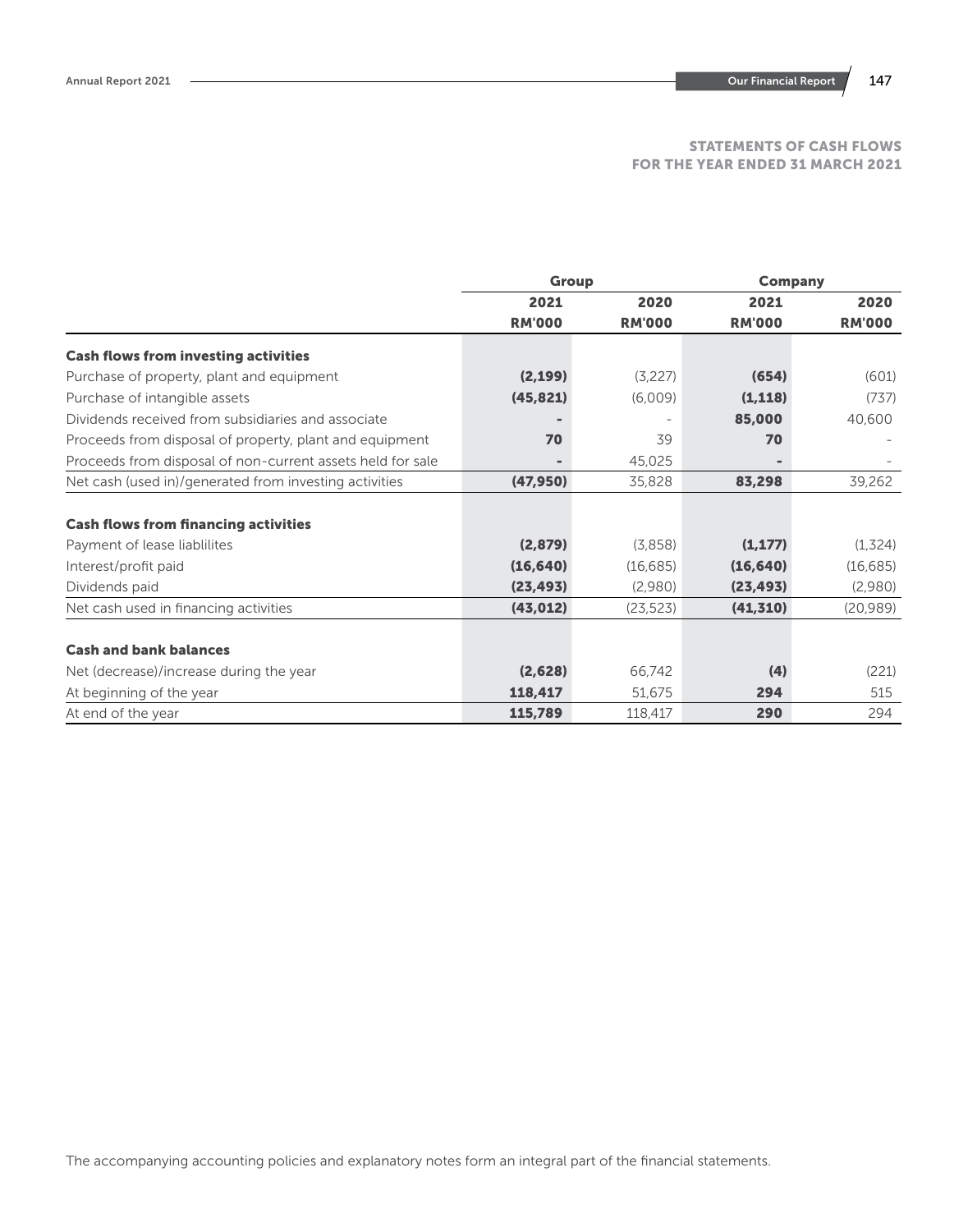## STATEMENTS OF CASH FLOWS
## FOR THE YEAR ENDED 31 MARCH 2021

| | Group | | Company | |
|---|---|---|---|---|
| | 2021 | 2020 | 2021 | 2020 |
| | RM'000 | RM'000 | RM'000 | RM'000 |
| **Cash flows from investing activities** | | | | |
| Purchase of property, plant and equipment | **(2,199)** | (3,227) | **(654)** | (601) |
| Purchase of intangible assets | **(45,821)** | (6,009) | **(1,118)** | (737) |
| Dividends received from subsidiaries and associate | **-** | - | **85,000** | 40,600 |
| Proceeds from disposal of property, plant and equipment | **70** | 39 | **70** | - |
| Proceeds from disposal of non-current assets held for sale | **-** | 45,025 | **-** | - |
| Net cash (used in)/generated from investing activities | **(47,950)** | 35,828 | **83,298** | 39,262 |
| **Cash flows from financing activities** | | | | |
| Payment of lease liablilites | **(2,879)** | (3,858) | **(1,177)** | (1,324) |
| Interest/profit paid | **(16,640)** | (16,685) | **(16,640)** | (16,685) |
| Dividends paid | **(23,493)** | (2,980) | **(23,493)** | (2,980) |
| Net cash used in financing activities | **(43,012)** | (23,523) | **(41,310)** | (20,989) |
| **Cash and bank balances** | | | | |
| Net (decrease)/increase during the year | **(2,628)** | 66,742 | **(4)** | (221) |
| At beginning of the year | **118,417** | 51,675 | **294** | 515 |
| At end of the year | **115,789** | 118,417 | **290** | 294 |

The accompanying accounting policies and explanatory notes form an integral part of the financial statements.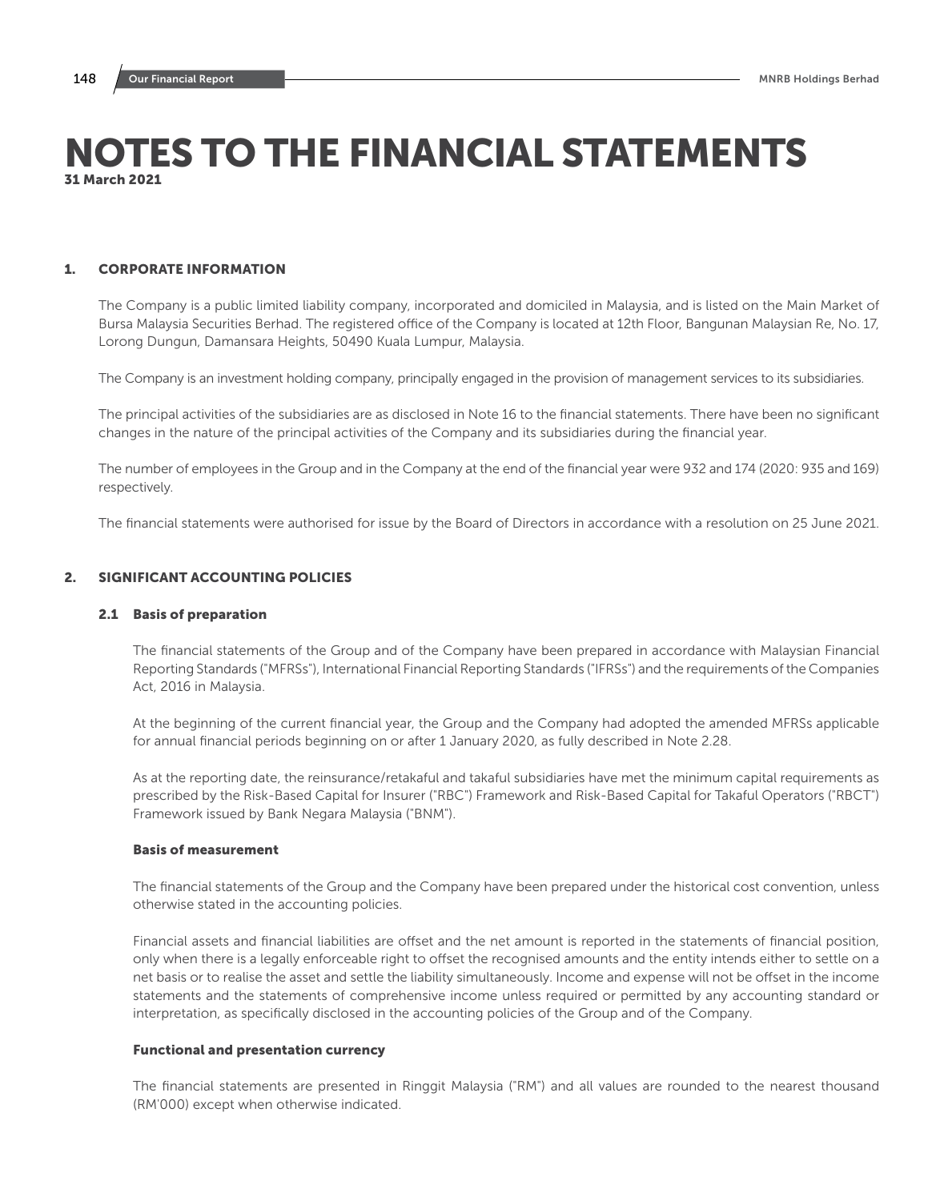# NOTES TO THE FINANCIAL STATEMENTS

31 March 2021

## 1. CORPORATE INFORMATION

The Company is a public limited liability company, incorporated and domiciled in Malaysia, and is listed on the Main Market of Bursa Malaysia Securities Berhad. The registered office of the Company is located at 12th Floor, Bangunan Malaysian Re, No. 17, Lorong Dungun, Damansara Heights, 50490 Kuala Lumpur, Malaysia.

The Company is an investment holding company, principally engaged in the provision of management services to its subsidiaries.

The principal activities of the subsidiaries are as disclosed in Note 16 to the financial statements. There have been no significant changes in the nature of the principal activities of the Company and its subsidiaries during the financial year.

The number of employees in the Group and in the Company at the end of the financial year were 932 and 174 (2020: 935 and 169) respectively.

The financial statements were authorised for issue by the Board of Directors in accordance with a resolution on 25 June 2021.

## 2. SIGNIFICANT ACCOUNTING POLICIES

### 2.1 Basis of preparation

The financial statements of the Group and of the Company have been prepared in accordance with Malaysian Financial Reporting Standards ("MFRSs"), International Financial Reporting Standards ("IFRSs") and the requirements of the Companies Act, 2016 in Malaysia.

At the beginning of the current financial year, the Group and the Company had adopted the amended MFRSs applicable for annual financial periods beginning on or after 1 January 2020, as fully described in Note 2.28.

As at the reporting date, the reinsurance/retakaful and takaful subsidiaries have met the minimum capital requirements as prescribed by the Risk-Based Capital for Insurer ("RBC") Framework and Risk-Based Capital for Takaful Operators ("RBCT") Framework issued by Bank Negara Malaysia ("BNM").

#### Basis of measurement

The financial statements of the Group and the Company have been prepared under the historical cost convention, unless otherwise stated in the accounting policies.

Financial assets and financial liabilities are offset and the net amount is reported in the statements of financial position, only when there is a legally enforceable right to offset the recognised amounts and the entity intends either to settle on a net basis or to realise the asset and settle the liability simultaneously. Income and expense will not be offset in the income statements and the statements of comprehensive income unless required or permitted by any accounting standard or interpretation, as specifically disclosed in the accounting policies of the Group and of the Company.

#### Functional and presentation currency

The financial statements are presented in Ringgit Malaysia ("RM") and all values are rounded to the nearest thousand (RM'000) except when otherwise indicated.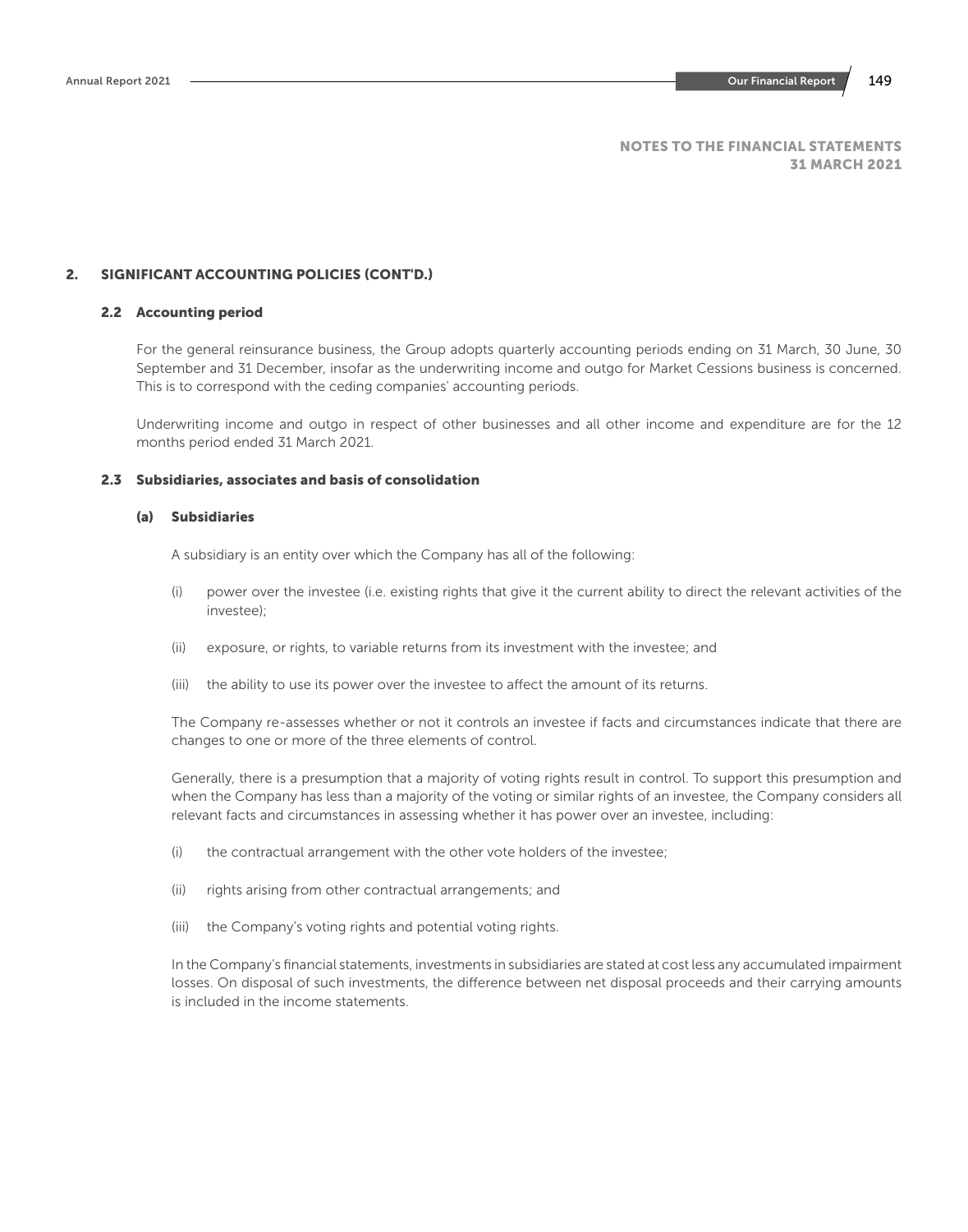NOTES TO THE FINANCIAL STATEMENTS
31 MARCH 2021

## 2. SIGNIFICANT ACCOUNTING POLICIES (CONT'D.)

### 2.2 Accounting period

For the general reinsurance business, the Group adopts quarterly accounting periods ending on 31 March, 30 June, 30 September and 31 December, insofar as the underwriting income and outgo for Market Cessions business is concerned. This is to correspond with the ceding companies' accounting periods.

Underwriting income and outgo in respect of other businesses and all other income and expenditure are for the 12 months period ended 31 March 2021.

### 2.3 Subsidiaries, associates and basis of consolidation

#### (a) Subsidiaries

A subsidiary is an entity over which the Company has all of the following:

(i) power over the investee (i.e. existing rights that give it the current ability to direct the relevant activities of the investee);

(ii) exposure, or rights, to variable returns from its investment with the investee; and

(iii) the ability to use its power over the investee to affect the amount of its returns.

The Company re-assesses whether or not it controls an investee if facts and circumstances indicate that there are changes to one or more of the three elements of control.

Generally, there is a presumption that a majority of voting rights result in control. To support this presumption and when the Company has less than a majority of the voting or similar rights of an investee, the Company considers all relevant facts and circumstances in assessing whether it has power over an investee, including:

(i) the contractual arrangement with the other vote holders of the investee;

(ii) rights arising from other contractual arrangements; and

(iii) the Company's voting rights and potential voting rights.

In the Company's financial statements, investments in subsidiaries are stated at cost less any accumulated impairment losses. On disposal of such investments, the difference between net disposal proceeds and their carrying amounts is included in the income statements.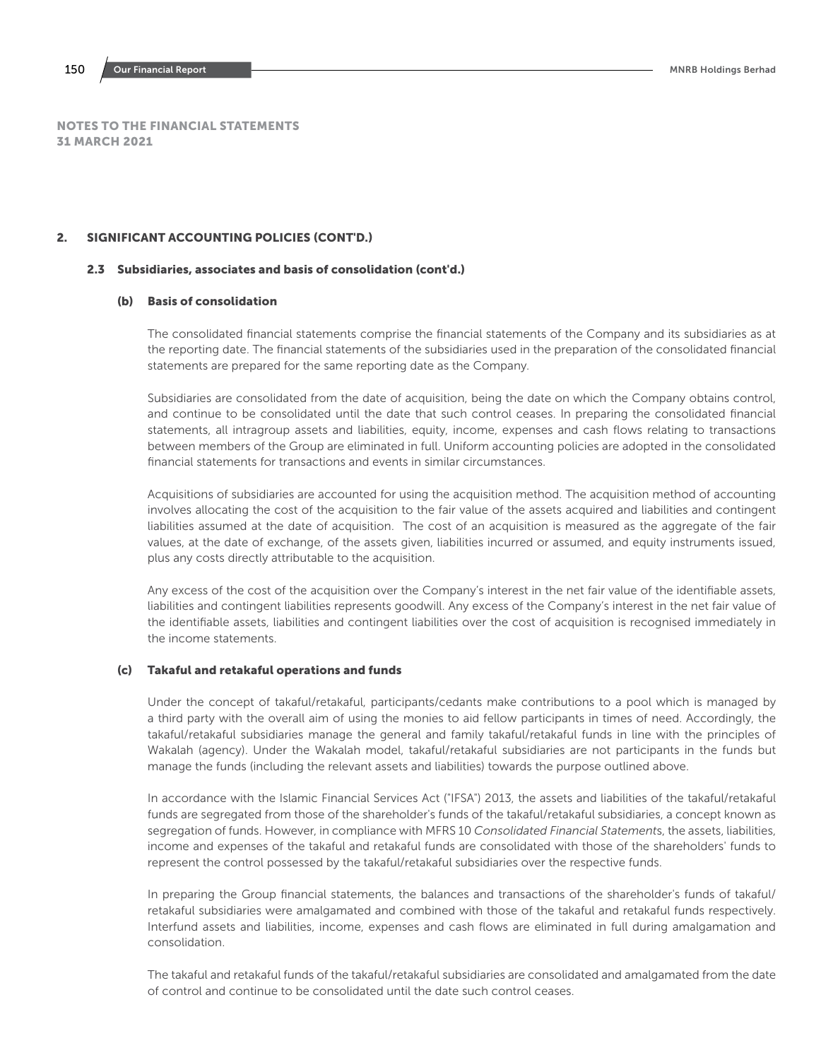## NOTES TO THE FINANCIAL STATEMENTS
## 31 MARCH 2021

## 2. SIGNIFICANT ACCOUNTING POLICIES (CONT'D.)

### 2.3 Subsidiaries, associates and basis of consolidation (cont'd.)

#### (b) Basis of consolidation

The consolidated financial statements comprise the financial statements of the Company and its subsidiaries as at the reporting date. The financial statements of the subsidiaries used in the preparation of the consolidated financial statements are prepared for the same reporting date as the Company.

Subsidiaries are consolidated from the date of acquisition, being the date on which the Company obtains control, and continue to be consolidated until the date that such control ceases. In preparing the consolidated financial statements, all intragroup assets and liabilities, equity, income, expenses and cash flows relating to transactions between members of the Group are eliminated in full. Uniform accounting policies are adopted in the consolidated financial statements for transactions and events in similar circumstances.

Acquisitions of subsidiaries are accounted for using the acquisition method. The acquisition method of accounting involves allocating the cost of the acquisition to the fair value of the assets acquired and liabilities and contingent liabilities assumed at the date of acquisition. The cost of an acquisition is measured as the aggregate of the fair values, at the date of exchange, of the assets given, liabilities incurred or assumed, and equity instruments issued, plus any costs directly attributable to the acquisition.

Any excess of the cost of the acquisition over the Company's interest in the net fair value of the identifiable assets, liabilities and contingent liabilities represents goodwill. Any excess of the Company's interest in the net fair value of the identifiable assets, liabilities and contingent liabilities over the cost of acquisition is recognised immediately in the income statements.

#### (c) Takaful and retakaful operations and funds

Under the concept of takaful/retakaful, participants/cedants make contributions to a pool which is managed by a third party with the overall aim of using the monies to aid fellow participants in times of need. Accordingly, the takaful/retakaful subsidiaries manage the general and family takaful/retakaful funds in line with the principles of Wakalah (agency). Under the Wakalah model, takaful/retakaful subsidiaries are not participants in the funds but manage the funds (including the relevant assets and liabilities) towards the purpose outlined above.

In accordance with the Islamic Financial Services Act ("IFSA") 2013, the assets and liabilities of the takaful/retakaful funds are segregated from those of the shareholder's funds of the takaful/retakaful subsidiaries, a concept known as segregation of funds. However, in compliance with MFRS 10 *Consolidated Financial Statements*, the assets, liabilities, income and expenses of the takaful and retakaful funds are consolidated with those of the shareholders' funds to represent the control possessed by the takaful/retakaful subsidiaries over the respective funds.

In preparing the Group financial statements, the balances and transactions of the shareholder's funds of takaful/retakaful subsidiaries were amalgamated and combined with those of the takaful and retakaful funds respectively. Interfund assets and liabilities, income, expenses and cash flows are eliminated in full during amalgamation and consolidation.

The takaful and retakaful funds of the takaful/retakaful subsidiaries are consolidated and amalgamated from the date of control and continue to be consolidated until the date such control ceases.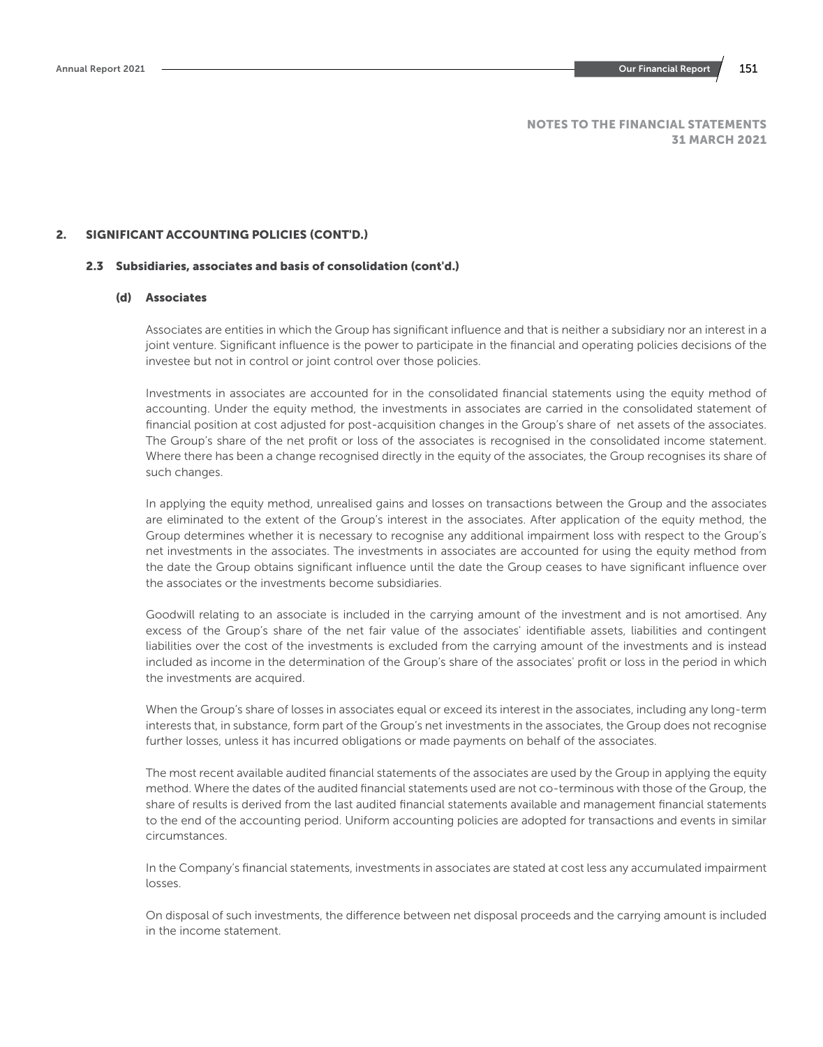# NOTES TO THE FINANCIAL STATEMENTS
## 31 MARCH 2021

## 2. SIGNIFICANT ACCOUNTING POLICIES (CONT'D.)

### 2.3 Subsidiaries, associates and basis of consolidation (cont'd.)

#### (d) Associates

Associates are entities in which the Group has significant influence and that is neither a subsidiary nor an interest in a joint venture. Significant influence is the power to participate in the financial and operating policies decisions of the investee but not in control or joint control over those policies.

Investments in associates are accounted for in the consolidated financial statements using the equity method of accounting. Under the equity method, the investments in associates are carried in the consolidated statement of financial position at cost adjusted for post-acquisition changes in the Group's share of net assets of the associates. The Group's share of the net profit or loss of the associates is recognised in the consolidated income statement. Where there has been a change recognised directly in the equity of the associates, the Group recognises its share of such changes.

In applying the equity method, unrealised gains and losses on transactions between the Group and the associates are eliminated to the extent of the Group's interest in the associates. After application of the equity method, the Group determines whether it is necessary to recognise any additional impairment loss with respect to the Group's net investments in the associates. The investments in associates are accounted for using the equity method from the date the Group obtains significant influence until the date the Group ceases to have significant influence over the associates or the investments become subsidiaries.

Goodwill relating to an associate is included in the carrying amount of the investment and is not amortised. Any excess of the Group's share of the net fair value of the associates' identifiable assets, liabilities and contingent liabilities over the cost of the investments is excluded from the carrying amount of the investments and is instead included as income in the determination of the Group's share of the associates' profit or loss in the period in which the investments are acquired.

When the Group's share of losses in associates equal or exceed its interest in the associates, including any long-term interests that, in substance, form part of the Group's net investments in the associates, the Group does not recognise further losses, unless it has incurred obligations or made payments on behalf of the associates.

The most recent available audited financial statements of the associates are used by the Group in applying the equity method. Where the dates of the audited financial statements used are not co-terminous with those of the Group, the share of results is derived from the last audited financial statements available and management financial statements to the end of the accounting period. Uniform accounting policies are adopted for transactions and events in similar circumstances.

In the Company's financial statements, investments in associates are stated at cost less any accumulated impairment losses.

On disposal of such investments, the difference between net disposal proceeds and the carrying amount is included in the income statement.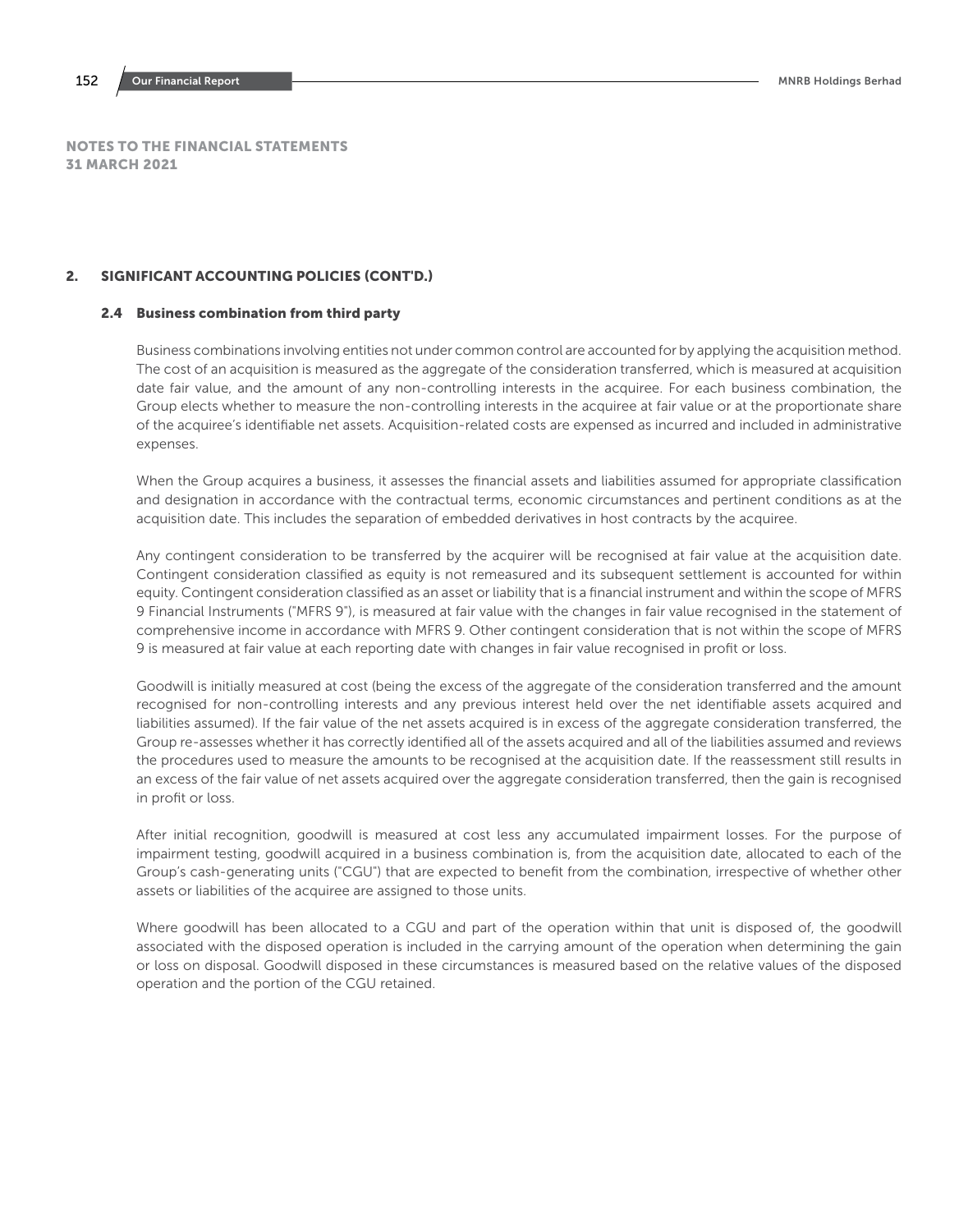NOTES TO THE FINANCIAL STATEMENTS
31 MARCH 2021

## 2. SIGNIFICANT ACCOUNTING POLICIES (CONT'D.)

### 2.4 Business combination from third party

Business combinations involving entities not under common control are accounted for by applying the acquisition method. The cost of an acquisition is measured as the aggregate of the consideration transferred, which is measured at acquisition date fair value, and the amount of any non-controlling interests in the acquiree. For each business combination, the Group elects whether to measure the non-controlling interests in the acquiree at fair value or at the proportionate share of the acquiree's identifiable net assets. Acquisition-related costs are expensed as incurred and included in administrative expenses.

When the Group acquires a business, it assesses the financial assets and liabilities assumed for appropriate classification and designation in accordance with the contractual terms, economic circumstances and pertinent conditions as at the acquisition date. This includes the separation of embedded derivatives in host contracts by the acquiree.

Any contingent consideration to be transferred by the acquirer will be recognised at fair value at the acquisition date. Contingent consideration classified as equity is not remeasured and its subsequent settlement is accounted for within equity. Contingent consideration classified as an asset or liability that is a financial instrument and within the scope of MFRS 9 Financial Instruments ("MFRS 9"), is measured at fair value with the changes in fair value recognised in the statement of comprehensive income in accordance with MFRS 9. Other contingent consideration that is not within the scope of MFRS 9 is measured at fair value at each reporting date with changes in fair value recognised in profit or loss.

Goodwill is initially measured at cost (being the excess of the aggregate of the consideration transferred and the amount recognised for non-controlling interests and any previous interest held over the net identifiable assets acquired and liabilities assumed). If the fair value of the net assets acquired is in excess of the aggregate consideration transferred, the Group re-assesses whether it has correctly identified all of the assets acquired and all of the liabilities assumed and reviews the procedures used to measure the amounts to be recognised at the acquisition date. If the reassessment still results in an excess of the fair value of net assets acquired over the aggregate consideration transferred, then the gain is recognised in profit or loss.

After initial recognition, goodwill is measured at cost less any accumulated impairment losses. For the purpose of impairment testing, goodwill acquired in a business combination is, from the acquisition date, allocated to each of the Group's cash-generating units ("CGU") that are expected to benefit from the combination, irrespective of whether other assets or liabilities of the acquiree are assigned to those units.

Where goodwill has been allocated to a CGU and part of the operation within that unit is disposed of, the goodwill associated with the disposed operation is included in the carrying amount of the operation when determining the gain or loss on disposal. Goodwill disposed in these circumstances is measured based on the relative values of the disposed operation and the portion of the CGU retained.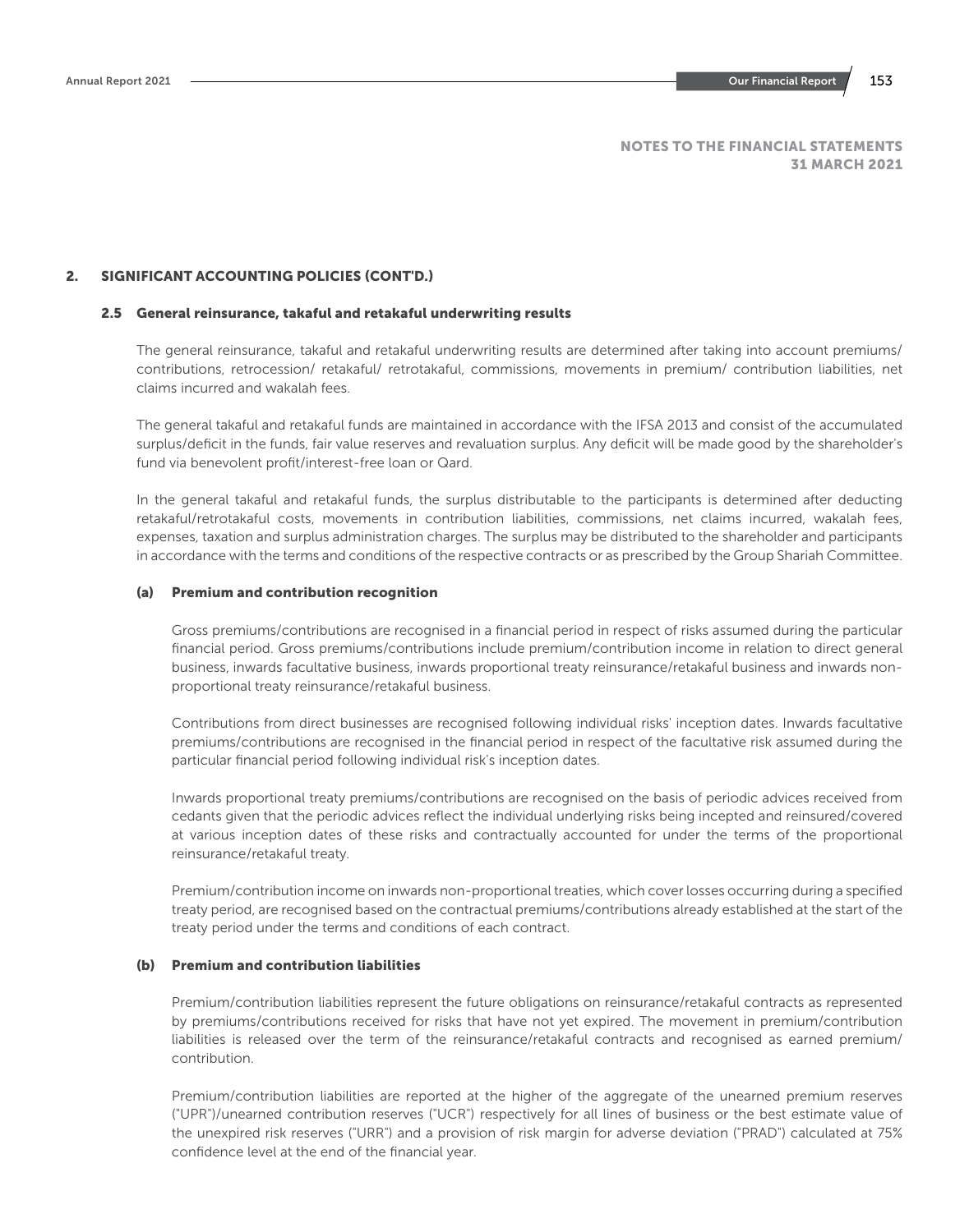NOTES TO THE FINANCIAL STATEMENTS
31 MARCH 2021

## 2. SIGNIFICANT ACCOUNTING POLICIES (CONT'D.)

### 2.5 General reinsurance, takaful and retakaful underwriting results

The general reinsurance, takaful and retakaful underwriting results are determined after taking into account premiums/ contributions, retrocession/ retakaful/ retrotakaful, commissions, movements in premium/ contribution liabilities, net claims incurred and wakalah fees.

The general takaful and retakaful funds are maintained in accordance with the IFSA 2013 and consist of the accumulated surplus/deficit in the funds, fair value reserves and revaluation surplus. Any deficit will be made good by the shareholder's fund via benevolent profit/interest-free loan or Qard.

In the general takaful and retakaful funds, the surplus distributable to the participants is determined after deducting retakaful/retrotakaful costs, movements in contribution liabilities, commissions, net claims incurred, wakalah fees, expenses, taxation and surplus administration charges. The surplus may be distributed to the shareholder and participants in accordance with the terms and conditions of the respective contracts or as prescribed by the Group Shariah Committee.

#### (a) Premium and contribution recognition

Gross premiums/contributions are recognised in a financial period in respect of risks assumed during the particular financial period. Gross premiums/contributions include premium/contribution income in relation to direct general business, inwards facultative business, inwards proportional treaty reinsurance/retakaful business and inwards non-proportional treaty reinsurance/retakaful business.

Contributions from direct businesses are recognised following individual risks' inception dates. Inwards facultative premiums/contributions are recognised in the financial period in respect of the facultative risk assumed during the particular financial period following individual risk's inception dates.

Inwards proportional treaty premiums/contributions are recognised on the basis of periodic advices received from cedants given that the periodic advices reflect the individual underlying risks being incepted and reinsured/covered at various inception dates of these risks and contractually accounted for under the terms of the proportional reinsurance/retakaful treaty.

Premium/contribution income on inwards non-proportional treaties, which cover losses occurring during a specified treaty period, are recognised based on the contractual premiums/contributions already established at the start of the treaty period under the terms and conditions of each contract.

#### (b) Premium and contribution liabilities

Premium/contribution liabilities represent the future obligations on reinsurance/retakaful contracts as represented by premiums/contributions received for risks that have not yet expired. The movement in premium/contribution liabilities is released over the term of the reinsurance/retakaful contracts and recognised as earned premium/ contribution.

Premium/contribution liabilities are reported at the higher of the aggregate of the unearned premium reserves ("UPR")/unearned contribution reserves ("UCR") respectively for all lines of business or the best estimate value of the unexpired risk reserves ("URR") and a provision of risk margin for adverse deviation ("PRAD") calculated at 75% confidence level at the end of the financial year.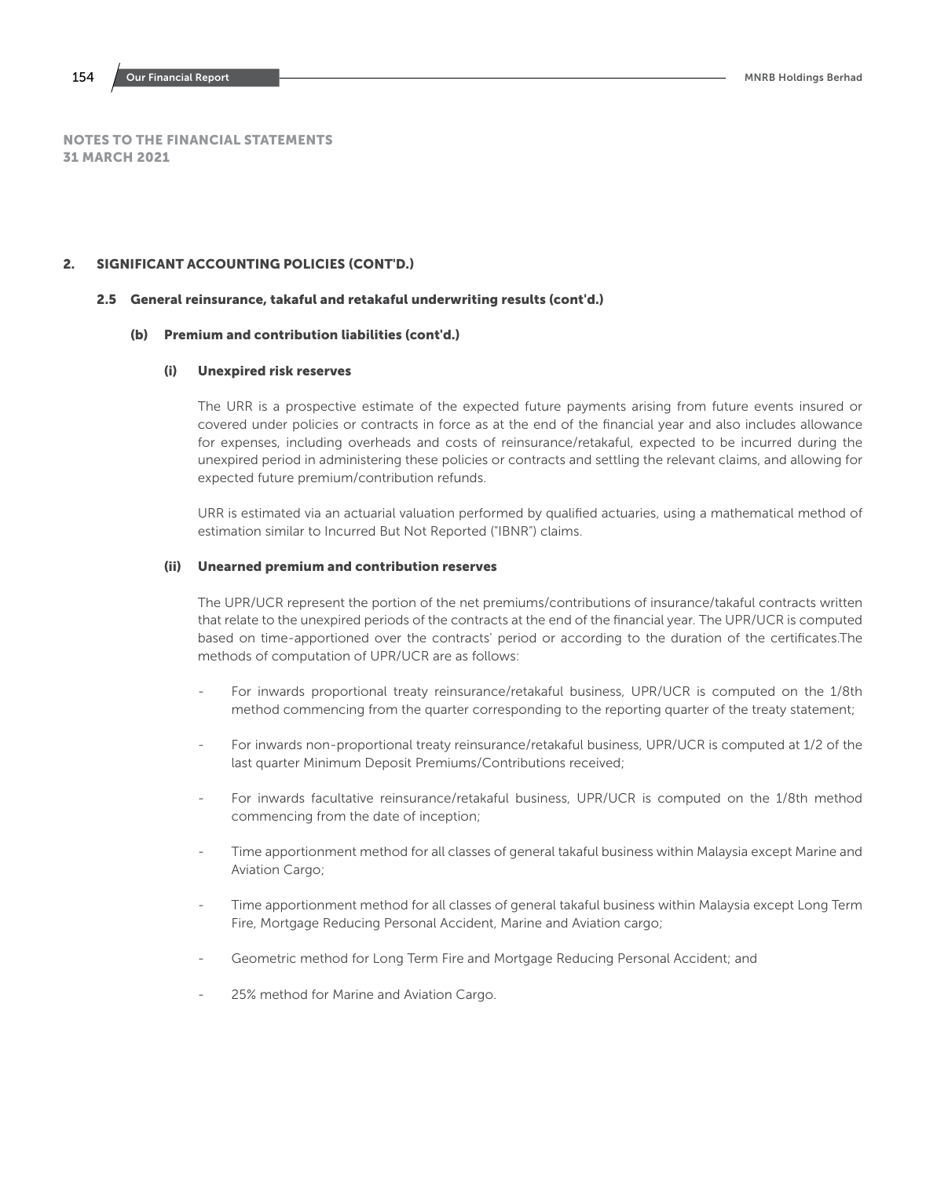## NOTES TO THE FINANCIAL STATEMENTS
## 31 MARCH 2021

## 2. SIGNIFICANT ACCOUNTING POLICIES (CONT'D.)

### 2.5 General reinsurance, takaful and retakaful underwriting results (cont'd.)

#### (b) Premium and contribution liabilities (cont'd.)

##### (i) Unexpired risk reserves

The URR is a prospective estimate of the expected future payments arising from future events insured or covered under policies or contracts in force as at the end of the financial year and also includes allowance for expenses, including overheads and costs of reinsurance/retakaful, expected to be incurred during the unexpired period in administering these policies or contracts and settling the relevant claims, and allowing for expected future premium/contribution refunds.

URR is estimated via an actuarial valuation performed by qualified actuaries, using a mathematical method of estimation similar to Incurred But Not Reported ("IBNR") claims.

##### (ii) Unearned premium and contribution reserves

The UPR/UCR represent the portion of the net premiums/contributions of insurance/takaful contracts written that relate to the unexpired periods of the contracts at the end of the financial year. The UPR/UCR is computed based on time-apportioned over the contracts' period or according to the duration of the certificates.The methods of computation of UPR/UCR are as follows:

- For inwards proportional treaty reinsurance/retakaful business, UPR/UCR is computed on the 1/8th method commencing from the quarter corresponding to the reporting quarter of the treaty statement;
- For inwards non-proportional treaty reinsurance/retakaful business, UPR/UCR is computed at 1/2 of the last quarter Minimum Deposit Premiums/Contributions received;
- For inwards facultative reinsurance/retakaful business, UPR/UCR is computed on the 1/8th method commencing from the date of inception;
- Time apportionment method for all classes of general takaful business within Malaysia except Marine and Aviation Cargo;
- Time apportionment method for all classes of general takaful business within Malaysia except Long Term Fire, Mortgage Reducing Personal Accident, Marine and Aviation cargo;
- Geometric method for Long Term Fire and Mortgage Reducing Personal Accident; and
- 25% method for Marine and Aviation Cargo.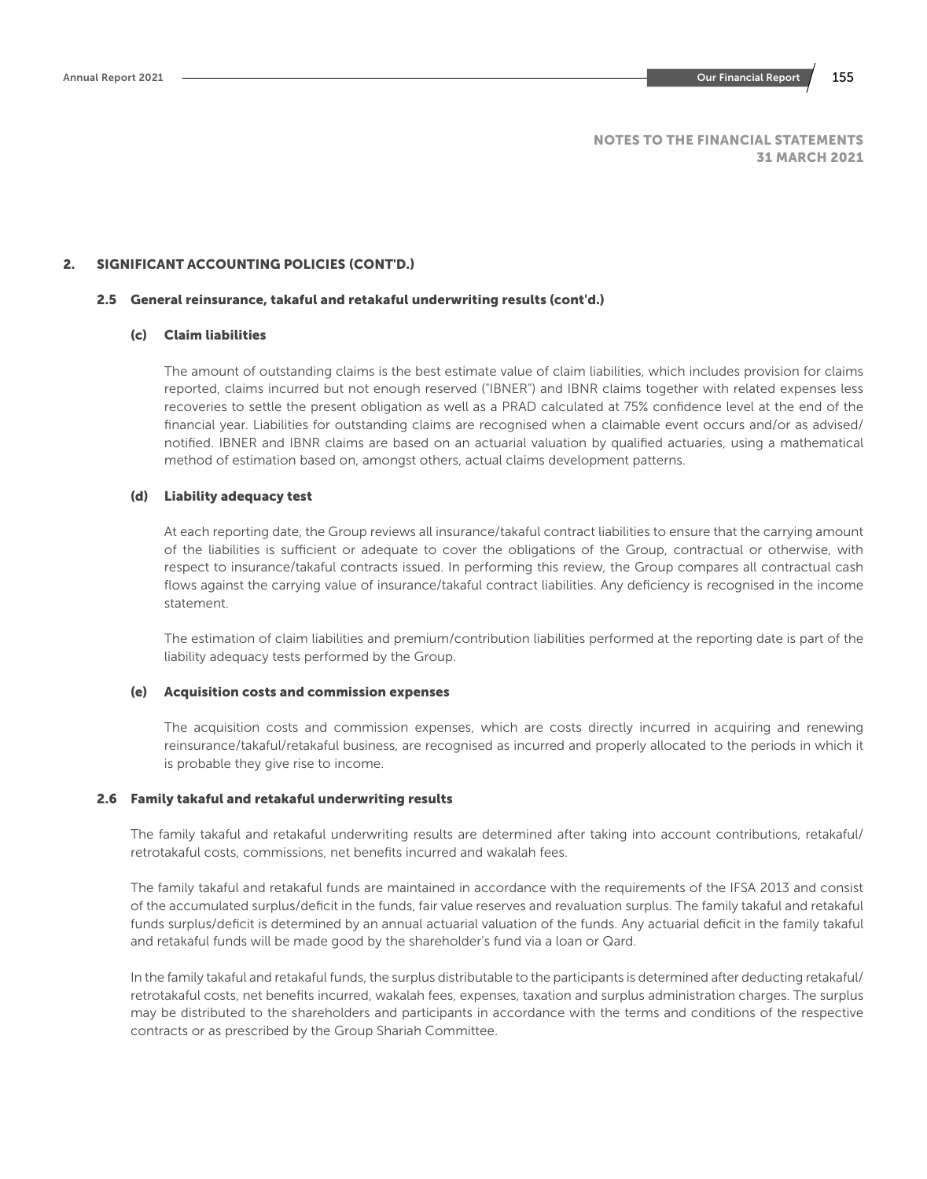NOTES TO THE FINANCIAL STATEMENTS
31 MARCH 2021

## 2. SIGNIFICANT ACCOUNTING POLICIES (CONT'D.)

### 2.5 General reinsurance, takaful and retakaful underwriting results (cont'd.)

#### (c) Claim liabilities

The amount of outstanding claims is the best estimate value of claim liabilities, which includes provision for claims reported, claims incurred but not enough reserved ("IBNER") and IBNR claims together with related expenses less recoveries to settle the present obligation as well as a PRAD calculated at 75% confidence level at the end of the financial year. Liabilities for outstanding claims are recognised when a claimable event occurs and/or as advised/notified. IBNER and IBNR claims are based on an actuarial valuation by qualified actuaries, using a mathematical method of estimation based on, amongst others, actual claims development patterns.

#### (d) Liability adequacy test

At each reporting date, the Group reviews all insurance/takaful contract liabilities to ensure that the carrying amount of the liabilities is sufficient or adequate to cover the obligations of the Group, contractual or otherwise, with respect to insurance/takaful contracts issued. In performing this review, the Group compares all contractual cash flows against the carrying value of insurance/takaful contract liabilities. Any deficiency is recognised in the income statement.

The estimation of claim liabilities and premium/contribution liabilities performed at the reporting date is part of the liability adequacy tests performed by the Group.

#### (e) Acquisition costs and commission expenses

The acquisition costs and commission expenses, which are costs directly incurred in acquiring and renewing reinsurance/takaful/retakaful business, are recognised as incurred and properly allocated to the periods in which it is probable they give rise to income.

### 2.6 Family takaful and retakaful underwriting results

The family takaful and retakaful underwriting results are determined after taking into account contributions, retakaful/retrotakaful costs, commissions, net benefits incurred and wakalah fees.

The family takaful and retakaful funds are maintained in accordance with the requirements of the IFSA 2013 and consist of the accumulated surplus/deficit in the funds, fair value reserves and revaluation surplus. The family takaful and retakaful funds surplus/deficit is determined by an annual actuarial valuation of the funds. Any actuarial deficit in the family takaful and retakaful funds will be made good by the shareholder's fund via a loan or Qard.

In the family takaful and retakaful funds, the surplus distributable to the participants is determined after deducting retakaful/retrotakaful costs, net benefits incurred, wakalah fees, expenses, taxation and surplus administration charges. The surplus may be distributed to the shareholders and participants in accordance with the terms and conditions of the respective contracts or as prescribed by the Group Shariah Committee.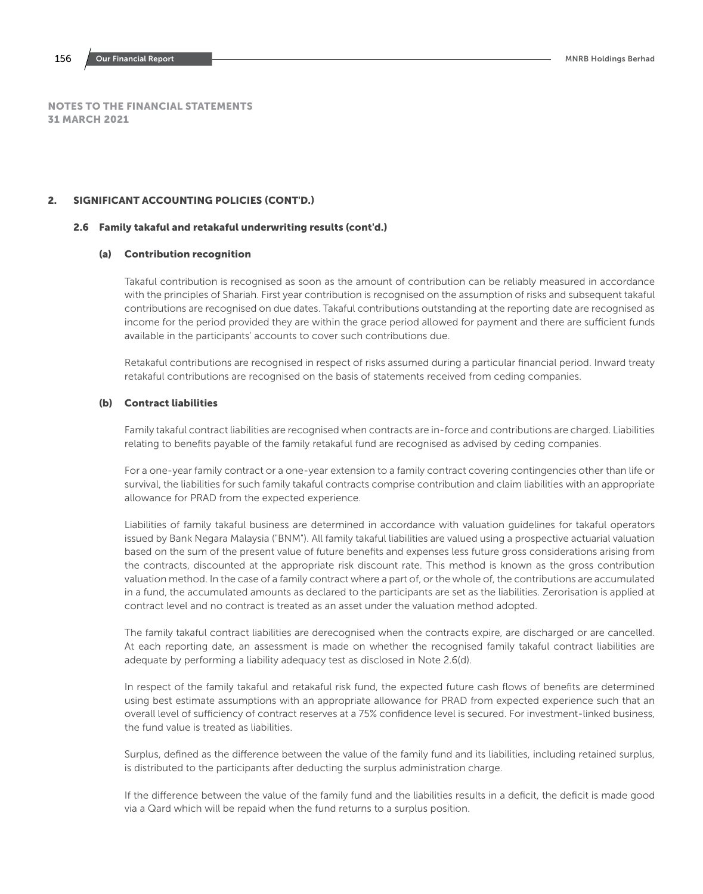NOTES TO THE FINANCIAL STATEMENTS
31 MARCH 2021

## 2. SIGNIFICANT ACCOUNTING POLICIES (CONT'D.)

### 2.6 Family takaful and retakaful underwriting results (cont'd.)

#### (a) Contribution recognition

Takaful contribution is recognised as soon as the amount of contribution can be reliably measured in accordance with the principles of Shariah. First year contribution is recognised on the assumption of risks and subsequent takaful contributions are recognised on due dates. Takaful contributions outstanding at the reporting date are recognised as income for the period provided they are within the grace period allowed for payment and there are sufficient funds available in the participants' accounts to cover such contributions due.

Retakaful contributions are recognised in respect of risks assumed during a particular financial period. Inward treaty retakaful contributions are recognised on the basis of statements received from ceding companies.

#### (b) Contract liabilities

Family takaful contract liabilities are recognised when contracts are in-force and contributions are charged. Liabilities relating to benefits payable of the family retakaful fund are recognised as advised by ceding companies.

For a one-year family contract or a one-year extension to a family contract covering contingencies other than life or survival, the liabilities for such family takaful contracts comprise contribution and claim liabilities with an appropriate allowance for PRAD from the expected experience.

Liabilities of family takaful business are determined in accordance with valuation guidelines for takaful operators issued by Bank Negara Malaysia ("BNM"). All family takaful liabilities are valued using a prospective actuarial valuation based on the sum of the present value of future benefits and expenses less future gross considerations arising from the contracts, discounted at the appropriate risk discount rate. This method is known as the gross contribution valuation method. In the case of a family contract where a part of, or the whole of, the contributions are accumulated in a fund, the accumulated amounts as declared to the participants are set as the liabilities. Zerorisation is applied at contract level and no contract is treated as an asset under the valuation method adopted.

The family takaful contract liabilities are derecognised when the contracts expire, are discharged or are cancelled. At each reporting date, an assessment is made on whether the recognised family takaful contract liabilities are adequate by performing a liability adequacy test as disclosed in Note 2.6(d).

In respect of the family takaful and retakaful risk fund, the expected future cash flows of benefits are determined using best estimate assumptions with an appropriate allowance for PRAD from expected experience such that an overall level of sufficiency of contract reserves at a 75% confidence level is secured. For investment-linked business, the fund value is treated as liabilities.

Surplus, defined as the difference between the value of the family fund and its liabilities, including retained surplus, is distributed to the participants after deducting the surplus administration charge.

If the difference between the value of the family fund and the liabilities results in a deficit, the deficit is made good via a Qard which will be repaid when the fund returns to a surplus position.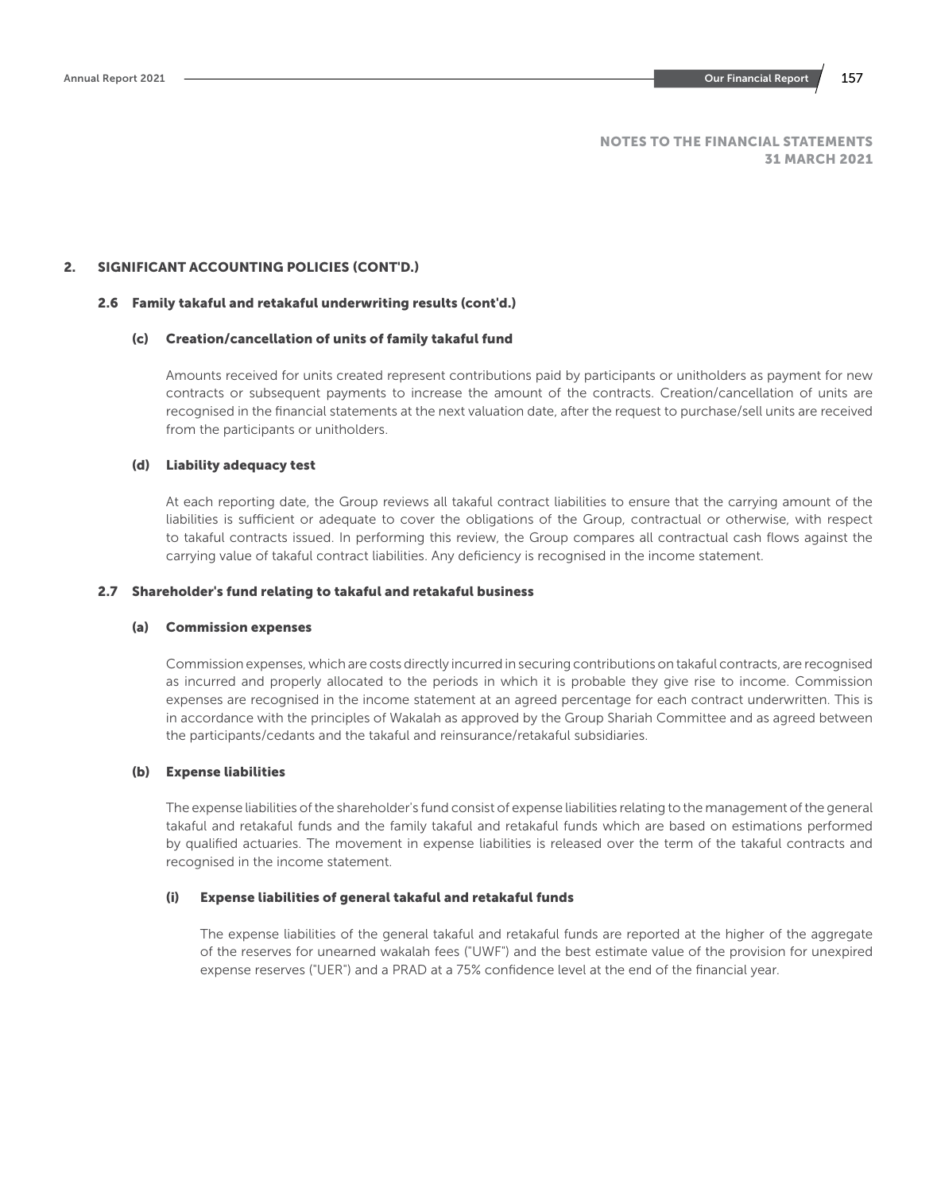NOTES TO THE FINANCIAL STATEMENTS
31 MARCH 2021

## 2. SIGNIFICANT ACCOUNTING POLICIES (CONT'D.)

### 2.6 Family takaful and retakaful underwriting results (cont'd.)

#### (c) Creation/cancellation of units of family takaful fund

Amounts received for units created represent contributions paid by participants or unitholders as payment for new contracts or subsequent payments to increase the amount of the contracts. Creation/cancellation of units are recognised in the financial statements at the next valuation date, after the request to purchase/sell units are received from the participants or unitholders.

#### (d) Liability adequacy test

At each reporting date, the Group reviews all takaful contract liabilities to ensure that the carrying amount of the liabilities is sufficient or adequate to cover the obligations of the Group, contractual or otherwise, with respect to takaful contracts issued. In performing this review, the Group compares all contractual cash flows against the carrying value of takaful contract liabilities. Any deficiency is recognised in the income statement.

### 2.7 Shareholder's fund relating to takaful and retakaful business

#### (a) Commission expenses

Commission expenses, which are costs directly incurred in securing contributions on takaful contracts, are recognised as incurred and properly allocated to the periods in which it is probable they give rise to income. Commission expenses are recognised in the income statement at an agreed percentage for each contract underwritten. This is in accordance with the principles of Wakalah as approved by the Group Shariah Committee and as agreed between the participants/cedants and the takaful and reinsurance/retakaful subsidiaries.

#### (b) Expense liabilities

The expense liabilities of the shareholder's fund consist of expense liabilities relating to the management of the general takaful and retakaful funds and the family takaful and retakaful funds which are based on estimations performed by qualified actuaries. The movement in expense liabilities is released over the term of the takaful contracts and recognised in the income statement.

##### (i) Expense liabilities of general takaful and retakaful funds

The expense liabilities of the general takaful and retakaful funds are reported at the higher of the aggregate of the reserves for unearned wakalah fees ("UWF") and the best estimate value of the provision for unexpired expense reserves ("UER") and a PRAD at a 75% confidence level at the end of the financial year.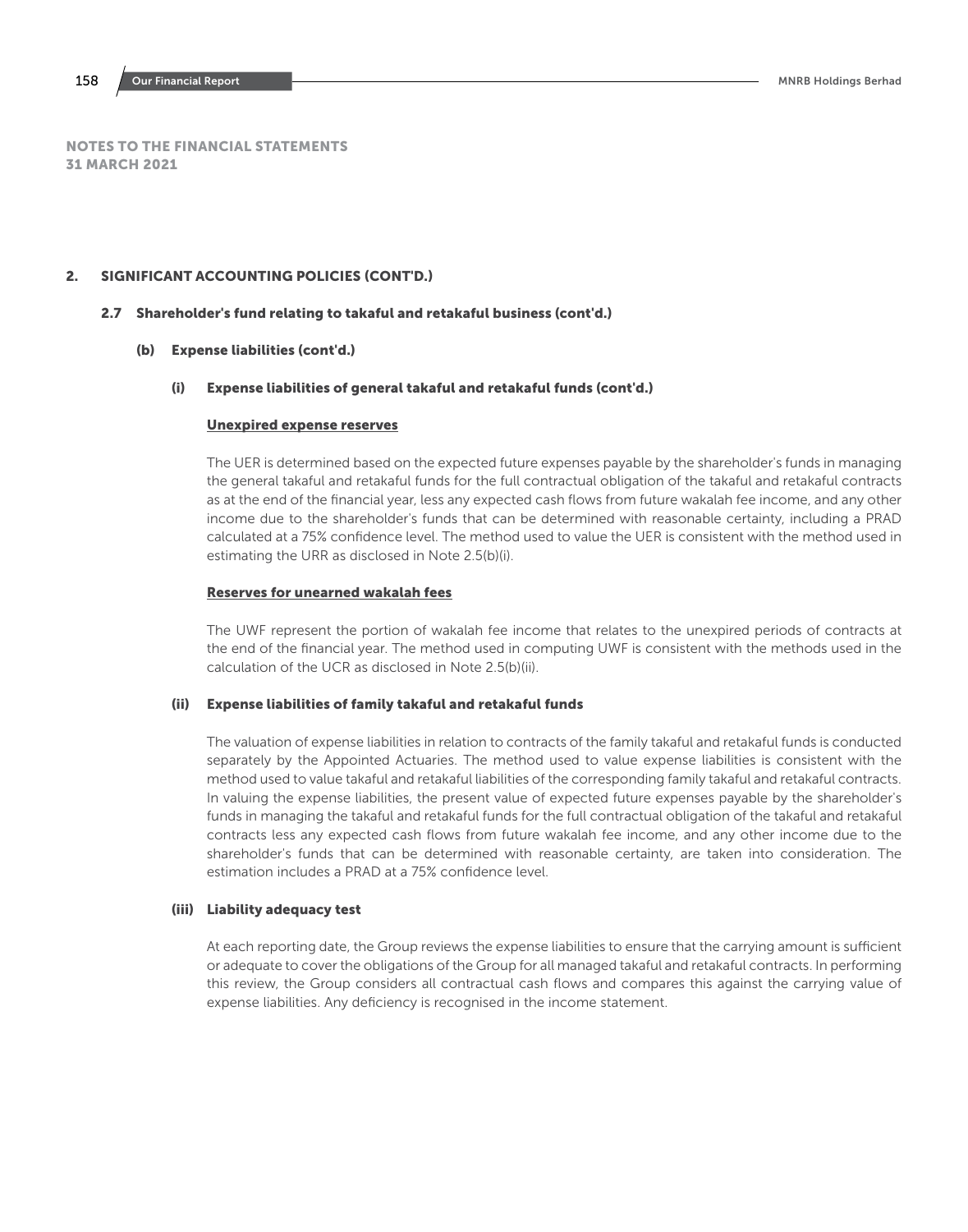NOTES TO THE FINANCIAL STATEMENTS
31 MARCH 2021

## 2. SIGNIFICANT ACCOUNTING POLICIES (CONT'D.)

### 2.7 Shareholder's fund relating to takaful and retakaful business (cont'd.)

#### (b) Expense liabilities (cont'd.)

##### (i) Expense liabilities of general takaful and retakaful funds (cont'd.)

**Unexpired expense reserves**

The UER is determined based on the expected future expenses payable by the shareholder's funds in managing the general takaful and retakaful funds for the full contractual obligation of the takaful and retakaful contracts as at the end of the financial year, less any expected cash flows from future wakalah fee income, and any other income due to the shareholder's funds that can be determined with reasonable certainty, including a PRAD calculated at a 75% confidence level. The method used to value the UER is consistent with the method used in estimating the URR as disclosed in Note 2.5(b)(i).

**Reserves for unearned wakalah fees**

The UWF represent the portion of wakalah fee income that relates to the unexpired periods of contracts at the end of the financial year. The method used in computing UWF is consistent with the methods used in the calculation of the UCR as disclosed in Note 2.5(b)(ii).

##### (ii) Expense liabilities of family takaful and retakaful funds

The valuation of expense liabilities in relation to contracts of the family takaful and retakaful funds is conducted separately by the Appointed Actuaries. The method used to value expense liabilities is consistent with the method used to value takaful and retakaful liabilities of the corresponding family takaful and retakaful contracts. In valuing the expense liabilities, the present value of expected future expenses payable by the shareholder's funds in managing the takaful and retakaful funds for the full contractual obligation of the takaful and retakaful contracts less any expected cash flows from future wakalah fee income, and any other income due to the shareholder's funds that can be determined with reasonable certainty, are taken into consideration. The estimation includes a PRAD at a 75% confidence level.

##### (iii) Liability adequacy test

At each reporting date, the Group reviews the expense liabilities to ensure that the carrying amount is sufficient or adequate to cover the obligations of the Group for all managed takaful and retakaful contracts. In performing this review, the Group considers all contractual cash flows and compares this against the carrying value of expense liabilities. Any deficiency is recognised in the income statement.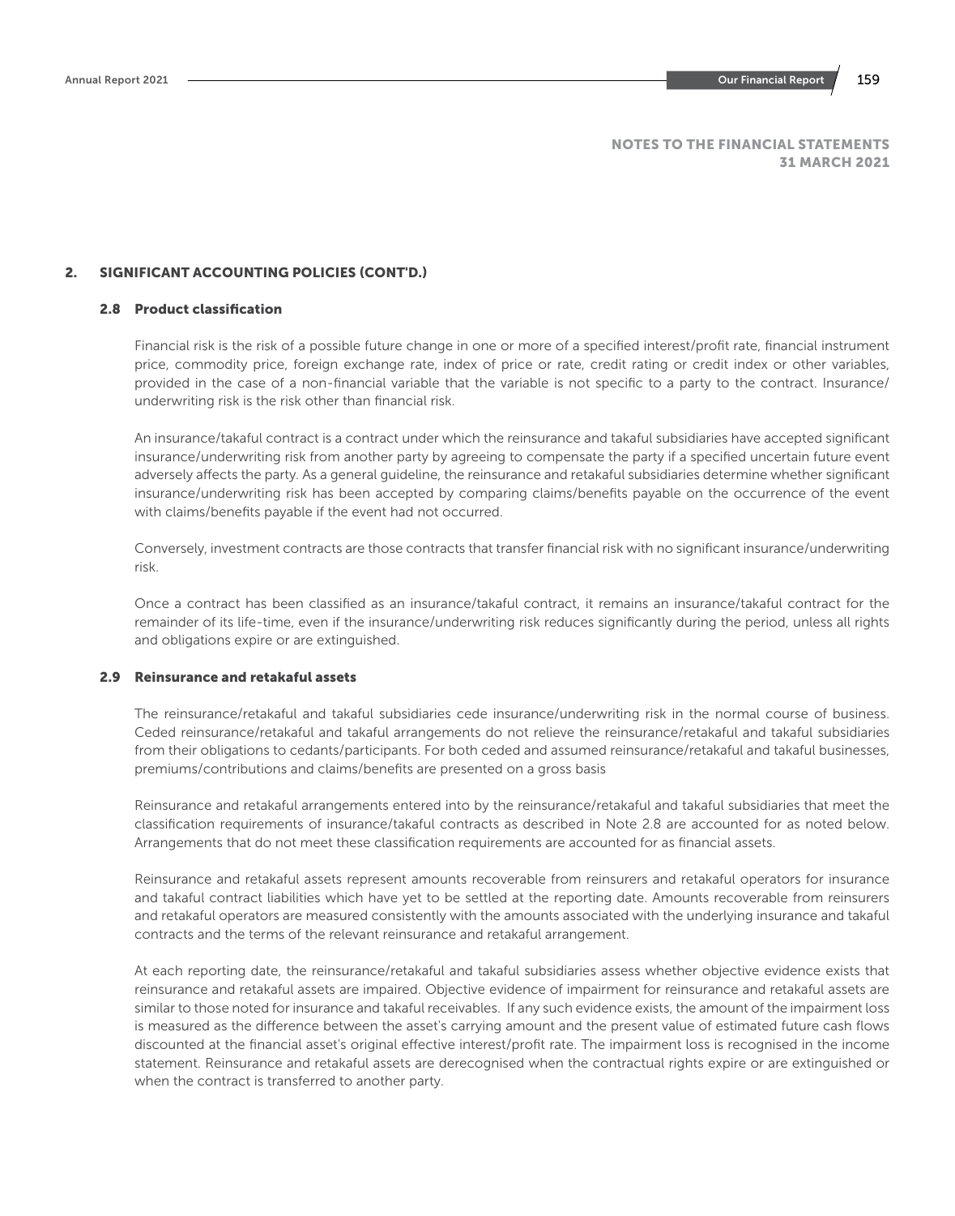NOTES TO THE FINANCIAL STATEMENTS
31 MARCH 2021

## 2. SIGNIFICANT ACCOUNTING POLICIES (CONT'D.)

### 2.8 Product classification

Financial risk is the risk of a possible future change in one or more of a specified interest/profit rate, financial instrument price, commodity price, foreign exchange rate, index of price or rate, credit rating or credit index or other variables, provided in the case of a non-financial variable that the variable is not specific to a party to the contract. Insurance/underwriting risk is the risk other than financial risk.

An insurance/takaful contract is a contract under which the reinsurance and takaful subsidiaries have accepted significant insurance/underwriting risk from another party by agreeing to compensate the party if a specified uncertain future event adversely affects the party. As a general guideline, the reinsurance and retakaful subsidiaries determine whether significant insurance/underwriting risk has been accepted by comparing claims/benefits payable on the occurrence of the event with claims/benefits payable if the event had not occurred.

Conversely, investment contracts are those contracts that transfer financial risk with no significant insurance/underwriting risk.

Once a contract has been classified as an insurance/takaful contract, it remains an insurance/takaful contract for the remainder of its life-time, even if the insurance/underwriting risk reduces significantly during the period, unless all rights and obligations expire or are extinguished.

### 2.9 Reinsurance and retakaful assets

The reinsurance/retakaful and takaful subsidiaries cede insurance/underwriting risk in the normal course of business. Ceded reinsurance/retakaful and takaful arrangements do not relieve the reinsurance/retakaful and takaful subsidiaries from their obligations to cedants/participants. For both ceded and assumed reinsurance/retakaful and takaful businesses, premiums/contributions and claims/benefits are presented on a gross basis

Reinsurance and retakaful arrangements entered into by the reinsurance/retakaful and takaful subsidiaries that meet the classification requirements of insurance/takaful contracts as described in Note 2.8 are accounted for as noted below. Arrangements that do not meet these classification requirements are accounted for as financial assets.

Reinsurance and retakaful assets represent amounts recoverable from reinsurers and retakaful operators for insurance and takaful contract liabilities which have yet to be settled at the reporting date. Amounts recoverable from reinsurers and retakaful operators are measured consistently with the amounts associated with the underlying insurance and takaful contracts and the terms of the relevant reinsurance and retakaful arrangement.

At each reporting date, the reinsurance/retakaful and takaful subsidiaries assess whether objective evidence exists that reinsurance and retakaful assets are impaired. Objective evidence of impairment for reinsurance and retakaful assets are similar to those noted for insurance and takaful receivables. If any such evidence exists, the amount of the impairment loss is measured as the difference between the asset's carrying amount and the present value of estimated future cash flows discounted at the financial asset's original effective interest/profit rate. The impairment loss is recognised in the income statement. Reinsurance and retakaful assets are derecognised when the contractual rights expire or are extinguished or when the contract is transferred to another party.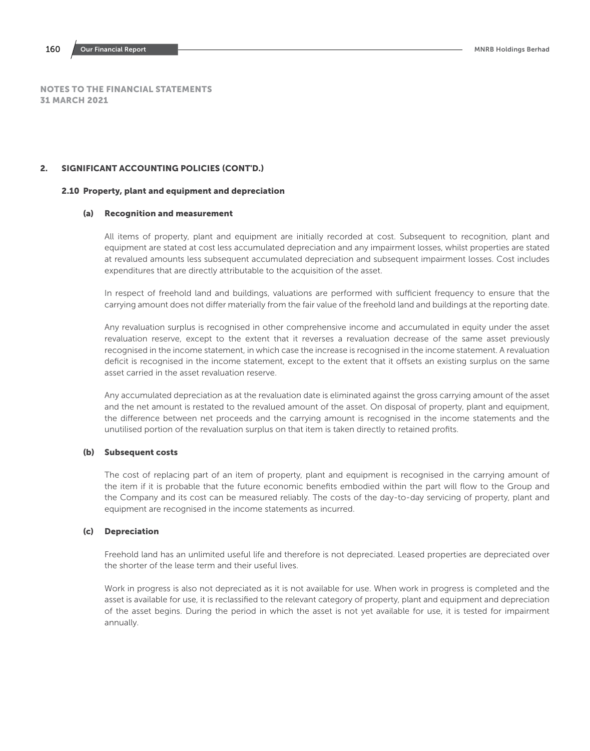## NOTES TO THE FINANCIAL STATEMENTS
## 31 MARCH 2021

## 2. SIGNIFICANT ACCOUNTING POLICIES (CONT'D.)

### 2.10 Property, plant and equipment and depreciation

#### (a) Recognition and measurement

All items of property, plant and equipment are initially recorded at cost. Subsequent to recognition, plant and equipment are stated at cost less accumulated depreciation and any impairment losses, whilst properties are stated at revalued amounts less subsequent accumulated depreciation and subsequent impairment losses. Cost includes expenditures that are directly attributable to the acquisition of the asset.

In respect of freehold land and buildings, valuations are performed with sufficient frequency to ensure that the carrying amount does not differ materially from the fair value of the freehold land and buildings at the reporting date.

Any revaluation surplus is recognised in other comprehensive income and accumulated in equity under the asset revaluation reserve, except to the extent that it reverses a revaluation decrease of the same asset previously recognised in the income statement, in which case the increase is recognised in the income statement. A revaluation deficit is recognised in the income statement, except to the extent that it offsets an existing surplus on the same asset carried in the asset revaluation reserve.

Any accumulated depreciation as at the revaluation date is eliminated against the gross carrying amount of the asset and the net amount is restated to the revalued amount of the asset. On disposal of property, plant and equipment, the difference between net proceeds and the carrying amount is recognised in the income statements and the unutilised portion of the revaluation surplus on that item is taken directly to retained profits.

#### (b) Subsequent costs

The cost of replacing part of an item of property, plant and equipment is recognised in the carrying amount of the item if it is probable that the future economic benefits embodied within the part will flow to the Group and the Company and its cost can be measured reliably. The costs of the day-to-day servicing of property, plant and equipment are recognised in the income statements as incurred.

#### (c) Depreciation

Freehold land has an unlimited useful life and therefore is not depreciated. Leased properties are depreciated over the shorter of the lease term and their useful lives.

Work in progress is also not depreciated as it is not available for use. When work in progress is completed and the asset is available for use, it is reclassified to the relevant category of property, plant and equipment and depreciation of the asset begins. During the period in which the asset is not yet available for use, it is tested for impairment annually.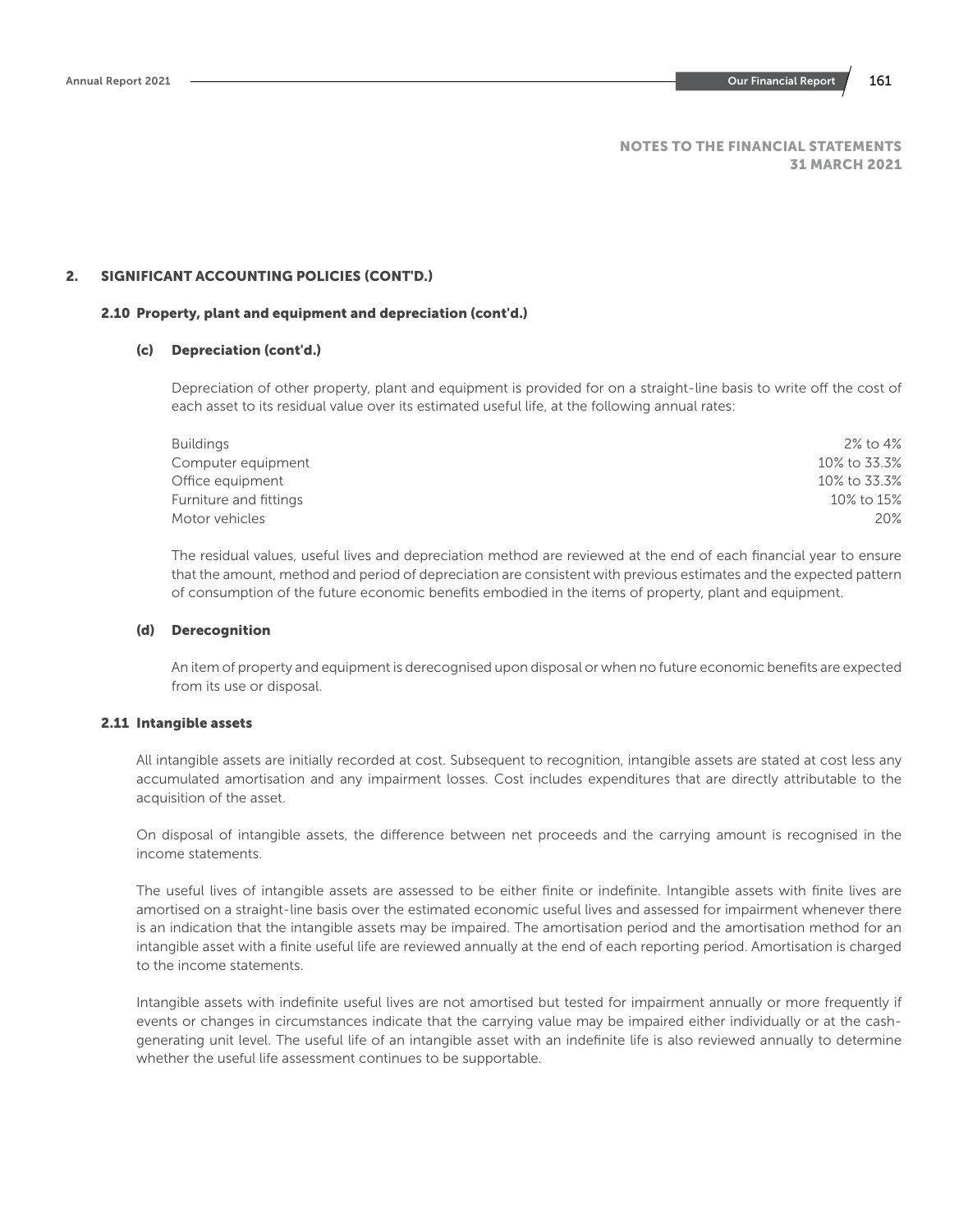NOTES TO THE FINANCIAL STATEMENTS
31 MARCH 2021

## 2. SIGNIFICANT ACCOUNTING POLICIES (CONT'D.)

### 2.10 Property, plant and equipment and depreciation (cont'd.)

#### (c) Depreciation (cont'd.)

Depreciation of other property, plant and equipment is provided for on a straight-line basis to write off the cost of each asset to its residual value over its estimated useful life, at the following annual rates:

| | |
|---|---|
| Buildings | 2% to 4% |
| Computer equipment | 10% to 33.3% |
| Office equipment | 10% to 33.3% |
| Furniture and fittings | 10% to 15% |
| Motor vehicles | 20% |

The residual values, useful lives and depreciation method are reviewed at the end of each financial year to ensure that the amount, method and period of depreciation are consistent with previous estimates and the expected pattern of consumption of the future economic benefits embodied in the items of property, plant and equipment.

#### (d) Derecognition

An item of property and equipment is derecognised upon disposal or when no future economic benefits are expected from its use or disposal.

### 2.11 Intangible assets

All intangible assets are initially recorded at cost. Subsequent to recognition, intangible assets are stated at cost less any accumulated amortisation and any impairment losses. Cost includes expenditures that are directly attributable to the acquisition of the asset.

On disposal of intangible assets, the difference between net proceeds and the carrying amount is recognised in the income statements.

The useful lives of intangible assets are assessed to be either finite or indefinite. Intangible assets with finite lives are amortised on a straight-line basis over the estimated economic useful lives and assessed for impairment whenever there is an indication that the intangible assets may be impaired. The amortisation period and the amortisation method for an intangible asset with a finite useful life are reviewed annually at the end of each reporting period. Amortisation is charged to the income statements.

Intangible assets with indefinite useful lives are not amortised but tested for impairment annually or more frequently if events or changes in circumstances indicate that the carrying value may be impaired either individually or at the cash-generating unit level. The useful life of an intangible asset with an indefinite life is also reviewed annually to determine whether the useful life assessment continues to be supportable.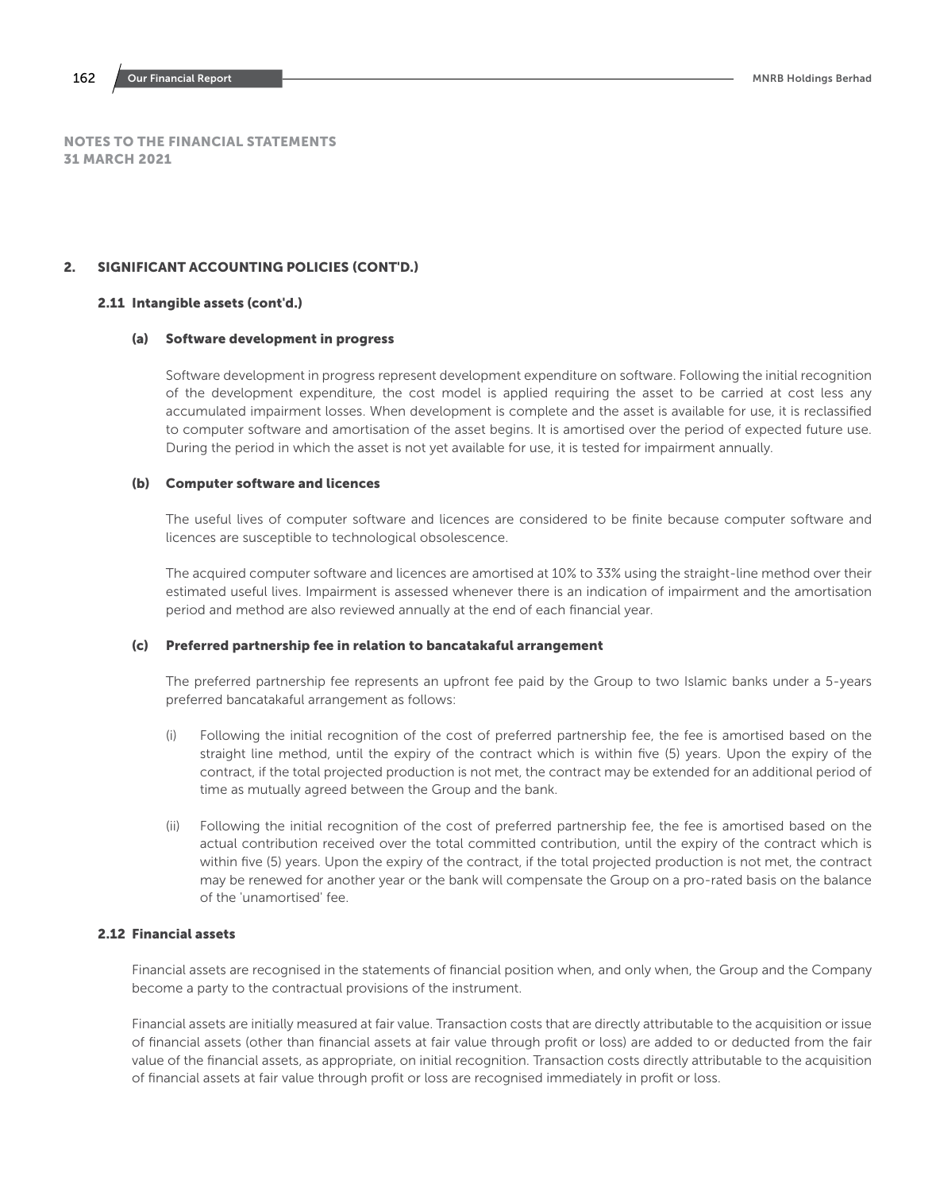NOTES TO THE FINANCIAL STATEMENTS
31 MARCH 2021

## 2. SIGNIFICANT ACCOUNTING POLICIES (CONT'D.)

### 2.11 Intangible assets (cont'd.)

#### (a) Software development in progress

Software development in progress represent development expenditure on software. Following the initial recognition of the development expenditure, the cost model is applied requiring the asset to be carried at cost less any accumulated impairment losses. When development is complete and the asset is available for use, it is reclassified to computer software and amortisation of the asset begins. It is amortised over the period of expected future use. During the period in which the asset is not yet available for use, it is tested for impairment annually.

#### (b) Computer software and licences

The useful lives of computer software and licences are considered to be finite because computer software and licences are susceptible to technological obsolescence.

The acquired computer software and licences are amortised at 10% to 33% using the straight-line method over their estimated useful lives. Impairment is assessed whenever there is an indication of impairment and the amortisation period and method are also reviewed annually at the end of each financial year.

#### (c) Preferred partnership fee in relation to bancatakaful arrangement

The preferred partnership fee represents an upfront fee paid by the Group to two Islamic banks under a 5-years preferred bancatakaful arrangement as follows:

(i) Following the initial recognition of the cost of preferred partnership fee, the fee is amortised based on the straight line method, until the expiry of the contract which is within five (5) years. Upon the expiry of the contract, if the total projected production is not met, the contract may be extended for an additional period of time as mutually agreed between the Group and the bank.

(ii) Following the initial recognition of the cost of preferred partnership fee, the fee is amortised based on the actual contribution received over the total committed contribution, until the expiry of the contract which is within five (5) years. Upon the expiry of the contract, if the total projected production is not met, the contract may be renewed for another year or the bank will compensate the Group on a pro-rated basis on the balance of the 'unamortised' fee.

### 2.12 Financial assets

Financial assets are recognised in the statements of financial position when, and only when, the Group and the Company become a party to the contractual provisions of the instrument.

Financial assets are initially measured at fair value. Transaction costs that are directly attributable to the acquisition or issue of financial assets (other than financial assets at fair value through profit or loss) are added to or deducted from the fair value of the financial assets, as appropriate, on initial recognition. Transaction costs directly attributable to the acquisition of financial assets at fair value through profit or loss are recognised immediately in profit or loss.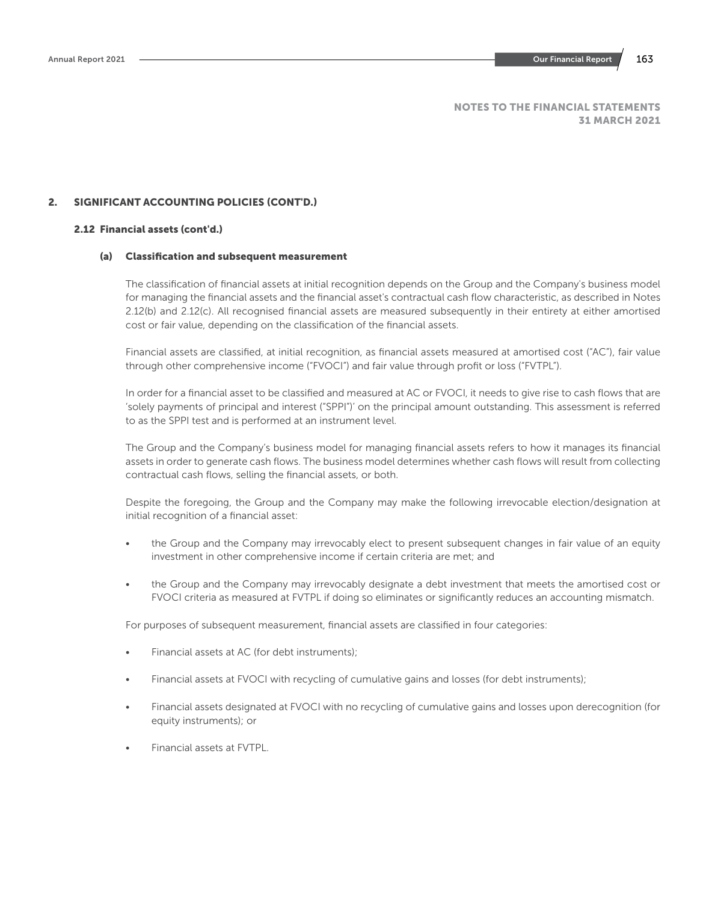## 2. SIGNIFICANT ACCOUNTING POLICIES (CONT'D.)

### 2.12 Financial assets (cont'd.)

#### (a) Classification and subsequent measurement

The classification of financial assets at initial recognition depends on the Group and the Company's business model for managing the financial assets and the financial asset's contractual cash flow characteristic, as described in Notes 2.12(b) and 2.12(c). All recognised financial assets are measured subsequently in their entirety at either amortised cost or fair value, depending on the classification of the financial assets.

Financial assets are classified, at initial recognition, as financial assets measured at amortised cost ("AC"), fair value through other comprehensive income ("FVOCI") and fair value through profit or loss ("FVTPL").

In order for a financial asset to be classified and measured at AC or FVOCI, it needs to give rise to cash flows that are 'solely payments of principal and interest ("SPPI")' on the principal amount outstanding. This assessment is referred to as the SPPI test and is performed at an instrument level.

The Group and the Company's business model for managing financial assets refers to how it manages its financial assets in order to generate cash flows. The business model determines whether cash flows will result from collecting contractual cash flows, selling the financial assets, or both.

Despite the foregoing, the Group and the Company may make the following irrevocable election/designation at initial recognition of a financial asset:

- the Group and the Company may irrevocably elect to present subsequent changes in fair value of an equity investment in other comprehensive income if certain criteria are met; and
- the Group and the Company may irrevocably designate a debt investment that meets the amortised cost or FVOCI criteria as measured at FVTPL if doing so eliminates or significantly reduces an accounting mismatch.

For purposes of subsequent measurement, financial assets are classified in four categories:

- Financial assets at AC (for debt instruments);
- Financial assets at FVOCI with recycling of cumulative gains and losses (for debt instruments);
- Financial assets designated at FVOCI with no recycling of cumulative gains and losses upon derecognition (for equity instruments); or
- Financial assets at FVTPL.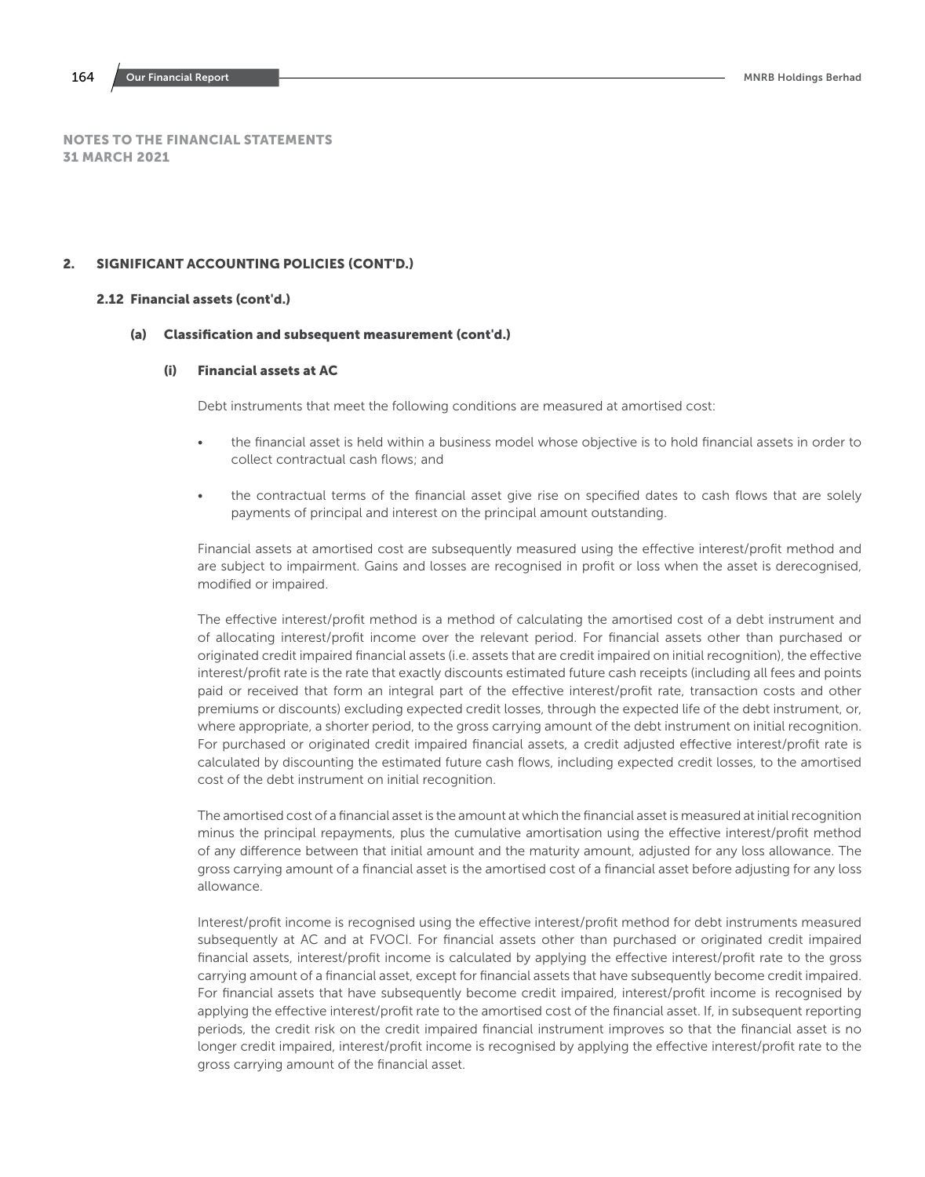**NOTES TO THE FINANCIAL STATEMENTS**
**31 MARCH 2021**

## 2. SIGNIFICANT ACCOUNTING POLICIES (CONT'D.)

### 2.12 Financial assets (cont'd.)

#### (a) Classification and subsequent measurement (cont'd.)

##### (i) Financial assets at AC

Debt instruments that meet the following conditions are measured at amortised cost:

- the financial asset is held within a business model whose objective is to hold financial assets in order to collect contractual cash flows; and
- the contractual terms of the financial asset give rise on specified dates to cash flows that are solely payments of principal and interest on the principal amount outstanding.

Financial assets at amortised cost are subsequently measured using the effective interest/profit method and are subject to impairment. Gains and losses are recognised in profit or loss when the asset is derecognised, modified or impaired.

The effective interest/profit method is a method of calculating the amortised cost of a debt instrument and of allocating interest/profit income over the relevant period. For financial assets other than purchased or originated credit impaired financial assets (i.e. assets that are credit impaired on initial recognition), the effective interest/profit rate is the rate that exactly discounts estimated future cash receipts (including all fees and points paid or received that form an integral part of the effective interest/profit rate, transaction costs and other premiums or discounts) excluding expected credit losses, through the expected life of the debt instrument, or, where appropriate, a shorter period, to the gross carrying amount of the debt instrument on initial recognition. For purchased or originated credit impaired financial assets, a credit adjusted effective interest/profit rate is calculated by discounting the estimated future cash flows, including expected credit losses, to the amortised cost of the debt instrument on initial recognition.

The amortised cost of a financial asset is the amount at which the financial asset is measured at initial recognition minus the principal repayments, plus the cumulative amortisation using the effective interest/profit method of any difference between that initial amount and the maturity amount, adjusted for any loss allowance. The gross carrying amount of a financial asset is the amortised cost of a financial asset before adjusting for any loss allowance.

Interest/profit income is recognised using the effective interest/profit method for debt instruments measured subsequently at AC and at FVOCI. For financial assets other than purchased or originated credit impaired financial assets, interest/profit income is calculated by applying the effective interest/profit rate to the gross carrying amount of a financial asset, except for financial assets that have subsequently become credit impaired. For financial assets that have subsequently become credit impaired, interest/profit income is recognised by applying the effective interest/profit rate to the amortised cost of the financial asset. If, in subsequent reporting periods, the credit risk on the credit impaired financial instrument improves so that the financial asset is no longer credit impaired, interest/profit income is recognised by applying the effective interest/profit rate to the gross carrying amount of the financial asset.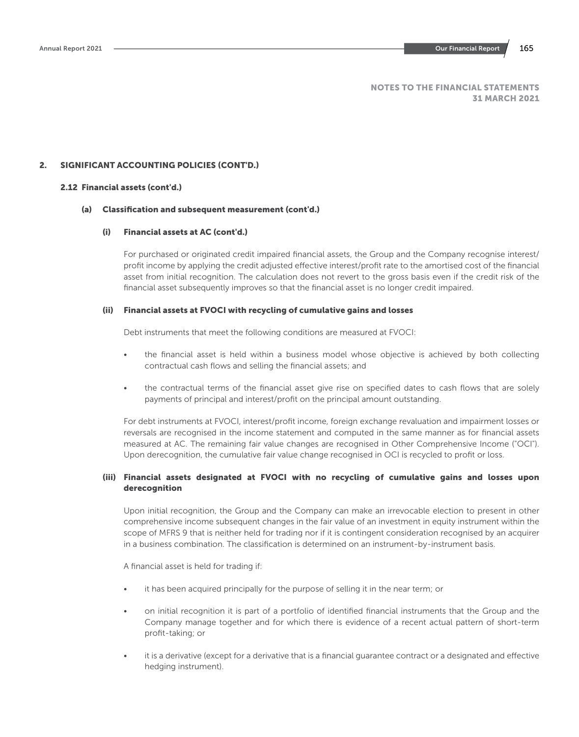NOTES TO THE FINANCIAL STATEMENTS
31 MARCH 2021

## 2. SIGNIFICANT ACCOUNTING POLICIES (CONT'D.)

### 2.12 Financial assets (cont'd.)

#### (a) Classification and subsequent measurement (cont'd.)

##### (i) Financial assets at AC (cont'd.)

For purchased or originated credit impaired financial assets, the Group and the Company recognise interest/profit income by applying the credit adjusted effective interest/profit rate to the amortised cost of the financial asset from initial recognition. The calculation does not revert to the gross basis even if the credit risk of the financial asset subsequently improves so that the financial asset is no longer credit impaired.

##### (ii) Financial assets at FVOCI with recycling of cumulative gains and losses

Debt instruments that meet the following conditions are measured at FVOCI:

- the financial asset is held within a business model whose objective is achieved by both collecting contractual cash flows and selling the financial assets; and
- the contractual terms of the financial asset give rise on specified dates to cash flows that are solely payments of principal and interest/profit on the principal amount outstanding.

For debt instruments at FVOCI, interest/profit income, foreign exchange revaluation and impairment losses or reversals are recognised in the income statement and computed in the same manner as for financial assets measured at AC. The remaining fair value changes are recognised in Other Comprehensive Income ("OCI"). Upon derecognition, the cumulative fair value change recognised in OCI is recycled to profit or loss.

##### (iii) Financial assets designated at FVOCI with no recycling of cumulative gains and losses upon derecognition

Upon initial recognition, the Group and the Company can make an irrevocable election to present in other comprehensive income subsequent changes in the fair value of an investment in equity instrument within the scope of MFRS 9 that is neither held for trading nor if it is contingent consideration recognised by an acquirer in a business combination. The classification is determined on an instrument-by-instrument basis.

A financial asset is held for trading if:

- it has been acquired principally for the purpose of selling it in the near term; or
- on initial recognition it is part of a portfolio of identified financial instruments that the Group and the Company manage together and for which there is evidence of a recent actual pattern of short-term profit-taking; or
- it is a derivative (except for a derivative that is a financial guarantee contract or a designated and effective hedging instrument).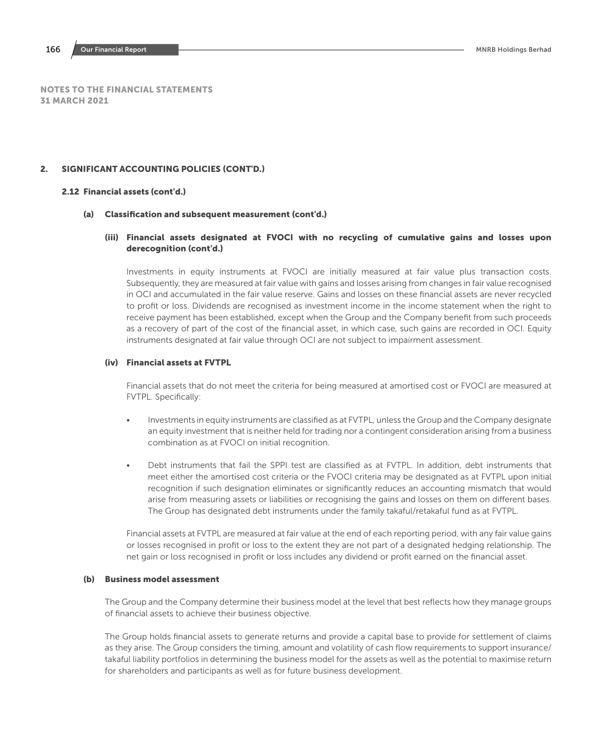NOTES TO THE FINANCIAL STATEMENTS
31 MARCH 2021

## 2. SIGNIFICANT ACCOUNTING POLICIES (CONT'D.)

### 2.12 Financial assets (cont'd.)

#### (a) Classification and subsequent measurement (cont'd.)

##### (iii) Financial assets designated at FVOCI with no recycling of cumulative gains and losses upon derecognition (cont'd.)

Investments in equity instruments at FVOCI are initially measured at fair value plus transaction costs. Subsequently, they are measured at fair value with gains and losses arising from changes in fair value recognised in OCI and accumulated in the fair value reserve. Gains and losses on these financial assets are never recycled to profit or loss. Dividends are recognised as investment income in the income statement when the right to receive payment has been established, except when the Group and the Company benefit from such proceeds as a recovery of part of the cost of the financial asset, in which case, such gains are recorded in OCI. Equity instruments designated at fair value through OCI are not subject to impairment assessment.

##### (iv) Financial assets at FVTPL

Financial assets that do not meet the criteria for being measured at amortised cost or FVOCI are measured at FVTPL. Specifically:

- Investments in equity instruments are classified as at FVTPL, unless the Group and the Company designate an equity investment that is neither held for trading nor a contingent consideration arising from a business combination as at FVOCI on initial recognition.

- Debt instruments that fail the SPPI test are classified as at FVTPL. In addition, debt instruments that meet either the amortised cost criteria or the FVOCI criteria may be designated as at FVTPL upon initial recognition if such designation eliminates or significantly reduces an accounting mismatch that would arise from measuring assets or liabilities or recognising the gains and losses on them on different bases. The Group has designated debt instruments under the family takaful/retakaful fund as at FVTPL.

Financial assets at FVTPL are measured at fair value at the end of each reporting period, with any fair value gains or losses recognised in profit or loss to the extent they are not part of a designated hedging relationship. The net gain or loss recognised in profit or loss includes any dividend or profit earned on the financial asset.

#### (b) Business model assessment

The Group and the Company determine their business model at the level that best reflects how they manage groups of financial assets to achieve their business objective.

The Group holds financial assets to generate returns and provide a capital base to provide for settlement of claims as they arise. The Group considers the timing, amount and volatility of cash flow requirements to support insurance/takaful liability portfolios in determining the business model for the assets as well as the potential to maximise return for shareholders and participants as well as for future business development.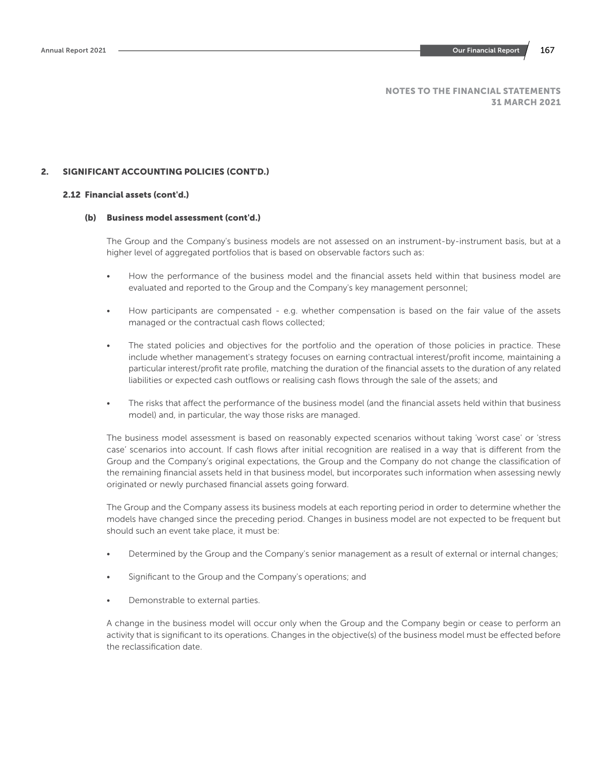## 2. SIGNIFICANT ACCOUNTING POLICIES (CONT'D.)

### 2.12 Financial assets (cont'd.)

#### (b) Business model assessment (cont'd.)

The Group and the Company's business models are not assessed on an instrument-by-instrument basis, but at a higher level of aggregated portfolios that is based on observable factors such as:

- How the performance of the business model and the financial assets held within that business model are evaluated and reported to the Group and the Company's key management personnel;
- How participants are compensated - e.g. whether compensation is based on the fair value of the assets managed or the contractual cash flows collected;
- The stated policies and objectives for the portfolio and the operation of those policies in practice. These include whether management's strategy focuses on earning contractual interest/profit income, maintaining a particular interest/profit rate profile, matching the duration of the financial assets to the duration of any related liabilities or expected cash outflows or realising cash flows through the sale of the assets; and
- The risks that affect the performance of the business model (and the financial assets held within that business model) and, in particular, the way those risks are managed.

The business model assessment is based on reasonably expected scenarios without taking 'worst case' or 'stress case' scenarios into account. If cash flows after initial recognition are realised in a way that is different from the Group and the Company's original expectations, the Group and the Company do not change the classification of the remaining financial assets held in that business model, but incorporates such information when assessing newly originated or newly purchased financial assets going forward.

The Group and the Company assess its business models at each reporting period in order to determine whether the models have changed since the preceding period. Changes in business model are not expected to be frequent but should such an event take place, it must be:

- Determined by the Group and the Company's senior management as a result of external or internal changes;
- Significant to the Group and the Company's operations; and
- Demonstrable to external parties.

A change in the business model will occur only when the Group and the Company begin or cease to perform an activity that is significant to its operations. Changes in the objective(s) of the business model must be effected before the reclassification date.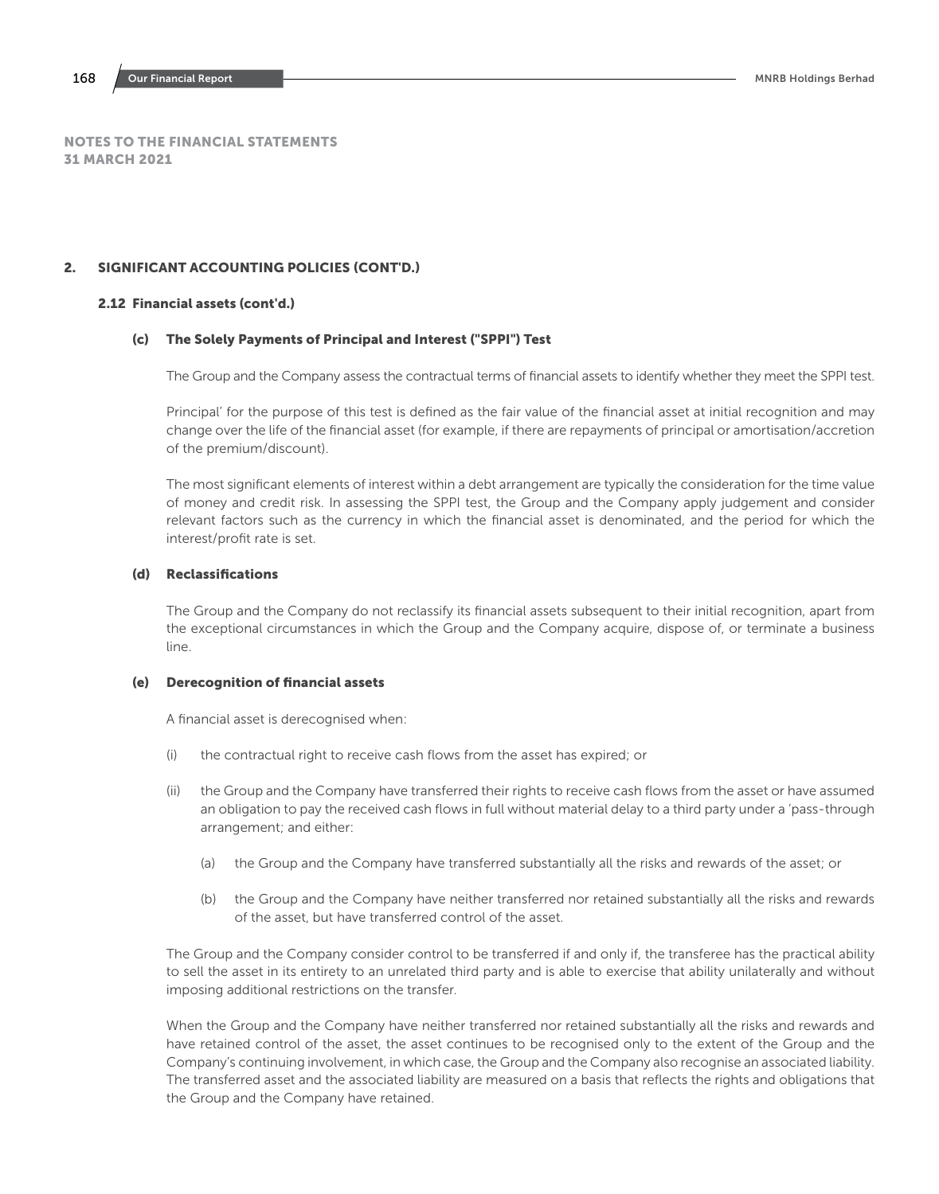## NOTES TO THE FINANCIAL STATEMENTS
## 31 MARCH 2021

## 2. SIGNIFICANT ACCOUNTING POLICIES (CONT'D.)

### 2.12 Financial assets (cont'd.)

#### (c) The Solely Payments of Principal and Interest ("SPPI") Test

The Group and the Company assess the contractual terms of financial assets to identify whether they meet the SPPI test.

Principal' for the purpose of this test is defined as the fair value of the financial asset at initial recognition and may change over the life of the financial asset (for example, if there are repayments of principal or amortisation/accretion of the premium/discount).

The most significant elements of interest within a debt arrangement are typically the consideration for the time value of money and credit risk. In assessing the SPPI test, the Group and the Company apply judgement and consider relevant factors such as the currency in which the financial asset is denominated, and the period for which the interest/profit rate is set.

#### (d) Reclassifications

The Group and the Company do not reclassify its financial assets subsequent to their initial recognition, apart from the exceptional circumstances in which the Group and the Company acquire, dispose of, or terminate a business line.

#### (e) Derecognition of financial assets

A financial asset is derecognised when:

(i) the contractual right to receive cash flows from the asset has expired; or

(ii) the Group and the Company have transferred their rights to receive cash flows from the asset or have assumed an obligation to pay the received cash flows in full without material delay to a third party under a 'pass-through arrangement; and either:

   (a) the Group and the Company have transferred substantially all the risks and rewards of the asset; or

   (b) the Group and the Company have neither transferred nor retained substantially all the risks and rewards of the asset, but have transferred control of the asset.

The Group and the Company consider control to be transferred if and only if, the transferee has the practical ability to sell the asset in its entirety to an unrelated third party and is able to exercise that ability unilaterally and without imposing additional restrictions on the transfer.

When the Group and the Company have neither transferred nor retained substantially all the risks and rewards and have retained control of the asset, the asset continues to be recognised only to the extent of the Group and the Company's continuing involvement, in which case, the Group and the Company also recognise an associated liability. The transferred asset and the associated liability are measured on a basis that reflects the rights and obligations that the Group and the Company have retained.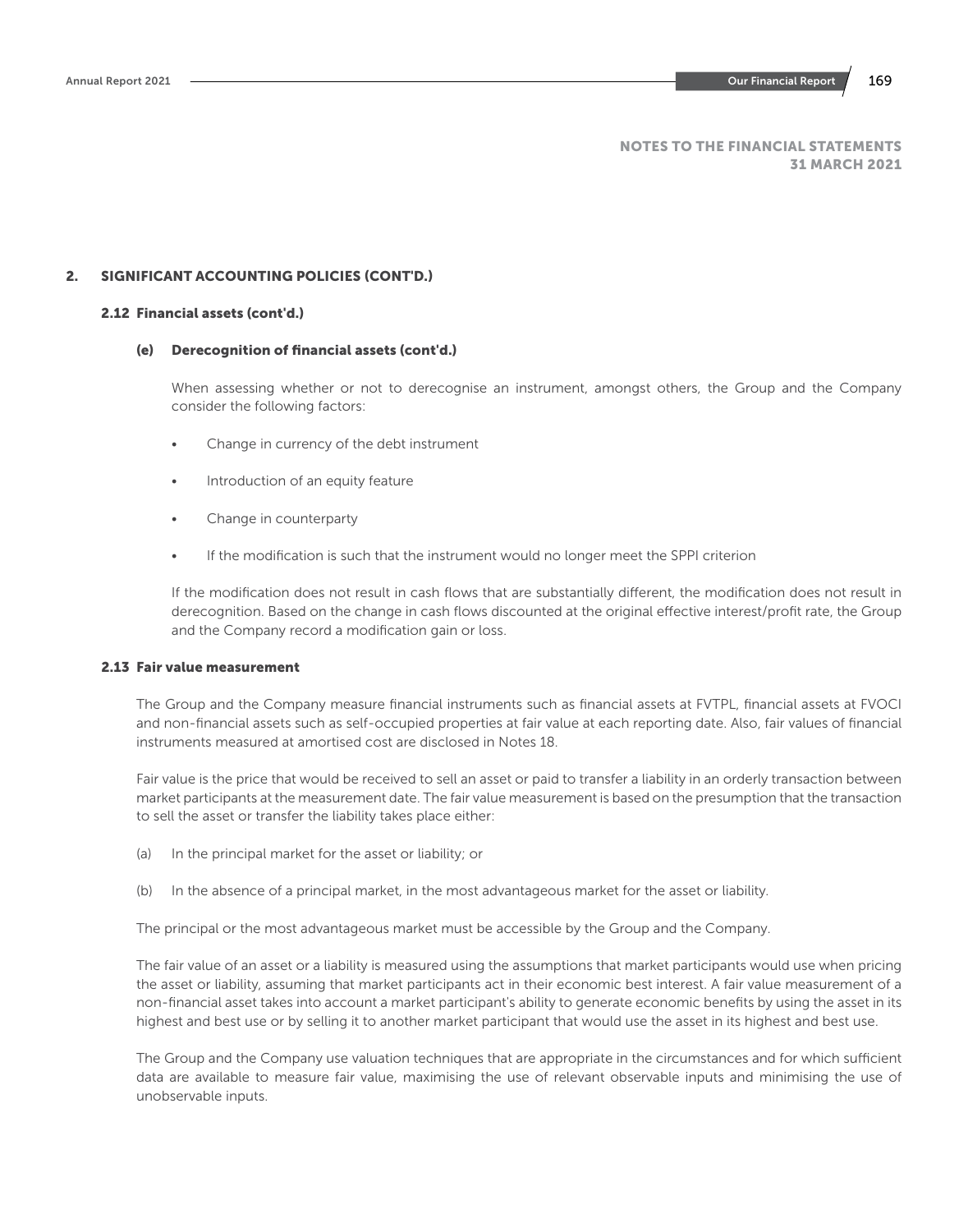## 2. SIGNIFICANT ACCOUNTING POLICIES (CONT'D.)

### 2.12 Financial assets (cont'd.)

#### (e) Derecognition of financial assets (cont'd.)

When assessing whether or not to derecognise an instrument, amongst others, the Group and the Company consider the following factors:

- Change in currency of the debt instrument
- Introduction of an equity feature
- Change in counterparty
- If the modification is such that the instrument would no longer meet the SPPI criterion

If the modification does not result in cash flows that are substantially different, the modification does not result in derecognition. Based on the change in cash flows discounted at the original effective interest/profit rate, the Group and the Company record a modification gain or loss.

### 2.13 Fair value measurement

The Group and the Company measure financial instruments such as financial assets at FVTPL, financial assets at FVOCI and non-financial assets such as self-occupied properties at fair value at each reporting date. Also, fair values of financial instruments measured at amortised cost are disclosed in Notes 18.

Fair value is the price that would be received to sell an asset or paid to transfer a liability in an orderly transaction between market participants at the measurement date. The fair value measurement is based on the presumption that the transaction to sell the asset or transfer the liability takes place either:

(a) In the principal market for the asset or liability; or

(b) In the absence of a principal market, in the most advantageous market for the asset or liability.

The principal or the most advantageous market must be accessible by the Group and the Company.

The fair value of an asset or a liability is measured using the assumptions that market participants would use when pricing the asset or liability, assuming that market participants act in their economic best interest. A fair value measurement of a non-financial asset takes into account a market participant's ability to generate economic benefits by using the asset in its highest and best use or by selling it to another market participant that would use the asset in its highest and best use.

The Group and the Company use valuation techniques that are appropriate in the circumstances and for which sufficient data are available to measure fair value, maximising the use of relevant observable inputs and minimising the use of unobservable inputs.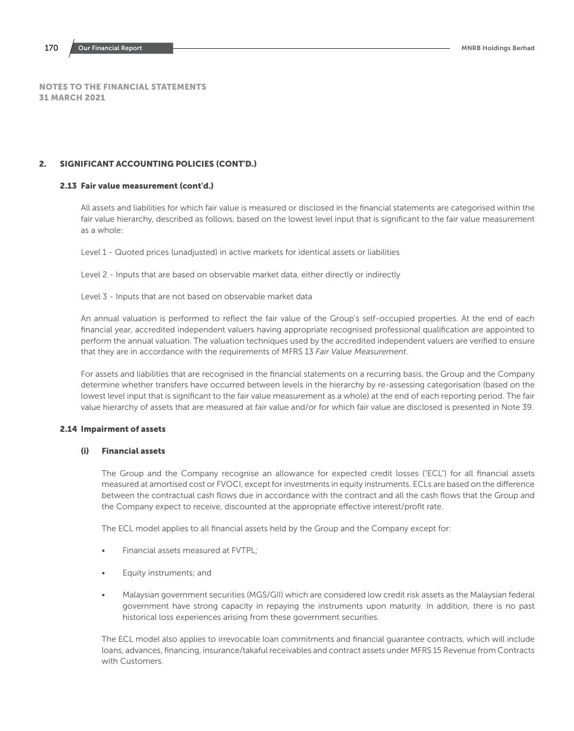NOTES TO THE FINANCIAL STATEMENTS
31 MARCH 2021

## 2. SIGNIFICANT ACCOUNTING POLICIES (CONT'D.)

### 2.13 Fair value measurement (cont'd.)

All assets and liabilities for which fair value is measured or disclosed in the financial statements are categorised within the fair value hierarchy, described as follows, based on the lowest level input that is significant to the fair value measurement as a whole:

Level 1 - Quoted prices (unadjusted) in active markets for identical assets or liabilities

Level 2 - Inputs that are based on observable market data, either directly or indirectly

Level 3 - Inputs that are not based on observable market data

An annual valuation is performed to reflect the fair value of the Group's self-occupied properties. At the end of each financial year, accredited independent valuers having appropriate recognised professional qualification are appointed to perform the annual valuation. The valuation techniques used by the accredited independent valuers are verified to ensure that they are in accordance with the requirements of MFRS 13 *Fair Value Measurement*.

For assets and liabilities that are recognised in the financial statements on a recurring basis, the Group and the Company determine whether transfers have occurred between levels in the hierarchy by re-assessing categorisation (based on the lowest level input that is significant to the fair value measurement as a whole) at the end of each reporting period. The fair value hierarchy of assets that are measured at fair value and/or for which fair value are disclosed is presented in Note 39.

### 2.14 Impairment of assets

#### (i) Financial assets

The Group and the Company recognise an allowance for expected credit losses ("ECL") for all financial assets measured at amortised cost or FVOCI, except for investments in equity instruments. ECLs are based on the difference between the contractual cash flows due in accordance with the contract and all the cash flows that the Group and the Company expect to receive, discounted at the appropriate effective interest/profit rate.

The ECL model applies to all financial assets held by the Group and the Company except for:

- Financial assets measured at FVTPL;
- Equity instruments; and
- Malaysian government securities (MGS/GII) which are considered low credit risk assets as the Malaysian federal government have strong capacity in repaying the instruments upon maturity. In addition, there is no past historical loss experiences arising from these government securities.

The ECL model also applies to irrevocable loan commitments and financial guarantee contracts, which will include loans, advances, financing, insurance/takaful receivables and contract assets under MFRS 15 Revenue from Contracts with Customers.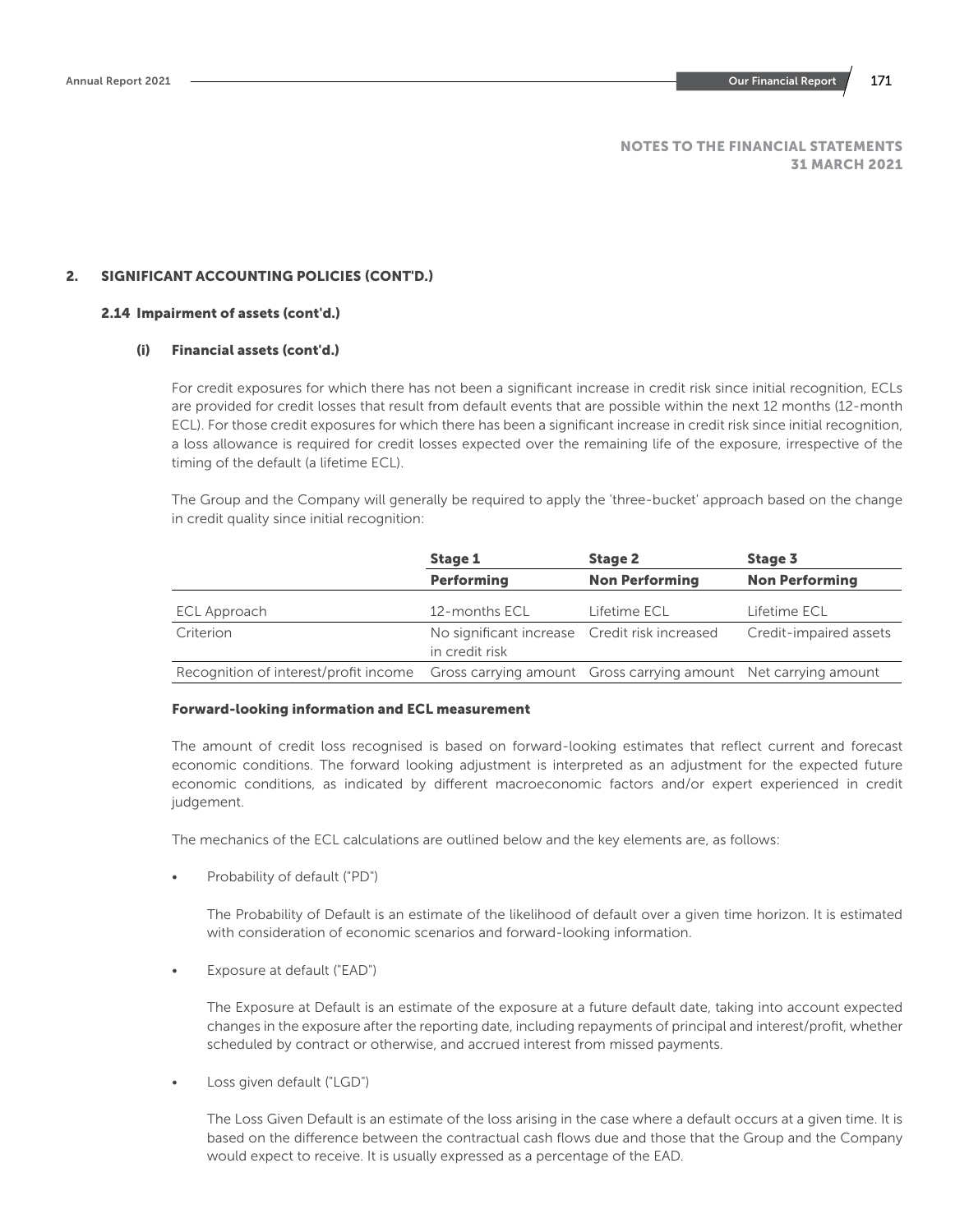# NOTES TO THE FINANCIAL STATEMENTS
## 31 MARCH 2021

## 2. SIGNIFICANT ACCOUNTING POLICIES (CONT'D.)

### 2.14 Impairment of assets (cont'd.)

#### (i) Financial assets (cont'd.)

For credit exposures for which there has not been a significant increase in credit risk since initial recognition, ECLs are provided for credit losses that result from default events that are possible within the next 12 months (12-month ECL). For those credit exposures for which there has been a significant increase in credit risk since initial recognition, a loss allowance is required for credit losses expected over the remaining life of the exposure, irrespective of the timing of the default (a lifetime ECL).

The Group and the Company will generally be required to apply the 'three-bucket' approach based on the change in credit quality since initial recognition:

| | **Stage 1** | **Stage 2** | **Stage 3** |
|---|---|---|---|
| | **Performing** | **Non Performing** | **Non Performing** |
| ECL Approach | 12-months ECL | Lifetime ECL | Lifetime ECL |
| Criterion | No significant increase in credit risk | Credit risk increased | Credit-impaired assets |
| Recognition of interest/profit income | Gross carrying amount | Gross carrying amount | Net carrying amount |

**Forward-looking information and ECL measurement**

The amount of credit loss recognised is based on forward-looking estimates that reflect current and forecast economic conditions. The forward looking adjustment is interpreted as an adjustment for the expected future economic conditions, as indicated by different macroeconomic factors and/or expert experienced in credit judgement.

The mechanics of the ECL calculations are outlined below and the key elements are, as follows:

- Probability of default ("PD")

  The Probability of Default is an estimate of the likelihood of default over a given time horizon. It is estimated with consideration of economic scenarios and forward-looking information.

- Exposure at default ("EAD")

  The Exposure at Default is an estimate of the exposure at a future default date, taking into account expected changes in the exposure after the reporting date, including repayments of principal and interest/profit, whether scheduled by contract or otherwise, and accrued interest from missed payments.

- Loss given default ("LGD")

  The Loss Given Default is an estimate of the loss arising in the case where a default occurs at a given time. It is based on the difference between the contractual cash flows due and those that the Group and the Company would expect to receive. It is usually expressed as a percentage of the EAD.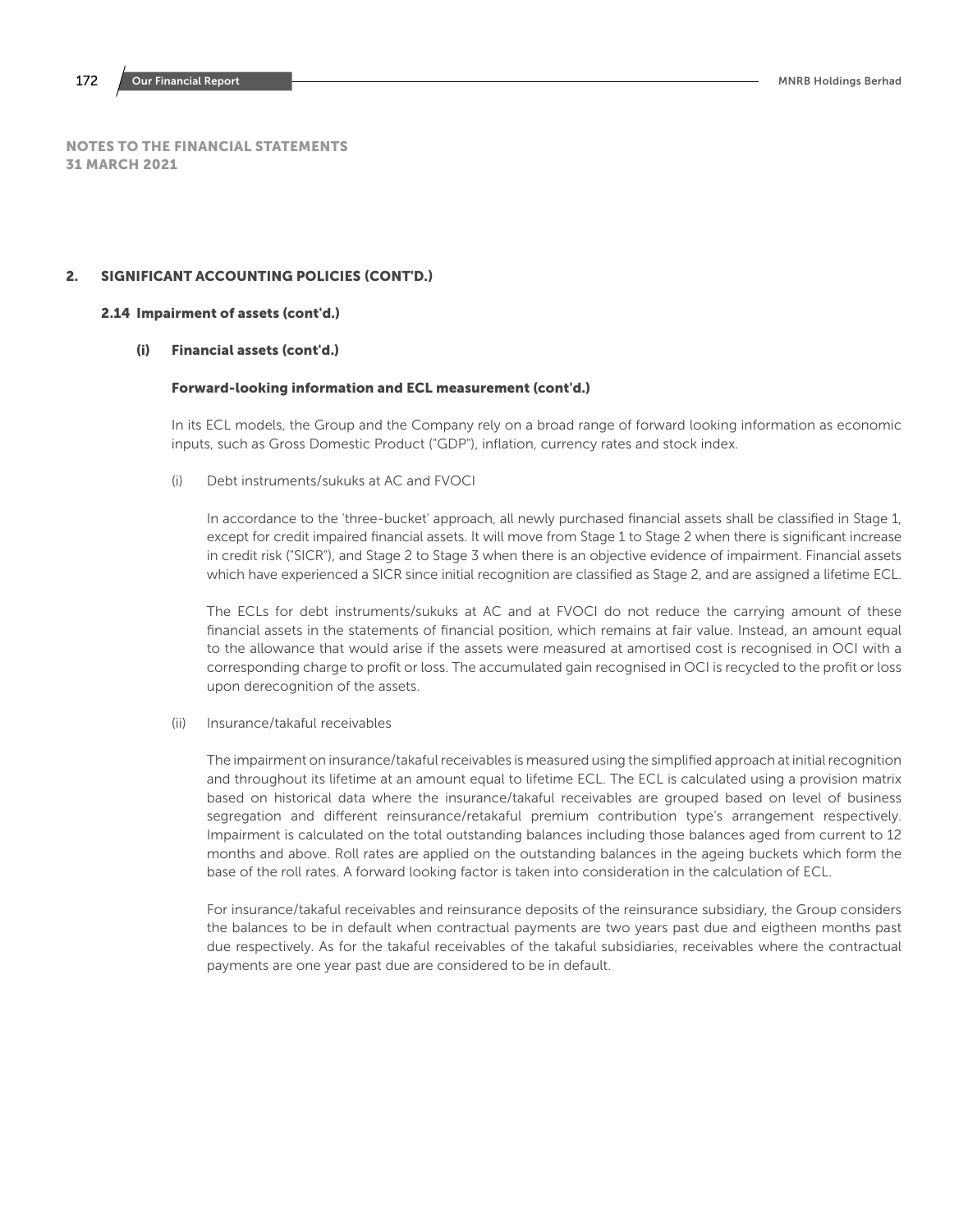NOTES TO THE FINANCIAL STATEMENTS
31 MARCH 2021

## 2. SIGNIFICANT ACCOUNTING POLICIES (CONT'D.)

### 2.14 Impairment of assets (cont'd.)

#### (i) Financial assets (cont'd.)

**Forward-looking information and ECL measurement (cont'd.)**

In its ECL models, the Group and the Company rely on a broad range of forward looking information as economic inputs, such as Gross Domestic Product ("GDP"), inflation, currency rates and stock index.

(i) Debt instruments/sukuks at AC and FVOCI

In accordance to the 'three-bucket' approach, all newly purchased financial assets shall be classified in Stage 1, except for credit impaired financial assets. It will move from Stage 1 to Stage 2 when there is significant increase in credit risk ("SICR"), and Stage 2 to Stage 3 when there is an objective evidence of impairment. Financial assets which have experienced a SICR since initial recognition are classified as Stage 2, and are assigned a lifetime ECL.

The ECLs for debt instruments/sukuks at AC and at FVOCI do not reduce the carrying amount of these financial assets in the statements of financial position, which remains at fair value. Instead, an amount equal to the allowance that would arise if the assets were measured at amortised cost is recognised in OCI with a corresponding charge to profit or loss. The accumulated gain recognised in OCI is recycled to the profit or loss upon derecognition of the assets.

(ii) Insurance/takaful receivables

The impairment on insurance/takaful receivables is measured using the simplified approach at initial recognition and throughout its lifetime at an amount equal to lifetime ECL. The ECL is calculated using a provision matrix based on historical data where the insurance/takaful receivables are grouped based on level of business segregation and different reinsurance/retakaful premium contribution type's arrangement respectively. Impairment is calculated on the total outstanding balances including those balances aged from current to 12 months and above. Roll rates are applied on the outstanding balances in the ageing buckets which form the base of the roll rates. A forward looking factor is taken into consideration in the calculation of ECL.

For insurance/takaful receivables and reinsurance deposits of the reinsurance subsidiary, the Group considers the balances to be in default when contractual payments are two years past due and eigtheen months past due respectively. As for the takaful receivables of the takaful subsidiaries, receivables where the contractual payments are one year past due are considered to be in default.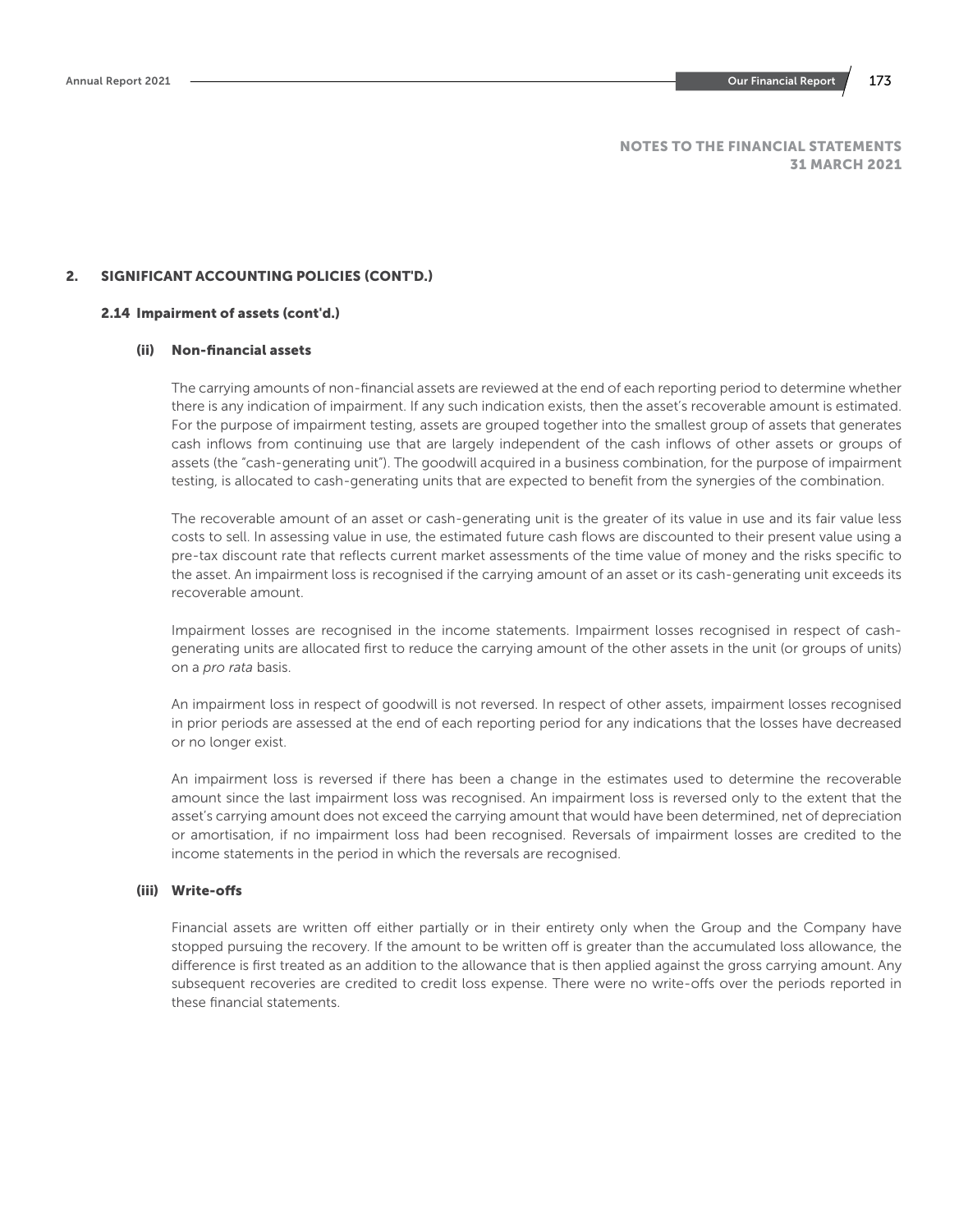## 2. SIGNIFICANT ACCOUNTING POLICIES (CONT'D.)

### 2.14 Impairment of assets (cont'd.)

#### (ii) Non-financial assets

The carrying amounts of non-financial assets are reviewed at the end of each reporting period to determine whether there is any indication of impairment. If any such indication exists, then the asset's recoverable amount is estimated. For the purpose of impairment testing, assets are grouped together into the smallest group of assets that generates cash inflows from continuing use that are largely independent of the cash inflows of other assets or groups of assets (the "cash-generating unit"). The goodwill acquired in a business combination, for the purpose of impairment testing, is allocated to cash-generating units that are expected to benefit from the synergies of the combination.

The recoverable amount of an asset or cash-generating unit is the greater of its value in use and its fair value less costs to sell. In assessing value in use, the estimated future cash flows are discounted to their present value using a pre-tax discount rate that reflects current market assessments of the time value of money and the risks specific to the asset. An impairment loss is recognised if the carrying amount of an asset or its cash-generating unit exceeds its recoverable amount.

Impairment losses are recognised in the income statements. Impairment losses recognised in respect of cash-generating units are allocated first to reduce the carrying amount of the other assets in the unit (or groups of units) on a *pro rata* basis.

An impairment loss in respect of goodwill is not reversed. In respect of other assets, impairment losses recognised in prior periods are assessed at the end of each reporting period for any indications that the losses have decreased or no longer exist.

An impairment loss is reversed if there has been a change in the estimates used to determine the recoverable amount since the last impairment loss was recognised. An impairment loss is reversed only to the extent that the asset's carrying amount does not exceed the carrying amount that would have been determined, net of depreciation or amortisation, if no impairment loss had been recognised. Reversals of impairment losses are credited to the income statements in the period in which the reversals are recognised.

#### (iii) Write-offs

Financial assets are written off either partially or in their entirety only when the Group and the Company have stopped pursuing the recovery. If the amount to be written off is greater than the accumulated loss allowance, the difference is first treated as an addition to the allowance that is then applied against the gross carrying amount. Any subsequent recoveries are credited to credit loss expense. There were no write-offs over the periods reported in these financial statements.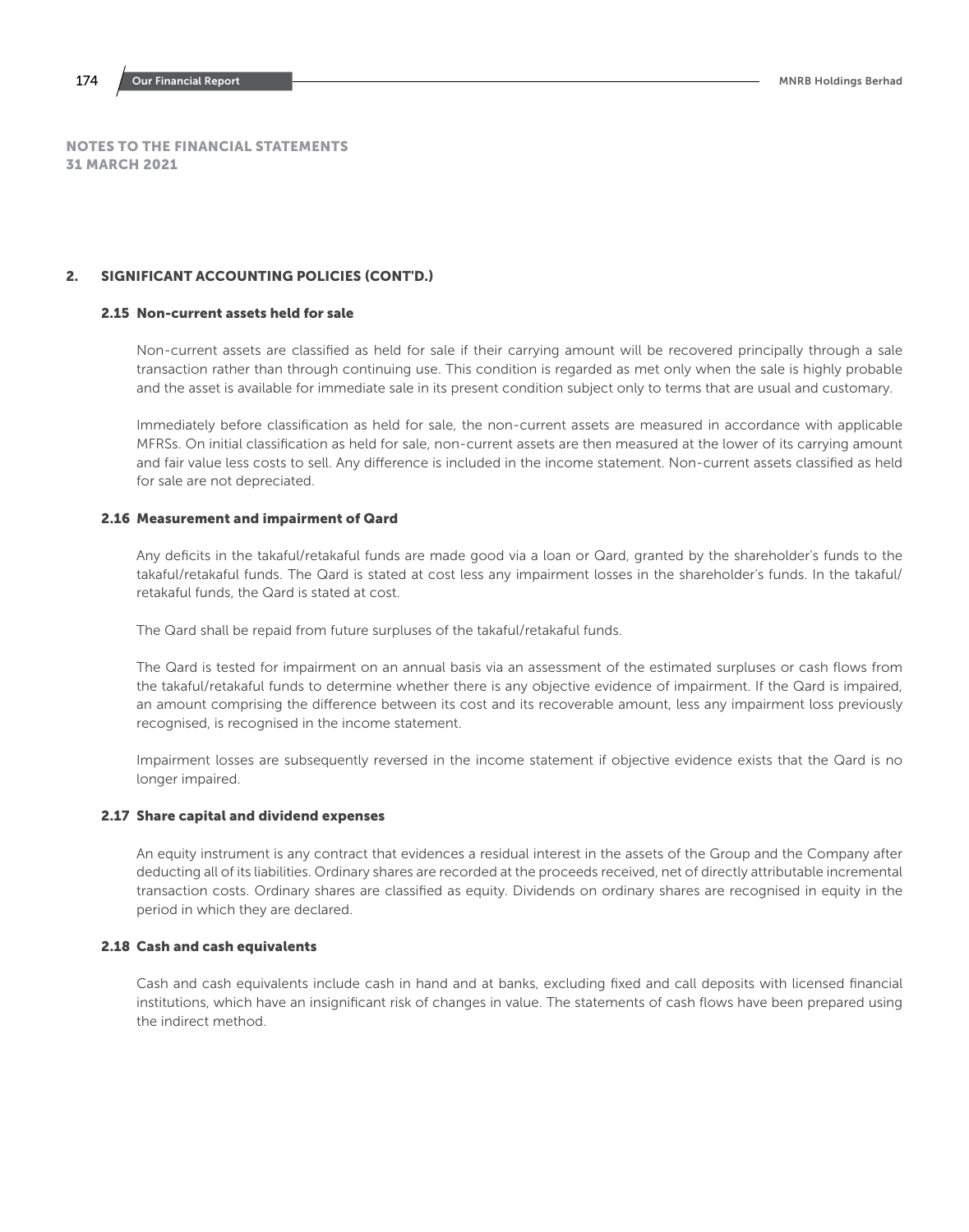## NOTES TO THE FINANCIAL STATEMENTS
## 31 MARCH 2021

## 2. SIGNIFICANT ACCOUNTING POLICIES (CONT'D.)

### 2.15 Non-current assets held for sale

Non-current assets are classified as held for sale if their carrying amount will be recovered principally through a sale transaction rather than through continuing use. This condition is regarded as met only when the sale is highly probable and the asset is available for immediate sale in its present condition subject only to terms that are usual and customary.

Immediately before classification as held for sale, the non-current assets are measured in accordance with applicable MFRSs. On initial classification as held for sale, non-current assets are then measured at the lower of its carrying amount and fair value less costs to sell. Any difference is included in the income statement. Non-current assets classified as held for sale are not depreciated.

### 2.16 Measurement and impairment of Qard

Any deficits in the takaful/retakaful funds are made good via a loan or Qard, granted by the shareholder's funds to the takaful/retakaful funds. The Qard is stated at cost less any impairment losses in the shareholder's funds. In the takaful/retakaful funds, the Qard is stated at cost.

The Qard shall be repaid from future surpluses of the takaful/retakaful funds.

The Qard is tested for impairment on an annual basis via an assessment of the estimated surpluses or cash flows from the takaful/retakaful funds to determine whether there is any objective evidence of impairment. If the Qard is impaired, an amount comprising the difference between its cost and its recoverable amount, less any impairment loss previously recognised, is recognised in the income statement.

Impairment losses are subsequently reversed in the income statement if objective evidence exists that the Qard is no longer impaired.

### 2.17 Share capital and dividend expenses

An equity instrument is any contract that evidences a residual interest in the assets of the Group and the Company after deducting all of its liabilities. Ordinary shares are recorded at the proceeds received, net of directly attributable incremental transaction costs. Ordinary shares are classified as equity. Dividends on ordinary shares are recognised in equity in the period in which they are declared.

### 2.18 Cash and cash equivalents

Cash and cash equivalents include cash in hand and at banks, excluding fixed and call deposits with licensed financial institutions, which have an insignificant risk of changes in value. The statements of cash flows have been prepared using the indirect method.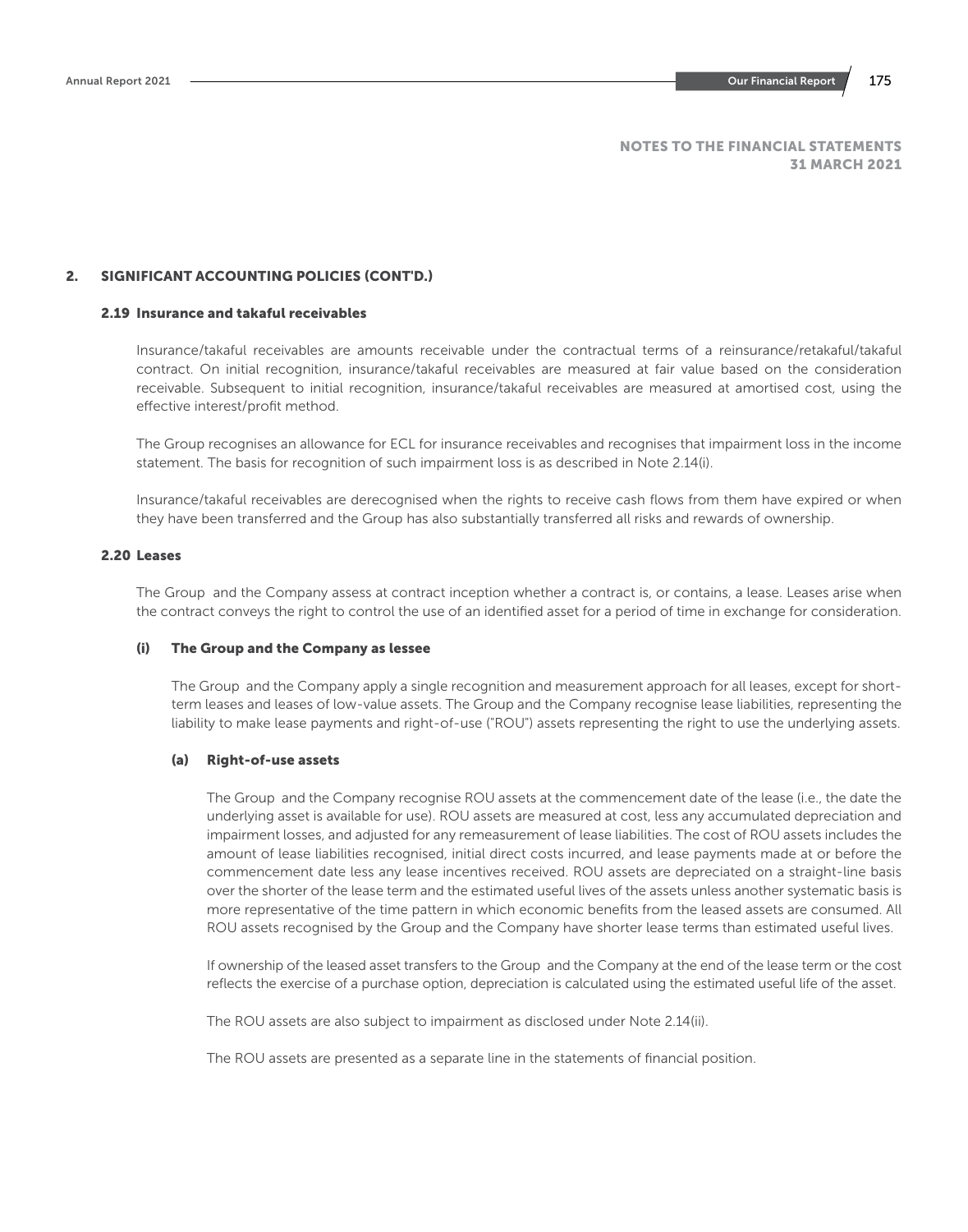NOTES TO THE FINANCIAL STATEMENTS
31 MARCH 2021

## 2. SIGNIFICANT ACCOUNTING POLICIES (CONT'D.)

### 2.19 Insurance and takaful receivables

Insurance/takaful receivables are amounts receivable under the contractual terms of a reinsurance/retakaful/takaful contract. On initial recognition, insurance/takaful receivables are measured at fair value based on the consideration receivable. Subsequent to initial recognition, insurance/takaful receivables are measured at amortised cost, using the effective interest/profit method.

The Group recognises an allowance for ECL for insurance receivables and recognises that impairment loss in the income statement. The basis for recognition of such impairment loss is as described in Note 2.14(i).

Insurance/takaful receivables are derecognised when the rights to receive cash flows from them have expired or when they have been transferred and the Group has also substantially transferred all risks and rewards of ownership.

### 2.20 Leases

The Group and the Company assess at contract inception whether a contract is, or contains, a lease. Leases arise when the contract conveys the right to control the use of an identified asset for a period of time in exchange for consideration.

#### (i) The Group and the Company as lessee

The Group and the Company apply a single recognition and measurement approach for all leases, except for short-term leases and leases of low-value assets. The Group and the Company recognise lease liabilities, representing the liability to make lease payments and right-of-use ("ROU") assets representing the right to use the underlying assets.

##### (a) Right-of-use assets

The Group and the Company recognise ROU assets at the commencement date of the lease (i.e., the date the underlying asset is available for use). ROU assets are measured at cost, less any accumulated depreciation and impairment losses, and adjusted for any remeasurement of lease liabilities. The cost of ROU assets includes the amount of lease liabilities recognised, initial direct costs incurred, and lease payments made at or before the commencement date less any lease incentives received. ROU assets are depreciated on a straight-line basis over the shorter of the lease term and the estimated useful lives of the assets unless another systematic basis is more representative of the time pattern in which economic benefits from the leased assets are consumed. All ROU assets recognised by the Group and the Company have shorter lease terms than estimated useful lives.

If ownership of the leased asset transfers to the Group and the Company at the end of the lease term or the cost reflects the exercise of a purchase option, depreciation is calculated using the estimated useful life of the asset.

The ROU assets are also subject to impairment as disclosed under Note 2.14(ii).

The ROU assets are presented as a separate line in the statements of financial position.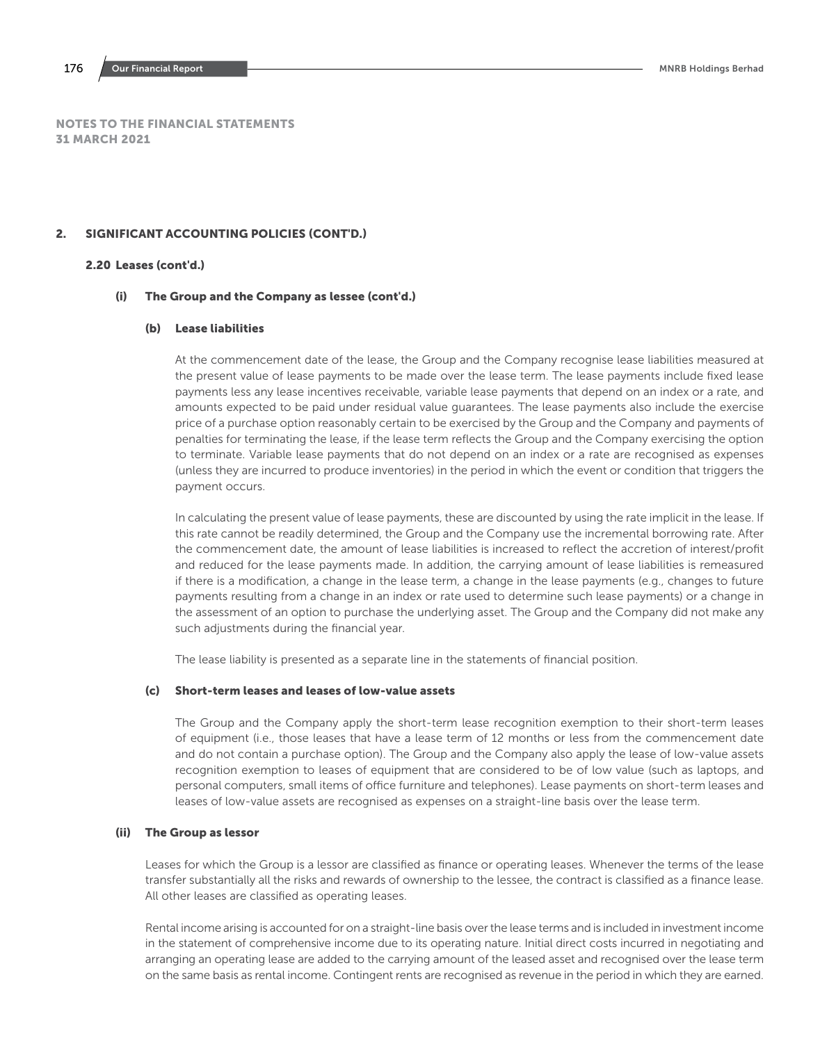NOTES TO THE FINANCIAL STATEMENTS
31 MARCH 2021

## 2. SIGNIFICANT ACCOUNTING POLICIES (CONT'D.)

### 2.20 Leases (cont'd.)

#### (i) The Group and the Company as lessee (cont'd.)

##### (b) Lease liabilities

At the commencement date of the lease, the Group and the Company recognise lease liabilities measured at the present value of lease payments to be made over the lease term. The lease payments include fixed lease payments less any lease incentives receivable, variable lease payments that depend on an index or a rate, and amounts expected to be paid under residual value guarantees. The lease payments also include the exercise price of a purchase option reasonably certain to be exercised by the Group and the Company and payments of penalties for terminating the lease, if the lease term reflects the Group and the Company exercising the option to terminate. Variable lease payments that do not depend on an index or a rate are recognised as expenses (unless they are incurred to produce inventories) in the period in which the event or condition that triggers the payment occurs.

In calculating the present value of lease payments, these are discounted by using the rate implicit in the lease. If this rate cannot be readily determined, the Group and the Company use the incremental borrowing rate. After the commencement date, the amount of lease liabilities is increased to reflect the accretion of interest/profit and reduced for the lease payments made. In addition, the carrying amount of lease liabilities is remeasured if there is a modification, a change in the lease term, a change in the lease payments (e.g., changes to future payments resulting from a change in an index or rate used to determine such lease payments) or a change in the assessment of an option to purchase the underlying asset. The Group and the Company did not make any such adjustments during the financial year.

The lease liability is presented as a separate line in the statements of financial position.

##### (c) Short-term leases and leases of low-value assets

The Group and the Company apply the short-term lease recognition exemption to their short-term leases of equipment (i.e., those leases that have a lease term of 12 months or less from the commencement date and do not contain a purchase option). The Group and the Company also apply the lease of low-value assets recognition exemption to leases of equipment that are considered to be of low value (such as laptops, and personal computers, small items of office furniture and telephones). Lease payments on short-term leases and leases of low-value assets are recognised as expenses on a straight-line basis over the lease term.

#### (ii) The Group as lessor

Leases for which the Group is a lessor are classified as finance or operating leases. Whenever the terms of the lease transfer substantially all the risks and rewards of ownership to the lessee, the contract is classified as a finance lease. All other leases are classified as operating leases.

Rental income arising is accounted for on a straight-line basis over the lease terms and is included in investment income in the statement of comprehensive income due to its operating nature. Initial direct costs incurred in negotiating and arranging an operating lease are added to the carrying amount of the leased asset and recognised over the lease term on the same basis as rental income. Contingent rents are recognised as revenue in the period in which they are earned.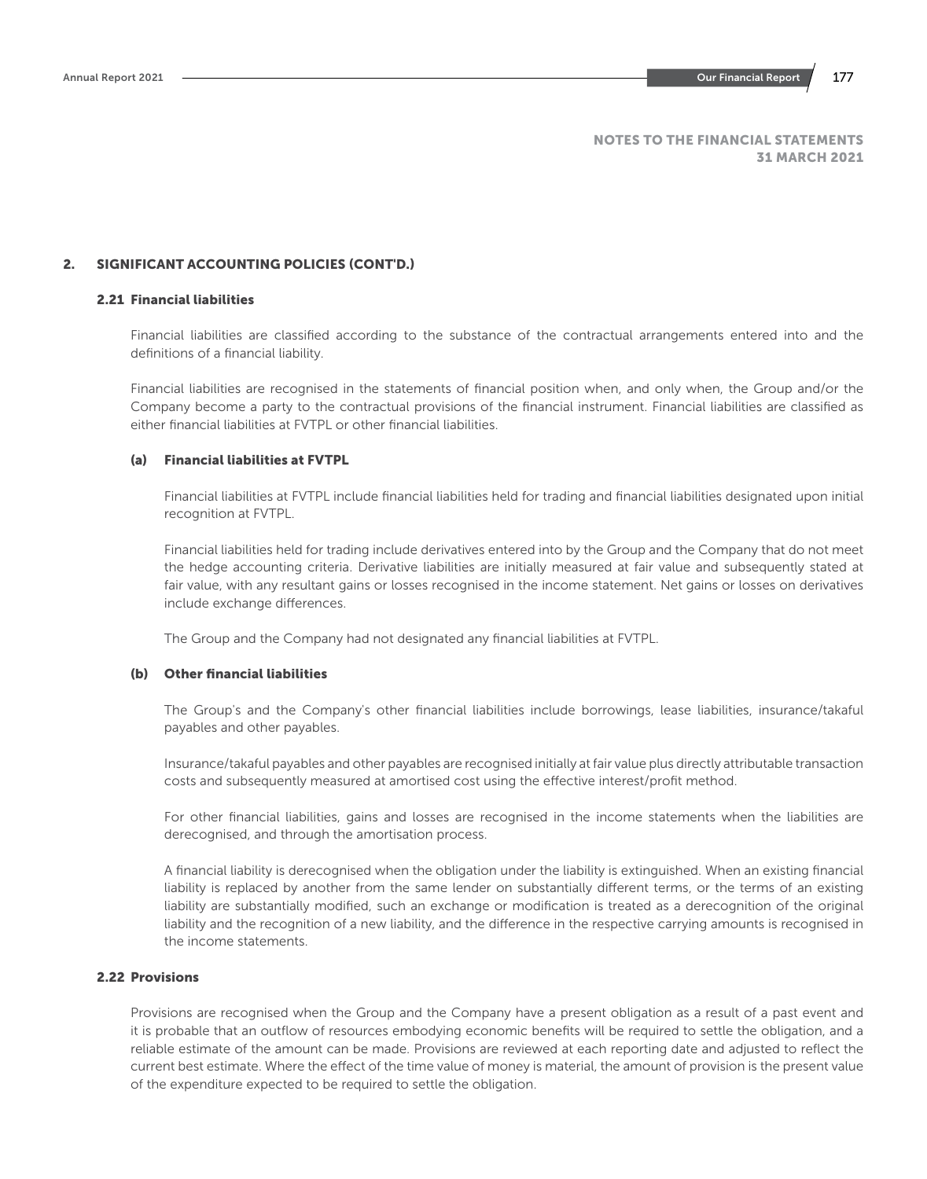NOTES TO THE FINANCIAL STATEMENTS
31 MARCH 2021

## 2. SIGNIFICANT ACCOUNTING POLICIES (CONT'D.)

### 2.21 Financial liabilities

Financial liabilities are classified according to the substance of the contractual arrangements entered into and the definitions of a financial liability.

Financial liabilities are recognised in the statements of financial position when, and only when, the Group and/or the Company become a party to the contractual provisions of the financial instrument. Financial liabilities are classified as either financial liabilities at FVTPL or other financial liabilities.

#### (a) Financial liabilities at FVTPL

Financial liabilities at FVTPL include financial liabilities held for trading and financial liabilities designated upon initial recognition at FVTPL.

Financial liabilities held for trading include derivatives entered into by the Group and the Company that do not meet the hedge accounting criteria. Derivative liabilities are initially measured at fair value and subsequently stated at fair value, with any resultant gains or losses recognised in the income statement. Net gains or losses on derivatives include exchange differences.

The Group and the Company had not designated any financial liabilities at FVTPL.

#### (b) Other financial liabilities

The Group's and the Company's other financial liabilities include borrowings, lease liabilities, insurance/takaful payables and other payables.

Insurance/takaful payables and other payables are recognised initially at fair value plus directly attributable transaction costs and subsequently measured at amortised cost using the effective interest/profit method.

For other financial liabilities, gains and losses are recognised in the income statements when the liabilities are derecognised, and through the amortisation process.

A financial liability is derecognised when the obligation under the liability is extinguished. When an existing financial liability is replaced by another from the same lender on substantially different terms, or the terms of an existing liability are substantially modified, such an exchange or modification is treated as a derecognition of the original liability and the recognition of a new liability, and the difference in the respective carrying amounts is recognised in the income statements.

### 2.22 Provisions

Provisions are recognised when the Group and the Company have a present obligation as a result of a past event and it is probable that an outflow of resources embodying economic benefits will be required to settle the obligation, and a reliable estimate of the amount can be made. Provisions are reviewed at each reporting date and adjusted to reflect the current best estimate. Where the effect of the time value of money is material, the amount of provision is the present value of the expenditure expected to be required to settle the obligation.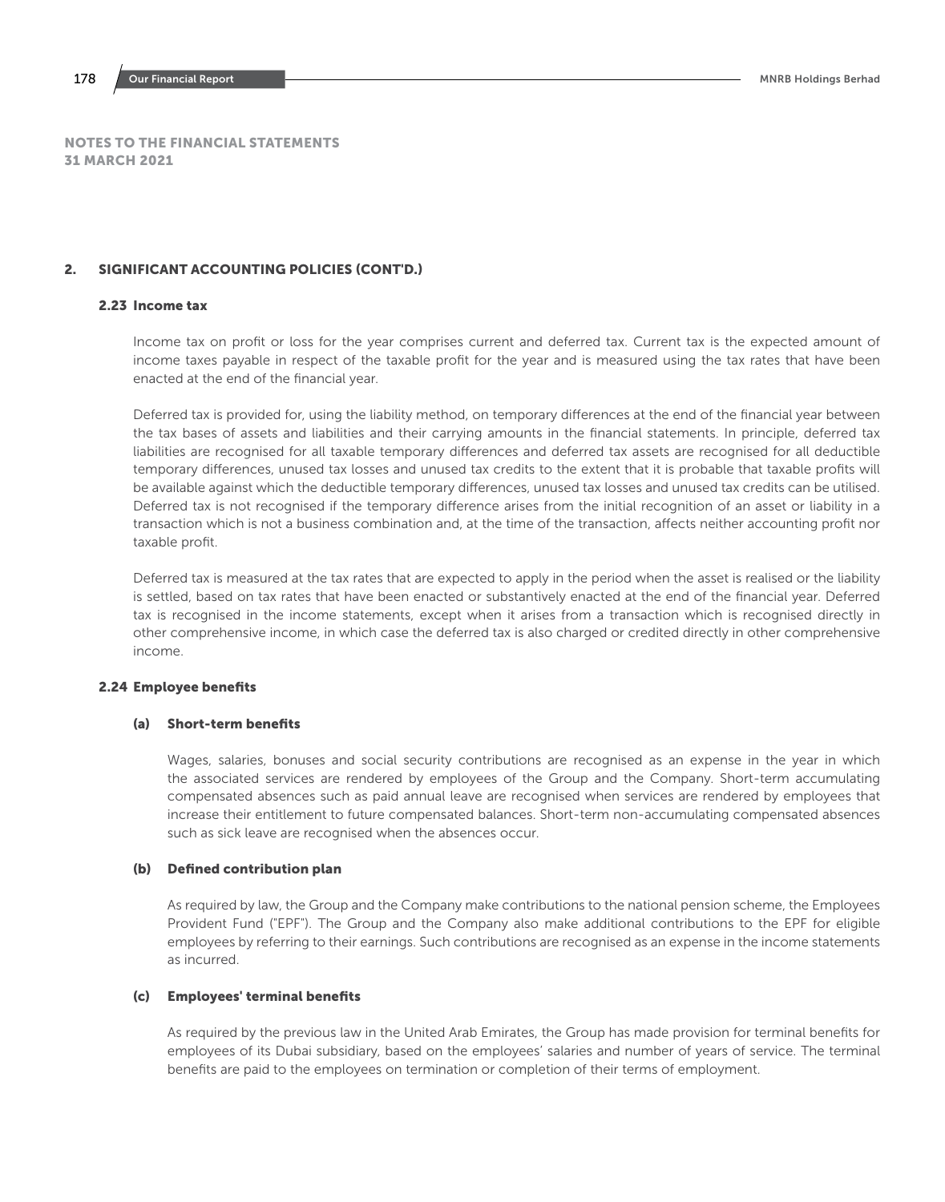NOTES TO THE FINANCIAL STATEMENTS
31 MARCH 2021

## 2. SIGNIFICANT ACCOUNTING POLICIES (CONT'D.)

### 2.23 Income tax

Income tax on profit or loss for the year comprises current and deferred tax. Current tax is the expected amount of income taxes payable in respect of the taxable profit for the year and is measured using the tax rates that have been enacted at the end of the financial year.

Deferred tax is provided for, using the liability method, on temporary differences at the end of the financial year between the tax bases of assets and liabilities and their carrying amounts in the financial statements. In principle, deferred tax liabilities are recognised for all taxable temporary differences and deferred tax assets are recognised for all deductible temporary differences, unused tax losses and unused tax credits to the extent that it is probable that taxable profits will be available against which the deductible temporary differences, unused tax losses and unused tax credits can be utilised. Deferred tax is not recognised if the temporary difference arises from the initial recognition of an asset or liability in a transaction which is not a business combination and, at the time of the transaction, affects neither accounting profit nor taxable profit.

Deferred tax is measured at the tax rates that are expected to apply in the period when the asset is realised or the liability is settled, based on tax rates that have been enacted or substantively enacted at the end of the financial year. Deferred tax is recognised in the income statements, except when it arises from a transaction which is recognised directly in other comprehensive income, in which case the deferred tax is also charged or credited directly in other comprehensive income.

### 2.24 Employee benefits

#### (a) Short-term benefits

Wages, salaries, bonuses and social security contributions are recognised as an expense in the year in which the associated services are rendered by employees of the Group and the Company. Short-term accumulating compensated absences such as paid annual leave are recognised when services are rendered by employees that increase their entitlement to future compensated balances. Short-term non-accumulating compensated absences such as sick leave are recognised when the absences occur.

#### (b) Defined contribution plan

As required by law, the Group and the Company make contributions to the national pension scheme, the Employees Provident Fund ("EPF"). The Group and the Company also make additional contributions to the EPF for eligible employees by referring to their earnings. Such contributions are recognised as an expense in the income statements as incurred.

#### (c) Employees' terminal benefits

As required by the previous law in the United Arab Emirates, the Group has made provision for terminal benefits for employees of its Dubai subsidiary, based on the employees' salaries and number of years of service. The terminal benefits are paid to the employees on termination or completion of their terms of employment.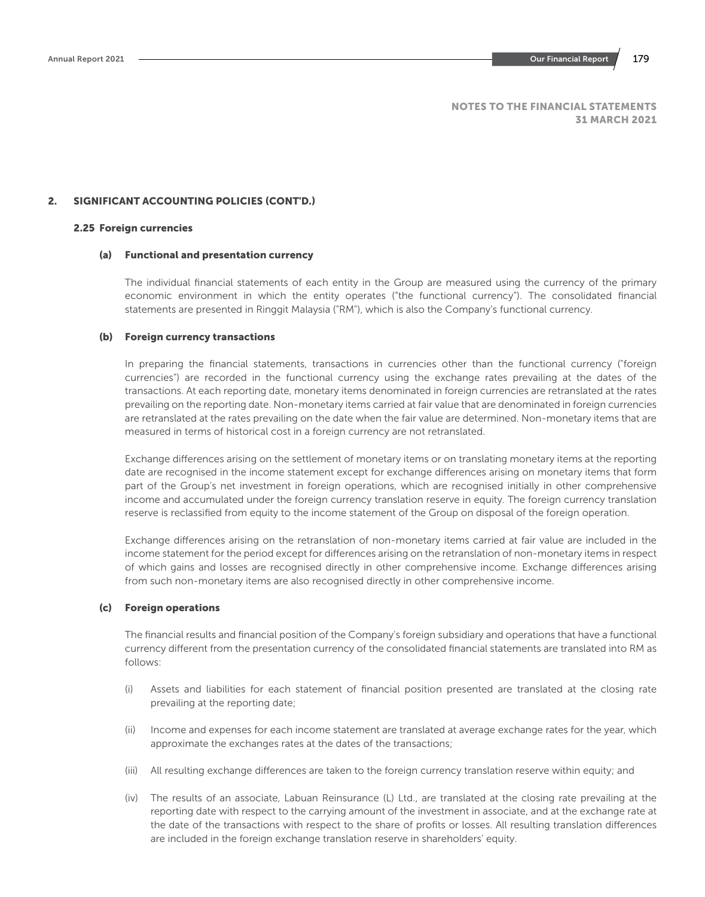# NOTES TO THE FINANCIAL STATEMENTS
## 31 MARCH 2021

## 2. SIGNIFICANT ACCOUNTING POLICIES (CONT'D.)

### 2.25 Foreign currencies

#### (a) Functional and presentation currency

The individual financial statements of each entity in the Group are measured using the currency of the primary economic environment in which the entity operates ("the functional currency"). The consolidated financial statements are presented in Ringgit Malaysia ("RM"), which is also the Company's functional currency.

#### (b) Foreign currency transactions

In preparing the financial statements, transactions in currencies other than the functional currency ("foreign currencies") are recorded in the functional currency using the exchange rates prevailing at the dates of the transactions. At each reporting date, monetary items denominated in foreign currencies are retranslated at the rates prevailing on the reporting date. Non-monetary items carried at fair value that are denominated in foreign currencies are retranslated at the rates prevailing on the date when the fair value are determined. Non-monetary items that are measured in terms of historical cost in a foreign currency are not retranslated.

Exchange differences arising on the settlement of monetary items or on translating monetary items at the reporting date are recognised in the income statement except for exchange differences arising on monetary items that form part of the Group's net investment in foreign operations, which are recognised initially in other comprehensive income and accumulated under the foreign currency translation reserve in equity. The foreign currency translation reserve is reclassified from equity to the income statement of the Group on disposal of the foreign operation.

Exchange differences arising on the retranslation of non-monetary items carried at fair value are included in the income statement for the period except for differences arising on the retranslation of non-monetary items in respect of which gains and losses are recognised directly in other comprehensive income. Exchange differences arising from such non-monetary items are also recognised directly in other comprehensive income.

#### (c) Foreign operations

The financial results and financial position of the Company's foreign subsidiary and operations that have a functional currency different from the presentation currency of the consolidated financial statements are translated into RM as follows:

(i) Assets and liabilities for each statement of financial position presented are translated at the closing rate prevailing at the reporting date;

(ii) Income and expenses for each income statement are translated at average exchange rates for the year, which approximate the exchanges rates at the dates of the transactions;

(iii) All resulting exchange differences are taken to the foreign currency translation reserve within equity; and

(iv) The results of an associate, Labuan Reinsurance (L) Ltd., are translated at the closing rate prevailing at the reporting date with respect to the carrying amount of the investment in associate, and at the exchange rate at the date of the transactions with respect to the share of profits or losses. All resulting translation differences are included in the foreign exchange translation reserve in shareholders' equity.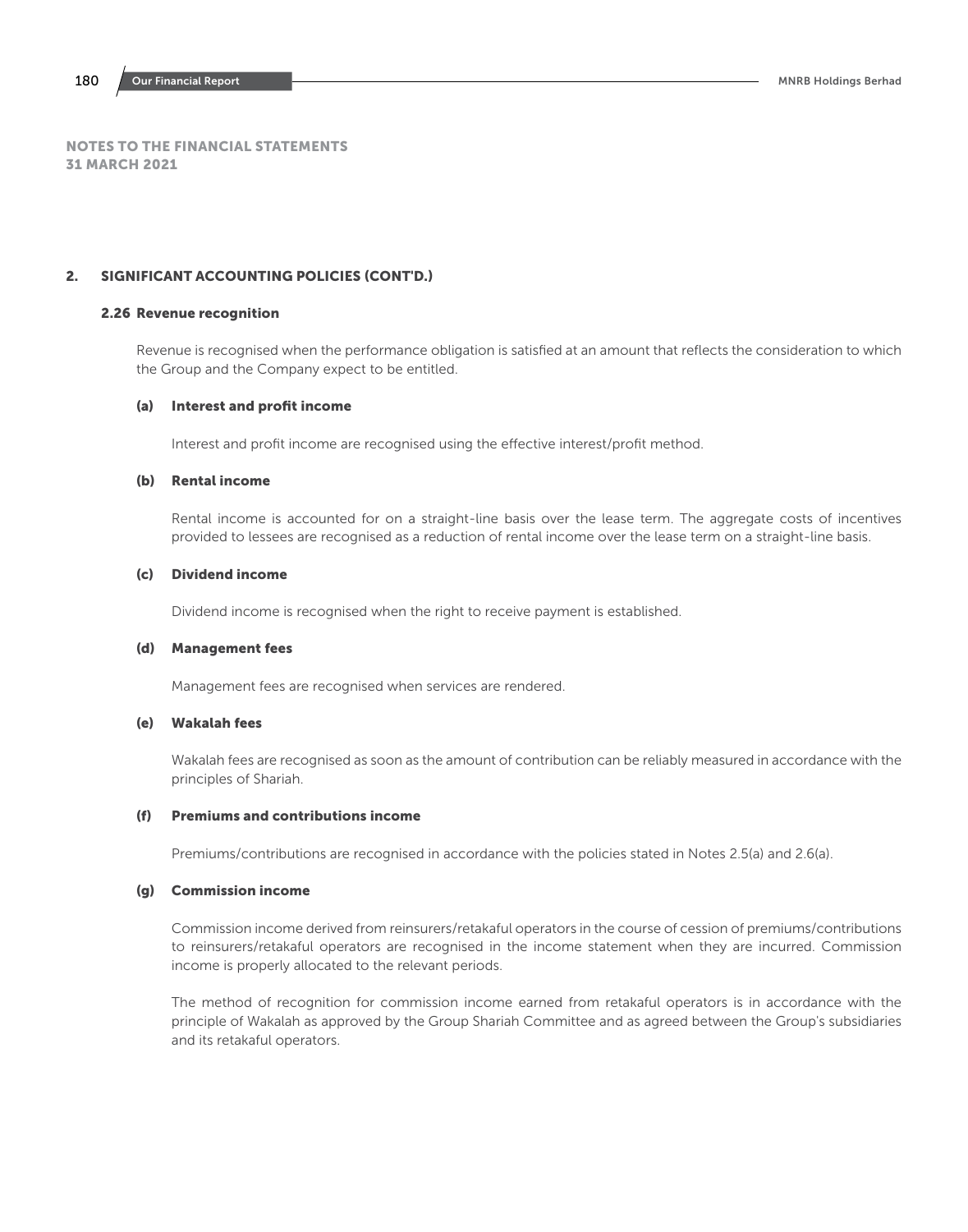## NOTES TO THE FINANCIAL STATEMENTS
## 31 MARCH 2021

### 2. SIGNIFICANT ACCOUNTING POLICIES (CONT'D.)

#### 2.26 Revenue recognition

Revenue is recognised when the performance obligation is satisfied at an amount that reflects the consideration to which the Group and the Company expect to be entitled.

**(a) Interest and profit income**

Interest and profit income are recognised using the effective interest/profit method.

**(b) Rental income**

Rental income is accounted for on a straight-line basis over the lease term. The aggregate costs of incentives provided to lessees are recognised as a reduction of rental income over the lease term on a straight-line basis.

**(c) Dividend income**

Dividend income is recognised when the right to receive payment is established.

**(d) Management fees**

Management fees are recognised when services are rendered.

**(e) Wakalah fees**

Wakalah fees are recognised as soon as the amount of contribution can be reliably measured in accordance with the principles of Shariah.

**(f) Premiums and contributions income**

Premiums/contributions are recognised in accordance with the policies stated in Notes 2.5(a) and 2.6(a).

**(g) Commission income**

Commission income derived from reinsurers/retakaful operators in the course of cession of premiums/contributions to reinsurers/retakaful operators are recognised in the income statement when they are incurred. Commission income is properly allocated to the relevant periods.

The method of recognition for commission income earned from retakaful operators is in accordance with the principle of Wakalah as approved by the Group Shariah Committee and as agreed between the Group's subsidiaries and its retakaful operators.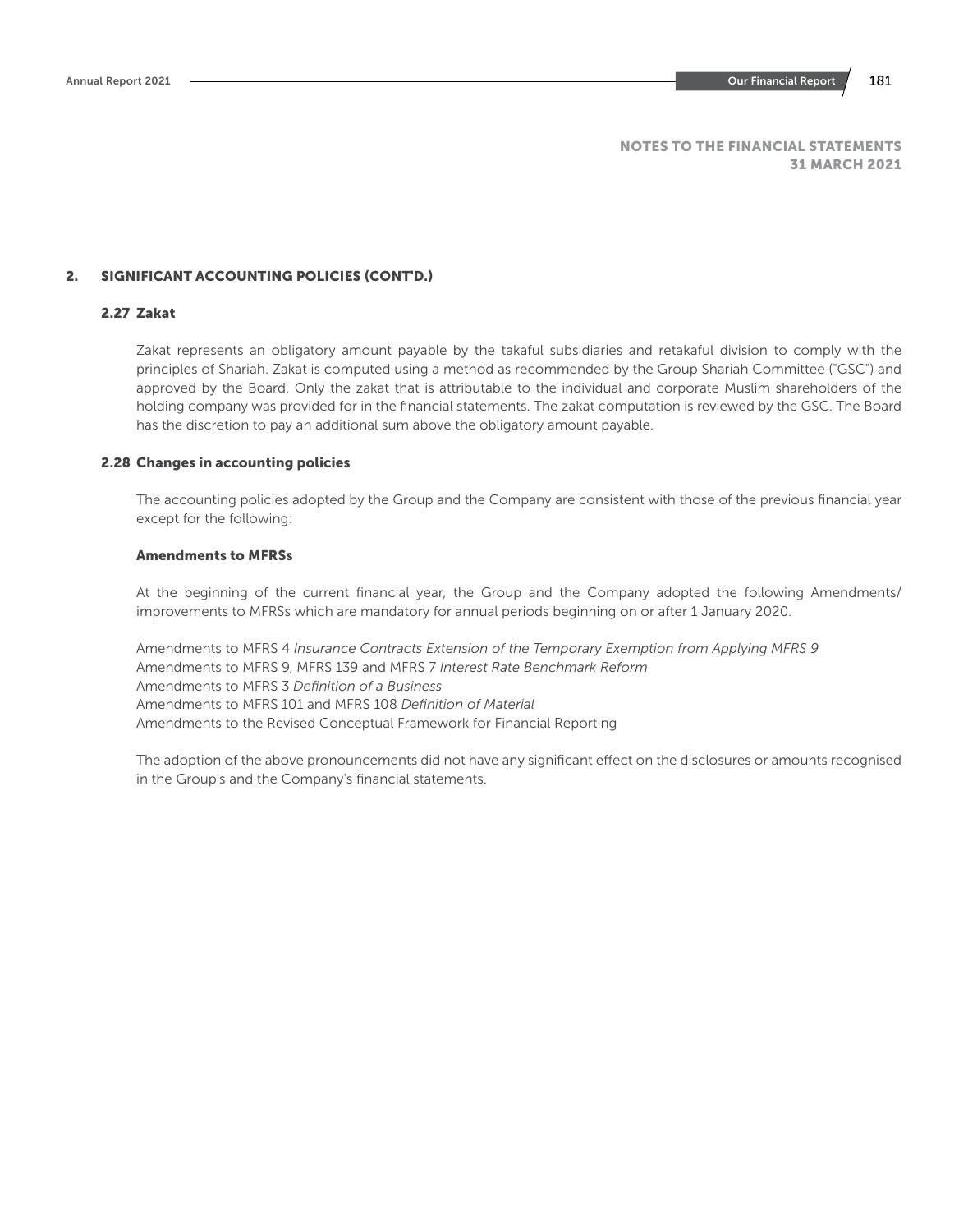## 2. SIGNIFICANT ACCOUNTING POLICIES (CONT'D.)

### 2.27 Zakat

Zakat represents an obligatory amount payable by the takaful subsidiaries and retakaful division to comply with the principles of Shariah. Zakat is computed using a method as recommended by the Group Shariah Committee ("GSC") and approved by the Board. Only the zakat that is attributable to the individual and corporate Muslim shareholders of the holding company was provided for in the financial statements. The zakat computation is reviewed by the GSC. The Board has the discretion to pay an additional sum above the obligatory amount payable.

### 2.28 Changes in accounting policies

The accounting policies adopted by the Group and the Company are consistent with those of the previous financial year except for the following:

**Amendments to MFRSs**

At the beginning of the current financial year, the Group and the Company adopted the following Amendments/ improvements to MFRSs which are mandatory for annual periods beginning on or after 1 January 2020.

Amendments to MFRS 4 *Insurance Contracts Extension of the Temporary Exemption from Applying MFRS 9*
Amendments to MFRS 9, MFRS 139 and MFRS 7 *Interest Rate Benchmark Reform*
Amendments to MFRS 3 *Definition of a Business*
Amendments to MFRS 101 and MFRS 108 *Definition of Material*
Amendments to the Revised Conceptual Framework for Financial Reporting

The adoption of the above pronouncements did not have any significant effect on the disclosures or amounts recognised in the Group's and the Company's financial statements.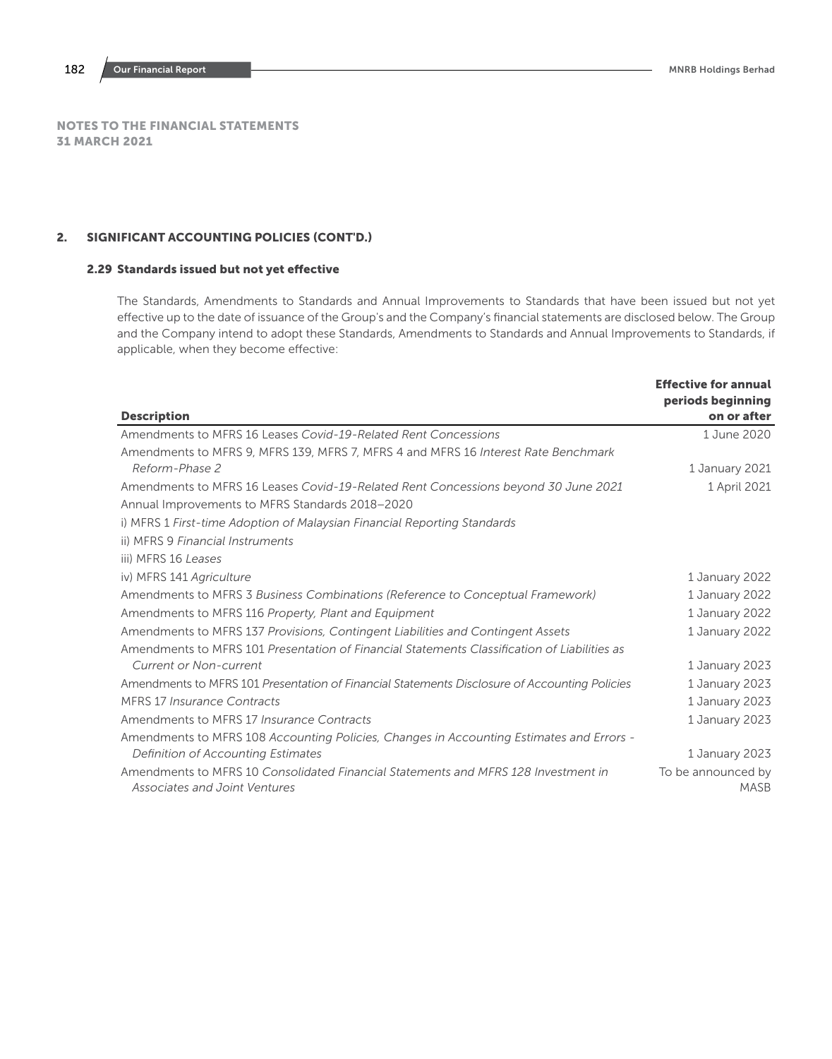NOTES TO THE FINANCIAL STATEMENTS
31 MARCH 2021

## 2. SIGNIFICANT ACCOUNTING POLICIES (CONT'D.)

### 2.29 Standards issued but not yet effective

The Standards, Amendments to Standards and Annual Improvements to Standards that have been issued but not yet effective up to the date of issuance of the Group's and the Company's financial statements are disclosed below. The Group and the Company intend to adopt these Standards, Amendments to Standards and Annual Improvements to Standards, if applicable, when they become effective:

| Description | Effective for annual periods beginning on or after |
|---|---|
| Amendments to MFRS 16 Leases *Covid-19-Related Rent Concessions* | 1 June 2020 |
| Amendments to MFRS 9, MFRS 139, MFRS 7, MFRS 4 and MFRS 16 *Interest Rate Benchmark Reform-Phase 2* | 1 January 2021 |
| Amendments to MFRS 16 Leases *Covid-19-Related Rent Concessions beyond 30 June 2021* | 1 April 2021 |
| Annual Improvements to MFRS Standards 2018–2020 | |
| i) MFRS 1 *First-time Adoption of Malaysian Financial Reporting Standards* | |
| ii) MFRS 9 *Financial Instruments* | |
| iii) MFRS 16 *Leases* | |
| iv) MFRS 141 *Agriculture* | 1 January 2022 |
| Amendments to MFRS 3 *Business Combinations (Reference to Conceptual Framework)* | 1 January 2022 |
| Amendments to MFRS 116 *Property, Plant and Equipment* | 1 January 2022 |
| Amendments to MFRS 137 *Provisions, Contingent Liabilities and Contingent Assets* | 1 January 2022 |
| Amendments to MFRS 101 *Presentation of Financial Statements Classification of Liabilities as Current or Non-current* | 1 January 2023 |
| Amendments to MFRS 101 *Presentation of Financial Statements Disclosure of Accounting Policies* | 1 January 2023 |
| MFRS 17 *Insurance Contracts* | 1 January 2023 |
| Amendments to MFRS 17 *Insurance Contracts* | 1 January 2023 |
| Amendments to MFRS 108 *Accounting Policies, Changes in Accounting Estimates and Errors - Definition of Accounting Estimates* | 1 January 2023 |
| Amendments to MFRS 10 *Consolidated Financial Statements and MFRS 128 Investment in Associates and Joint Ventures* | To be announced by MASB |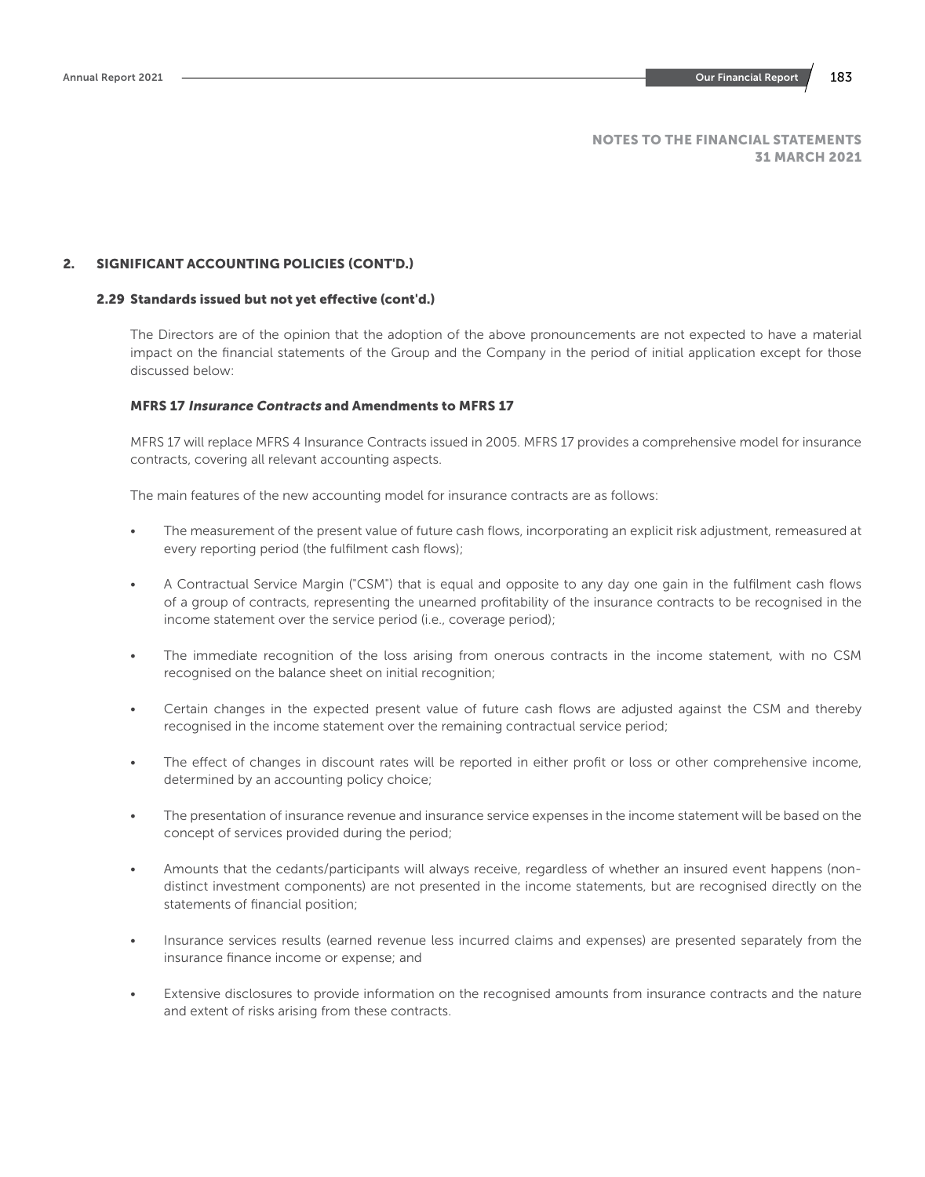NOTES TO THE FINANCIAL STATEMENTS
31 MARCH 2021

## 2. SIGNIFICANT ACCOUNTING POLICIES (CONT'D.)

### 2.29 Standards issued but not yet effective (cont'd.)

The Directors are of the opinion that the adoption of the above pronouncements are not expected to have a material impact on the financial statements of the Group and the Company in the period of initial application except for those discussed below:

#### MFRS 17 *Insurance Contracts* and Amendments to MFRS 17

MFRS 17 will replace MFRS 4 Insurance Contracts issued in 2005. MFRS 17 provides a comprehensive model for insurance contracts, covering all relevant accounting aspects.

The main features of the new accounting model for insurance contracts are as follows:

- The measurement of the present value of future cash flows, incorporating an explicit risk adjustment, remeasured at every reporting period (the fulfilment cash flows);
- A Contractual Service Margin ("CSM") that is equal and opposite to any day one gain in the fulfilment cash flows of a group of contracts, representing the unearned profitability of the insurance contracts to be recognised in the income statement over the service period (i.e., coverage period);
- The immediate recognition of the loss arising from onerous contracts in the income statement, with no CSM recognised on the balance sheet on initial recognition;
- Certain changes in the expected present value of future cash flows are adjusted against the CSM and thereby recognised in the income statement over the remaining contractual service period;
- The effect of changes in discount rates will be reported in either profit or loss or other comprehensive income, determined by an accounting policy choice;
- The presentation of insurance revenue and insurance service expenses in the income statement will be based on the concept of services provided during the period;
- Amounts that the cedants/participants will always receive, regardless of whether an insured event happens (non-distinct investment components) are not presented in the income statements, but are recognised directly on the statements of financial position;
- Insurance services results (earned revenue less incurred claims and expenses) are presented separately from the insurance finance income or expense; and
- Extensive disclosures to provide information on the recognised amounts from insurance contracts and the nature and extent of risks arising from these contracts.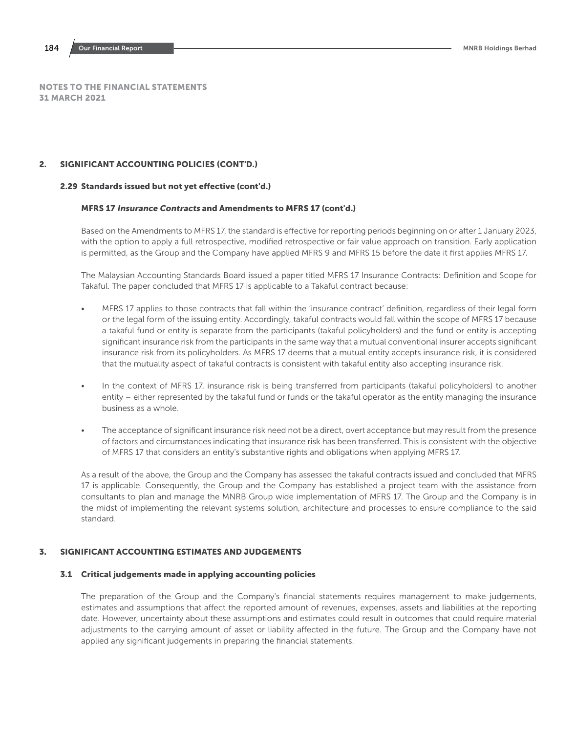NOTES TO THE FINANCIAL STATEMENTS
31 MARCH 2021

## 2. SIGNIFICANT ACCOUNTING POLICIES (CONT'D.)

### 2.29 Standards issued but not yet effective (cont'd.)

**MFRS 17 *Insurance Contracts* and Amendments to MFRS 17 (cont'd.)**

Based on the Amendments to MFRS 17, the standard is effective for reporting periods beginning on or after 1 January 2023, with the option to apply a full retrospective, modified retrospective or fair value approach on transition. Early application is permitted, as the Group and the Company have applied MFRS 9 and MFRS 15 before the date it first applies MFRS 17.

The Malaysian Accounting Standards Board issued a paper titled MFRS 17 Insurance Contracts: Definition and Scope for Takaful. The paper concluded that MFRS 17 is applicable to a Takaful contract because:

- MFRS 17 applies to those contracts that fall within the 'insurance contract' definition, regardless of their legal form or the legal form of the issuing entity. Accordingly, takaful contracts would fall within the scope of MFRS 17 because a takaful fund or entity is separate from the participants (takaful policyholders) and the fund or entity is accepting significant insurance risk from the participants in the same way that a mutual conventional insurer accepts significant insurance risk from its policyholders. As MFRS 17 deems that a mutual entity accepts insurance risk, it is considered that the mutuality aspect of takaful contracts is consistent with takaful entity also accepting insurance risk.

- In the context of MFRS 17, insurance risk is being transferred from participants (takaful policyholders) to another entity – either represented by the takaful fund or funds or the takaful operator as the entity managing the insurance business as a whole.

- The acceptance of significant insurance risk need not be a direct, overt acceptance but may result from the presence of factors and circumstances indicating that insurance risk has been transferred. This is consistent with the objective of MFRS 17 that considers an entity's substantive rights and obligations when applying MFRS 17.

As a result of the above, the Group and the Company has assessed the takaful contracts issued and concluded that MFRS 17 is applicable. Consequently, the Group and the Company has established a project team with the assistance from consultants to plan and manage the MNRB Group wide implementation of MFRS 17. The Group and the Company is in the midst of implementing the relevant systems solution, architecture and processes to ensure compliance to the said standard.

## 3. SIGNIFICANT ACCOUNTING ESTIMATES AND JUDGEMENTS

### 3.1 Critical judgements made in applying accounting policies

The preparation of the Group and the Company's financial statements requires management to make judgements, estimates and assumptions that affect the reported amount of revenues, expenses, assets and liabilities at the reporting date. However, uncertainty about these assumptions and estimates could result in outcomes that could require material adjustments to the carrying amount of asset or liability affected in the future. The Group and the Company have not applied any significant judgements in preparing the financial statements.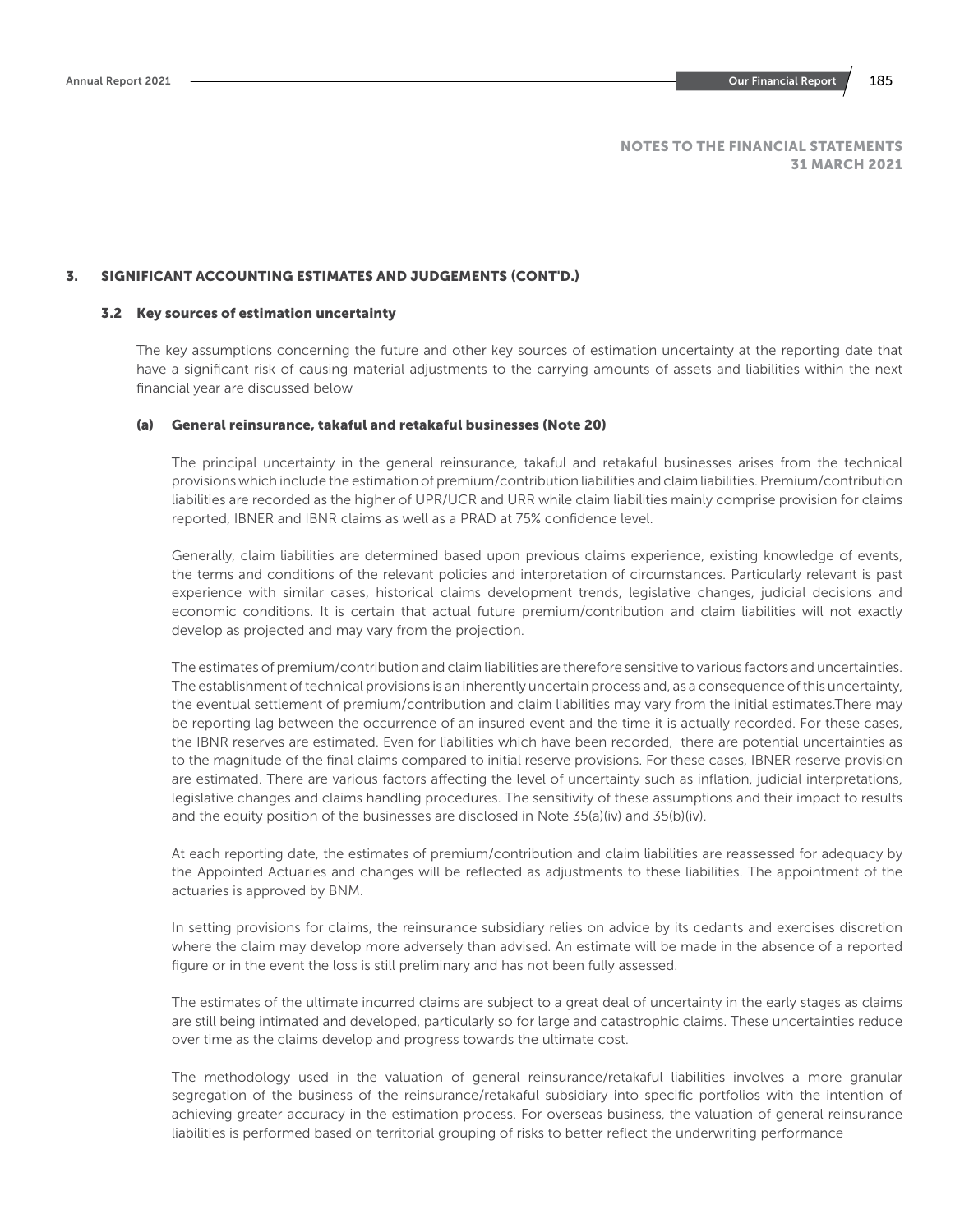NOTES TO THE FINANCIAL STATEMENTS
31 MARCH 2021

## 3. SIGNIFICANT ACCOUNTING ESTIMATES AND JUDGEMENTS (CONT'D.)

### 3.2 Key sources of estimation uncertainty

The key assumptions concerning the future and other key sources of estimation uncertainty at the reporting date that have a significant risk of causing material adjustments to the carrying amounts of assets and liabilities within the next financial year are discussed below

#### (a) General reinsurance, takaful and retakaful businesses (Note 20)

The principal uncertainty in the general reinsurance, takaful and retakaful businesses arises from the technical provisions which include the estimation of premium/contribution liabilities and claim liabilities. Premium/contribution liabilities are recorded as the higher of UPR/UCR and URR while claim liabilities mainly comprise provision for claims reported, IBNER and IBNR claims as well as a PRAD at 75% confidence level.

Generally, claim liabilities are determined based upon previous claims experience, existing knowledge of events, the terms and conditions of the relevant policies and interpretation of circumstances. Particularly relevant is past experience with similar cases, historical claims development trends, legislative changes, judicial decisions and economic conditions. It is certain that actual future premium/contribution and claim liabilities will not exactly develop as projected and may vary from the projection.

The estimates of premium/contribution and claim liabilities are therefore sensitive to various factors and uncertainties. The establishment of technical provisions is an inherently uncertain process and, as a consequence of this uncertainty, the eventual settlement of premium/contribution and claim liabilities may vary from the initial estimates.There may be reporting lag between the occurrence of an insured event and the time it is actually recorded. For these cases, the IBNR reserves are estimated. Even for liabilities which have been recorded, there are potential uncertainties as to the magnitude of the final claims compared to initial reserve provisions. For these cases, IBNER reserve provision are estimated. There are various factors affecting the level of uncertainty such as inflation, judicial interpretations, legislative changes and claims handling procedures. The sensitivity of these assumptions and their impact to results and the equity position of the businesses are disclosed in Note 35(a)(iv) and 35(b)(iv).

At each reporting date, the estimates of premium/contribution and claim liabilities are reassessed for adequacy by the Appointed Actuaries and changes will be reflected as adjustments to these liabilities. The appointment of the actuaries is approved by BNM.

In setting provisions for claims, the reinsurance subsidiary relies on advice by its cedants and exercises discretion where the claim may develop more adversely than advised. An estimate will be made in the absence of a reported figure or in the event the loss is still preliminary and has not been fully assessed.

The estimates of the ultimate incurred claims are subject to a great deal of uncertainty in the early stages as claims are still being intimated and developed, particularly so for large and catastrophic claims. These uncertainties reduce over time as the claims develop and progress towards the ultimate cost.

The methodology used in the valuation of general reinsurance/retakaful liabilities involves a more granular segregation of the business of the reinsurance/retakaful subsidiary into specific portfolios with the intention of achieving greater accuracy in the estimation process. For overseas business, the valuation of general reinsurance liabilities is performed based on territorial grouping of risks to better reflect the underwriting performance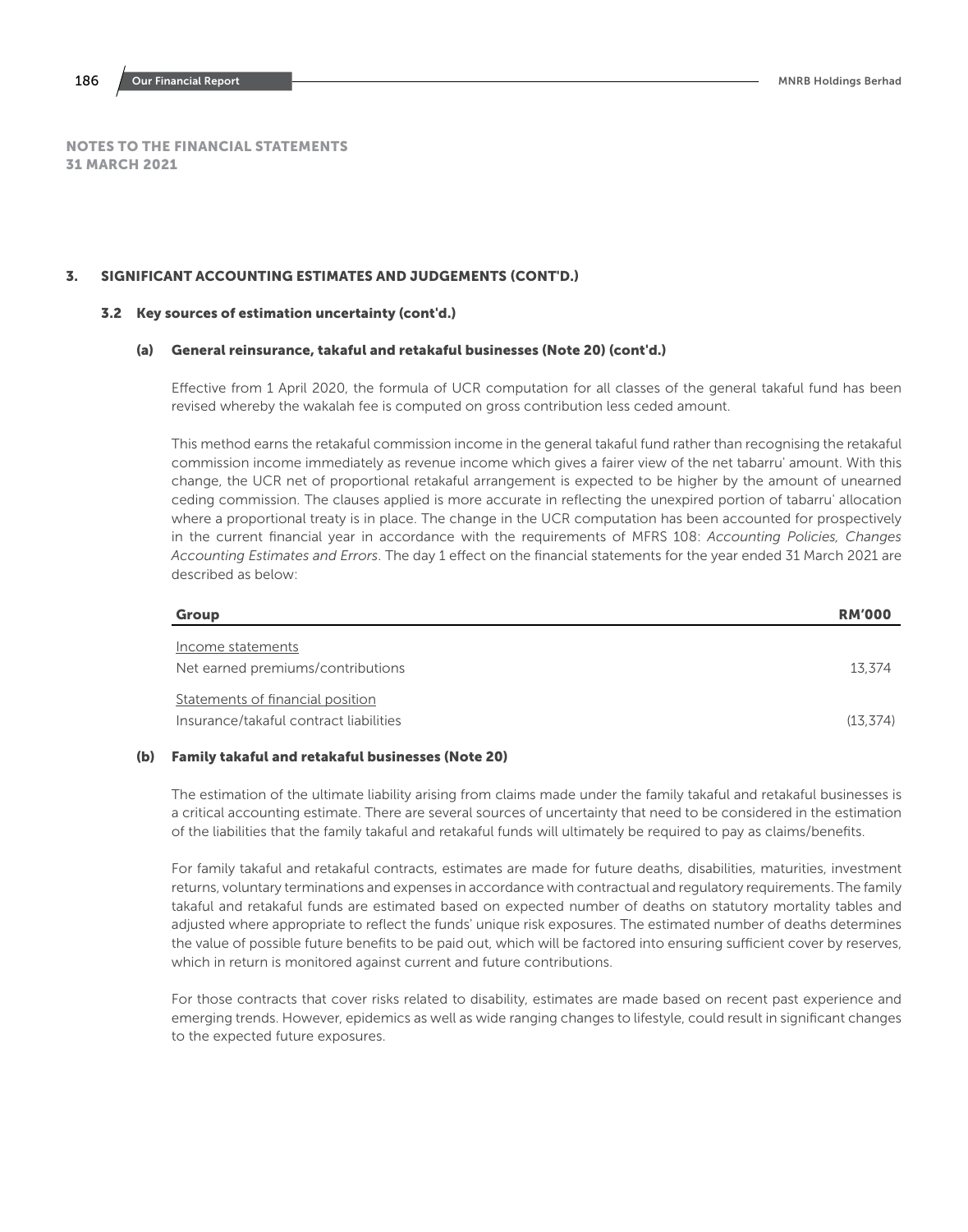# NOTES TO THE FINANCIAL STATEMENTS
# 31 MARCH 2021

## 3. SIGNIFICANT ACCOUNTING ESTIMATES AND JUDGEMENTS (CONT'D.)

### 3.2 Key sources of estimation uncertainty (cont'd.)

#### (a) General reinsurance, takaful and retakaful businesses (Note 20) (cont'd.)

Effective from 1 April 2020, the formula of UCR computation for all classes of the general takaful fund has been revised whereby the wakalah fee is computed on gross contribution less ceded amount.

This method earns the retakaful commission income in the general takaful fund rather than recognising the retakaful commission income immediately as revenue income which gives a fairer view of the net tabarru' amount. With this change, the UCR net of proportional retakaful arrangement is expected to be higher by the amount of unearned ceding commission. The clauses applied is more accurate in reflecting the unexpired portion of tabarru' allocation where a proportional treaty is in place. The change in the UCR computation has been accounted for prospectively in the current financial year in accordance with the requirements of MFRS 108: *Accounting Policies, Changes Accounting Estimates and Errors*. The day 1 effect on the financial statements for the year ended 31 March 2021 are described as below:

| Group | RM'000 |
|---|---|
| Income statements | |
| Net earned premiums/contributions | 13,374 |
| Statements of financial position | |
| Insurance/takaful contract liabilities | (13,374) |

#### (b) Family takaful and retakaful businesses (Note 20)

The estimation of the ultimate liability arising from claims made under the family takaful and retakaful businesses is a critical accounting estimate. There are several sources of uncertainty that need to be considered in the estimation of the liabilities that the family takaful and retakaful funds will ultimately be required to pay as claims/benefits.

For family takaful and retakaful contracts, estimates are made for future deaths, disabilities, maturities, investment returns, voluntary terminations and expenses in accordance with contractual and regulatory requirements. The family takaful and retakaful funds are estimated based on expected number of deaths on statutory mortality tables and adjusted where appropriate to reflect the funds' unique risk exposures. The estimated number of deaths determines the value of possible future benefits to be paid out, which will be factored into ensuring sufficient cover by reserves, which in return is monitored against current and future contributions.

For those contracts that cover risks related to disability, estimates are made based on recent past experience and emerging trends. However, epidemics as well as wide ranging changes to lifestyle, could result in significant changes to the expected future exposures.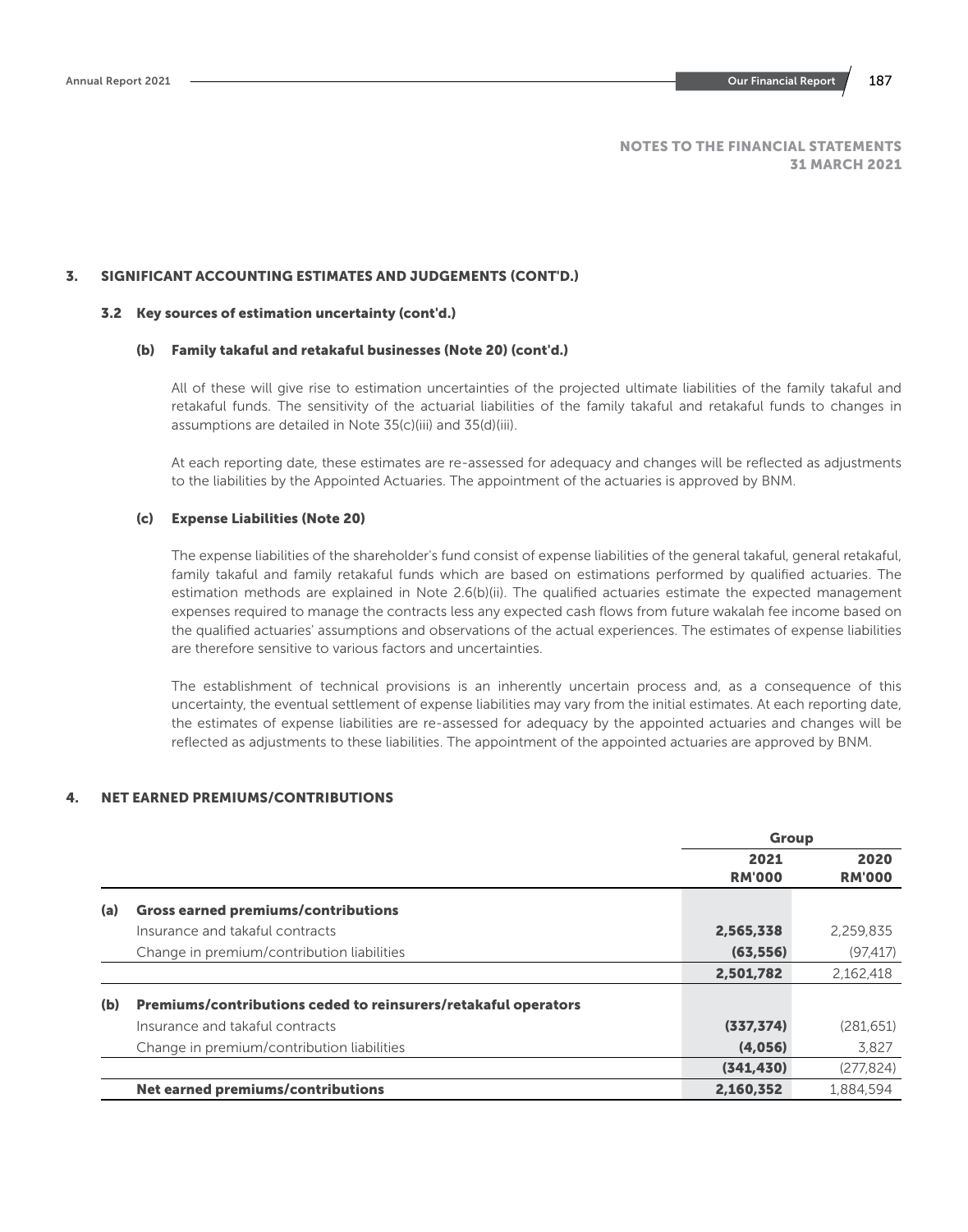NOTES TO THE FINANCIAL STATEMENTS
31 MARCH 2021

## 3. SIGNIFICANT ACCOUNTING ESTIMATES AND JUDGEMENTS (CONT'D.)

### 3.2 Key sources of estimation uncertainty (cont'd.)

#### (b) Family takaful and retakaful businesses (Note 20) (cont'd.)

All of these will give rise to estimation uncertainties of the projected ultimate liabilities of the family takaful and retakaful funds. The sensitivity of the actuarial liabilities of the family takaful and retakaful funds to changes in assumptions are detailed in Note 35(c)(iii) and 35(d)(iii).

At each reporting date, these estimates are re-assessed for adequacy and changes will be reflected as adjustments to the liabilities by the Appointed Actuaries. The appointment of the actuaries is approved by BNM.

#### (c) Expense Liabilities (Note 20)

The expense liabilities of the shareholder's fund consist of expense liabilities of the general takaful, general retakaful, family takaful and family retakaful funds which are based on estimations performed by qualified actuaries. The estimation methods are explained in Note 2.6(b)(ii). The qualified actuaries estimate the expected management expenses required to manage the contracts less any expected cash flows from future wakalah fee income based on the qualified actuaries' assumptions and observations of the actual experiences. The estimates of expense liabilities are therefore sensitive to various factors and uncertainties.

The establishment of technical provisions is an inherently uncertain process and, as a consequence of this uncertainty, the eventual settlement of expense liabilities may vary from the initial estimates. At each reporting date, the estimates of expense liabilities are re-assessed for adequacy by the appointed actuaries and changes will be reflected as adjustments to these liabilities. The appointment of the appointed actuaries are approved by BNM.

## 4. NET EARNED PREMIUMS/CONTRIBUTIONS

| | | Group | |
|---|---|---|---|
| | | **2021** | **2020** |
| | | **RM'000** | **RM'000** |
| **(a)** | **Gross earned premiums/contributions** | | |
| | Insurance and takaful contracts | **2,565,338** | 2,259,835 |
| | Change in premium/contribution liabilities | **(63,556)** | (97,417) |
| | | **2,501,782** | 2,162,418 |
| **(b)** | **Premiums/contributions ceded to reinsurers/retakaful operators** | | |
| | Insurance and takaful contracts | **(337,374)** | (281,651) |
| | Change in premium/contribution liabilities | **(4,056)** | 3,827 |
| | | **(341,430)** | (277,824) |
| | **Net earned premiums/contributions** | **2,160,352** | 1,884,594 |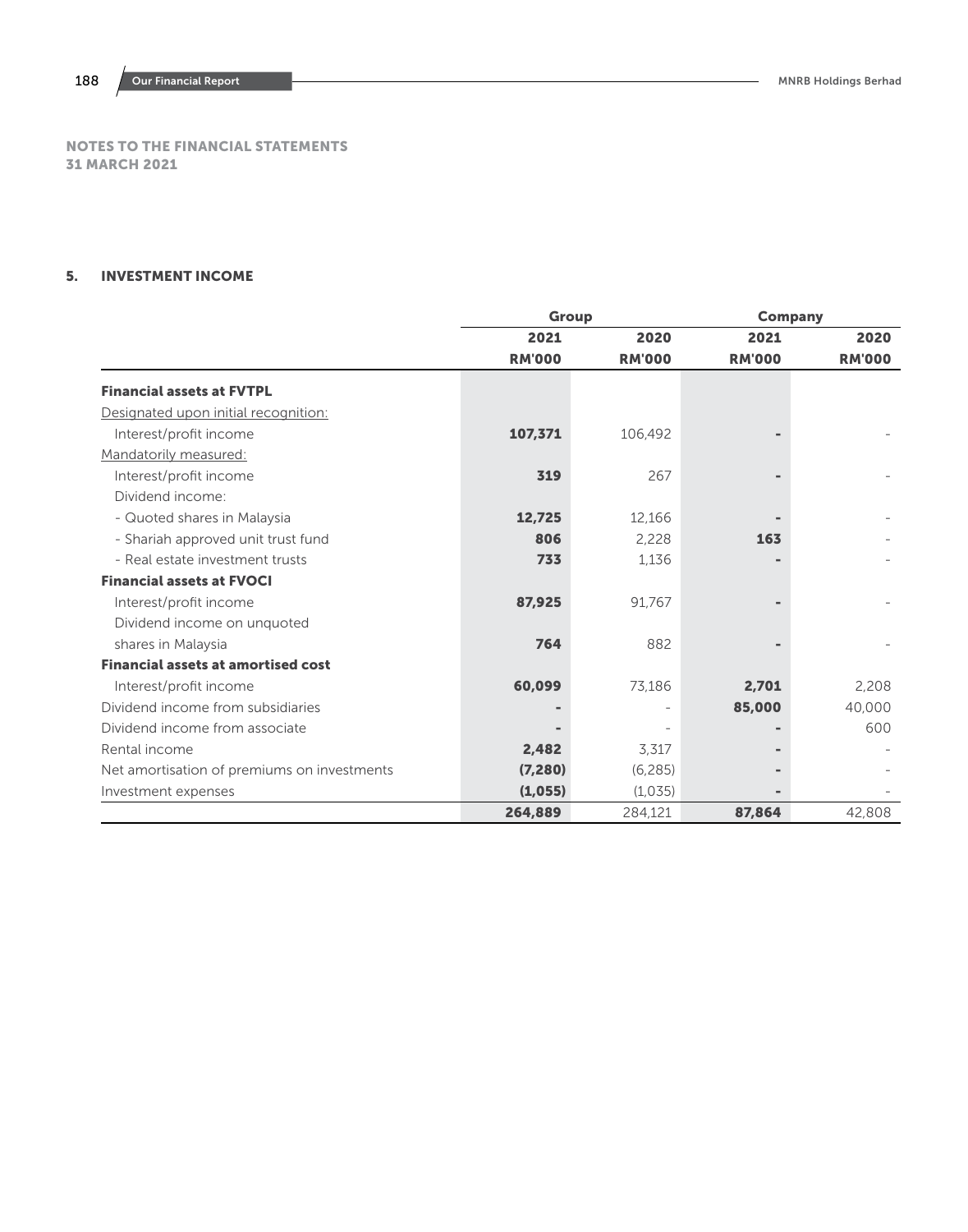## NOTES TO THE FINANCIAL STATEMENTS
## 31 MARCH 2021

### 5. INVESTMENT INCOME

| | Group | | Company | |
|---|---|---|---|---|
| | 2021 | 2020 | 2021 | 2020 |
| | RM'000 | RM'000 | RM'000 | RM'000 |
| **Financial assets at FVTPL** | | | | |
| Designated upon initial recognition: | | | | |
| Interest/profit income | **107,371** | 106,492 | **-** | - |
| Mandatorily measured: | | | | |
| Interest/profit income | **319** | 267 | **-** | - |
| Dividend income: | | | | |
| - Quoted shares in Malaysia | **12,725** | 12,166 | **-** | - |
| - Shariah approved unit trust fund | **806** | 2,228 | **163** | - |
| - Real estate investment trusts | **733** | 1,136 | **-** | - |
| **Financial assets at FVOCI** | | | | |
| Interest/profit income | **87,925** | 91,767 | **-** | - |
| Dividend income on unquoted shares in Malaysia | **764** | 882 | **-** | - |
| **Financial assets at amortised cost** | | | | |
| Interest/profit income | **60,099** | 73,186 | **2,701** | 2,208 |
| Dividend income from subsidiaries | **-** | - | **85,000** | 40,000 |
| Dividend income from associate | **-** | - | **-** | 600 |
| Rental income | **2,482** | 3,317 | **-** | - |
| Net amortisation of premiums on investments | **(7,280)** | (6,285) | **-** | - |
| Investment expenses | **(1,055)** | (1,035) | **-** | - |
| | **264,889** | 284,121 | **87,864** | 42,808 |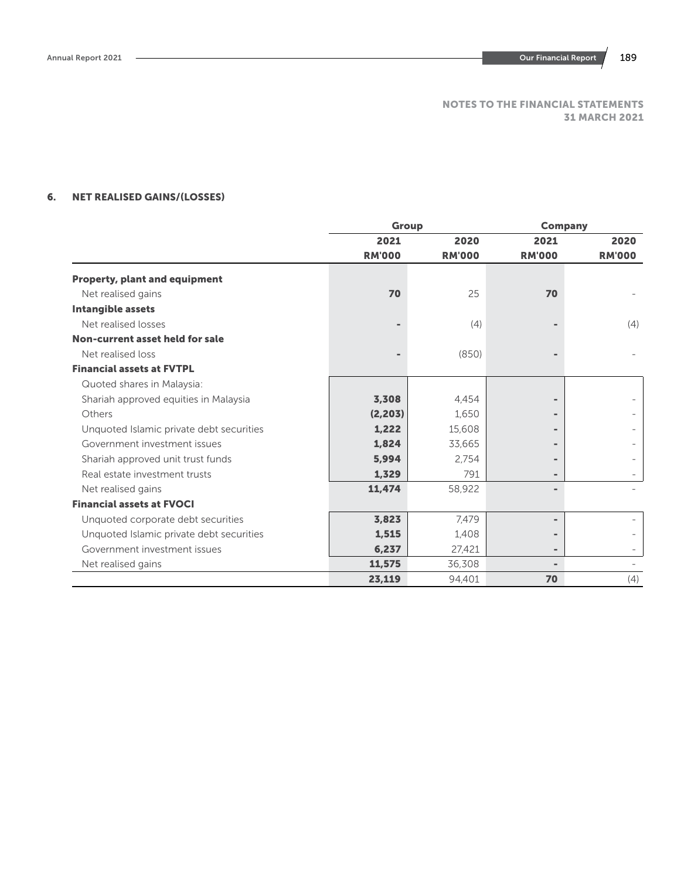NOTES TO THE FINANCIAL STATEMENTS
31 MARCH 2021

## 6. NET REALISED GAINS/(LOSSES)

| | Group | | Company | |
|---|---|---|---|---|
| | **2021** | **2020** | **2021** | **2020** |
| | **RM'000** | **RM'000** | **RM'000** | **RM'000** |
| **Property, plant and equipment** | | | | |
| Net realised gains | **70** | 25 | **70** | - |
| **Intangible assets** | | | | |
| Net realised losses | **-** | (4) | **-** | (4) |
| **Non-current asset held for sale** | | | | |
| Net realised loss | **-** | (850) | **-** | - |
| **Financial assets at FVTPL** | | | | |
| Quoted shares in Malaysia: | | | | |
| Shariah approved equities in Malaysia | **3,308** | 4,454 | **-** | - |
| Others | **(2,203)** | 1,650 | **-** | - |
| Unquoted Islamic private debt securities | **1,222** | 15,608 | **-** | - |
| Government investment issues | **1,824** | 33,665 | **-** | - |
| Shariah approved unit trust funds | **5,994** | 2,754 | **-** | - |
| Real estate investment trusts | **1,329** | 791 | **-** | - |
| Net realised gains | **11,474** | 58,922 | **-** | - |
| **Financial assets at FVOCI** | | | | |
| Unquoted corporate debt securities | **3,823** | 7,479 | **-** | - |
| Unquoted Islamic private debt securities | **1,515** | 1,408 | **-** | - |
| Government investment issues | **6,237** | 27,421 | **-** | - |
| Net realised gains | **11,575** | 36,308 | **-** | - |
| | **23,119** | 94,401 | **70** | (4) |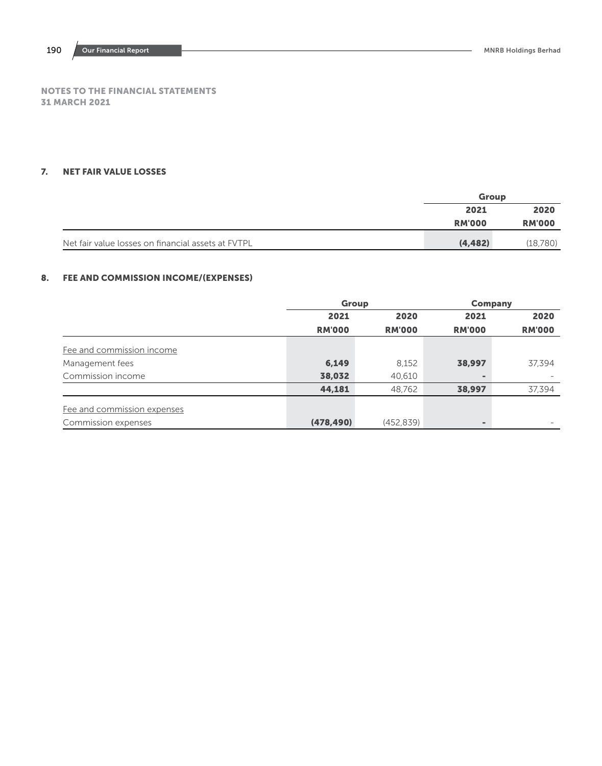NOTES TO THE FINANCIAL STATEMENTS
31 MARCH 2021

## 7. NET FAIR VALUE LOSSES

| | Group | |
|---|---|---|
| | 2021 | 2020 |
| | RM'000 | RM'000 |
| Net fair value losses on financial assets at FVTPL | **(4,482)** | (18,780) |

## 8. FEE AND COMMISSION INCOME/(EXPENSES)

| | Group | | Company | |
|---|---|---|---|---|
| | 2021 | 2020 | 2021 | 2020 |
| | RM'000 | RM'000 | RM'000 | RM'000 |
| Fee and commission income | | | | |
| Management fees | **6,149** | 8,152 | **38,997** | 37,394 |
| Commission income | **38,032** | 40,610 | **-** | - |
| | **44,181** | 48,762 | **38,997** | 37,394 |
| Fee and commission expenses | | | | |
| Commission expenses | **(478,490)** | (452,839) | **-** | - |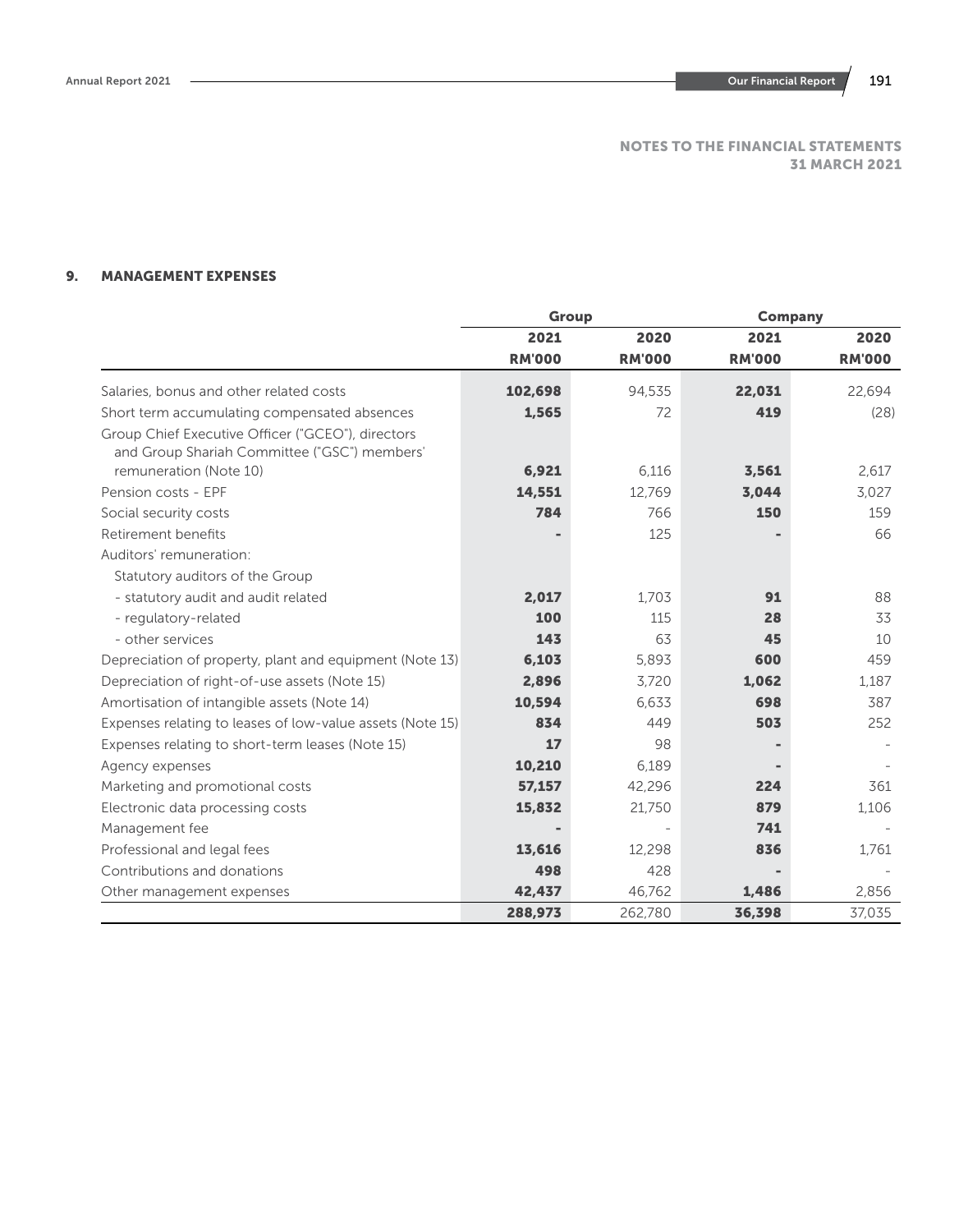NOTES TO THE FINANCIAL STATEMENTS
31 MARCH 2021

## 9. MANAGEMENT EXPENSES

| | Group | | Company | |
|---|---|---|---|---|
| | 2021 | 2020 | 2021 | 2020 |
| | RM'000 | RM'000 | RM'000 | RM'000 |
| Salaries, bonus and other related costs | 102,698 | 94,535 | 22,031 | 22,694 |
| Short term accumulating compensated absences | 1,565 | 72 | 419 | (28) |
| Group Chief Executive Officer ("GCEO"), directors and Group Shariah Committee ("GSC") members' remuneration (Note 10) | 6,921 | 6,116 | 3,561 | 2,617 |
| Pension costs - EPF | 14,551 | 12,769 | 3,044 | 3,027 |
| Social security costs | 784 | 766 | 150 | 159 |
| Retirement benefits | - | 125 | - | 66 |
| Auditors' remuneration: | | | | |
| Statutory auditors of the Group | | | | |
| - statutory audit and audit related | 2,017 | 1,703 | 91 | 88 |
| - regulatory-related | 100 | 115 | 28 | 33 |
| - other services | 143 | 63 | 45 | 10 |
| Depreciation of property, plant and equipment (Note 13) | 6,103 | 5,893 | 600 | 459 |
| Depreciation of right-of-use assets (Note 15) | 2,896 | 3,720 | 1,062 | 1,187 |
| Amortisation of intangible assets (Note 14) | 10,594 | 6,633 | 698 | 387 |
| Expenses relating to leases of low-value assets (Note 15) | 834 | 449 | 503 | 252 |
| Expenses relating to short-term leases (Note 15) | 17 | 98 | - | - |
| Agency expenses | 10,210 | 6,189 | - | - |
| Marketing and promotional costs | 57,157 | 42,296 | 224 | 361 |
| Electronic data processing costs | 15,832 | 21,750 | 879 | 1,106 |
| Management fee | - | - | 741 | - |
| Professional and legal fees | 13,616 | 12,298 | 836 | 1,761 |
| Contributions and donations | 498 | 428 | - | - |
| Other management expenses | 42,437 | 46,762 | 1,486 | 2,856 |
| | 288,973 | 262,780 | 36,398 | 37,035 |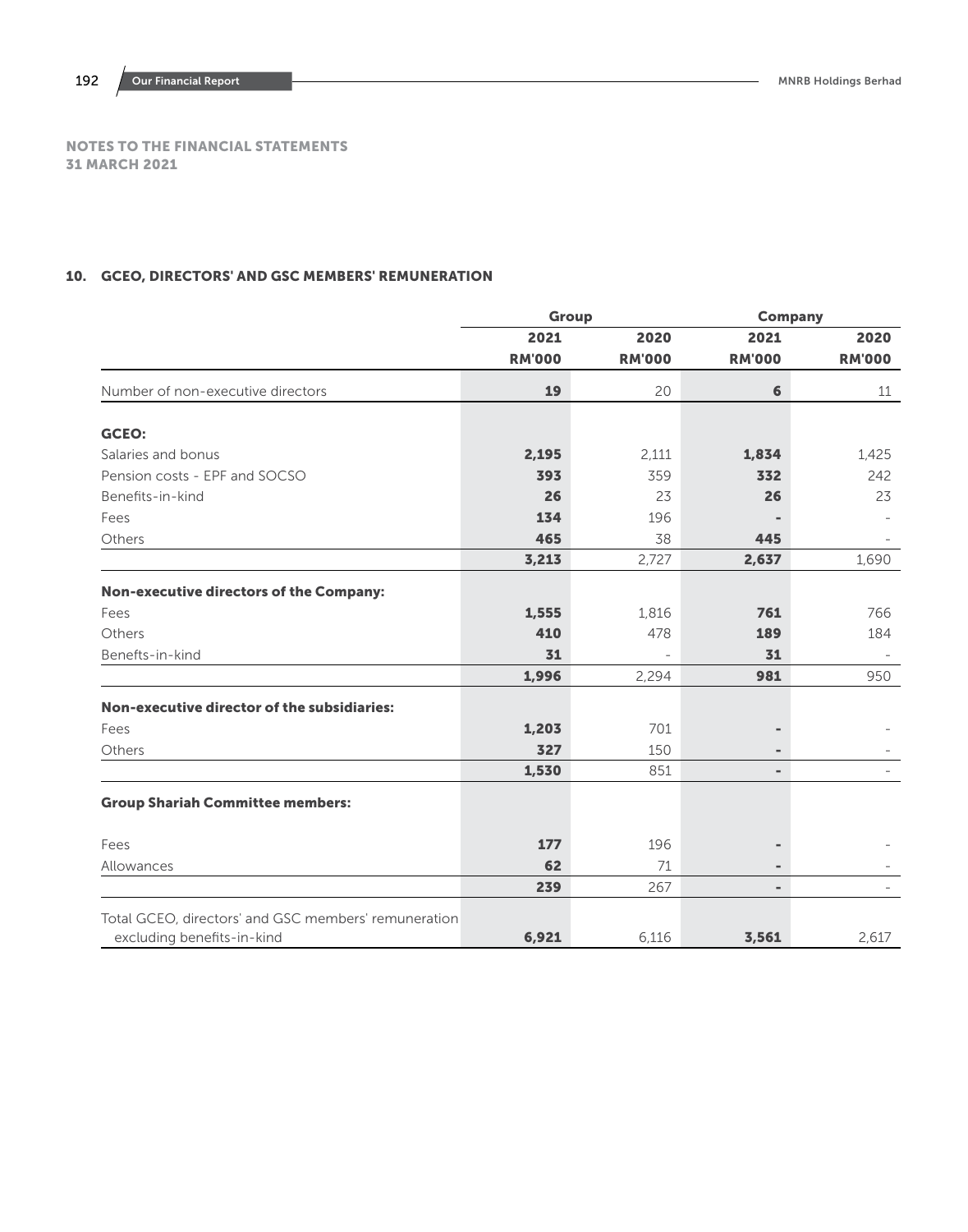NOTES TO THE FINANCIAL STATEMENTS
31 MARCH 2021

## 10. GCEO, DIRECTORS' AND GSC MEMBERS' REMUNERATION

| | Group | | Company | |
|---|---|---|---|---|
| | 2021 | 2020 | 2021 | 2020 |
| | RM'000 | RM'000 | RM'000 | RM'000 |
| Number of non-executive directors | **19** | 20 | **6** | 11 |
| **GCEO:** | | | | |
| Salaries and bonus | **2,195** | 2,111 | **1,834** | 1,425 |
| Pension costs - EPF and SOCSO | **393** | 359 | **332** | 242 |
| Benefits-in-kind | **26** | 23 | **26** | 23 |
| Fees | **134** | 196 | **-** | - |
| Others | **465** | 38 | **445** | - |
| | **3,213** | 2,727 | **2,637** | 1,690 |
| **Non-executive directors of the Company:** | | | | |
| Fees | **1,555** | 1,816 | **761** | 766 |
| Others | **410** | 478 | **189** | 184 |
| Benefts-in-kind | **31** | - | **31** | - |
| | **1,996** | 2,294 | **981** | 950 |
| **Non-executive director of the subsidiaries:** | | | | |
| Fees | **1,203** | 701 | **-** | - |
| Others | **327** | 150 | **-** | - |
| | **1,530** | 851 | **-** | - |
| **Group Shariah Committee members:** | | | | |
| Fees | **177** | 196 | **-** | - |
| Allowances | **62** | 71 | **-** | - |
| | **239** | 267 | **-** | - |
| Total GCEO, directors' and GSC members' remuneration excluding benefits-in-kind | **6,921** | 6,116 | **3,561** | 2,617 |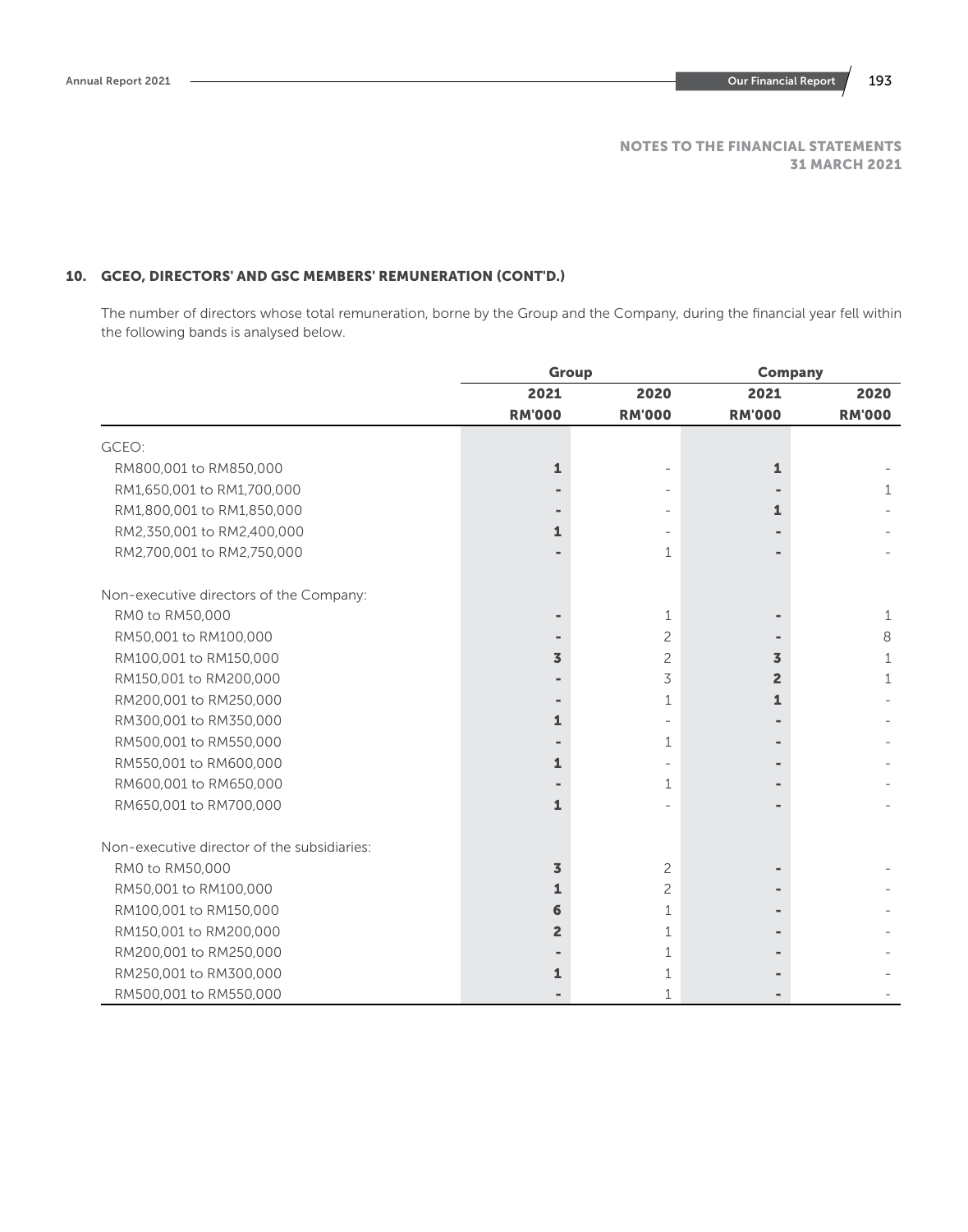NOTES TO THE FINANCIAL STATEMENTS
31 MARCH 2021

## 10. GCEO, DIRECTORS' AND GSC MEMBERS' REMUNERATION (CONT'D.)

The number of directors whose total remuneration, borne by the Group and the Company, during the financial year fell within the following bands is analysed below.

| | Group | | Company | |
|---|---|---|---|---|
| | 2021 | 2020 | 2021 | 2020 |
| | RM'000 | RM'000 | RM'000 | RM'000 |
| GCEO: | | | | |
| RM800,001 to RM850,000 | **1** | - | **1** | - |
| RM1,650,001 to RM1,700,000 | **-** | - | **-** | 1 |
| RM1,800,001 to RM1,850,000 | **-** | - | **1** | - |
| RM2,350,001 to RM2,400,000 | **1** | - | **-** | - |
| RM2,700,001 to RM2,750,000 | **-** | 1 | **-** | - |
| Non-executive directors of the Company: | | | | |
| RM0 to RM50,000 | **-** | 1 | **-** | 1 |
| RM50,001 to RM100,000 | **-** | 2 | **-** | 8 |
| RM100,001 to RM150,000 | **3** | 2 | **3** | 1 |
| RM150,001 to RM200,000 | **-** | 3 | **2** | 1 |
| RM200,001 to RM250,000 | **-** | 1 | **1** | - |
| RM300,001 to RM350,000 | **1** | - | **-** | - |
| RM500,001 to RM550,000 | **-** | 1 | **-** | - |
| RM550,001 to RM600,000 | **1** | - | **-** | - |
| RM600,001 to RM650,000 | **-** | 1 | **-** | - |
| RM650,001 to RM700,000 | **1** | - | **-** | - |
| Non-executive director of the subsidiaries: | | | | |
| RM0 to RM50,000 | **3** | 2 | **-** | - |
| RM50,001 to RM100,000 | **1** | 2 | **-** | - |
| RM100,001 to RM150,000 | **6** | 1 | **-** | - |
| RM150,001 to RM200,000 | **2** | 1 | **-** | - |
| RM200,001 to RM250,000 | **-** | 1 | **-** | - |
| RM250,001 to RM300,000 | **1** | 1 | **-** | - |
| RM500,001 to RM550,000 | **-** | 1 | **-** | - |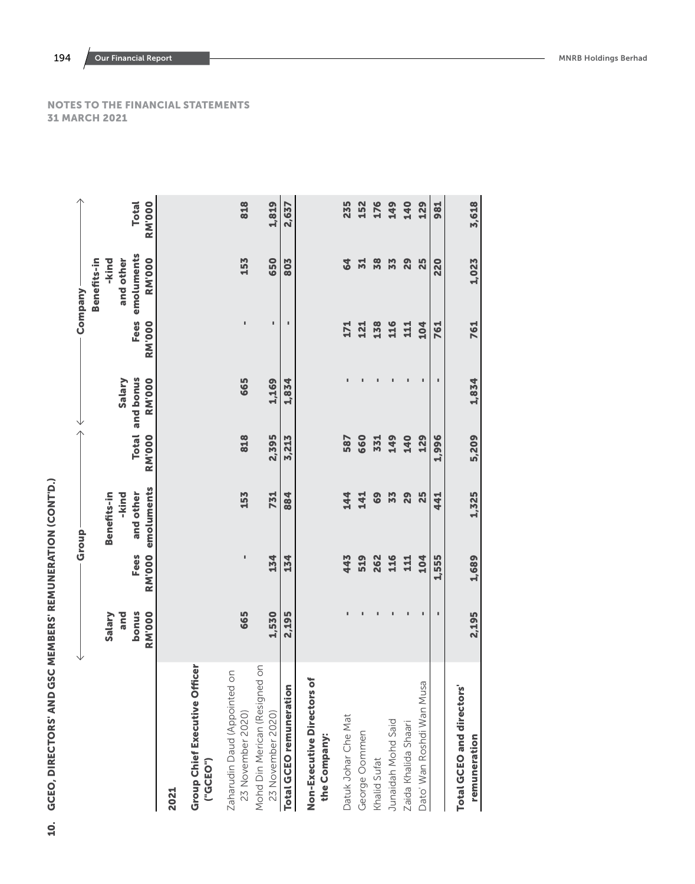## NOTES TO THE FINANCIAL STATEMENTS
### 31 MARCH 2021

## 10. GCEO, DIRECTORS' AND GSC MEMBERS' REMUNERATION (CONT'D.)

| | Group | | | | Company | | | |
|---|---|---|---|---|---|---|---|---|
| | Salary and bonus RM'000 | Fees RM'000 | Benefits-in-kind and other emoluments RM'000 | Total RM'000 | Salary and bonus RM'000 | Fees RM'000 | Benefits-in-kind and other emoluments RM'000 | Total RM'000 |
| **2021** | | | | | | | | |
| **Group Chief Executive Officer ("GCEO")** | | | | | | | | |
| Zaharudin Daud (Appointed on 23 November 2020) | 665 | - | 153 | 818 | 665 | - | 153 | 818 |
| Mohd Din Merican (Resigned on 23 November 2020) | 1,530 | 134 | 731 | 2,395 | 1,169 | - | 650 | 1,819 |
| **Total GCEO remuneration** | 2,195 | 134 | 884 | 3,213 | 1,834 | - | 803 | 2,637 |
| **Non-Executive Directors of the Company:** | | | | | | | | |
| Datuk Johar Che Mat | - | 443 | 144 | 587 | - | 171 | 64 | 235 |
| George Oommen | - | 519 | 141 | 660 | - | 121 | 31 | 152 |
| Khalid Sufat | - | 262 | 69 | 331 | - | 138 | 38 | 176 |
| Junaidah Mohd Said | - | 116 | 33 | 149 | - | 116 | 33 | 149 |
| Zaida Khalida Shaari | - | 111 | 29 | 140 | - | 111 | 29 | 140 |
| Dato' Wan Roshdi Wan Musa | - | 104 | 25 | 129 | - | 104 | 25 | 129 |
| | - | 1,555 | 441 | 1,996 | - | 761 | 220 | 981 |
| **Total GCEO and directors' remuneration** | 2,195 | 1,689 | 1,325 | 5,209 | 1,834 | 761 | 1,023 | 3,618 |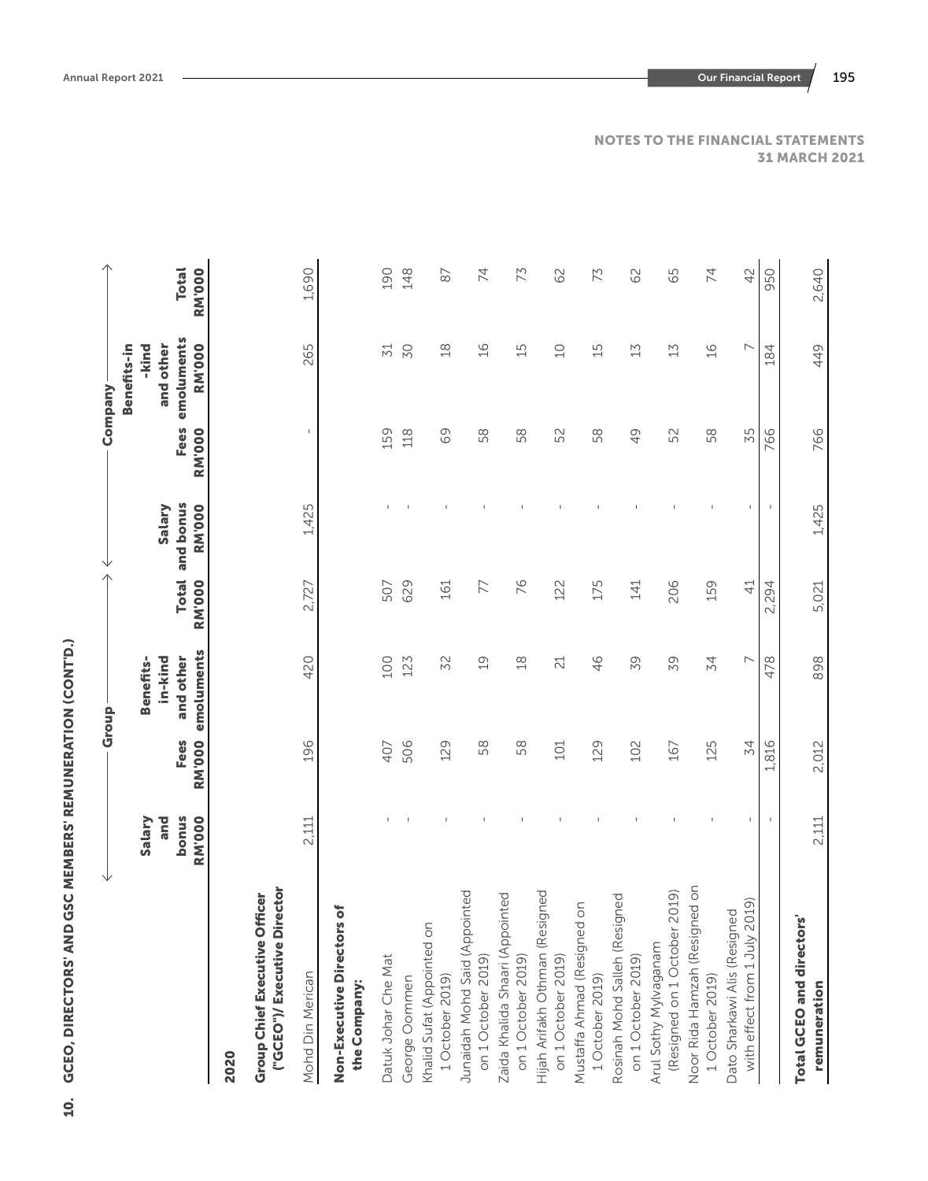# 10. GCEO, DIRECTORS' AND GSC MEMBERS' REMUNERATION (CONT'D.)

| | Group | | | | Company | | | |
|---|---|---|---|---|---|---|---|---|
| | Salary and bonus RM'000 | Fees RM'000 | Benefits-in-kind and other emoluments RM'000 | Total RM'000 | Salary and bonus RM'000 | Fees RM'000 | Benefits-in-kind and other emoluments RM'000 | Total RM'000 |
| **2020** | | | | | | | | |
| **Group Chief Executive Officer ("GCEO")/ Executive Director** | | | | | | | | |
| Mohd Din Merican | 2,111 | 196 | 420 | 2,727 | 1,425 | - | 265 | 1,690 |
| **Non-Executive Directors of the Company:** | | | | | | | | |
| Datuk Johar Che Mat | - | 407 | 100 | 507 | - | 159 | 31 | 190 |
| George Oommen | - | 506 | 123 | 629 | - | 118 | 30 | 148 |
| Khalid Sufat (Appointed on 1 October 2019) | - | 129 | 32 | 161 | - | 69 | 18 | 87 |
| Junaidah Mohd Said (Appointed on 1 October 2019) | - | 58 | 19 | 77 | - | 58 | 16 | 74 |
| Zaida Khalida Shaari (Appointed on 1 October 2019) | - | 58 | 18 | 76 | - | 58 | 15 | 73 |
| Hijah Arifakh Othman (Resigned on 1 October 2019) | - | 101 | 21 | 122 | - | 52 | 10 | 62 |
| Mustaffa Ahmad (Resigned on 1 October 2019) | - | 129 | 46 | 175 | - | 58 | 15 | 73 |
| Rosinah Mohd Salleh (Resigned on 1 October 2019) | - | 102 | 39 | 141 | - | 49 | 13 | 62 |
| Arul Sothy Mylvaganam (Resigned on 1 October 2019) | - | 167 | 39 | 206 | - | 52 | 13 | 65 |
| Noor Rida Hamzah (Resigned on 1 October 2019) | - | 125 | 34 | 159 | - | 58 | 16 | 74 |
| Dato Sharkawi Alis (Resigned with effect from 1 July 2019) | - | 34 | 7 | 41 | - | 35 | 7 | 42 |
| | - | 1,816 | 478 | 2,294 | - | 766 | 184 | 950 |
| **Total GCEO and directors' remuneration** | 2,111 | 2,012 | 898 | 5,021 | 1,425 | 766 | 449 | 2,640 |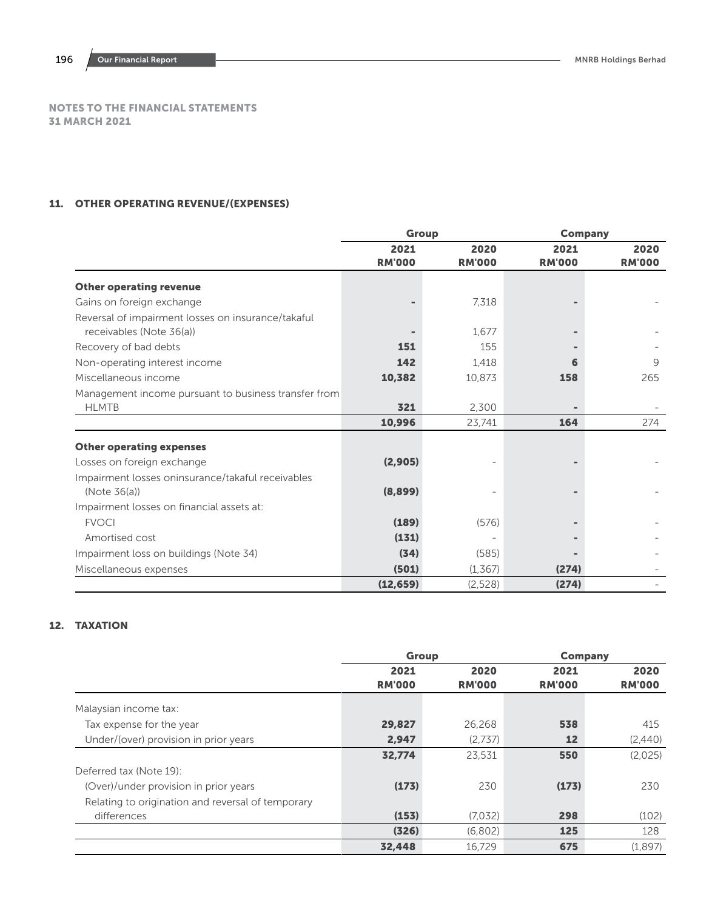NOTES TO THE FINANCIAL STATEMENTS
31 MARCH 2021

## 11. OTHER OPERATING REVENUE/(EXPENSES)

| | Group | | Company | |
|---|---|---|---|---|
| | 2021 RM'000 | 2020 RM'000 | 2021 RM'000 | 2020 RM'000 |
| **Other operating revenue** | | | | |
| Gains on foreign exchange | **-** | 7,318 | **-** | - |
| Reversal of impairment losses on insurance/takaful receivables (Note 36(a)) | **-** | 1,677 | **-** | - |
| Recovery of bad debts | **151** | 155 | **-** | - |
| Non-operating interest income | **142** | 1,418 | **6** | 9 |
| Miscellaneous income | **10,382** | 10,873 | **158** | 265 |
| Management income pursuant to business transfer from HLMTB | **321** | 2,300 | **-** | - |
| | **10,996** | 23,741 | **164** | 274 |
| **Other operating expenses** | | | | |
| Losses on foreign exchange | **(2,905)** | - | **-** | - |
| Impairment losses oninsurance/takaful receivables (Note 36(a)) | **(8,899)** | - | **-** | - |
| Impairment losses on financial assets at: | | | | |
| FVOCI | **(189)** | (576) | **-** | - |
| Amortised cost | **(131)** | - | **-** | - |
| Impairment loss on buildings (Note 34) | **(34)** | (585) | **-** | - |
| Miscellaneous expenses | **(501)** | (1,367) | **(274)** | - |
| | **(12,659)** | (2,528) | **(274)** | - |

## 12. TAXATION

| | Group | | Company | |
|---|---|---|---|---|
| | 2021 RM'000 | 2020 RM'000 | 2021 RM'000 | 2020 RM'000 |
| Malaysian income tax: | | | | |
| Tax expense for the year | **29,827** | 26,268 | **538** | 415 |
| Under/(over) provision in prior years | **2,947** | (2,737) | **12** | (2,440) |
| | **32,774** | 23,531 | **550** | (2,025) |
| Deferred tax (Note 19): | | | | |
| (Over)/under provision in prior years | **(173)** | 230 | **(173)** | 230 |
| Relating to origination and reversal of temporary differences | **(153)** | (7,032) | **298** | (102) |
| | **(326)** | (6,802) | **125** | 128 |
| | **32,448** | 16,729 | **675** | (1,897) |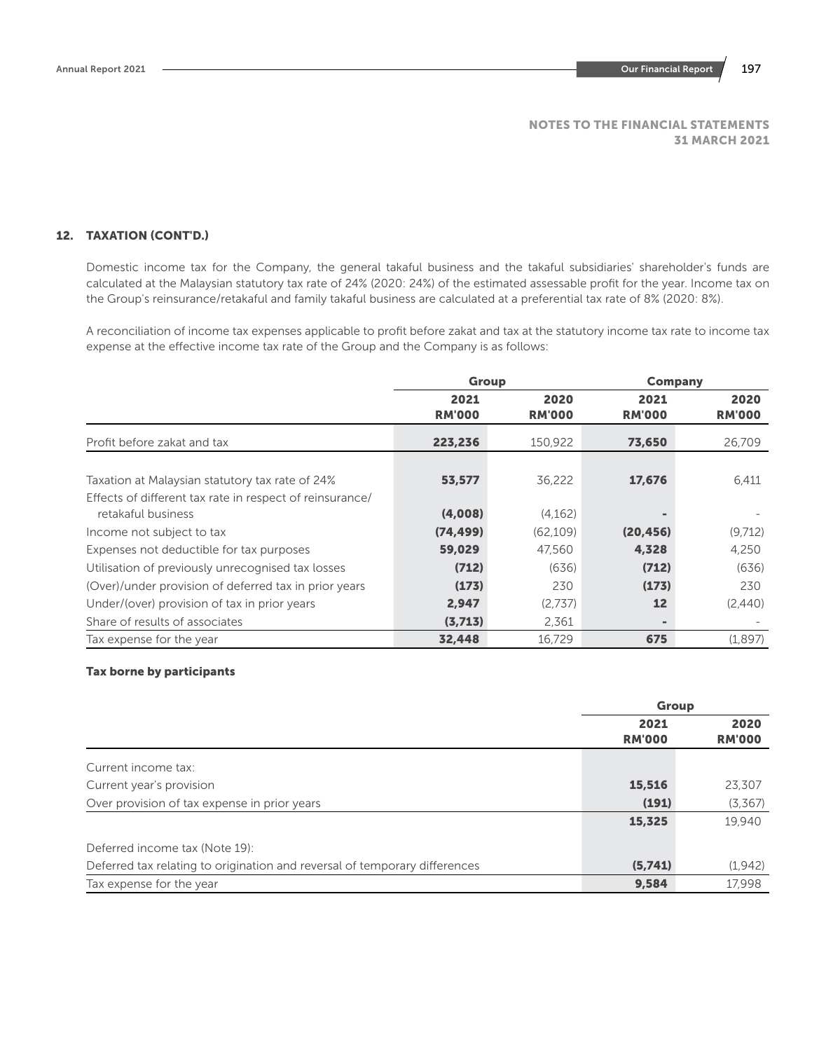## 12. TAXATION (CONT'D.)

Domestic income tax for the Company, the general takaful business and the takaful subsidiaries' shareholder's funds are calculated at the Malaysian statutory tax rate of 24% (2020: 24%) of the estimated assessable profit for the year. Income tax on the Group's reinsurance/retakaful and family takaful business are calculated at a preferential tax rate of 8% (2020: 8%).

A reconciliation of income tax expenses applicable to profit before zakat and tax at the statutory income tax rate to income tax expense at the effective income tax rate of the Group and the Company is as follows:

| | Group | | Company | |
|---|---|---|---|---|
| | 2021 RM'000 | 2020 RM'000 | 2021 RM'000 | 2020 RM'000 |
| Profit before zakat and tax | **223,236** | 150,922 | **73,650** | 26,709 |
| Taxation at Malaysian statutory tax rate of 24% | **53,577** | 36,222 | **17,676** | 6,411 |
| Effects of different tax rate in respect of reinsurance/ retakaful business | **(4,008)** | (4,162) | **-** | - |
| Income not subject to tax | **(74,499)** | (62,109) | **(20,456)** | (9,712) |
| Expenses not deductible for tax purposes | **59,029** | 47,560 | **4,328** | 4,250 |
| Utilisation of previously unrecognised tax losses | **(712)** | (636) | **(712)** | (636) |
| (Over)/under provision of deferred tax in prior years | **(173)** | 230 | **(173)** | 230 |
| Under/(over) provision of tax in prior years | **2,947** | (2,737) | **12** | (2,440) |
| Share of results of associates | **(3,713)** | 2,361 | **-** | - |
| Tax expense for the year | **32,448** | 16,729 | **675** | (1,897) |

### Tax borne by participants

| | Group | |
|---|---|---|
| | 2021 RM'000 | 2020 RM'000 |
| Current income tax: | | |
| Current year's provision | **15,516** | 23,307 |
| Over provision of tax expense in prior years | **(191)** | (3,367) |
| | **15,325** | 19,940 |
| Deferred income tax (Note 19): | | |
| Deferred tax relating to origination and reversal of temporary differences | **(5,741)** | (1,942) |
| Tax expense for the year | **9,584** | 17,998 |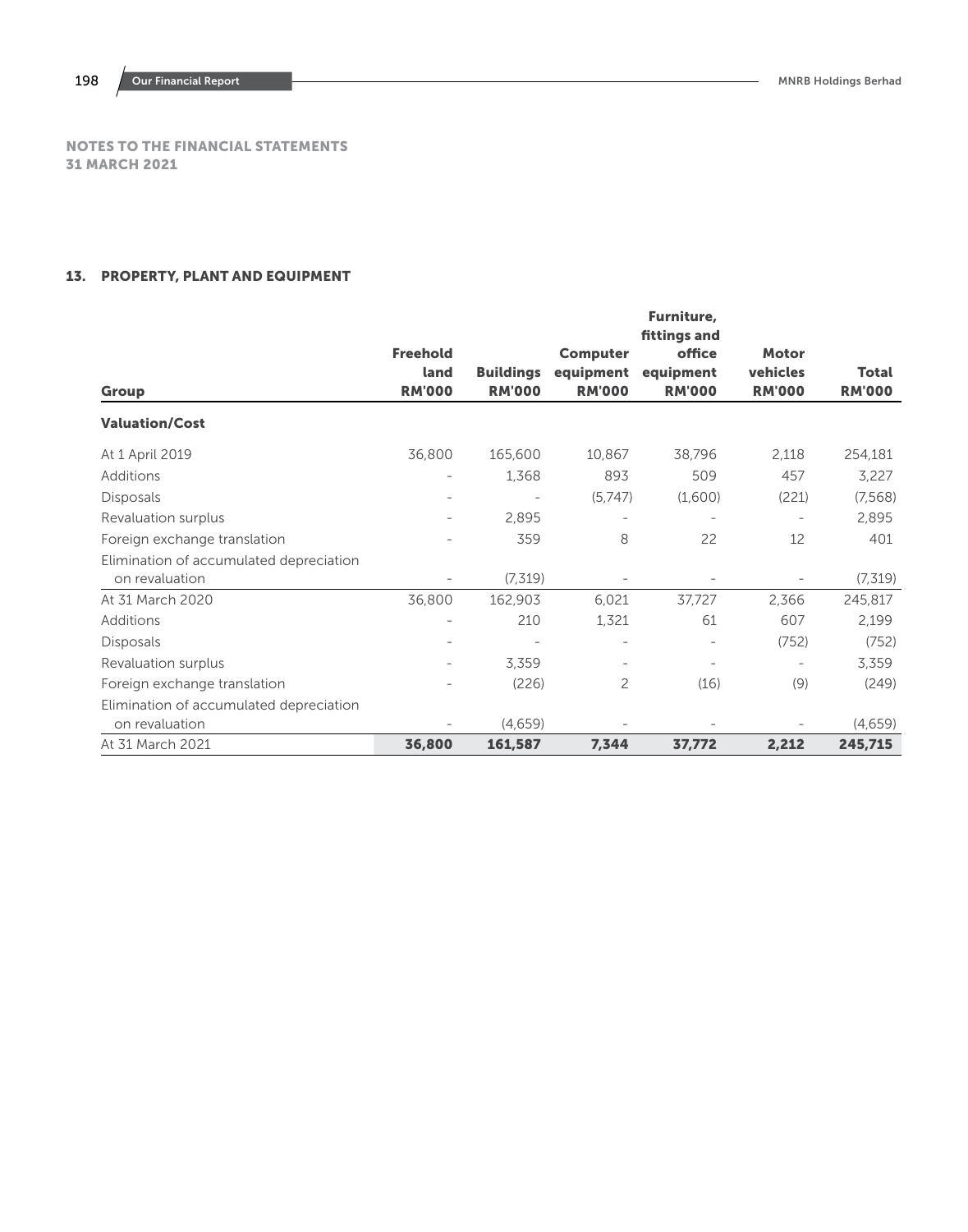NOTES TO THE FINANCIAL STATEMENTS
31 MARCH 2021

## 13. PROPERTY, PLANT AND EQUIPMENT

| Group | Freehold land RM'000 | Buildings RM'000 | Computer equipment RM'000 | Furniture, fittings and office equipment RM'000 | Motor vehicles RM'000 | Total RM'000 |
|---|---|---|---|---|---|---|
| **Valuation/Cost** | | | | | | |
| At 1 April 2019 | 36,800 | 165,600 | 10,867 | 38,796 | 2,118 | 254,181 |
| Additions | - | 1,368 | 893 | 509 | 457 | 3,227 |
| Disposals | - | - | (5,747) | (1,600) | (221) | (7,568) |
| Revaluation surplus | - | 2,895 | - | - | - | 2,895 |
| Foreign exchange translation | - | 359 | 8 | 22 | 12 | 401 |
| Elimination of accumulated depreciation on revaluation | - | (7,319) | - | - | - | (7,319) |
| At 31 March 2020 | 36,800 | 162,903 | 6,021 | 37,727 | 2,366 | 245,817 |
| Additions | - | 210 | 1,321 | 61 | 607 | 2,199 |
| Disposals | - | - | - | - | (752) | (752) |
| Revaluation surplus | - | 3,359 | - | - | - | 3,359 |
| Foreign exchange translation | - | (226) | 2 | (16) | (9) | (249) |
| Elimination of accumulated depreciation on revaluation | - | (4,659) | - | - | - | (4,659) |
| At 31 March 2021 | **36,800** | **161,587** | **7,344** | **37,772** | **2,212** | **245,715** |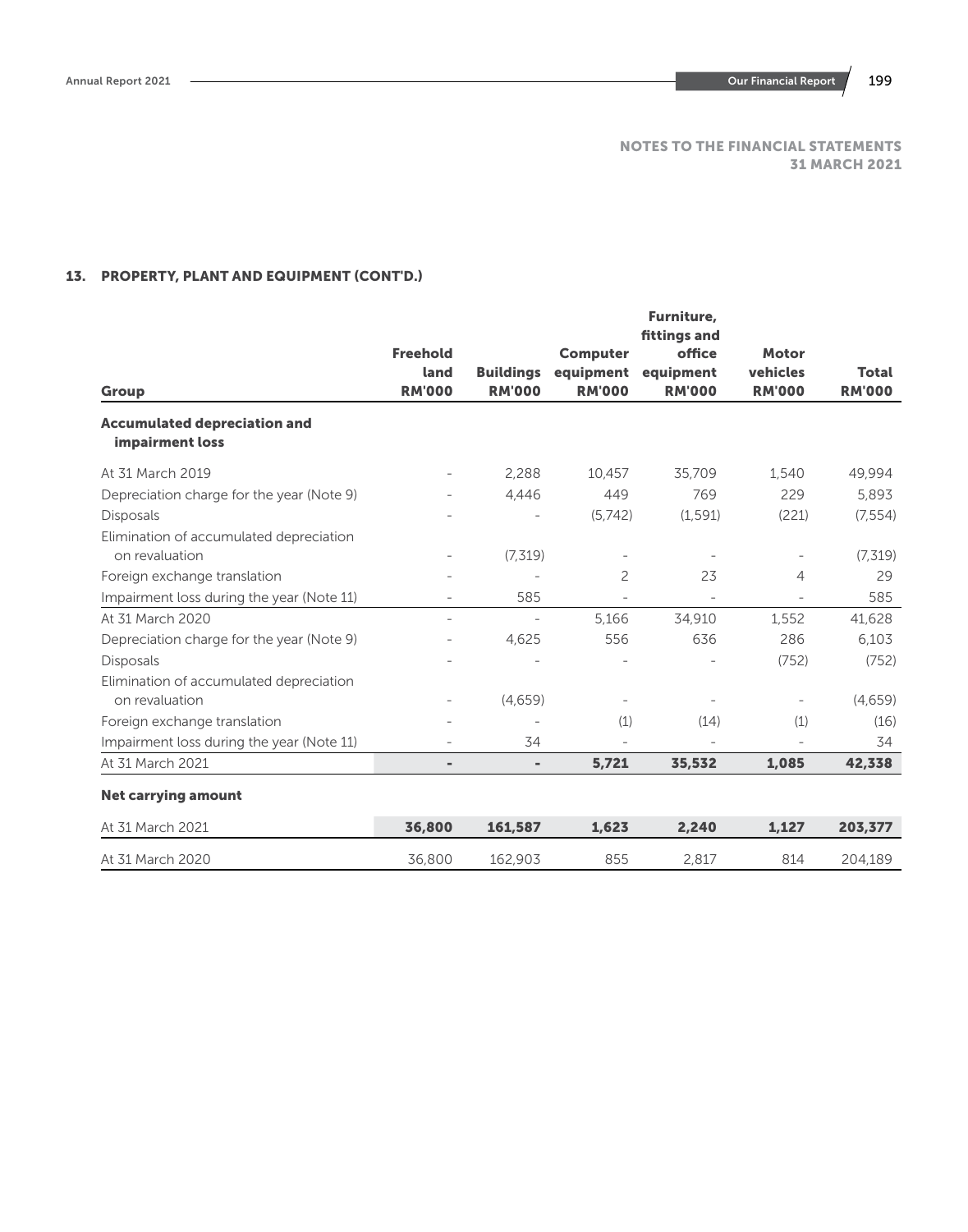NOTES TO THE FINANCIAL STATEMENTS
31 MARCH 2021

## 13. PROPERTY, PLANT AND EQUIPMENT (CONT'D.)

| Group | Freehold land RM'000 | Buildings RM'000 | Computer equipment RM'000 | Furniture, fittings and office equipment RM'000 | Motor vehicles RM'000 | Total RM'000 |
|---|---|---|---|---|---|---|
| **Accumulated depreciation and impairment loss** | | | | | | |
| At 31 March 2019 | - | 2,288 | 10,457 | 35,709 | 1,540 | 49,994 |
| Depreciation charge for the year (Note 9) | - | 4,446 | 449 | 769 | 229 | 5,893 |
| Disposals | - | - | (5,742) | (1,591) | (221) | (7,554) |
| Elimination of accumulated depreciation on revaluation | - | (7,319) | - | - | - | (7,319) |
| Foreign exchange translation | - | - | 2 | 23 | 4 | 29 |
| Impairment loss during the year (Note 11) | - | 585 | - | - | - | 585 |
| At 31 March 2020 | - | - | 5,166 | 34,910 | 1,552 | 41,628 |
| Depreciation charge for the year (Note 9) | - | 4,625 | 556 | 636 | 286 | 6,103 |
| Disposals | - | - | - | - | (752) | (752) |
| Elimination of accumulated depreciation on revaluation | - | (4,659) | - | - | - | (4,659) |
| Foreign exchange translation | - | - | (1) | (14) | (1) | (16) |
| Impairment loss during the year (Note 11) | - | 34 | - | - | - | 34 |
| At 31 March 2021 | **-** | **-** | **5,721** | **35,532** | **1,085** | **42,338** |
| **Net carrying amount** | | | | | | |
| At 31 March 2021 | **36,800** | **161,587** | **1,623** | **2,240** | **1,127** | **203,377** |
| At 31 March 2020 | 36,800 | 162,903 | 855 | 2,817 | 814 | 204,189 |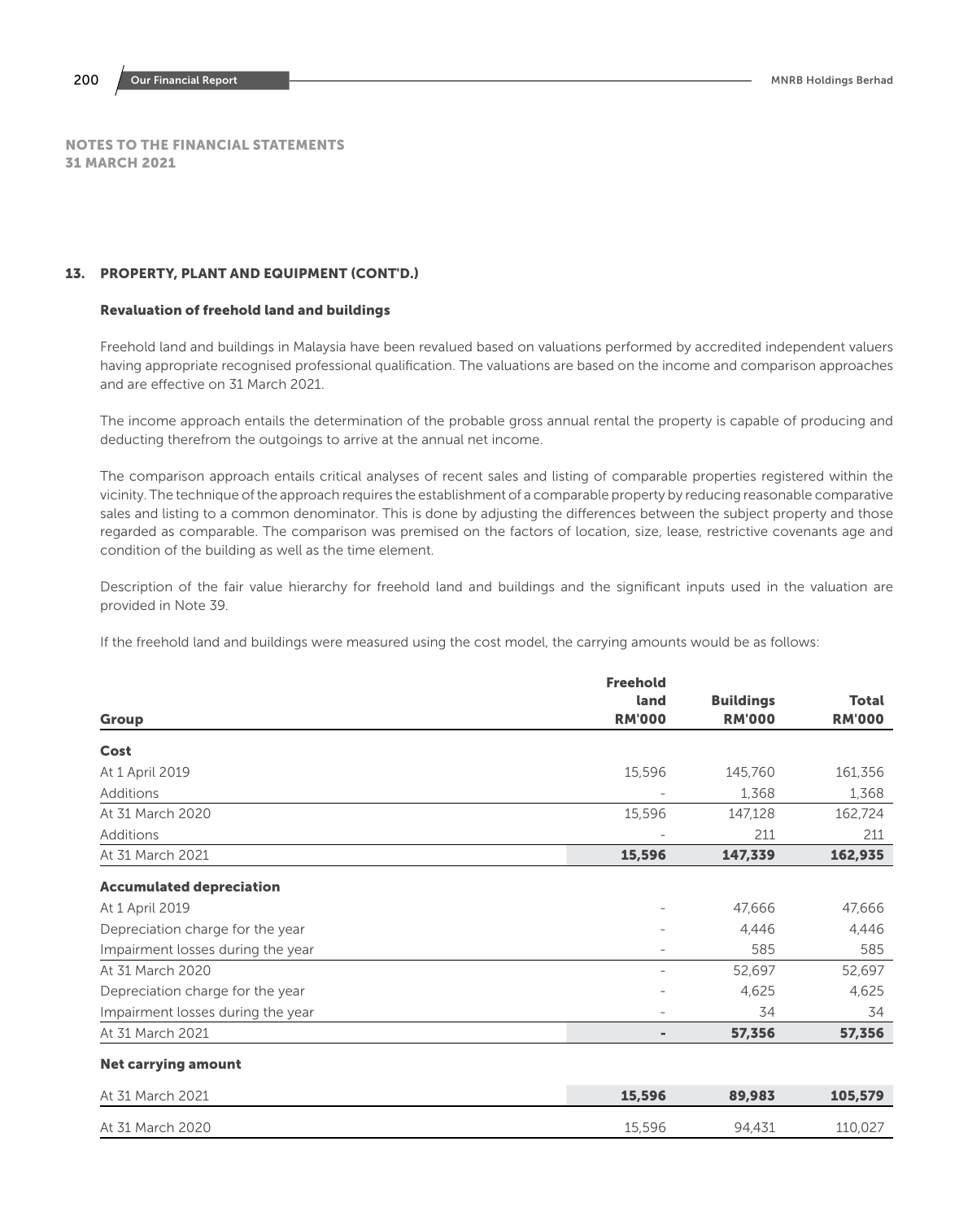# NOTES TO THE FINANCIAL STATEMENTS
## 31 MARCH 2021

## 13. PROPERTY, PLANT AND EQUIPMENT (CONT'D.)

### Revaluation of freehold land and buildings

Freehold land and buildings in Malaysia have been revalued based on valuations performed by accredited independent valuers having appropriate recognised professional qualification. The valuations are based on the income and comparison approaches and are effective on 31 March 2021.

The income approach entails the determination of the probable gross annual rental the property is capable of producing and deducting therefrom the outgoings to arrive at the annual net income.

The comparison approach entails critical analyses of recent sales and listing of comparable properties registered within the vicinity. The technique of the approach requires the establishment of a comparable property by reducing reasonable comparative sales and listing to a common denominator. This is done by adjusting the differences between the subject property and those regarded as comparable. The comparison was premised on the factors of location, size, lease, restrictive covenants age and condition of the building as well as the time element.

Description of the fair value hierarchy for freehold land and buildings and the significant inputs used in the valuation are provided in Note 39.

If the freehold land and buildings were measured using the cost model, the carrying amounts would be as follows:

| Group | Freehold land RM'000 | Buildings RM'000 | Total RM'000 |
|---|---|---|---|
| **Cost** | | | |
| At 1 April 2019 | 15,596 | 145,760 | 161,356 |
| Additions | - | 1,368 | 1,368 |
| At 31 March 2020 | 15,596 | 147,128 | 162,724 |
| Additions | - | 211 | 211 |
| At 31 March 2021 | **15,596** | **147,339** | **162,935** |
| **Accumulated depreciation** | | | |
| At 1 April 2019 | - | 47,666 | 47,666 |
| Depreciation charge for the year | - | 4,446 | 4,446 |
| Impairment losses during the year | - | 585 | 585 |
| At 31 March 2020 | - | 52,697 | 52,697 |
| Depreciation charge for the year | - | 4,625 | 4,625 |
| Impairment losses during the year | - | 34 | 34 |
| At 31 March 2021 | **-** | **57,356** | **57,356** |
| **Net carrying amount** | | | |
| At 31 March 2021 | **15,596** | **89,983** | **105,579** |
| At 31 March 2020 | 15,596 | 94,431 | 110,027 |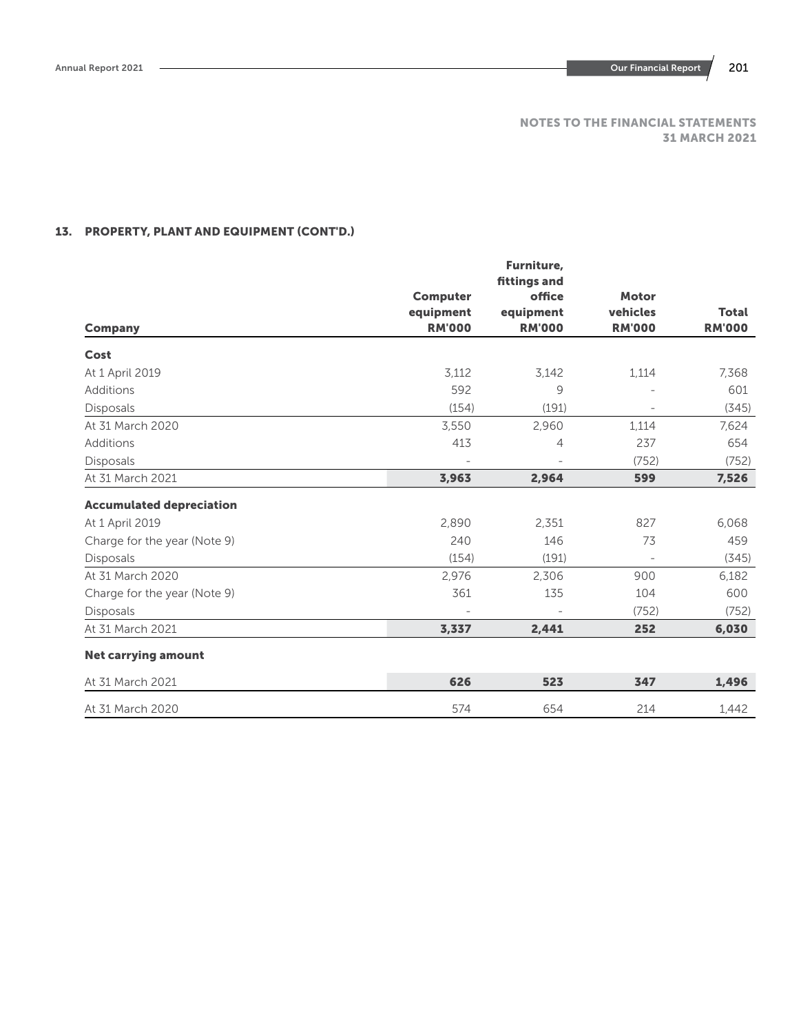NOTES TO THE FINANCIAL STATEMENTS
31 MARCH 2021

## 13. PROPERTY, PLANT AND EQUIPMENT (CONT'D.)

| Company | Computer equipment RM'000 | Furniture, fittings and office equipment RM'000 | Motor vehicles RM'000 | Total RM'000 |
|---|---|---|---|---|
| **Cost** | | | | |
| At 1 April 2019 | 3,112 | 3,142 | 1,114 | 7,368 |
| Additions | 592 | 9 | - | 601 |
| Disposals | (154) | (191) | - | (345) |
| At 31 March 2020 | 3,550 | 2,960 | 1,114 | 7,624 |
| Additions | 413 | 4 | 237 | 654 |
| Disposals | - | - | (752) | (752) |
| At 31 March 2021 | **3,963** | **2,964** | **599** | **7,526** |
| **Accumulated depreciation** | | | | |
| At 1 April 2019 | 2,890 | 2,351 | 827 | 6,068 |
| Charge for the year (Note 9) | 240 | 146 | 73 | 459 |
| Disposals | (154) | (191) | - | (345) |
| At 31 March 2020 | 2,976 | 2,306 | 900 | 6,182 |
| Charge for the year (Note 9) | 361 | 135 | 104 | 600 |
| Disposals | - | - | (752) | (752) |
| At 31 March 2021 | **3,337** | **2,441** | **252** | **6,030** |
| **Net carrying amount** | | | | |
| At 31 March 2021 | **626** | **523** | **347** | **1,496** |
| At 31 March 2020 | 574 | 654 | 214 | 1,442 |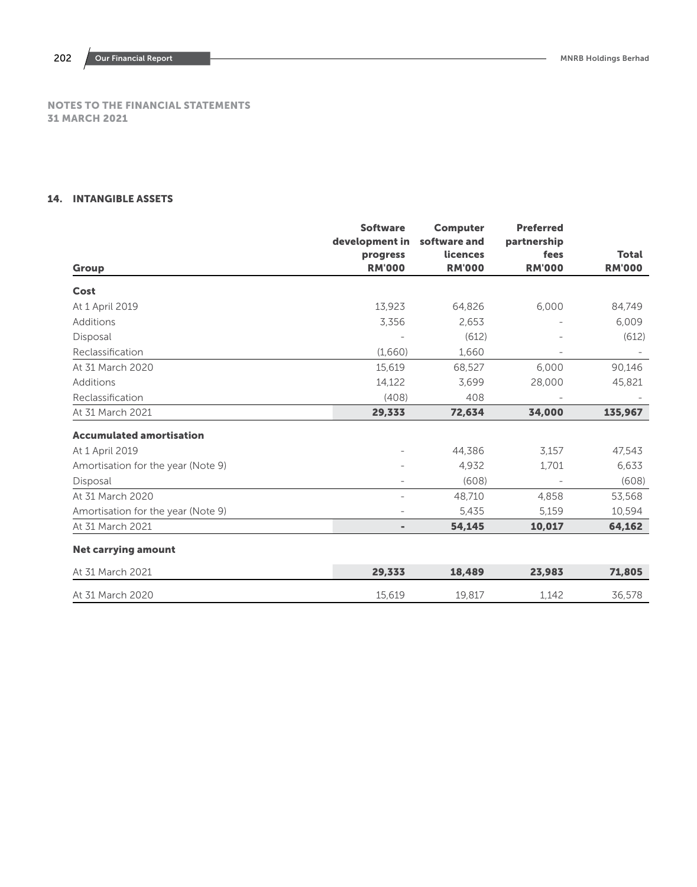NOTES TO THE FINANCIAL STATEMENTS
31 MARCH 2021

## 14. INTANGIBLE ASSETS

| Group | Software development in progress RM'000 | Computer software and licences RM'000 | Preferred partnership fees RM'000 | Total RM'000 |
|---|---|---|---|---|
| **Cost** | | | | |
| At 1 April 2019 | 13,923 | 64,826 | 6,000 | 84,749 |
| Additions | 3,356 | 2,653 | - | 6,009 |
| Disposal | - | (612) | - | (612) |
| Reclassification | (1,660) | 1,660 | - | - |
| At 31 March 2020 | 15,619 | 68,527 | 6,000 | 90,146 |
| Additions | 14,122 | 3,699 | 28,000 | 45,821 |
| Reclassification | (408) | 408 | - | - |
| At 31 March 2021 | **29,333** | **72,634** | **34,000** | **135,967** |
| **Accumulated amortisation** | | | | |
| At 1 April 2019 | - | 44,386 | 3,157 | 47,543 |
| Amortisation for the year (Note 9) | - | 4,932 | 1,701 | 6,633 |
| Disposal | - | (608) | - | (608) |
| At 31 March 2020 | - | 48,710 | 4,858 | 53,568 |
| Amortisation for the year (Note 9) | - | 5,435 | 5,159 | 10,594 |
| At 31 March 2021 | **-** | **54,145** | **10,017** | **64,162** |
| **Net carrying amount** | | | | |
| At 31 March 2021 | **29,333** | **18,489** | **23,983** | **71,805** |
| At 31 March 2020 | 15,619 | 19,817 | 1,142 | 36,578 |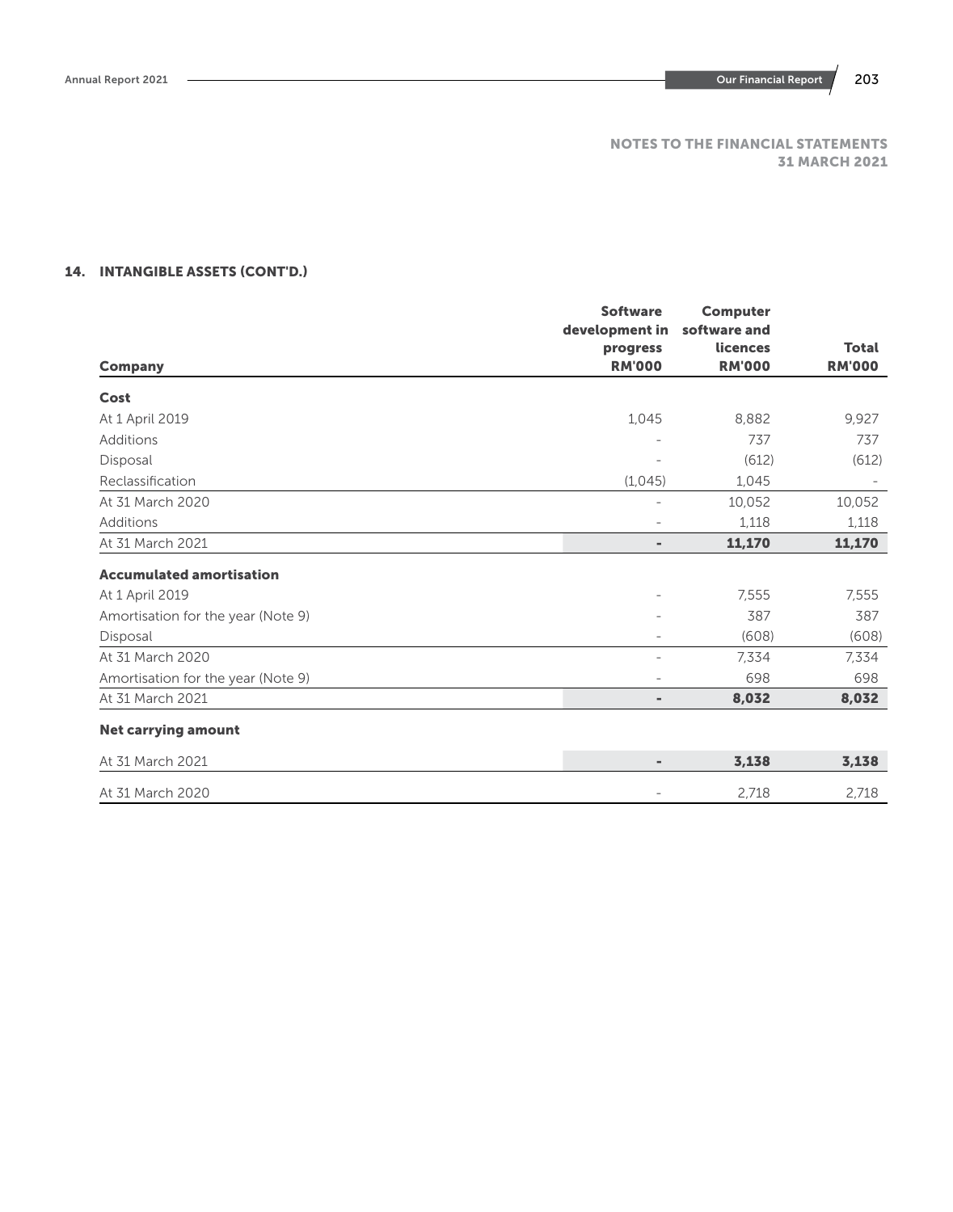NOTES TO THE FINANCIAL STATEMENTS
31 MARCH 2021

## 14. INTANGIBLE ASSETS (CONT'D.)

| Company | Software development in progress RM'000 | Computer software and licences RM'000 | Total RM'000 |
|---|---|---|---|
| **Cost** | | | |
| At 1 April 2019 | 1,045 | 8,882 | 9,927 |
| Additions | - | 737 | 737 |
| Disposal | - | (612) | (612) |
| Reclassification | (1,045) | 1,045 | - |
| At 31 March 2020 | - | 10,052 | 10,052 |
| Additions | - | 1,118 | 1,118 |
| At 31 March 2021 | **-** | **11,170** | **11,170** |
| **Accumulated amortisation** | | | |
| At 1 April 2019 | - | 7,555 | 7,555 |
| Amortisation for the year (Note 9) | - | 387 | 387 |
| Disposal | - | (608) | (608) |
| At 31 March 2020 | - | 7,334 | 7,334 |
| Amortisation for the year (Note 9) | - | 698 | 698 |
| At 31 March 2021 | **-** | **8,032** | **8,032** |
| **Net carrying amount** | | | |
| At 31 March 2021 | **-** | **3,138** | **3,138** |
| At 31 March 2020 | - | 2,718 | 2,718 |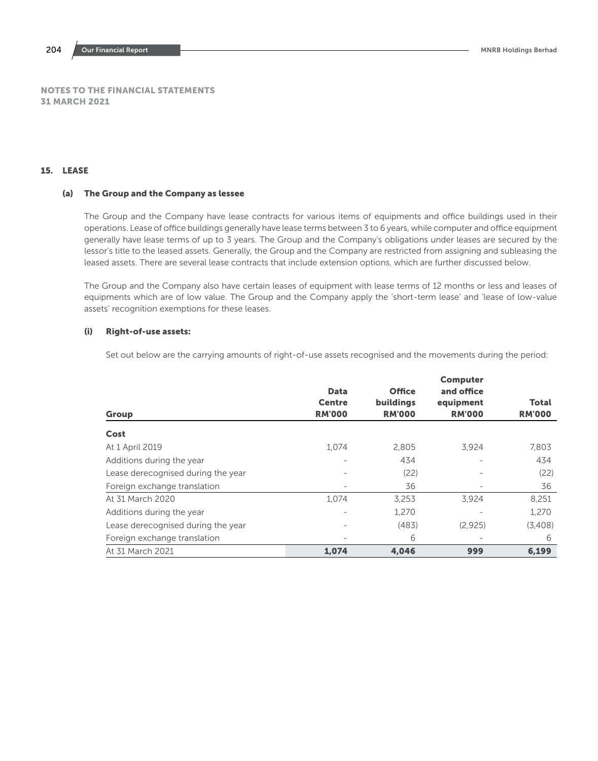## NOTES TO THE FINANCIAL STATEMENTS
## 31 MARCH 2021

### 15. LEASE

#### (a) The Group and the Company as lessee

The Group and the Company have lease contracts for various items of equipments and office buildings used in their operations. Lease of office buildings generally have lease terms between 3 to 6 years, while computer and office equipment generally have lease terms of up to 3 years. The Group and the Company's obligations under leases are secured by the lessor's title to the leased assets. Generally, the Group and the Company are restricted from assigning and subleasing the leased assets. There are several lease contracts that include extension options, which are further discussed below.

The Group and the Company also have certain leases of equipment with lease terms of 12 months or less and leases of equipments which are of low value. The Group and the Company apply the 'short-term lease' and 'lease of low-value assets' recognition exemptions for these leases.

#### (i) Right-of-use assets:

Set out below are the carrying amounts of right-of-use assets recognised and the movements during the period:

| Group | Data Centre RM'000 | Office buildings RM'000 | Computer and office equipment RM'000 | Total RM'000 |
|---|---|---|---|---|
| **Cost** | | | | |
| At 1 April 2019 | 1,074 | 2,805 | 3,924 | 7,803 |
| Additions during the year | - | 434 | - | 434 |
| Lease derecognised during the year | - | (22) | - | (22) |
| Foreign exchange translation | - | 36 | - | 36 |
| At 31 March 2020 | 1,074 | 3,253 | 3,924 | 8,251 |
| Additions during the year | - | 1,270 | - | 1,270 |
| Lease derecognised during the year | - | (483) | (2,925) | (3,408) |
| Foreign exchange translation | - | 6 | - | 6 |
| At 31 March 2021 | **1,074** | **4,046** | **999** | **6,199** |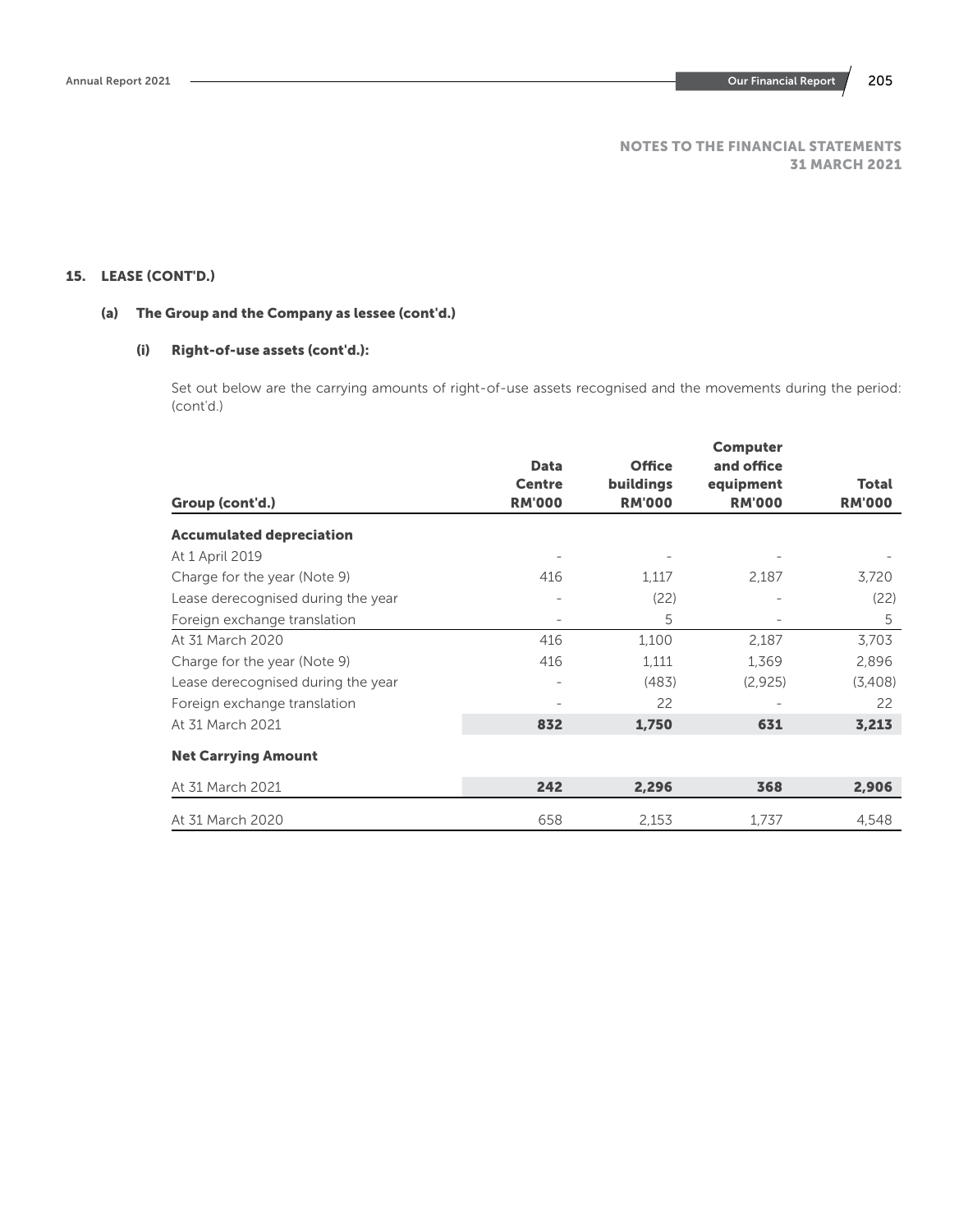NOTES TO THE FINANCIAL STATEMENTS
31 MARCH 2021

## 15. LEASE (CONT'D.)

### (a) The Group and the Company as lessee (cont'd.)

#### (i) Right-of-use assets (cont'd.):

Set out below are the carrying amounts of right-of-use assets recognised and the movements during the period: (cont'd.)

| Group (cont'd.) | Data Centre RM'000 | Office buildings RM'000 | Computer and office equipment RM'000 | Total RM'000 |
|---|---|---|---|---|
| **Accumulated depreciation** | | | | |
| At 1 April 2019 | - | - | - | - |
| Charge for the year (Note 9) | 416 | 1,117 | 2,187 | 3,720 |
| Lease derecognised during the year | - | (22) | - | (22) |
| Foreign exchange translation | - | 5 | - | 5 |
| At 31 March 2020 | 416 | 1,100 | 2,187 | 3,703 |
| Charge for the year (Note 9) | 416 | 1,111 | 1,369 | 2,896 |
| Lease derecognised during the year | - | (483) | (2,925) | (3,408) |
| Foreign exchange translation | - | 22 | - | 22 |
| At 31 March 2021 | **832** | **1,750** | **631** | **3,213** |
| **Net Carrying Amount** | | | | |
| At 31 March 2021 | **242** | **2,296** | **368** | **2,906** |
| At 31 March 2020 | 658 | 2,153 | 1,737 | 4,548 |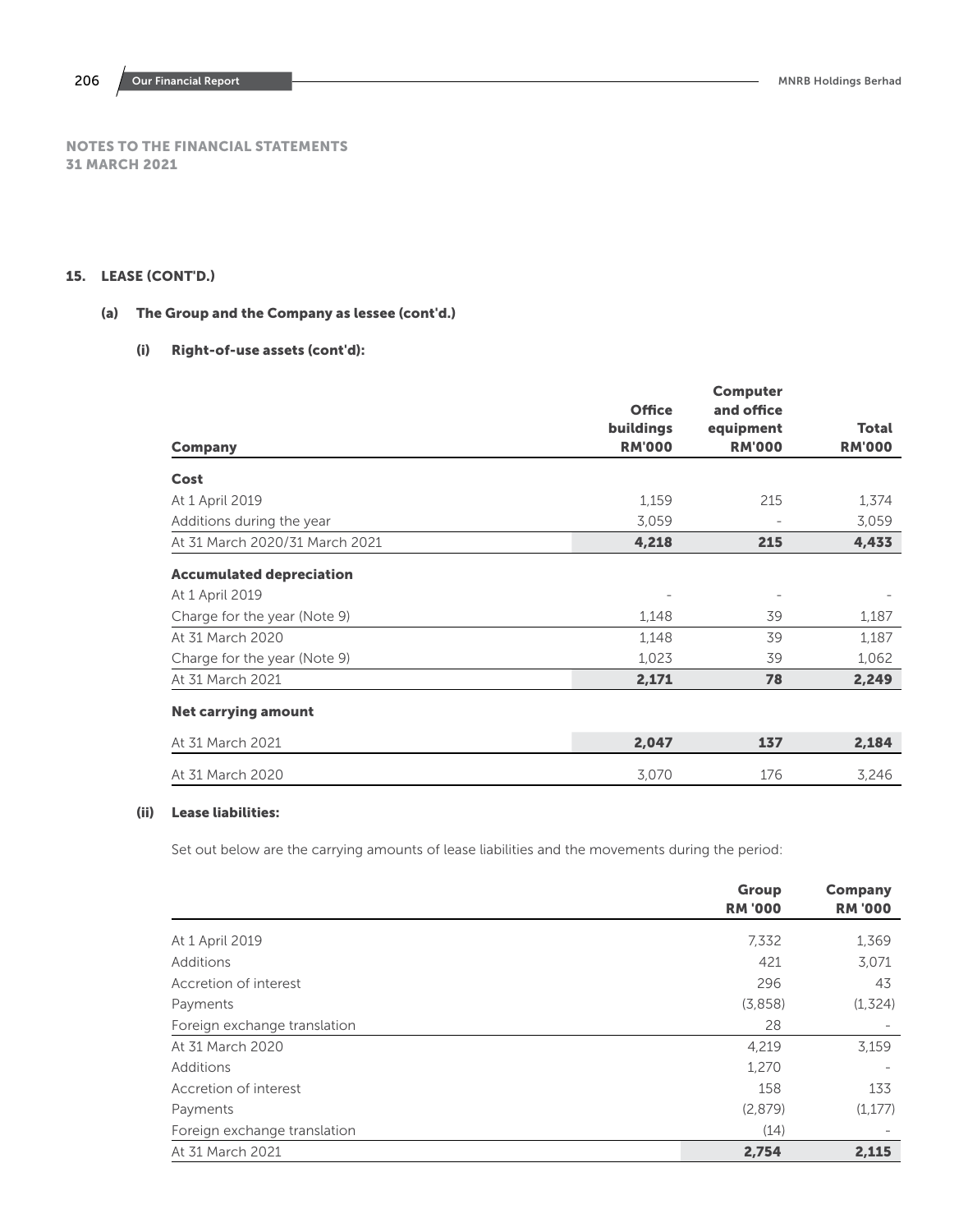# NOTES TO THE FINANCIAL STATEMENTS
# 31 MARCH 2021

## 15. LEASE (CONT'D.)

### (a) The Group and the Company as lessee (cont'd.)

#### (i) Right-of-use assets (cont'd):

| Company | Office buildings RM'000 | Computer and office equipment RM'000 | Total RM'000 |
|---|---|---|---|
| **Cost** | | | |
| At 1 April 2019 | 1,159 | 215 | 1,374 |
| Additions during the year | 3,059 | - | 3,059 |
| At 31 March 2020/31 March 2021 | **4,218** | **215** | **4,433** |
| **Accumulated depreciation** | | | |
| At 1 April 2019 | - | - | - |
| Charge for the year (Note 9) | 1,148 | 39 | 1,187 |
| At 31 March 2020 | 1,148 | 39 | 1,187 |
| Charge for the year (Note 9) | 1,023 | 39 | 1,062 |
| At 31 March 2021 | **2,171** | **78** | **2,249** |
| **Net carrying amount** | | | |
| At 31 March 2021 | **2,047** | **137** | **2,184** |
| At 31 March 2020 | 3,070 | 176 | 3,246 |

#### (ii) Lease liabilities:

Set out below are the carrying amounts of lease liabilities and the movements during the period:

| | Group RM '000 | Company RM '000 |
|---|---|---|
| At 1 April 2019 | 7,332 | 1,369 |
| Additions | 421 | 3,071 |
| Accretion of interest | 296 | 43 |
| Payments | (3,858) | (1,324) |
| Foreign exchange translation | 28 | - |
| At 31 March 2020 | 4,219 | 3,159 |
| Additions | 1,270 | - |
| Accretion of interest | 158 | 133 |
| Payments | (2,879) | (1,177) |
| Foreign exchange translation | (14) | - |
| At 31 March 2021 | **2,754** | **2,115** |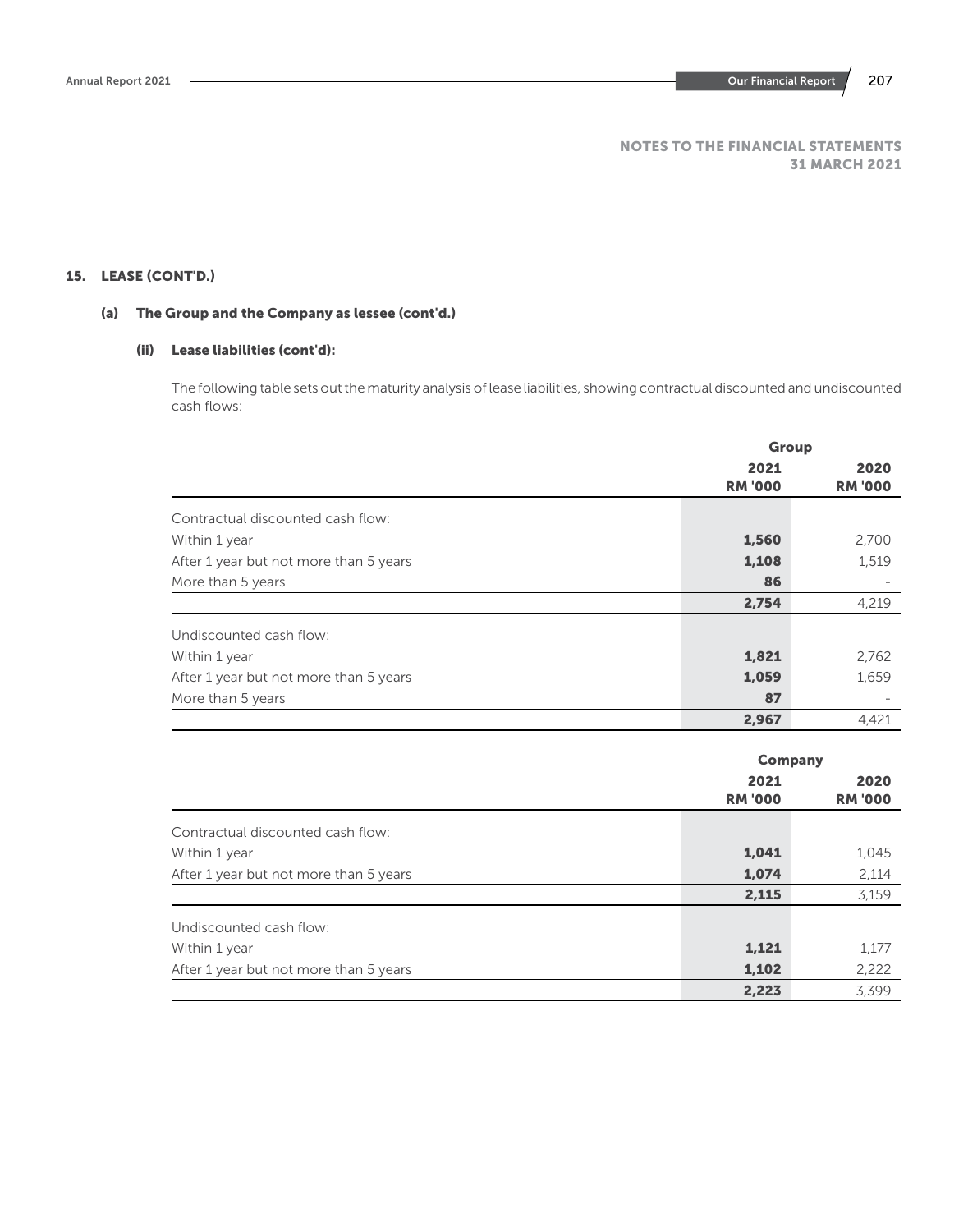NOTES TO THE FINANCIAL STATEMENTS
31 MARCH 2021

## 15. LEASE (CONT'D.)

### (a) The Group and the Company as lessee (cont'd.)

#### (ii) Lease liabilities (cont'd):

The following table sets out the maturity analysis of lease liabilities, showing contractual discounted and undiscounted cash flows:

| | Group | |
|---|---|---|
| | **2021** | **2020** |
| | **RM '000** | **RM '000** |
| Contractual discounted cash flow: | | |
| Within 1 year | **1,560** | 2,700 |
| After 1 year but not more than 5 years | **1,108** | 1,519 |
| More than 5 years | **86** | - |
| | **2,754** | 4,219 |
| Undiscounted cash flow: | | |
| Within 1 year | **1,821** | 2,762 |
| After 1 year but not more than 5 years | **1,059** | 1,659 |
| More than 5 years | **87** | - |
| | **2,967** | 4,421 |

| | Company | |
|---|---|---|
| | **2021** | **2020** |
| | **RM '000** | **RM '000** |
| Contractual discounted cash flow: | | |
| Within 1 year | **1,041** | 1,045 |
| After 1 year but not more than 5 years | **1,074** | 2,114 |
| | **2,115** | 3,159 |
| Undiscounted cash flow: | | |
| Within 1 year | **1,121** | 1,177 |
| After 1 year but not more than 5 years | **1,102** | 2,222 |
| | **2,223** | 3,399 |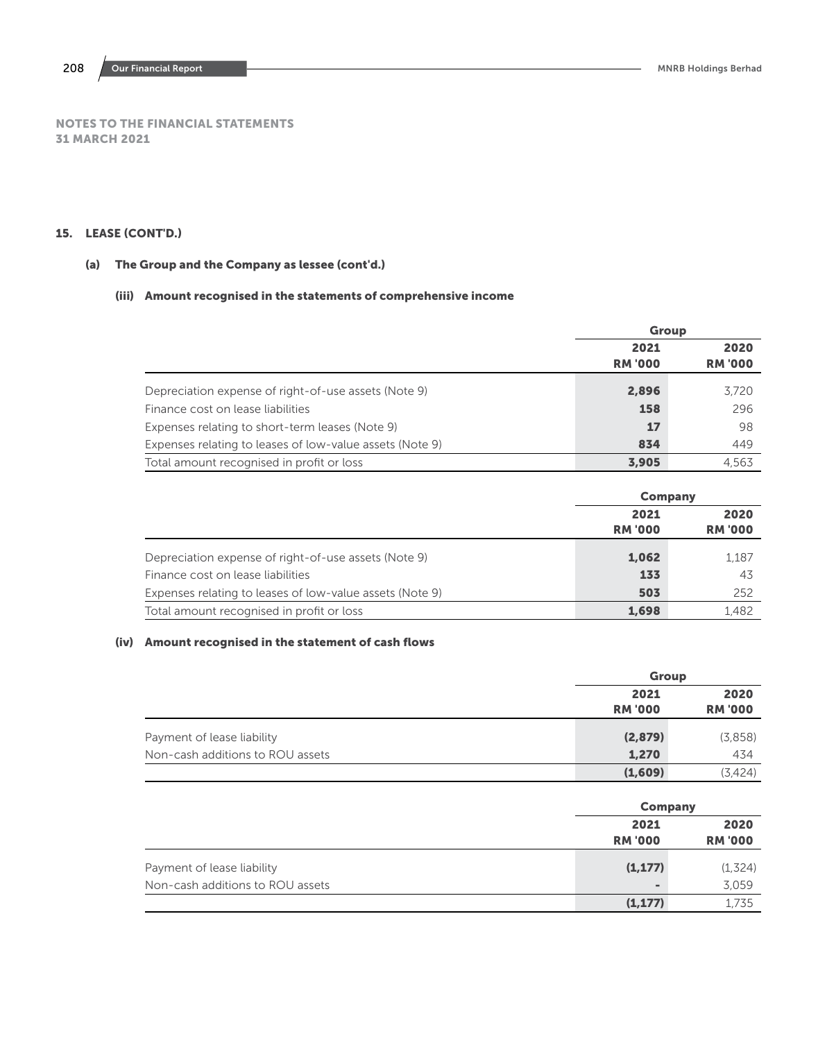NOTES TO THE FINANCIAL STATEMENTS
31 MARCH 2021

## 15. LEASE (CONT'D.)

### (a) The Group and the Company as lessee (cont'd.)

#### (iii) Amount recognised in the statements of comprehensive income

| | Group | |
|---|---|---|
| | **2021** | **2020** |
| | **RM '000** | **RM '000** |
| Depreciation expense of right-of-use assets (Note 9) | **2,896** | 3,720 |
| Finance cost on lease liabilities | **158** | 296 |
| Expenses relating to short-term leases (Note 9) | **17** | 98 |
| Expenses relating to leases of low-value assets (Note 9) | **834** | 449 |
| Total amount recognised in profit or loss | **3,905** | 4,563 |

| | Company | |
|---|---|---|
| | **2021** | **2020** |
| | **RM '000** | **RM '000** |
| Depreciation expense of right-of-use assets (Note 9) | **1,062** | 1,187 |
| Finance cost on lease liabilities | **133** | 43 |
| Expenses relating to leases of low-value assets (Note 9) | **503** | 252 |
| Total amount recognised in profit or loss | **1,698** | 1,482 |

#### (iv) Amount recognised in the statement of cash flows

| | Group | |
|---|---|---|
| | **2021** | **2020** |
| | **RM '000** | **RM '000** |
| Payment of lease liability | **(2,879)** | (3,858) |
| Non-cash additions to ROU assets | **1,270** | 434 |
| | **(1,609)** | (3,424) |

| | Company | |
|---|---|---|
| | **2021** | **2020** |
| | **RM '000** | **RM '000** |
| Payment of lease liability | **(1,177)** | (1,324) |
| Non-cash additions to ROU assets | **-** | 3,059 |
| | **(1,177)** | 1,735 |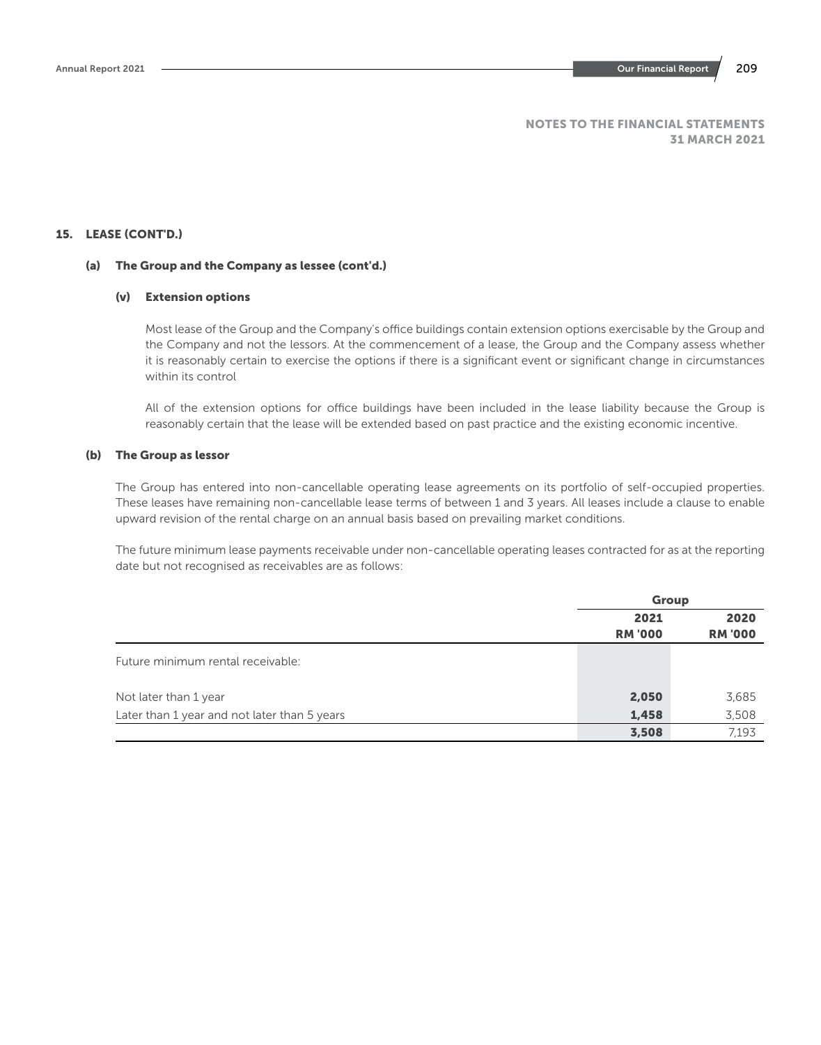NOTES TO THE FINANCIAL STATEMENTS
31 MARCH 2021

## 15. LEASE (CONT'D.)

### (a) The Group and the Company as lessee (cont'd.)

#### (v) Extension options

Most lease of the Group and the Company's office buildings contain extension options exercisable by the Group and the Company and not the lessors. At the commencement of a lease, the Group and the Company assess whether it is reasonably certain to exercise the options if there is a significant event or significant change in circumstances within its control

All of the extension options for office buildings have been included in the lease liability because the Group is reasonably certain that the lease will be extended based on past practice and the existing economic incentive.

### (b) The Group as lessor

The Group has entered into non-cancellable operating lease agreements on its portfolio of self-occupied properties. These leases have remaining non-cancellable lease terms of between 1 and 3 years. All leases include a clause to enable upward revision of the rental charge on an annual basis based on prevailing market conditions.

The future minimum lease payments receivable under non-cancellable operating leases contracted for as at the reporting date but not recognised as receivables are as follows:

| | Group | |
|---|---|---|
| | **2021** | **2020** |
| | **RM '000** | **RM '000** |
| Future minimum rental receivable: | | |
| Not later than 1 year | **2,050** | 3,685 |
| Later than 1 year and not later than 5 years | **1,458** | 3,508 |
| | **3,508** | 7,193 |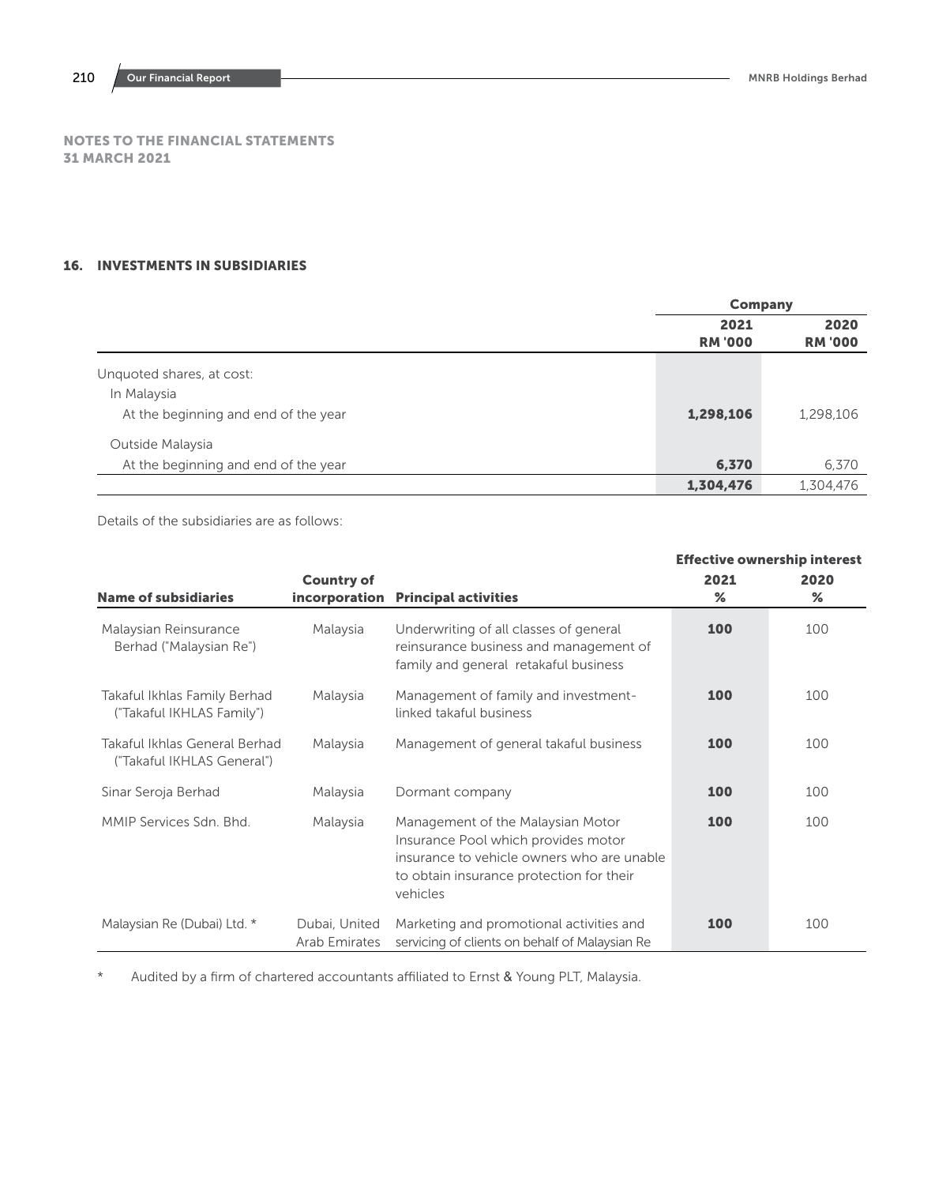NOTES TO THE FINANCIAL STATEMENTS
31 MARCH 2021

## 16. INVESTMENTS IN SUBSIDIARIES

| | Company | |
|---|---|---|
| | **2021 RM '000** | **2020 RM '000** |
| Unquoted shares, at cost: | | |
| In Malaysia | | |
| At the beginning and end of the year | **1,298,106** | 1,298,106 |
| Outside Malaysia | | |
| At the beginning and end of the year | **6,370** | 6,370 |
| | **1,304,476** | 1,304,476 |

Details of the subsidiaries are as follows:

| Name of subsidiaries | Country of incorporation | Principal activities | Effective ownership interest 2021 % | 2020 % |
|---|---|---|---|---|
| Malaysian Reinsurance Berhad ("Malaysian Re") | Malaysia | Underwriting of all classes of general reinsurance business and management of family and general retakaful business | **100** | 100 |
| Takaful Ikhlas Family Berhad ("Takaful IKHLAS Family") | Malaysia | Management of family and investment-linked takaful business | **100** | 100 |
| Takaful Ikhlas General Berhad ("Takaful IKHLAS General") | Malaysia | Management of general takaful business | **100** | 100 |
| Sinar Seroja Berhad | Malaysia | Dormant company | **100** | 100 |
| MMIP Services Sdn. Bhd. | Malaysia | Management of the Malaysian Motor Insurance Pool which provides motor insurance to vehicle owners who are unable to obtain insurance protection for their vehicles | **100** | 100 |
| Malaysian Re (Dubai) Ltd. * | Dubai, United Arab Emirates | Marketing and promotional activities and servicing of clients on behalf of Malaysian Re | **100** | 100 |

\* Audited by a firm of chartered accountants affiliated to Ernst & Young PLT, Malaysia.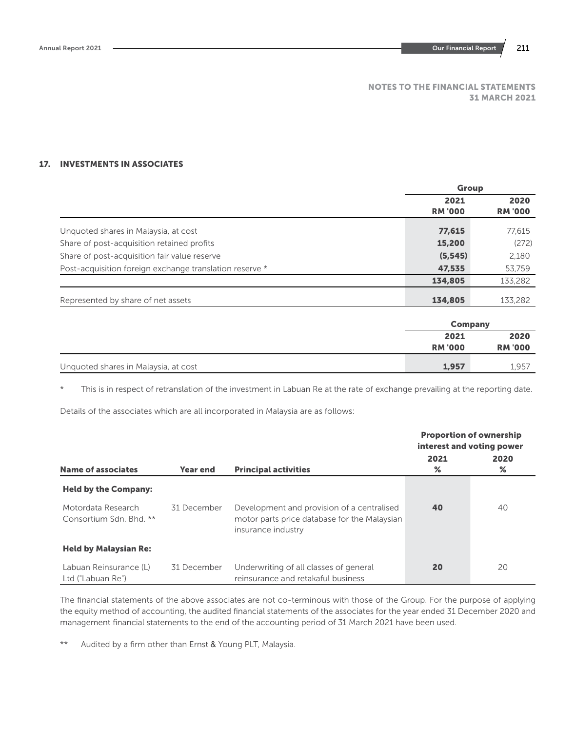## NOTES TO THE FINANCIAL STATEMENTS 31 MARCH 2021

## 17. INVESTMENTS IN ASSOCIATES

| | Group | |
|---|---|---|
| | 2021 RM '000 | 2020 RM '000 |
| Unquoted shares in Malaysia, at cost | **77,615** | 77,615 |
| Share of post-acquisition retained profits | **15,200** | (272) |
| Share of post-acquisition fair value reserve | **(5,545)** | 2,180 |
| Post-acquisition foreign exchange translation reserve * | **47,535** | 53,759 |
| | **134,805** | 133,282 |
| Represented by share of net assets | **134,805** | 133,282 |

| | Company | |
|---|---|---|
| | 2021 RM '000 | 2020 RM '000 |
| Unquoted shares in Malaysia, at cost | **1,957** | 1,957 |

\* This is in respect of retranslation of the investment in Labuan Re at the rate of exchange prevailing at the reporting date.

Details of the associates which are all incorporated in Malaysia are as follows:

| Name of associates | Year end | Principal activities | Proportion of ownership interest and voting power 2021 % | 2020 % |
|---|---|---|---|---|
| **Held by the Company:** | | | | |
| Motordata Research Consortium Sdn. Bhd. ** | 31 December | Development and provision of a centralised motor parts price database for the Malaysian insurance industry | **40** | 40 |
| **Held by Malaysian Re:** | | | | |
| Labuan Reinsurance (L) Ltd ("Labuan Re") | 31 December | Underwriting of all classes of general reinsurance and retakaful business | **20** | 20 |

The financial statements of the above associates are not co-terminous with those of the Group. For the purpose of applying the equity method of accounting, the audited financial statements of the associates for the year ended 31 December 2020 and management financial statements to the end of the accounting period of 31 March 2021 have been used.

** Audited by a firm other than Ernst & Young PLT, Malaysia.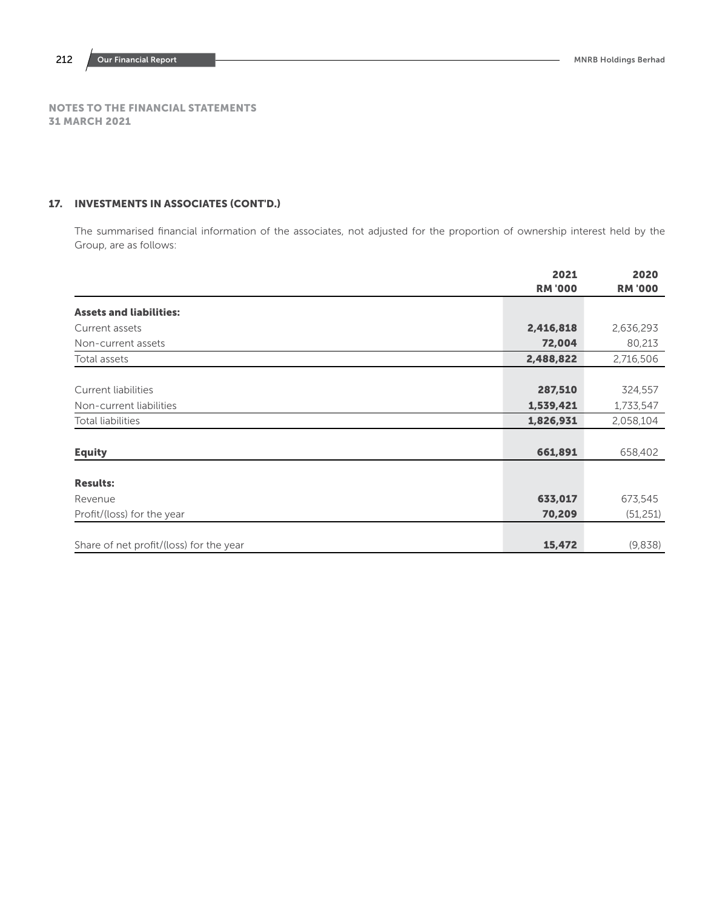## NOTES TO THE FINANCIAL STATEMENTS
## 31 MARCH 2021

## 17. INVESTMENTS IN ASSOCIATES (CONT'D.)

The summarised financial information of the associates, not adjusted for the proportion of ownership interest held by the Group, are as follows:

| | 2021 RM '000 | 2020 RM '000 |
|---|---|---|
| **Assets and liabilities:** | | |
| Current assets | **2,416,818** | 2,636,293 |
| Non-current assets | **72,004** | 80,213 |
| Total assets | **2,488,822** | 2,716,506 |
| | | |
| Current liabilities | **287,510** | 324,557 |
| Non-current liabilities | **1,539,421** | 1,733,547 |
| Total liabilities | **1,826,931** | 2,058,104 |
| | | |
| **Equity** | **661,891** | 658,402 |
| | | |
| **Results:** | | |
| Revenue | **633,017** | 673,545 |
| Profit/(loss) for the year | **70,209** | (51,251) |
| | | |
| Share of net profit/(loss) for the year | **15,472** | (9,838) |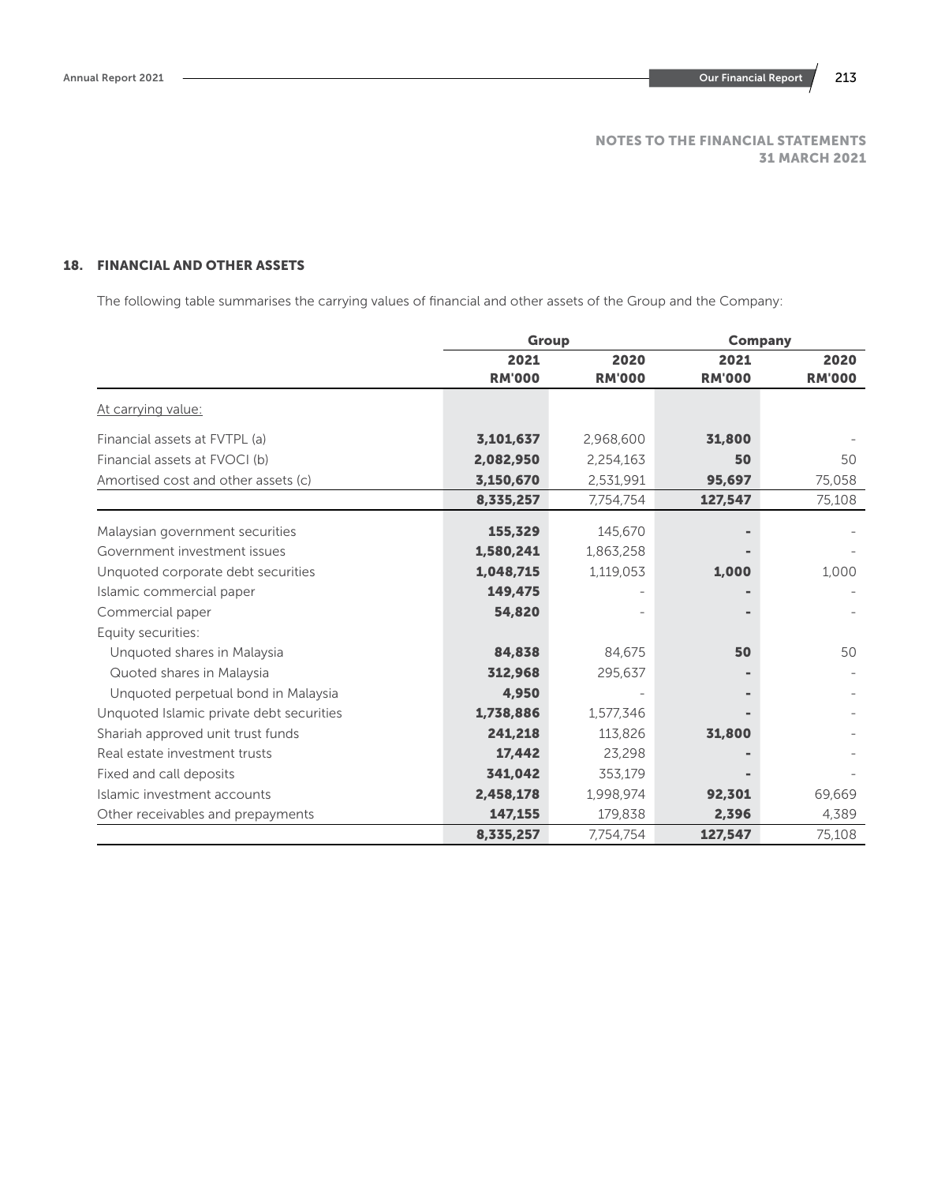NOTES TO THE FINANCIAL STATEMENTS
31 MARCH 2021

## 18. FINANCIAL AND OTHER ASSETS

The following table summarises the carrying values of financial and other assets of the Group and the Company:

| | Group | | Company | |
|---|---|---|---|---|
| | 2021 RM'000 | 2020 RM'000 | 2021 RM'000 | 2020 RM'000 |
| At carrying value: | | | | |
| Financial assets at FVTPL (a) | **3,101,637** | 2,968,600 | **31,800** | - |
| Financial assets at FVOCI (b) | **2,082,950** | 2,254,163 | **50** | 50 |
| Amortised cost and other assets (c) | **3,150,670** | 2,531,991 | **95,697** | 75,058 |
| | **8,335,257** | 7,754,754 | **127,547** | 75,108 |
| Malaysian government securities | **155,329** | 145,670 | **-** | - |
| Government investment issues | **1,580,241** | 1,863,258 | **-** | - |
| Unquoted corporate debt securities | **1,048,715** | 1,119,053 | **1,000** | 1,000 |
| Islamic commercial paper | **149,475** | - | **-** | - |
| Commercial paper | **54,820** | - | **-** | - |
| Equity securities: | | | | |
| Unquoted shares in Malaysia | **84,838** | 84,675 | **50** | 50 |
| Quoted shares in Malaysia | **312,968** | 295,637 | **-** | - |
| Unquoted perpetual bond in Malaysia | **4,950** | - | **-** | - |
| Unquoted Islamic private debt securities | **1,738,886** | 1,577,346 | **-** | - |
| Shariah approved unit trust funds | **241,218** | 113,826 | **31,800** | - |
| Real estate investment trusts | **17,442** | 23,298 | **-** | - |
| Fixed and call deposits | **341,042** | 353,179 | **-** | - |
| Islamic investment accounts | **2,458,178** | 1,998,974 | **92,301** | 69,669 |
| Other receivables and prepayments | **147,155** | 179,838 | **2,396** | 4,389 |
| | **8,335,257** | 7,754,754 | **127,547** | 75,108 |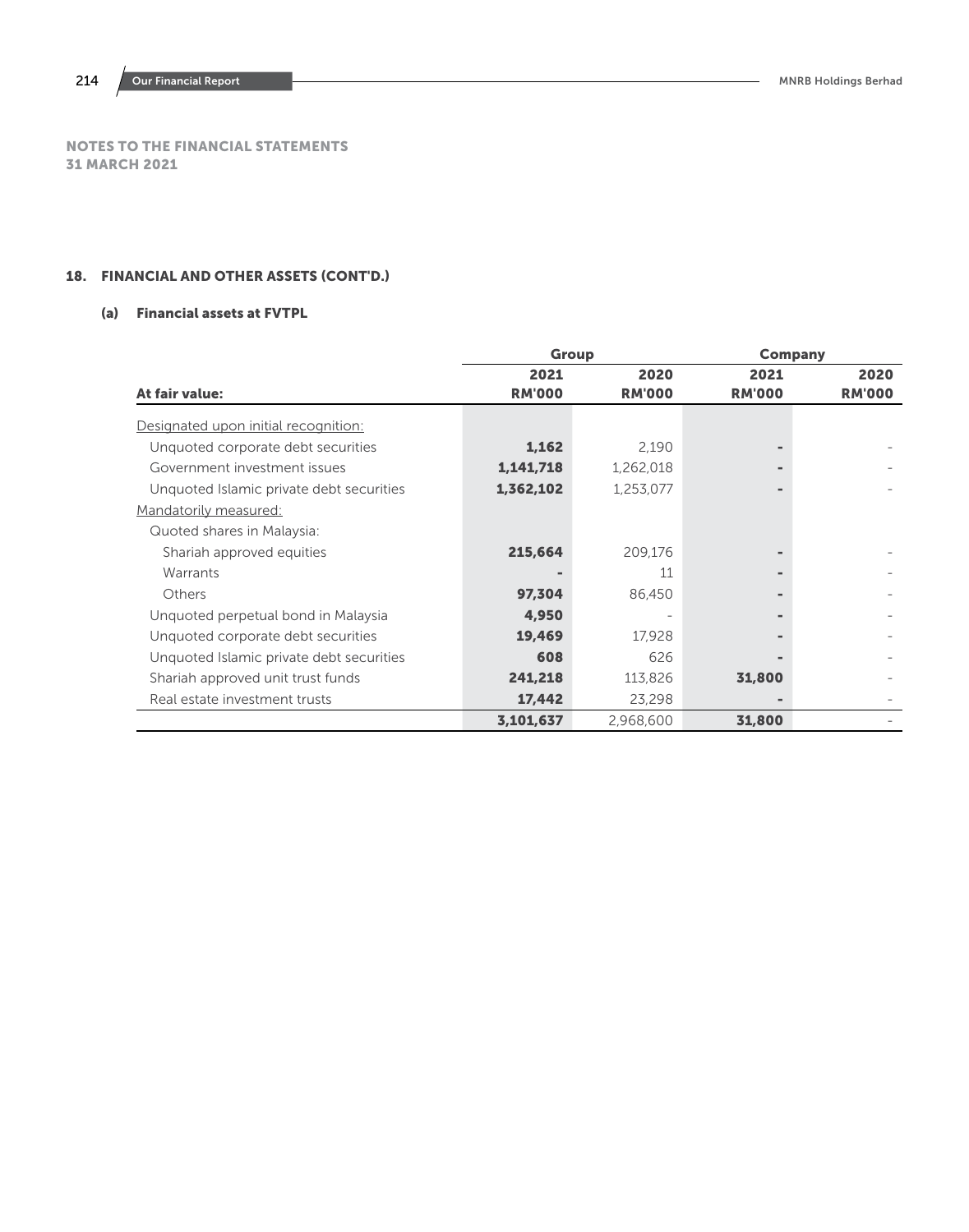## NOTES TO THE FINANCIAL STATEMENTS
## 31 MARCH 2021

### 18. FINANCIAL AND OTHER ASSETS (CONT'D.)

#### (a) Financial assets at FVTPL

| | Group | | Company | |
|---|---|---|---|---|
| | 2021 | 2020 | 2021 | 2020 |
| **At fair value:** | **RM'000** | **RM'000** | **RM'000** | **RM'000** |
| Designated upon initial recognition: | | | | |
| Unquoted corporate debt securities | **1,162** | 2,190 | **-** | - |
| Government investment issues | **1,141,718** | 1,262,018 | **-** | - |
| Unquoted Islamic private debt securities | **1,362,102** | 1,253,077 | **-** | - |
| Mandatorily measured: | | | | |
| Quoted shares in Malaysia: | | | | |
| Shariah approved equities | **215,664** | 209,176 | **-** | - |
| Warrants | **-** | 11 | **-** | - |
| Others | **97,304** | 86,450 | **-** | - |
| Unquoted perpetual bond in Malaysia | **4,950** | - | **-** | - |
| Unquoted corporate debt securities | **19,469** | 17,928 | **-** | - |
| Unquoted Islamic private debt securities | **608** | 626 | **-** | - |
| Shariah approved unit trust funds | **241,218** | 113,826 | **31,800** | - |
| Real estate investment trusts | **17,442** | 23,298 | **-** | - |
| | **3,101,637** | 2,968,600 | **31,800** | - |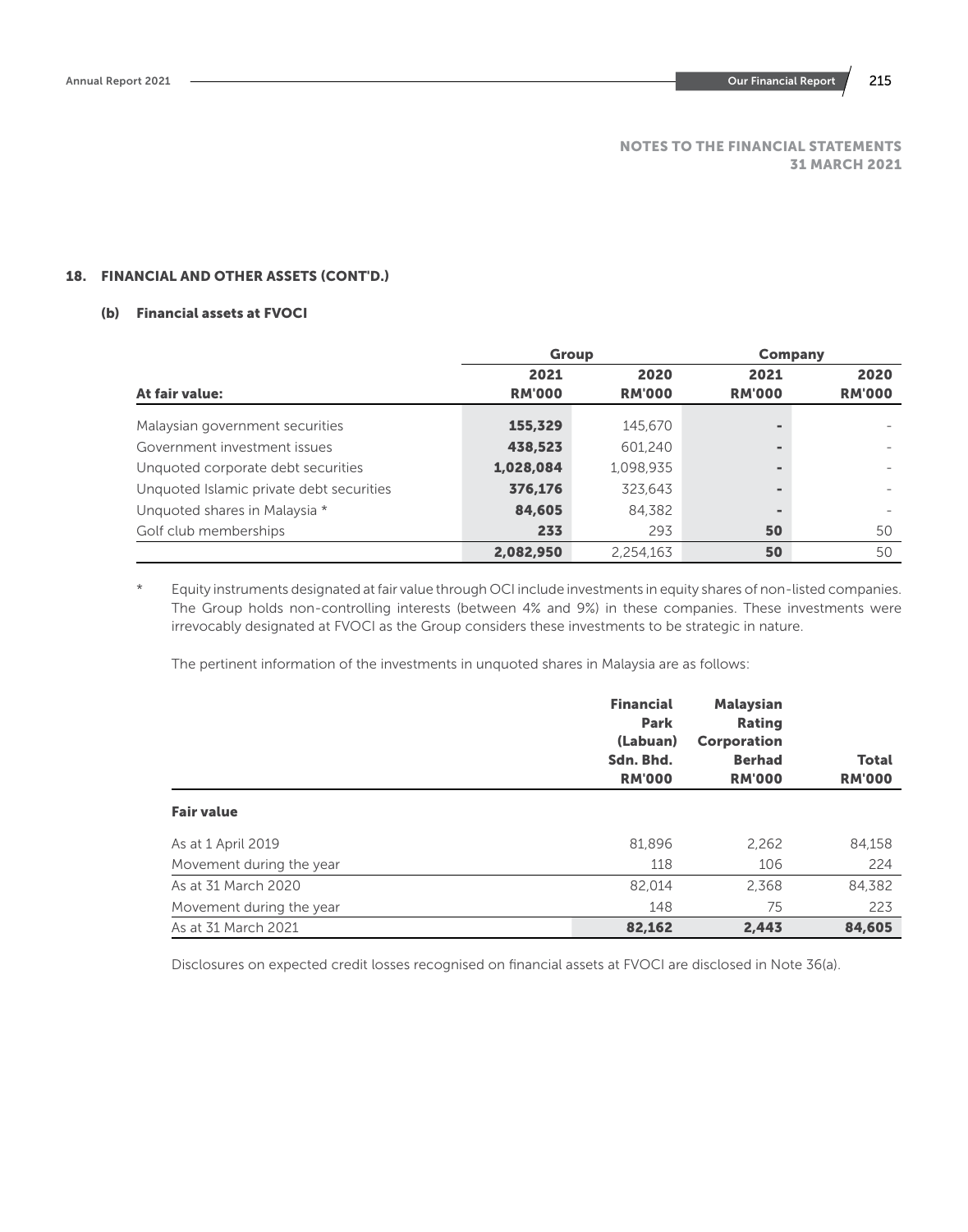NOTES TO THE FINANCIAL STATEMENTS
31 MARCH 2021

## 18. FINANCIAL AND OTHER ASSETS (CONT'D.)

### (b) Financial assets at FVOCI

| | Group | | Company | |
|---|---|---|---|---|
| | 2021 | 2020 | 2021 | 2020 |
| At fair value: | RM'000 | RM'000 | RM'000 | RM'000 |
| Malaysian government securities | 155,329 | 145,670 | - | - |
| Government investment issues | 438,523 | 601,240 | - | - |
| Unquoted corporate debt securities | 1,028,084 | 1,098,935 | - | - |
| Unquoted Islamic private debt securities | 376,176 | 323,643 | - | - |
| Unquoted shares in Malaysia * | 84,605 | 84,382 | - | - |
| Golf club memberships | 233 | 293 | 50 | 50 |
| | 2,082,950 | 2,254,163 | 50 | 50 |

\* Equity instruments designated at fair value through OCI include investments in equity shares of non-listed companies. The Group holds non-controlling interests (between 4% and 9%) in these companies. These investments were irrevocably designated at FVOCI as the Group considers these investments to be strategic in nature.

The pertinent information of the investments in unquoted shares in Malaysia are as follows:

| | Financial Park (Labuan) Sdn. Bhd. RM'000 | Malaysian Rating Corporation Berhad RM'000 | Total RM'000 |
|---|---|---|---|
| **Fair value** | | | |
| As at 1 April 2019 | 81,896 | 2,262 | 84,158 |
| Movement during the year | 118 | 106 | 224 |
| As at 31 March 2020 | 82,014 | 2,368 | 84,382 |
| Movement during the year | 148 | 75 | 223 |
| As at 31 March 2021 | 82,162 | 2,443 | 84,605 |

Disclosures on expected credit losses recognised on financial assets at FVOCI are disclosed in Note 36(a).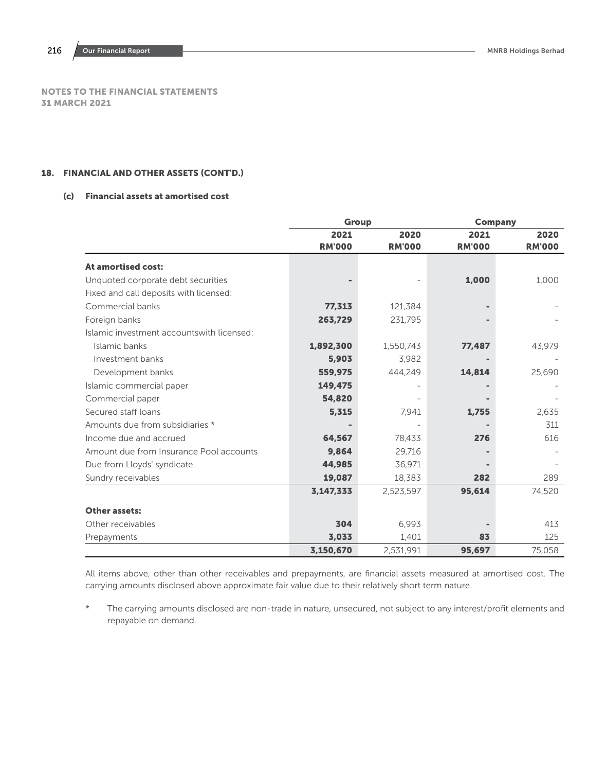## NOTES TO THE FINANCIAL STATEMENTS
## 31 MARCH 2021

### 18. FINANCIAL AND OTHER ASSETS (CONT'D.)

#### (c) Financial assets at amortised cost

| | Group | | Company | |
|---|---|---|---|---|
| | 2021 RM'000 | 2020 RM'000 | 2021 RM'000 | 2020 RM'000 |
| **At amortised cost:** | | | | |
| Unquoted corporate debt securities | **-** | - | **1,000** | 1,000 |
| Fixed and call deposits with licensed: | | | | |
| Commercial banks | **77,313** | 121,384 | **-** | - |
| Foreign banks | **263,729** | 231,795 | **-** | - |
| Islamic investment accountswith licensed: | | | | |
| Islamic banks | **1,892,300** | 1,550,743 | **77,487** | 43,979 |
| Investment banks | **5,903** | 3,982 | **-** | - |
| Development banks | **559,975** | 444,249 | **14,814** | 25,690 |
| Islamic commercial paper | **149,475** | - | **-** | - |
| Commercial paper | **54,820** | - | **-** | - |
| Secured staff loans | **5,315** | 7,941 | **1,755** | 2,635 |
| Amounts due from subsidiaries * | **-** | - | **-** | 311 |
| Income due and accrued | **64,567** | 78,433 | **276** | 616 |
| Amount due from Insurance Pool accounts | **9,864** | 29,716 | **-** | - |
| Due from Lloyds' syndicate | **44,985** | 36,971 | **-** | - |
| Sundry receivables | **19,087** | 18,383 | **282** | 289 |
| | **3,147,333** | 2,523,597 | **95,614** | 74,520 |
| **Other assets:** | | | | |
| Other receivables | **304** | 6,993 | **-** | 413 |
| Prepayments | **3,033** | 1,401 | **83** | 125 |
| | **3,150,670** | 2,531,991 | **95,697** | 75,058 |

All items above, other than other receivables and prepayments, are financial assets measured at amortised cost. The carrying amounts disclosed above approximate fair value due to their relatively short term nature.

\* The carrying amounts disclosed are non-trade in nature, unsecured, not subject to any interest/profit elements and repayable on demand.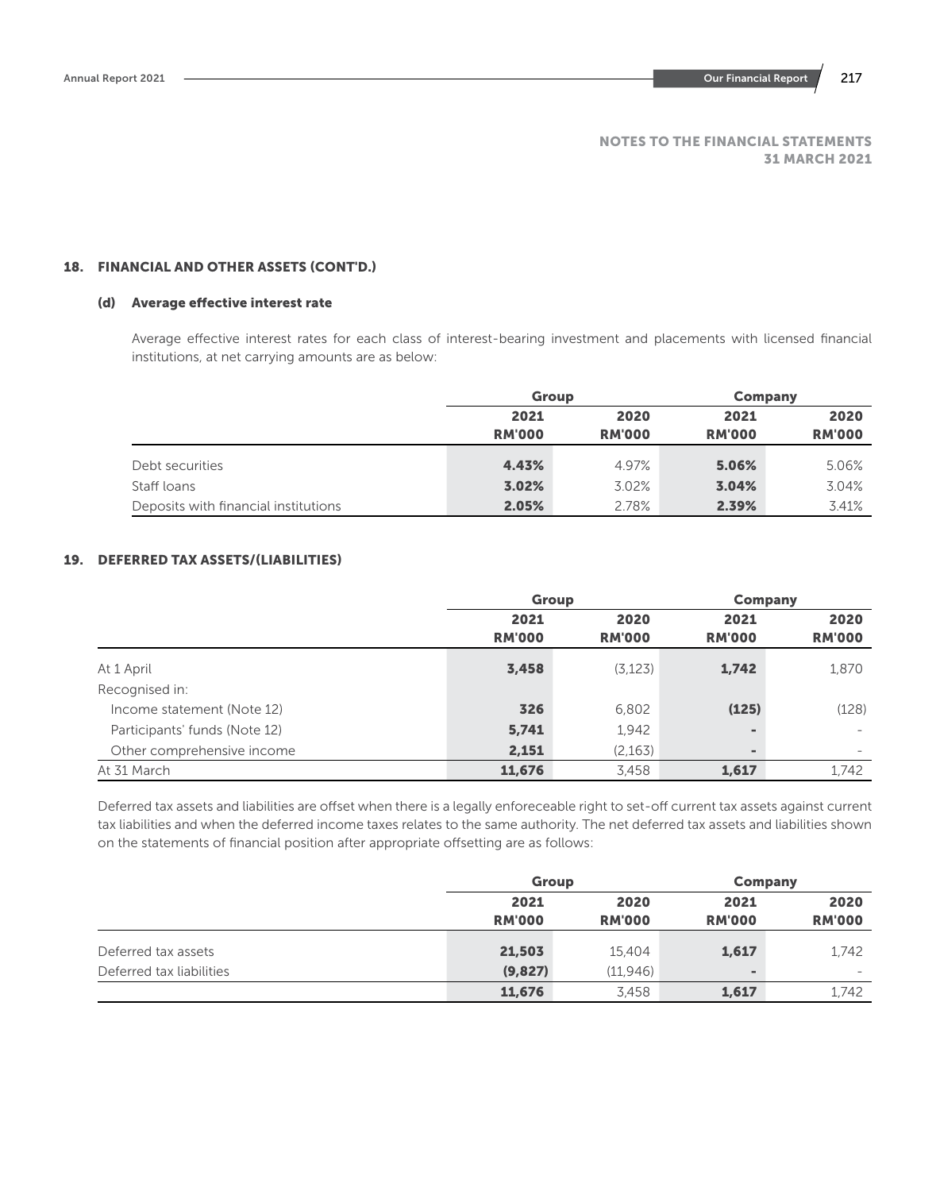NOTES TO THE FINANCIAL STATEMENTS
31 MARCH 2021

## 18. FINANCIAL AND OTHER ASSETS (CONT'D.)

### (d) Average effective interest rate

Average effective interest rates for each class of interest-bearing investment and placements with licensed financial institutions, at net carrying amounts are as below:

| | Group | | Company | |
|---|---|---|---|---|
| | **2021 RM'000** | **2020 RM'000** | **2021 RM'000** | **2020 RM'000** |
| Debt securities | **4.43%** | 4.97% | **5.06%** | 5.06% |
| Staff loans | **3.02%** | 3.02% | **3.04%** | 3.04% |
| Deposits with financial institutions | **2.05%** | 2.78% | **2.39%** | 3.41% |

## 19. DEFERRED TAX ASSETS/(LIABILITIES)

| | Group | | Company | |
|---|---|---|---|---|
| | **2021 RM'000** | **2020 RM'000** | **2021 RM'000** | **2020 RM'000** |
| At 1 April | **3,458** | (3,123) | **1,742** | 1,870 |
| Recognised in: | | | | |
| Income statement (Note 12) | **326** | 6,802 | **(125)** | (128) |
| Participants' funds (Note 12) | **5,741** | 1,942 | **-** | - |
| Other comprehensive income | **2,151** | (2,163) | **-** | - |
| At 31 March | **11,676** | 3,458 | **1,617** | 1,742 |

Deferred tax assets and liabilities are offset when there is a legally enforeceable right to set-off current tax assets against current tax liabilities and when the deferred income taxes relates to the same authority. The net deferred tax assets and liabilities shown on the statements of financial position after appropriate offsetting are as follows:

| | Group | | Company | |
|---|---|---|---|---|
| | **2021 RM'000** | **2020 RM'000** | **2021 RM'000** | **2020 RM'000** |
| Deferred tax assets | **21,503** | 15,404 | **1,617** | 1,742 |
| Deferred tax liabilities | **(9,827)** | (11,946) | **-** | - |
| | **11,676** | 3,458 | **1,617** | 1,742 |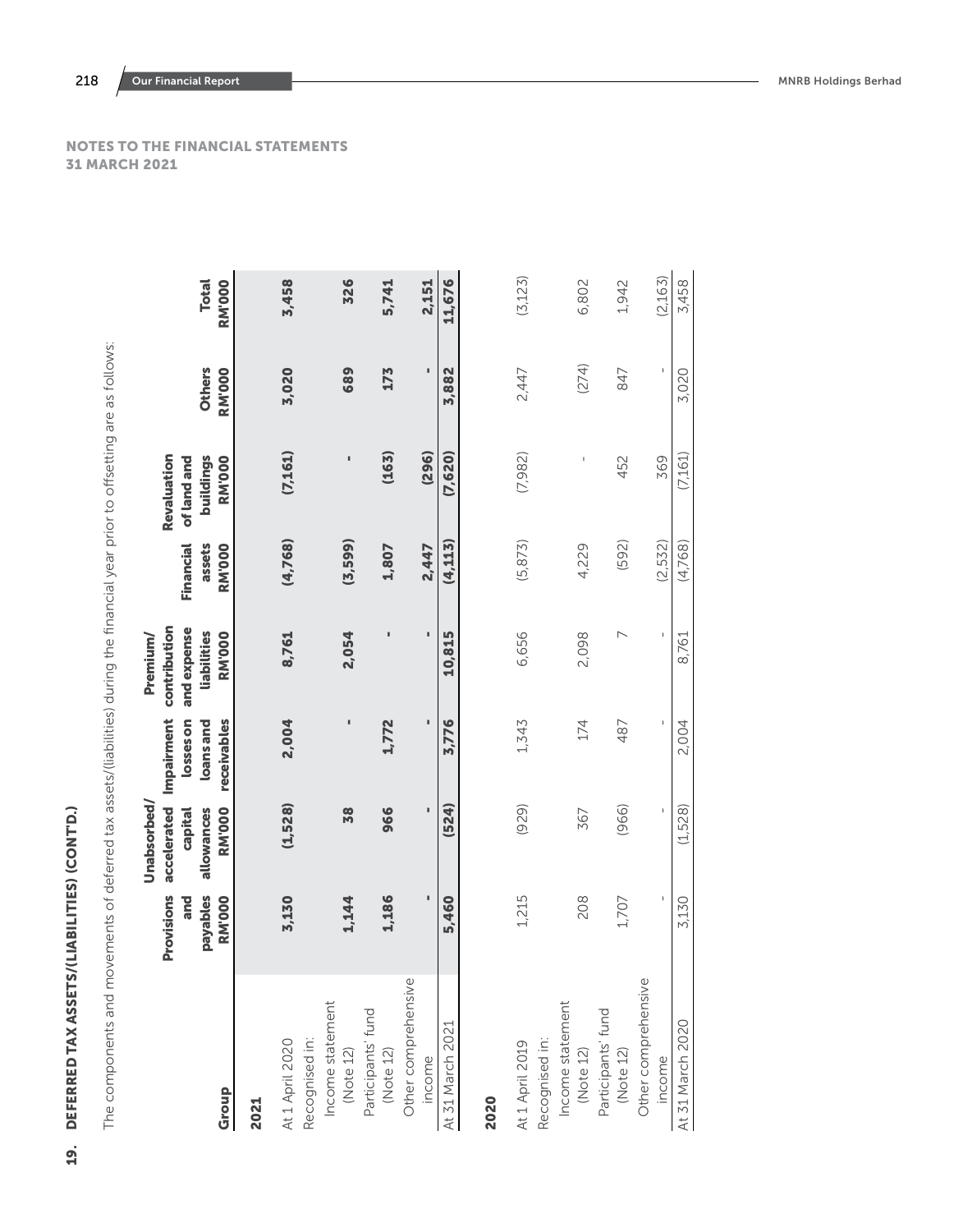## NOTES TO THE FINANCIAL STATEMENTS
### 31 MARCH 2021

## 19. DEFERRED TAX ASSETS/(LIABILITIES) (CONT'D.)

The components and movements of deferred tax assets/(liabilities) during the financial year prior to offsetting are as follows:

| Group | Provisions and payables RM'000 | Unabsorbed/ accelerated capital allowances RM'000 | Impairment losses on loans and receivables | Premium/ contribution and expense liabilities RM'000 | Financial assets RM'000 | Revaluation of land and buildings RM'000 | Others RM'000 | Total RM'000 |
|---|---|---|---|---|---|---|---|---|
| **2021** | | | | | | | | |
| At 1 April 2020 | **3,130** | **(1,528)** | **2,004** | **8,761** | **(4,768)** | **(7,161)** | **3,020** | **3,458** |
| Recognised in: | | | | | | | | |
| Income statement (Note 12) | **1,144** | **38** | **-** | **2,054** | **(3,599)** | **-** | **689** | **326** |
| Participants' fund (Note 12) | **1,186** | **966** | **1,772** | **-** | **1,807** | **(163)** | **173** | **5,741** |
| Other comprehensive income | **-** | **-** | **-** | **-** | **2,447** | **(296)** | **-** | **2,151** |
| At 31 March 2021 | **5,460** | **(524)** | **3,776** | **10,815** | **(4,113)** | **(7,620)** | **3,882** | **11,676** |
| **2020** | | | | | | | | |
| At 1 April 2019 | 1,215 | (929) | 1,343 | 6,656 | (5,873) | (7,982) | 2,447 | (3,123) |
| Recognised in: | | | | | | | | |
| Income statement (Note 12) | 208 | 367 | 174 | 2,098 | 4,229 | - | (274) | 6,802 |
| Participants' fund (Note 12) | 1,707 | (966) | 487 | 7 | (592) | 452 | 847 | 1,942 |
| Other comprehensive income | - | - | - | - | (2,532) | 369 | - | (2,163) |
| At 31 March 2020 | 3,130 | (1,528) | 2,004 | 8,761 | (4,768) | (7,161) | 3,020 | 3,458 |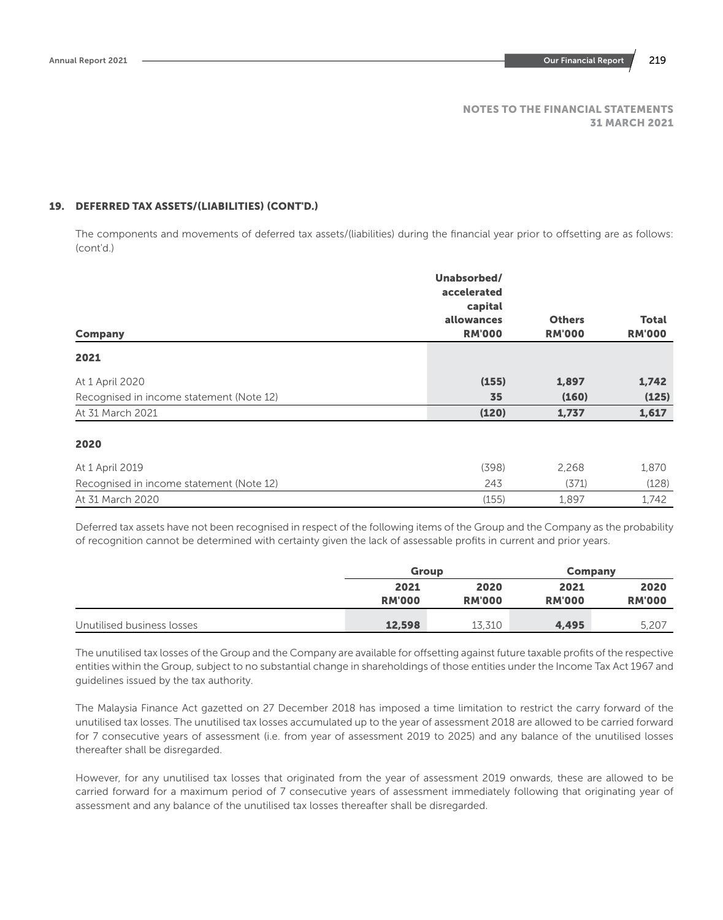NOTES TO THE FINANCIAL STATEMENTS
31 MARCH 2021

## 19. DEFERRED TAX ASSETS/(LIABILITIES) (CONT'D.)

The components and movements of deferred tax assets/(liabilities) during the financial year prior to offsetting are as follows: (cont'd.)

| Company | Unabsorbed/ accelerated capital allowances RM'000 | Others RM'000 | Total RM'000 |
|---|---|---|---|
| **2021** | | | |
| At 1 April 2020 | **(155)** | **1,897** | **1,742** |
| Recognised in income statement (Note 12) | **35** | **(160)** | **(125)** |
| At 31 March 2021 | **(120)** | **1,737** | **1,617** |
| **2020** | | | |
| At 1 April 2019 | (398) | 2,268 | 1,870 |
| Recognised in income statement (Note 12) | 243 | (371) | (128) |
| At 31 March 2020 | (155) | 1,897 | 1,742 |

Deferred tax assets have not been recognised in respect of the following items of the Group and the Company as the probability of recognition cannot be determined with certainty given the lack of assessable profits in current and prior years.

| | Group | | Company | |
|---|---|---|---|---|
| | 2021 RM'000 | 2020 RM'000 | 2021 RM'000 | 2020 RM'000 |
| Unutilised business losses | **12,598** | 13,310 | **4,495** | 5,207 |

The unutilised tax losses of the Group and the Company are available for offsetting against future taxable profits of the respective entities within the Group, subject to no substantial change in shareholdings of those entities under the Income Tax Act 1967 and guidelines issued by the tax authority.

The Malaysia Finance Act gazetted on 27 December 2018 has imposed a time limitation to restrict the carry forward of the unutilised tax losses. The unutilised tax losses accumulated up to the year of assessment 2018 are allowed to be carried forward for 7 consecutive years of assessment (i.e. from year of assessment 2019 to 2025) and any balance of the unutilised losses thereafter shall be disregarded.

However, for any unutilised tax losses that originated from the year of assessment 2019 onwards, these are allowed to be carried forward for a maximum period of 7 consecutive years of assessment immediately following that originating year of assessment and any balance of the unutilised tax losses thereafter shall be disregarded.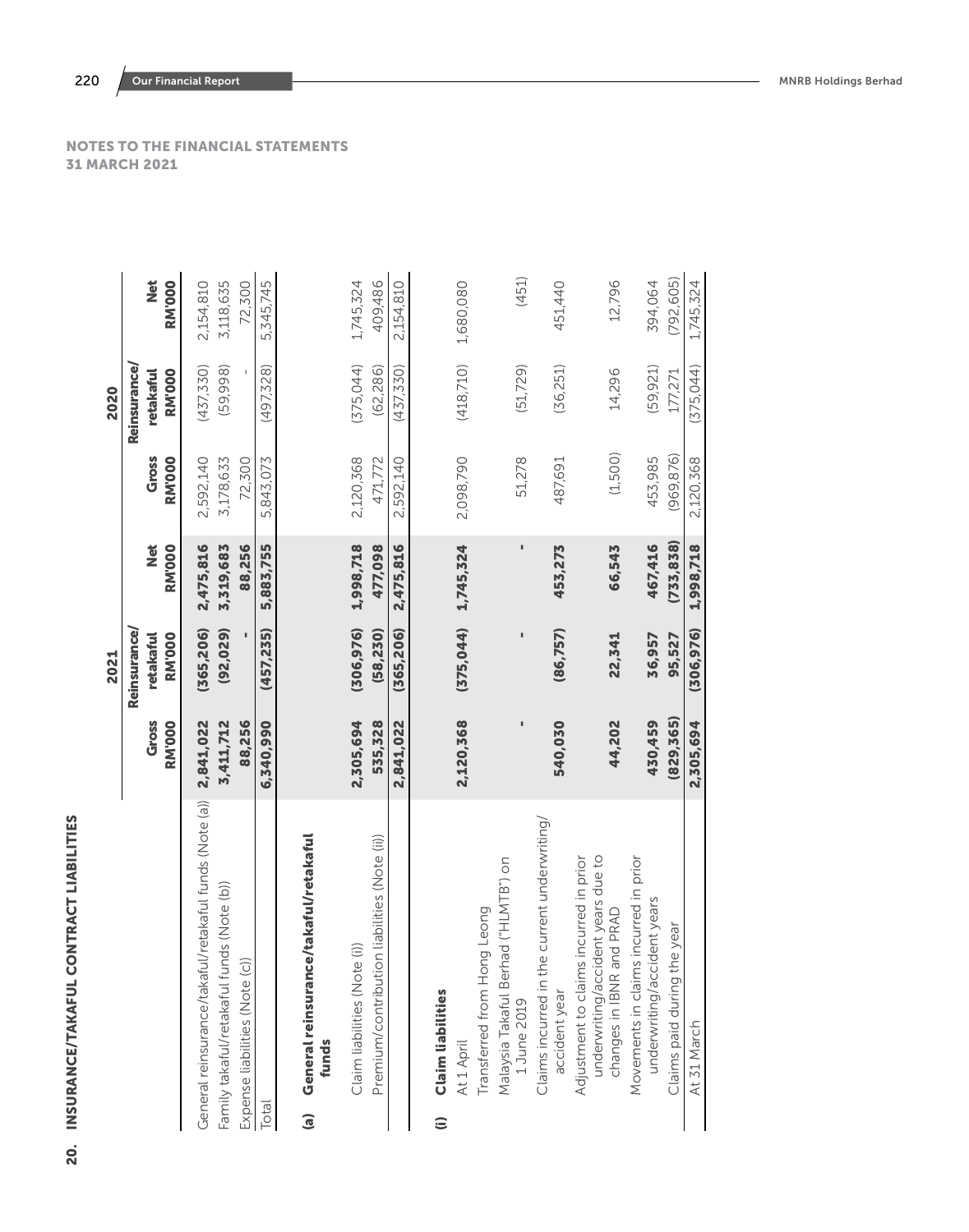NOTES TO THE FINANCIAL STATEMENTS
31 MARCH 2021

## 20. INSURANCE/TAKAFUL CONTRACT LIABILITIES

| | 2021 | | | 2020 | | |
|---|---|---|---|---|---|---|
| | Gross RM'000 | Reinsurance/ retakaful RM'000 | Net RM'000 | Gross RM'000 | Reinsurance/ retakaful RM'000 | Net RM'000 |
| General reinsurance/takaful/retakaful funds (Note (a)) | 2,841,022 | (365,206) | 2,475,816 | 2,592,140 | (437,330) | 2,154,810 |
| Family takaful/retakaful funds (Note (b)) | 3,411,712 | (92,029) | 3,319,683 | 3,178,633 | (59,998) | 3,118,635 |
| Expense liabilities (Note (c)) | 88,256 | - | 88,256 | 72,300 | - | 72,300 |
| Total | 6,340,990 | (457,235) | 5,883,755 | 5,843,073 | (497,328) | 5,345,745 |

### (a) General reinsurance/takaful/retakaful funds

| | 2021 | | | 2020 | | |
|---|---|---|---|---|---|---|
| | Gross RM'000 | Reinsurance/ retakaful RM'000 | Net RM'000 | Gross RM'000 | Reinsurance/ retakaful RM'000 | Net RM'000 |
| Claim liabilities (Note (i)) | 2,305,694 | (306,976) | 1,998,718 | 2,120,368 | (375,044) | 1,745,324 |
| Premium/contribution liabilities (Note (ii)) | 535,328 | (58,230) | 477,098 | 471,772 | (62,286) | 409,486 |
| | 2,841,022 | (365,206) | 2,475,816 | 2,592,140 | (437,330) | 2,154,810 |

### (i) Claim liabilities

| | 2021 | | | 2020 | | |
|---|---|---|---|---|---|---|
| | Gross RM'000 | Reinsurance/ retakaful RM'000 | Net RM'000 | Gross RM'000 | Reinsurance/ retakaful RM'000 | Net RM'000 |
| At 1 April | 2,120,368 | (375,044) | 1,745,324 | 2,098,790 | (418,710) | 1,680,080 |
| Transferred from Hong Leong Malaysia Takaful Berhad ("HLMTB") on 1 June 2019 | - | - | - | 51,278 | (51,729) | (451) |
| Claims incurred in the current underwriting/ accident year | 540,030 | (86,757) | 453,273 | 487,691 | (36,251) | 451,440 |
| Adjustment to claims incurred in prior underwriting/accident years due to changes in IBNR and PRAD | 44,202 | 22,341 | 66,543 | (1,500) | 14,296 | 12,796 |
| Movements in claims incurred in prior underwriting/accident years | 430,459 | 36,957 | 467,416 | 453,985 | (59,921) | 394,064 |
| Claims paid during the year | (829,365) | 95,527 | (733,838) | (969,876) | 177,271 | (792,605) |
| At 31 March | 2,305,694 | (306,976) | 1,998,718 | 2,120,368 | (375,044) | 1,745,324 |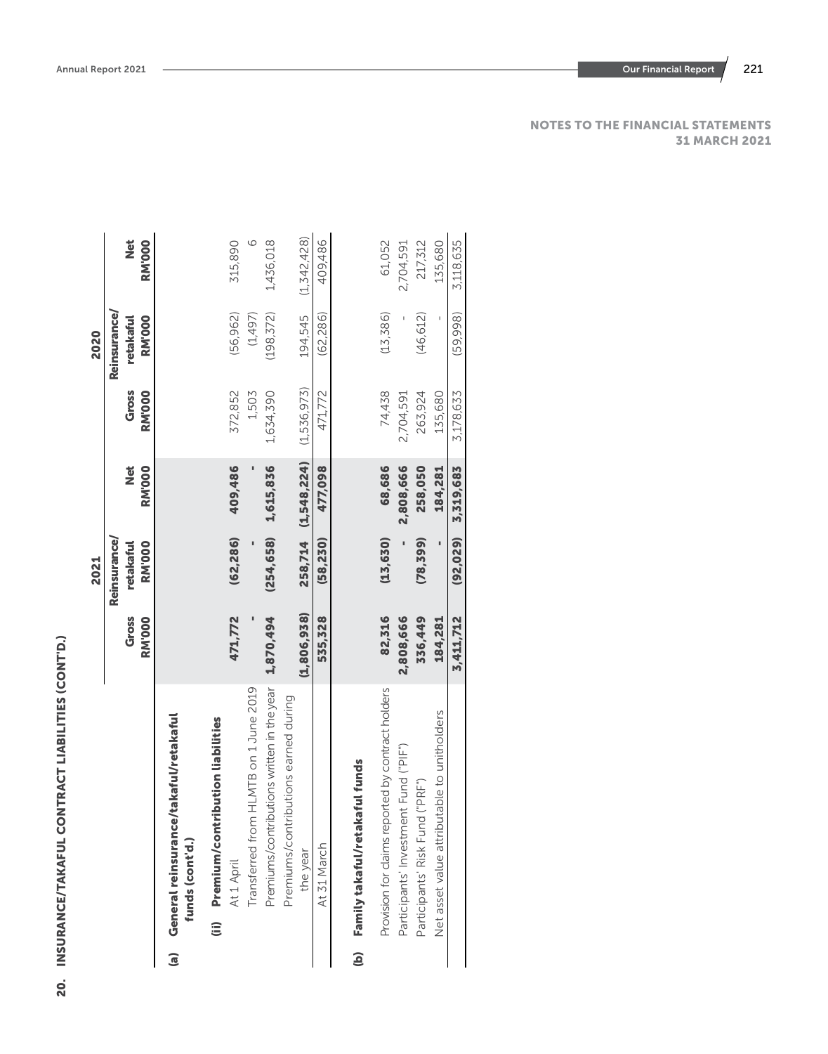## NOTES TO THE FINANCIAL STATEMENTS 31 MARCH 2021

## 20. INSURANCE/TAKAFUL CONTRACT LIABILITIES (CONT'D.)

| | 2021 | | | 2020 | | |
|---|---|---|---|---|---|---|
| | Gross RM'000 | Reinsurance/ retakaful RM'000 | Net RM'000 | Gross RM'000 | Reinsurance/ retakaful RM'000 | Net RM'000 |
| **(a) General reinsurance/takaful/retakaful funds (cont'd.)** | | | | | | |
| **(ii) Premium/contribution liabilities** | | | | | | |
| At 1 April | **471,772** | **(62,286)** | **409,486** | 372,852 | (56,962) | 315,890 |
| Transferred from HLMTB on 1 June 2019 | **-** | **-** | **-** | 1,503 | (1,497) | 6 |
| Premiums/contributions written in the year | **1,870,494** | **(254,658)** | **1,615,836** | 1,634,390 | (198,372) | 1,436,018 |
| Premiums/contributions earned during the year | **(1,806,938)** | **258,714** | **(1,548,224)** | (1,536,973) | 194,545 | (1,342,428) |
| At 31 March | **535,328** | **(58,230)** | **477,098** | 471,772 | (62,286) | 409,486 |
| **(b) Family takaful/retakaful funds** | | | | | | |
| Provision for claims reported by contract holders | **82,316** | **(13,630)** | **68,686** | 74,438 | (13,386) | 61,052 |
| Participants' Investment Fund ("PIF") | **2,808,666** | **-** | **2,808,666** | 2,704,591 | - | 2,704,591 |
| Participants' Risk Fund ("PRF") | **336,449** | **(78,399)** | **258,050** | 263,924 | (46,612) | 217,312 |
| Net asset value attributable to unitholders | **184,281** | **-** | **184,281** | 135,680 | - | 135,680 |
| | **3,411,712** | **(92,029)** | **3,319,683** | 3,178,633 | (59,998) | 3,118,635 |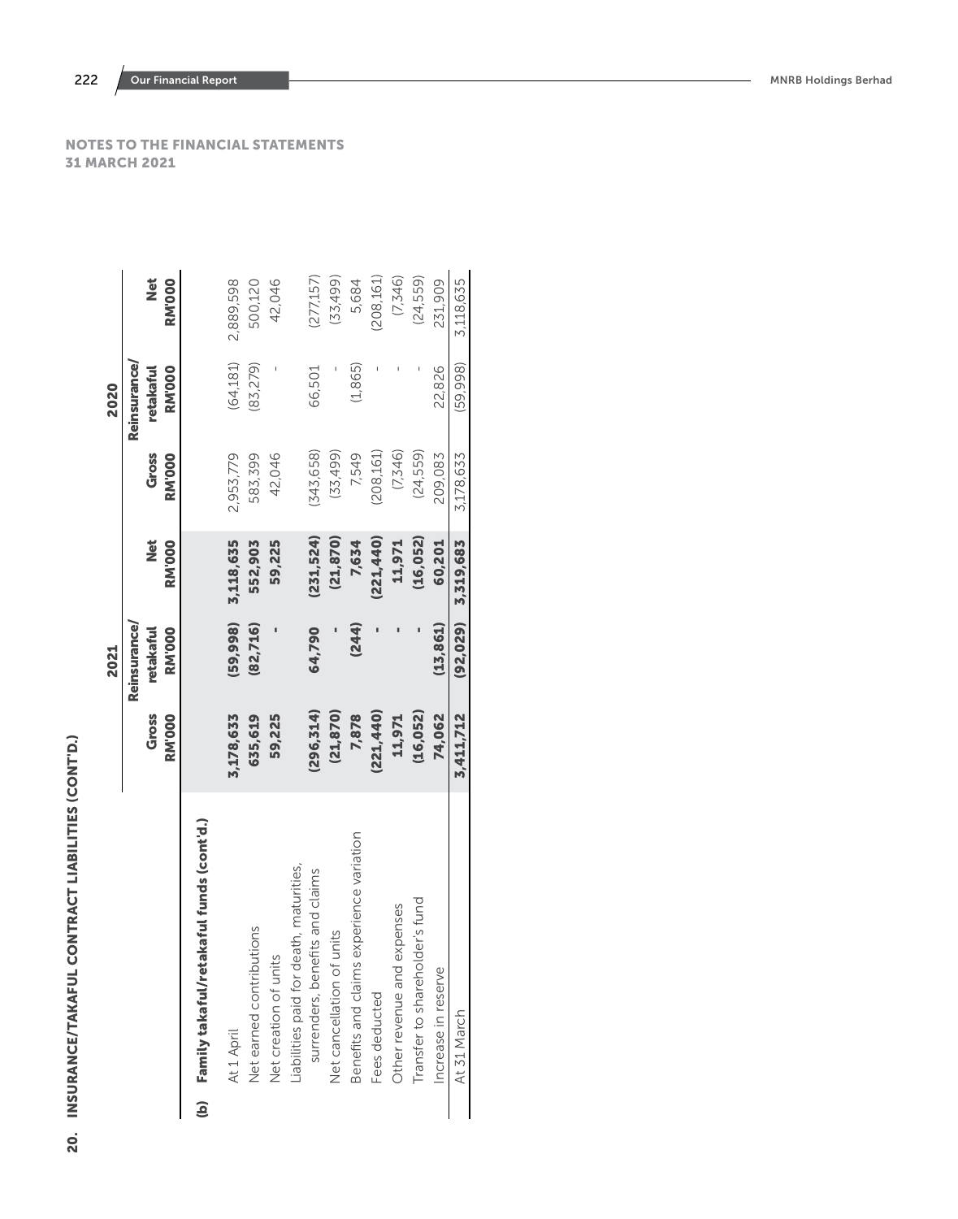## NOTES TO THE FINANCIAL STATEMENTS
## 31 MARCH 2021

## 20. INSURANCE/TAKAFUL CONTRACT LIABILITIES (CONT'D.)

### (b) Family takaful/retakaful funds (cont'd.)

| | 2021 | | | 2020 | | |
|---|---|---|---|---|---|---|
| | Gross RM'000 | Reinsurance/ retakaful RM'000 | Net RM'000 | Gross RM'000 | Reinsurance/ retakaful RM'000 | Net RM'000 |
| At 1 April | **3,178,633** | **(59,998)** | **3,118,635** | 2,953,779 | (64,181) | 2,889,598 |
| Net earned contributions | **635,619** | **(82,716)** | **552,903** | 583,399 | (83,279) | 500,120 |
| Net creation of units | **59,225** | **-** | **59,225** | 42,046 | - | 42,046 |
| Liabilities paid for death, maturities, surrenders, benefits and claims | **(296,314)** | **64,790** | **(231,524)** | (343,658) | 66,501 | (277,157) |
| Net cancellation of units | **(21,870)** | **-** | **(21,870)** | (33,499) | - | (33,499) |
| Benefits and claims experience variation | **7,878** | **(244)** | **7,634** | 7,549 | (1,865) | 5,684 |
| Fees deducted | **(221,440)** | **-** | **(221,440)** | (208,161) | - | (208,161) |
| Other revenue and expenses | **11,971** | **-** | **11,971** | (7,346) | - | (7,346) |
| Transfer to shareholder's fund | **(16,052)** | **-** | **(16,052)** | (24,559) | - | (24,559) |
| Increase in reserve | **74,062** | **(13,861)** | **60,201** | 209,083 | 22,826 | 231,909 |
| At 31 March | **3,411,712** | **(92,029)** | **3,319,683** | 3,178,633 | (59,998) | 3,118,635 |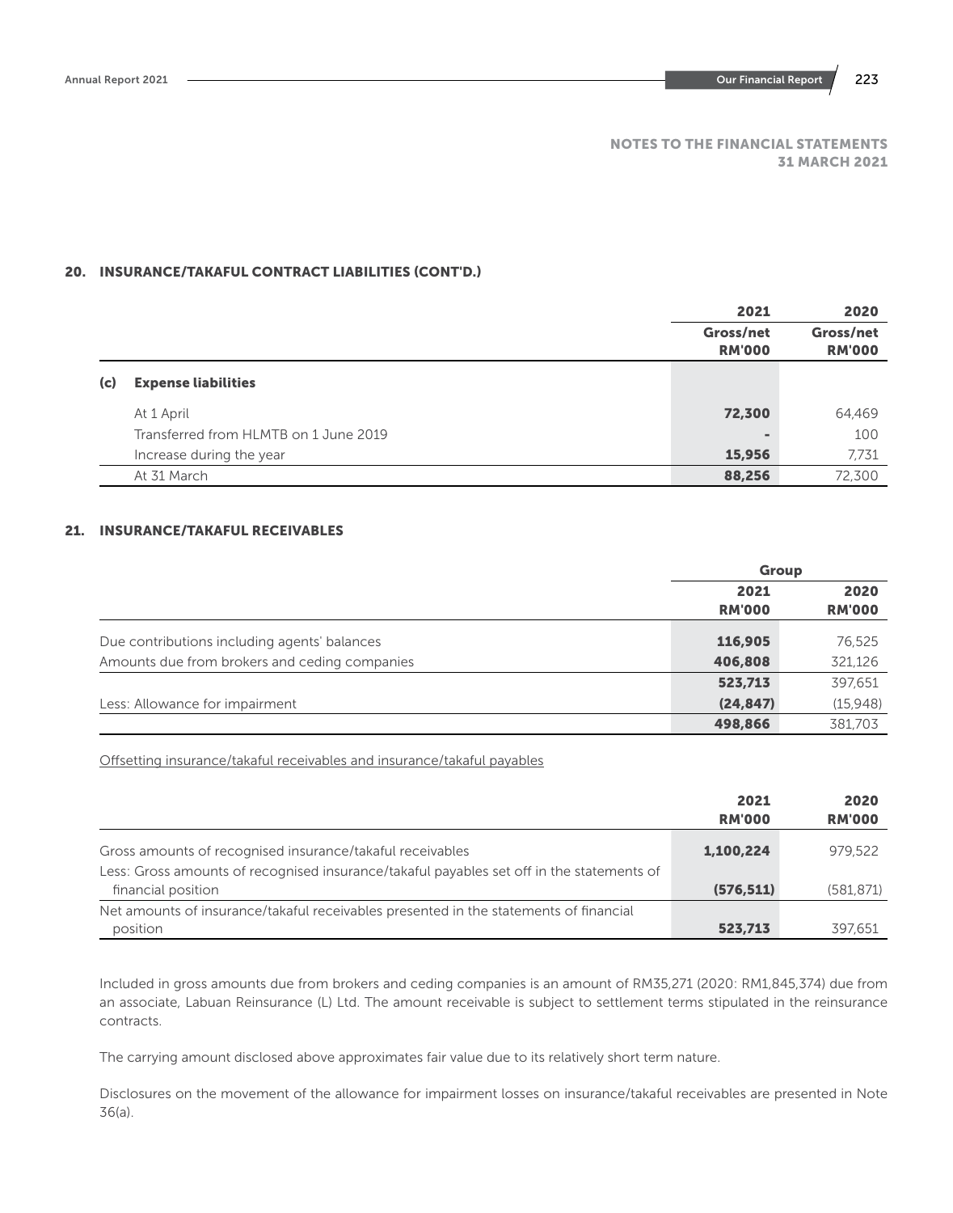## NOTES TO THE FINANCIAL STATEMENTS 31 MARCH 2021

## 20. INSURANCE/TAKAFUL CONTRACT LIABILITIES (CONT'D.)

| | 2021 | 2020 |
|---|---|---|
| | Gross/net RM'000 | Gross/net RM'000 |
| **(c) Expense liabilities** | | |
| At 1 April | **72,300** | 64,469 |
| Transferred from HLMTB on 1 June 2019 | **-** | 100 |
| Increase during the year | **15,956** | 7,731 |
| At 31 March | **88,256** | 72,300 |

## 21. INSURANCE/TAKAFUL RECEIVABLES

| | Group | |
|---|---|---|
| | 2021 RM'000 | 2020 RM'000 |
| Due contributions including agents' balances | **116,905** | 76,525 |
| Amounts due from brokers and ceding companies | **406,808** | 321,126 |
| | **523,713** | 397,651 |
| Less: Allowance for impairment | **(24,847)** | (15,948) |
| | **498,866** | 381,703 |

Offsetting insurance/takaful receivables and insurance/takaful payables

| | 2021 RM'000 | 2020 RM'000 |
|---|---|---|
| Gross amounts of recognised insurance/takaful receivables | **1,100,224** | 979,522 |
| Less: Gross amounts of recognised insurance/takaful payables set off in the statements of financial position | **(576,511)** | (581,871) |
| Net amounts of insurance/takaful receivables presented in the statements of financial position | **523,713** | 397,651 |

Included in gross amounts due from brokers and ceding companies is an amount of RM35,271 (2020: RM1,845,374) due from an associate, Labuan Reinsurance (L) Ltd. The amount receivable is subject to settlement terms stipulated in the reinsurance contracts.

The carrying amount disclosed above approximates fair value due to its relatively short term nature.

Disclosures on the movement of the allowance for impairment losses on insurance/takaful receivables are presented in Note 36(a).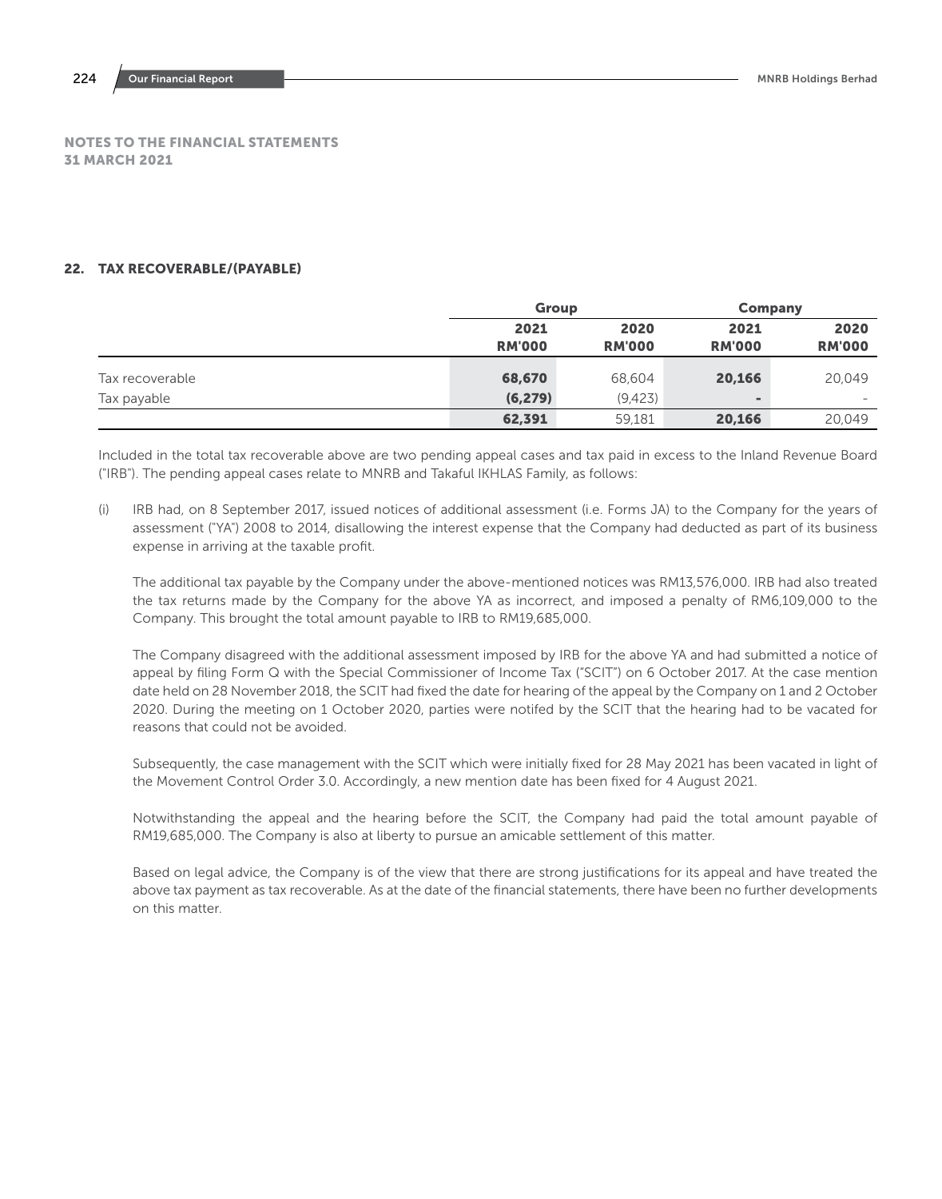**NOTES TO THE FINANCIAL STATEMENTS**
**31 MARCH 2021**

## 22. TAX RECOVERABLE/(PAYABLE)

| | Group | | Company | |
|---|---|---|---|---|
| | **2021** **RM'000** | 2020 RM'000 | **2021** **RM'000** | 2020 RM'000 |
| Tax recoverable | **68,670** | 68,604 | **20,166** | 20,049 |
| Tax payable | **(6,279)** | (9,423) | **-** | - |
| | **62,391** | 59,181 | **20,166** | 20,049 |

Included in the total tax recoverable above are two pending appeal cases and tax paid in excess to the Inland Revenue Board ("IRB"). The pending appeal cases relate to MNRB and Takaful IKHLAS Family, as follows:

(i) IRB had, on 8 September 2017, issued notices of additional assessment (i.e. Forms JA) to the Company for the years of assessment ("YA") 2008 to 2014, disallowing the interest expense that the Company had deducted as part of its business expense in arriving at the taxable profit.

The additional tax payable by the Company under the above-mentioned notices was RM13,576,000. IRB had also treated the tax returns made by the Company for the above YA as incorrect, and imposed a penalty of RM6,109,000 to the Company. This brought the total amount payable to IRB to RM19,685,000.

The Company disagreed with the additional assessment imposed by IRB for the above YA and had submitted a notice of appeal by filing Form Q with the Special Commissioner of Income Tax ("SCIT") on 6 October 2017. At the case mention date held on 28 November 2018, the SCIT had fixed the date for hearing of the appeal by the Company on 1 and 2 October 2020. During the meeting on 1 October 2020, parties were notifed by the SCIT that the hearing had to be vacated for reasons that could not be avoided.

Subsequently, the case management with the SCIT which were initially fixed for 28 May 2021 has been vacated in light of the Movement Control Order 3.0. Accordingly, a new mention date has been fixed for 4 August 2021.

Notwithstanding the appeal and the hearing before the SCIT, the Company had paid the total amount payable of RM19,685,000. The Company is also at liberty to pursue an amicable settlement of this matter.

Based on legal advice, the Company is of the view that there are strong justifications for its appeal and have treated the above tax payment as tax recoverable. As at the date of the financial statements, there have been no further developments on this matter.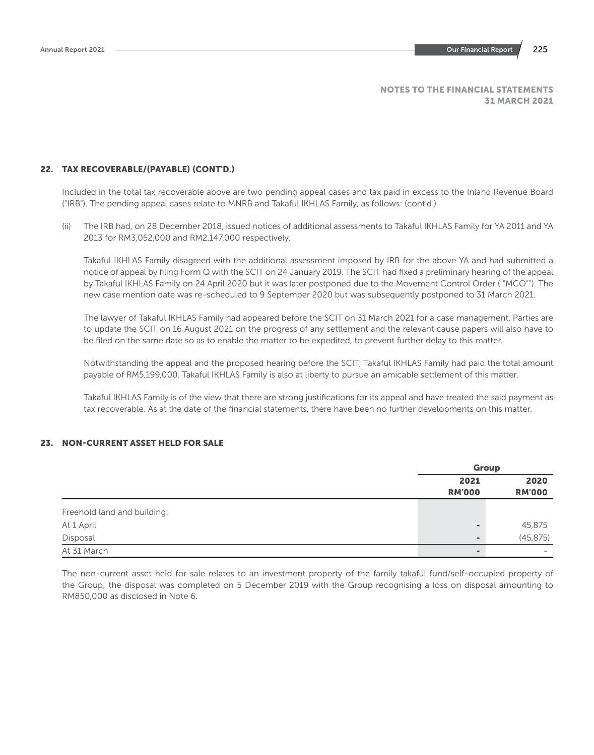## 22. TAX RECOVERABLE/(PAYABLE) (CONT'D.)

Included in the total tax recoverable above are two pending appeal cases and tax paid in excess to the Inland Revenue Board ("IRB"). The pending appeal cases relate to MNRB and Takaful IKHLAS Family, as follows: (cont'd.)

(ii) The IRB had, on 28 December 2018, issued notices of additional assessments to Takaful IKHLAS Family for YA 2011 and YA 2013 for RM3,052,000 and RM2,147,000 respectively.

Takaful IKHLAS Family disagreed with the additional assessment imposed by IRB for the above YA and had submitted a notice of appeal by filing Form Q with the SCIT on 24 January 2019. The SCIT had fixed a preliminary hearing of the appeal by Takaful IKHLAS Family on 24 April 2020 but it was later postponed due to the Movement Control Order (""MCO""). The new case mention date was re-scheduled to 9 September 2020 but was subsequently postponed to 31 March 2021.

The lawyer of Takaful IKHLAS Family had appeared before the SCIT on 31 March 2021 for a case management. Parties are to update the SCIT on 16 August 2021 on the progress of any settlement and the relevant cause papers will also have to be filed on the same date so as to enable the matter to be expedited, to prevent further delay to this matter.

Notwithstanding the appeal and the proposed hearing before the SCIT, Takaful IKHLAS Family had paid the total amount payable of RM5,199,000. Takaful IKHLAS Family is also at liberty to pursue an amicable settlement of this matter.

Takaful IKHLAS Family is of the view that there are strong justifications for its appeal and have treated the said payment as tax recoverable. As at the date of the financial statements, there have been no further developments on this matter.

## 23. NON-CURRENT ASSET HELD FOR SALE

| | Group | |
|---|---|---|
| | 2021 RM'000 | 2020 RM'000 |
| Freehold land and building: | | |
| At 1 April | - | 45,875 |
| Disposal | - | (45,875) |
| At 31 March | - | - |

The non-current asset held for sale relates to an investment property of the family takaful fund/self-occupied property of the Group; the disposal was completed on 5 December 2019 with the Group recognising a loss on disposal amounting to RM850,000 as disclosed in Note 6.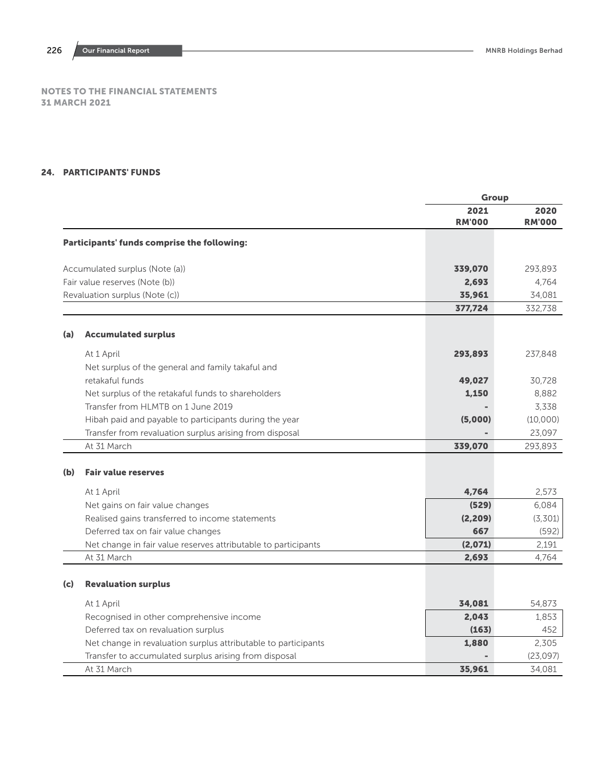## NOTES TO THE FINANCIAL STATEMENTS
## 31 MARCH 2021

### 24. PARTICIPANTS' FUNDS

| | Group | |
|---|---|---|
| | **2021** **RM'000** | **2020** **RM'000** |
| **Participants' funds comprise the following:** | | |
| Accumulated surplus (Note (a)) | **339,070** | 293,893 |
| Fair value reserves (Note (b)) | **2,693** | 4,764 |
| Revaluation surplus (Note (c)) | **35,961** | 34,081 |
| | **377,724** | 332,738 |
| **(a) Accumulated surplus** | | |
| At 1 April | **293,893** | 237,848 |
| Net surplus of the general and family takaful and retakaful funds | **49,027** | 30,728 |
| Net surplus of the retakaful funds to shareholders | **1,150** | 8,882 |
| Transfer from HLMTB on 1 June 2019 | **-** | 3,338 |
| Hibah paid and payable to participants during the year | **(5,000)** | (10,000) |
| Transfer from revaluation surplus arising from disposal | **-** | 23,097 |
| At 31 March | **339,070** | 293,893 |
| **(b) Fair value reserves** | | |
| At 1 April | **4,764** | 2,573 |
| Net gains on fair value changes | **(529)** | 6,084 |
| Realised gains transferred to income statements | **(2,209)** | (3,301) |
| Deferred tax on fair value changes | **667** | (592) |
| Net change in fair value reserves attributable to participants | **(2,071)** | 2,191 |
| At 31 March | **2,693** | 4,764 |
| **(c) Revaluation surplus** | | |
| At 1 April | **34,081** | 54,873 |
| Recognised in other comprehensive income | **2,043** | 1,853 |
| Deferred tax on revaluation surplus | **(163)** | 452 |
| Net change in revaluation surplus attributable to participants | **1,880** | 2,305 |
| Transfer to accumulated surplus arising from disposal | **-** | (23,097) |
| At 31 March | **35,961** | 34,081 |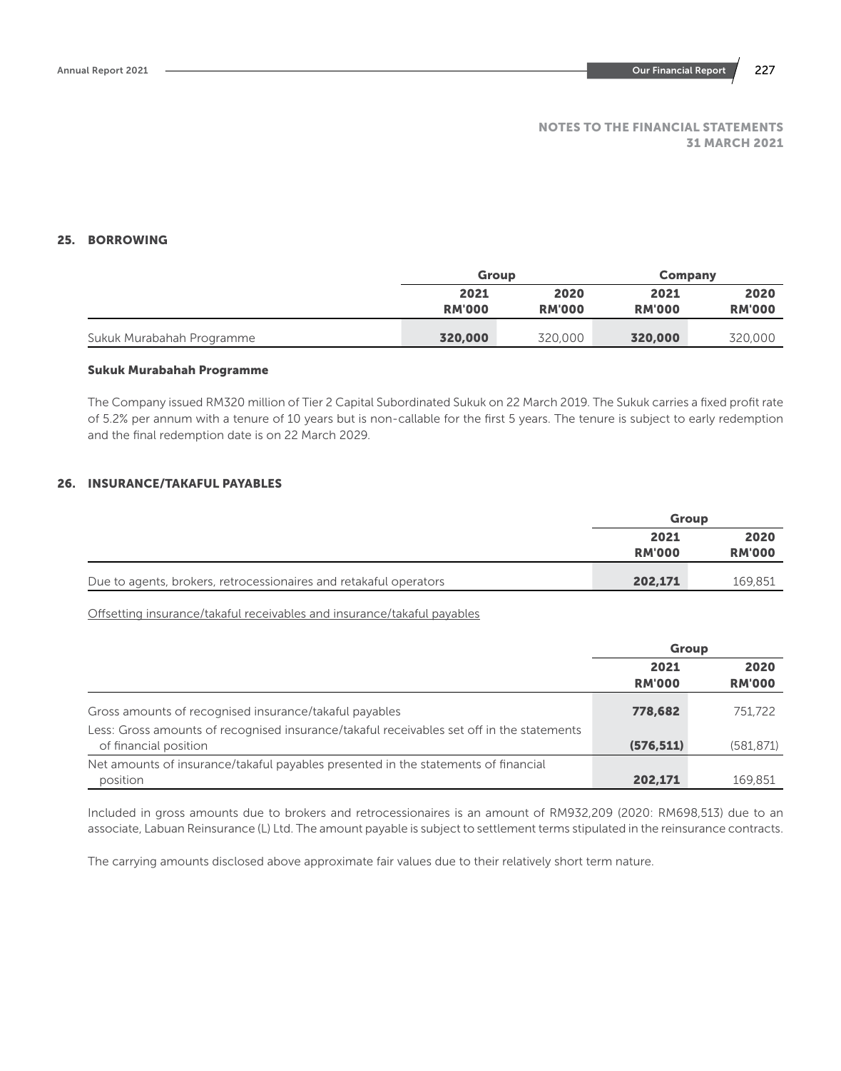## NOTES TO THE FINANCIAL STATEMENTS
## 31 MARCH 2021

## 25. BORROWING

| | Group | | Company | |
|---|---|---|---|---|
| | 2021<br>RM'000 | 2020<br>RM'000 | 2021<br>RM'000 | 2020<br>RM'000 |
| Sukuk Murabahah Programme | **320,000** | 320,000 | **320,000** | 320,000 |

### Sukuk Murabahah Programme

The Company issued RM320 million of Tier 2 Capital Subordinated Sukuk on 22 March 2019. The Sukuk carries a fixed profit rate of 5.2% per annum with a tenure of 10 years but is non-callable for the first 5 years. The tenure is subject to early redemption and the final redemption date is on 22 March 2029.

## 26. INSURANCE/TAKAFUL PAYABLES

| | Group | |
|---|---|---|
| | 2021<br>RM'000 | 2020<br>RM'000 |
| Due to agents, brokers, retrocessionaires and retakaful operators | **202,171** | 169,851 |

Offsetting insurance/takaful receivables and insurance/takaful payables

| | Group | |
|---|---|---|
| | 2021<br>RM'000 | 2020<br>RM'000 |
| Gross amounts of recognised insurance/takaful payables | **778,682** | 751,722 |
| Less: Gross amounts of recognised insurance/takaful receivables set off in the statements of financial position | **(576,511)** | (581,871) |
| Net amounts of insurance/takaful payables presented in the statements of financial position | **202,171** | 169,851 |

Included in gross amounts due to brokers and retrocessionaires is an amount of RM932,209 (2020: RM698,513) due to an associate, Labuan Reinsurance (L) Ltd. The amount payable is subject to settlement terms stipulated in the reinsurance contracts.

The carrying amounts disclosed above approximate fair values due to their relatively short term nature.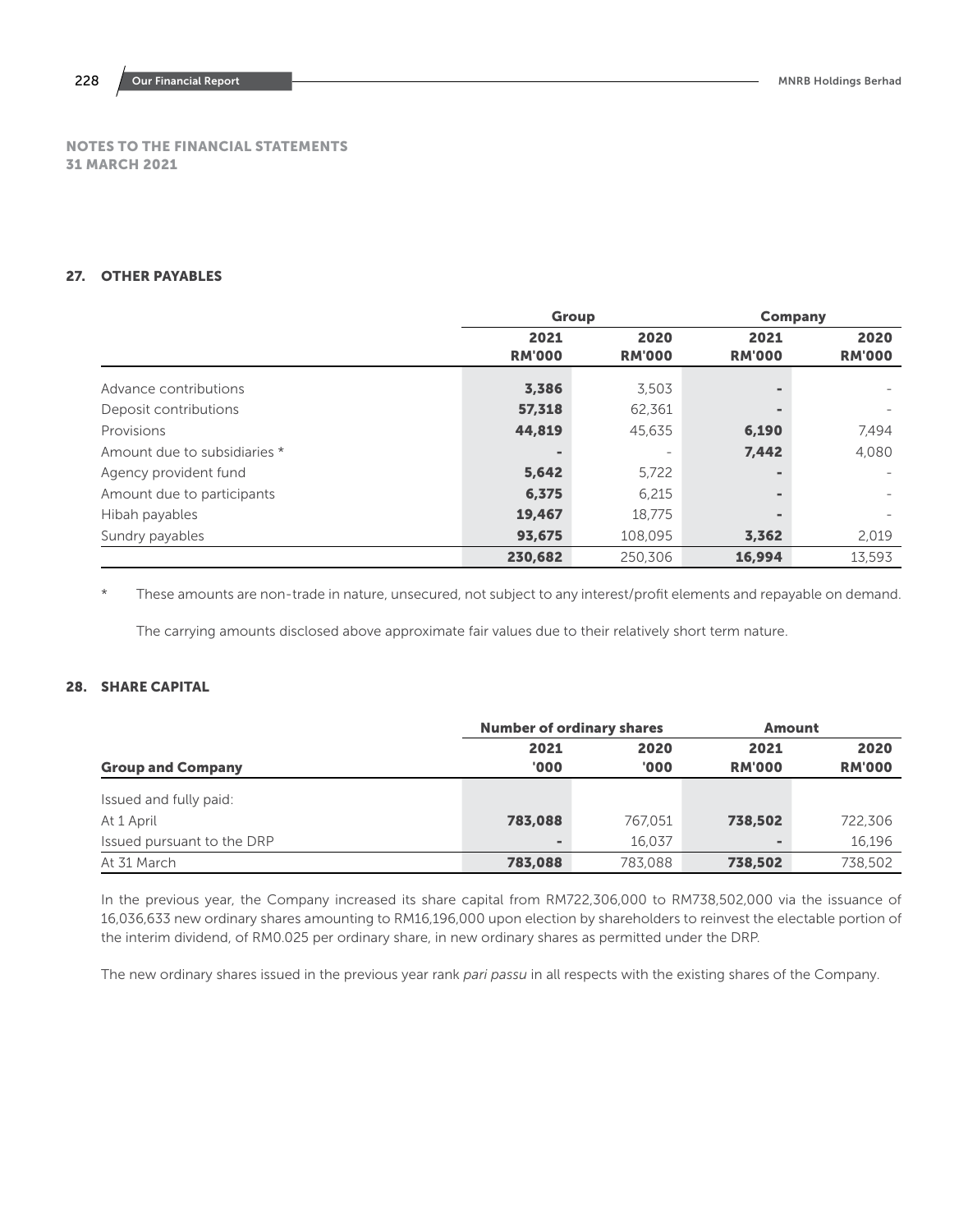NOTES TO THE FINANCIAL STATEMENTS
31 MARCH 2021

## 27. OTHER PAYABLES

| | Group | | Company | |
|---|---|---|---|---|
| | 2021 RM'000 | 2020 RM'000 | 2021 RM'000 | 2020 RM'000 |
| Advance contributions | **3,386** | 3,503 | **-** | - |
| Deposit contributions | **57,318** | 62,361 | **-** | - |
| Provisions | **44,819** | 45,635 | **6,190** | 7,494 |
| Amount due to subsidiaries * | **-** | - | **7,442** | 4,080 |
| Agency provident fund | **5,642** | 5,722 | **-** | - |
| Amount due to participants | **6,375** | 6,215 | **-** | - |
| Hibah payables | **19,467** | 18,775 | **-** | - |
| Sundry payables | **93,675** | 108,095 | **3,362** | 2,019 |
| | **230,682** | 250,306 | **16,994** | 13,593 |

\* These amounts are non-trade in nature, unsecured, not subject to any interest/profit elements and repayable on demand.

The carrying amounts disclosed above approximate fair values due to their relatively short term nature.

## 28. SHARE CAPITAL

| | Number of ordinary shares | | Amount | |
|---|---|---|---|---|
| **Group and Company** | 2021 '000 | 2020 '000 | 2021 RM'000 | 2020 RM'000 |
| Issued and fully paid: | | | | |
| At 1 April | **783,088** | 767,051 | **738,502** | 722,306 |
| Issued pursuant to the DRP | **-** | 16,037 | **-** | 16,196 |
| At 31 March | **783,088** | 783,088 | **738,502** | 738,502 |

In the previous year, the Company increased its share capital from RM722,306,000 to RM738,502,000 via the issuance of 16,036,633 new ordinary shares amounting to RM16,196,000 upon election by shareholders to reinvest the electable portion of the interim dividend, of RM0.025 per ordinary share, in new ordinary shares as permitted under the DRP.

The new ordinary shares issued in the previous year rank *pari passu* in all respects with the existing shares of the Company.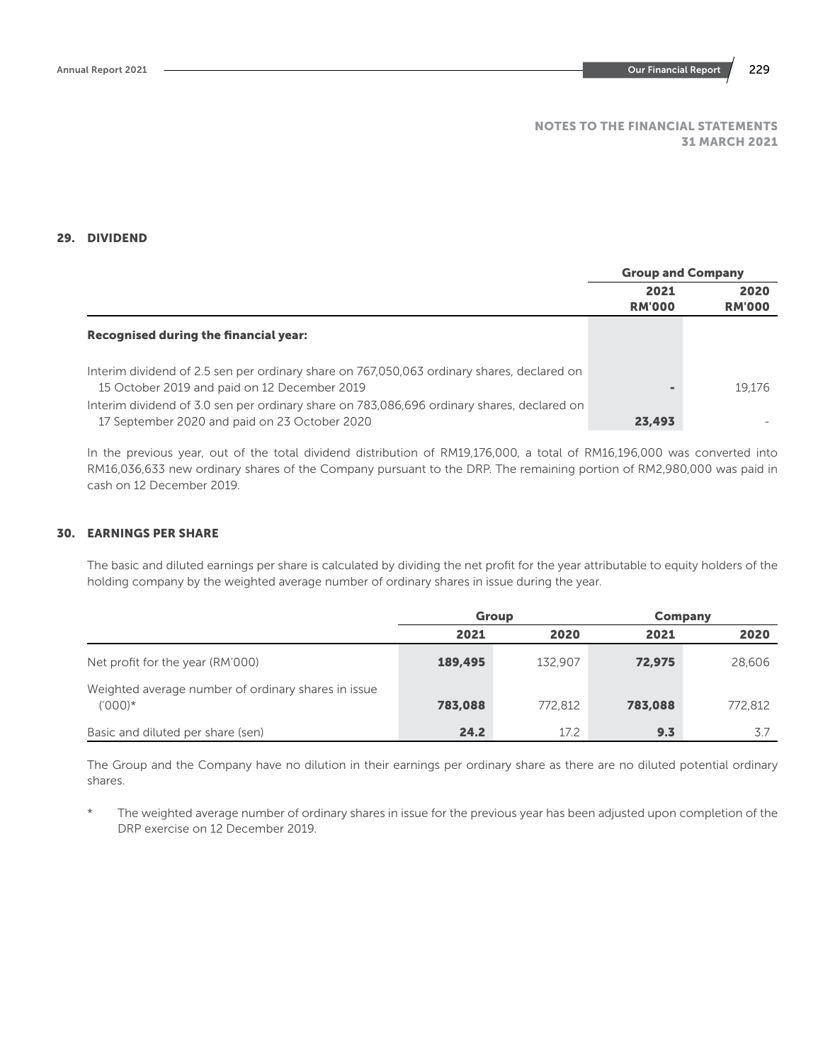# NOTES TO THE FINANCIAL STATEMENTS
## 31 MARCH 2021

## 29. DIVIDEND

| | Group and Company | |
|---|---|---|
| | 2021 RM'000 | 2020 RM'000 |
| **Recognised during the financial year:** | | |
| Interim dividend of 2.5 sen per ordinary share on 767,050,063 ordinary shares, declared on 15 October 2019 and paid on 12 December 2019 | - | 19,176 |
| Interim dividend of 3.0 sen per ordinary share on 783,086,696 ordinary shares, declared on 17 September 2020 and paid on 23 October 2020 | 23,493 | - |

In the previous year, out of the total dividend distribution of RM19,176,000, a total of RM16,196,000 was converted into RM16,036,633 new ordinary shares of the Company pursuant to the DRP. The remaining portion of RM2,980,000 was paid in cash on 12 December 2019.

## 30. EARNINGS PER SHARE

The basic and diluted earnings per share is calculated by dividing the net profit for the year attributable to equity holders of the holding company by the weighted average number of ordinary shares in issue during the year.

| | Group | | Company | |
|---|---|---|---|---|
| | 2021 | 2020 | 2021 | 2020 |
| Net profit for the year (RM'000) | 189,495 | 132,907 | 72,975 | 28,606 |
| Weighted average number of ordinary shares in issue ('000)* | 783,088 | 772,812 | 783,088 | 772,812 |
| Basic and diluted per share (sen) | 24.2 | 17.2 | 9.3 | 3.7 |

The Group and the Company have no dilution in their earnings per ordinary share as there are no diluted potential ordinary shares.

\* The weighted average number of ordinary shares in issue for the previous year has been adjusted upon completion of the DRP exercise on 12 December 2019.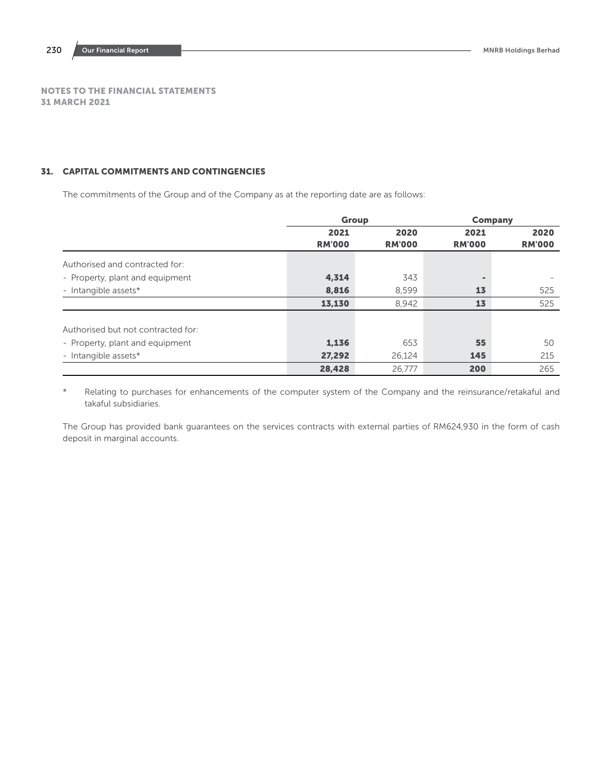# NOTES TO THE FINANCIAL STATEMENTS
# 31 MARCH 2021

## 31. CAPITAL COMMITMENTS AND CONTINGENCIES

The commitments of the Group and of the Company as at the reporting date are as follows:

| | Group | | Company | |
|---|---|---|---|---|
| | 2021 RM'000 | 2020 RM'000 | 2021 RM'000 | 2020 RM'000 |
| Authorised and contracted for: | | | | |
| - Property, plant and equipment | **4,314** | 343 | **-** | - |
| - Intangible assets* | **8,816** | 8,599 | **13** | 525 |
| | **13,130** | 8,942 | **13** | 525 |
| Authorised but not contracted for: | | | | |
| - Property, plant and equipment | **1,136** | 653 | **55** | 50 |
| - Intangible assets* | **27,292** | 26,124 | **145** | 215 |
| | **28,428** | 26,777 | **200** | 265 |

\* Relating to purchases for enhancements of the computer system of the Company and the reinsurance/retakaful and takaful subsidiaries.

The Group has provided bank guarantees on the services contracts with external parties of RM624,930 in the form of cash deposit in marginal accounts.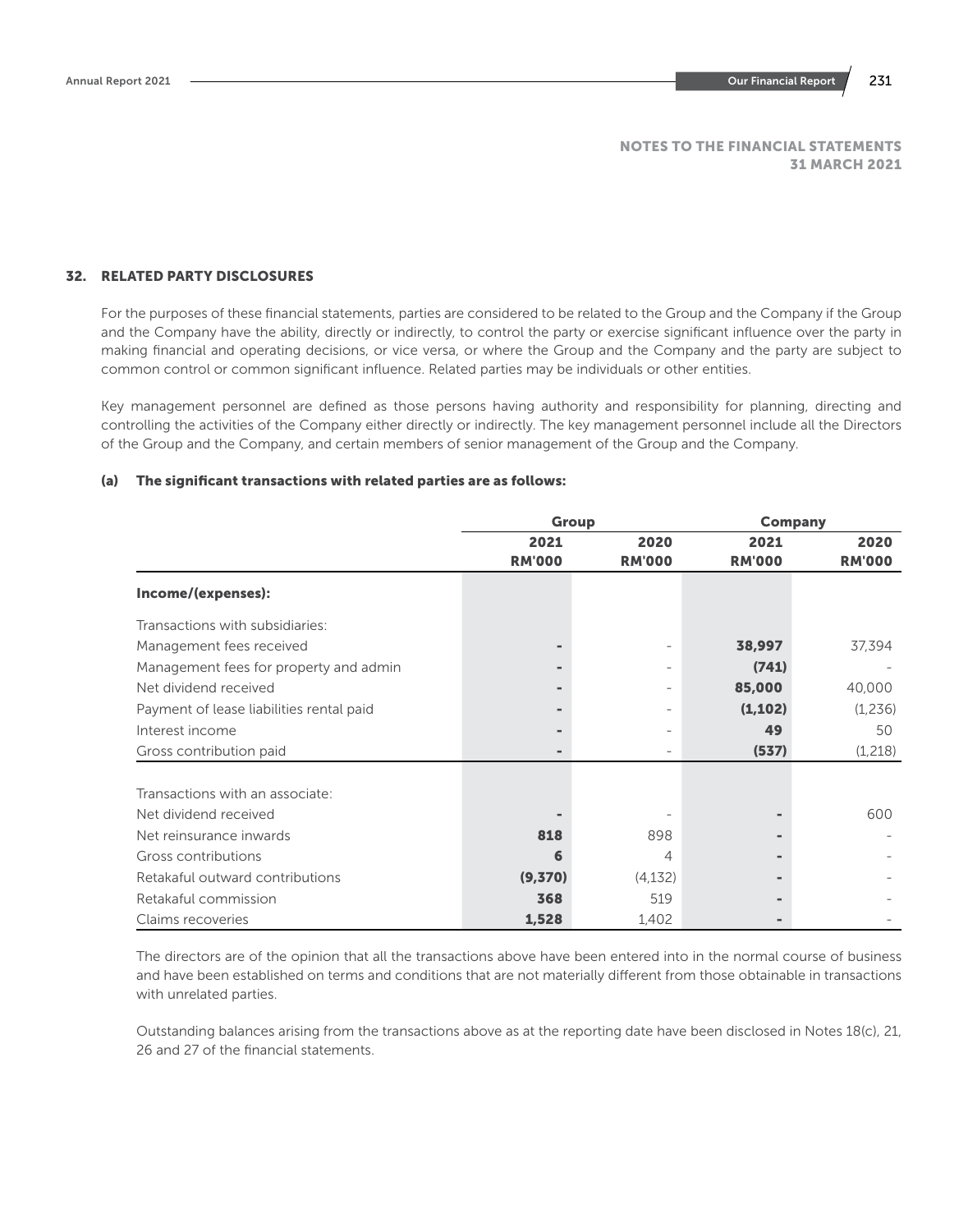NOTES TO THE FINANCIAL STATEMENTS
31 MARCH 2021

## 32. RELATED PARTY DISCLOSURES

For the purposes of these financial statements, parties are considered to be related to the Group and the Company if the Group and the Company have the ability, directly or indirectly, to control the party or exercise significant influence over the party in making financial and operating decisions, or vice versa, or where the Group and the Company and the party are subject to common control or common significant influence. Related parties may be individuals or other entities.

Key management personnel are defined as those persons having authority and responsibility for planning, directing and controlling the activities of the Company either directly or indirectly. The key management personnel include all the Directors of the Group and the Company, and certain members of senior management of the Group and the Company.

### (a) The significant transactions with related parties are as follows:

| | Group | | Company | |
|---|---|---|---|---|
| | 2021<br>RM'000 | 2020<br>RM'000 | 2021<br>RM'000 | 2020<br>RM'000 |
| **Income/(expenses):** | | | | |
| Transactions with subsidiaries: | | | | |
| Management fees received | **-** | - | **38,997** | 37,394 |
| Management fees for property and admin | **-** | - | **(741)** | - |
| Net dividend received | **-** | - | **85,000** | 40,000 |
| Payment of lease liabilities rental paid | **-** | - | **(1,102)** | (1,236) |
| Interest income | **-** | - | **49** | 50 |
| Gross contribution paid | **-** | - | **(537)** | (1,218) |
| Transactions with an associate: | | | | |
| Net dividend received | **-** | - | **-** | 600 |
| Net reinsurance inwards | **818** | 898 | **-** | - |
| Gross contributions | **6** | 4 | **-** | - |
| Retakaful outward contributions | **(9,370)** | (4,132) | **-** | - |
| Retakaful commission | **368** | 519 | **-** | - |
| Claims recoveries | **1,528** | 1,402 | **-** | - |

The directors are of the opinion that all the transactions above have been entered into in the normal course of business and have been established on terms and conditions that are not materially different from those obtainable in transactions with unrelated parties.

Outstanding balances arising from the transactions above as at the reporting date have been disclosed in Notes 18(c), 21, 26 and 27 of the financial statements.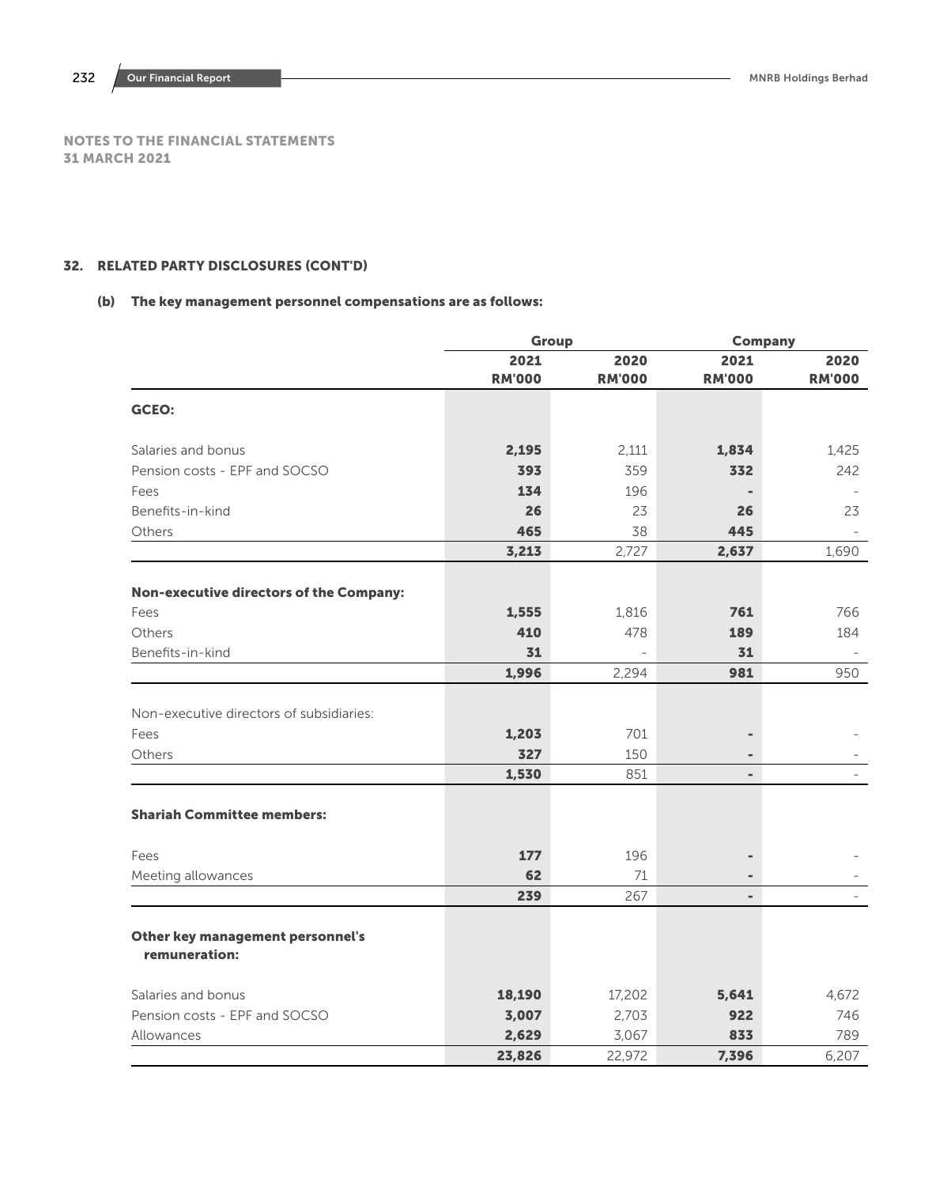## NOTES TO THE FINANCIAL STATEMENTS
## 31 MARCH 2021

## 32. RELATED PARTY DISCLOSURES (CONT'D)

### (b) The key management personnel compensations are as follows:

| | Group | | Company | |
|---|---|---|---|---|
| | 2021 RM'000 | 2020 RM'000 | 2021 RM'000 | 2020 RM'000 |
| **GCEO:** | | | | |
| Salaries and bonus | **2,195** | 2,111 | **1,834** | 1,425 |
| Pension costs - EPF and SOCSO | **393** | 359 | **332** | 242 |
| Fees | **134** | 196 | **-** | - |
| Benefits-in-kind | **26** | 23 | **26** | 23 |
| Others | **465** | 38 | **445** | - |
| | **3,213** | 2,727 | **2,637** | 1,690 |
| **Non-executive directors of the Company:** | | | | |
| Fees | **1,555** | 1,816 | **761** | 766 |
| Others | **410** | 478 | **189** | 184 |
| Benefits-in-kind | **31** | - | **31** | - |
| | **1,996** | 2,294 | **981** | 950 |
| Non-executive directors of subsidiaries: | | | | |
| Fees | **1,203** | 701 | **-** | - |
| Others | **327** | 150 | **-** | - |
| | **1,530** | 851 | **-** | - |
| **Shariah Committee members:** | | | | |
| Fees | **177** | 196 | **-** | - |
| Meeting allowances | **62** | 71 | **-** | - |
| | **239** | 267 | **-** | - |
| **Other key management personnel's remuneration:** | | | | |
| Salaries and bonus | **18,190** | 17,202 | **5,641** | 4,672 |
| Pension costs - EPF and SOCSO | **3,007** | 2,703 | **922** | 746 |
| Allowances | **2,629** | 3,067 | **833** | 789 |
| | **23,826** | 22,972 | **7,396** | 6,207 |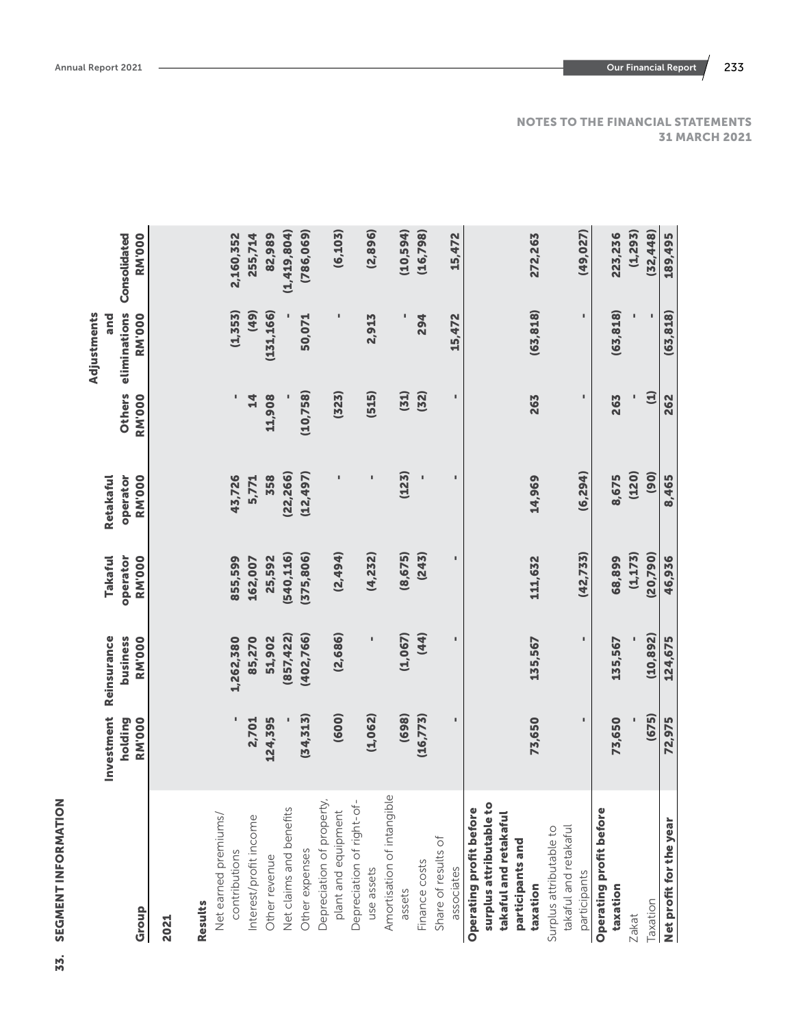## NOTES TO THE FINANCIAL STATEMENTS 31 MARCH 2021

## 33. SEGMENT INFORMATION

| Group | Investment holding RM'000 | Reinsurance business RM'000 | Takaful operator RM'000 | Retakaful operator RM'000 | Others RM'000 | Adjustments and eliminations RM'000 | Consolidated RM'000 |
|---|---|---|---|---|---|---|---|
| **2021** | | | | | | | |
| **Results** | | | | | | | |
| Net earned premiums/ contributions | - | 1,262,380 | 855,599 | 43,726 | - | (1,353) | 2,160,352 |
| Interest/profit income | 2,701 | 85,270 | 162,007 | 5,771 | 14 | (49) | 255,714 |
| Other revenue | 124,395 | 51,902 | 25,592 | 358 | 11,908 | (131,166) | 82,989 |
| Net claims and benefits | - | (857,422) | (540,116) | (22,266) | - | - | (1,419,804) |
| Other expenses | (34,313) | (402,766) | (375,806) | (12,497) | (10,758) | 50,071 | (786,069) |
| Depreciation of property, plant and equipment | (600) | (2,686) | (2,494) | - | (323) | - | (6,103) |
| Depreciation of right-of-use assets | (1,062) | - | (4,232) | - | (515) | 2,913 | (2,896) |
| Amortisation of intangible assets | (698) | (1,067) | (8,675) | (123) | (31) | - | (10,594) |
| Finance costs | (16,773) | (44) | (243) | - | (32) | 294 | (16,798) |
| Share of results of associates | - | - | - | - | - | 15,472 | 15,472 |
| **Operating profit before surplus attributable to takaful and retakaful participants and taxation** | 73,650 | 135,567 | 111,632 | 14,969 | 263 | (63,818) | 272,263 |
| Surplus attributable to takaful and retakaful participants | - | - | (42,733) | (6,294) | - | - | (49,027) |
| **Operating profit before taxation** | 73,650 | 135,567 | 68,899 | 8,675 | 263 | (63,818) | 223,236 |
| Zakat | - | - | (1,173) | (120) | - | - | (1,293) |
| Taxation | (675) | (10,892) | (20,790) | (90) | (1) | - | (32,448) |
| **Net profit for the year** | 72,975 | 124,675 | 46,936 | 8,465 | 262 | (63,818) | 189,495 |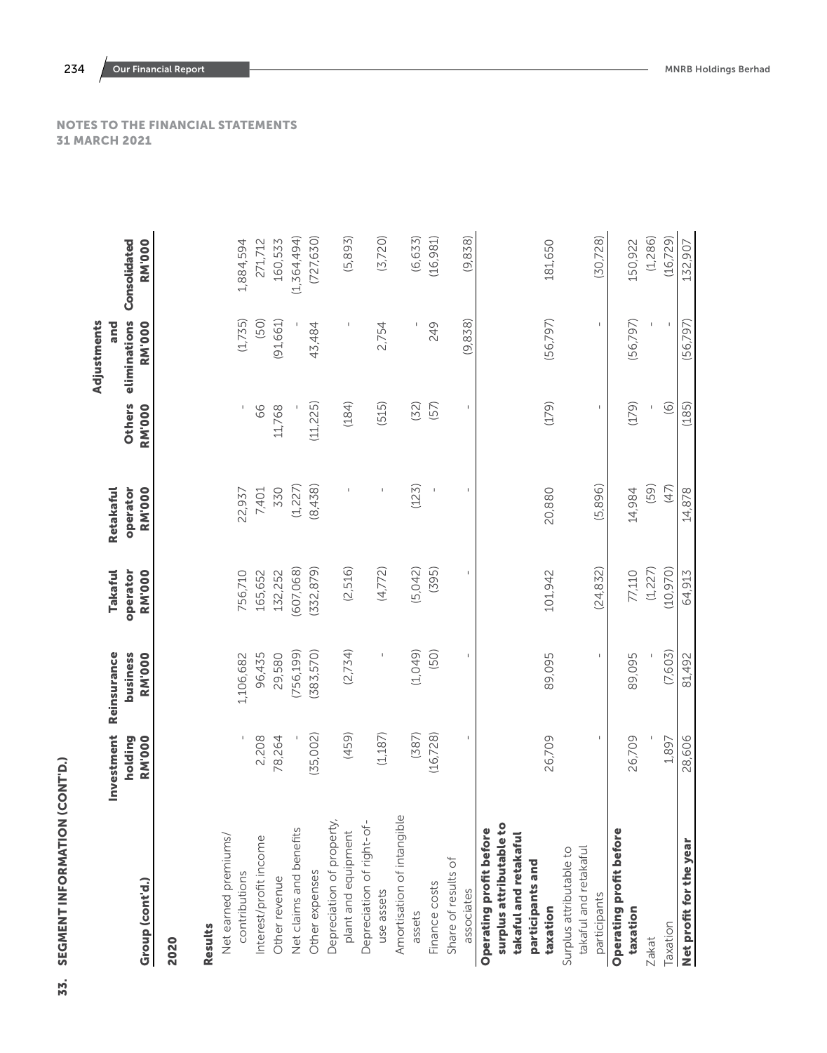NOTES TO THE FINANCIAL STATEMENTS
31 MARCH 2021

## 33. SEGMENT INFORMATION (CONT'D.)

| Group (cont'd.) | Investment holding RM'000 | Reinsurance business RM'000 | Takaful operator RM'000 | Retakaful operator RM'000 | Others RM'000 | Adjustments and eliminations RM'000 | Consolidated RM'000 |
|---|---|---|---|---|---|---|---|
| **2020** | | | | | | | |
| **Results** | | | | | | | |
| Net earned premiums/ contributions | - | 1,106,682 | 756,710 | 22,937 | - | (1,735) | 1,884,594 |
| Interest/profit income | 2,208 | 96,435 | 165,652 | 7,401 | 66 | (50) | 271,712 |
| Other revenue | 78,264 | 29,580 | 132,252 | 330 | 11,768 | (91,661) | 160,533 |
| Net claims and benefits | - | (756,199) | (607,068) | (1,227) | - | - | (1,364,494) |
| Other expenses | (35,002) | (383,570) | (332,879) | (8,438) | (11,225) | 43,484 | (727,630) |
| Depreciation of property, plant and equipment | (459) | (2,734) | (2,516) | - | (184) | - | (5,893) |
| Depreciation of right-of-use assets | (1,187) | - | (4,772) | - | (515) | 2,754 | (3,720) |
| Amortisation of intangible assets | (387) | (1,049) | (5,042) | (123) | (32) | - | (6,633) |
| Finance costs | (16,728) | (50) | (395) | - | (57) | 249 | (16,981) |
| Share of results of associates | - | - | - | - | - | (9,838) | (9,838) |
| **Operating profit before surplus attributable to takaful and retakaful participants and taxation** | 26,709 | 89,095 | 101,942 | 20,880 | (179) | (56,797) | 181,650 |
| Surplus attributable to takaful and retakaful participants | - | - | (24,832) | (5,896) | - | - | (30,728) |
| **Operating profit before taxation** | 26,709 | 89,095 | 77,110 | 14,984 | (179) | (56,797) | 150,922 |
| Zakat | - | - | (1,227) | (59) | - | - | (1,286) |
| Taxation | 1,897 | (7,603) | (10,970) | (47) | (6) | - | (16,729) |
| **Net profit for the year** | 28,606 | 81,492 | 64,913 | 14,878 | (185) | (56,797) | 132,907 |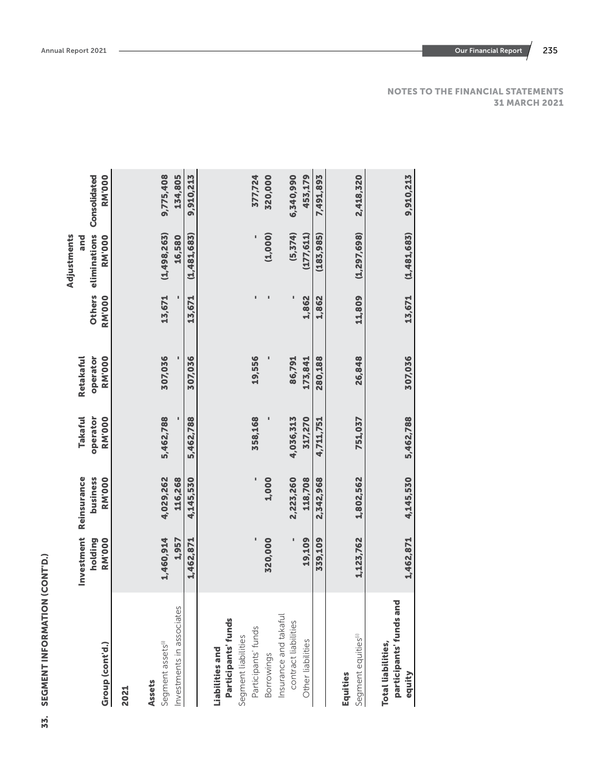NOTES TO THE FINANCIAL STATEMENTS
31 MARCH 2021

## 33. SEGMENT INFORMATION (CONT'D.)

| Group (cont'd.) | Investment holding RM'000 | Reinsurance business RM'000 | Takaful operator RM'000 | Retakaful operator RM'000 | Others RM'000 | Adjustments and eliminations RM'000 | Consolidated RM'000 |
|---|---|---|---|---|---|---|---|
| **2021** | | | | | | | |
| **Assets** | | | | | | | |
| Segment assets[i] | 1,460,914 | 4,029,262 | 5,462,788 | 307,036 | 13,671 | (1,498,263) | 9,775,408 |
| Investments in associates | 1,957 | 116,268 | - | - | - | 16,580 | 134,805 |
| | 1,462,871 | 4,145,530 | 5,462,788 | 307,036 | 13,671 | (1,481,683) | 9,910,213 |
| **Liabilities and Participants' funds** | | | | | | | |
| Segment liabilities | | | | | | | |
| Participants' funds | - | - | 358,168 | 19,556 | - | - | 377,724 |
| Borrowings | 320,000 | 1,000 | - | - | - | (1,000) | 320,000 |
| Insurance and takaful contract liabilities | - | 2,223,260 | 4,036,313 | 86,791 | - | (5,374) | 6,340,990 |
| Other liabilities | 19,109 | 118,708 | 317,270 | 173,841 | 1,862 | (177,611) | 453,179 |
| | 339,109 | 2,342,968 | 4,711,751 | 280,188 | 1,862 | (183,985) | 7,491,893 |
| **Equities** | | | | | | | |
| Segment equities[i] | 1,123,762 | 1,802,562 | 751,037 | 26,848 | 11,809 | (1,297,698) | 2,418,320 |
| **Total liabilities, participants' funds and equity** | 1,462,871 | 4,145,530 | 5,462,788 | 307,036 | 13,671 | (1,481,683) | 9,910,213 |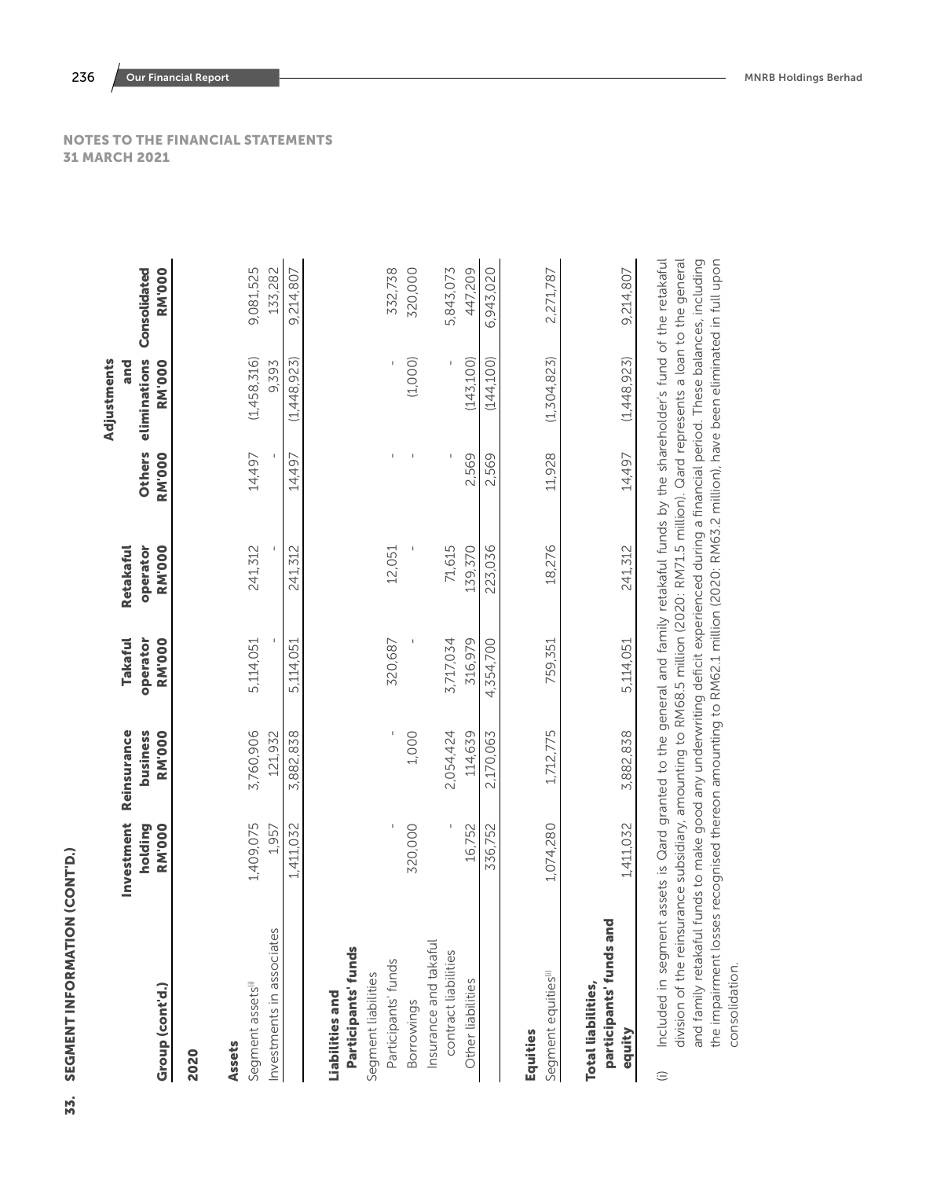## NOTES TO THE FINANCIAL STATEMENTS
## 31 MARCH 2021

### 33. SEGMENT INFORMATION (CONT'D.)

| Group (cont'd.) | Investment holding RM'000 | Reinsurance business RM'000 | Takaful operator RM'000 | Retakaful operator RM'000 | Others RM'000 | Adjustments and eliminations RM'000 | Consolidated RM'000 |
|---|---|---|---|---|---|---|---|
| **2020** | | | | | | | |
| **Assets** | | | | | | | |
| Segment assets[i] | 1,409,075 | 3,760,906 | 5,114,051 | 241,312 | 14,497 | (1,458,316) | 9,081,525 |
| Investments in associates | 1,957 | 121,932 | - | - | - | 9,393 | 133,282 |
| | 1,411,032 | 3,882,838 | 5,114,051 | 241,312 | 14,497 | (1,448,923) | 9,214,807 |
| **Liabilities and Participants' funds** | | | | | | | |
| Segment liabilities | | | | | | | |
| Participants' funds | - | - | 320,687 | 12,051 | - | - | 332,738 |
| Borrowings | 320,000 | 1,000 | - | - | - | (1,000) | 320,000 |
| Insurance and takaful contract liabilities | - | 2,054,424 | 3,717,034 | 71,615 | - | - | 5,843,073 |
| Other liabilities | 16,752 | 114,639 | 316,979 | 139,370 | 2,569 | (143,100) | 447,209 |
| | 336,752 | 2,170,063 | 4,354,700 | 223,036 | 2,569 | (144,100) | 6,943,020 |
| **Equities** | | | | | | | |
| Segment equities[i] | 1,074,280 | 1,712,775 | 759,351 | 18,276 | 11,928 | (1,304,823) | 2,271,787 |
| **Total liabilities, participants' funds and equity** | 1,411,032 | 3,882,838 | 5,114,051 | 241,312 | 14,497 | (1,448,923) | 9,214,807 |

(i) Included in segment assets is Qard granted to the general and family retakaful funds by the shareholder's fund of the retakaful division of the reinsurance subsidiary, amounting to RM68.5 million (2020: RM71.5 million). Qard represents a loan to the general and family retakaful funds to make good any underwriting deficit experienced during a financial period. These balances, including the impairment losses recognised thereon amounting to RM62.1 million (2020: RM63.2 million), have been eliminated in full upon consolidation.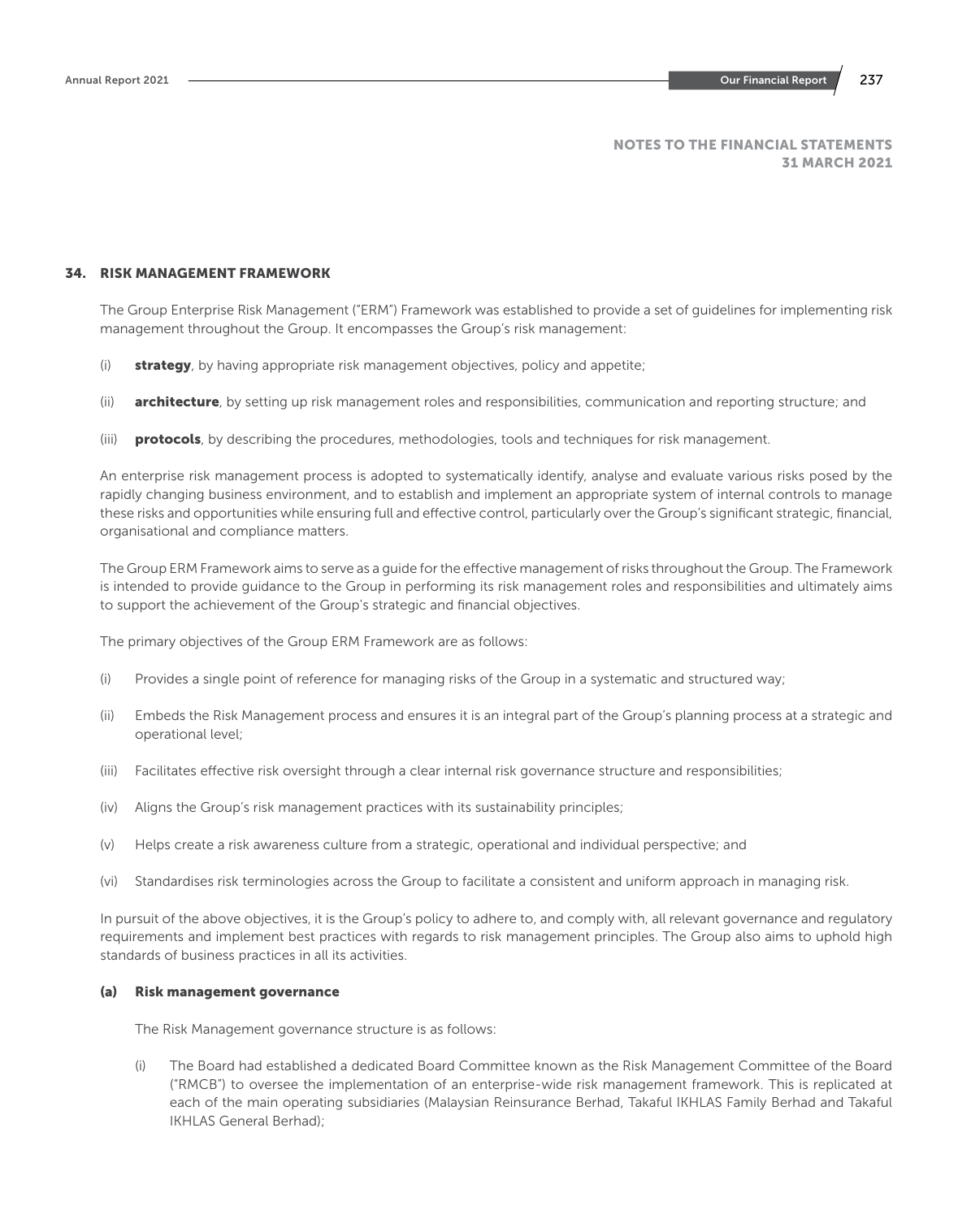NOTES TO THE FINANCIAL STATEMENTS
31 MARCH 2021

## 34. RISK MANAGEMENT FRAMEWORK

The Group Enterprise Risk Management ("ERM") Framework was established to provide a set of guidelines for implementing risk management throughout the Group. It encompasses the Group's risk management:

(i) **strategy**, by having appropriate risk management objectives, policy and appetite;

(ii) **architecture**, by setting up risk management roles and responsibilities, communication and reporting structure; and

(iii) **protocols**, by describing the procedures, methodologies, tools and techniques for risk management.

An enterprise risk management process is adopted to systematically identify, analyse and evaluate various risks posed by the rapidly changing business environment, and to establish and implement an appropriate system of internal controls to manage these risks and opportunities while ensuring full and effective control, particularly over the Group's significant strategic, financial, organisational and compliance matters.

The Group ERM Framework aims to serve as a guide for the effective management of risks throughout the Group. The Framework is intended to provide guidance to the Group in performing its risk management roles and responsibilities and ultimately aims to support the achievement of the Group's strategic and financial objectives.

The primary objectives of the Group ERM Framework are as follows:

(i) Provides a single point of reference for managing risks of the Group in a systematic and structured way;

(ii) Embeds the Risk Management process and ensures it is an integral part of the Group's planning process at a strategic and operational level;

(iii) Facilitates effective risk oversight through a clear internal risk governance structure and responsibilities;

(iv) Aligns the Group's risk management practices with its sustainability principles;

(v) Helps create a risk awareness culture from a strategic, operational and individual perspective; and

(vi) Standardises risk terminologies across the Group to facilitate a consistent and uniform approach in managing risk.

In pursuit of the above objectives, it is the Group's policy to adhere to, and comply with, all relevant governance and regulatory requirements and implement best practices with regards to risk management principles. The Group also aims to uphold high standards of business practices in all its activities.

### (a) Risk management governance

The Risk Management governance structure is as follows:

(i) The Board had established a dedicated Board Committee known as the Risk Management Committee of the Board ("RMCB") to oversee the implementation of an enterprise-wide risk management framework. This is replicated at each of the main operating subsidiaries (Malaysian Reinsurance Berhad, Takaful IKHLAS Family Berhad and Takaful IKHLAS General Berhad);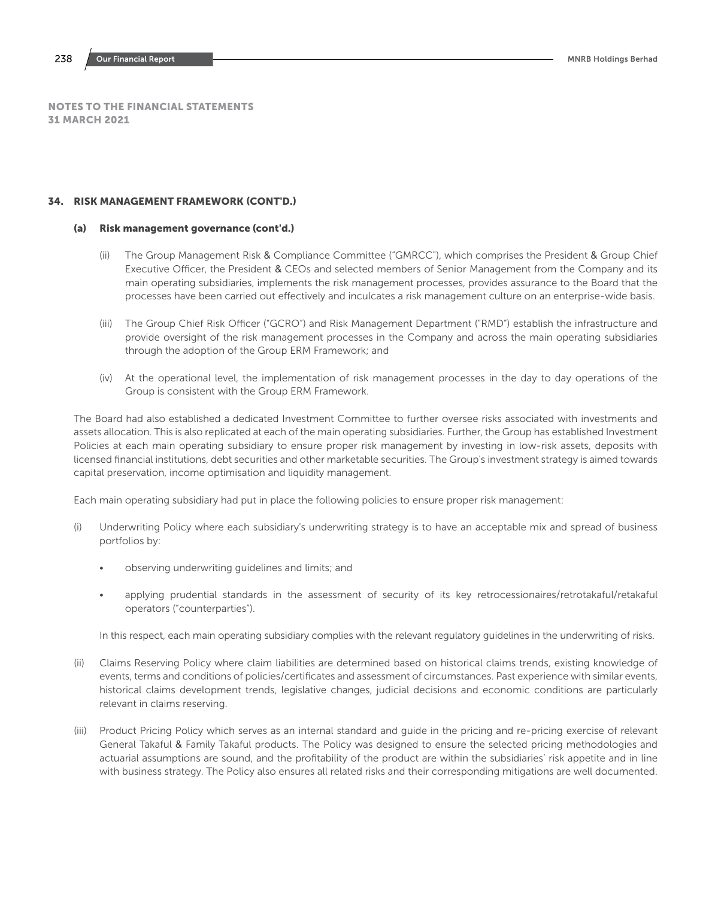NOTES TO THE FINANCIAL STATEMENTS
31 MARCH 2021

## 34. RISK MANAGEMENT FRAMEWORK (CONT'D.)

### (a) Risk management governance (cont'd.)

(ii) The Group Management Risk & Compliance Committee ("GMRCC"), which comprises the President & Group Chief Executive Officer, the President & CEOs and selected members of Senior Management from the Company and its main operating subsidiaries, implements the risk management processes, provides assurance to the Board that the processes have been carried out effectively and inculcates a risk management culture on an enterprise-wide basis.

(iii) The Group Chief Risk Officer ("GCRO") and Risk Management Department ("RMD") establish the infrastructure and provide oversight of the risk management processes in the Company and across the main operating subsidiaries through the adoption of the Group ERM Framework; and

(iv) At the operational level, the implementation of risk management processes in the day to day operations of the Group is consistent with the Group ERM Framework.

The Board had also established a dedicated Investment Committee to further oversee risks associated with investments and assets allocation. This is also replicated at each of the main operating subsidiaries. Further, the Group has established Investment Policies at each main operating subsidiary to ensure proper risk management by investing in low-risk assets, deposits with licensed financial institutions, debt securities and other marketable securities. The Group's investment strategy is aimed towards capital preservation, income optimisation and liquidity management.

Each main operating subsidiary had put in place the following policies to ensure proper risk management:

(i) Underwriting Policy where each subsidiary's underwriting strategy is to have an acceptable mix and spread of business portfolios by:

- observing underwriting guidelines and limits; and
- applying prudential standards in the assessment of security of its key retrocessionaires/retrotakaful/retakaful operators ("counterparties").

In this respect, each main operating subsidiary complies with the relevant regulatory guidelines in the underwriting of risks.

(ii) Claims Reserving Policy where claim liabilities are determined based on historical claims trends, existing knowledge of events, terms and conditions of policies/certificates and assessment of circumstances. Past experience with similar events, historical claims development trends, legislative changes, judicial decisions and economic conditions are particularly relevant in claims reserving.

(iii) Product Pricing Policy which serves as an internal standard and guide in the pricing and re-pricing exercise of relevant General Takaful & Family Takaful products. The Policy was designed to ensure the selected pricing methodologies and actuarial assumptions are sound, and the profitability of the product are within the subsidiaries' risk appetite and in line with business strategy. The Policy also ensures all related risks and their corresponding mitigations are well documented.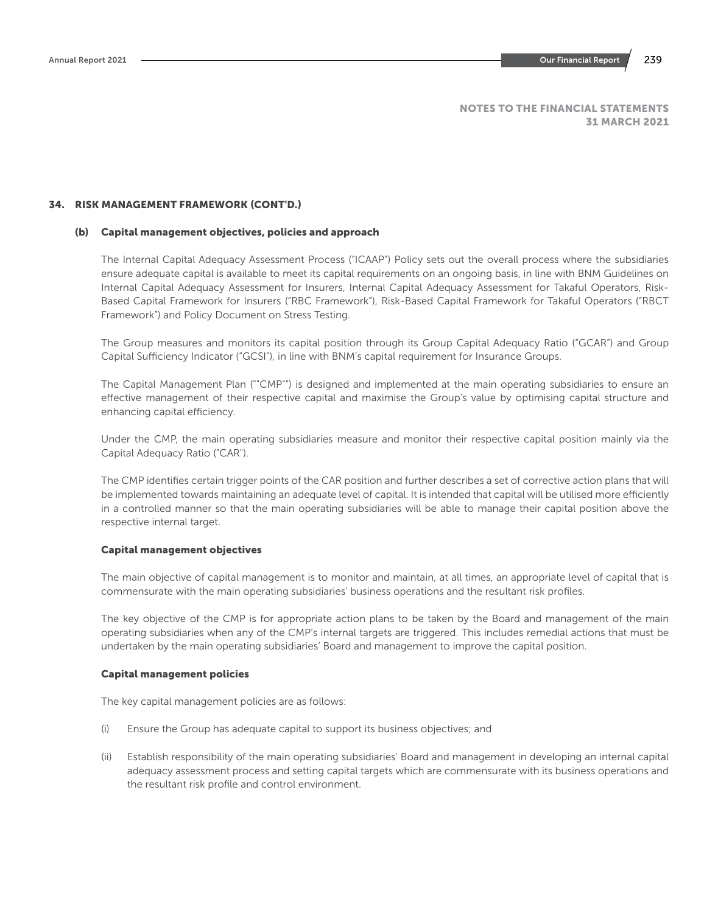NOTES TO THE FINANCIAL STATEMENTS
31 MARCH 2021

## 34. RISK MANAGEMENT FRAMEWORK (CONT'D.)

### (b) Capital management objectives, policies and approach

The Internal Capital Adequacy Assessment Process ("ICAAP") Policy sets out the overall process where the subsidiaries ensure adequate capital is available to meet its capital requirements on an ongoing basis, in line with BNM Guidelines on Internal Capital Adequacy Assessment for Insurers, Internal Capital Adequacy Assessment for Takaful Operators, Risk-Based Capital Framework for Insurers ("RBC Framework"), Risk-Based Capital Framework for Takaful Operators ("RBCT Framework") and Policy Document on Stress Testing.

The Group measures and monitors its capital position through its Group Capital Adequacy Ratio ("GCAR") and Group Capital Sufficiency Indicator ("GCSI"), in line with BNM's capital requirement for Insurance Groups.

The Capital Management Plan (""CMP"") is designed and implemented at the main operating subsidiaries to ensure an effective management of their respective capital and maximise the Group's value by optimising capital structure and enhancing capital efficiency.

Under the CMP, the main operating subsidiaries measure and monitor their respective capital position mainly via the Capital Adequacy Ratio ("CAR").

The CMP identifies certain trigger points of the CAR position and further describes a set of corrective action plans that will be implemented towards maintaining an adequate level of capital. It is intended that capital will be utilised more efficiently in a controlled manner so that the main operating subsidiaries will be able to manage their capital position above the respective internal target.

#### Capital management objectives

The main objective of capital management is to monitor and maintain, at all times, an appropriate level of capital that is commensurate with the main operating subsidiaries' business operations and the resultant risk profiles.

The key objective of the CMP is for appropriate action plans to be taken by the Board and management of the main operating subsidiaries when any of the CMP's internal targets are triggered. This includes remedial actions that must be undertaken by the main operating subsidiaries' Board and management to improve the capital position.

#### Capital management policies

The key capital management policies are as follows:

(i) Ensure the Group has adequate capital to support its business objectives; and

(ii) Establish responsibility of the main operating subsidiaries' Board and management in developing an internal capital adequacy assessment process and setting capital targets which are commensurate with its business operations and the resultant risk profile and control environment.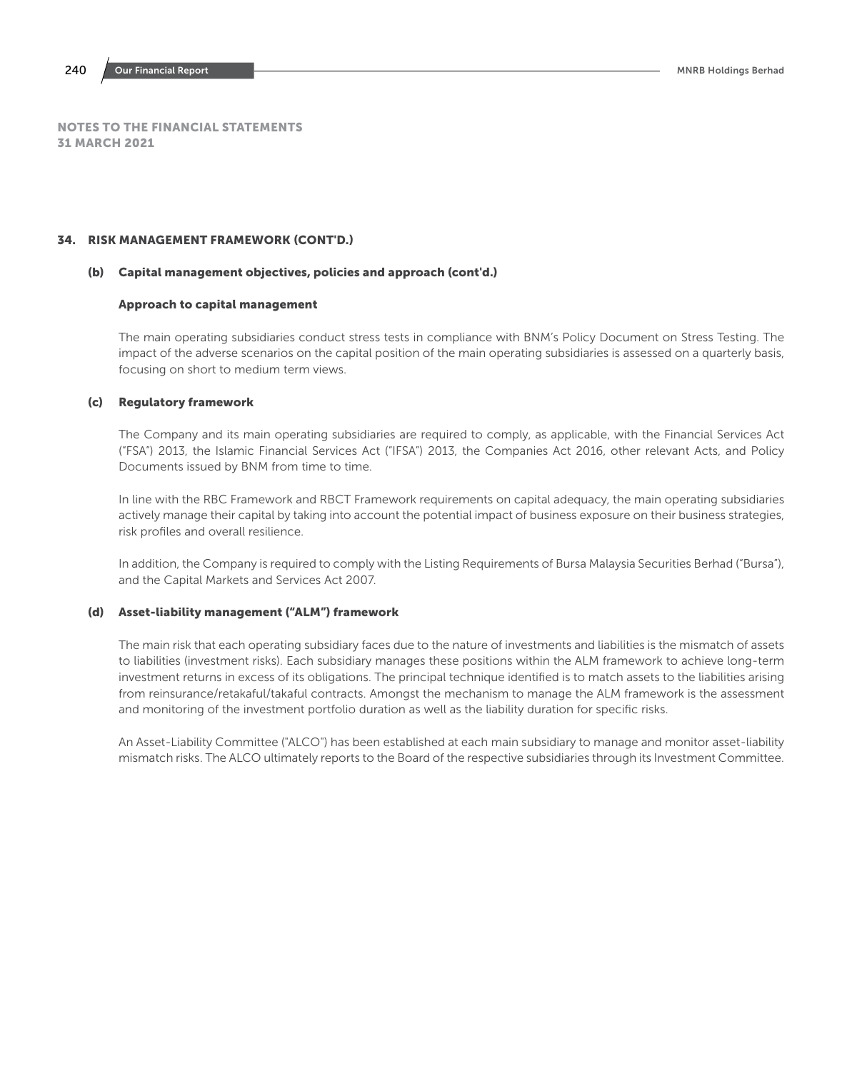## NOTES TO THE FINANCIAL STATEMENTS
## 31 MARCH 2021

### 34. RISK MANAGEMENT FRAMEWORK (CONT'D.)

#### (b) Capital management objectives, policies and approach (cont'd.)

**Approach to capital management**

The main operating subsidiaries conduct stress tests in compliance with BNM's Policy Document on Stress Testing. The impact of the adverse scenarios on the capital position of the main operating subsidiaries is assessed on a quarterly basis, focusing on short to medium term views.

#### (c) Regulatory framework

The Company and its main operating subsidiaries are required to comply, as applicable, with the Financial Services Act ("FSA") 2013, the Islamic Financial Services Act ("IFSA") 2013, the Companies Act 2016, other relevant Acts, and Policy Documents issued by BNM from time to time.

In line with the RBC Framework and RBCT Framework requirements on capital adequacy, the main operating subsidiaries actively manage their capital by taking into account the potential impact of business exposure on their business strategies, risk profiles and overall resilience.

In addition, the Company is required to comply with the Listing Requirements of Bursa Malaysia Securities Berhad ("Bursa"), and the Capital Markets and Services Act 2007.

#### (d) Asset-liability management ("ALM") framework

The main risk that each operating subsidiary faces due to the nature of investments and liabilities is the mismatch of assets to liabilities (investment risks). Each subsidiary manages these positions within the ALM framework to achieve long-term investment returns in excess of its obligations. The principal technique identified is to match assets to the liabilities arising from reinsurance/retakaful/takaful contracts. Amongst the mechanism to manage the ALM framework is the assessment and monitoring of the investment portfolio duration as well as the liability duration for specific risks.

An Asset-Liability Committee ("ALCO") has been established at each main subsidiary to manage and monitor asset-liability mismatch risks. The ALCO ultimately reports to the Board of the respective subsidiaries through its Investment Committee.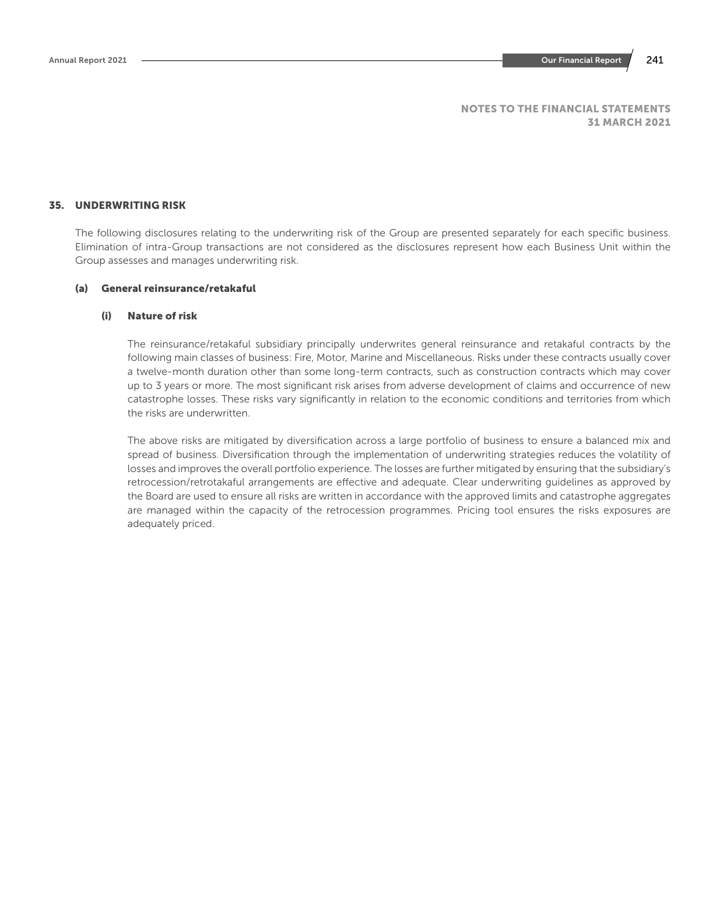## NOTES TO THE FINANCIAL STATEMENTS
## 31 MARCH 2021

## 35. UNDERWRITING RISK

The following disclosures relating to the underwriting risk of the Group are presented separately for each specific business. Elimination of intra-Group transactions are not considered as the disclosures represent how each Business Unit within the Group assesses and manages underwriting risk.

### (a) General reinsurance/retakaful

#### (i) Nature of risk

The reinsurance/retakaful subsidiary principally underwrites general reinsurance and retakaful contracts by the following main classes of business: Fire, Motor, Marine and Miscellaneous. Risks under these contracts usually cover a twelve-month duration other than some long-term contracts, such as construction contracts which may cover up to 3 years or more. The most significant risk arises from adverse development of claims and occurrence of new catastrophe losses. These risks vary significantly in relation to the economic conditions and territories from which the risks are underwritten.

The above risks are mitigated by diversification across a large portfolio of business to ensure a balanced mix and spread of business. Diversification through the implementation of underwriting strategies reduces the volatility of losses and improves the overall portfolio experience. The losses are further mitigated by ensuring that the subsidiary's retrocession/retrotakaful arrangements are effective and adequate. Clear underwriting guidelines as approved by the Board are used to ensure all risks are written in accordance with the approved limits and catastrophe aggregates are managed within the capacity of the retrocession programmes. Pricing tool ensures the risks exposures are adequately priced.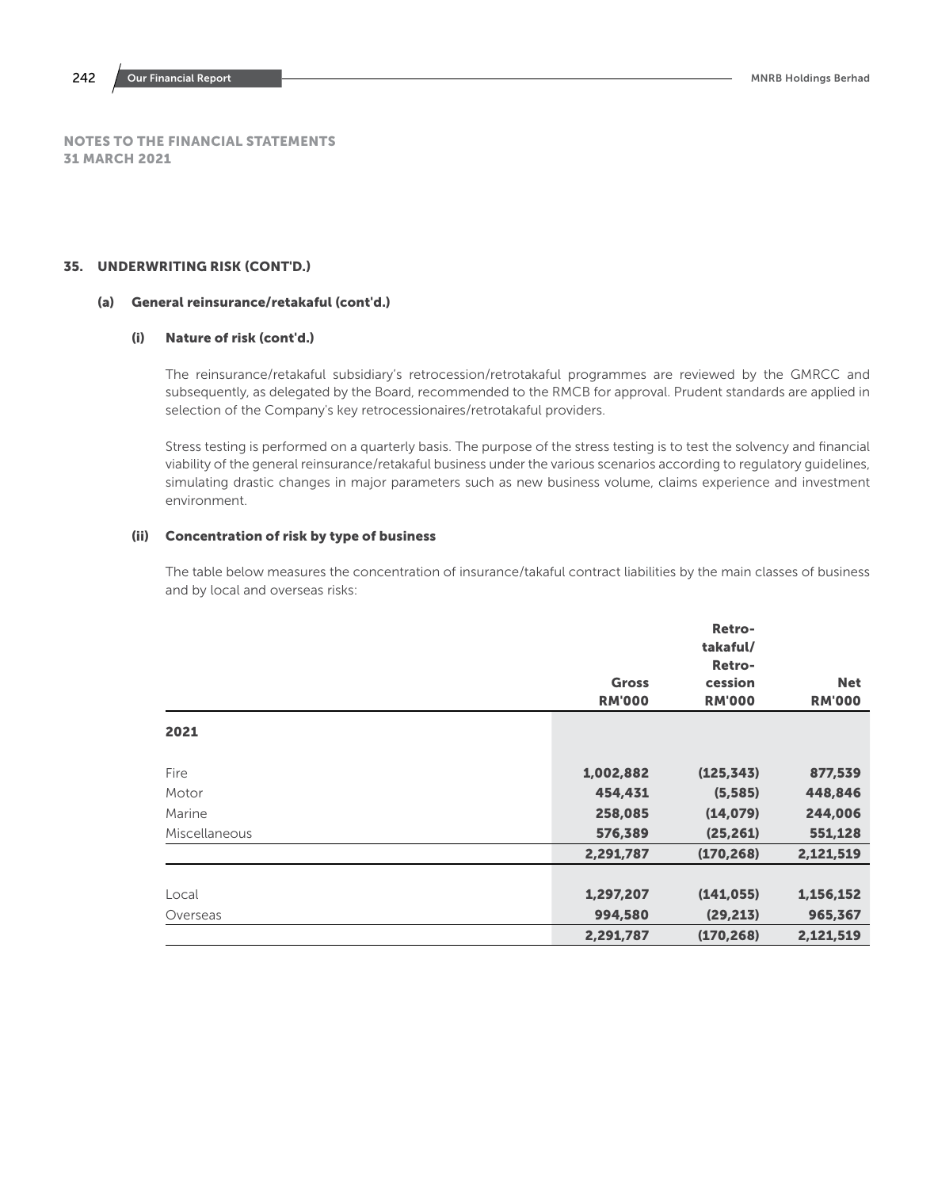## NOTES TO THE FINANCIAL STATEMENTS
## 31 MARCH 2021

### 35. UNDERWRITING RISK (CONT'D.)

#### (a) General reinsurance/retakaful (cont'd.)

##### (i) Nature of risk (cont'd.)

The reinsurance/retakaful subsidiary's retrocession/retrotakaful programmes are reviewed by the GMRCC and subsequently, as delegated by the Board, recommended to the RMCB for approval. Prudent standards are applied in selection of the Company's key retrocessionaires/retrotakaful providers.

Stress testing is performed on a quarterly basis. The purpose of the stress testing is to test the solvency and financial viability of the general reinsurance/retakaful business under the various scenarios according to regulatory guidelines, simulating drastic changes in major parameters such as new business volume, claims experience and investment environment.

##### (ii) Concentration of risk by type of business

The table below measures the concentration of insurance/takaful contract liabilities by the main classes of business and by local and overseas risks:

| | Gross RM'000 | Retro-takaful/ Retro-cession RM'000 | Net RM'000 |
|---|---|---|---|
| **2021** | | | |
| Fire | **1,002,882** | **(125,343)** | **877,539** |
| Motor | **454,431** | **(5,585)** | **448,846** |
| Marine | **258,085** | **(14,079)** | **244,006** |
| Miscellaneous | **576,389** | **(25,261)** | **551,128** |
| | **2,291,787** | **(170,268)** | **2,121,519** |
| | | | |
| Local | **1,297,207** | **(141,055)** | **1,156,152** |
| Overseas | **994,580** | **(29,213)** | **965,367** |
| | **2,291,787** | **(170,268)** | **2,121,519** |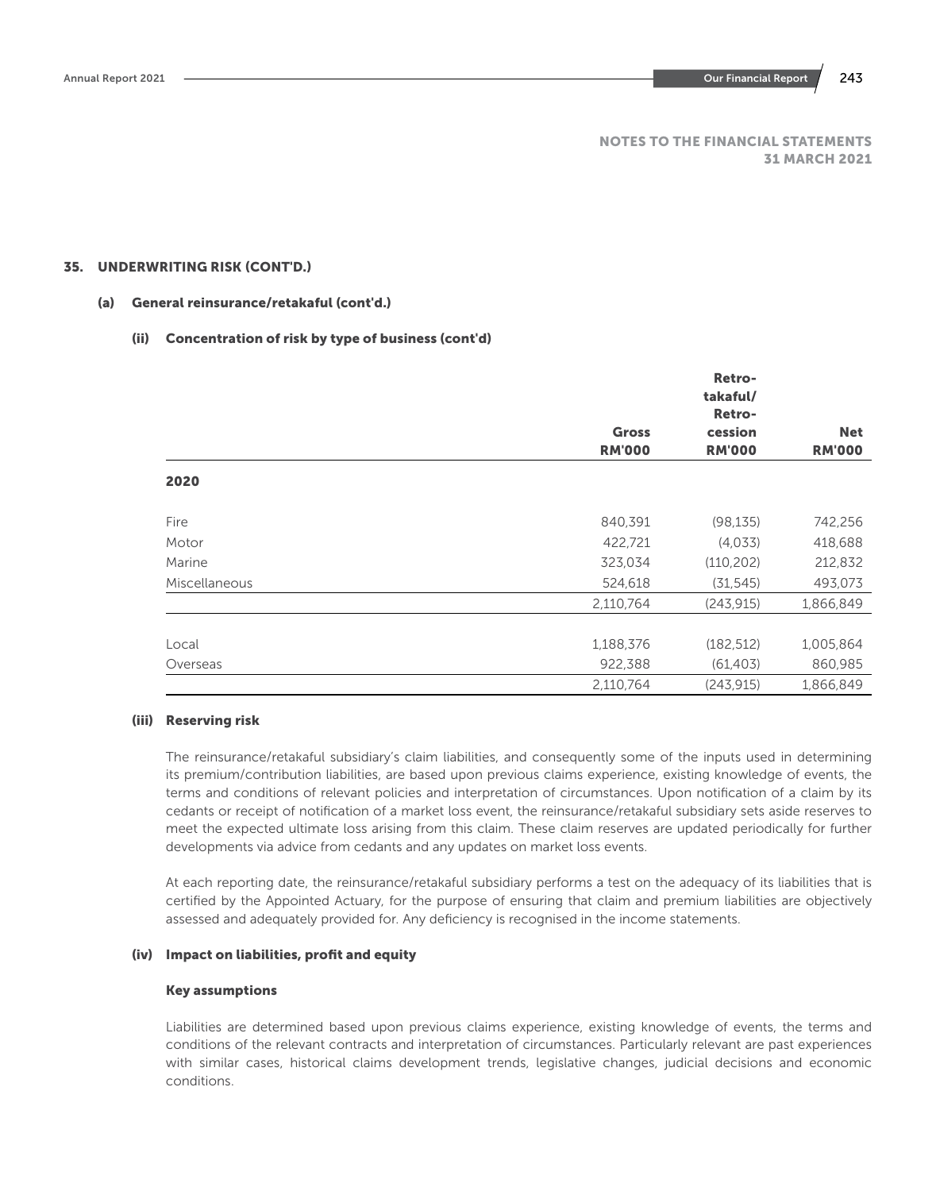**NOTES TO THE FINANCIAL STATEMENTS**
**31 MARCH 2021**

## 35. UNDERWRITING RISK (CONT'D.)

### (a) General reinsurance/retakaful (cont'd.)

#### (ii) Concentration of risk by type of business (cont'd)

| | Gross RM'000 | Retro-takaful/ Retro-cession RM'000 | Net RM'000 |
|---|---|---|---|
| **2020** | | | |
| Fire | 840,391 | (98,135) | 742,256 |
| Motor | 422,721 | (4,033) | 418,688 |
| Marine | 323,034 | (110,202) | 212,832 |
| Miscellaneous | 524,618 | (31,545) | 493,073 |
| | 2,110,764 | (243,915) | 1,866,849 |
| Local | 1,188,376 | (182,512) | 1,005,864 |
| Overseas | 922,388 | (61,403) | 860,985 |
| | 2,110,764 | (243,915) | 1,866,849 |

#### (iii) Reserving risk

The reinsurance/retakaful subsidiary's claim liabilities, and consequently some of the inputs used in determining its premium/contribution liabilities, are based upon previous claims experience, existing knowledge of events, the terms and conditions of relevant policies and interpretation of circumstances. Upon notification of a claim by its cedants or receipt of notification of a market loss event, the reinsurance/retakaful subsidiary sets aside reserves to meet the expected ultimate loss arising from this claim. These claim reserves are updated periodically for further developments via advice from cedants and any updates on market loss events.

At each reporting date, the reinsurance/retakaful subsidiary performs a test on the adequacy of its liabilities that is certified by the Appointed Actuary, for the purpose of ensuring that claim and premium liabilities are objectively assessed and adequately provided for. Any deficiency is recognised in the income statements.

#### (iv) Impact on liabilities, profit and equity

**Key assumptions**

Liabilities are determined based upon previous claims experience, existing knowledge of events, the terms and conditions of the relevant contracts and interpretation of circumstances. Particularly relevant are past experiences with similar cases, historical claims development trends, legislative changes, judicial decisions and economic conditions.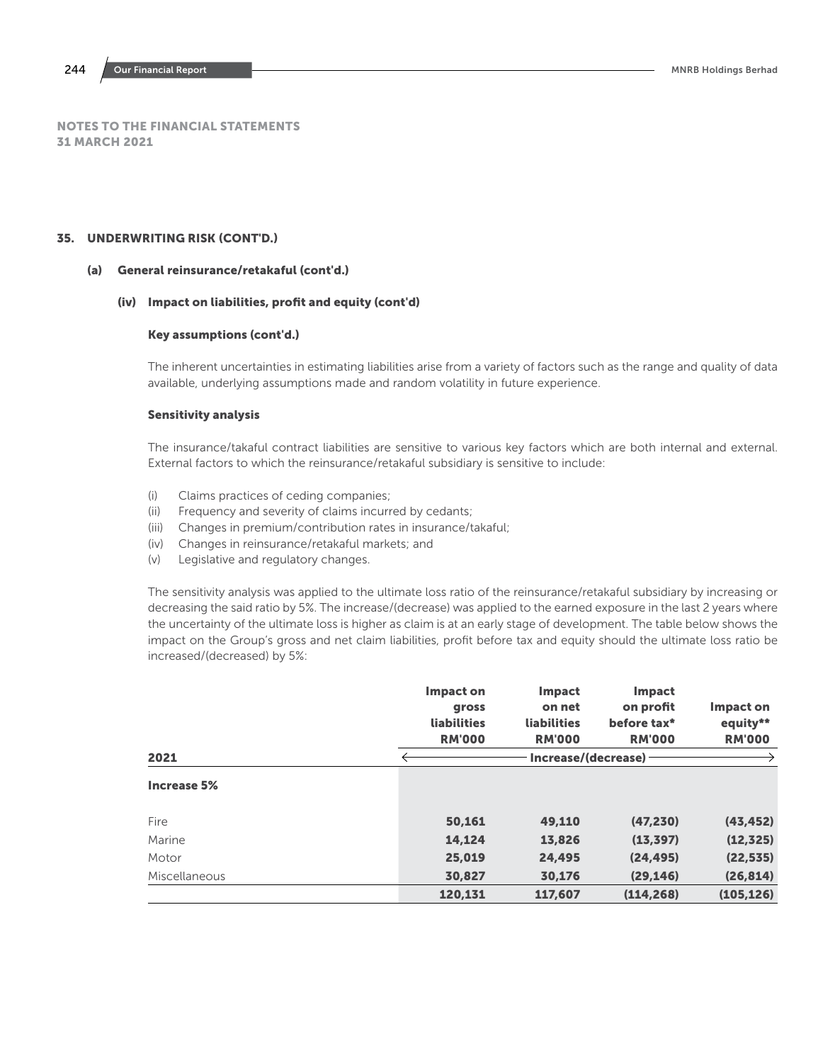NOTES TO THE FINANCIAL STATEMENTS
31 MARCH 2021

## 35. UNDERWRITING RISK (CONT'D.)

### (a) General reinsurance/retakaful (cont'd.)

#### (iv) Impact on liabilities, profit and equity (cont'd)

**Key assumptions (cont'd.)**

The inherent uncertainties in estimating liabilities arise from a variety of factors such as the range and quality of data available, underlying assumptions made and random volatility in future experience.

**Sensitivity analysis**

The insurance/takaful contract liabilities are sensitive to various key factors which are both internal and external. External factors to which the reinsurance/retakaful subsidiary is sensitive to include:

(i) Claims practices of ceding companies;
(ii) Frequency and severity of claims incurred by cedants;
(iii) Changes in premium/contribution rates in insurance/takaful;
(iv) Changes in reinsurance/retakaful markets; and
(v) Legislative and regulatory changes.

The sensitivity analysis was applied to the ultimate loss ratio of the reinsurance/retakaful subsidiary by increasing or decreasing the said ratio by 5%. The increase/(decrease) was applied to the earned exposure in the last 2 years where the uncertainty of the ultimate loss is higher as claim is at an early stage of development. The table below shows the impact on the Group's gross and net claim liabilities, profit before tax and equity should the ultimate loss ratio be increased/(decreased) by 5%:

| 2021 | Impact on gross liabilities RM'000 | Impact on net liabilities RM'000 | Impact on profit before tax* RM'000 | Impact on equity** RM'000 |
|---|---|---|---|---|
| | Increase/(decrease) | | | |
| **Increase 5%** | | | | |
| Fire | **50,161** | **49,110** | **(47,230)** | **(43,452)** |
| Marine | **14,124** | **13,826** | **(13,397)** | **(12,325)** |
| Motor | **25,019** | **24,495** | **(24,495)** | **(22,535)** |
| Miscellaneous | **30,827** | **30,176** | **(29,146)** | **(26,814)** |
| | **120,131** | **117,607** | **(114,268)** | **(105,126)** |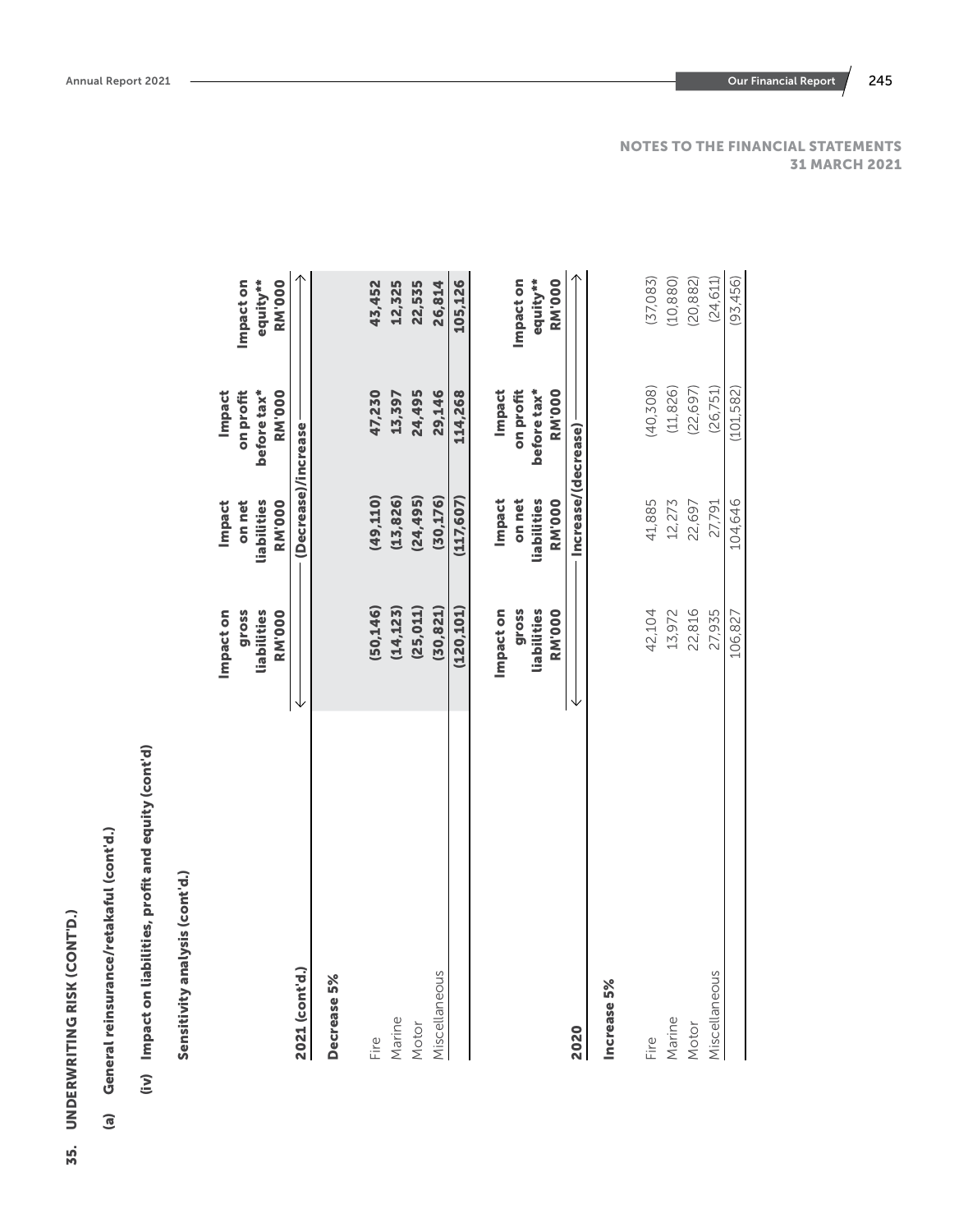NOTES TO THE FINANCIAL STATEMENTS
31 MARCH 2021

## 35. UNDERWRITING RISK (CONT'D.)

### (a) General reinsurance/retakaful (cont'd.)

#### (iv) Impact on liabilities, profit and equity (cont'd)

Sensitivity analysis (cont'd.)

| | Impact on gross liabilities RM'000 | Impact on net liabilities RM'000 | Impact on profit before tax* RM'000 | Impact on equity** RM'000 |
|---|---|---|---|---|
| **2021 (cont'd.)** | ← | (Decrease)/increase | | → |
| **Decrease 5%** | | | | |
| Fire | (50,146) | (49,110) | 47,230 | 43,452 |
| Marine | (14,123) | (13,826) | 13,397 | 12,325 |
| Motor | (25,011) | (24,495) | 24,495 | 22,535 |
| Miscellaneous | (30,821) | (30,176) | 29,146 | 26,814 |
| | (120,101) | (117,607) | 114,268 | 105,126 |

| | Impact on gross liabilities RM'000 | Impact on net liabilities RM'000 | Impact on profit before tax* RM'000 | Impact on equity** RM'000 |
|---|---|---|---|---|
| **2020** | ← | Increase/(decrease) | | → |
| **Increase 5%** | | | | |
| Fire | 42,104 | 41,885 | (40,308) | (37,083) |
| Marine | 13,972 | 12,273 | (11,826) | (10,880) |
| Motor | 22,816 | 22,697 | (22,697) | (20,882) |
| Miscellaneous | 27,935 | 27,791 | (26,751) | (24,611) |
| | 106,827 | 104,646 | (101,582) | (93,456) |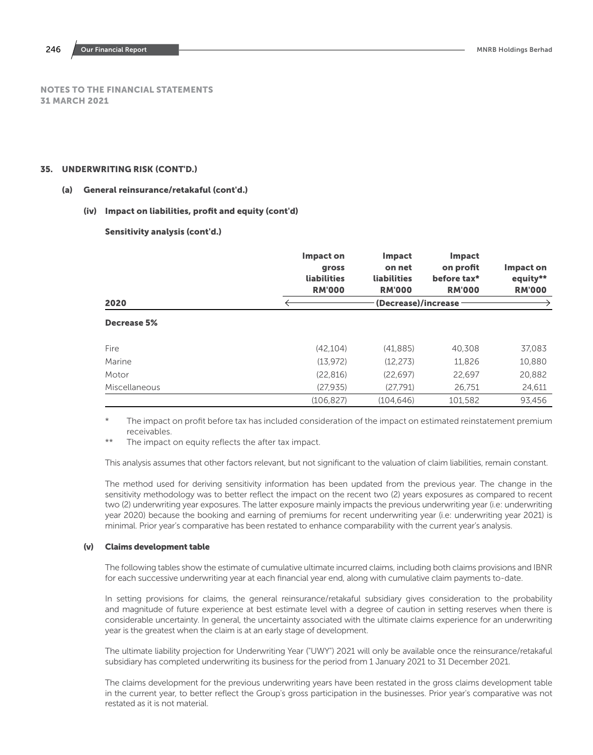NOTES TO THE FINANCIAL STATEMENTS
31 MARCH 2021

## 35. UNDERWRITING RISK (CONT'D.)

### (a) General reinsurance/retakaful (cont'd.)

#### (iv) Impact on liabilities, profit and equity (cont'd)

**Sensitivity analysis (cont'd.)**

| 2020 | Impact on gross liabilities RM'000 | Impact on net liabilities RM'000 | Impact on profit before tax* RM'000 | Impact on equity** RM'000 |
|---|---|---|---|---|
| | (Decrease)/increase | | | |
| **Decrease 5%** | | | | |
| Fire | (42,104) | (41,885) | 40,308 | 37,083 |
| Marine | (13,972) | (12,273) | 11,826 | 10,880 |
| Motor | (22,816) | (22,697) | 22,697 | 20,882 |
| Miscellaneous | (27,935) | (27,791) | 26,751 | 24,611 |
| | (106,827) | (104,646) | 101,582 | 93,456 |

\* The impact on profit before tax has included consideration of the impact on estimated reinstatement premium receivables.

** The impact on equity reflects the after tax impact.

This analysis assumes that other factors relevant, but not significant to the valuation of claim liabilities, remain constant.

The method used for deriving sensitivity information has been updated from the previous year. The change in the sensitivity methodology was to better reflect the impact on the recent two (2) years exposures as compared to recent two (2) underwriting year exposures. The latter exposure mainly impacts the previous underwriting year (i.e: underwriting year 2020) because the booking and earning of premiums for recent underwriting year (i.e: underwriting year 2021) is minimal. Prior year's comparative has been restated to enhance comparability with the current year's analysis.

#### (v) Claims development table

The following tables show the estimate of cumulative ultimate incurred claims, including both claims provisions and IBNR for each successive underwriting year at each financial year end, along with cumulative claim payments to-date.

In setting provisions for claims, the general reinsurance/retakaful subsidiary gives consideration to the probability and magnitude of future experience at best estimate level with a degree of caution in setting reserves when there is considerable uncertainty. In general, the uncertainty associated with the ultimate claims experience for an underwriting year is the greatest when the claim is at an early stage of development.

The ultimate liability projection for Underwriting Year ("UWY") 2021 will only be available once the reinsurance/retakaful subsidiary has completed underwriting its business for the period from 1 January 2021 to 31 December 2021.

The claims development for the previous underwriting years have been restated in the gross claims development table in the current year, to better reflect the Group's gross participation in the businesses. Prior year's comparative was not restated as it is not material.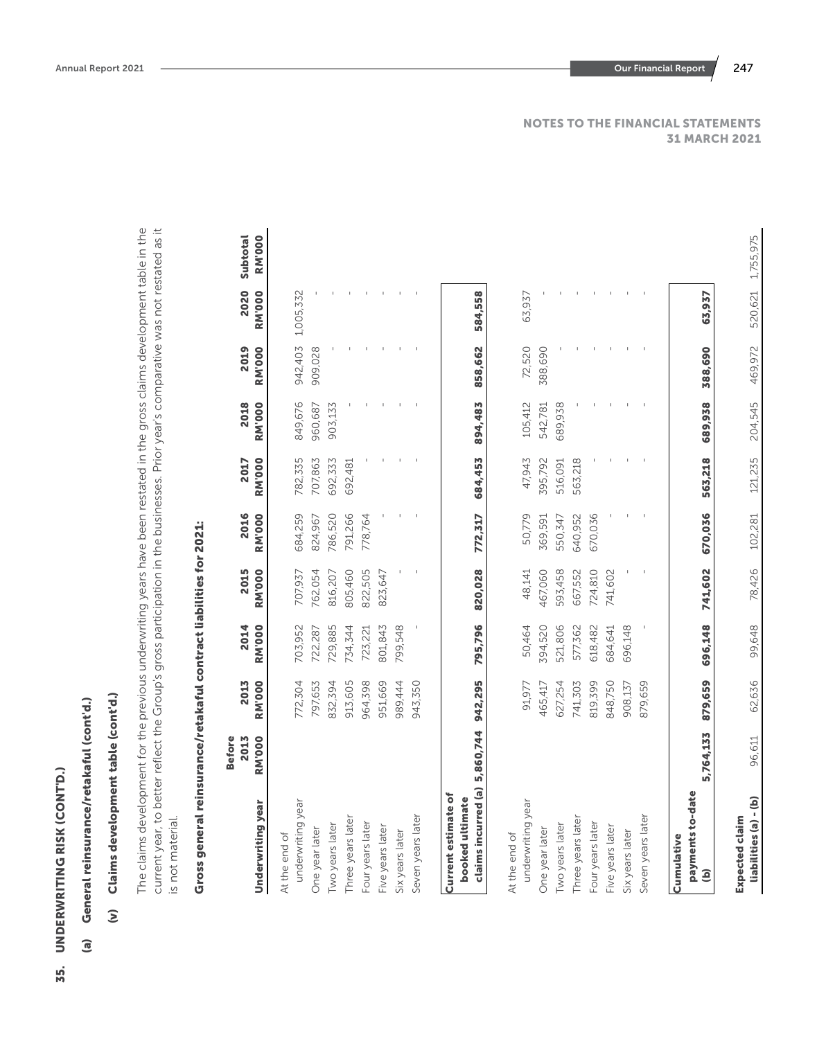NOTES TO THE FINANCIAL STATEMENTS
31 MARCH 2021

# 35. UNDERWRITING RISK (CONT'D.)

## (a) General reinsurance/retakaful (cont'd.)

### (v) Claims development table (cont'd.)

The claims development for the previous underwriting years have been restated in the gross claims development table in the current year, to better reflect the Group's gross participation in the businesses. Prior year's comparative was not restated as it is not material.

**Gross general reinsurance/retakaful contract liabilities for 2021:**

| Underwriting year | Before 2013 RM'000 | 2013 RM'000 | 2014 RM'000 | 2015 RM'000 | 2016 RM'000 | 2017 RM'000 | 2018 RM'000 | 2019 RM'000 | 2020 RM'000 | Subtotal RM'000 |
|---|---|---|---|---|---|---|---|---|---|---|
| At the end of underwriting year | | 772,304 | 703,952 | 707,937 | 684,259 | 782,335 | 849,676 | 942,403 | 1,005,332 | |
| One year later | | 797,653 | 722,287 | 762,054 | 824,967 | 707,863 | 960,687 | 909,028 | - | |
| Two years later | | 832,394 | 729,885 | 816,207 | 786,520 | 692,333 | 903,133 | - | - | |
| Three years later | | 913,605 | 734,344 | 805,460 | 791,266 | 692,481 | - | - | - | |
| Four years later | | 964,398 | 723,221 | 822,505 | 778,764 | - | - | - | - | |
| Five years later | | 951,669 | 801,843 | 823,647 | - | - | - | - | - | |
| Six years later | | 989,444 | 799,548 | - | - | - | - | - | - | |
| Seven years later | | 943,350 | - | - | - | - | - | - | - | |
| **Current estimate of booked ultimate claims incurred (a)** | **5,860,744** | **942,295** | **795,796** | **820,028** | **772,317** | **684,453** | **894,483** | **858,662** | **584,558** | |
| At the end of underwriting year | | 91,977 | 50,464 | 48,141 | 50,779 | 47,943 | 105,412 | 72,520 | 63,937 | |
| One year later | | 465,417 | 394,520 | 467,060 | 369,591 | 395,792 | 542,781 | 388,690 | - | |
| Two years later | | 627,254 | 521,806 | 593,458 | 550,347 | 516,091 | 689,938 | - | - | |
| Three years later | | 741,303 | 577,362 | 667,552 | 640,952 | 563,218 | - | - | - | |
| Four years later | | 819,399 | 618,482 | 724,810 | 670,036 | - | - | - | - | |
| Five years later | | 848,750 | 684,641 | 741,602 | - | - | - | - | - | |
| Six years later | | 908,137 | 696,148 | - | - | - | - | - | - | |
| Seven years later | | 879,659 | - | - | - | - | - | - | - | |
| **Cumulative payments to-date (b)** | **5,764,133** | **879,659** | **696,148** | **741,602** | **670,036** | **563,218** | **689,938** | **388,690** | **63,937** | |
| **Expected claim liabilities (a) - (b)** | 96,611 | 62,636 | 99,648 | 78,426 | 102,281 | 121,235 | 204,545 | 469,972 | 520,621 | 1,755,975 |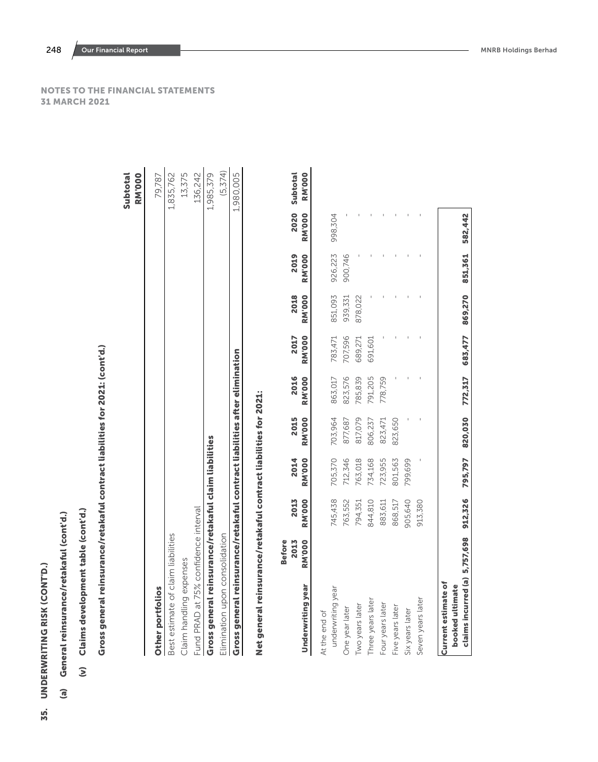## NOTES TO THE FINANCIAL STATEMENTS
31 MARCH 2021

## 35. UNDERWRITING RISK (CONT'D.)

### (a) General reinsurance/retakaful (cont'd.)

#### (v) Claims development table (cont'd.)

**Gross general reinsurance/retakaful contract liabilities for 2021: (cont'd.)**

| | Subtotal RM'000 |
|---|---|
| **Other portfolios** | 79,787 |
| Best estimate of claim liabilities | 1,835,762 |
| Claim handling expenses | 13,375 |
| Fund PRAD at 75% confidence interval | 136,242 |
| **Gross general reinsurance/retakaful claim liabilities** | 1,985,379 |
| Elimination upon consolidation | (5,374) |
| **Gross general reinsurance/retakaful contract liabilities after elimination** | 1,980,005 |

**Net general reinsurance/retakaful contract liabilities for 2021:**

| Underwriting year | Before 2013 RM'000 | 2013 RM'000 | 2014 RM'000 | 2015 RM'000 | 2016 RM'000 | 2017 RM'000 | 2018 RM'000 | 2019 RM'000 | 2020 RM'000 | Subtotal RM'000 |
|---|---|---|---|---|---|---|---|---|---|---|
| At the end of underwriting year | | 745,438 | 705,370 | 703,964 | 863,017 | 783,471 | 851,093 | 926,223 | 998,304 | |
| One year later | | 763,552 | 712,346 | 877,687 | 823,576 | 707,596 | 939,331 | 900,746 | - | |
| Two years later | | 794,351 | 763,018 | 817,079 | 785,839 | 689,271 | 878,022 | - | - | |
| Three years later | | 844,810 | 734,168 | 806,237 | 791,205 | 691,601 | - | - | - | |
| Four years later | | 883,611 | 723,955 | 823,471 | 778,759 | - | - | - | - | |
| Five years later | | 868,517 | 801,563 | 823,650 | - | - | - | - | - | |
| Six years later | | 905,640 | 799,699 | - | - | - | - | - | - | |
| Seven years later | | 913,380 | - | - | - | - | - | - | - | |
| **Current estimate of booked ultimate claims incurred (a)** | **5,757,698** | **912,326** | **795,797** | **820,030** | **772,317** | **683,477** | **869,270** | **851,361** | **582,442** | |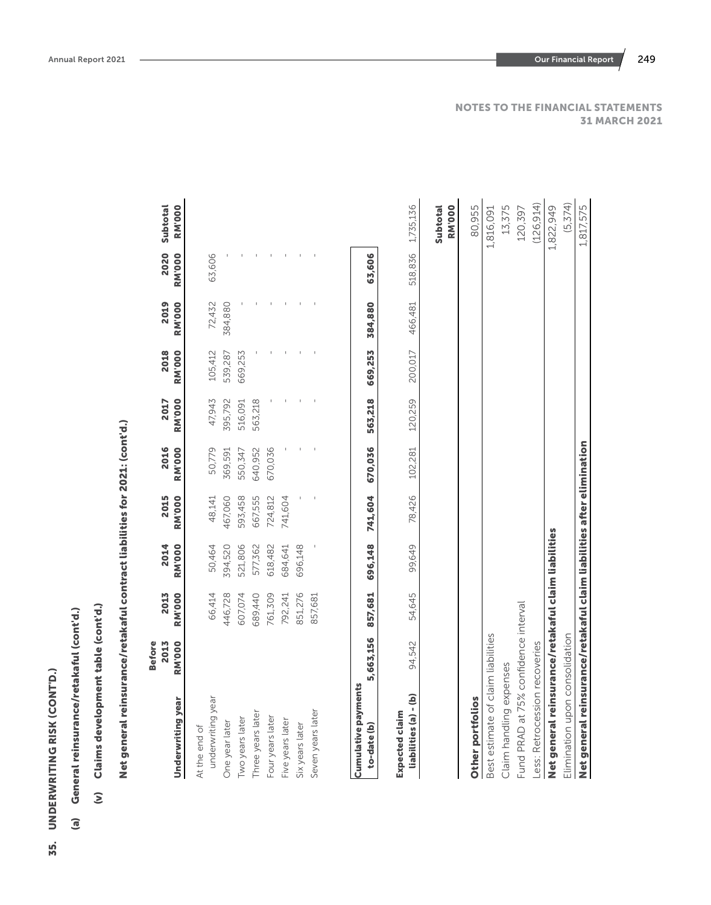## NOTES TO THE FINANCIAL STATEMENTS 31 MARCH 2021

# 35. UNDERWRITING RISK (CONT'D.)

## (a) General reinsurance/retakaful (cont'd.)

### (v) Claims development table (cont'd.)

**Net general reinsurance/retakaful contract liabilities for 2021: (cont'd.)**

| Underwriting year | Before 2013 RM'000 | 2013 RM'000 | 2014 RM'000 | 2015 RM'000 | 2016 RM'000 | 2017 RM'000 | 2018 RM'000 | 2019 RM'000 | 2020 RM'000 | Subtotal RM'000 |
|---|---|---|---|---|---|---|---|---|---|---|
| At the end of underwriting year | | 66,414 | 50,464 | 48,141 | 50,779 | 47,943 | 105,412 | 72,432 | 63,606 | |
| One year later | | 446,728 | 394,520 | 467,060 | 369,591 | 395,792 | 539,287 | 384,880 | - | |
| Two years later | | 607,074 | 521,806 | 593,458 | 550,347 | 516,091 | 669,253 | - | - | |
| Three years later | | 689,440 | 577,362 | 667,555 | 640,952 | 563,218 | - | - | - | |
| Four years later | | 761,309 | 618,482 | 724,812 | 670,036 | - | - | - | - | |
| Five years later | | 792,241 | 684,641 | 741,604 | - | - | - | - | - | |
| Six years later | | 851,276 | 696,148 | - | - | - | - | - | - | |
| Seven years later | | 857,681 | - | - | - | - | - | - | - | |
| **Cumulative payments to-date (b)** | **5,663,156** | **857,681** | **696,148** | **741,604** | **670,036** | **563,218** | **669,253** | **384,880** | **63,606** | |
| **Expected claim liabilities (a) - (b)** | 94,542 | 54,645 | 99,649 | 78,426 | 102,281 | 120,259 | 200,017 | 466,481 | 518,836 | 1,735,136 |

| | Subtotal RM'000 |
|---|---|
| **Other portfolios** | 80,955 |
| Best estimate of claim liabilities | 1,816,091 |
| Claim handling expenses | 13,375 |
| Fund PRAD at 75% confidence interval | 120,397 |
| Less: Retrocession recoveries | (126,914) |
| **Net general reinsurance/retakaful claim liabilities** | 1,822,949 |
| Elimination upon consolidation | (5,374) |
| **Net general reinsurance/retakaful claim liabilities after elimination** | 1,817,575 |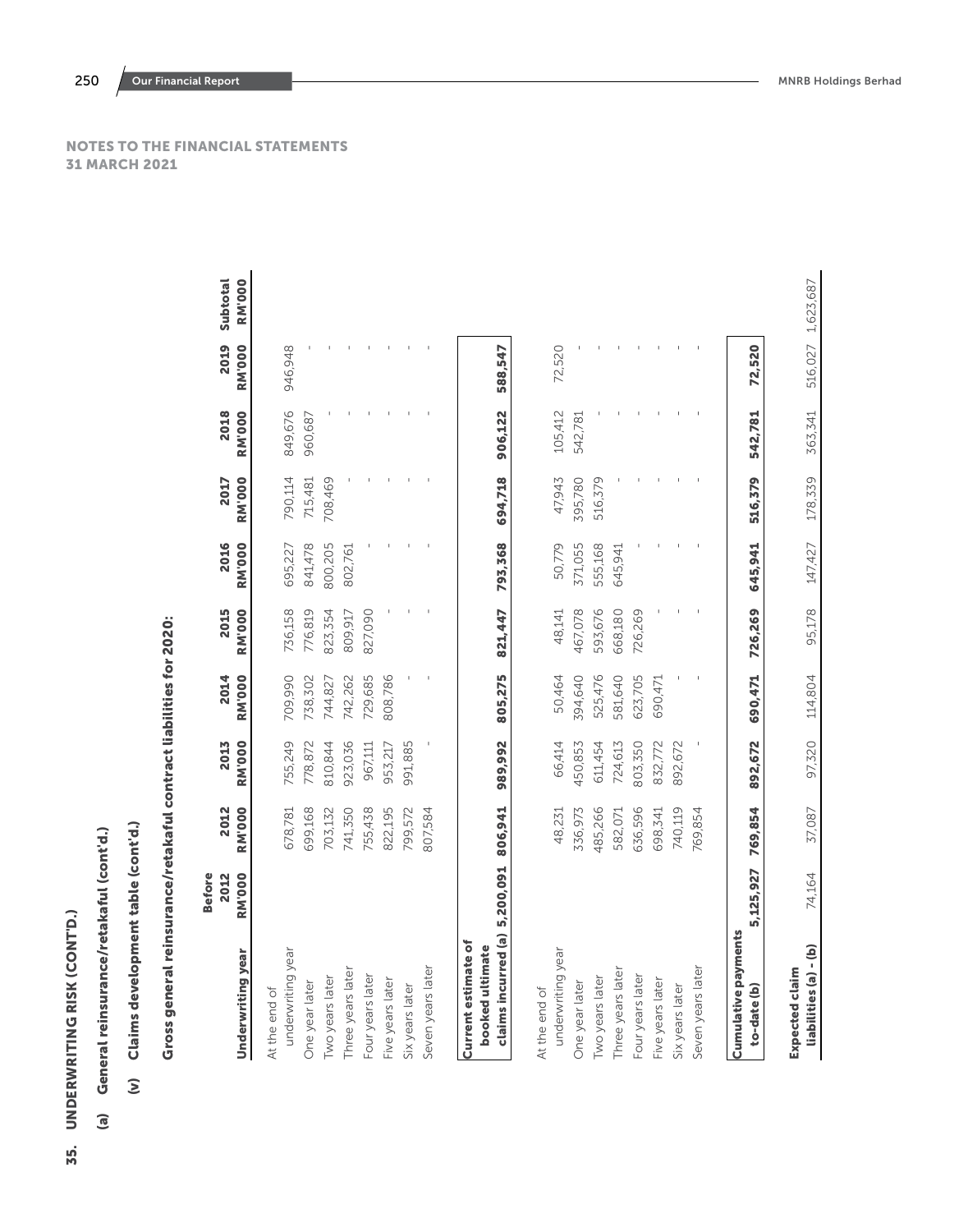NOTES TO THE FINANCIAL STATEMENTS
31 MARCH 2021

## 35. UNDERWRITING RISK (CONT'D.)

### (a) General reinsurance/retakaful (cont'd.)

#### (v) Claims development table (cont'd.)

**Gross general reinsurance/retakaful contract liabilities for 2020:**

| Underwriting year | Before 2012 RM'000 | 2012 RM'000 | 2013 RM'000 | 2014 RM'000 | 2015 RM'000 | 2016 RM'000 | 2017 RM'000 | 2018 RM'000 | 2019 RM'000 | Subtotal RM'000 |
|---|---|---|---|---|---|---|---|---|---|---|
| At the end of underwriting year | | 678,781 | 755,249 | 709,990 | 736,158 | 695,227 | 790,114 | 849,676 | 946,948 | |
| One year later | | 699,168 | 778,872 | 738,302 | 776,819 | 841,478 | 715,481 | 960,687 | - | |
| Two years later | | 703,132 | 810,844 | 744,827 | 823,354 | 800,205 | 708,469 | - | - | |
| Three years later | | 741,350 | 923,036 | 742,262 | 809,917 | 802,761 | - | - | - | |
| Four years later | | 755,438 | 967,111 | 729,685 | 827,090 | - | - | - | - | |
| Five years later | | 822,195 | 953,217 | 808,786 | - | - | - | - | - | |
| Six years later | | 799,572 | 991,885 | - | - | - | - | - | - | |
| Seven years later | | 807,584 | - | - | - | - | - | - | - | |
| **Current estimate of booked ultimate claims incurred (a)** | **5,200,091** | **806,941** | **989,992** | **805,275** | **821,447** | **793,368** | **694,718** | **906,122** | **588,547** | |
| At the end of underwriting year | | 48,231 | 66,414 | 50,464 | 48,141 | 50,779 | 47,943 | 105,412 | 72,520 | |
| One year later | | 336,973 | 450,853 | 394,640 | 467,078 | 371,055 | 395,780 | 542,781 | - | |
| Two years later | | 485,266 | 611,454 | 525,476 | 593,676 | 555,168 | 516,379 | - | - | |
| Three years later | | 582,071 | 724,613 | 581,640 | 668,180 | 645,941 | - | - | - | |
| Four years later | | 636,596 | 803,350 | 623,705 | 726,269 | - | - | - | - | |
| Five years later | | 698,341 | 832,772 | 690,471 | - | - | - | - | - | |
| Six years later | | 740,119 | 892,672 | - | - | - | - | - | - | |
| Seven years later | | 769,854 | - | - | - | - | - | - | - | |
| **Cumulative payments to-date (b)** | **5,125,927** | **769,854** | **892,672** | **690,471** | **726,269** | **645,941** | **516,379** | **542,781** | **72,520** | |
| **Expected claim liabilities (a) - (b)** | 74,164 | 37,087 | 97,320 | 114,804 | 95,178 | 147,427 | 178,339 | 363,341 | 516,027 | 1,623,687 |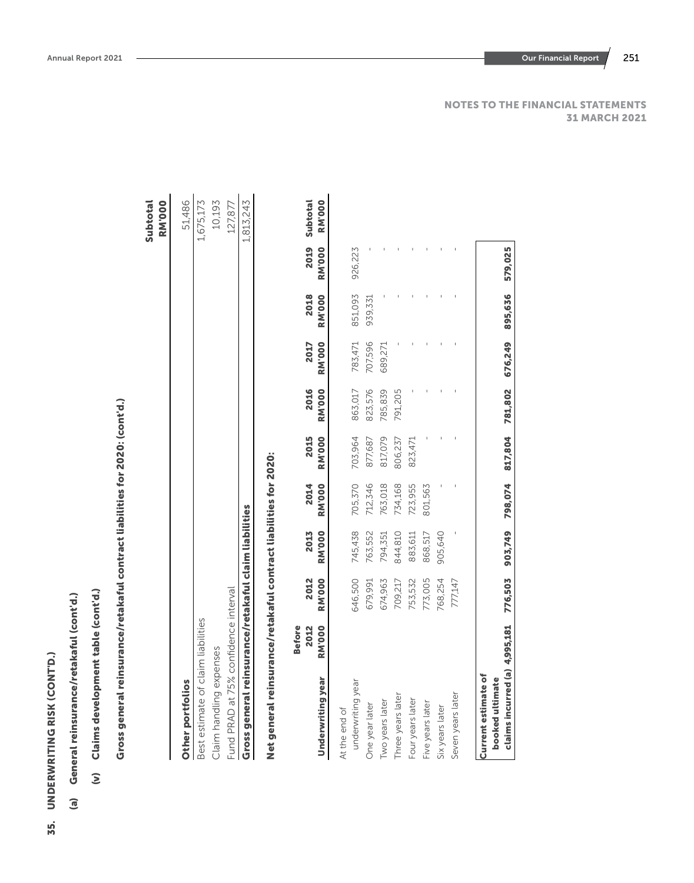NOTES TO THE FINANCIAL STATEMENTS
31 MARCH 2021

## 35. UNDERWRITING RISK (CONT'D.)

### (a) General reinsurance/retakaful (cont'd.)

#### (v) Claims development table (cont'd.)

**Gross general reinsurance/retakaful contract liabilities for 2020: (cont'd.)**

| | Subtotal RM'000 |
|---|---|
| **Other portfolios** | 51,486 |
| Best estimate of claim liabilities | 1,675,173 |
| Claim handling expenses | 10,193 |
| Fund PRAD at 75% confidence interval | 127,877 |
| **Gross general reinsurance/retakaful claim liabilities** | 1,813,243 |

**Net general reinsurance/retakaful contract liabilities for 2020:**

| Underwriting year | Before 2012 RM'000 | 2012 RM'000 | 2013 RM'000 | 2014 RM'000 | 2015 RM'000 | 2016 RM'000 | 2017 RM'000 | 2018 RM'000 | 2019 RM'000 | Subtotal RM'000 |
|---|---|---|---|---|---|---|---|---|---|---|
| At the end of underwriting year | | 646,500 | 745,438 | 705,370 | 703,964 | 863,017 | 783,471 | 851,093 | 926,223 | |
| One year later | | 679,991 | 763,552 | 712,346 | 877,687 | 823,576 | 707,596 | 939,331 | - | |
| Two years later | | 674,963 | 794,351 | 763,018 | 817,079 | 785,839 | 689,271 | - | - | |
| Three years later | | 709,217 | 844,810 | 734,168 | 806,237 | 791,205 | - | - | - | |
| Four years later | | 753,532 | 883,611 | 723,955 | 823,471 | - | - | - | - | |
| Five years later | | 773,005 | 868,517 | 801,563 | - | - | - | - | - | |
| Six years later | | 768,254 | 905,640 | - | - | - | - | - | - | |
| Seven years later | | 777,147 | - | - | - | - | - | - | - | |
| **Current estimate of booked ultimate claims incurred (a)** | **4,995,181** | **776,503** | **903,749** | **798,074** | **817,804** | **781,802** | **676,249** | **895,636** | **579,025** | |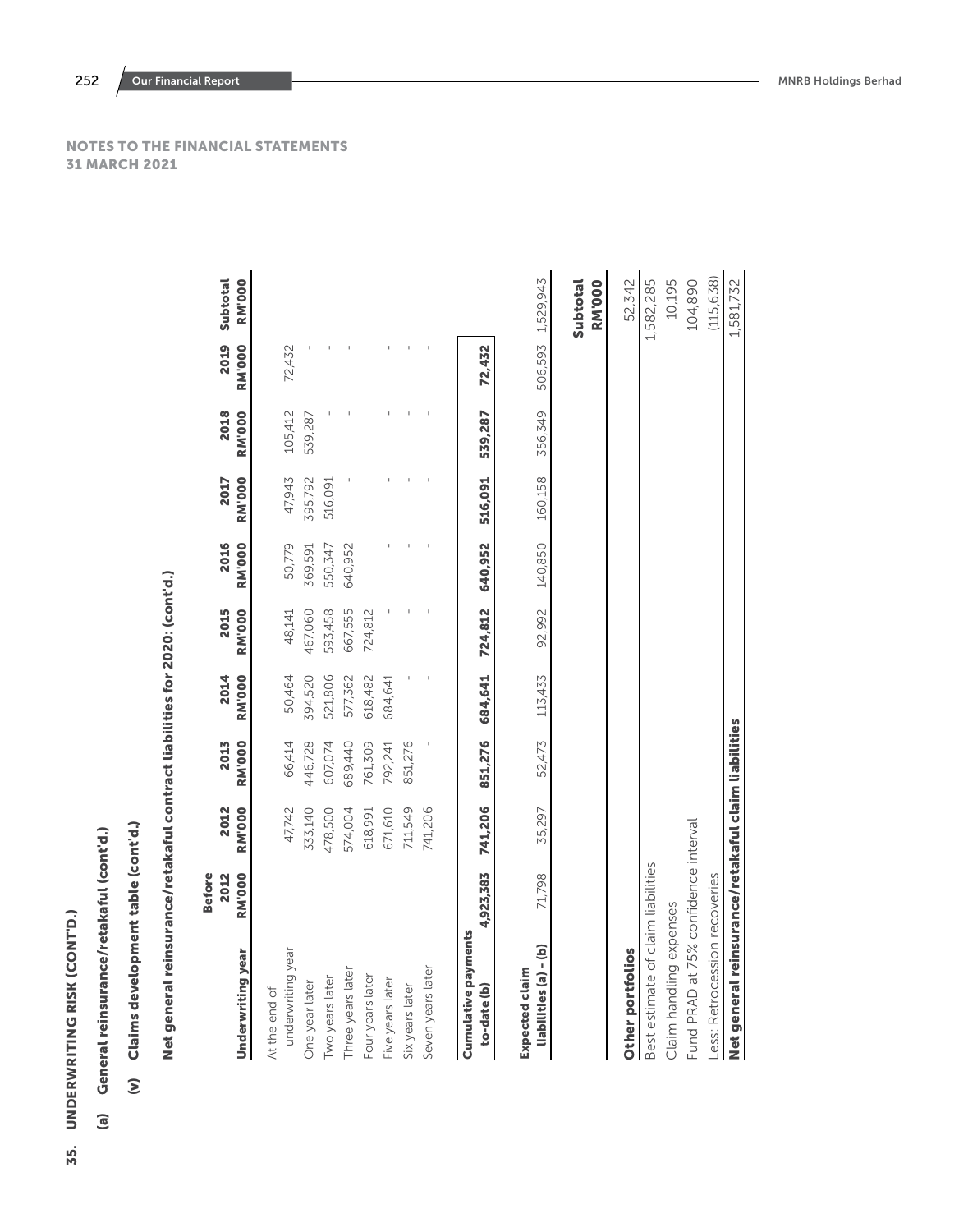# NOTES TO THE FINANCIAL STATEMENTS
## 31 MARCH 2021

## 35. UNDERWRITING RISK (CONT'D.)

### (a) General reinsurance/retakaful (cont'd.)

#### (v) Claims development table (cont'd.)

**Net general reinsurance/retakaful contract liabilities for 2020: (cont'd.)**

| Underwriting year | Before 2012 RM'000 | 2012 RM'000 | 2013 RM'000 | 2014 RM'000 | 2015 RM'000 | 2016 RM'000 | 2017 RM'000 | 2018 RM'000 | 2019 RM'000 | Subtotal RM'000 |
|---|---|---|---|---|---|---|---|---|---|---|
| At the end of underwriting year | | 47,742 | 66,414 | 50,464 | 48,141 | 50,779 | 47,943 | 105,412 | 72,432 | |
| One year later | | 333,140 | 446,728 | 394,520 | 467,060 | 369,591 | 395,792 | 539,287 | - | |
| Two years later | | 478,500 | 607,074 | 521,806 | 593,458 | 550,347 | 516,091 | - | - | |
| Three years later | | 574,004 | 689,440 | 577,362 | 667,555 | 640,952 | - | - | - | |
| Four years later | | 618,991 | 761,309 | 618,482 | 724,812 | - | - | - | - | |
| Five years later | | 671,610 | 792,241 | 684,641 | - | - | - | - | - | |
| Six years later | | 711,549 | 851,276 | - | - | - | - | - | - | |
| Seven years later | | 741,206 | - | - | - | - | - | - | - | |
| **Cumulative payments to-date (b)** | **4,923,383** | **741,206** | **851,276** | **684,641** | **724,812** | **640,952** | **516,091** | **539,287** | **72,432** | |
| **Expected claim liabilities (a) - (b)** | 71,798 | 35,297 | 52,473 | 113,433 | 92,992 | 140,850 | 160,158 | 356,349 | 506,593 | 1,529,943 |

| | Subtotal RM'000 |
|---|---|
| **Other portfolios** | 52,342 |
| Best estimate of claim liabilities | 1,582,285 |
| Claim handling expenses | 10,195 |
| Fund PRAD at 75% confidence interval | 104,890 |
| Less: Retrocession recoveries | (115,638) |
| **Net general reinsurance/retakaful claim liabilities** | 1,581,732 |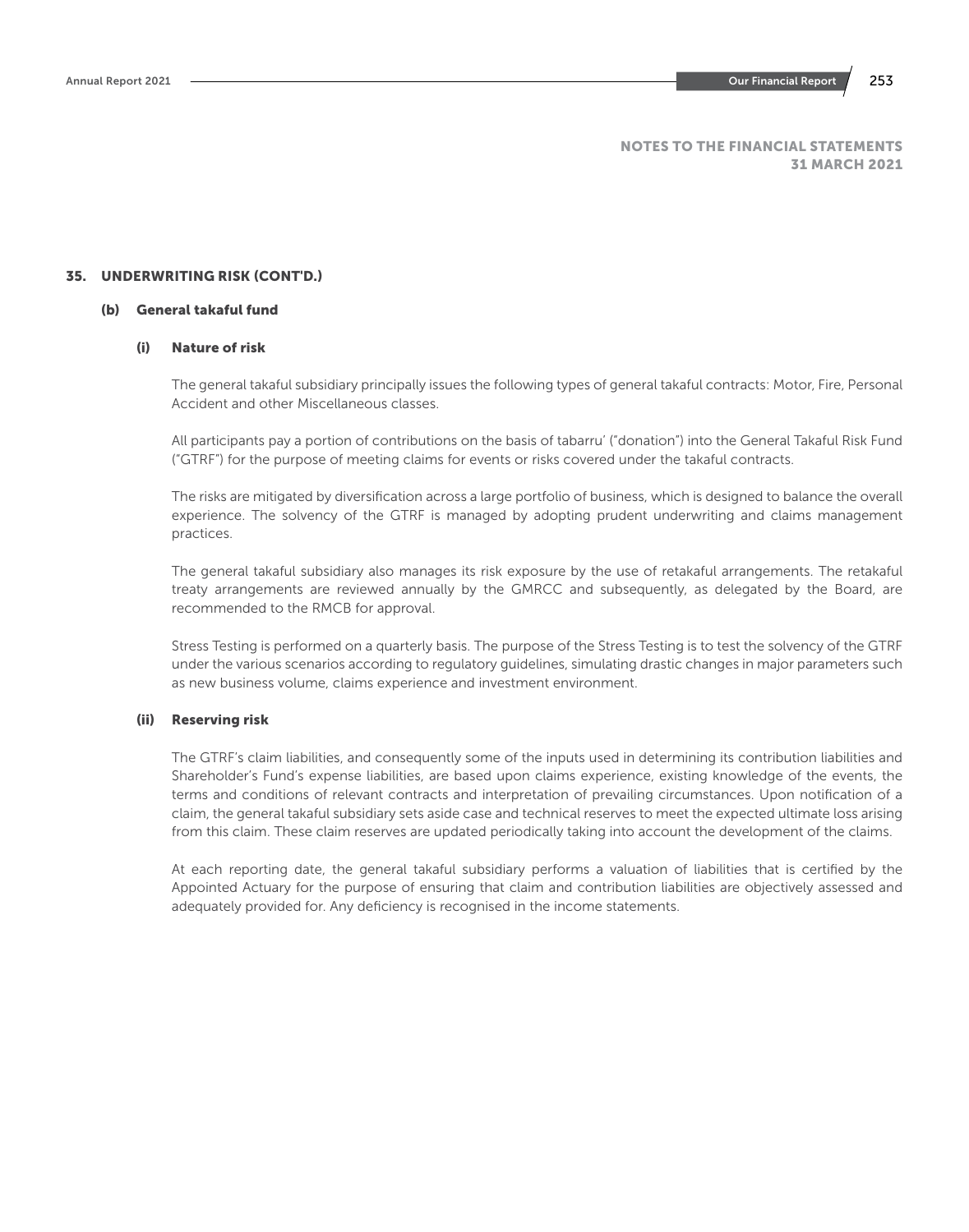## NOTES TO THE FINANCIAL STATEMENTS
## 31 MARCH 2021

## 35. UNDERWRITING RISK (CONT'D.)

### (b) General takaful fund

#### (i) Nature of risk

The general takaful subsidiary principally issues the following types of general takaful contracts: Motor, Fire, Personal Accident and other Miscellaneous classes.

All participants pay a portion of contributions on the basis of tabarru' ("donation") into the General Takaful Risk Fund ("GTRF") for the purpose of meeting claims for events or risks covered under the takaful contracts.

The risks are mitigated by diversification across a large portfolio of business, which is designed to balance the overall experience. The solvency of the GTRF is managed by adopting prudent underwriting and claims management practices.

The general takaful subsidiary also manages its risk exposure by the use of retakaful arrangements. The retakaful treaty arrangements are reviewed annually by the GMRCC and subsequently, as delegated by the Board, are recommended to the RMCB for approval.

Stress Testing is performed on a quarterly basis. The purpose of the Stress Testing is to test the solvency of the GTRF under the various scenarios according to regulatory guidelines, simulating drastic changes in major parameters such as new business volume, claims experience and investment environment.

#### (ii) Reserving risk

The GTRF's claim liabilities, and consequently some of the inputs used in determining its contribution liabilities and Shareholder's Fund's expense liabilities, are based upon claims experience, existing knowledge of the events, the terms and conditions of relevant contracts and interpretation of prevailing circumstances. Upon notification of a claim, the general takaful subsidiary sets aside case and technical reserves to meet the expected ultimate loss arising from this claim. These claim reserves are updated periodically taking into account the development of the claims.

At each reporting date, the general takaful subsidiary performs a valuation of liabilities that is certified by the Appointed Actuary for the purpose of ensuring that claim and contribution liabilities are objectively assessed and adequately provided for. Any deficiency is recognised in the income statements.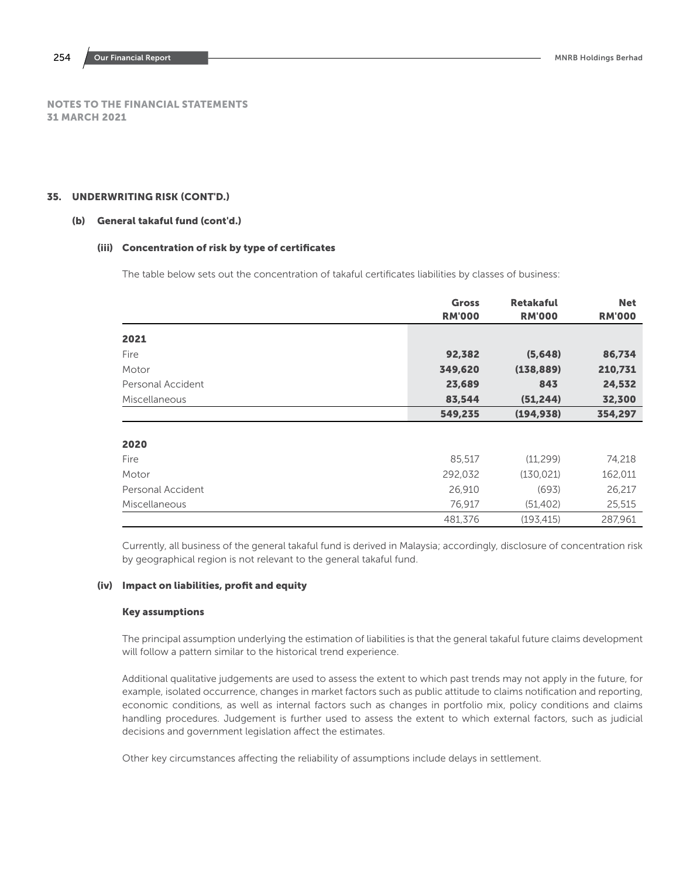NOTES TO THE FINANCIAL STATEMENTS
31 MARCH 2021

## 35. UNDERWRITING RISK (CONT'D.)

### (b) General takaful fund (cont'd.)

#### (iii) Concentration of risk by type of certificates

The table below sets out the concentration of takaful certificates liabilities by classes of business:

| | Gross RM'000 | Retakaful RM'000 | Net RM'000 |
|---|---|---|---|
| **2021** | | | |
| Fire | **92,382** | **(5,648)** | **86,734** |
| Motor | **349,620** | **(138,889)** | **210,731** |
| Personal Accident | **23,689** | **843** | **24,532** |
| Miscellaneous | **83,544** | **(51,244)** | **32,300** |
| | **549,235** | **(194,938)** | **354,297** |
| **2020** | | | |
| Fire | 85,517 | (11,299) | 74,218 |
| Motor | 292,032 | (130,021) | 162,011 |
| Personal Accident | 26,910 | (693) | 26,217 |
| Miscellaneous | 76,917 | (51,402) | 25,515 |
| | 481,376 | (193,415) | 287,961 |

Currently, all business of the general takaful fund is derived in Malaysia; accordingly, disclosure of concentration risk by geographical region is not relevant to the general takaful fund.

#### (iv) Impact on liabilities, profit and equity

**Key assumptions**

The principal assumption underlying the estimation of liabilities is that the general takaful future claims development will follow a pattern similar to the historical trend experience.

Additional qualitative judgements are used to assess the extent to which past trends may not apply in the future, for example, isolated occurrence, changes in market factors such as public attitude to claims notification and reporting, economic conditions, as well as internal factors such as changes in portfolio mix, policy conditions and claims handling procedures. Judgement is further used to assess the extent to which external factors, such as judicial decisions and government legislation affect the estimates.

Other key circumstances affecting the reliability of assumptions include delays in settlement.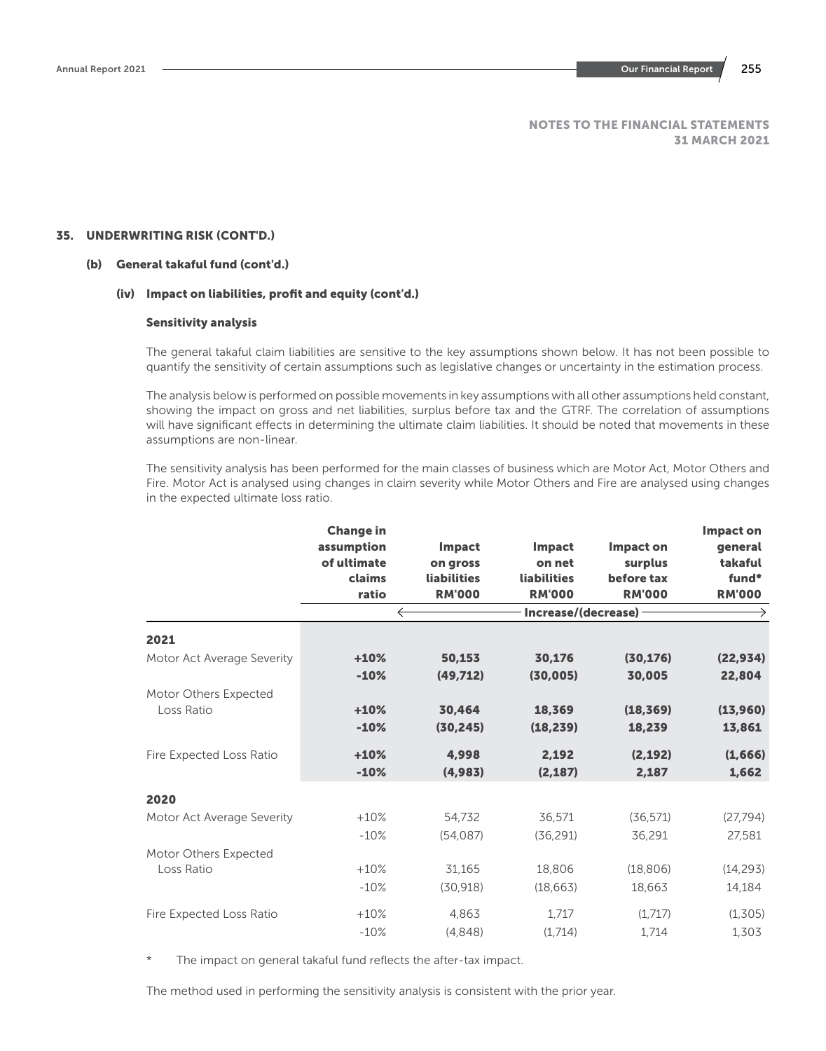## 35. UNDERWRITING RISK (CONT'D.)

### (b) General takaful fund (cont'd.)

#### (iv) Impact on liabilities, profit and equity (cont'd.)

**Sensitivity analysis**

The general takaful claim liabilities are sensitive to the key assumptions shown below. It has not been possible to quantify the sensitivity of certain assumptions such as legislative changes or uncertainty in the estimation process.

The analysis below is performed on possible movements in key assumptions with all other assumptions held constant, showing the impact on gross and net liabilities, surplus before tax and the GTRF. The correlation of assumptions will have significant effects in determining the ultimate claim liabilities. It should be noted that movements in these assumptions are non-linear.

The sensitivity analysis has been performed for the main classes of business which are Motor Act, Motor Others and Fire. Motor Act is analysed using changes in claim severity while Motor Others and Fire are analysed using changes in the expected ultimate loss ratio.

| | Change in assumption of ultimate claims ratio | Impact on gross liabilities RM'000 | Impact on net liabilities RM'000 | Impact on surplus before tax RM'000 | Impact on general takaful fund* RM'000 |
|---|---|---|---|---|---|
| | | Increase/(decrease) | | | |
| **2021** | | | | | |
| Motor Act Average Severity | **+10%** | **50,153** | **30,176** | **(30,176)** | **(22,934)** |
| | **-10%** | **(49,712)** | **(30,005)** | **30,005** | **22,804** |
| Motor Others Expected Loss Ratio | **+10%** | **30,464** | **18,369** | **(18,369)** | **(13,960)** |
| | **-10%** | **(30,245)** | **(18,239)** | **18,239** | **13,861** |
| Fire Expected Loss Ratio | **+10%** | **4,998** | **2,192** | **(2,192)** | **(1,666)** |
| | **-10%** | **(4,983)** | **(2,187)** | **2,187** | **1,662** |
| **2020** | | | | | |
| Motor Act Average Severity | +10% | 54,732 | 36,571 | (36,571) | (27,794) |
| | -10% | (54,087) | (36,291) | 36,291 | 27,581 |
| Motor Others Expected Loss Ratio | +10% | 31,165 | 18,806 | (18,806) | (14,293) |
| | -10% | (30,918) | (18,663) | 18,663 | 14,184 |
| Fire Expected Loss Ratio | +10% | 4,863 | 1,717 | (1,717) | (1,305) |
| | -10% | (4,848) | (1,714) | 1,714 | 1,303 |

\* The impact on general takaful fund reflects the after-tax impact.

The method used in performing the sensitivity analysis is consistent with the prior year.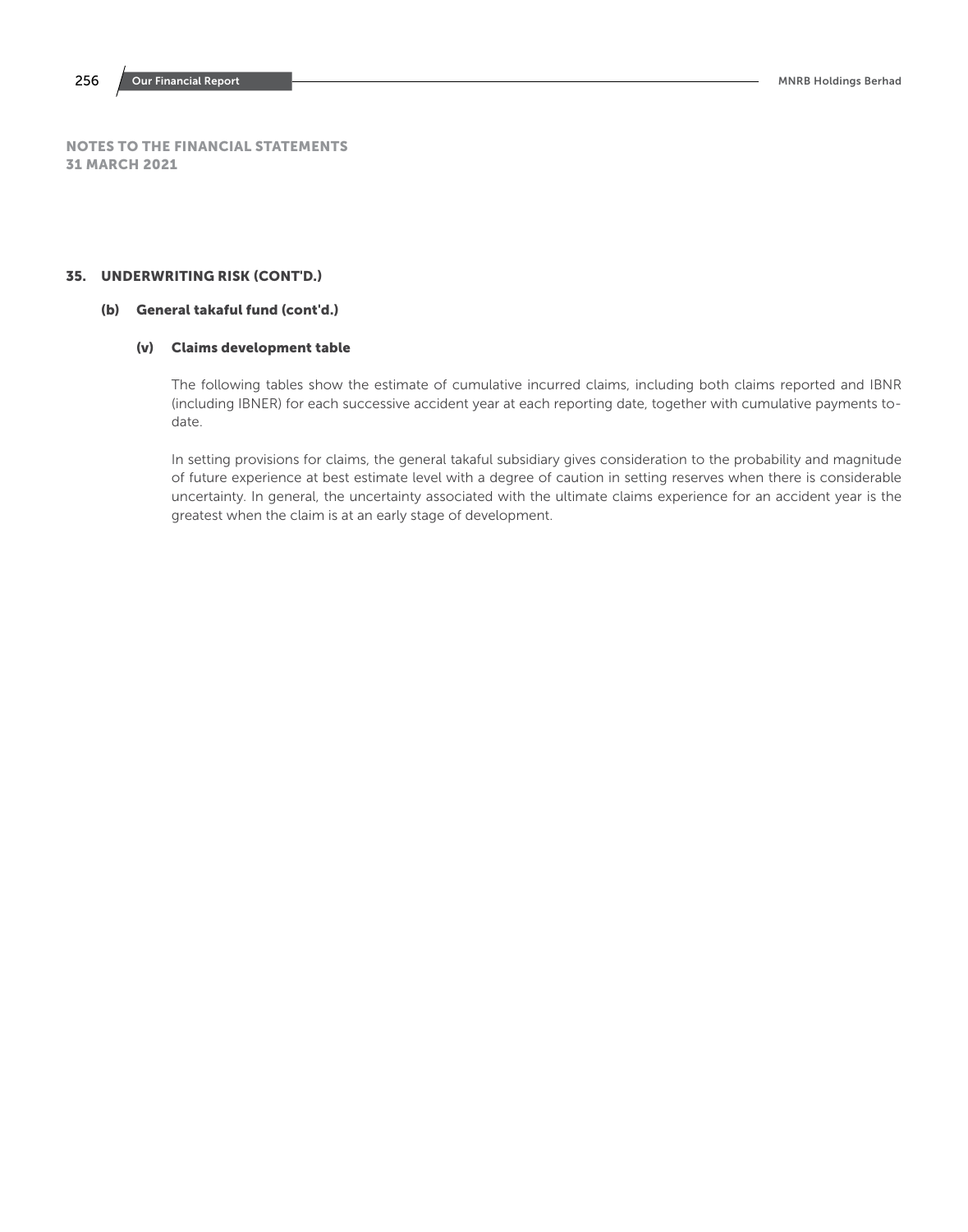NOTES TO THE FINANCIAL STATEMENTS
31 MARCH 2021

## 35. UNDERWRITING RISK (CONT'D.)

### (b) General takaful fund (cont'd.)

#### (v) Claims development table

The following tables show the estimate of cumulative incurred claims, including both claims reported and IBNR (including IBNER) for each successive accident year at each reporting date, together with cumulative payments to-date.

In setting provisions for claims, the general takaful subsidiary gives consideration to the probability and magnitude of future experience at best estimate level with a degree of caution in setting reserves when there is considerable uncertainty. In general, the uncertainty associated with the ultimate claims experience for an accident year is the greatest when the claim is at an early stage of development.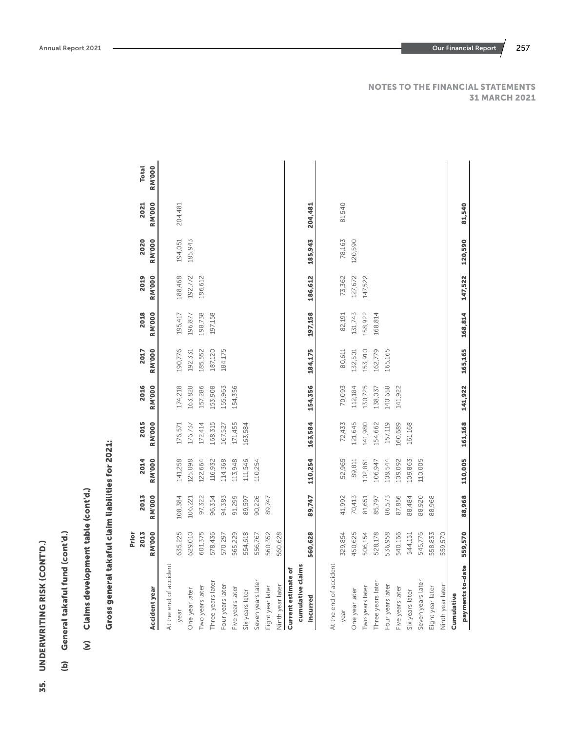**NOTES TO THE FINANCIAL STATEMENTS**
**31 MARCH 2021**

## 35. UNDERWRITING RISK (CONT'D.)

### (b) General takaful fund (cont'd.)

### (v) Claims development table (cont'd.)

**Gross general takaful claim liabilities for 2021:**

| Accident year | Prior 2013 RM'000 | 2013 RM'000 | 2014 RM'000 | 2015 RM'000 | 2016 RM'000 | 2017 RM'000 | 2018 RM'000 | 2019 RM'000 | 2020 RM'000 | 2021 RM'000 | Total RM'000 |
|---|---|---|---|---|---|---|---|---|---|---|---|
| At the end of accident year | 635,225 | 108,384 | 141,258 | 176,571 | 174,218 | 190,776 | 195,417 | 188,468 | 194,051 | 204,481 | |
| One year later | 629,010 | 106,221 | 125,098 | 176,737 | 163,828 | 192,331 | 196,877 | 192,772 | 185,943 | | |
| Two years later | 601,375 | 97,322 | 122,664 | 172,414 | 157,286 | 185,552 | 198,738 | 186,612 | | | |
| Three years later | 578,436 | 96,354 | 116,932 | 168,315 | 153,908 | 187,120 | 197,158 | | | | |
| Four years later | 570,297 | 94,383 | 114,368 | 167,527 | 155,963 | 184,175 | | | | | |
| Five years later | 565,229 | 91,299 | 113,948 | 171,455 | 154,356 | | | | | | |
| Six years later | 554,618 | 89,597 | 111,546 | 163,584 | | | | | | | |
| Seven years later | 556,767 | 90,226 | 110,254 | | | | | | | | |
| Eight year later | 560,352 | 89,747 | | | | | | | | | |
| Ninth year later | 560,628 | | | | | | | | | | |
| **Current estimate of cumulative claims incurred** | **560,628** | **89,747** | **110,254** | **163,584** | **154,356** | **184,175** | **197,158** | **186,612** | **185,943** | **204,481** | |
| At the end of accident year | 329,854 | 41,992 | 52,965 | 72,433 | 70,093 | 80,611 | 82,191 | 73,362 | 78,163 | 81,540 | |
| One year later | 450,625 | 70,413 | 89,811 | 121,645 | 112,184 | 132,501 | 131,743 | 127,672 | 120,590 | | |
| Two years later | 506,154 | 81,651 | 102,861 | 141,980 | 130,725 | 153,910 | 158,922 | 147,522 | | | |
| Three years later | 528,178 | 85,797 | 106,947 | 154,662 | 138,037 | 162,779 | 168,814 | | | | |
| Four years later | 536,958 | 86,573 | 108,544 | 157,119 | 140,658 | 165,165 | | | | | |
| Five years later | 540,166 | 87,856 | 109,092 | 160,689 | 141,922 | | | | | | |
| Six years later | 544,151 | 88,484 | 109,863 | 161,168 | | | | | | | |
| Seven years later | 545,776 | 88,920 | 110,005 | | | | | | | | |
| Eight year later | 558,833 | 88,968 | | | | | | | | | |
| Ninth year later | 559,570 | | | | | | | | | | |
| **Cumulative payments to-date** | **559,570** | **88,968** | **110,005** | **161,168** | **141,922** | **165,165** | **168,814** | **147,522** | **120,590** | **81,540** | |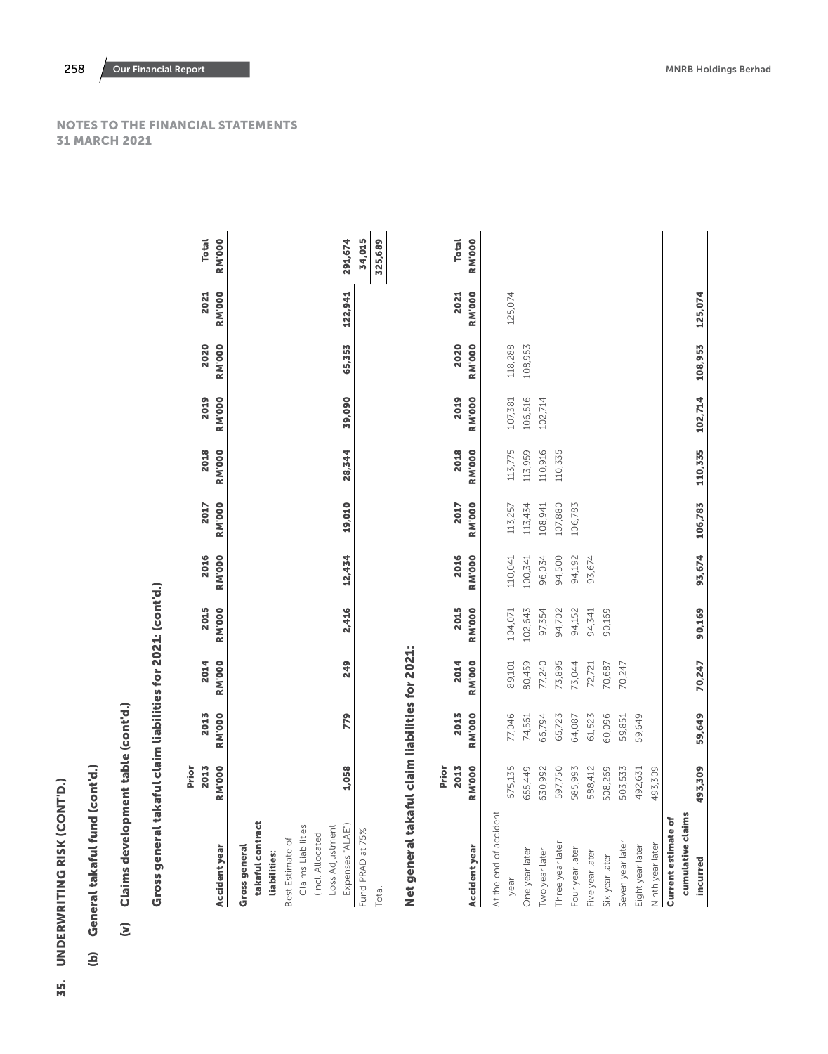## NOTES TO THE FINANCIAL STATEMENTS
### 31 MARCH 2021

## 35. UNDERWRITING RISK (CONT'D.)

### (b) General takaful fund (cont'd.)

#### (v) Claims development table (cont'd.)

**Gross general takaful claim liabilities for 2021: (cont'd.)**

| Accident year | Prior 2013 RM'000 | 2013 RM'000 | 2014 RM'000 | 2015 RM'000 | 2016 RM'000 | 2017 RM'000 | 2018 RM'000 | 2019 RM'000 | 2020 RM'000 | 2021 RM'000 | Total RM'000 |
|---|---|---|---|---|---|---|---|---|---|---|---|
| **Gross general takaful contract liabilities:** | | | | | | | | | | | |
| Best Estimate of Claims Liabilities (incl. Allocated Loss Adjustment Expenses "ALAE") | 1,058 | 779 | 249 | 2,416 | 12,434 | 19,010 | 28,344 | 39,090 | 65,353 | 122,941 | 291,674 |
| Fund PRAD at 75% | | | | | | | | | | | 34,015 |
| Total | | | | | | | | | | | 325,689 |

**Net general takaful claim liabilities for 2021:**

| Accident year | Prior 2013 RM'000 | 2013 RM'000 | 2014 RM'000 | 2015 RM'000 | 2016 RM'000 | 2017 RM'000 | 2018 RM'000 | 2019 RM'000 | 2020 RM'000 | 2021 RM'000 | Total RM'000 |
|---|---|---|---|---|---|---|---|---|---|---|---|
| At the end of accident year | 675,135 | 77,046 | 89,101 | 104,071 | 110,041 | 113,257 | 113,775 | 107,381 | 118,288 | 125,074 | |
| One year later | 655,449 | 74,561 | 80,459 | 102,643 | 100,341 | 113,434 | 113,959 | 106,516 | 108,953 | | |
| Two year later | 630,992 | 66,794 | 77,240 | 97,354 | 96,034 | 108,941 | 110,916 | 102,714 | | | |
| Three year later | 597,750 | 65,723 | 73,895 | 94,702 | 94,500 | 107,880 | 110,335 | | | | |
| Four year later | 585,993 | 64,087 | 73,044 | 94,152 | 94,192 | 106,783 | | | | | |
| Five year later | 588,412 | 61,523 | 72,721 | 94,341 | 93,674 | | | | | | |
| Six year later | 508,269 | 60,096 | 70,687 | 90,169 | | | | | | | |
| Seven year later | 503,533 | 59,851 | 70,247 | | | | | | | | |
| Eight year later | 492,631 | 59,649 | | | | | | | | | |
| Ninth year later | 493,309 | | | | | | | | | | |
| **Current estimate of cumulative claims incurred** | **493,309** | **59,649** | **70,247** | **90,169** | **93,674** | **106,783** | **110,335** | **102,714** | **108,953** | **125,074** | |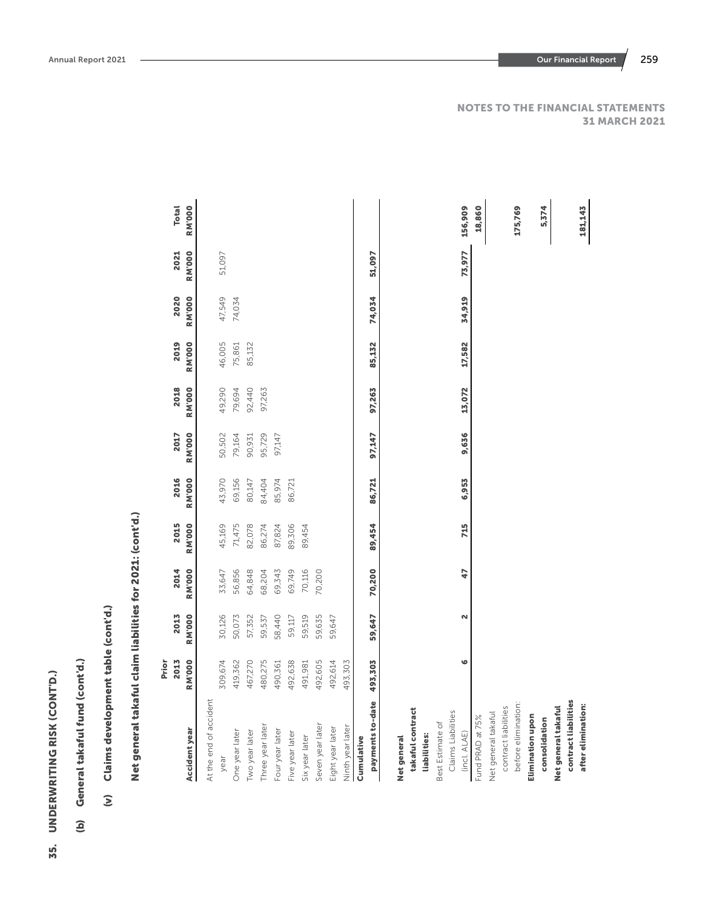# NOTES TO THE FINANCIAL STATEMENTS 31 MARCH 2021

## 35. UNDERWRITING RISK (CONT'D.)

### (b) General takaful fund (cont'd.)

#### (v) Claims development table (cont'd.)

**Net general takaful claim liabilities for 2021: (cont'd.)**

| Accident year | Prior 2013 RM'000 | 2013 RM'000 | 2014 RM'000 | 2015 RM'000 | 2016 RM'000 | 2017 RM'000 | 2018 RM'000 | 2019 RM'000 | 2020 RM'000 | 2021 RM'000 | Total RM'000 |
|---|---|---|---|---|---|---|---|---|---|---|---|
| At the end of accident year | 309,674 | 30,126 | 33,647 | 45,169 | 43,970 | 50,502 | 49,290 | 46,005 | 47,549 | 51,097 | |
| One year later | 419,362 | 50,073 | 56,856 | 71,475 | 69,156 | 79,164 | 79,694 | 75,861 | 74,034 | | |
| Two year later | 467,270 | 57,352 | 64,848 | 82,078 | 80,147 | 90,931 | 92,440 | 85,132 | | | |
| Three year later | 480,275 | 59,537 | 68,204 | 86,274 | 84,404 | 95,729 | 97,263 | | | | |
| Four year later | 490,361 | 58,440 | 69,343 | 87,824 | 85,974 | 97,147 | | | | | |
| Five year later | 492,638 | 59,117 | 69,749 | 89,306 | 86,721 | | | | | | |
| Six year later | 491,981 | 59,519 | 70,116 | 89,454 | | | | | | | |
| Seven year later | 492,605 | 59,635 | 70,200 | | | | | | | | |
| Eight year later | 492,614 | 59,647 | | | | | | | | | |
| Ninth year later | 493,303 | | | | | | | | | | |
| **Cumulative payments to-date** | **493,303** | **59,647** | **70,200** | **89,454** | **86,721** | **97,147** | **97,263** | **85,132** | **74,034** | **51,097** | |
| **Net general takaful contract liabilities:** | | | | | | | | | | | |
| Best Estimate of Claims Liabilities (incl. ALAE) | **6** | **2** | **47** | **715** | **6,953** | **9,636** | **13,072** | **17,582** | **34,919** | **73,977** | **156,909** |
| Fund PRAD at 75% | | | | | | | | | | | **18,860** |
| Net general takaful contract liabilities before elimination: | | | | | | | | | | | **175,769** |
| **Elimination upon consolidation** | | | | | | | | | | | **5,374** |
| **Net general takaful contract liabilities after elimination:** | | | | | | | | | | | **181,143** |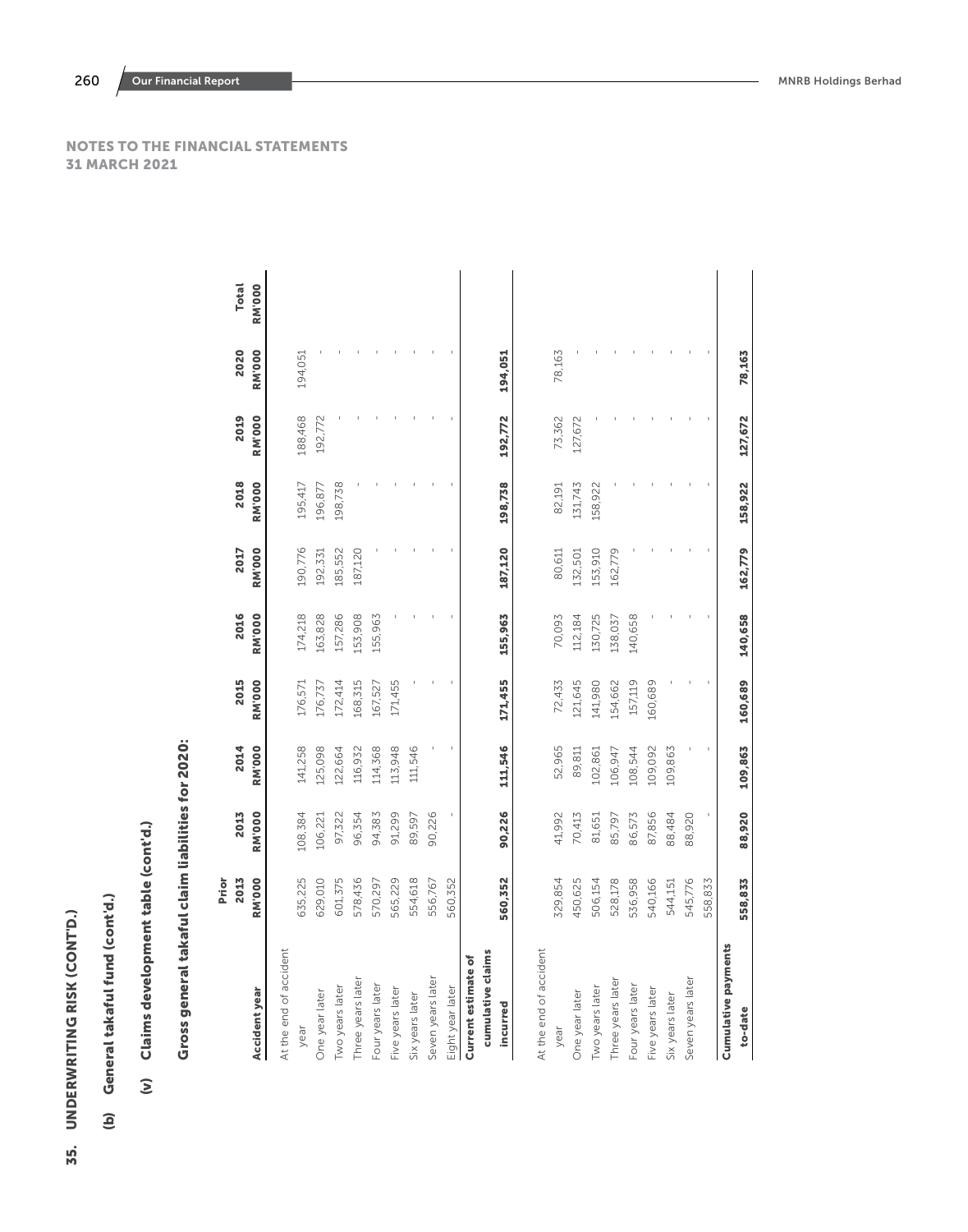# NOTES TO THE FINANCIAL STATEMENTS
## 31 MARCH 2021

## 35. UNDERWRITING RISK (CONT'D.)

### (b) General takaful fund (cont'd.)

#### (v) Claims development table (cont'd.)

**Gross general takaful claim liabilities for 2020:**

| Accident year | Prior 2013 RM'000 | 2013 RM'000 | 2014 RM'000 | 2015 RM'000 | 2016 RM'000 | 2017 RM'000 | 2018 RM'000 | 2019 RM'000 | 2020 RM'000 | Total RM'000 |
|---|---|---|---|---|---|---|---|---|---|---|
| At the end of accident year | 635,225 | 108,384 | 141,258 | 176,571 | 174,218 | 190,776 | 195,417 | 188,468 | 194,051 | |
| One year later | 629,010 | 106,221 | 125,098 | 176,737 | 163,828 | 192,331 | 196,877 | 192,772 | - | |
| Two years later | 601,375 | 97,322 | 122,664 | 172,414 | 157,286 | 185,552 | 198,738 | - | - | |
| Three years later | 578,436 | 96,354 | 116,932 | 168,315 | 153,908 | 187,120 | - | - | - | |
| Four years later | 570,297 | 94,383 | 114,368 | 167,527 | 155,963 | - | - | - | - | |
| Five years later | 565,229 | 91,299 | 113,948 | 171,455 | - | - | - | - | - | |
| Six years later | 554,618 | 89,597 | 111,546 | - | - | - | - | - | - | |
| Seven years later | 556,767 | 90,226 | - | - | - | - | - | - | - | |
| Eight year later | 560,352 | - | - | - | - | - | - | - | - | |
| **Current estimate of cumulative claims incurred** | **560,352** | **90,226** | **111,546** | **171,455** | **155,963** | **187,120** | **198,738** | **192,772** | **194,051** | |
| At the end of accident year | 329,854 | 41,992 | 52,965 | 72,433 | 70,093 | 80,611 | 82,191 | 73,362 | 78,163 | |
| One year later | 450,625 | 70,413 | 89,811 | 121,645 | 112,184 | 132,501 | 131,743 | 127,672 | - | |
| Two years later | 506,154 | 81,651 | 102,861 | 141,980 | 130,725 | 153,910 | 158,922 | - | - | |
| Three years later | 528,178 | 85,797 | 106,947 | 154,662 | 138,037 | 162,779 | - | - | - | |
| Four years later | 536,958 | 86,573 | 108,544 | 157,119 | 140,658 | - | - | - | - | |
| Five years later | 540,166 | 87,856 | 109,092 | 160,689 | - | - | - | - | - | |
| Six years later | 544,151 | 88,484 | 109,863 | - | - | - | - | - | - | |
| Seven years later | 545,776 | 88,920 | - | - | - | - | - | - | - | |
| | 558,833 | - | - | - | - | - | - | - | - | |
| **Cumulative payments to-date** | **558,833** | **88,920** | **109,863** | **160,689** | **140,658** | **162,779** | **158,922** | **127,672** | **78,163** | |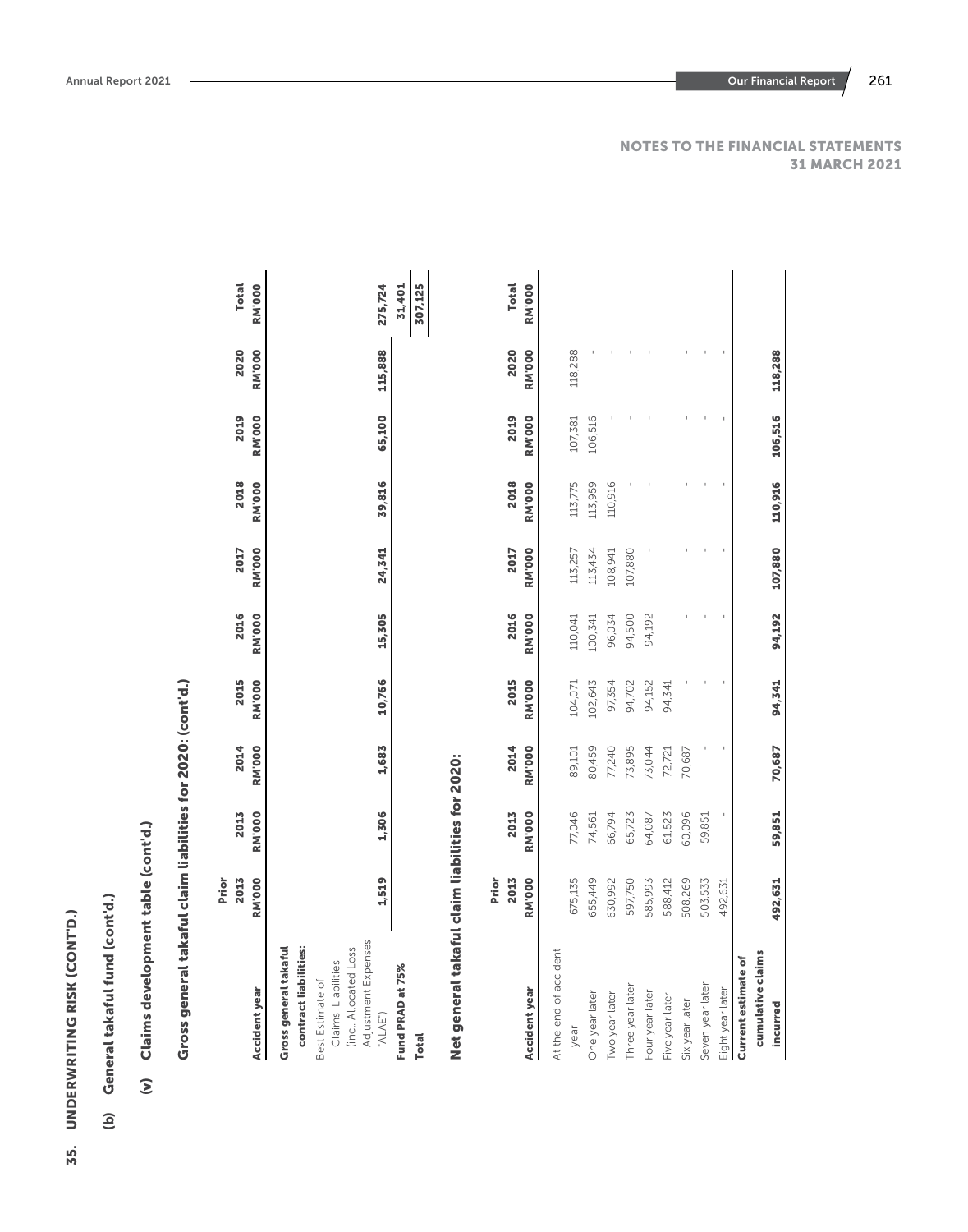# 35. UNDERWRITING RISK (CONT'D.)

## (b) General takaful fund (cont'd.)

### (v) Claims development table (cont'd.)

**Gross general takaful claim liabilities for 2020: (cont'd.)**

| Accident year | Prior 2013 RM'000 | 2013 RM'000 | 2014 RM'000 | 2015 RM'000 | 2016 RM'000 | 2017 RM'000 | 2018 RM'000 | 2019 RM'000 | 2020 RM'000 | Total RM'000 |
|---|---|---|---|---|---|---|---|---|---|---|
| **Gross general takaful contract liabilities:** | | | | | | | | | | |
| Best Estimate of Claims Liabilities (incl. Allocated Loss Adjustment Expenses "ALAE") | 1,519 | 1,306 | 1,683 | 10,766 | 15,305 | 24,341 | 39,816 | 65,100 | 115,888 | 275,724 |
| **Fund PRAD at 75%** | | | | | | | | | | 31,401 |
| **Total** | | | | | | | | | | 307,125 |

**Net general takaful claim liabilities for 2020:**

| Accident year | Prior 2013 RM'000 | 2013 RM'000 | 2014 RM'000 | 2015 RM'000 | 2016 RM'000 | 2017 RM'000 | 2018 RM'000 | 2019 RM'000 | 2020 RM'000 | Total RM'000 |
|---|---|---|---|---|---|---|---|---|---|---|
| At the end of accident year | 675,135 | 77,046 | 89,101 | 104,071 | 110,041 | 113,257 | 113,775 | 107,381 | 118,288 | |
| One year later | 655,449 | 74,561 | 80,459 | 102,643 | 100,341 | 113,434 | 113,959 | 106,516 | - | |
| Two year later | 630,992 | 66,794 | 77,240 | 97,354 | 96,034 | 108,941 | 110,916 | - | - | |
| Three year later | 597,750 | 65,723 | 73,895 | 94,702 | 94,500 | 107,880 | - | - | - | |
| Four year later | 585,993 | 64,087 | 73,044 | 94,152 | 94,192 | - | - | - | - | |
| Five year later | 588,412 | 61,523 | 72,721 | 94,341 | - | - | - | - | - | |
| Six year later | 508,269 | 60,096 | 70,687 | - | - | - | - | - | - | |
| Seven year later | 503,533 | 59,851 | - | - | - | - | - | - | - | |
| Eight year later | 492,631 | - | - | - | - | - | - | - | - | |
| **Current estimate of cumulative claims incurred** | 492,631 | 59,851 | 70,687 | 94,341 | 94,192 | 107,880 | 110,916 | 106,516 | 118,288 | |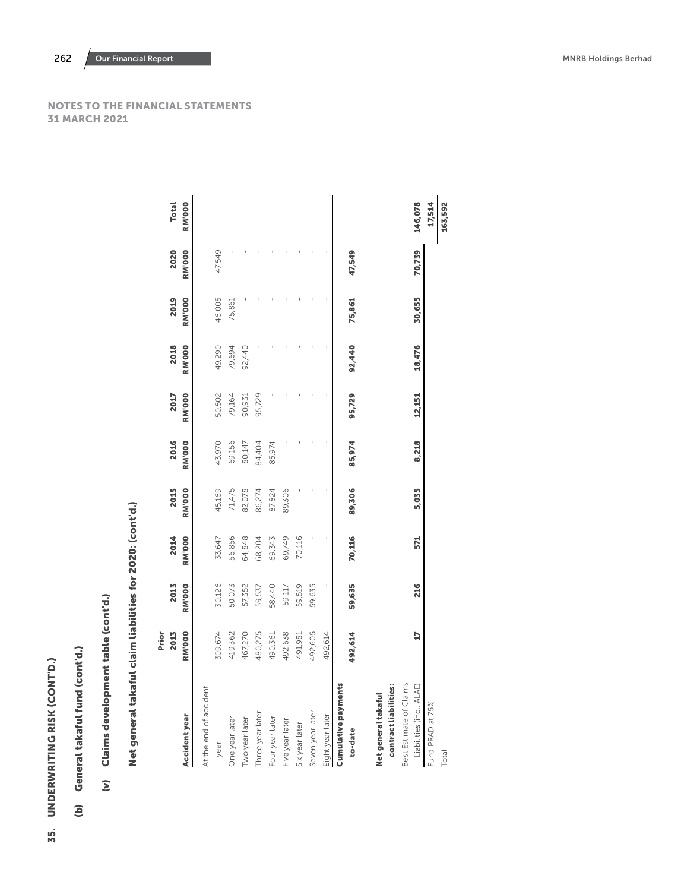# NOTES TO THE FINANCIAL STATEMENTS
## 31 MARCH 2021

## 35. UNDERWRITING RISK (CONT'D.)

### (b) General takaful fund (cont'd.)

#### (v) Claims development table (cont'd.)

**Net general takaful claim liabilities for 2020: (cont'd.)**

| Accident year | Prior 2013 RM'000 | 2013 RM'000 | 2014 RM'000 | 2015 RM'000 | 2016 RM'000 | 2017 RM'000 | 2018 RM'000 | 2019 RM'000 | 2020 RM'000 | Total RM'000 |
|---|---|---|---|---|---|---|---|---|---|---|
| At the end of accident year | 309,674 | 30,126 | 33,647 | 45,169 | 43,970 | 50,502 | 49,290 | 46,005 | 47,549 | |
| One year later | 419,362 | 50,073 | 56,856 | 71,475 | 69,156 | 79,164 | 79,694 | 75,861 | - | |
| Two year later | 467,270 | 57,352 | 64,848 | 82,078 | 80,147 | 90,931 | 92,440 | - | - | |
| Three year later | 480,275 | 59,537 | 68,204 | 86,274 | 84,404 | 95,729 | - | - | - | |
| Four year later | 490,361 | 58,440 | 69,343 | 87,824 | 85,974 | - | - | - | - | |
| Five year later | 492,638 | 59,117 | 69,749 | 89,306 | - | - | - | - | - | |
| Six year later | 491,981 | 59,519 | 70,116 | - | - | - | - | - | - | |
| Seven year later | 492,605 | 59,635 | - | - | - | - | - | - | - | |
| Eight year later | 492,614 | - | - | - | - | - | - | - | - | |
| **Cumulative payments to-date** | **492,614** | **59,635** | **70,116** | **89,306** | **85,974** | **95,729** | **92,440** | **75,861** | **47,549** | |
| **Net general takaful contract liabilities:** | | | | | | | | | | |
| Best Estimate of Claims Liabilities (incl. ALAE) | **17** | **216** | **571** | **5,035** | **8,218** | **12,151** | **18,476** | **30,655** | **70,739** | **146,078** |
| Fund PRAD at 75% | | | | | | | | | | **17,514** |
| Total | | | | | | | | | | **163,592** |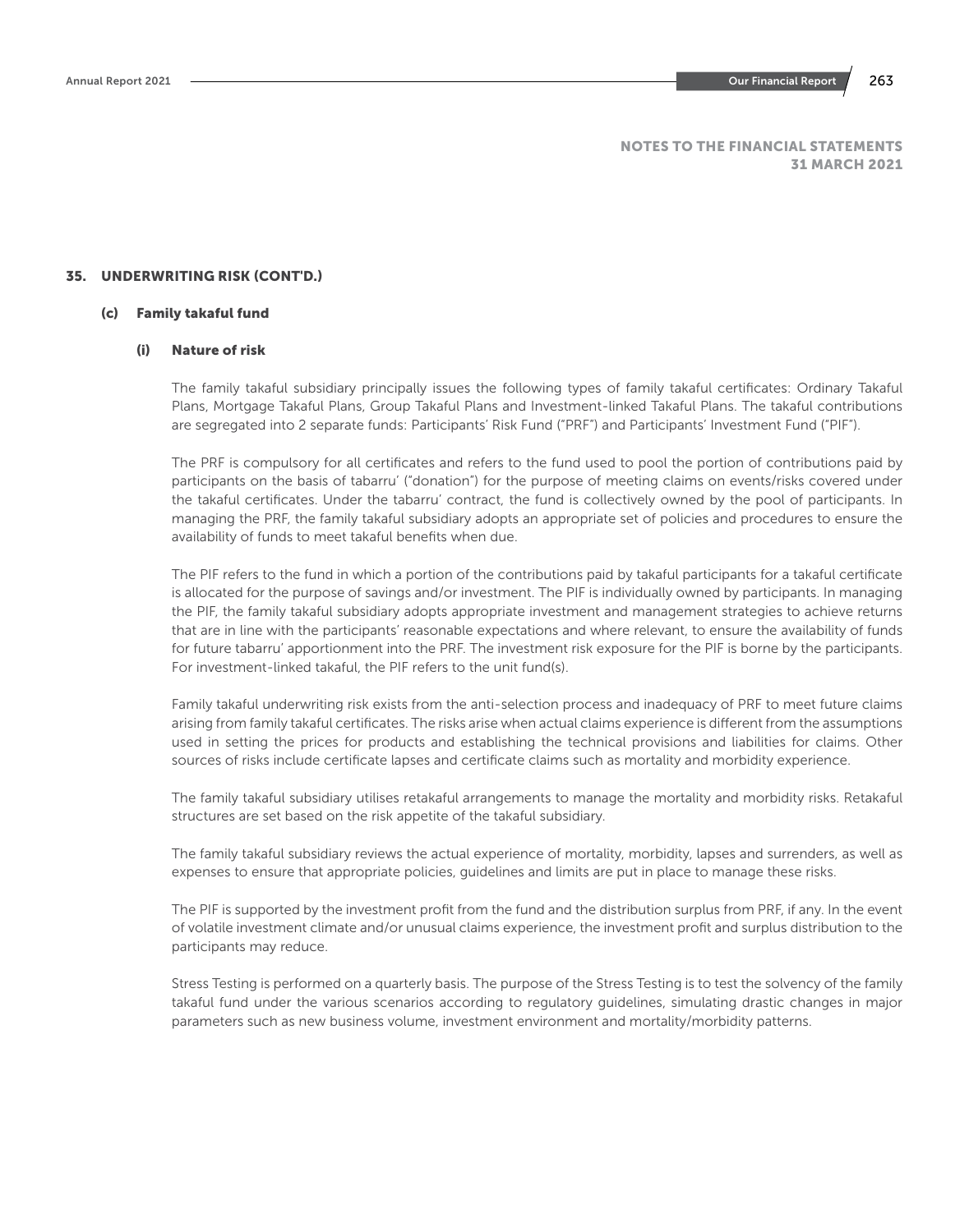## 35. UNDERWRITING RISK (CONT'D.)

### (c) Family takaful fund

#### (i) Nature of risk

The family takaful subsidiary principally issues the following types of family takaful certificates: Ordinary Takaful Plans, Mortgage Takaful Plans, Group Takaful Plans and Investment-linked Takaful Plans. The takaful contributions are segregated into 2 separate funds: Participants' Risk Fund ("PRF") and Participants' Investment Fund ("PIF").

The PRF is compulsory for all certificates and refers to the fund used to pool the portion of contributions paid by participants on the basis of tabarru' ("donation") for the purpose of meeting claims on events/risks covered under the takaful certificates. Under the tabarru' contract, the fund is collectively owned by the pool of participants. In managing the PRF, the family takaful subsidiary adopts an appropriate set of policies and procedures to ensure the availability of funds to meet takaful benefits when due.

The PIF refers to the fund in which a portion of the contributions paid by takaful participants for a takaful certificate is allocated for the purpose of savings and/or investment. The PIF is individually owned by participants. In managing the PIF, the family takaful subsidiary adopts appropriate investment and management strategies to achieve returns that are in line with the participants' reasonable expectations and where relevant, to ensure the availability of funds for future tabarru' apportionment into the PRF. The investment risk exposure for the PIF is borne by the participants. For investment-linked takaful, the PIF refers to the unit fund(s).

Family takaful underwriting risk exists from the anti-selection process and inadequacy of PRF to meet future claims arising from family takaful certificates. The risks arise when actual claims experience is different from the assumptions used in setting the prices for products and establishing the technical provisions and liabilities for claims. Other sources of risks include certificate lapses and certificate claims such as mortality and morbidity experience.

The family takaful subsidiary utilises retakaful arrangements to manage the mortality and morbidity risks. Retakaful structures are set based on the risk appetite of the takaful subsidiary.

The family takaful subsidiary reviews the actual experience of mortality, morbidity, lapses and surrenders, as well as expenses to ensure that appropriate policies, guidelines and limits are put in place to manage these risks.

The PIF is supported by the investment profit from the fund and the distribution surplus from PRF, if any. In the event of volatile investment climate and/or unusual claims experience, the investment profit and surplus distribution to the participants may reduce.

Stress Testing is performed on a quarterly basis. The purpose of the Stress Testing is to test the solvency of the family takaful fund under the various scenarios according to regulatory guidelines, simulating drastic changes in major parameters such as new business volume, investment environment and mortality/morbidity patterns.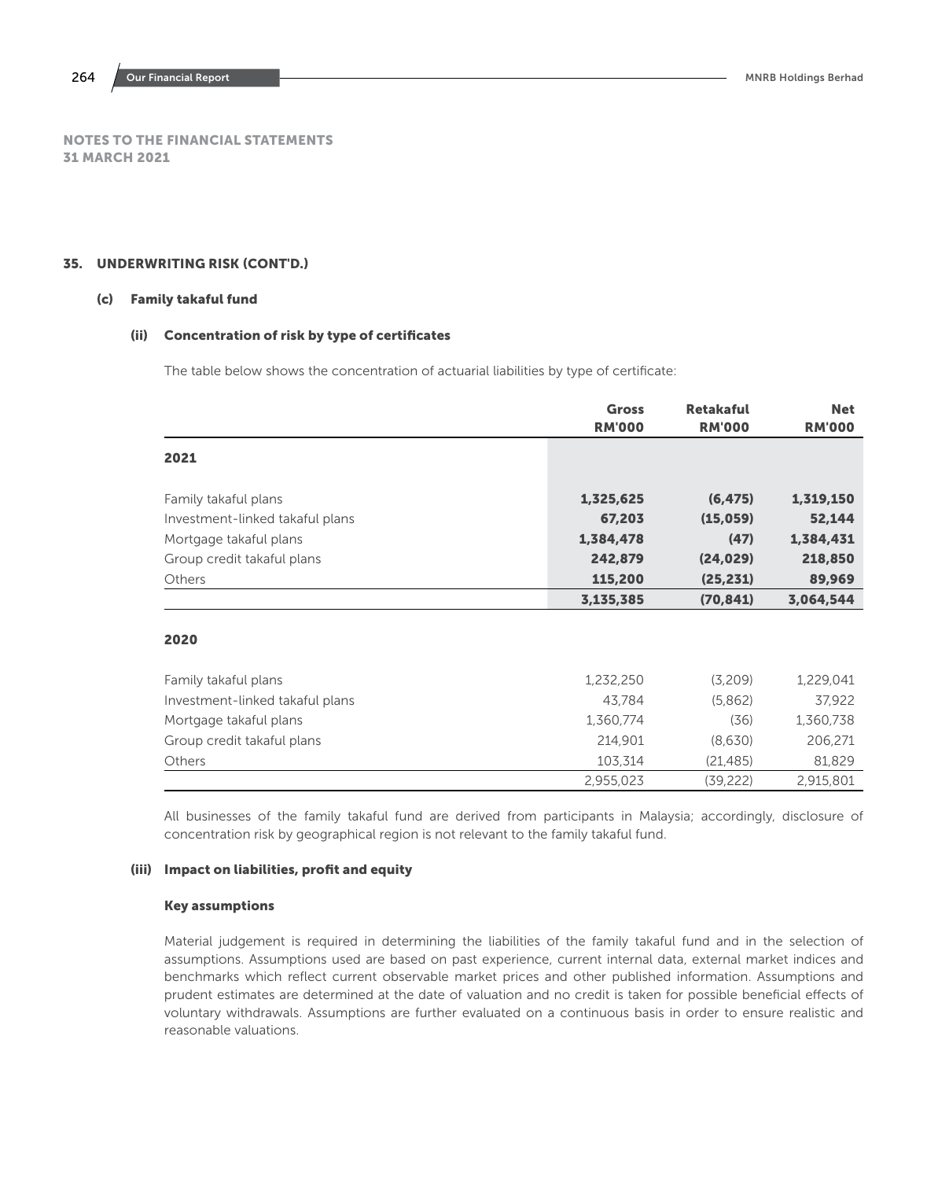## NOTES TO THE FINANCIAL STATEMENTS
## 31 MARCH 2021

### 35. UNDERWRITING RISK (CONT'D.)

#### (c) Family takaful fund

##### (ii) Concentration of risk by type of certificates

The table below shows the concentration of actuarial liabilities by type of certificate:

| | Gross RM'000 | Retakaful RM'000 | Net RM'000 |
|---|---|---|---|
| **2021** | | | |
| Family takaful plans | **1,325,625** | **(6,475)** | **1,319,150** |
| Investment-linked takaful plans | **67,203** | **(15,059)** | **52,144** |
| Mortgage takaful plans | **1,384,478** | **(47)** | **1,384,431** |
| Group credit takaful plans | **242,879** | **(24,029)** | **218,850** |
| Others | **115,200** | **(25,231)** | **89,969** |
| | **3,135,385** | **(70,841)** | **3,064,544** |
| **2020** | | | |
| Family takaful plans | 1,232,250 | (3,209) | 1,229,041 |
| Investment-linked takaful plans | 43,784 | (5,862) | 37,922 |
| Mortgage takaful plans | 1,360,774 | (36) | 1,360,738 |
| Group credit takaful plans | 214,901 | (8,630) | 206,271 |
| Others | 103,314 | (21,485) | 81,829 |
| | 2,955,023 | (39,222) | 2,915,801 |

All businesses of the family takaful fund are derived from participants in Malaysia; accordingly, disclosure of concentration risk by geographical region is not relevant to the family takaful fund.

##### (iii) Impact on liabilities, profit and equity

**Key assumptions**

Material judgement is required in determining the liabilities of the family takaful fund and in the selection of assumptions. Assumptions used are based on past experience, current internal data, external market indices and benchmarks which reflect current observable market prices and other published information. Assumptions and prudent estimates are determined at the date of valuation and no credit is taken for possible beneficial effects of voluntary withdrawals. Assumptions are further evaluated on a continuous basis in order to ensure realistic and reasonable valuations.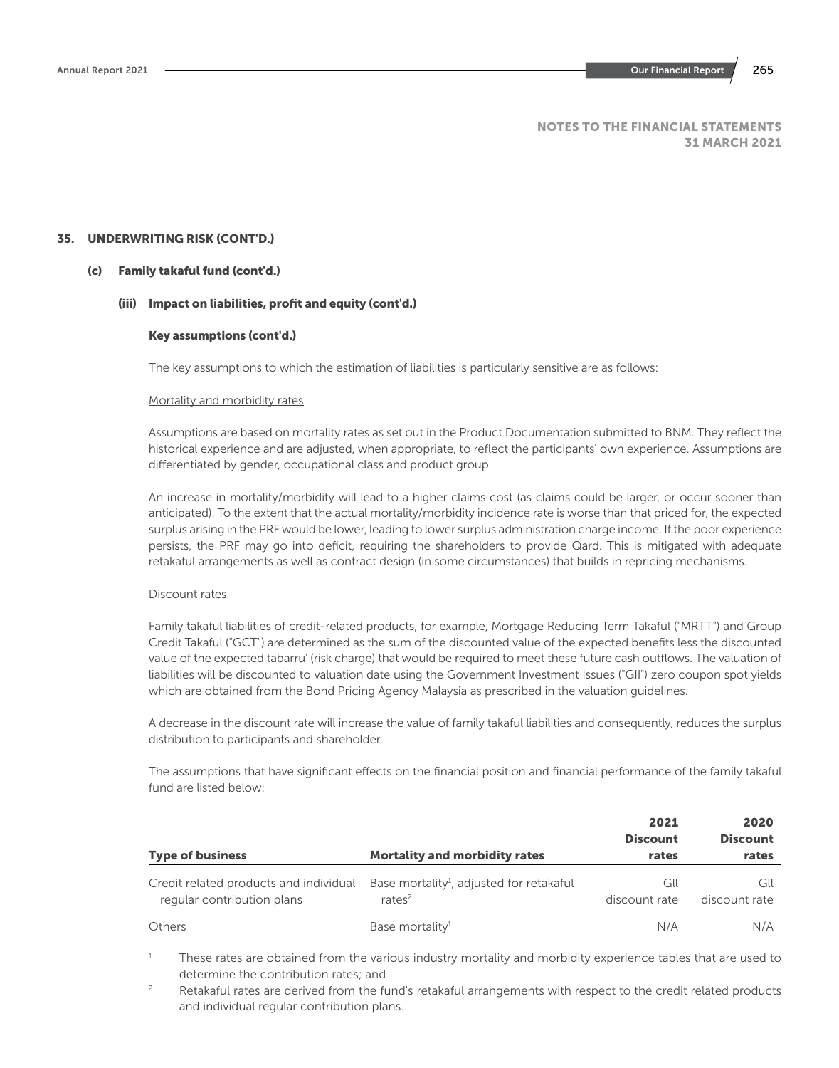NOTES TO THE FINANCIAL STATEMENTS
31 MARCH 2021

## 35. UNDERWRITING RISK (CONT'D.)

### (c) Family takaful fund (cont'd.)

#### (iii) Impact on liabilities, profit and equity (cont'd.)

**Key assumptions (cont'd.)**

The key assumptions to which the estimation of liabilities is particularly sensitive are as follows:

Mortality and morbidity rates

Assumptions are based on mortality rates as set out in the Product Documentation submitted to BNM. They reflect the historical experience and are adjusted, when appropriate, to reflect the participants' own experience. Assumptions are differentiated by gender, occupational class and product group.

An increase in mortality/morbidity will lead to a higher claims cost (as claims could be larger, or occur sooner than anticipated). To the extent that the actual mortality/morbidity incidence rate is worse than that priced for, the expected surplus arising in the PRF would be lower, leading to lower surplus administration charge income. If the poor experience persists, the PRF may go into deficit, requiring the shareholders to provide Qard. This is mitigated with adequate retakaful arrangements as well as contract design (in some circumstances) that builds in repricing mechanisms.

Discount rates

Family takaful liabilities of credit-related products, for example, Mortgage Reducing Term Takaful ("MRTT") and Group Credit Takaful ("GCT") are determined as the sum of the discounted value of the expected benefits less the discounted value of the expected tabarru' (risk charge) that would be required to meet these future cash outflows. The valuation of liabilities will be discounted to valuation date using the Government Investment Issues ("GII") zero coupon spot yields which are obtained from the Bond Pricing Agency Malaysia as prescribed in the valuation guidelines.

A decrease in the discount rate will increase the value of family takaful liabilities and consequently, reduces the surplus distribution to participants and shareholder.

The assumptions that have significant effects on the financial position and financial performance of the family takaful fund are listed below:

| Type of business | Mortality and morbidity rates | 2021 Discount rates | 2020 Discount rates |
|---|---|---|---|
| Credit related products and individual regular contribution plans | Base mortality[1], adjusted for retakaful rates[2] | GII discount rate | GII discount rate |
| Others | Base mortality[1] | N/A | N/A |

[1] These rates are obtained from the various industry mortality and morbidity experience tables that are used to determine the contribution rates; and

[2] Retakaful rates are derived from the fund's retakaful arrangements with respect to the credit related products and individual regular contribution plans.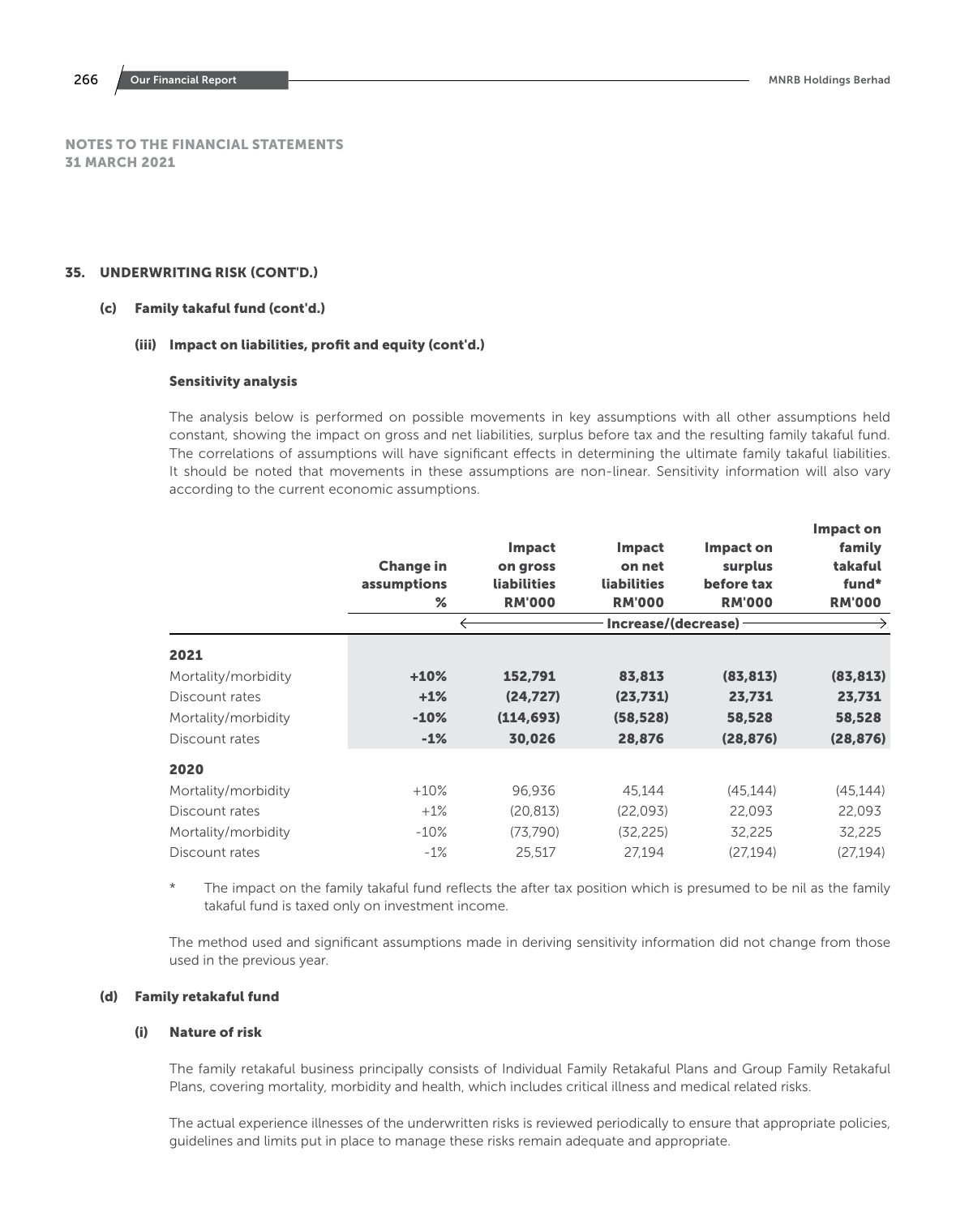## NOTES TO THE FINANCIAL STATEMENTS
## 31 MARCH 2021

### 35. UNDERWRITING RISK (CONT'D.)

#### (c) Family takaful fund (cont'd.)

##### (iii) Impact on liabilities, profit and equity (cont'd.)

**Sensitivity analysis**

The analysis below is performed on possible movements in key assumptions with all other assumptions held constant, showing the impact on gross and net liabilities, surplus before tax and the resulting family takaful fund. The correlations of assumptions will have significant effects in determining the ultimate family takaful liabilities. It should be noted that movements in these assumptions are non-linear. Sensitivity information will also vary according to the current economic assumptions.

| | Change in assumptions % | Impact on gross liabilities RM'000 | Impact on net liabilities RM'000 | Impact on surplus before tax RM'000 | Impact on family takaful fund* RM'000 |
|---|---|---|---|---|---|
| | | ← Increase/(decrease) | | | → |
| **2021** | | | | | |
| Mortality/morbidity | **+10%** | **152,791** | **83,813** | **(83,813)** | **(83,813)** |
| Discount rates | **+1%** | **(24,727)** | **(23,731)** | **23,731** | **23,731** |
| Mortality/morbidity | **-10%** | **(114,693)** | **(58,528)** | **58,528** | **58,528** |
| Discount rates | **-1%** | **30,026** | **28,876** | **(28,876)** | **(28,876)** |
| **2020** | | | | | |
| Mortality/morbidity | +10% | 96,936 | 45,144 | (45,144) | (45,144) |
| Discount rates | +1% | (20,813) | (22,093) | 22,093 | 22,093 |
| Mortality/morbidity | -10% | (73,790) | (32,225) | 32,225 | 32,225 |
| Discount rates | -1% | 25,517 | 27,194 | (27,194) | (27,194) |

\* The impact on the family takaful fund reflects the after tax position which is presumed to be nil as the family takaful fund is taxed only on investment income.

The method used and significant assumptions made in deriving sensitivity information did not change from those used in the previous year.

#### (d) Family retakaful fund

##### (i) Nature of risk

The family retakaful business principally consists of Individual Family Retakaful Plans and Group Family Retakaful Plans, covering mortality, morbidity and health, which includes critical illness and medical related risks.

The actual experience illnesses of the underwritten risks is reviewed periodically to ensure that appropriate policies, guidelines and limits put in place to manage these risks remain adequate and appropriate.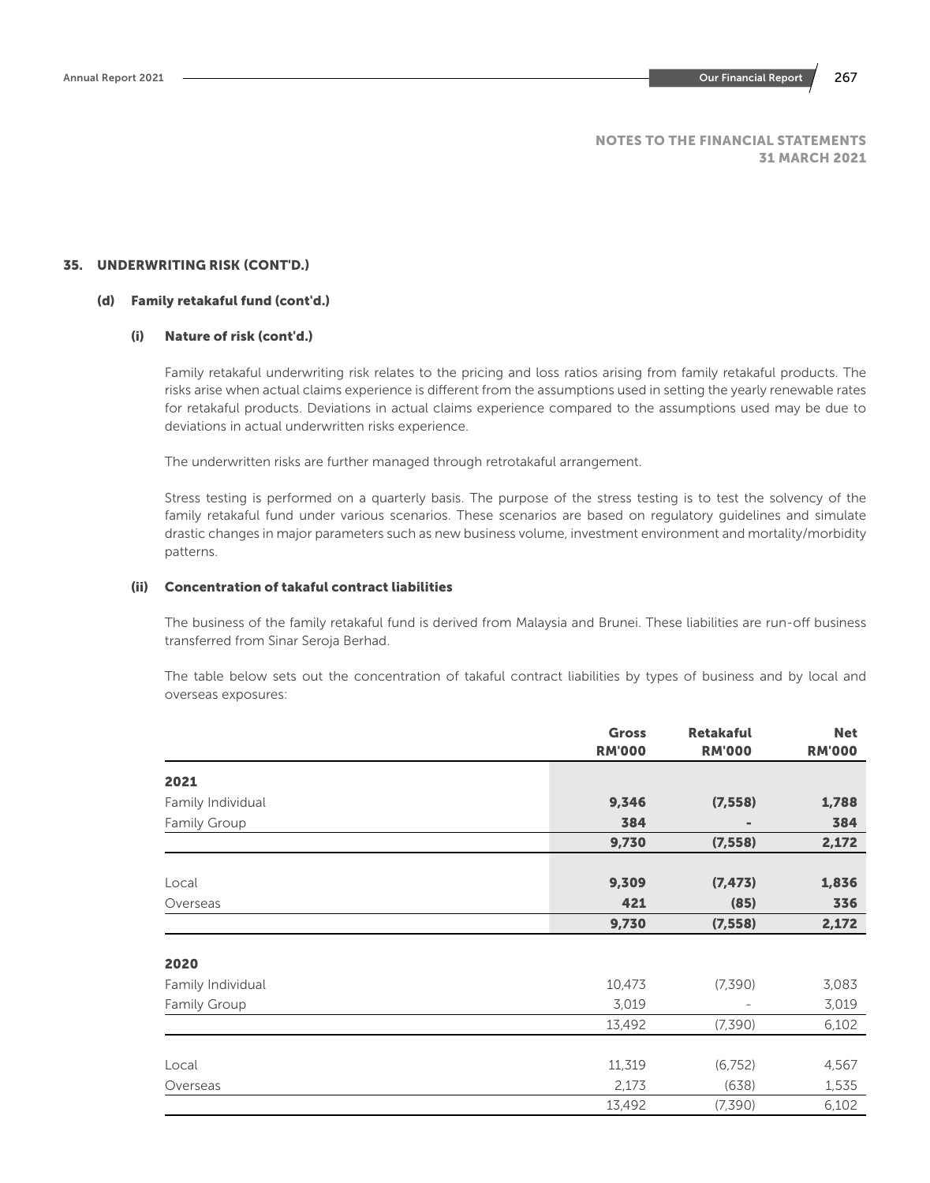# NOTES TO THE FINANCIAL STATEMENTS
## 31 MARCH 2021

## 35. UNDERWRITING RISK (CONT'D.)

### (d) Family retakaful fund (cont'd.)

#### (i) Nature of risk (cont'd.)

Family retakaful underwriting risk relates to the pricing and loss ratios arising from family retakaful products. The risks arise when actual claims experience is different from the assumptions used in setting the yearly renewable rates for retakaful products. Deviations in actual claims experience compared to the assumptions used may be due to deviations in actual underwritten risks experience.

The underwritten risks are further managed through retrotakaful arrangement.

Stress testing is performed on a quarterly basis. The purpose of the stress testing is to test the solvency of the family retakaful fund under various scenarios. These scenarios are based on regulatory guidelines and simulate drastic changes in major parameters such as new business volume, investment environment and mortality/morbidity patterns.

#### (ii) Concentration of takaful contract liabilities

The business of the family retakaful fund is derived from Malaysia and Brunei. These liabilities are run-off business transferred from Sinar Seroja Berhad.

The table below sets out the concentration of takaful contract liabilities by types of business and by local and overseas exposures:

| | Gross RM'000 | Retakaful RM'000 | Net RM'000 |
|---|---|---|---|
| **2021** | | | |
| Family Individual | **9,346** | **(7,558)** | **1,788** |
| Family Group | **384** | **-** | **384** |
| | **9,730** | **(7,558)** | **2,172** |
| Local | **9,309** | **(7,473)** | **1,836** |
| Overseas | **421** | **(85)** | **336** |
| | **9,730** | **(7,558)** | **2,172** |
| **2020** | | | |
| Family Individual | 10,473 | (7,390) | 3,083 |
| Family Group | 3,019 | - | 3,019 |
| | 13,492 | (7,390) | 6,102 |
| Local | 11,319 | (6,752) | 4,567 |
| Overseas | 2,173 | (638) | 1,535 |
| | 13,492 | (7,390) | 6,102 |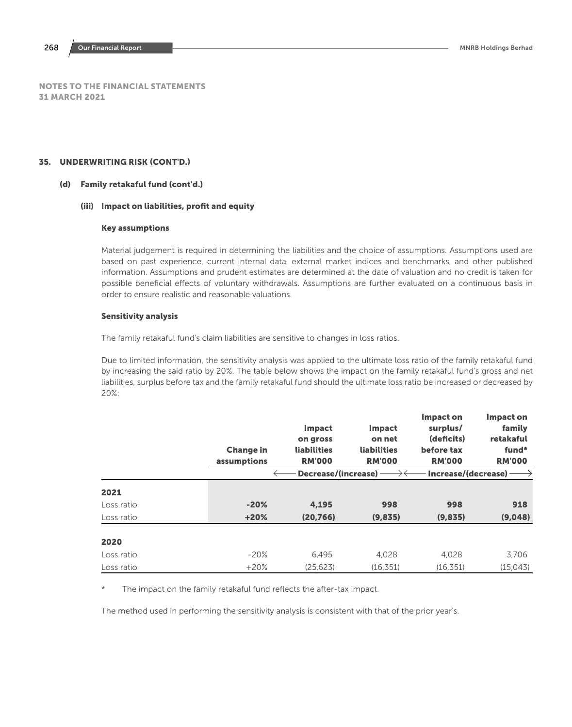## NOTES TO THE FINANCIAL STATEMENTS
## 31 MARCH 2021

## 35. UNDERWRITING RISK (CONT'D.)

### (d) Family retakaful fund (cont'd.)

#### (iii) Impact on liabilities, profit and equity

**Key assumptions**

Material judgement is required in determining the liabilities and the choice of assumptions. Assumptions used are based on past experience, current internal data, external market indices and benchmarks, and other published information. Assumptions and prudent estimates are determined at the date of valuation and no credit is taken for possible beneficial effects of voluntary withdrawals. Assumptions are further evaluated on a continuous basis in order to ensure realistic and reasonable valuations.

**Sensitivity analysis**

The family retakaful fund's claim liabilities are sensitive to changes in loss ratios.

Due to limited information, the sensitivity analysis was applied to the ultimate loss ratio of the family retakaful fund by increasing the said ratio by 20%. The table below shows the impact on the family retakaful fund's gross and net liabilities, surplus before tax and the family retakaful fund should the ultimate loss ratio be increased or decreased by 20%:

| | Change in assumptions | Impact on gross liabilities RM'000 | Impact on net liabilities RM'000 | Impact on surplus/ (deficits) before tax RM'000 | Impact on family retakaful fund* RM'000 |
|---|---|---|---|---|---|
| | | Decrease/(increase) | | Increase/(decrease) | |
| **2021** | | | | | |
| Loss ratio | **-20%** | **4,195** | **998** | **998** | **918** |
| Loss ratio | **+20%** | **(20,766)** | **(9,835)** | **(9,835)** | **(9,048)** |
| **2020** | | | | | |
| Loss ratio | -20% | 6,495 | 4,028 | 4,028 | 3,706 |
| Loss ratio | +20% | (25,623) | (16,351) | (16,351) | (15,043) |

\* The impact on the family retakaful fund reflects the after-tax impact.

The method used in performing the sensitivity analysis is consistent with that of the prior year's.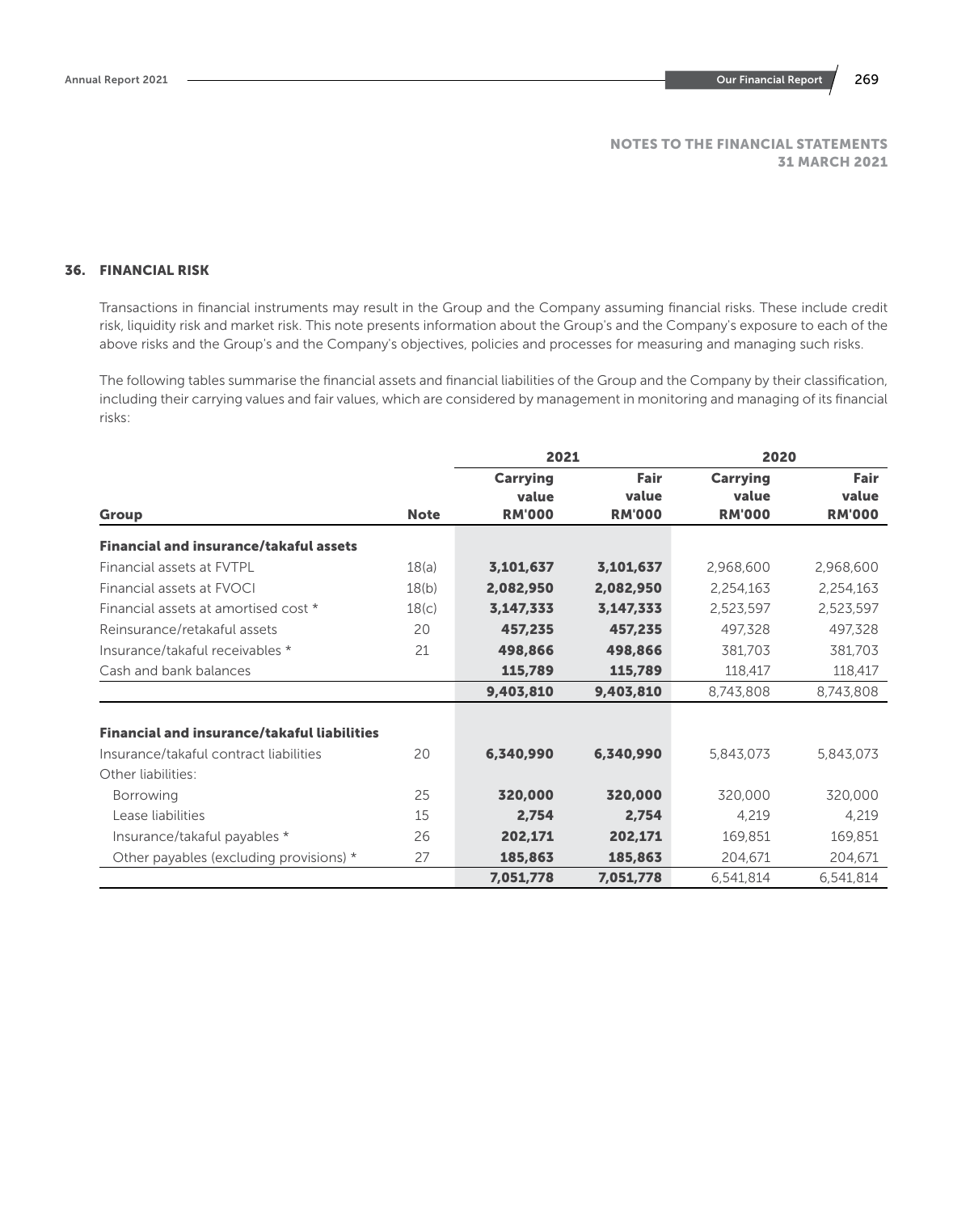NOTES TO THE FINANCIAL STATEMENTS
31 MARCH 2021

## 36. FINANCIAL RISK

Transactions in financial instruments may result in the Group and the Company assuming financial risks. These include credit risk, liquidity risk and market risk. This note presents information about the Group's and the Company's exposure to each of the above risks and the Group's and the Company's objectives, policies and processes for measuring and managing such risks.

The following tables summarise the financial assets and financial liabilities of the Group and the Company by their classification, including their carrying values and fair values, which are considered by management in monitoring and managing of its financial risks:

| Group | Note | 2021 Carrying value RM'000 | 2021 Fair value RM'000 | 2020 Carrying value RM'000 | 2020 Fair value RM'000 |
|---|---|---|---|---|---|
| **Financial and insurance/takaful assets** | | | | | |
| Financial assets at FVTPL | 18(a) | **3,101,637** | **3,101,637** | 2,968,600 | 2,968,600 |
| Financial assets at FVOCI | 18(b) | **2,082,950** | **2,082,950** | 2,254,163 | 2,254,163 |
| Financial assets at amortised cost * | 18(c) | **3,147,333** | **3,147,333** | 2,523,597 | 2,523,597 |
| Reinsurance/retakaful assets | 20 | **457,235** | **457,235** | 497,328 | 497,328 |
| Insurance/takaful receivables * | 21 | **498,866** | **498,866** | 381,703 | 381,703 |
| Cash and bank balances | | **115,789** | **115,789** | 118,417 | 118,417 |
| | | **9,403,810** | **9,403,810** | 8,743,808 | 8,743,808 |
| **Financial and insurance/takaful liabilities** | | | | | |
| Insurance/takaful contract liabilities | 20 | **6,340,990** | **6,340,990** | 5,843,073 | 5,843,073 |
| Other liabilities: | | | | | |
| Borrowing | 25 | **320,000** | **320,000** | 320,000 | 320,000 |
| Lease liabilities | 15 | **2,754** | **2,754** | 4,219 | 4,219 |
| Insurance/takaful payables * | 26 | **202,171** | **202,171** | 169,851 | 169,851 |
| Other payables (excluding provisions) * | 27 | **185,863** | **185,863** | 204,671 | 204,671 |
| | | **7,051,778** | **7,051,778** | 6,541,814 | 6,541,814 |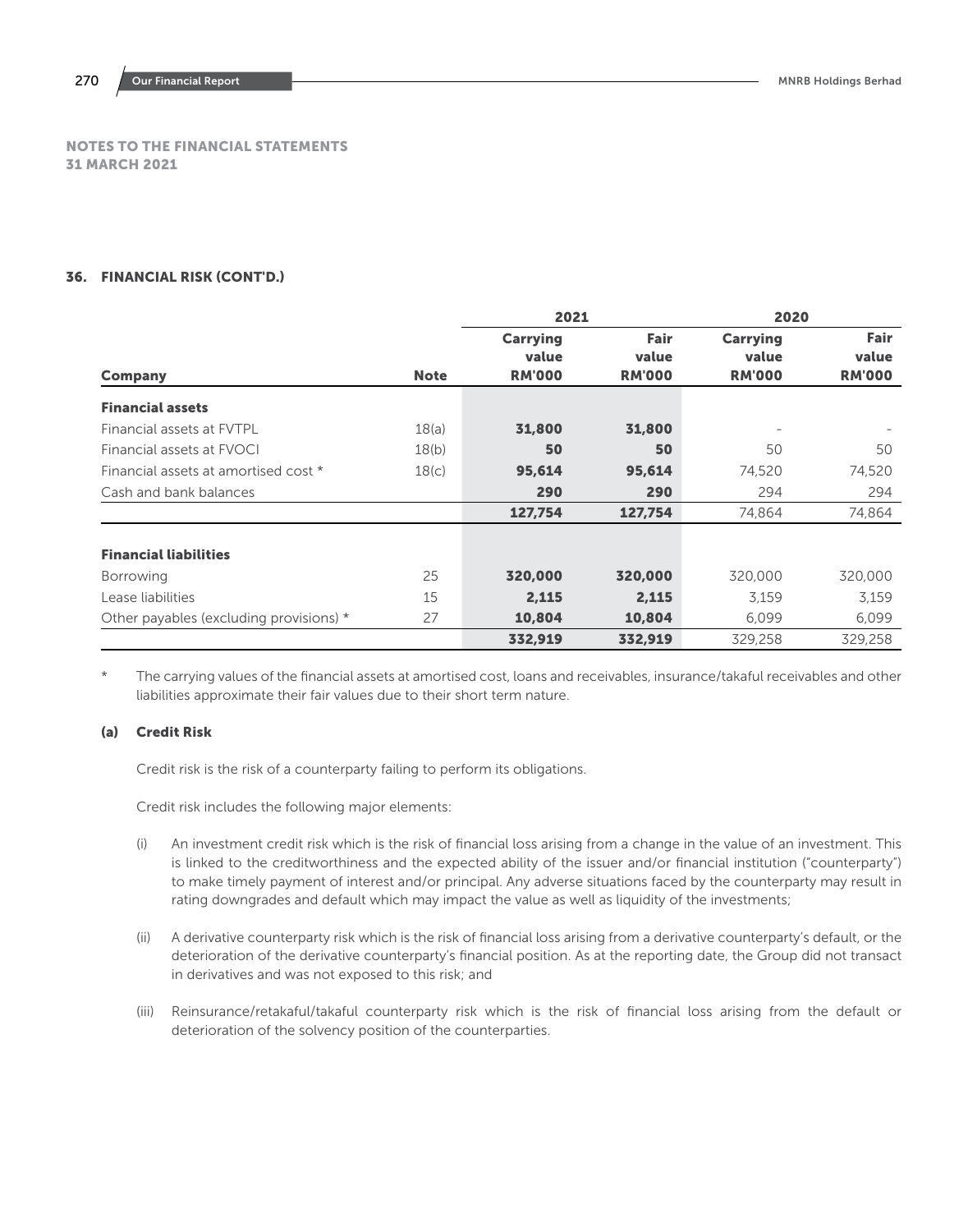## NOTES TO THE FINANCIAL STATEMENTS
## 31 MARCH 2021

### 36. FINANCIAL RISK (CONT'D.)

| | | 2021 | | 2020 | |
|---|---|---|---|---|---|
| | | Carrying value | Fair value | Carrying value | Fair value |
| **Company** | **Note** | **RM'000** | **RM'000** | **RM'000** | **RM'000** |
| **Financial assets** | | | | | |
| Financial assets at FVTPL | 18(a) | **31,800** | **31,800** | - | - |
| Financial assets at FVOCI | 18(b) | **50** | **50** | 50 | 50 |
| Financial assets at amortised cost * | 18(c) | **95,614** | **95,614** | 74,520 | 74,520 |
| Cash and bank balances | | **290** | **290** | 294 | 294 |
| | | **127,754** | **127,754** | 74,864 | 74,864 |
| **Financial liabilities** | | | | | |
| Borrowing | 25 | **320,000** | **320,000** | 320,000 | 320,000 |
| Lease liabilities | 15 | **2,115** | **2,115** | 3,159 | 3,159 |
| Other payables (excluding provisions) * | 27 | **10,804** | **10,804** | 6,099 | 6,099 |
| | | **332,919** | **332,919** | 329,258 | 329,258 |

\* The carrying values of the financial assets at amortised cost, loans and receivables, insurance/takaful receivables and other liabilities approximate their fair values due to their short term nature.

#### (a) Credit Risk

Credit risk is the risk of a counterparty failing to perform its obligations.

Credit risk includes the following major elements:

(i) An investment credit risk which is the risk of financial loss arising from a change in the value of an investment. This is linked to the creditworthiness and the expected ability of the issuer and/or financial institution ("counterparty") to make timely payment of interest and/or principal. Any adverse situations faced by the counterparty may result in rating downgrades and default which may impact the value as well as liquidity of the investments;

(ii) A derivative counterparty risk which is the risk of financial loss arising from a derivative counterparty's default, or the deterioration of the derivative counterparty's financial position. As at the reporting date, the Group did not transact in derivatives and was not exposed to this risk; and

(iii) Reinsurance/retakaful/takaful counterparty risk which is the risk of financial loss arising from the default or deterioration of the solvency position of the counterparties.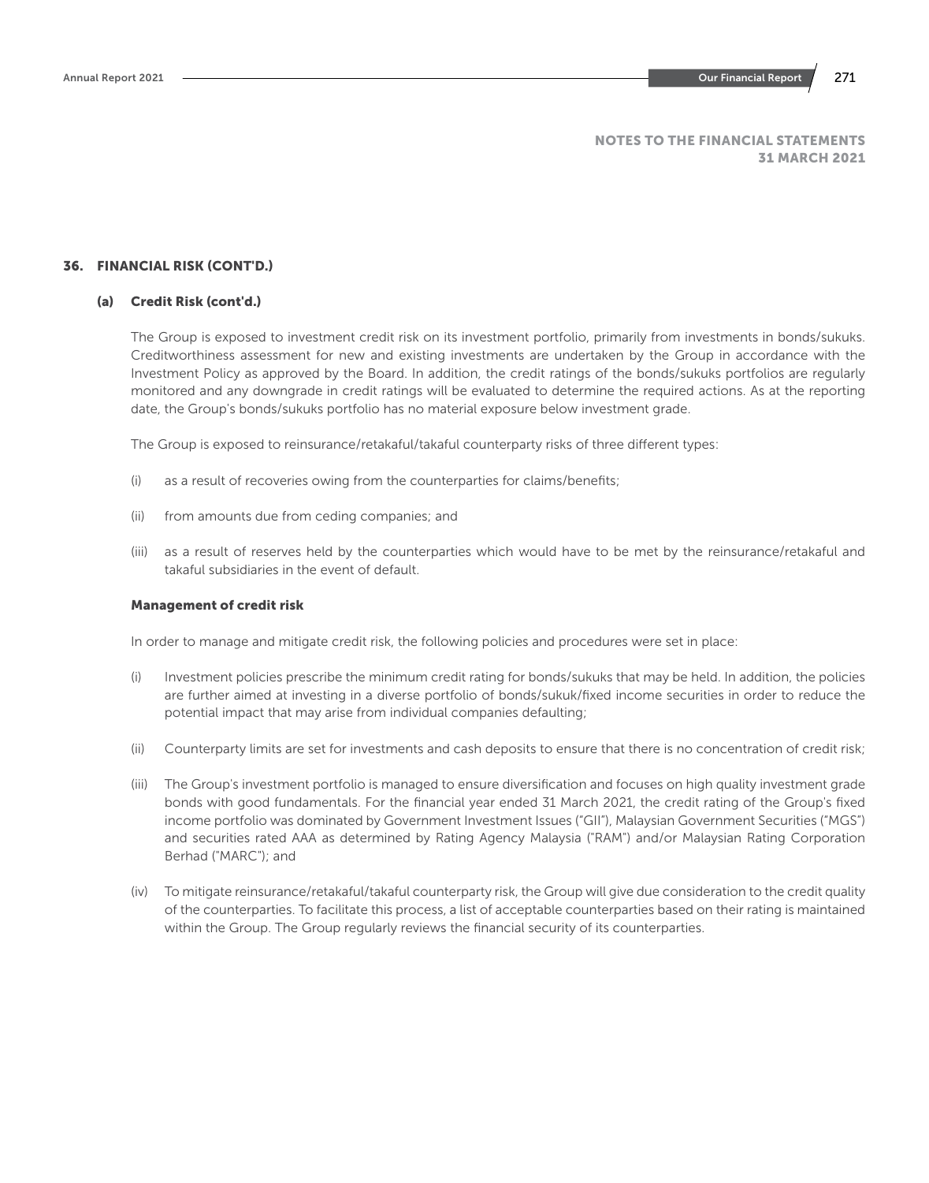NOTES TO THE FINANCIAL STATEMENTS
31 MARCH 2021

## 36. FINANCIAL RISK (CONT'D.)

### (a) Credit Risk (cont'd.)

The Group is exposed to investment credit risk on its investment portfolio, primarily from investments in bonds/sukuks. Creditworthiness assessment for new and existing investments are undertaken by the Group in accordance with the Investment Policy as approved by the Board. In addition, the credit ratings of the bonds/sukuks portfolios are regularly monitored and any downgrade in credit ratings will be evaluated to determine the required actions. As at the reporting date, the Group's bonds/sukuks portfolio has no material exposure below investment grade.

The Group is exposed to reinsurance/retakaful/takaful counterparty risks of three different types:

(i) as a result of recoveries owing from the counterparties for claims/benefits;

(ii) from amounts due from ceding companies; and

(iii) as a result of reserves held by the counterparties which would have to be met by the reinsurance/retakaful and takaful subsidiaries in the event of default.

#### Management of credit risk

In order to manage and mitigate credit risk, the following policies and procedures were set in place:

(i) Investment policies prescribe the minimum credit rating for bonds/sukuks that may be held. In addition, the policies are further aimed at investing in a diverse portfolio of bonds/sukuk/fixed income securities in order to reduce the potential impact that may arise from individual companies defaulting;

(ii) Counterparty limits are set for investments and cash deposits to ensure that there is no concentration of credit risk;

(iii) The Group's investment portfolio is managed to ensure diversification and focuses on high quality investment grade bonds with good fundamentals. For the financial year ended 31 March 2021, the credit rating of the Group's fixed income portfolio was dominated by Government Investment Issues ("GII"), Malaysian Government Securities ("MGS") and securities rated AAA as determined by Rating Agency Malaysia ("RAM") and/or Malaysian Rating Corporation Berhad ("MARC"); and

(iv) To mitigate reinsurance/retakaful/takaful counterparty risk, the Group will give due consideration to the credit quality of the counterparties. To facilitate this process, a list of acceptable counterparties based on their rating is maintained within the Group. The Group regularly reviews the financial security of its counterparties.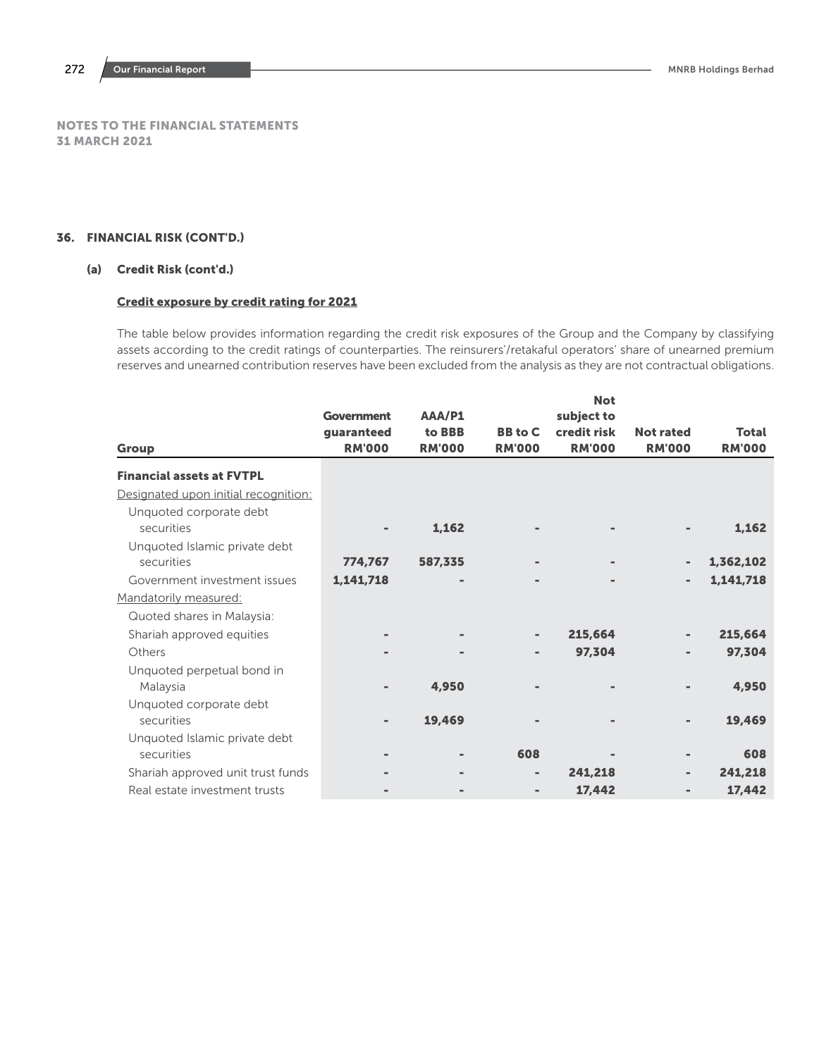NOTES TO THE FINANCIAL STATEMENTS
31 MARCH 2021

## 36. FINANCIAL RISK (CONT'D.)

### (a) Credit Risk (cont'd.)

**Credit exposure by credit rating for 2021**

The table below provides information regarding the credit risk exposures of the Group and the Company by classifying assets according to the credit ratings of counterparties. The reinsurers'/retakaful operators' share of unearned premium reserves and unearned contribution reserves have been excluded from the analysis as they are not contractual obligations.

| Group | Government guaranteed RM'000 | AAA/P1 to BBB RM'000 | BB to C RM'000 | Not subject to credit risk RM'000 | Not rated RM'000 | Total RM'000 |
|---|---|---|---|---|---|---|
| **Financial assets at FVTPL** | | | | | | |
| Designated upon initial recognition: | | | | | | |
| Unquoted corporate debt securities | - | 1,162 | - | - | - | 1,162 |
| Unquoted Islamic private debt securities | 774,767 | 587,335 | - | - | - | 1,362,102 |
| Government investment issues | 1,141,718 | - | - | - | - | 1,141,718 |
| Mandatorily measured: | | | | | | |
| Quoted shares in Malaysia: | | | | | | |
| Shariah approved equities | - | - | - | 215,664 | - | 215,664 |
| Others | - | - | - | 97,304 | - | 97,304 |
| Unquoted perpetual bond in Malaysia | - | 4,950 | - | - | - | 4,950 |
| Unquoted corporate debt securities | - | 19,469 | - | - | - | 19,469 |
| Unquoted Islamic private debt securities | - | - | 608 | - | - | 608 |
| Shariah approved unit trust funds | - | - | - | 241,218 | - | 241,218 |
| Real estate investment trusts | - | - | - | 17,442 | - | 17,442 |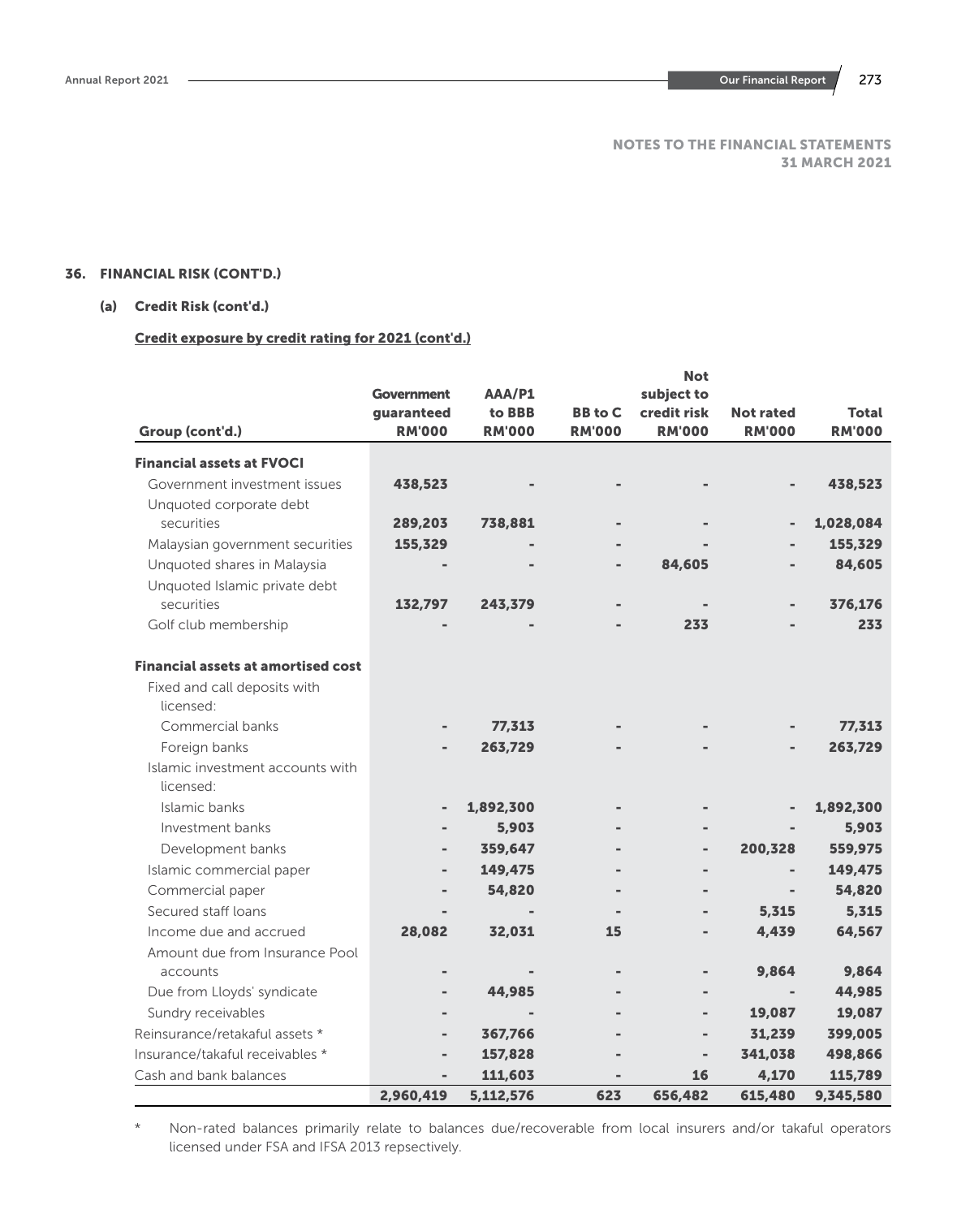NOTES TO THE FINANCIAL STATEMENTS
31 MARCH 2021

## 36. FINANCIAL RISK (CONT'D.)

### (a) Credit Risk (cont'd.)

**Credit exposure by credit rating for 2021 (cont'd.)**

| Group (cont'd.) | Government guaranteed RM'000 | AAA/P1 to BBB RM'000 | BB to C RM'000 | Not subject to credit risk RM'000 | Not rated RM'000 | Total RM'000 |
|---|---|---|---|---|---|---|
| **Financial assets at FVOCI** | | | | | | |
| Government investment issues | 438,523 | - | - | - | - | 438,523 |
| Unquoted corporate debt securities | 289,203 | 738,881 | - | - | - | 1,028,084 |
| Malaysian government securities | 155,329 | - | - | - | - | 155,329 |
| Unquoted shares in Malaysia | - | - | - | 84,605 | - | 84,605 |
| Unquoted Islamic private debt securities | 132,797 | 243,379 | - | - | - | 376,176 |
| Golf club membership | - | - | - | 233 | - | 233 |
| **Financial assets at amortised cost** | | | | | | |
| Fixed and call deposits with licensed: | | | | | | |
| Commercial banks | - | 77,313 | - | - | - | 77,313 |
| Foreign banks | - | 263,729 | - | - | - | 263,729 |
| Islamic investment accounts with licensed: | | | | | | |
| Islamic banks | - | 1,892,300 | - | - | - | 1,892,300 |
| Investment banks | - | 5,903 | - | - | - | 5,903 |
| Development banks | - | 359,647 | - | - | 200,328 | 559,975 |
| Islamic commercial paper | - | 149,475 | - | - | - | 149,475 |
| Commercial paper | - | 54,820 | - | - | - | 54,820 |
| Secured staff loans | - | - | - | - | 5,315 | 5,315 |
| Income due and accrued | 28,082 | 32,031 | 15 | - | 4,439 | 64,567 |
| Amount due from Insurance Pool accounts | - | - | - | - | 9,864 | 9,864 |
| Due from Lloyds' syndicate | - | 44,985 | - | - | - | 44,985 |
| Sundry receivables | - | - | - | - | 19,087 | 19,087 |
| Reinsurance/retakaful assets * | - | 367,766 | - | - | 31,239 | 399,005 |
| Insurance/takaful receivables * | - | 157,828 | - | - | 341,038 | 498,866 |
| Cash and bank balances | - | 111,603 | - | 16 | 4,170 | 115,789 |
| | 2,960,419 | 5,112,576 | 623 | 656,482 | 615,480 | 9,345,580 |

\* Non-rated balances primarily relate to balances due/recoverable from local insurers and/or takaful operators licensed under FSA and IFSA 2013 repsectively.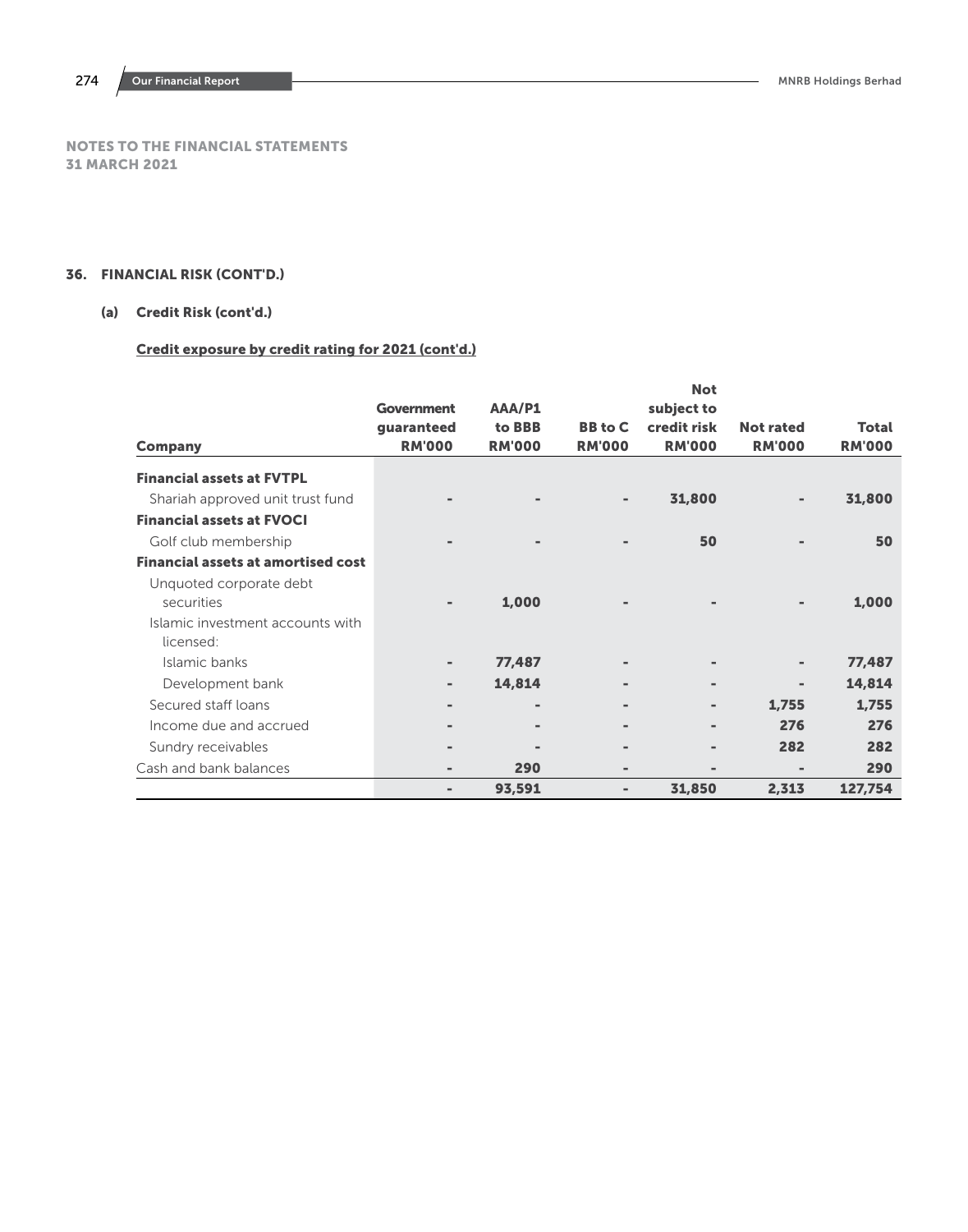NOTES TO THE FINANCIAL STATEMENTS
31 MARCH 2021

## 36. FINANCIAL RISK (CONT'D.)

### (a) Credit Risk (cont'd.)

**Credit exposure by credit rating for 2021 (cont'd.)**

| Company | Government guaranteed RM'000 | AAA/P1 to BBB RM'000 | BB to C RM'000 | Not subject to credit risk RM'000 | Not rated RM'000 | Total RM'000 |
|---|---|---|---|---|---|---|
| **Financial assets at FVTPL** | | | | | | |
| Shariah approved unit trust fund | - | - | - | 31,800 | - | 31,800 |
| **Financial assets at FVOCI** | | | | | | |
| Golf club membership | - | - | - | 50 | - | 50 |
| **Financial assets at amortised cost** | | | | | | |
| Unquoted corporate debt securities | - | 1,000 | - | - | - | 1,000 |
| Islamic investment accounts with licensed: | | | | | | |
| Islamic banks | - | 77,487 | - | - | - | 77,487 |
| Development bank | - | 14,814 | - | - | - | 14,814 |
| Secured staff loans | - | - | - | - | 1,755 | 1,755 |
| Income due and accrued | - | - | - | - | 276 | 276 |
| Sundry receivables | - | - | - | - | 282 | 282 |
| Cash and bank balances | - | 290 | - | - | - | 290 |
| | - | 93,591 | - | 31,850 | 2,313 | 127,754 |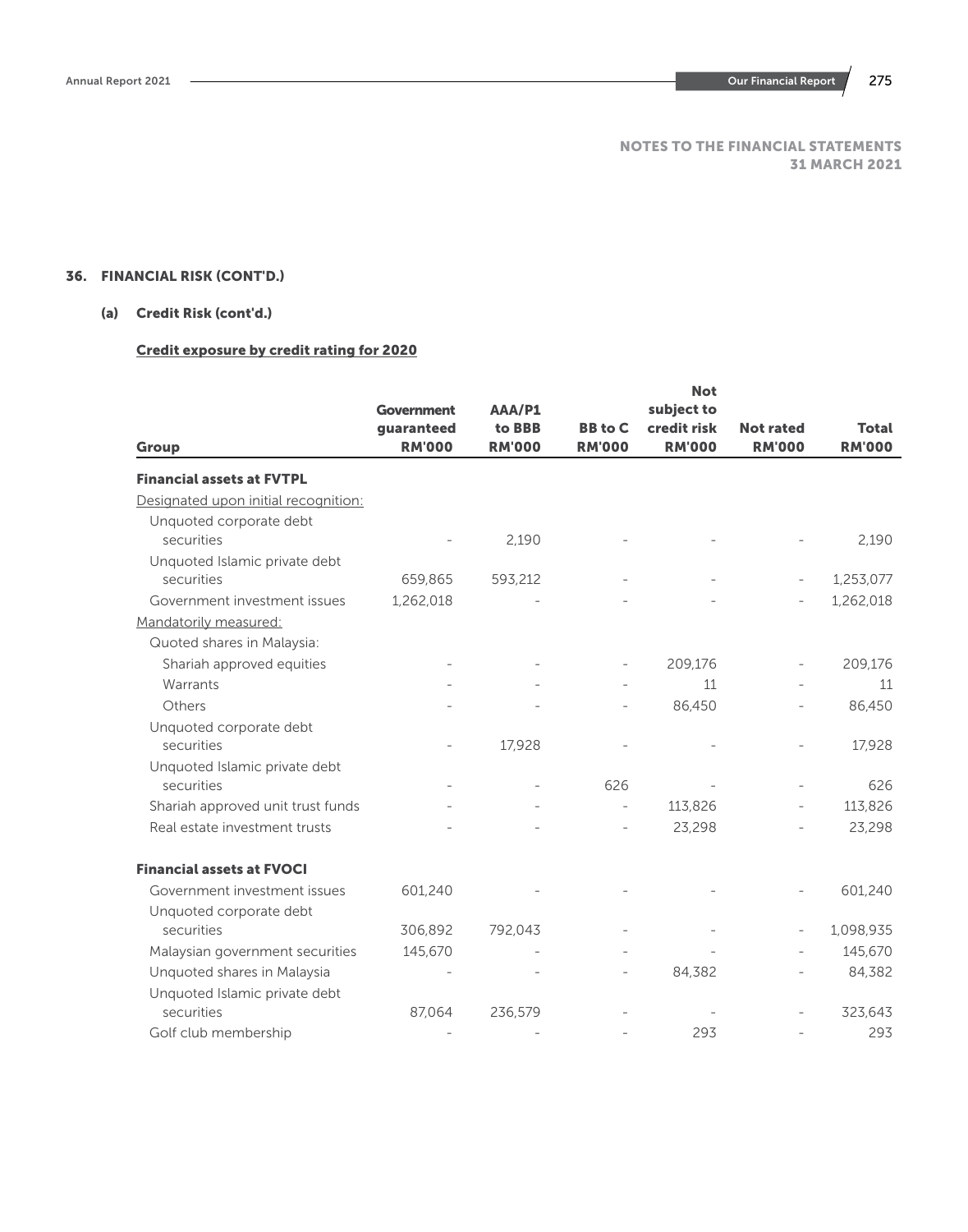# NOTES TO THE FINANCIAL STATEMENTS
## 31 MARCH 2021

## 36. FINANCIAL RISK (CONT'D.)

### (a) Credit Risk (cont'd.)

**Credit exposure by credit rating for 2020**

| Group | Government guaranteed RM'000 | AAA/P1 to BBB RM'000 | BB to C RM'000 | Not subject to credit risk RM'000 | Not rated RM'000 | Total RM'000 |
|---|---|---|---|---|---|---|
| **Financial assets at FVTPL** | | | | | | |
| Designated upon initial recognition: | | | | | | |
| Unquoted corporate debt securities | - | 2,190 | - | - | - | 2,190 |
| Unquoted Islamic private debt securities | 659,865 | 593,212 | - | - | - | 1,253,077 |
| Government investment issues | 1,262,018 | - | - | - | - | 1,262,018 |
| Mandatorily measured: | | | | | | |
| Quoted shares in Malaysia: | | | | | | |
| Shariah approved equities | - | - | - | 209,176 | - | 209,176 |
| Warrants | - | - | - | 11 | - | 11 |
| Others | - | - | - | 86,450 | - | 86,450 |
| Unquoted corporate debt securities | - | 17,928 | - | - | - | 17,928 |
| Unquoted Islamic private debt securities | - | - | 626 | - | - | 626 |
| Shariah approved unit trust funds | - | - | - | 113,826 | - | 113,826 |
| Real estate investment trusts | - | - | - | 23,298 | - | 23,298 |
| **Financial assets at FVOCI** | | | | | | |
| Government investment issues | 601,240 | - | - | - | - | 601,240 |
| Unquoted corporate debt securities | 306,892 | 792,043 | - | - | - | 1,098,935 |
| Malaysian government securities | 145,670 | - | - | - | - | 145,670 |
| Unquoted shares in Malaysia | - | - | - | 84,382 | - | 84,382 |
| Unquoted Islamic private debt securities | 87,064 | 236,579 | - | - | - | 323,643 |
| Golf club membership | - | - | - | 293 | - | 293 |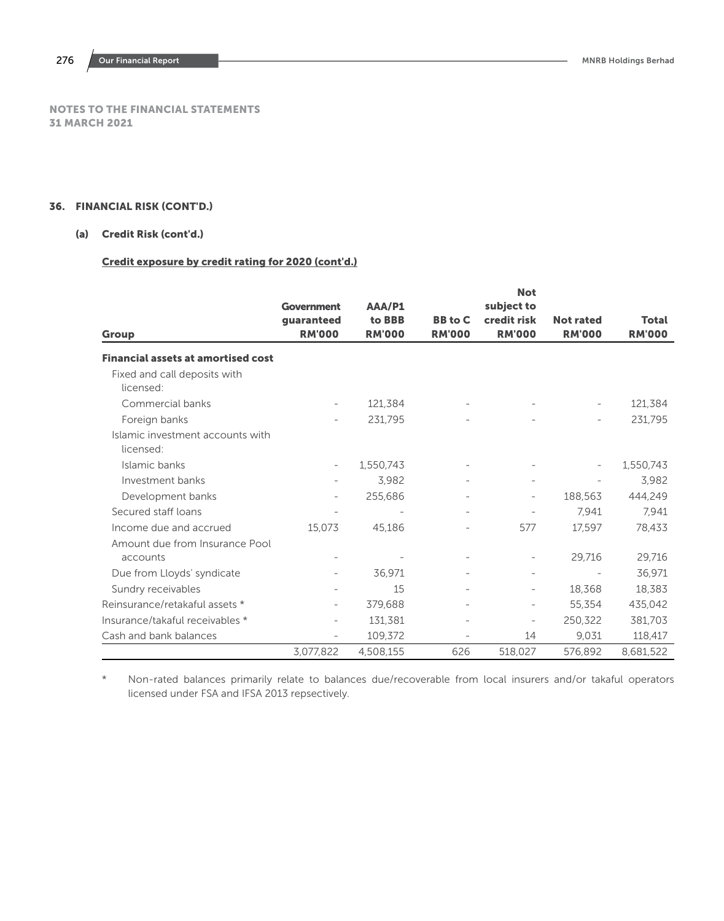# NOTES TO THE FINANCIAL STATEMENTS
## 31 MARCH 2021

### 36. FINANCIAL RISK (CONT'D.)

#### (a) Credit Risk (cont'd.)

**Credit exposure by credit rating for 2020 (cont'd.)**

| Group | Government guaranteed RM'000 | AAA/P1 to BBB RM'000 | BB to C RM'000 | Not subject to credit risk RM'000 | Not rated RM'000 | Total RM'000 |
|---|---|---|---|---|---|---|
| **Financial assets at amortised cost** | | | | | | |
| Fixed and call deposits with licensed: | | | | | | |
| Commercial banks | - | 121,384 | - | - | - | 121,384 |
| Foreign banks | - | 231,795 | - | - | - | 231,795 |
| Islamic investment accounts with licensed: | | | | | | |
| Islamic banks | - | 1,550,743 | - | - | - | 1,550,743 |
| Investment banks | - | 3,982 | - | - | - | 3,982 |
| Development banks | - | 255,686 | - | - | 188,563 | 444,249 |
| Secured staff loans | - | - | - | - | 7,941 | 7,941 |
| Income due and accrued | 15,073 | 45,186 | - | 577 | 17,597 | 78,433 |
| Amount due from Insurance Pool accounts | - | - | - | - | 29,716 | 29,716 |
| Due from Lloyds' syndicate | - | 36,971 | - | - | - | 36,971 |
| Sundry receivables | - | 15 | - | - | 18,368 | 18,383 |
| Reinsurance/retakaful assets * | - | 379,688 | - | - | 55,354 | 435,042 |
| Insurance/takaful receivables * | - | 131,381 | - | - | 250,322 | 381,703 |
| Cash and bank balances | - | 109,372 | - | 14 | 9,031 | 118,417 |
| | 3,077,822 | 4,508,155 | 626 | 518,027 | 576,892 | 8,681,522 |

\* Non-rated balances primarily relate to balances due/recoverable from local insurers and/or takaful operators licensed under FSA and IFSA 2013 repsectively.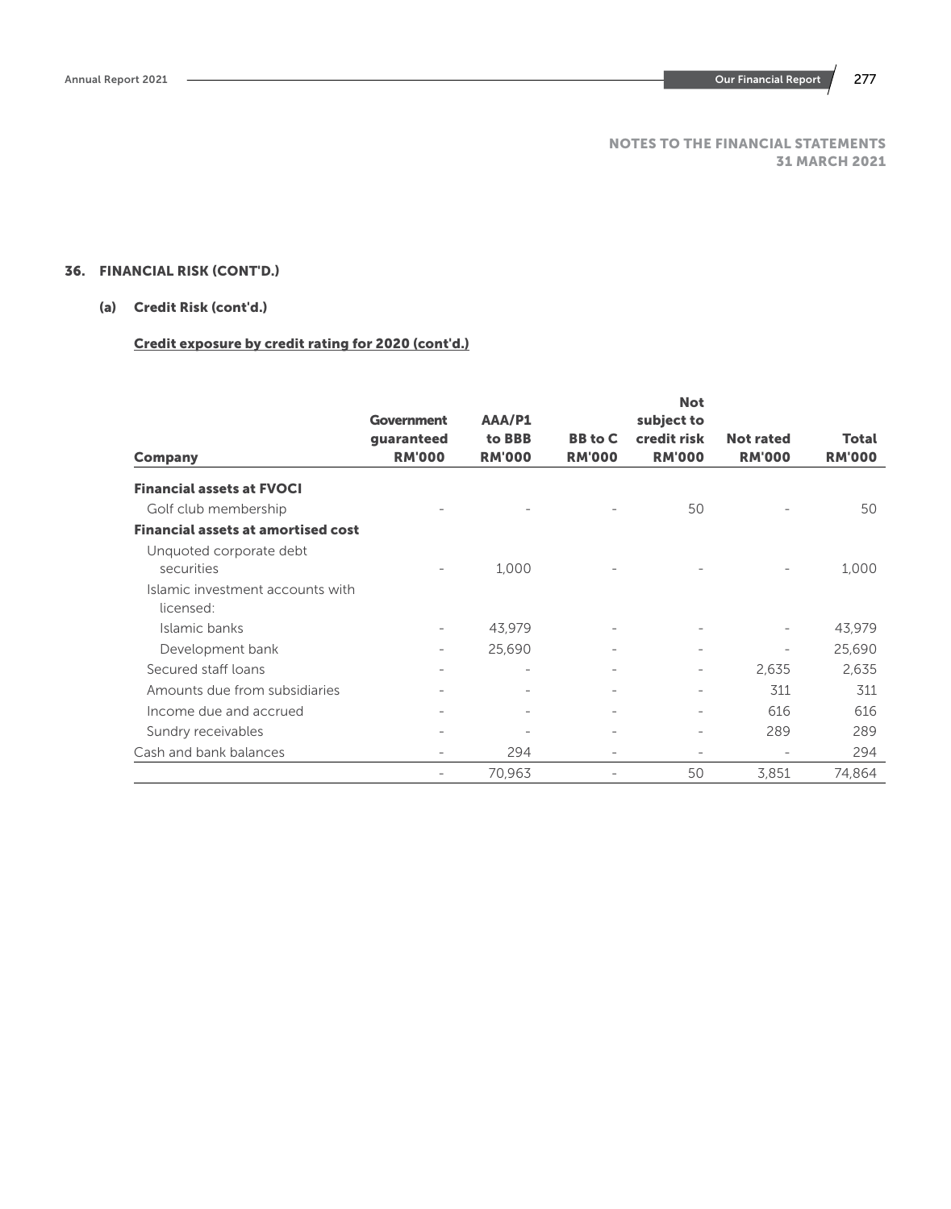## NOTES TO THE FINANCIAL STATEMENTS
### 31 MARCH 2021

## 36. FINANCIAL RISK (CONT'D.)

### (a) Credit Risk (cont'd.)

**Credit exposure by credit rating for 2020 (cont'd.)**

| Company | Government guaranteed RM'000 | AAA/P1 to BBB RM'000 | BB to C RM'000 | Not subject to credit risk RM'000 | Not rated RM'000 | Total RM'000 |
|---|---|---|---|---|---|---|
| **Financial assets at FVOCI** | | | | | | |
| Golf club membership | - | - | - | 50 | - | 50 |
| **Financial assets at amortised cost** | | | | | | |
| Unquoted corporate debt securities | - | 1,000 | - | - | - | 1,000 |
| Islamic investment accounts with licensed: | | | | | | |
| Islamic banks | - | 43,979 | - | - | - | 43,979 |
| Development bank | - | 25,690 | - | - | - | 25,690 |
| Secured staff loans | - | - | - | - | 2,635 | 2,635 |
| Amounts due from subsidiaries | - | - | - | - | 311 | 311 |
| Income due and accrued | - | - | - | - | 616 | 616 |
| Sundry receivables | - | - | - | - | 289 | 289 |
| Cash and bank balances | - | 294 | - | - | - | 294 |
| | - | 70,963 | - | 50 | 3,851 | 74,864 |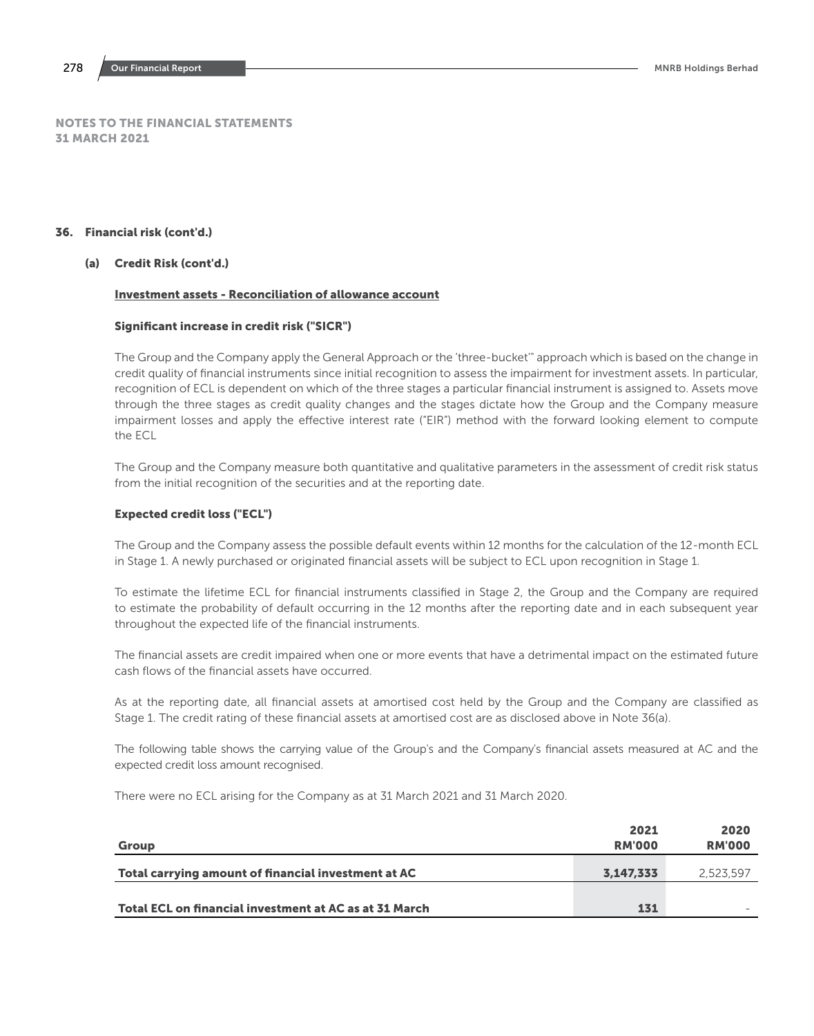# NOTES TO THE FINANCIAL STATEMENTS
## 31 MARCH 2021

## 36. Financial risk (cont'd.)

### (a) Credit Risk (cont'd.)

**Investment assets - Reconciliation of allowance account**

**Significant increase in credit risk ("SICR")**

The Group and the Company apply the General Approach or the 'three-bucket'" approach which is based on the change in credit quality of financial instruments since initial recognition to assess the impairment for investment assets. In particular, recognition of ECL is dependent on which of the three stages a particular financial instrument is assigned to. Assets move through the three stages as credit quality changes and the stages dictate how the Group and the Company measure impairment losses and apply the effective interest rate ("EIR") method with the forward looking element to compute the ECL

The Group and the Company measure both quantitative and qualitative parameters in the assessment of credit risk status from the initial recognition of the securities and at the reporting date.

**Expected credit loss ("ECL")**

The Group and the Company assess the possible default events within 12 months for the calculation of the 12-month ECL in Stage 1. A newly purchased or originated financial assets will be subject to ECL upon recognition in Stage 1.

To estimate the lifetime ECL for financial instruments classified in Stage 2, the Group and the Company are required to estimate the probability of default occurring in the 12 months after the reporting date and in each subsequent year throughout the expected life of the financial instruments.

The financial assets are credit impaired when one or more events that have a detrimental impact on the estimated future cash flows of the financial assets have occurred.

As at the reporting date, all financial assets at amortised cost held by the Group and the Company are classified as Stage 1. The credit rating of these financial assets at amortised cost are as disclosed above in Note 36(a).

The following table shows the carrying value of the Group's and the Company's financial assets measured at AC and the expected credit loss amount recognised.

There were no ECL arising for the Company as at 31 March 2021 and 31 March 2020.

| Group | 2021<br>RM'000 | 2020<br>RM'000 |
|---|---|---|
| **Total carrying amount of financial investment at AC** | **3,147,333** | 2,523,597 |
| **Total ECL on financial investment at AC as at 31 March** | **131** | - |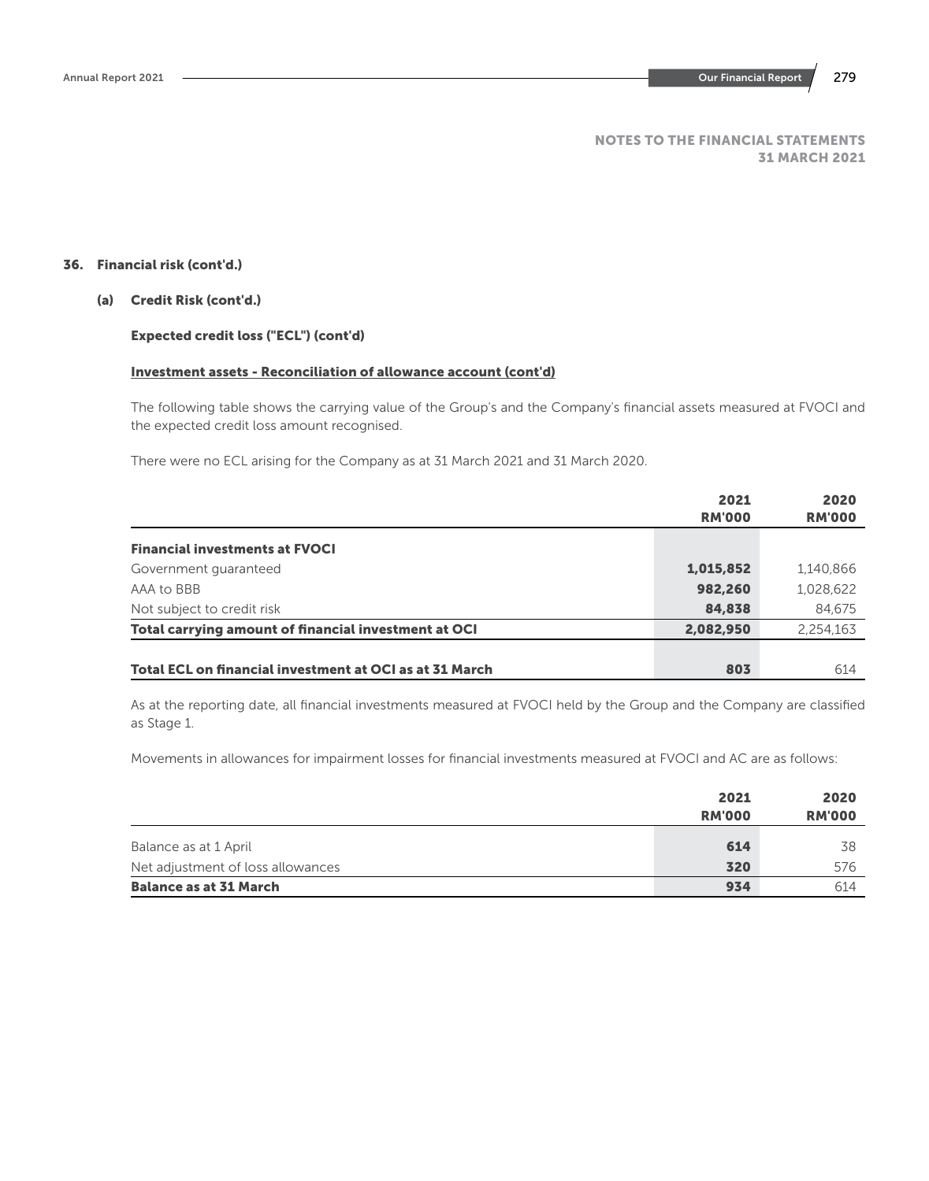NOTES TO THE FINANCIAL STATEMENTS
31 MARCH 2021

## 36. Financial risk (cont'd.)

### (a) Credit Risk (cont'd.)

**Expected credit loss ("ECL") (cont'd)**

**Investment assets - Reconciliation of allowance account (cont'd)**

The following table shows the carrying value of the Group's and the Company's financial assets measured at FVOCI and the expected credit loss amount recognised.

There were no ECL arising for the Company as at 31 March 2021 and 31 March 2020.

| | 2021 RM'000 | 2020 RM'000 |
|---|---|---|
| **Financial investments at FVOCI** | | |
| Government guaranteed | **1,015,852** | 1,140,866 |
| AAA to BBB | **982,260** | 1,028,622 |
| Not subject to credit risk | **84,838** | 84,675 |
| **Total carrying amount of financial investment at OCI** | **2,082,950** | 2,254,163 |
| **Total ECL on financial investment at OCI as at 31 March** | **803** | 614 |

As at the reporting date, all financial investments measured at FVOCI held by the Group and the Company are classified as Stage 1.

Movements in allowances for impairment losses for financial investments measured at FVOCI and AC are as follows:

| | 2021 RM'000 | 2020 RM'000 |
|---|---|---|
| Balance as at 1 April | **614** | 38 |
| Net adjustment of loss allowances | **320** | 576 |
| **Balance as at 31 March** | **934** | 614 |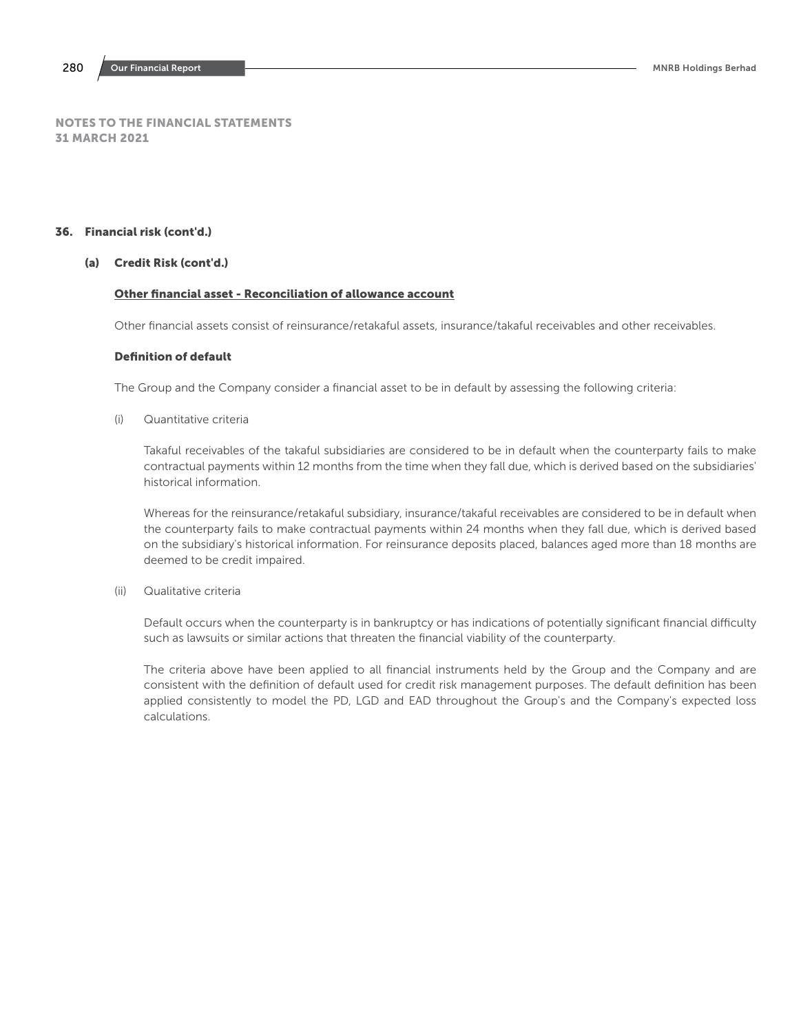## NOTES TO THE FINANCIAL STATEMENTS
## 31 MARCH 2021

## 36. Financial risk (cont'd.)

### (a) Credit Risk (cont'd.)

**Other financial asset - Reconciliation of allowance account**

Other financial assets consist of reinsurance/retakaful assets, insurance/takaful receivables and other receivables.

**Definition of default**

The Group and the Company consider a financial asset to be in default by assessing the following criteria:

(i) Quantitative criteria

Takaful receivables of the takaful subsidiaries are considered to be in default when the counterparty fails to make contractual payments within 12 months from the time when they fall due, which is derived based on the subsidiaries' historical information.

Whereas for the reinsurance/retakaful subsidiary, insurance/takaful receivables are considered to be in default when the counterparty fails to make contractual payments within 24 months when they fall due, which is derived based on the subsidiary's historical information. For reinsurance deposits placed, balances aged more than 18 months are deemed to be credit impaired.

(ii) Qualitative criteria

Default occurs when the counterparty is in bankruptcy or has indications of potentially significant financial difficulty such as lawsuits or similar actions that threaten the financial viability of the counterparty.

The criteria above have been applied to all financial instruments held by the Group and the Company and are consistent with the definition of default used for credit risk management purposes. The default definition has been applied consistently to model the PD, LGD and EAD throughout the Group's and the Company's expected loss calculations.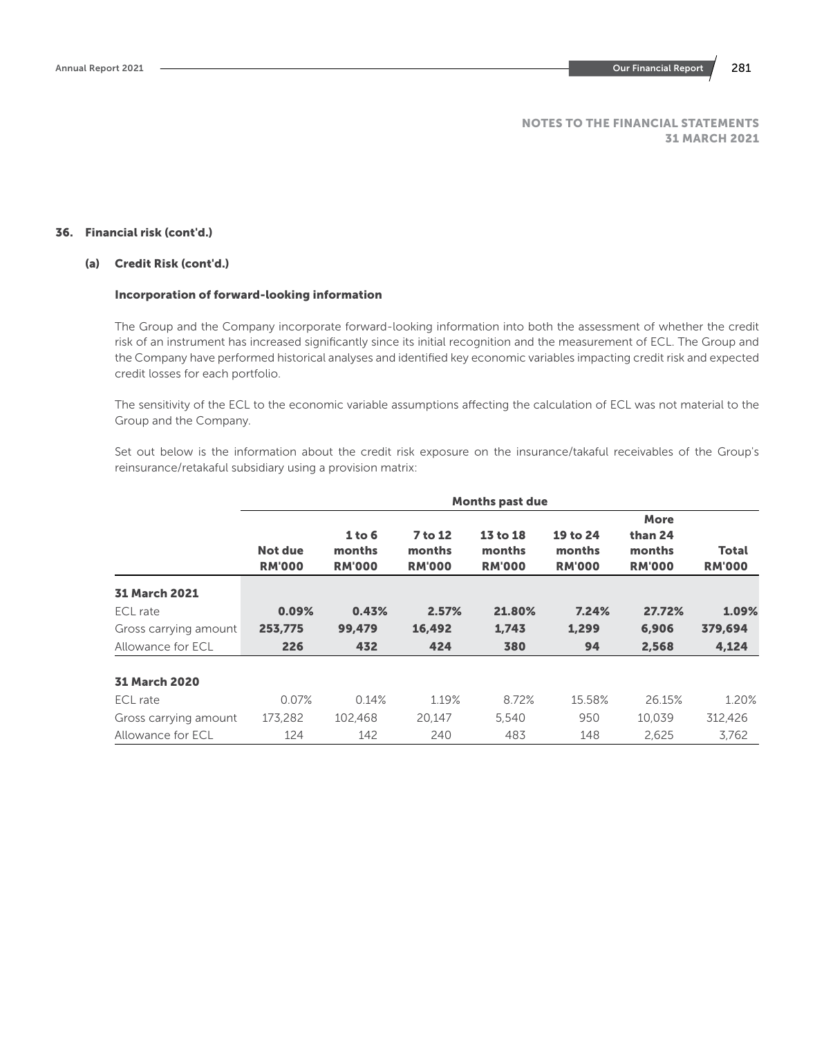NOTES TO THE FINANCIAL STATEMENTS
31 MARCH 2021

## 36. Financial risk (cont'd.)

### (a) Credit Risk (cont'd.)

#### Incorporation of forward-looking information

The Group and the Company incorporate forward-looking information into both the assessment of whether the credit risk of an instrument has increased significantly since its initial recognition and the measurement of ECL. The Group and the Company have performed historical analyses and identified key economic variables impacting credit risk and expected credit losses for each portfolio.

The sensitivity of the ECL to the economic variable assumptions affecting the calculation of ECL was not material to the Group and the Company.

Set out below is the information about the credit risk exposure on the insurance/takaful receivables of the Group's reinsurance/retakaful subsidiary using a provision matrix:

| | Months past due | | | | | | |
|---|---|---|---|---|---|---|---|
| | **Not due RM'000** | **1 to 6 months RM'000** | **7 to 12 months RM'000** | **13 to 18 months RM'000** | **19 to 24 months RM'000** | **More than 24 months RM'000** | **Total RM'000** |
| **31 March 2021** | | | | | | | |
| ECL rate | **0.09%** | **0.43%** | **2.57%** | **21.80%** | **7.24%** | **27.72%** | **1.09%** |
| Gross carrying amount | **253,775** | **99,479** | **16,492** | **1,743** | **1,299** | **6,906** | **379,694** |
| Allowance for ECL | **226** | **432** | **424** | **380** | **94** | **2,568** | **4,124** |
| **31 March 2020** | | | | | | | |
| ECL rate | 0.07% | 0.14% | 1.19% | 8.72% | 15.58% | 26.15% | 1.20% |
| Gross carrying amount | 173,282 | 102,468 | 20,147 | 5,540 | 950 | 10,039 | 312,426 |
| Allowance for ECL | 124 | 142 | 240 | 483 | 148 | 2,625 | 3,762 |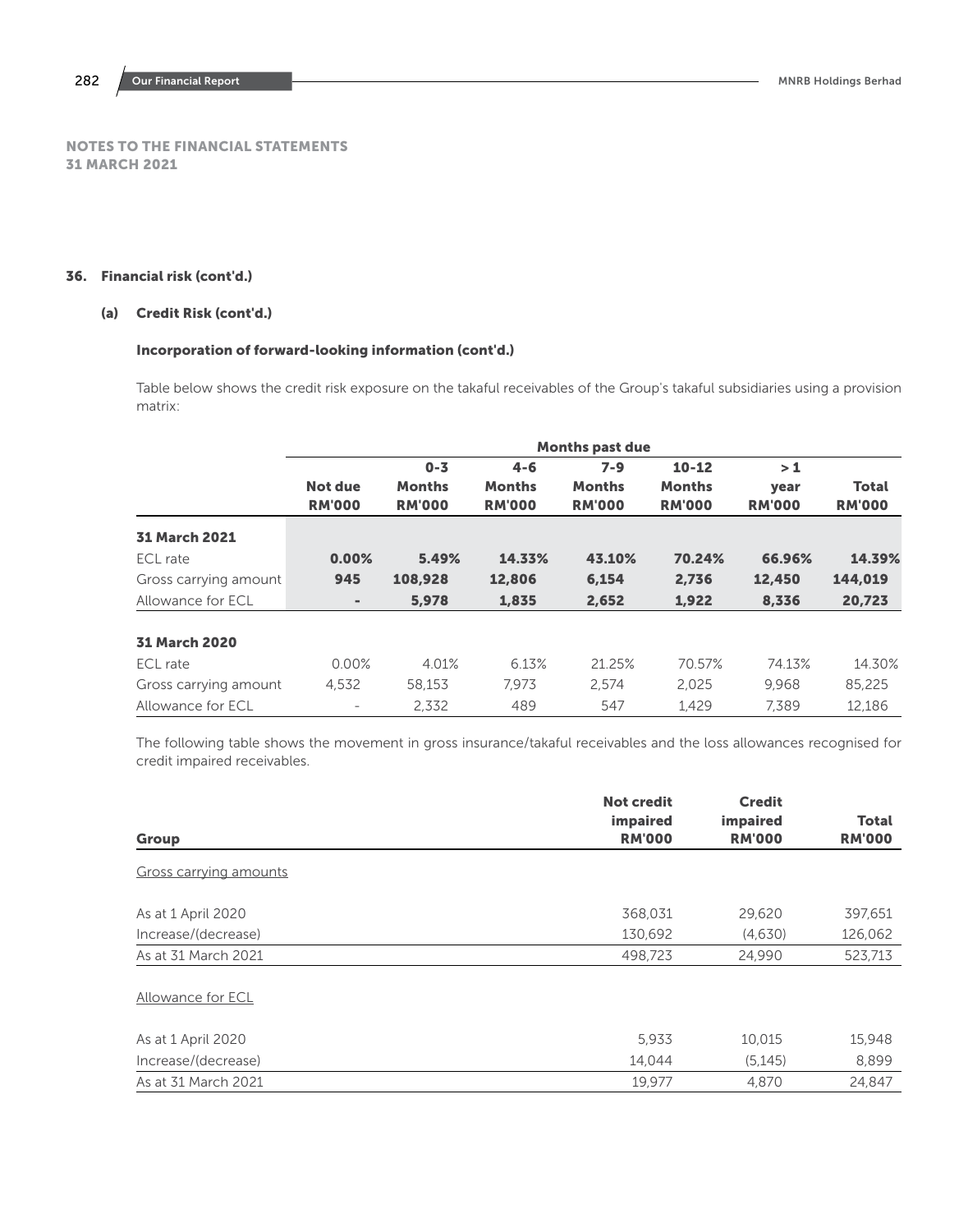# NOTES TO THE FINANCIAL STATEMENTS
# 31 MARCH 2021

## 36. Financial risk (cont'd.)

### (a) Credit Risk (cont'd.)

#### Incorporation of forward-looking information (cont'd.)

Table below shows the credit risk exposure on the takaful receivables of the Group's takaful subsidiaries using a provision matrix:

| | | Months past due | | | | | |
|---|---|---|---|---|---|---|---|
| | **Not due RM'000** | **0-3 Months RM'000** | **4-6 Months RM'000** | **7-9 Months RM'000** | **10-12 Months RM'000** | **> 1 year RM'000** | **Total RM'000** |
| **31 March 2021** | | | | | | | |
| ECL rate | **0.00%** | **5.49%** | **14.33%** | **43.10%** | **70.24%** | **66.96%** | **14.39%** |
| Gross carrying amount | **945** | **108,928** | **12,806** | **6,154** | **2,736** | **12,450** | **144,019** |
| Allowance for ECL | **-** | **5,978** | **1,835** | **2,652** | **1,922** | **8,336** | **20,723** |
| **31 March 2020** | | | | | | | |
| ECL rate | 0.00% | 4.01% | 6.13% | 21.25% | 70.57% | 74.13% | 14.30% |
| Gross carrying amount | 4,532 | 58,153 | 7,973 | 2,574 | 2,025 | 9,968 | 85,225 |
| Allowance for ECL | - | 2,332 | 489 | 547 | 1,429 | 7,389 | 12,186 |

The following table shows the movement in gross insurance/takaful receivables and the loss allowances recognised for credit impaired receivables.

| Group | Not credit impaired RM'000 | Credit impaired RM'000 | Total RM'000 |
|---|---|---|---|
| Gross carrying amounts | | | |
| As at 1 April 2020 | 368,031 | 29,620 | 397,651 |
| Increase/(decrease) | 130,692 | (4,630) | 126,062 |
| As at 31 March 2021 | 498,723 | 24,990 | 523,713 |
| Allowance for ECL | | | |
| As at 1 April 2020 | 5,933 | 10,015 | 15,948 |
| Increase/(decrease) | 14,044 | (5,145) | 8,899 |
| As at 31 March 2021 | 19,977 | 4,870 | 24,847 |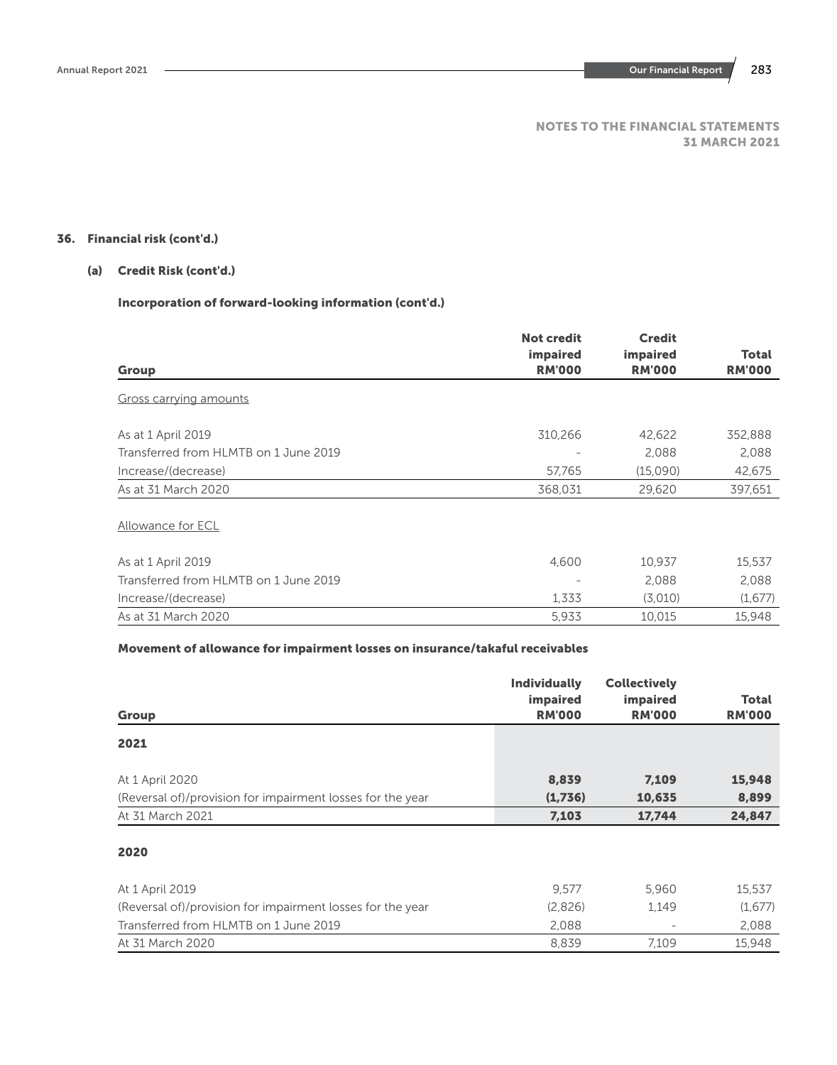## 36. Financial risk (cont'd.)

### (a) Credit Risk (cont'd.)

#### Incorporation of forward-looking information (cont'd.)

| Group | Not credit impaired RM'000 | Credit impaired RM'000 | Total RM'000 |
|---|---|---|---|
| Gross carrying amounts | | | |
| As at 1 April 2019 | 310,266 | 42,622 | 352,888 |
| Transferred from HLMTB on 1 June 2019 | - | 2,088 | 2,088 |
| Increase/(decrease) | 57,765 | (15,090) | 42,675 |
| As at 31 March 2020 | 368,031 | 29,620 | 397,651 |
| Allowance for ECL | | | |
| As at 1 April 2019 | 4,600 | 10,937 | 15,537 |
| Transferred from HLMTB on 1 June 2019 | - | 2,088 | 2,088 |
| Increase/(decrease) | 1,333 | (3,010) | (1,677) |
| As at 31 March 2020 | 5,933 | 10,015 | 15,948 |

#### Movement of allowance for impairment losses on insurance/takaful receivables

| Group | Individually impaired RM'000 | Collectively impaired RM'000 | Total RM'000 |
|---|---|---|---|
| **2021** | | | |
| At 1 April 2020 | **8,839** | **7,109** | **15,948** |
| (Reversal of)/provision for impairment losses for the year | **(1,736)** | **10,635** | **8,899** |
| At 31 March 2021 | **7,103** | **17,744** | **24,847** |
| **2020** | | | |
| At 1 April 2019 | 9,577 | 5,960 | 15,537 |
| (Reversal of)/provision for impairment losses for the year | (2,826) | 1,149 | (1,677) |
| Transferred from HLMTB on 1 June 2019 | 2,088 | - | 2,088 |
| At 31 March 2020 | 8,839 | 7,109 | 15,948 |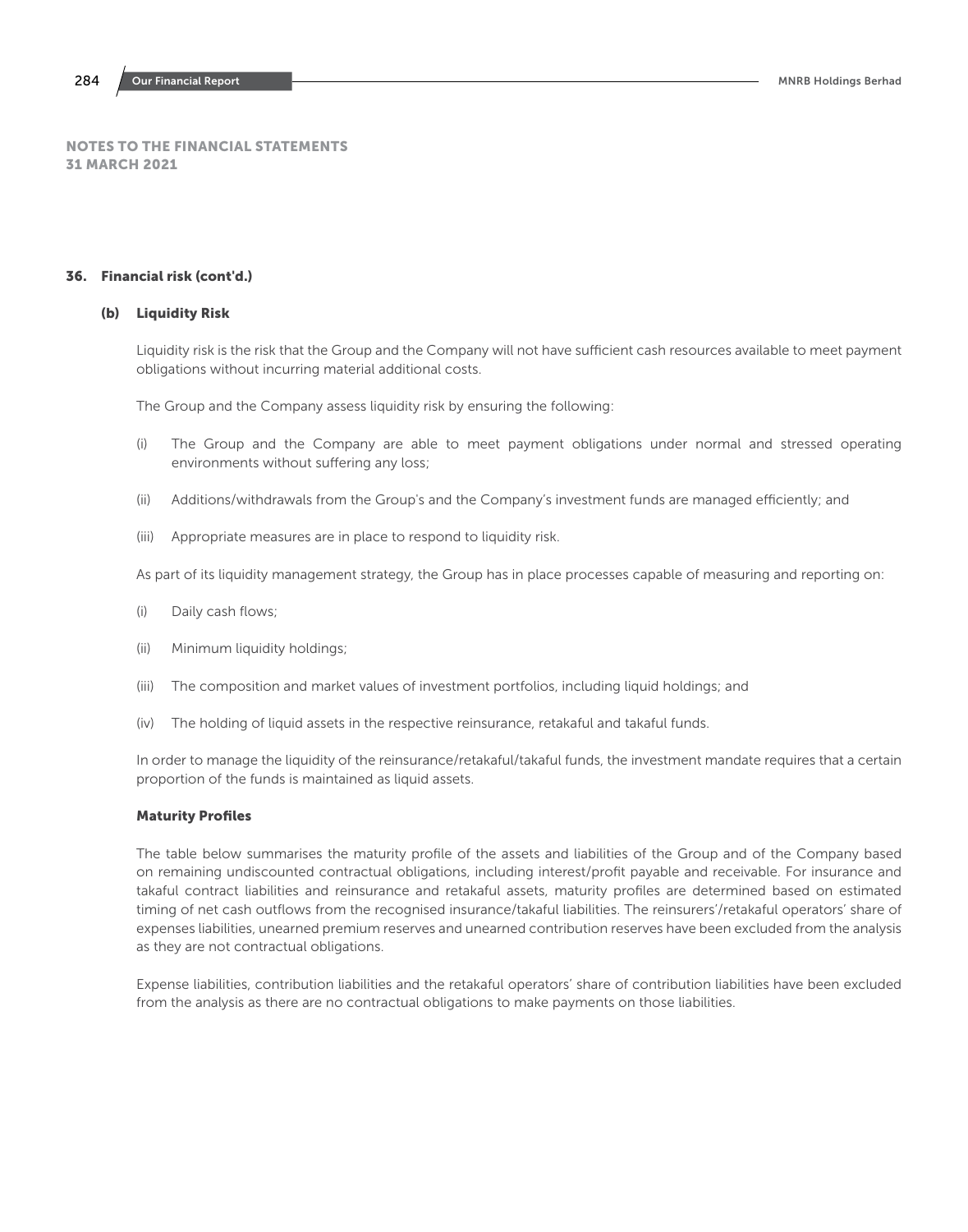## NOTES TO THE FINANCIAL STATEMENTS
## 31 MARCH 2021

### 36. Financial risk (cont'd.)

#### (b) Liquidity Risk

Liquidity risk is the risk that the Group and the Company will not have sufficient cash resources available to meet payment obligations without incurring material additional costs.

The Group and the Company assess liquidity risk by ensuring the following:

(i) The Group and the Company are able to meet payment obligations under normal and stressed operating environments without suffering any loss;

(ii) Additions/withdrawals from the Group's and the Company's investment funds are managed efficiently; and

(iii) Appropriate measures are in place to respond to liquidity risk.

As part of its liquidity management strategy, the Group has in place processes capable of measuring and reporting on:

(i) Daily cash flows;

(ii) Minimum liquidity holdings;

(iii) The composition and market values of investment portfolios, including liquid holdings; and

(iv) The holding of liquid assets in the respective reinsurance, retakaful and takaful funds.

In order to manage the liquidity of the reinsurance/retakaful/takaful funds, the investment mandate requires that a certain proportion of the funds is maintained as liquid assets.

**Maturity Profiles**

The table below summarises the maturity profile of the assets and liabilities of the Group and of the Company based on remaining undiscounted contractual obligations, including interest/profit payable and receivable. For insurance and takaful contract liabilities and reinsurance and retakaful assets, maturity profiles are determined based on estimated timing of net cash outflows from the recognised insurance/takaful liabilities. The reinsurers'/retakaful operators' share of expenses liabilities, unearned premium reserves and unearned contribution reserves have been excluded from the analysis as they are not contractual obligations.

Expense liabilities, contribution liabilities and the retakaful operators' share of contribution liabilities have been excluded from the analysis as there are no contractual obligations to make payments on those liabilities.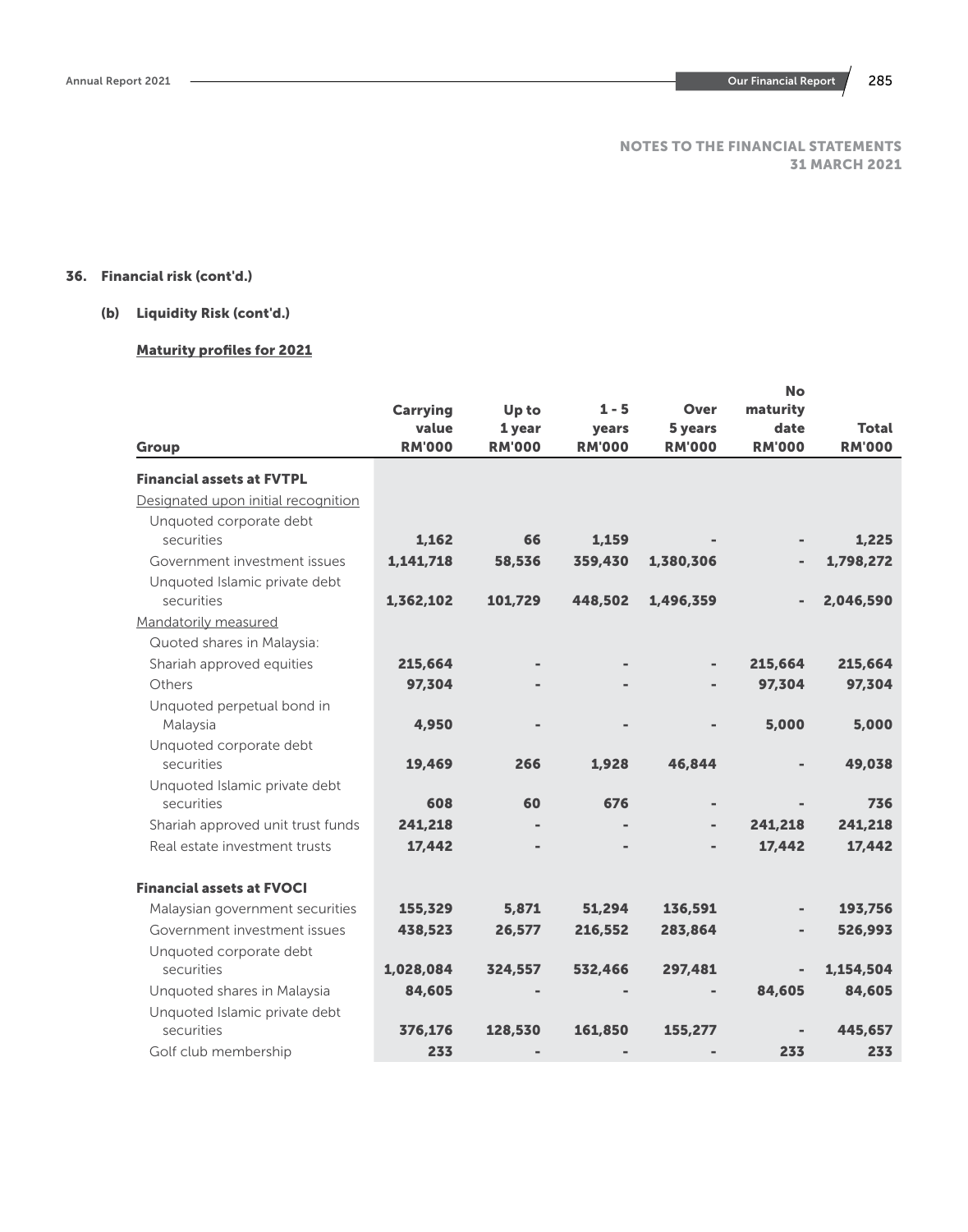NOTES TO THE FINANCIAL STATEMENTS
31 MARCH 2021

## 36. Financial risk (cont'd.)

### (b) Liquidity Risk (cont'd.)

**Maturity profiles for 2021**

| Group | Carrying value RM'000 | Up to 1 year RM'000 | 1 - 5 years RM'000 | Over 5 years RM'000 | No maturity date RM'000 | Total RM'000 |
|---|---|---|---|---|---|---|
| **Financial assets at FVTPL** | | | | | | |
| Designated upon initial recognition | | | | | | |
| Unquoted corporate debt securities | 1,162 | 66 | 1,159 | - | - | 1,225 |
| Government investment issues | 1,141,718 | 58,536 | 359,430 | 1,380,306 | - | 1,798,272 |
| Unquoted Islamic private debt securities | 1,362,102 | 101,729 | 448,502 | 1,496,359 | - | 2,046,590 |
| Mandatorily measured | | | | | | |
| Quoted shares in Malaysia: | | | | | | |
| Shariah approved equities | 215,664 | - | - | - | 215,664 | 215,664 |
| Others | 97,304 | - | - | - | 97,304 | 97,304 |
| Unquoted perpetual bond in Malaysia | 4,950 | - | - | - | 5,000 | 5,000 |
| Unquoted corporate debt securities | 19,469 | 266 | 1,928 | 46,844 | - | 49,038 |
| Unquoted Islamic private debt securities | 608 | 60 | 676 | - | - | 736 |
| Shariah approved unit trust funds | 241,218 | - | - | - | 241,218 | 241,218 |
| Real estate investment trusts | 17,442 | - | - | - | 17,442 | 17,442 |
| **Financial assets at FVOCI** | | | | | | |
| Malaysian government securities | 155,329 | 5,871 | 51,294 | 136,591 | - | 193,756 |
| Government investment issues | 438,523 | 26,577 | 216,552 | 283,864 | - | 526,993 |
| Unquoted corporate debt securities | 1,028,084 | 324,557 | 532,466 | 297,481 | - | 1,154,504 |
| Unquoted shares in Malaysia | 84,605 | - | - | - | 84,605 | 84,605 |
| Unquoted Islamic private debt securities | 376,176 | 128,530 | 161,850 | 155,277 | - | 445,657 |
| Golf club membership | 233 | - | - | - | 233 | 233 |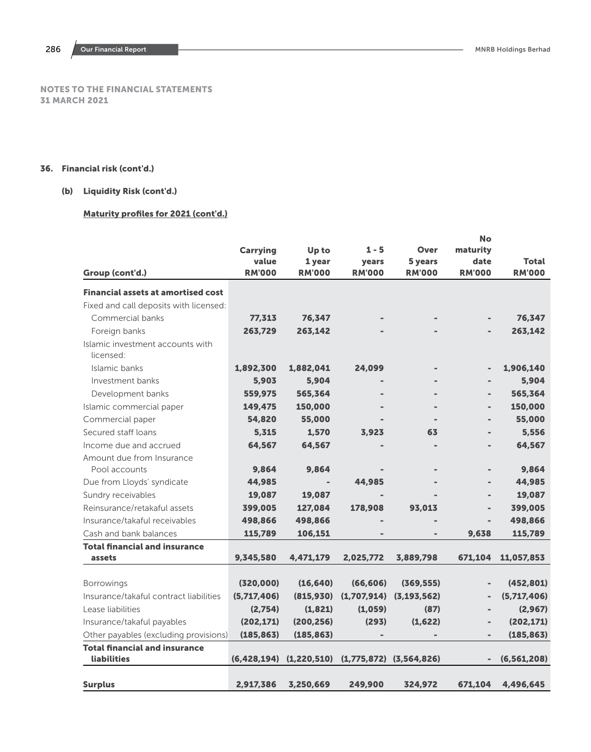NOTES TO THE FINANCIAL STATEMENTS
31 MARCH 2021

## 36. Financial risk (cont'd.)

### (b) Liquidity Risk (cont'd.)

**Maturity profiles for 2021 (cont'd.)**

| Group (cont'd.) | Carrying value RM'000 | Up to 1 year RM'000 | 1 - 5 years RM'000 | Over 5 years RM'000 | No maturity date RM'000 | Total RM'000 |
|---|---|---|---|---|---|---|
| **Financial assets at amortised cost** | | | | | | |
| Fixed and call deposits with licensed: | | | | | | |
| Commercial banks | 77,313 | 76,347 | - | - | - | 76,347 |
| Foreign banks | 263,729 | 263,142 | - | - | - | 263,142 |
| Islamic investment accounts with licensed: | | | | | | |
| Islamic banks | 1,892,300 | 1,882,041 | 24,099 | - | - | 1,906,140 |
| Investment banks | 5,903 | 5,904 | - | - | - | 5,904 |
| Development banks | 559,975 | 565,364 | - | - | - | 565,364 |
| Islamic commercial paper | 149,475 | 150,000 | - | - | - | 150,000 |
| Commercial paper | 54,820 | 55,000 | - | - | - | 55,000 |
| Secured staff loans | 5,315 | 1,570 | 3,923 | 63 | - | 5,556 |
| Income due and accrued | 64,567 | 64,567 | - | - | - | 64,567 |
| Amount due from Insurance Pool accounts | 9,864 | 9,864 | - | - | - | 9,864 |
| Due from Lloyds' syndicate | 44,985 | - | 44,985 | - | - | 44,985 |
| Sundry receivables | 19,087 | 19,087 | - | - | - | 19,087 |
| Reinsurance/retakaful assets | 399,005 | 127,084 | 178,908 | 93,013 | - | 399,005 |
| Insurance/takaful receivables | 498,866 | 498,866 | - | - | - | 498,866 |
| Cash and bank balances | 115,789 | 106,151 | - | - | 9,638 | 115,789 |
| **Total financial and insurance assets** | 9,345,580 | 4,471,179 | 2,025,772 | 3,889,798 | 671,104 | 11,057,853 |
| Borrowings | (320,000) | (16,640) | (66,606) | (369,555) | - | (452,801) |
| Insurance/takaful contract liabilities | (5,717,406) | (815,930) | (1,707,914) | (3,193,562) | - | (5,717,406) |
| Lease liabilities | (2,754) | (1,821) | (1,059) | (87) | - | (2,967) |
| Insurance/takaful payables | (202,171) | (200,256) | (293) | (1,622) | - | (202,171) |
| Other payables (excluding provisions) | (185,863) | (185,863) | - | - | - | (185,863) |
| **Total financial and insurance liabilities** | (6,428,194) | (1,220,510) | (1,775,872) | (3,564,826) | - | (6,561,208) |
| **Surplus** | 2,917,386 | 3,250,669 | 249,900 | 324,972 | 671,104 | 4,496,645 |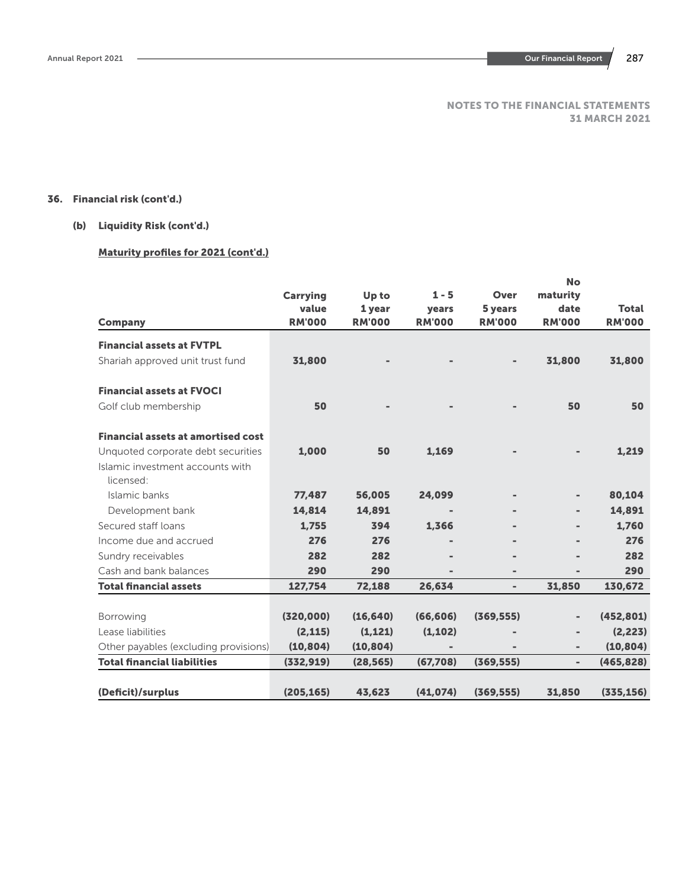NOTES TO THE FINANCIAL STATEMENTS
31 MARCH 2021

## 36. Financial risk (cont'd.)

### (b) Liquidity Risk (cont'd.)

**Maturity profiles for 2021 (cont'd.)**

| Company | Carrying value RM'000 | Up to 1 year RM'000 | 1 - 5 years RM'000 | Over 5 years RM'000 | No maturity date RM'000 | Total RM'000 |
|---|---|---|---|---|---|---|
| **Financial assets at FVTPL** | | | | | | |
| Shariah approved unit trust fund | 31,800 | - | - | - | 31,800 | 31,800 |
| **Financial assets at FVOCI** | | | | | | |
| Golf club membership | 50 | - | - | - | 50 | 50 |
| **Financial assets at amortised cost** | | | | | | |
| Unquoted corporate debt securities | 1,000 | 50 | 1,169 | - | - | 1,219 |
| Islamic investment accounts with licensed: | | | | | | |
| Islamic banks | 77,487 | 56,005 | 24,099 | - | - | 80,104 |
| Development bank | 14,814 | 14,891 | - | - | - | 14,891 |
| Secured staff loans | 1,755 | 394 | 1,366 | - | - | 1,760 |
| Income due and accrued | 276 | 276 | - | - | - | 276 |
| Sundry receivables | 282 | 282 | - | - | - | 282 |
| Cash and bank balances | 290 | 290 | - | - | - | 290 |
| **Total financial assets** | 127,754 | 72,188 | 26,634 | - | 31,850 | 130,672 |
| Borrowing | (320,000) | (16,640) | (66,606) | (369,555) | - | (452,801) |
| Lease liabilities | (2,115) | (1,121) | (1,102) | - | - | (2,223) |
| Other payables (excluding provisions) | (10,804) | (10,804) | - | - | - | (10,804) |
| **Total financial liabilities** | (332,919) | (28,565) | (67,708) | (369,555) | - | (465,828) |
| **(Deficit)/surplus** | (205,165) | 43,623 | (41,074) | (369,555) | 31,850 | (335,156) |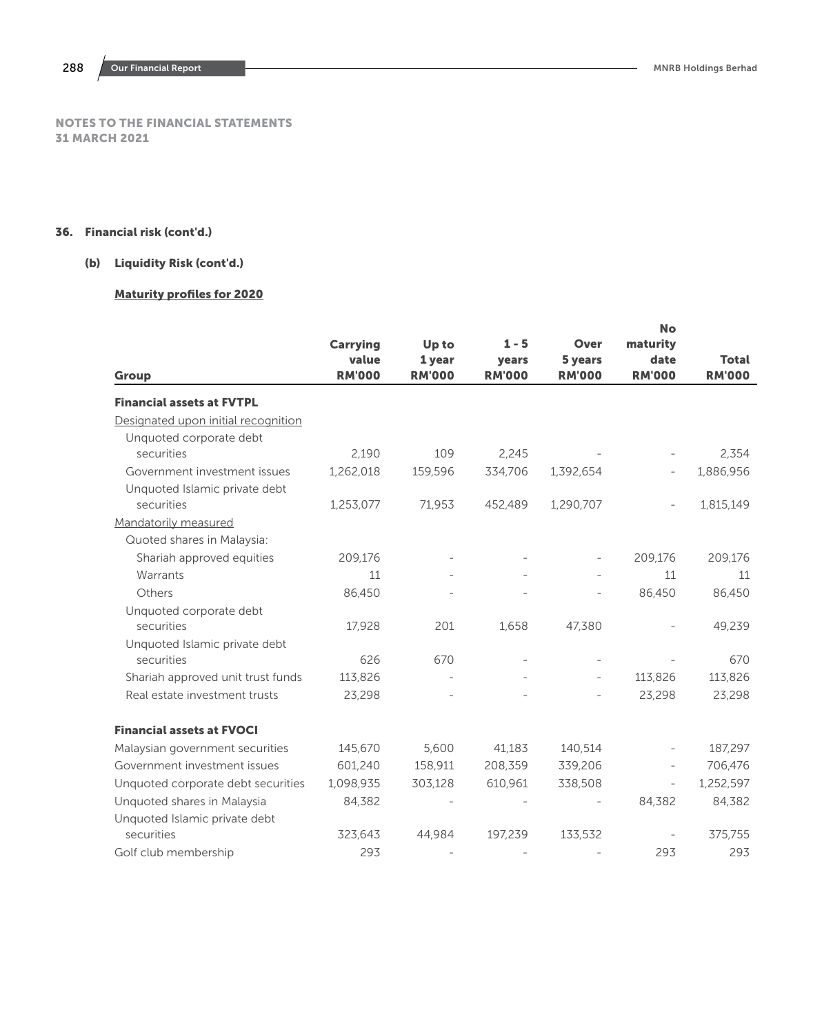NOTES TO THE FINANCIAL STATEMENTS
31 MARCH 2021

## 36. Financial risk (cont'd.)

### (b) Liquidity Risk (cont'd.)

**Maturity profiles for 2020**

| Group | Carrying value RM'000 | Up to 1 year RM'000 | 1 - 5 years RM'000 | Over 5 years RM'000 | No maturity date RM'000 | Total RM'000 |
|---|---|---|---|---|---|---|
| **Financial assets at FVTPL** | | | | | | |
| Designated upon initial recognition | | | | | | |
| Unquoted corporate debt securities | 2,190 | 109 | 2,245 | - | - | 2,354 |
| Government investment issues | 1,262,018 | 159,596 | 334,706 | 1,392,654 | - | 1,886,956 |
| Unquoted Islamic private debt securities | 1,253,077 | 71,953 | 452,489 | 1,290,707 | - | 1,815,149 |
| Mandatorily measured | | | | | | |
| Quoted shares in Malaysia: | | | | | | |
| Shariah approved equities | 209,176 | - | - | - | 209,176 | 209,176 |
| Warrants | 11 | - | - | - | 11 | 11 |
| Others | 86,450 | - | - | - | 86,450 | 86,450 |
| Unquoted corporate debt securities | 17,928 | 201 | 1,658 | 47,380 | - | 49,239 |
| Unquoted Islamic private debt securities | 626 | 670 | - | - | - | 670 |
| Shariah approved unit trust funds | 113,826 | - | - | - | 113,826 | 113,826 |
| Real estate investment trusts | 23,298 | - | - | - | 23,298 | 23,298 |
| **Financial assets at FVOCI** | | | | | | |
| Malaysian government securities | 145,670 | 5,600 | 41,183 | 140,514 | - | 187,297 |
| Government investment issues | 601,240 | 158,911 | 208,359 | 339,206 | - | 706,476 |
| Unquoted corporate debt securities | 1,098,935 | 303,128 | 610,961 | 338,508 | - | 1,252,597 |
| Unquoted shares in Malaysia | 84,382 | - | - | - | 84,382 | 84,382 |
| Unquoted Islamic private debt securities | 323,643 | 44,984 | 197,239 | 133,532 | - | 375,755 |
| Golf club membership | 293 | - | - | - | 293 | 293 |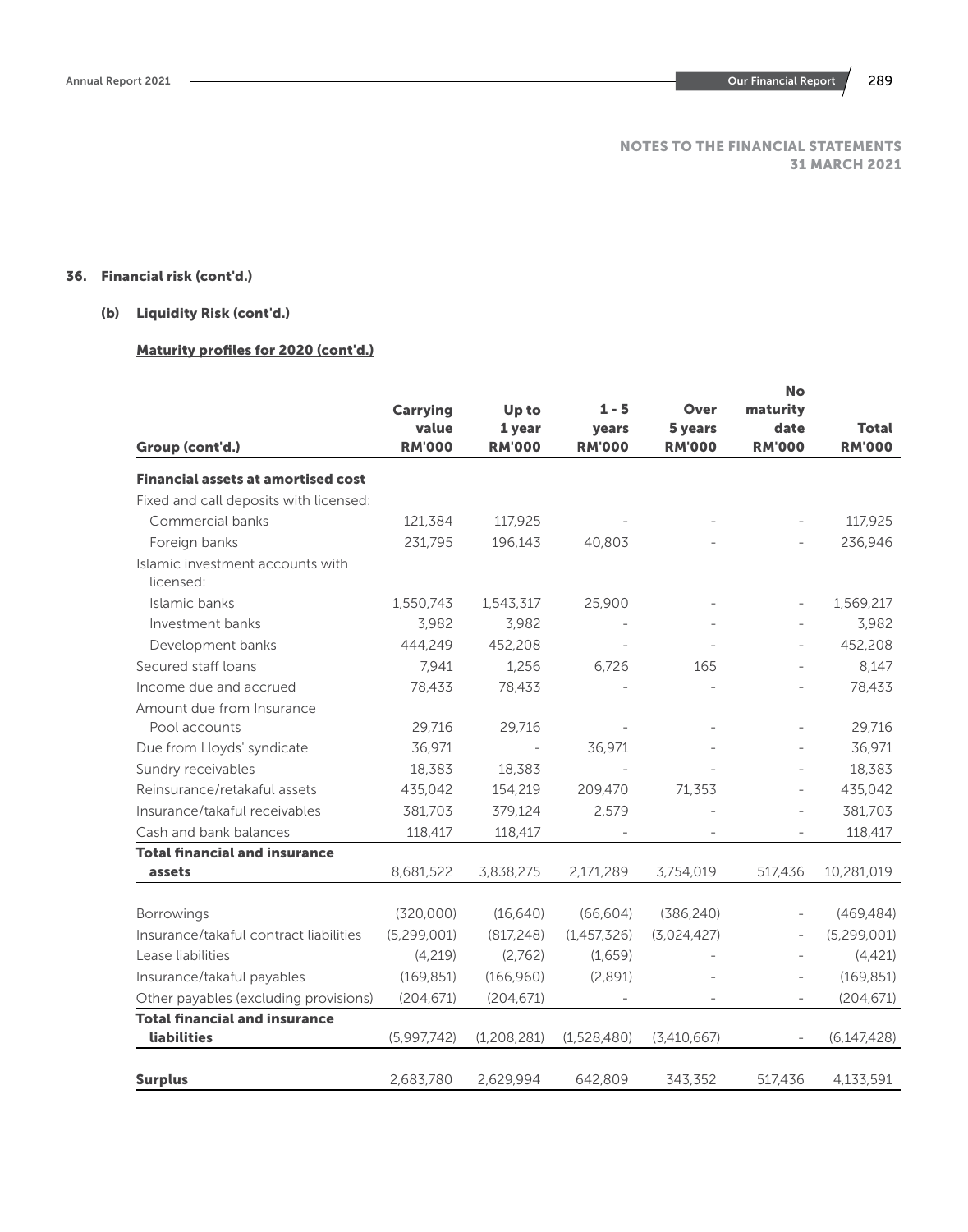NOTES TO THE FINANCIAL STATEMENTS
31 MARCH 2021

## 36. Financial risk (cont'd.)

### (b) Liquidity Risk (cont'd.)

**Maturity profiles for 2020 (cont'd.)**

| Group (cont'd.) | Carrying value RM'000 | Up to 1 year RM'000 | 1 - 5 years RM'000 | Over 5 years RM'000 | No maturity date RM'000 | Total RM'000 |
|---|---|---|---|---|---|---|
| **Financial assets at amortised cost** | | | | | | |
| Fixed and call deposits with licensed: | | | | | | |
| Commercial banks | 121,384 | 117,925 | - | - | - | 117,925 |
| Foreign banks | 231,795 | 196,143 | 40,803 | - | - | 236,946 |
| Islamic investment accounts with licensed: | | | | | | |
| Islamic banks | 1,550,743 | 1,543,317 | 25,900 | - | - | 1,569,217 |
| Investment banks | 3,982 | 3,982 | - | - | - | 3,982 |
| Development banks | 444,249 | 452,208 | - | - | - | 452,208 |
| Secured staff loans | 7,941 | 1,256 | 6,726 | 165 | - | 8,147 |
| Income due and accrued | 78,433 | 78,433 | - | - | - | 78,433 |
| Amount due from Insurance Pool accounts | 29,716 | 29,716 | - | - | - | 29,716 |
| Due from Lloyds' syndicate | 36,971 | - | 36,971 | - | - | 36,971 |
| Sundry receivables | 18,383 | 18,383 | - | - | - | 18,383 |
| Reinsurance/retakaful assets | 435,042 | 154,219 | 209,470 | 71,353 | - | 435,042 |
| Insurance/takaful receivables | 381,703 | 379,124 | 2,579 | - | - | 381,703 |
| Cash and bank balances | 118,417 | 118,417 | - | - | - | 118,417 |
| **Total financial and insurance assets** | 8,681,522 | 3,838,275 | 2,171,289 | 3,754,019 | 517,436 | 10,281,019 |
| | | | | | | |
| Borrowings | (320,000) | (16,640) | (66,604) | (386,240) | - | (469,484) |
| Insurance/takaful contract liabilities | (5,299,001) | (817,248) | (1,457,326) | (3,024,427) | - | (5,299,001) |
| Lease liabilities | (4,219) | (2,762) | (1,659) | - | - | (4,421) |
| Insurance/takaful payables | (169,851) | (166,960) | (2,891) | - | - | (169,851) |
| Other payables (excluding provisions) | (204,671) | (204,671) | - | - | - | (204,671) |
| **Total financial and insurance liabilities** | (5,997,742) | (1,208,281) | (1,528,480) | (3,410,667) | - | (6,147,428) |
| | | | | | | |
| **Surplus** | 2,683,780 | 2,629,994 | 642,809 | 343,352 | 517,436 | 4,133,591 |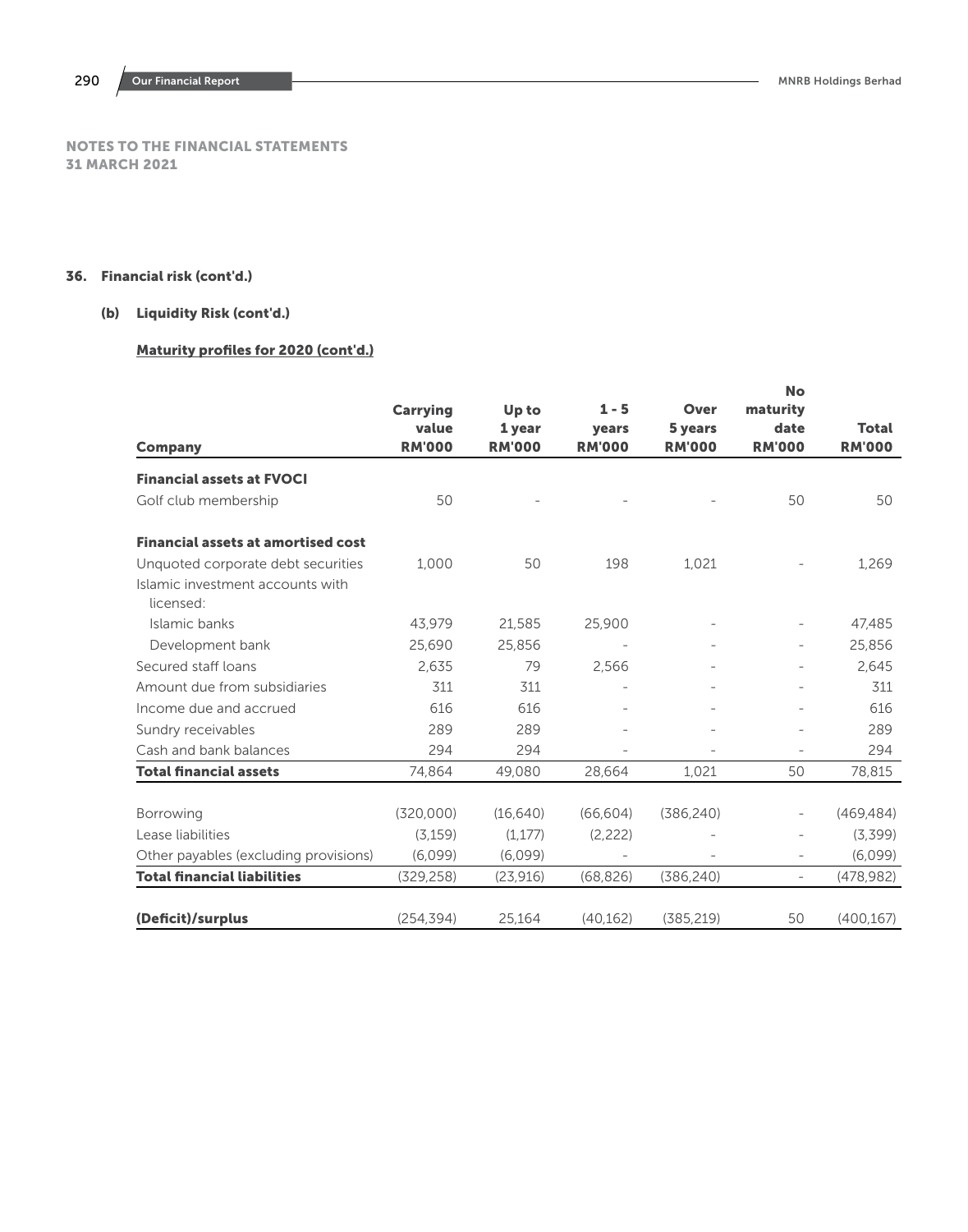NOTES TO THE FINANCIAL STATEMENTS
31 MARCH 2021

## 36. Financial risk (cont'd.)

### (b) Liquidity Risk (cont'd.)

**Maturity profiles for 2020 (cont'd.)**

| Company | Carrying value RM'000 | Up to 1 year RM'000 | 1 - 5 years RM'000 | Over 5 years RM'000 | No maturity date RM'000 | Total RM'000 |
|---|---|---|---|---|---|---|
| **Financial assets at FVOCI** | | | | | | |
| Golf club membership | 50 | - | - | - | 50 | 50 |
| **Financial assets at amortised cost** | | | | | | |
| Unquoted corporate debt securities | 1,000 | 50 | 198 | 1,021 | - | 1,269 |
| Islamic investment accounts with licensed: | | | | | | |
| Islamic banks | 43,979 | 21,585 | 25,900 | - | - | 47,485 |
| Development bank | 25,690 | 25,856 | - | - | - | 25,856 |
| Secured staff loans | 2,635 | 79 | 2,566 | - | - | 2,645 |
| Amount due from subsidiaries | 311 | 311 | - | - | - | 311 |
| Income due and accrued | 616 | 616 | - | - | - | 616 |
| Sundry receivables | 289 | 289 | - | - | - | 289 |
| Cash and bank balances | 294 | 294 | - | - | - | 294 |
| **Total financial assets** | 74,864 | 49,080 | 28,664 | 1,021 | 50 | 78,815 |
| Borrowing | (320,000) | (16,640) | (66,604) | (386,240) | - | (469,484) |
| Lease liabilities | (3,159) | (1,177) | (2,222) | - | - | (3,399) |
| Other payables (excluding provisions) | (6,099) | (6,099) | - | - | - | (6,099) |
| **Total financial liabilities** | (329,258) | (23,916) | (68,826) | (386,240) | - | (478,982) |
| **(Deficit)/surplus** | (254,394) | 25,164 | (40,162) | (385,219) | 50 | (400,167) |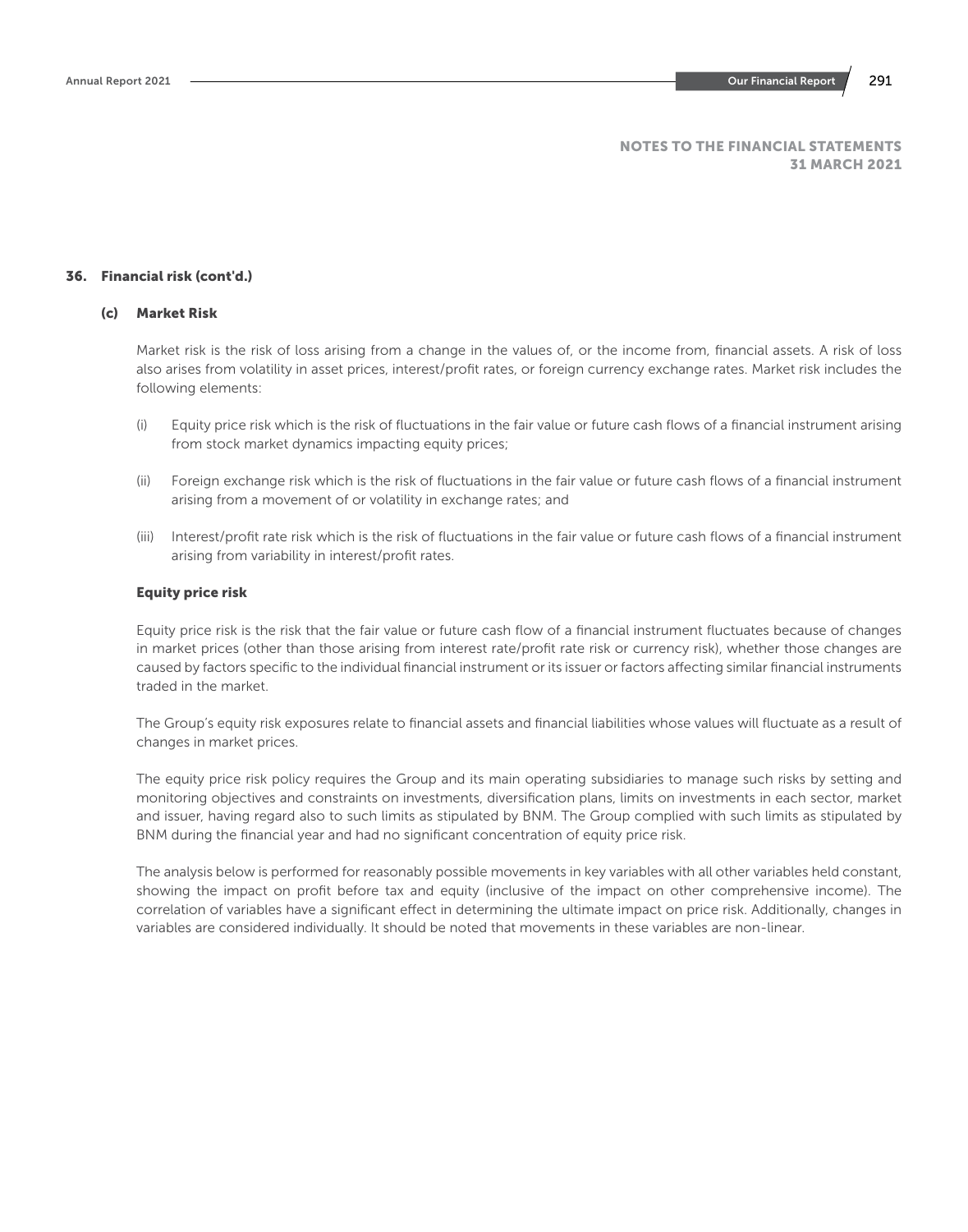NOTES TO THE FINANCIAL STATEMENTS
31 MARCH 2021

## 36. Financial risk (cont'd.)

### (c) Market Risk

Market risk is the risk of loss arising from a change in the values of, or the income from, financial assets. A risk of loss also arises from volatility in asset prices, interest/profit rates, or foreign currency exchange rates. Market risk includes the following elements:

(i) Equity price risk which is the risk of fluctuations in the fair value or future cash flows of a financial instrument arising from stock market dynamics impacting equity prices;

(ii) Foreign exchange risk which is the risk of fluctuations in the fair value or future cash flows of a financial instrument arising from a movement of or volatility in exchange rates; and

(iii) Interest/profit rate risk which is the risk of fluctuations in the fair value or future cash flows of a financial instrument arising from variability in interest/profit rates.

#### Equity price risk

Equity price risk is the risk that the fair value or future cash flow of a financial instrument fluctuates because of changes in market prices (other than those arising from interest rate/profit rate risk or currency risk), whether those changes are caused by factors specific to the individual financial instrument or its issuer or factors affecting similar financial instruments traded in the market.

The Group's equity risk exposures relate to financial assets and financial liabilities whose values will fluctuate as a result of changes in market prices.

The equity price risk policy requires the Group and its main operating subsidiaries to manage such risks by setting and monitoring objectives and constraints on investments, diversification plans, limits on investments in each sector, market and issuer, having regard also to such limits as stipulated by BNM. The Group complied with such limits as stipulated by BNM during the financial year and had no significant concentration of equity price risk.

The analysis below is performed for reasonably possible movements in key variables with all other variables held constant, showing the impact on profit before tax and equity (inclusive of the impact on other comprehensive income). The correlation of variables have a significant effect in determining the ultimate impact on price risk. Additionally, changes in variables are considered individually. It should be noted that movements in these variables are non-linear.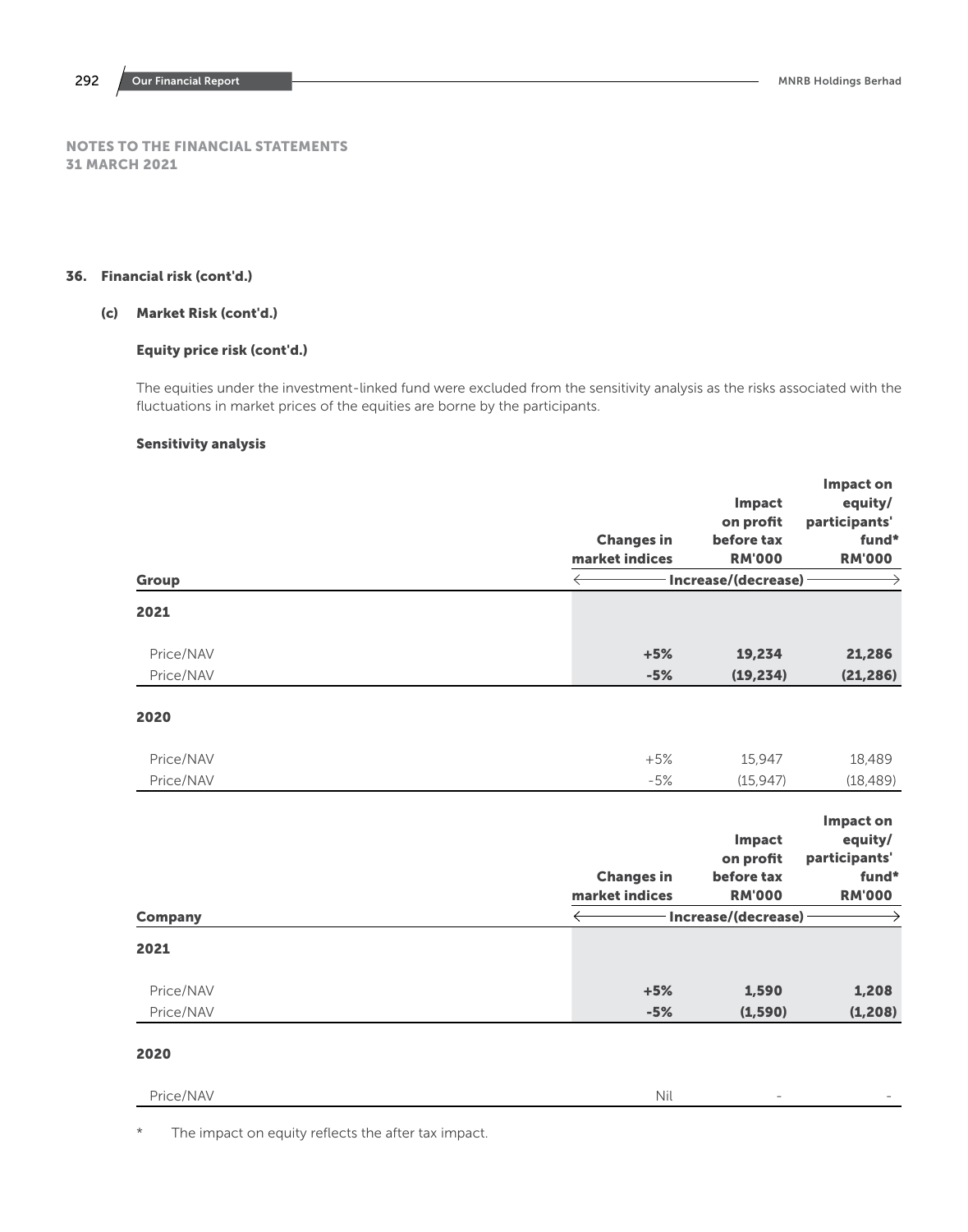NOTES TO THE FINANCIAL STATEMENTS
31 MARCH 2021

## 36. Financial risk (cont'd.)

### (c) Market Risk (cont'd.)

#### Equity price risk (cont'd.)

The equities under the investment-linked fund were excluded from the sensitivity analysis as the risks associated with the fluctuations in market prices of the equities are borne by the participants.

#### Sensitivity analysis

| Group | Changes in market indices | Impact on profit before tax RM'000 | Impact on equity/ participants' fund* RM'000 |
|---|---|---|---|
| | ← | Increase/(decrease) | → |
| **2021** | | | |
| Price/NAV | **+5%** | **19,234** | **21,286** |
| Price/NAV | **-5%** | **(19,234)** | **(21,286)** |
| **2020** | | | |
| Price/NAV | +5% | 15,947 | 18,489 |
| Price/NAV | -5% | (15,947) | (18,489) |

| Company | Changes in market indices | Impact on profit before tax RM'000 | Impact on equity/ participants' fund* RM'000 |
|---|---|---|---|
| | ← | Increase/(decrease) | → |
| **2021** | | | |
| Price/NAV | **+5%** | **1,590** | **1,208** |
| Price/NAV | **-5%** | **(1,590)** | **(1,208)** |
| **2020** | | | |
| Price/NAV | Nil | - | - |

\* The impact on equity reflects the after tax impact.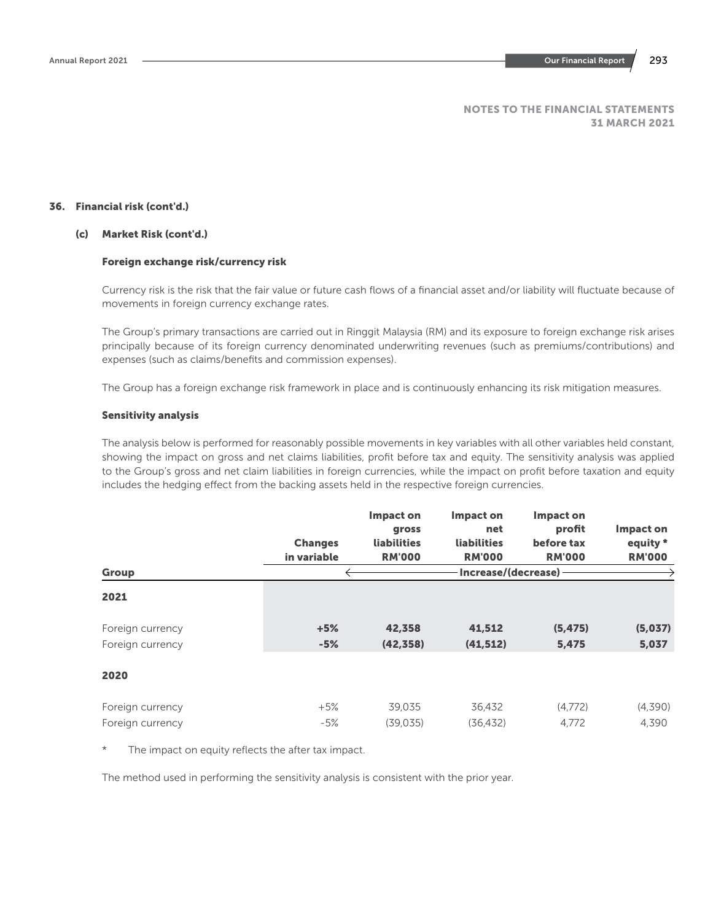NOTES TO THE FINANCIAL STATEMENTS
31 MARCH 2021

## 36. Financial risk (cont'd.)

### (c) Market Risk (cont'd.)

#### Foreign exchange risk/currency risk

Currency risk is the risk that the fair value or future cash flows of a financial asset and/or liability will fluctuate because of movements in foreign currency exchange rates.

The Group's primary transactions are carried out in Ringgit Malaysia (RM) and its exposure to foreign exchange risk arises principally because of its foreign currency denominated underwriting revenues (such as premiums/contributions) and expenses (such as claims/benefits and commission expenses).

The Group has a foreign exchange risk framework in place and is continuously enhancing its risk mitigation measures.

#### Sensitivity analysis

The analysis below is performed for reasonably possible movements in key variables with all other variables held constant, showing the impact on gross and net claims liabilities, profit before tax and equity. The sensitivity analysis was applied to the Group's gross and net claim liabilities in foreign currencies, while the impact on profit before taxation and equity includes the hedging effect from the backing assets held in the respective foreign currencies.

| Group | Changes in variable | Impact on gross liabilities RM'000 | Impact on net liabilities RM'000 | Impact on profit before tax RM'000 | Impact on equity * RM'000 |
|---|---|---|---|---|---|
| | | Increase/(decrease) | | | |
| **2021** | | | | | |
| Foreign currency | **+5%** | **42,358** | **41,512** | **(5,475)** | **(5,037)** |
| Foreign currency | **-5%** | **(42,358)** | **(41,512)** | **5,475** | **5,037** |
| **2020** | | | | | |
| Foreign currency | +5% | 39,035 | 36,432 | (4,772) | (4,390) |
| Foreign currency | -5% | (39,035) | (36,432) | 4,772 | 4,390 |

\* The impact on equity reflects the after tax impact.

The method used in performing the sensitivity analysis is consistent with the prior year.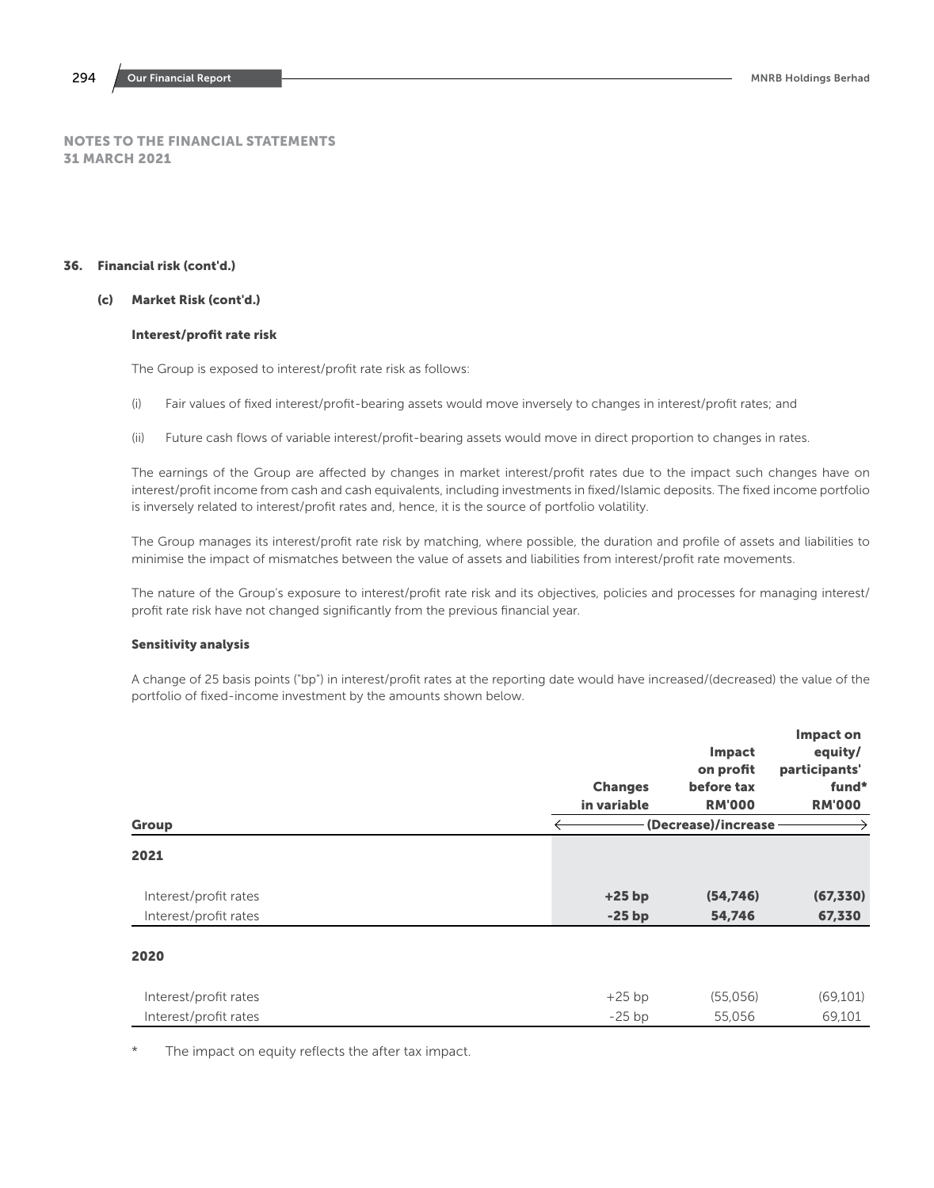## NOTES TO THE FINANCIAL STATEMENTS
## 31 MARCH 2021

### 36. Financial risk (cont'd.)

#### (c) Market Risk (cont'd.)

**Interest/profit rate risk**

The Group is exposed to interest/profit rate risk as follows:

(i) Fair values of fixed interest/profit-bearing assets would move inversely to changes in interest/profit rates; and

(ii) Future cash flows of variable interest/profit-bearing assets would move in direct proportion to changes in rates.

The earnings of the Group are affected by changes in market interest/profit rates due to the impact such changes have on interest/profit income from cash and cash equivalents, including investments in fixed/Islamic deposits. The fixed income portfolio is inversely related to interest/profit rates and, hence, it is the source of portfolio volatility.

The Group manages its interest/profit rate risk by matching, where possible, the duration and profile of assets and liabilities to minimise the impact of mismatches between the value of assets and liabilities from interest/profit rate movements.

The nature of the Group's exposure to interest/profit rate risk and its objectives, policies and processes for managing interest/profit rate risk have not changed significantly from the previous financial year.

**Sensitivity analysis**

A change of 25 basis points ("bp") in interest/profit rates at the reporting date would have increased/(decreased) the value of the portfolio of fixed-income investment by the amounts shown below.

| Group | Changes in variable | Impact on profit before tax RM'000 | Impact on equity/ participants' fund* RM'000 |
|---|---|---|---|
| | (Decrease)/increase | | |
| **2021** | | | |
| Interest/profit rates | **+25 bp** | **(54,746)** | **(67,330)** |
| Interest/profit rates | **-25 bp** | **54,746** | **67,330** |
| **2020** | | | |
| Interest/profit rates | +25 bp | (55,056) | (69,101) |
| Interest/profit rates | -25 bp | 55,056 | 69,101 |

\* The impact on equity reflects the after tax impact.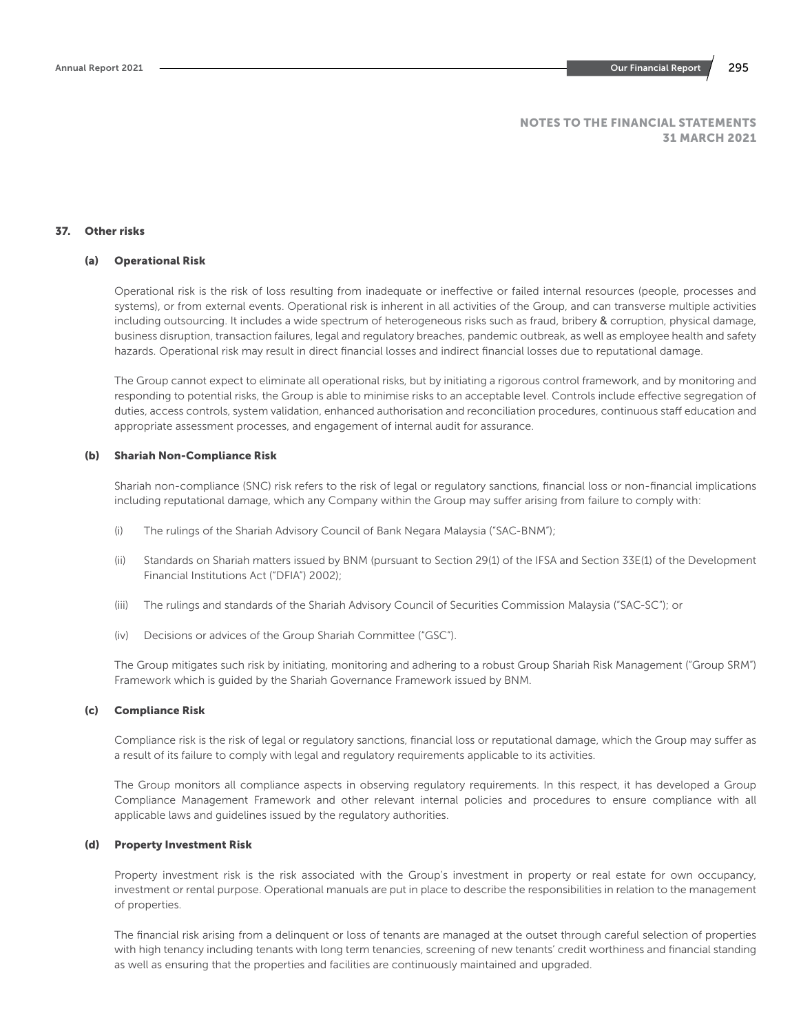## NOTES TO THE FINANCIAL STATEMENTS
## 31 MARCH 2021

### 37. Other risks

#### (a) Operational Risk

Operational risk is the risk of loss resulting from inadequate or ineffective or failed internal resources (people, processes and systems), or from external events. Operational risk is inherent in all activities of the Group, and can transverse multiple activities including outsourcing. It includes a wide spectrum of heterogeneous risks such as fraud, bribery & corruption, physical damage, business disruption, transaction failures, legal and regulatory breaches, pandemic outbreak, as well as employee health and safety hazards. Operational risk may result in direct financial losses and indirect financial losses due to reputational damage.

The Group cannot expect to eliminate all operational risks, but by initiating a rigorous control framework, and by monitoring and responding to potential risks, the Group is able to minimise risks to an acceptable level. Controls include effective segregation of duties, access controls, system validation, enhanced authorisation and reconciliation procedures, continuous staff education and appropriate assessment processes, and engagement of internal audit for assurance.

#### (b) Shariah Non-Compliance Risk

Shariah non-compliance (SNC) risk refers to the risk of legal or regulatory sanctions, financial loss or non-financial implications including reputational damage, which any Company within the Group may suffer arising from failure to comply with:

(i) The rulings of the Shariah Advisory Council of Bank Negara Malaysia ("SAC-BNM");

(ii) Standards on Shariah matters issued by BNM (pursuant to Section 29(1) of the IFSA and Section 33E(1) of the Development Financial Institutions Act ("DFIA") 2002);

(iii) The rulings and standards of the Shariah Advisory Council of Securities Commission Malaysia ("SAC-SC"); or

(iv) Decisions or advices of the Group Shariah Committee ("GSC").

The Group mitigates such risk by initiating, monitoring and adhering to a robust Group Shariah Risk Management ("Group SRM") Framework which is guided by the Shariah Governance Framework issued by BNM.

#### (c) Compliance Risk

Compliance risk is the risk of legal or regulatory sanctions, financial loss or reputational damage, which the Group may suffer as a result of its failure to comply with legal and regulatory requirements applicable to its activities.

The Group monitors all compliance aspects in observing regulatory requirements. In this respect, it has developed a Group Compliance Management Framework and other relevant internal policies and procedures to ensure compliance with all applicable laws and guidelines issued by the regulatory authorities.

#### (d) Property Investment Risk

Property investment risk is the risk associated with the Group's investment in property or real estate for own occupancy, investment or rental purpose. Operational manuals are put in place to describe the responsibilities in relation to the management of properties.

The financial risk arising from a delinquent or loss of tenants are managed at the outset through careful selection of properties with high tenancy including tenants with long term tenancies, screening of new tenants' credit worthiness and financial standing as well as ensuring that the properties and facilities are continuously maintained and upgraded.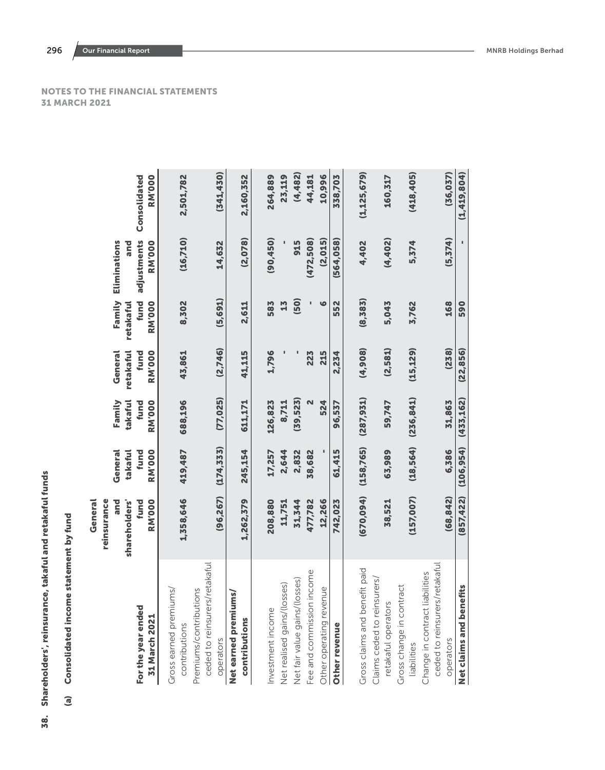NOTES TO THE FINANCIAL STATEMENTS
31 MARCH 2021

## 38. Shareholders', reinsurance, takaful and retakaful funds

### (a) Consolidated income statement by fund

| For the year ended 31 March 2021 | General reinsurance and shareholders' fund RM'000 | General takaful fund RM'000 | Family takaful fund RM'000 | General retakaful fund RM'000 | Family retakaful fund RM'000 | Eliminations and adjustments RM'000 | Consolidated RM'000 |
|---|---|---|---|---|---|---|---|
| Gross earned premiums/contributions | 1,358,646 | 419,487 | 688,196 | 43,861 | 8,302 | (16,710) | 2,501,782 |
| Premiums/contributions ceded to reinsurers/retakaful operators | (96,267) | (174,333) | (77,025) | (2,746) | (5,691) | 14,632 | (341,430) |
| **Net earned premiums/contributions** | 1,262,379 | 245,154 | 611,171 | 41,115 | 2,611 | (2,078) | 2,160,352 |
| Investment income | 208,880 | 17,257 | 126,823 | 1,796 | 583 | (90,450) | 264,889 |
| Net realised gains/(losses) | 11,751 | 2,644 | 8,711 | - | 13 | - | 23,119 |
| Net fair value gains/(losses) | 31,344 | 2,832 | (39,523) | - | (50) | 915 | (4,482) |
| Fee and commission income | 477,782 | 38,682 | 2 | 223 | - | (472,508) | 44,181 |
| Other operating revenue | 12,266 | - | 524 | 215 | 6 | (2,015) | 10,996 |
| **Other revenue** | 742,023 | 61,415 | 96,537 | 2,234 | 552 | (564,058) | 338,703 |
| Gross claims and benefit paid | (670,094) | (158,765) | (287,931) | (4,908) | (8,383) | 4,402 | (1,125,679) |
| Claims ceded to reinsurers/retakaful operators | 38,521 | 63,989 | 59,747 | (2,581) | 5,043 | (4,402) | 160,317 |
| Gross change in contract liabilities | (157,007) | (18,564) | (236,841) | (15,129) | 3,762 | 5,374 | (418,405) |
| Change in contract liabilities ceded to reinsurers/retakaful operators | (68,842) | 6,386 | 31,863 | (238) | 168 | (5,374) | (36,037) |
| **Net claims and benefits** | (857,422) | (106,954) | (433,162) | (22,856) | 590 | - | (1,419,804) |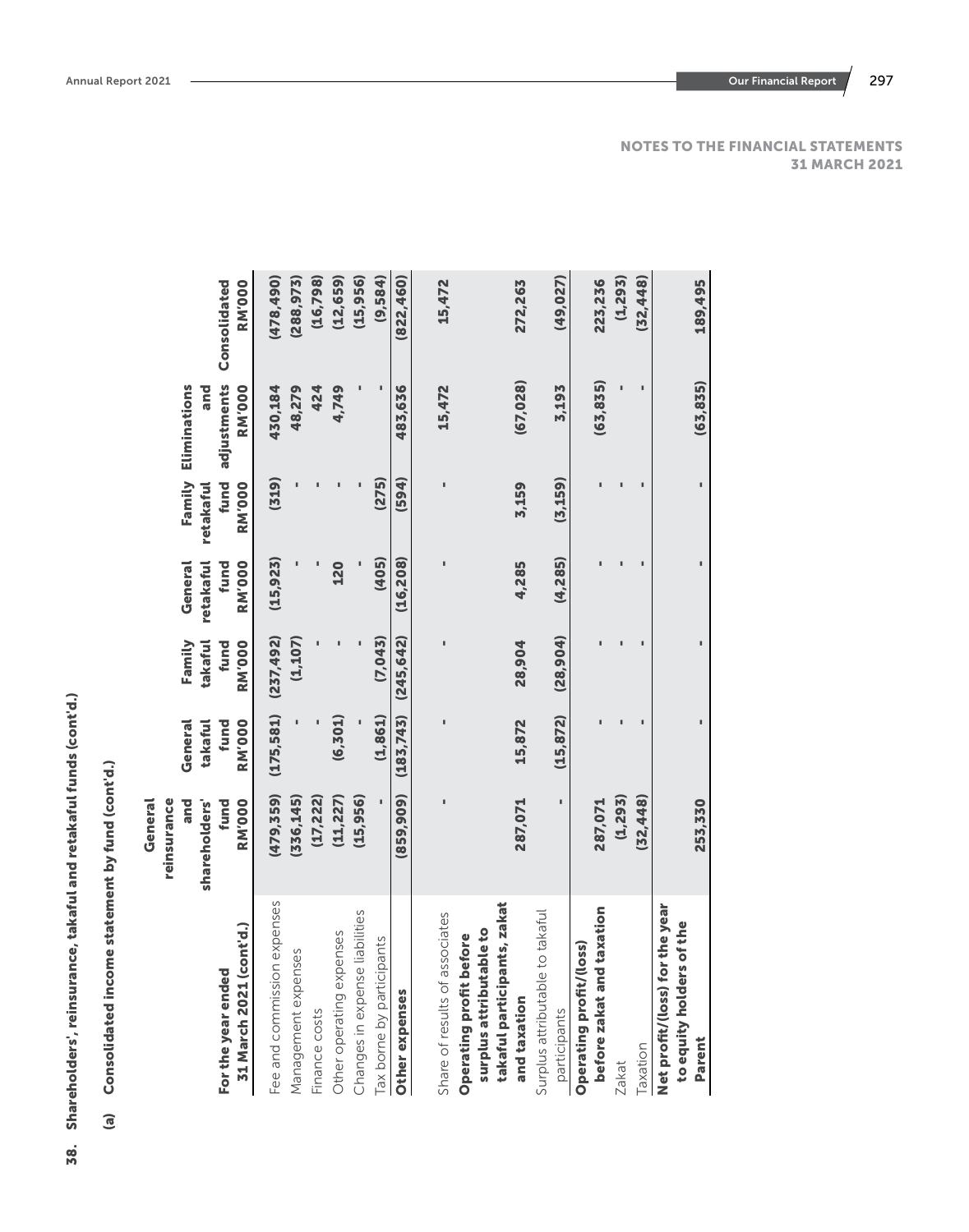## 38. Shareholders', reinsurance, takaful and retakaful funds (cont'd.)

### (a) Consolidated income statement by fund (cont'd.)

| For the year ended 31 March 2021 (cont'd.) | General reinsurance and shareholders' fund RM'000 | General takaful fund RM'000 | Family takaful fund RM'000 | General retakaful fund RM'000 | Family retakaful fund RM'000 | Eliminations and adjustments RM'000 | Consolidated RM'000 |
|---|---|---|---|---|---|---|---|
| Fee and commission expenses | (479,359) | (175,581) | (237,492) | (15,923) | (319) | 430,184 | (478,490) |
| Management expenses | (336,145) | - | (1,107) | - | - | 48,279 | (288,973) |
| Finance costs | (17,222) | - | - | - | - | 424 | (16,798) |
| Other operating expenses | (11,227) | (6,301) | - | 120 | - | 4,749 | (12,659) |
| Changes in expense liabilities | (15,956) | - | - | - | - | - | (15,956) |
| Tax borne by participants | - | (1,861) | (7,043) | (405) | (275) | - | (9,584) |
| **Other expenses** | **(859,909)** | **(183,743)** | **(245,642)** | **(16,208)** | **(594)** | **483,636** | **(822,460)** |
| Share of results of associates | - | - | - | - | - | 15,472 | 15,472 |
| **Operating profit before surplus attributable to takaful participants, zakat and taxation** | **287,071** | **15,872** | **28,904** | **4,285** | **3,159** | **(67,028)** | **272,263** |
| Surplus attributable to takaful participants | - | (15,872) | (28,904) | (4,285) | (3,159) | 3,193 | (49,027) |
| **Operating profit/(loss) before zakat and taxation** | **287,071** | - | - | - | - | **(63,835)** | **223,236** |
| Zakat | (1,293) | - | - | - | - | - | (1,293) |
| Taxation | (32,448) | - | - | - | - | - | (32,448) |
| **Net profit/(loss) for the year to equity holders of the Parent** | **253,330** | - | - | - | - | **(63,835)** | **189,495** |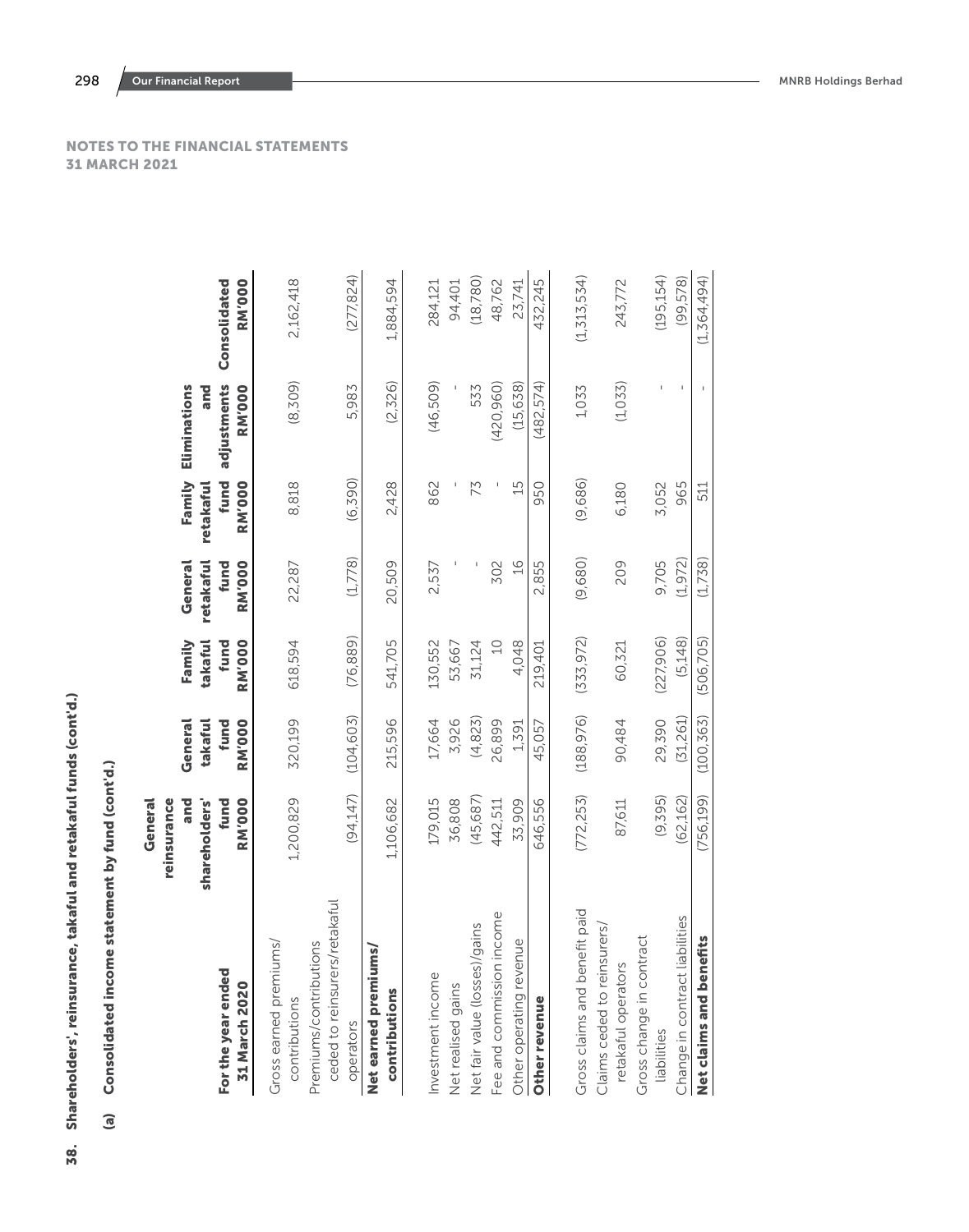NOTES TO THE FINANCIAL STATEMENTS
31 MARCH 2021

## 38. Shareholders', reinsurance, takaful and retakaful funds (cont'd.)

### (a) Consolidated income statement by fund (cont'd.)

| For the year ended 31 March 2020 | General reinsurance and shareholders' fund RM'000 | General takaful fund RM'000 | Family takaful fund RM'000 | General retakaful fund RM'000 | Family retakaful fund RM'000 | Eliminations and adjustments RM'000 | Consolidated RM'000 |
|---|---|---|---|---|---|---|---|
| Gross earned premiums/ contributions | 1,200,829 | 320,199 | 618,594 | 22,287 | 8,818 | (8,309) | 2,162,418 |
| Premiums/contributions ceded to reinsurers/retakaful operators | (94,147) | (104,603) | (76,889) | (1,778) | (6,390) | 5,983 | (277,824) |
| **Net earned premiums/ contributions** | 1,106,682 | 215,596 | 541,705 | 20,509 | 2,428 | (2,326) | 1,884,594 |
| | | | | | | | |
| Investment income | 179,015 | 17,664 | 130,552 | 2,537 | 862 | (46,509) | 284,121 |
| Net realised gains | 36,808 | 3,926 | 53,667 | - | - | - | 94,401 |
| Net fair value (losses)/gains | (45,687) | (4,823) | 31,124 | - | 73 | 533 | (18,780) |
| Fee and commission income | 442,511 | 26,899 | 10 | 302 | - | (420,960) | 48,762 |
| Other operating revenue | 33,909 | 1,391 | 4,048 | 16 | 15 | (15,638) | 23,741 |
| **Other revenue** | 646,556 | 45,057 | 219,401 | 2,855 | 950 | (482,574) | 432,245 |
| | | | | | | | |
| Gross claims and benefit paid | (772,253) | (188,976) | (333,972) | (9,680) | (9,686) | 1,033 | (1,313,534) |
| Claims ceded to reinsurers/ retakaful operators | 87,611 | 90,484 | 60,321 | 209 | 6,180 | (1,033) | 243,772 |
| Gross change in contract liabilities | (9,395) | 29,390 | (227,906) | 9,705 | 3,052 | - | (195,154) |
| Change in contract liabilities | (62,162) | (31,261) | (5,148) | (1,972) | 965 | - | (99,578) |
| **Net claims and benefits** | (756,199) | (100,363) | (506,705) | (1,738) | 511 | - | (1,364,494) |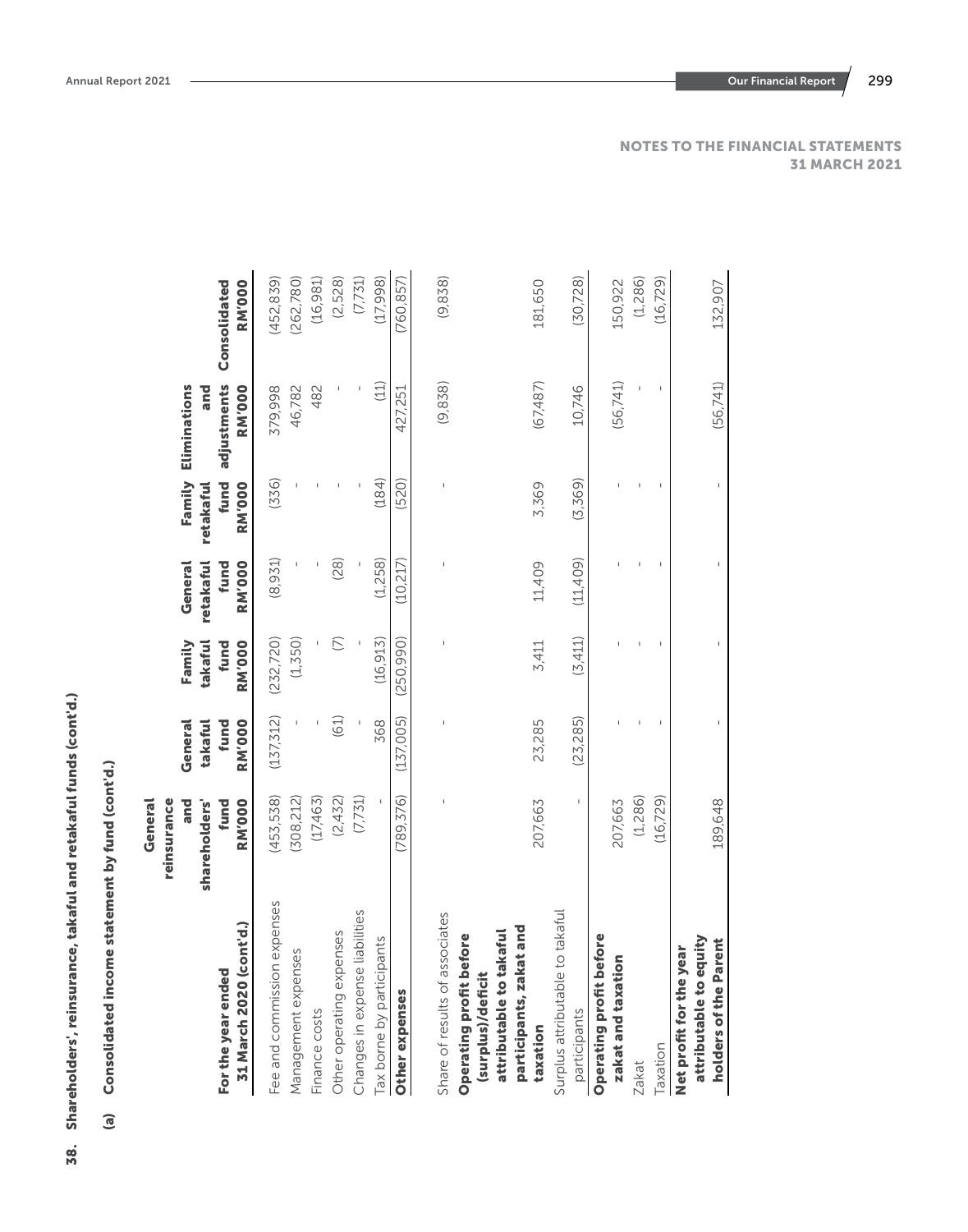NOTES TO THE FINANCIAL STATEMENTS
31 MARCH 2021

## 38. Shareholders', reinsurance, takaful and retakaful funds (cont'd.)

### (a) Consolidated income statement by fund (cont'd.)

| For the year ended 31 March 2020 (cont'd.) | General reinsurance and shareholders' fund RM'000 | General takaful fund RM'000 | Family takaful fund RM'000 | General retakaful fund RM'000 | Family retakaful fund RM'000 | Eliminations and adjustments RM'000 | Consolidated RM'000 |
|---|---|---|---|---|---|---|---|
| Fee and commission expenses | (453,538) | (137,312) | (232,720) | (8,931) | (336) | 379,998 | (452,839) |
| Management expenses | (308,212) | - | (1,350) | - | - | 46,782 | (262,780) |
| Finance costs | (17,463) | - | - | - | - | 482 | (16,981) |
| Other operating expenses | (2,432) | (61) | (7) | (28) | - | - | (2,528) |
| Changes in expense liabilities | (7,731) | - | - | - | - | - | (7,731) |
| Tax borne by participants | - | 368 | (16,913) | (1,258) | (184) | (11) | (17,998) |
| **Other expenses** | (789,376) | (137,005) | (250,990) | (10,217) | (520) | 427,251 | (760,857) |
| Share of results of associates | - | - | - | - | - | (9,838) | (9,838) |
| **Operating profit before (surplus)/deficit attributable to takaful participants, zakat and taxation** | 207,663 | 23,285 | 3,411 | 11,409 | 3,369 | (67,487) | 181,650 |
| Surplus attributable to takaful participants | - | (23,285) | (3,411) | (11,409) | (3,369) | 10,746 | (30,728) |
| **Operating profit before zakat and taxation** | 207,663 | - | - | - | - | (56,741) | 150,922 |
| Zakat | (1,286) | - | - | - | - | - | (1,286) |
| Taxation | (16,729) | - | - | - | - | - | (16,729) |
| **Net profit for the year attributable to equity holders of the Parent** | 189,648 | - | - | - | - | (56,741) | 132,907 |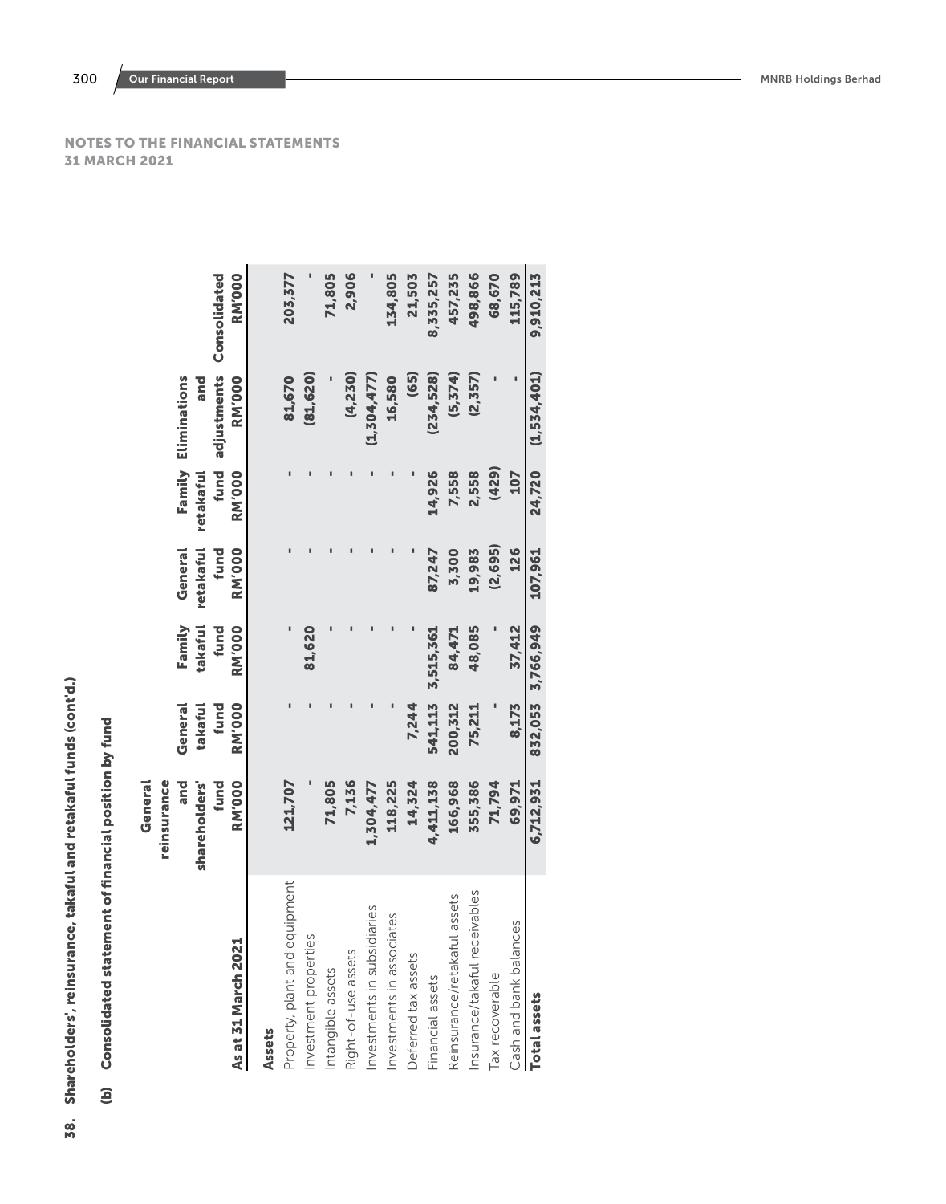NOTES TO THE FINANCIAL STATEMENTS
31 MARCH 2021

## 38. Shareholders', reinsurance, takaful and retakaful funds (cont'd.)

### (b) Consolidated statement of financial position by fund

| As at 31 March 2021 | General reinsurance and shareholders' fund RM'000 | General takaful fund RM'000 | Family takaful fund RM'000 | General retakaful fund RM'000 | Family retakaful fund RM'000 | Eliminations and adjustments RM'000 | Consolidated RM'000 |
|---|---|---|---|---|---|---|---|
| **Assets** | | | | | | | |
| Property, plant and equipment | 121,707 | - | - | - | - | 81,670 | 203,377 |
| Investment properties | - | - | 81,620 | - | - | (81,620) | - |
| Intangible assets | 71,805 | - | - | - | - | - | 71,805 |
| Right-of-use assets | 7,136 | - | - | - | - | (4,230) | 2,906 |
| Investments in subsidiaries | 1,304,477 | - | - | - | - | (1,304,477) | - |
| Investments in associates | 118,225 | - | - | - | - | 16,580 | 134,805 |
| Deferred tax assets | 14,324 | 7,244 | - | - | - | (65) | 21,503 |
| Financial assets | 4,411,138 | 541,113 | 3,515,361 | 87,247 | 14,926 | (234,528) | 8,335,257 |
| Reinsurance/retakaful assets | 166,968 | 200,312 | 84,471 | 3,300 | 7,558 | (5,374) | 457,235 |
| Insurance/takaful receivables | 355,386 | 75,211 | 48,085 | 19,983 | 2,558 | (2,357) | 498,866 |
| Tax recoverable | 71,794 | - | - | (2,695) | (429) | - | 68,670 |
| Cash and bank balances | 69,971 | 8,173 | 37,412 | 126 | 107 | - | 115,789 |
| **Total assets** | **6,712,931** | **832,053** | **3,766,949** | **107,961** | **24,720** | **(1,534,401)** | **9,910,213** |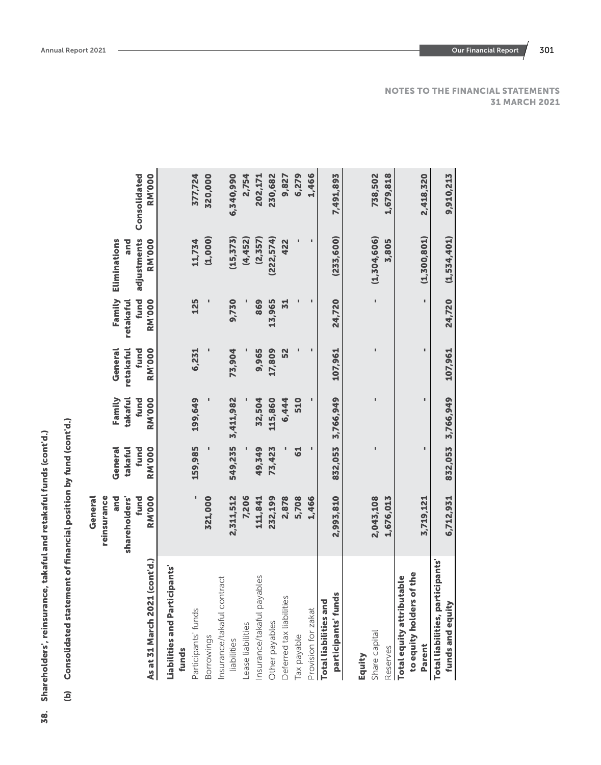NOTES TO THE FINANCIAL STATEMENTS
31 MARCH 2021

## 38. Shareholders', reinsurance, takaful and retakaful funds (cont'd.)

### (b) Consolidated statement of financial position by fund (cont'd.)

| As at 31 March 2021 (cont'd.) | General reinsurance and shareholders' fund RM'000 | General takaful fund RM'000 | Family takaful fund RM'000 | General retakaful fund RM'000 | Family retakaful fund RM'000 | Eliminations and adjustments RM'000 | Consolidated RM'000 |
|---|---|---|---|---|---|---|---|
| **Liabilities and Participants' funds** | | | | | | | |
| Participants' funds | - | 159,985 | 199,649 | 6,231 | 125 | 11,734 | 377,724 |
| Borrowings | 321,000 | - | - | - | - | (1,000) | 320,000 |
| Insurance/takaful contract liabilities | 2,311,512 | 549,235 | 3,411,982 | 73,904 | 9,730 | (15,373) | 6,340,990 |
| Lease liabilities | 7,206 | - | - | - | - | (4,452) | 2,754 |
| Insurance/takaful payables | 111,841 | 49,349 | 32,504 | 9,965 | 869 | (2,357) | 202,171 |
| Other payables | 232,199 | 73,423 | 115,860 | 17,809 | 13,965 | (222,574) | 230,682 |
| Deferred tax liabilities | 2,878 | - | 6,444 | 52 | 31 | 422 | 9,827 |
| Tax payable | 5,708 | 61 | 510 | - | - | - | 6,279 |
| Provision for zakat | 1,466 | - | - | - | - | - | 1,466 |
| **Total liabilities and participants' funds** | 2,993,810 | 832,053 | 3,766,949 | 107,961 | 24,720 | (233,600) | 7,491,893 |
| **Equity** | | | | | | | |
| Share capital | 2,043,108 | - | - | - | - | (1,304,606) | 738,502 |
| Reserves | 1,676,013 | | | | | 3,805 | 1,679,818 |
| **Total equity attributable to equity holders of the Parent** | 3,719,121 | - | - | - | - | (1,300,801) | 2,418,320 |
| **Total liabilities, participants' funds and equity** | 6,712,931 | 832,053 | 3,766,949 | 107,961 | 24,720 | (1,534,401) | 9,910,213 |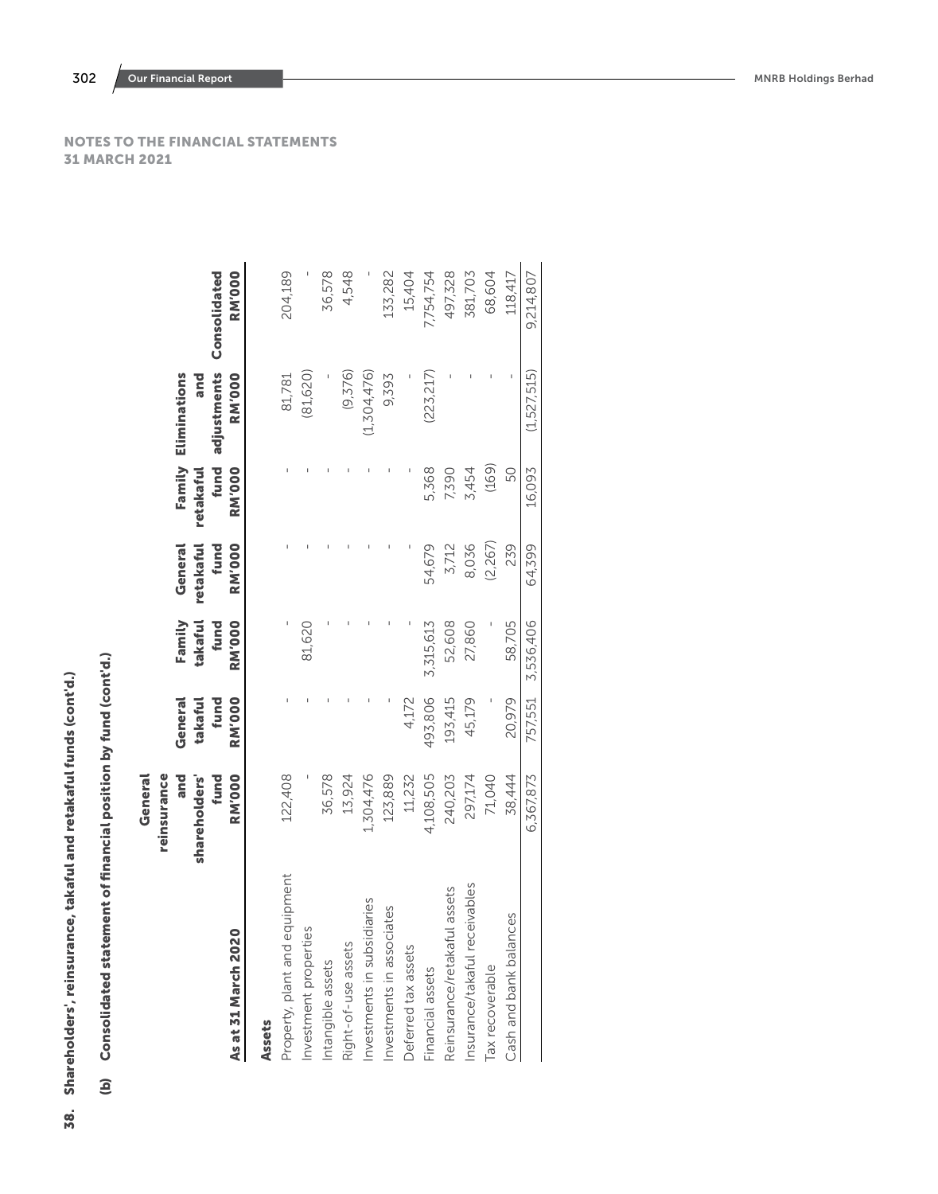NOTES TO THE FINANCIAL STATEMENTS
31 MARCH 2021

## 38. Shareholders', reinsurance, takaful and retakaful funds (cont'd.)

### (b) Consolidated statement of financial position by fund (cont'd.)

| As at 31 March 2020 | General reinsurance and shareholders' fund RM'000 | General takaful fund RM'000 | Family takaful fund RM'000 | General retakaful fund RM'000 | Family retakaful fund RM'000 | Eliminations and adjustments RM'000 | Consolidated RM'000 |
|---|---|---|---|---|---|---|---|
| **Assets** | | | | | | | |
| Property, plant and equipment | 122,408 | - | - | - | - | 81,781 | 204,189 |
| Investment properties | - | - | 81,620 | - | - | (81,620) | - |
| Intangible assets | 36,578 | - | - | - | - | - | 36,578 |
| Right-of-use assets | 13,924 | - | - | - | - | (9,376) | 4,548 |
| Investments in subsidiaries | 1,304,476 | - | - | - | - | (1,304,476) | - |
| Investments in associates | 123,889 | - | - | - | - | 9,393 | 133,282 |
| Deferred tax assets | 11,232 | 4,172 | - | - | - | - | 15,404 |
| Financial assets | 4,108,505 | 493,806 | 3,315,613 | 54,679 | 5,368 | (223,217) | 7,754,754 |
| Reinsurance/retakaful assets | 240,203 | 193,415 | 52,608 | 3,712 | 7,390 | - | 497,328 |
| Insurance/takaful receivables | 297,174 | 45,179 | 27,860 | 8,036 | 3,454 | - | 381,703 |
| Tax recoverable | 71,040 | - | - | (2,267) | (169) | - | 68,604 |
| Cash and bank balances | 38,444 | 20,979 | 58,705 | 239 | 50 | - | 118,417 |
| | 6,367,873 | 757,551 | 3,536,406 | 64,399 | 16,093 | (1,527,515) | 9,214,807 |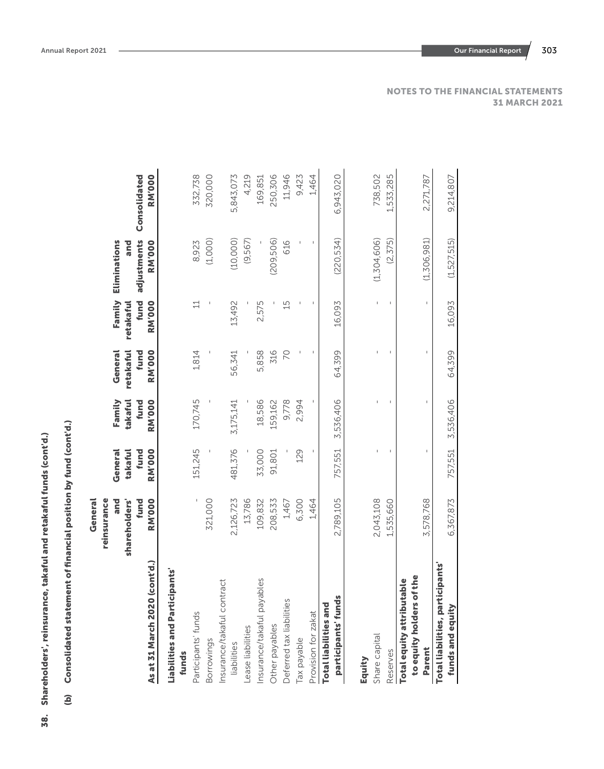NOTES TO THE FINANCIAL STATEMENTS
31 MARCH 2021

## 38. Shareholders', reinsurance, takaful and retakaful funds (cont'd.)

### (b) Consolidated statement of financial position by fund (cont'd.)

| As at 31 March 2020 (cont'd.) | General reinsurance and shareholders' fund RM'000 | General takaful fund RM'000 | Family takaful fund RM'000 | General retakaful fund RM'000 | Family retakaful fund RM'000 | Eliminations and adjustments RM'000 | Consolidated RM'000 |
|---|---|---|---|---|---|---|---|
| **Liabilities and Participants' funds** | | | | | | | |
| Participants' funds | - | 151,245 | 170,745 | 1,814 | 11 | 8,923 | 332,738 |
| Borrowings | 321,000 | - | - | - | - | (1,000) | 320,000 |
| Insurance/takaful contract liabilities | 2,126,723 | 481,376 | 3,175,141 | 56,341 | 13,492 | (10,000) | 5,843,073 |
| Lease liabilities | 13,786 | - | - | - | - | (9,567) | 4,219 |
| Insurance/takaful payables | 109,832 | 33,000 | 18,586 | 5,858 | 2,575 | - | 169,851 |
| Other payables | 208,533 | 91,801 | 159,162 | 316 | - | (209,506) | 250,306 |
| Deferred tax liabilities | 1,467 | - | 9,778 | 70 | 15 | 616 | 11,946 |
| Tax payable | 6,300 | 129 | 2,994 | - | - | - | 9,423 |
| Provision for zakat | 1,464 | - | - | - | - | - | 1,464 |
| **Total liabilities and participants' funds** | 2,789,105 | 757,551 | 3,536,406 | 64,399 | 16,093 | (220,534) | 6,943,020 |
| **Equity** | | | | | | | |
| Share capital | 2,043,108 | - | - | - | - | (1,304,606) | 738,502 |
| Reserves | 1,535,660 | - | - | - | - | (2,375) | 1,533,285 |
| **Total equity attributable to equity holders of the Parent** | 3,578,768 | - | - | - | - | (1,306,981) | 2,271,787 |
| **Total liabilities, participants' funds and equity** | 6,367,873 | 757,551 | 3,536,406 | 64,399 | 16,093 | (1,527,515) | 9,214,807 |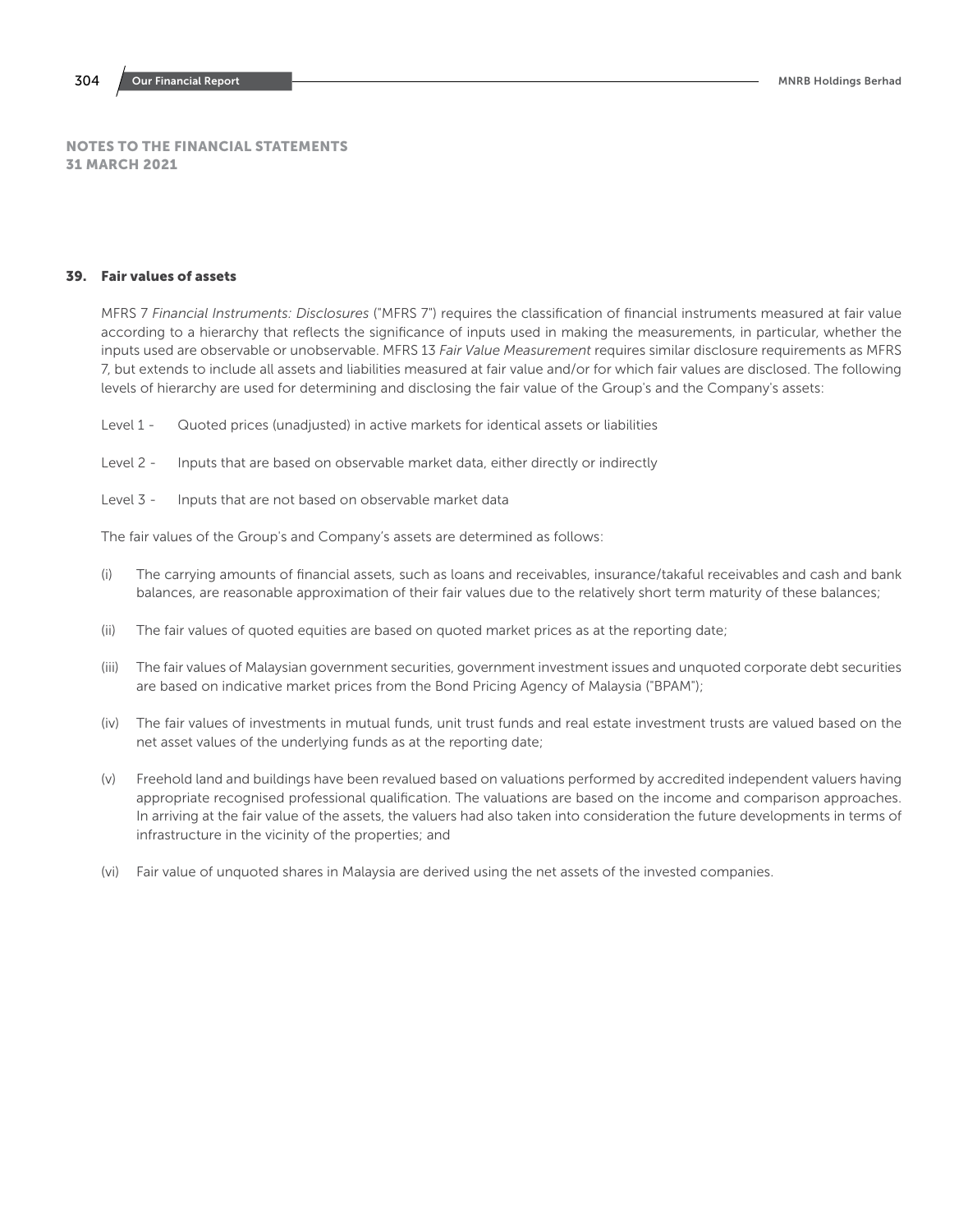## NOTES TO THE FINANCIAL STATEMENTS
## 31 MARCH 2021

### 39. Fair values of assets

MFRS 7 *Financial Instruments: Disclosures* ("MFRS 7") requires the classification of financial instruments measured at fair value according to a hierarchy that reflects the significance of inputs used in making the measurements, in particular, whether the inputs used are observable or unobservable. MFRS 13 *Fair Value Measurement* requires similar disclosure requirements as MFRS 7, but extends to include all assets and liabilities measured at fair value and/or for which fair values are disclosed. The following levels of hierarchy are used for determining and disclosing the fair value of the Group's and the Company's assets:

Level 1 - Quoted prices (unadjusted) in active markets for identical assets or liabilities

Level 2 - Inputs that are based on observable market data, either directly or indirectly

Level 3 - Inputs that are not based on observable market data

The fair values of the Group's and Company's assets are determined as follows:

(i) The carrying amounts of financial assets, such as loans and receivables, insurance/takaful receivables and cash and bank balances, are reasonable approximation of their fair values due to the relatively short term maturity of these balances;

(ii) The fair values of quoted equities are based on quoted market prices as at the reporting date;

(iii) The fair values of Malaysian government securities, government investment issues and unquoted corporate debt securities are based on indicative market prices from the Bond Pricing Agency of Malaysia ("BPAM");

(iv) The fair values of investments in mutual funds, unit trust funds and real estate investment trusts are valued based on the net asset values of the underlying funds as at the reporting date;

(v) Freehold land and buildings have been revalued based on valuations performed by accredited independent valuers having appropriate recognised professional qualification. The valuations are based on the income and comparison approaches. In arriving at the fair value of the assets, the valuers had also taken into consideration the future developments in terms of infrastructure in the vicinity of the properties; and

(vi) Fair value of unquoted shares in Malaysia are derived using the net assets of the invested companies.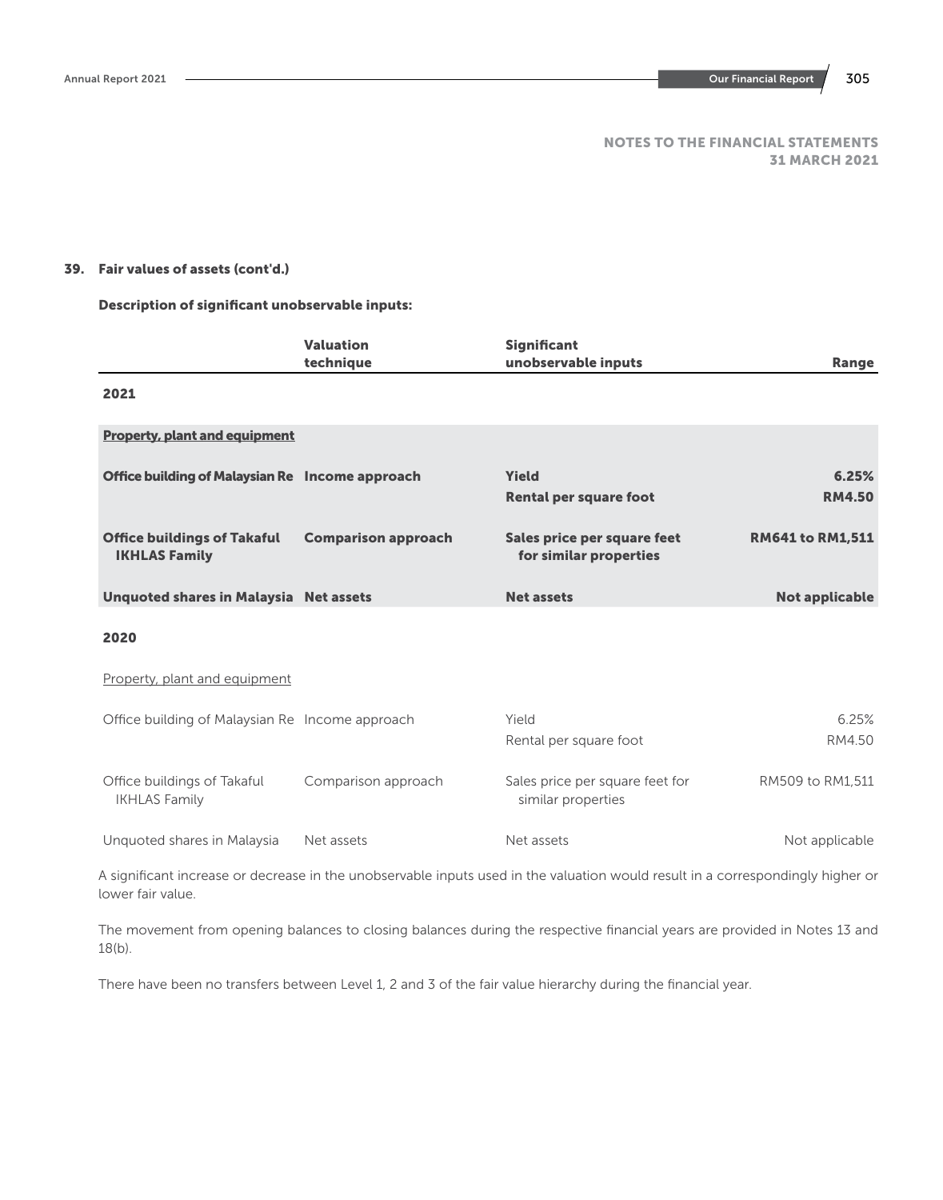NOTES TO THE FINANCIAL STATEMENTS
31 MARCH 2021

## 39. Fair values of assets (cont'd.)

**Description of significant unobservable inputs:**

| | Valuation technique | Significant unobservable inputs | Range |
|---|---|---|---|
| **2021** | | | |
| **Property, plant and equipment** | | | |
| **Office building of Malaysian Re** | **Income approach** | **Yield** | **6.25%** |
| | | **Rental per square foot** | **RM4.50** |
| **Office buildings of Takaful IKHLAS Family** | **Comparison approach** | **Sales price per square feet for similar properties** | **RM641 to RM1,511** |
| **Unquoted shares in Malaysia** | **Net assets** | **Net assets** | **Not applicable** |
| **2020** | | | |
| Property, plant and equipment | | | |
| Office building of Malaysian Re | Income approach | Yield | 6.25% |
| | | Rental per square foot | RM4.50 |
| Office buildings of Takaful IKHLAS Family | Comparison approach | Sales price per square feet for similar properties | RM509 to RM1,511 |
| Unquoted shares in Malaysia | Net assets | Net assets | Not applicable |

A significant increase or decrease in the unobservable inputs used in the valuation would result in a correspondingly higher or lower fair value.

The movement from opening balances to closing balances during the respective financial years are provided in Notes 13 and 18(b).

There have been no transfers between Level 1, 2 and 3 of the fair value hierarchy during the financial year.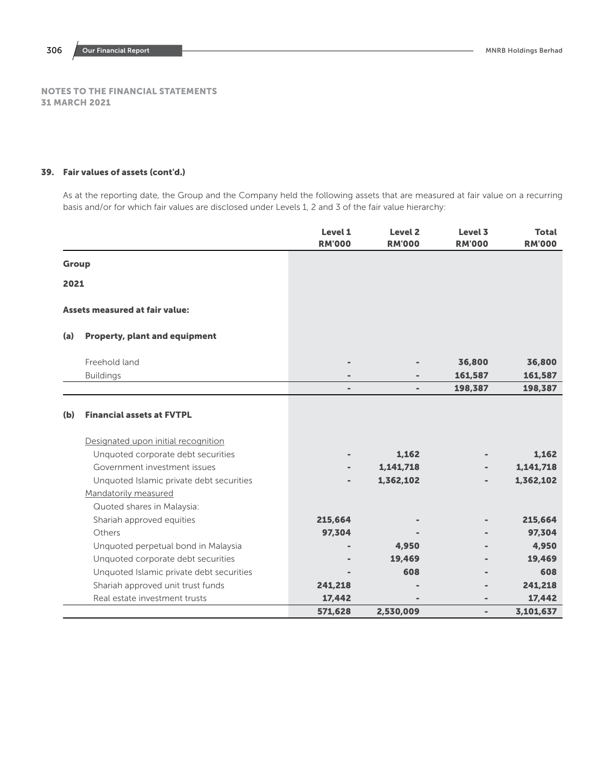## NOTES TO THE FINANCIAL STATEMENTS
## 31 MARCH 2021

### 39. Fair values of assets (cont'd.)

As at the reporting date, the Group and the Company held the following assets that are measured at fair value on a recurring basis and/or for which fair values are disclosed under Levels 1, 2 and 3 of the fair value hierarchy:

| | Level 1 RM'000 | Level 2 RM'000 | Level 3 RM'000 | Total RM'000 |
|---|---|---|---|---|
| **Group** | | | | |
| **2021** | | | | |
| **Assets measured at fair value:** | | | | |
| **(a) Property, plant and equipment** | | | | |
| Freehold land | - | - | **36,800** | **36,800** |
| Buildings | - | - | **161,587** | **161,587** |
| | - | - | **198,387** | **198,387** |
| **(b) Financial assets at FVTPL** | | | | |
| Designated upon initial recognition | | | | |
| Unquoted corporate debt securities | - | **1,162** | - | **1,162** |
| Government investment issues | - | **1,141,718** | - | **1,141,718** |
| Unquoted Islamic private debt securities | - | **1,362,102** | - | **1,362,102** |
| Mandatorily measured | | | | |
| Quoted shares in Malaysia: | | | | |
| Shariah approved equities | **215,664** | - | - | **215,664** |
| Others | **97,304** | - | - | **97,304** |
| Unquoted perpetual bond in Malaysia | - | **4,950** | - | **4,950** |
| Unquoted corporate debt securities | - | **19,469** | - | **19,469** |
| Unquoted Islamic private debt securities | - | **608** | - | **608** |
| Shariah approved unit trust funds | **241,218** | - | - | **241,218** |
| Real estate investment trusts | **17,442** | - | - | **17,442** |
| | **571,628** | **2,530,009** | - | **3,101,637** |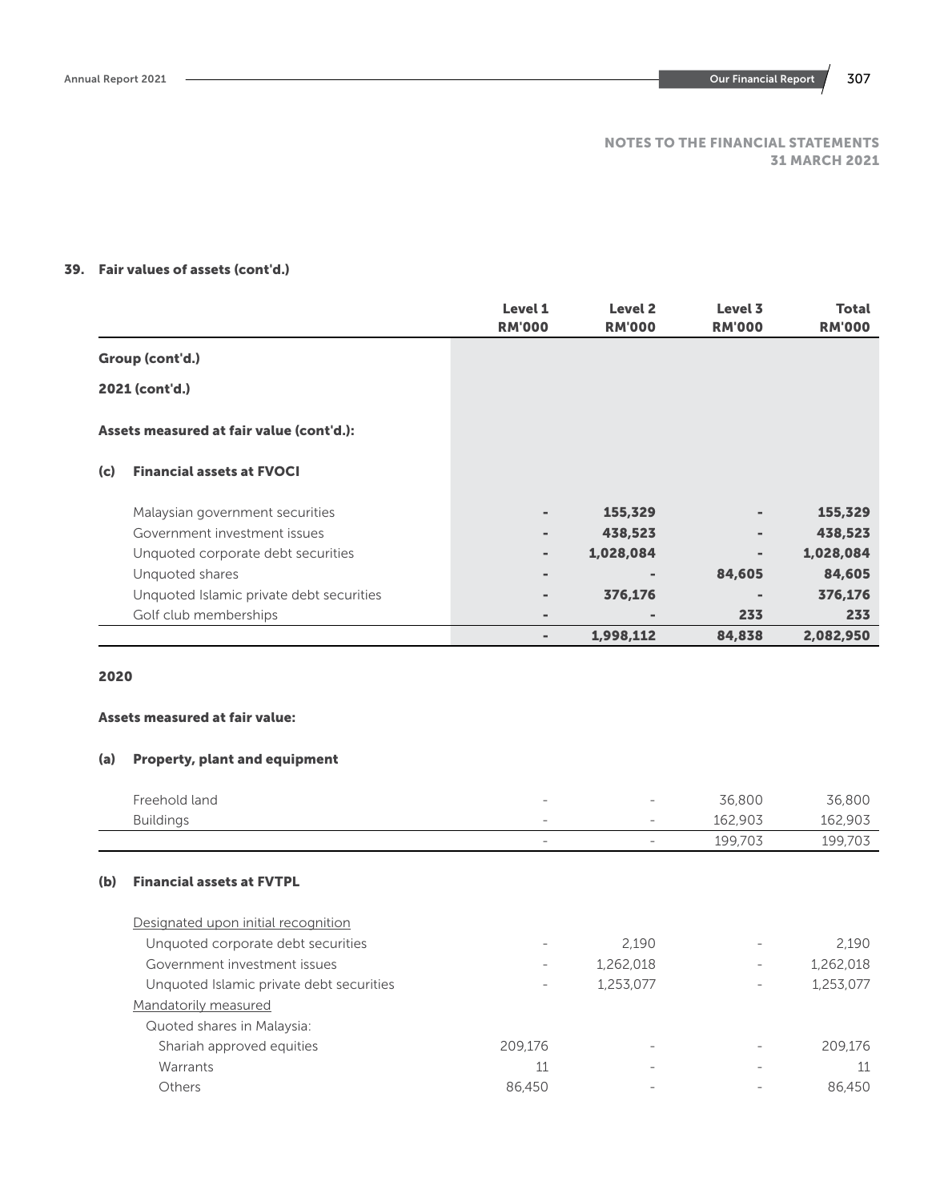NOTES TO THE FINANCIAL STATEMENTS
31 MARCH 2021

## 39. Fair values of assets (cont'd.)

| | Level 1 RM'000 | Level 2 RM'000 | Level 3 RM'000 | Total RM'000 |
|---|---|---|---|---|
| **Group (cont'd.)** | | | | |
| **2021 (cont'd.)** | | | | |
| **Assets measured at fair value (cont'd.):** | | | | |
| **(c) Financial assets at FVOCI** | | | | |
| Malaysian government securities | **-** | **155,329** | **-** | **155,329** |
| Government investment issues | **-** | **438,523** | **-** | **438,523** |
| Unquoted corporate debt securities | **-** | **1,028,084** | **-** | **1,028,084** |
| Unquoted shares | **-** | **-** | **84,605** | **84,605** |
| Unquoted Islamic private debt securities | **-** | **376,176** | **-** | **376,176** |
| Golf club memberships | **-** | **-** | **233** | **233** |
| | **-** | **1,998,112** | **84,838** | **2,082,950** |
| **2020** | | | | |
| **Assets measured at fair value:** | | | | |
| **(a) Property, plant and equipment** | | | | |
| Freehold land | - | - | 36,800 | 36,800 |
| Buildings | - | - | 162,903 | 162,903 |
| | - | - | 199,703 | 199,703 |
| **(b) Financial assets at FVTPL** | | | | |
| Designated upon initial recognition | | | | |
| Unquoted corporate debt securities | - | 2,190 | - | 2,190 |
| Government investment issues | - | 1,262,018 | - | 1,262,018 |
| Unquoted Islamic private debt securities | - | 1,253,077 | - | 1,253,077 |
| Mandatorily measured | | | | |
| Quoted shares in Malaysia: | | | | |
| Shariah approved equities | 209,176 | - | - | 209,176 |
| Warrants | 11 | - | - | 11 |
| Others | 86,450 | - | - | 86,450 |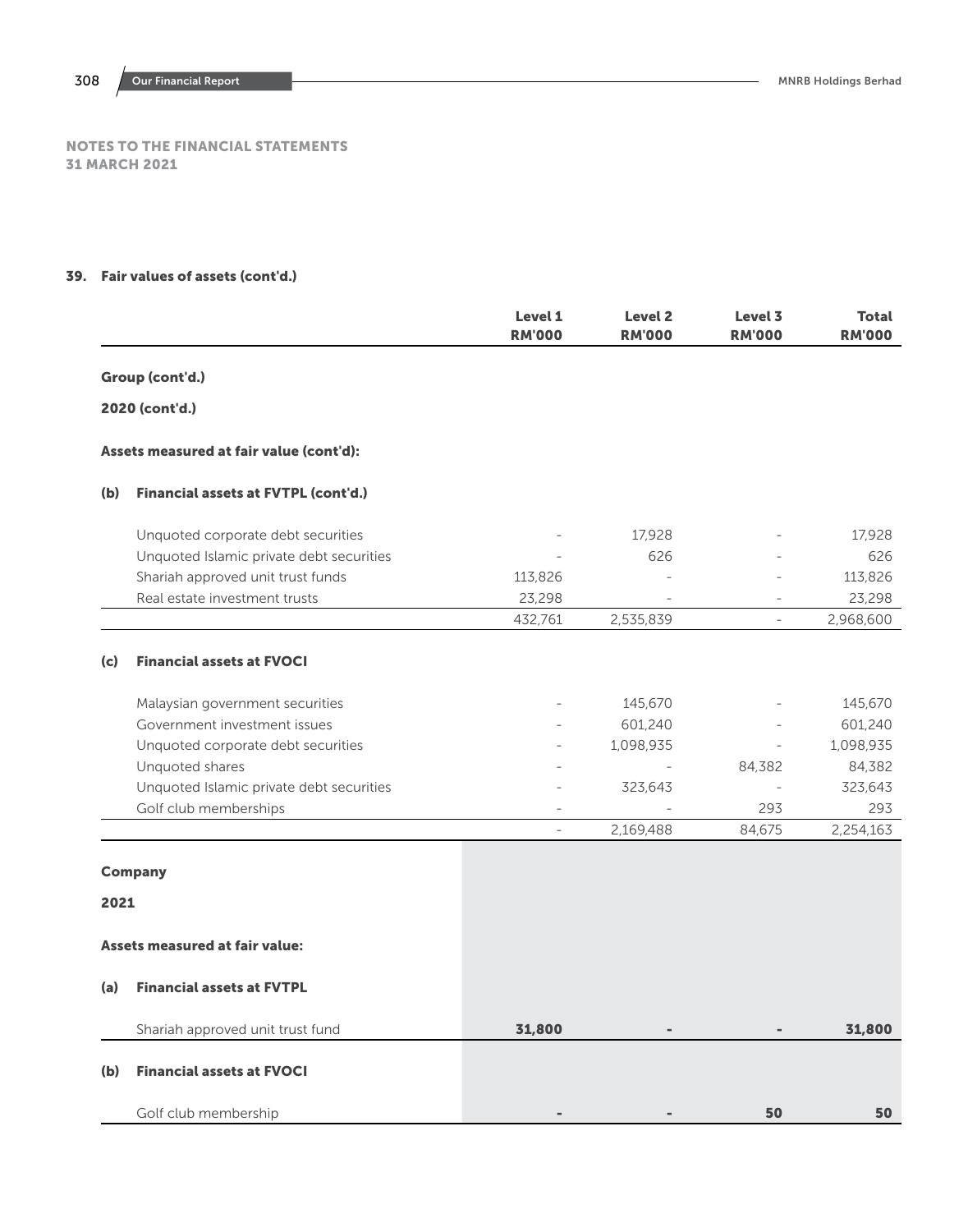## NOTES TO THE FINANCIAL STATEMENTS
## 31 MARCH 2021

### 39. Fair values of assets (cont'd.)

| | Level 1 RM'000 | Level 2 RM'000 | Level 3 RM'000 | Total RM'000 |
|---|---|---|---|---|
| **Group (cont'd.)** | | | | |
| **2020 (cont'd.)** | | | | |
| **Assets measured at fair value (cont'd):** | | | | |
| **(b) Financial assets at FVTPL (cont'd.)** | | | | |
| Unquoted corporate debt securities | - | 17,928 | - | 17,928 |
| Unquoted Islamic private debt securities | - | 626 | - | 626 |
| Shariah approved unit trust funds | 113,826 | - | - | 113,826 |
| Real estate investment trusts | 23,298 | - | - | 23,298 |
| | 432,761 | 2,535,839 | - | 2,968,600 |
| **(c) Financial assets at FVOCI** | | | | |
| Malaysian government securities | - | 145,670 | - | 145,670 |
| Government investment issues | - | 601,240 | - | 601,240 |
| Unquoted corporate debt securities | - | 1,098,935 | - | 1,098,935 |
| Unquoted shares | - | - | 84,382 | 84,382 |
| Unquoted Islamic private debt securities | - | 323,643 | - | 323,643 |
| Golf club memberships | - | - | 293 | 293 |
| | - | 2,169,488 | 84,675 | 2,254,163 |
| **Company** | | | | |
| **2021** | | | | |
| **Assets measured at fair value:** | | | | |
| **(a) Financial assets at FVTPL** | | | | |
| Shariah approved unit trust fund | **31,800** | **-** | **-** | **31,800** |
| **(b) Financial assets at FVOCI** | | | | |
| Golf club membership | **-** | **-** | **50** | **50** |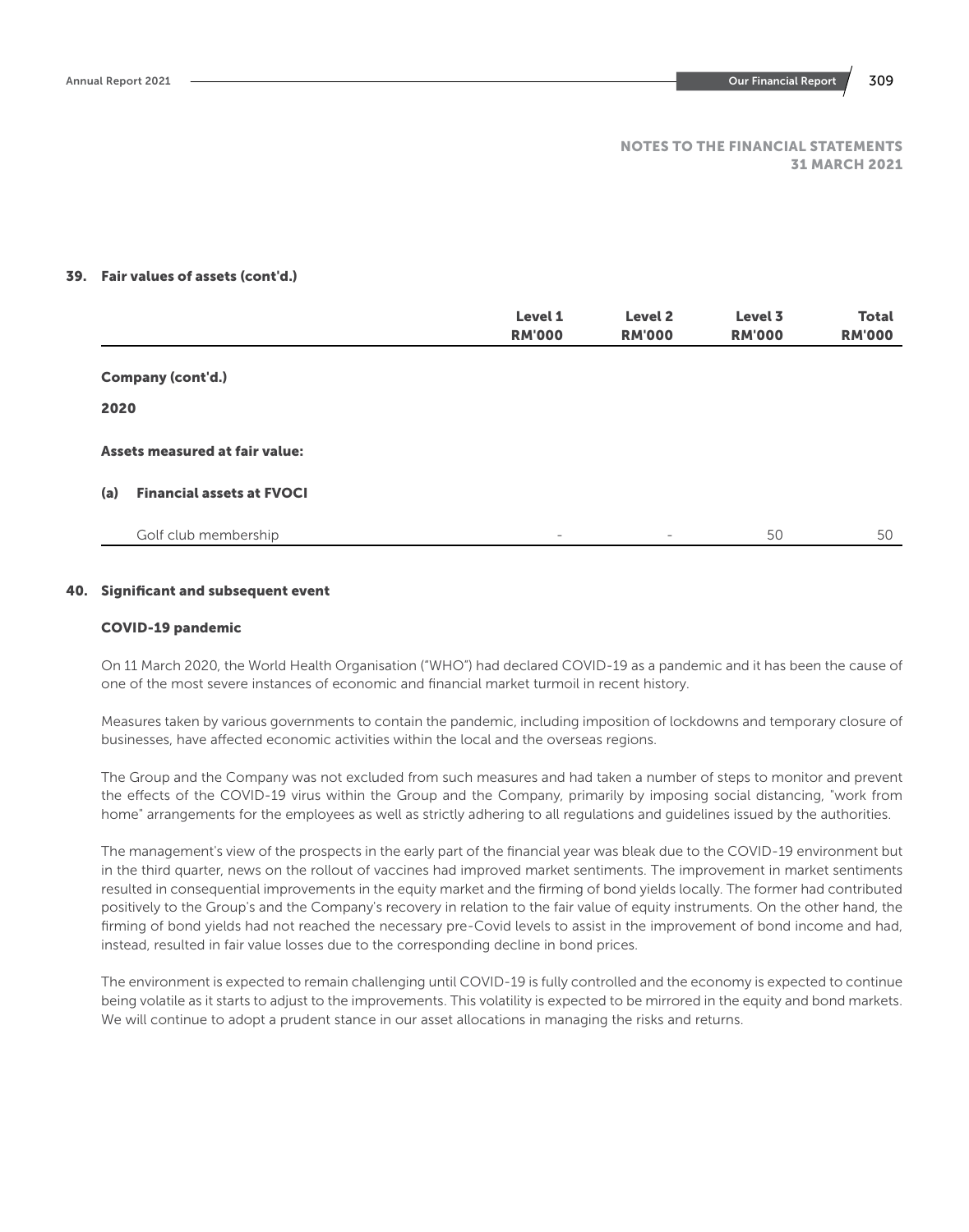NOTES TO THE FINANCIAL STATEMENTS
31 MARCH 2021

## 39. Fair values of assets (cont'd.)

| | Level 1 RM'000 | Level 2 RM'000 | Level 3 RM'000 | Total RM'000 |
|---|---|---|---|---|
| **Company (cont'd.)** | | | | |
| **2020** | | | | |
| **Assets measured at fair value:** | | | | |
| **(a) Financial assets at FVOCI** | | | | |
| Golf club membership | - | - | 50 | 50 |

## 40. Significant and subsequent event

### COVID-19 pandemic

On 11 March 2020, the World Health Organisation ("WHO") had declared COVID-19 as a pandemic and it has been the cause of one of the most severe instances of economic and financial market turmoil in recent history.

Measures taken by various governments to contain the pandemic, including imposition of lockdowns and temporary closure of businesses, have affected economic activities within the local and the overseas regions.

The Group and the Company was not excluded from such measures and had taken a number of steps to monitor and prevent the effects of the COVID-19 virus within the Group and the Company, primarily by imposing social distancing, "work from home" arrangements for the employees as well as strictly adhering to all regulations and guidelines issued by the authorities.

The management's view of the prospects in the early part of the financial year was bleak due to the COVID-19 environment but in the third quarter, news on the rollout of vaccines had improved market sentiments. The improvement in market sentiments resulted in consequential improvements in the equity market and the firming of bond yields locally. The former had contributed positively to the Group's and the Company's recovery in relation to the fair value of equity instruments. On the other hand, the firming of bond yields had not reached the necessary pre-Covid levels to assist in the improvement of bond income and had, instead, resulted in fair value losses due to the corresponding decline in bond prices.

The environment is expected to remain challenging until COVID-19 is fully controlled and the economy is expected to continue being volatile as it starts to adjust to the improvements. This volatility is expected to be mirrored in the equity and bond markets. We will continue to adopt a prudent stance in our asset allocations in managing the risks and returns.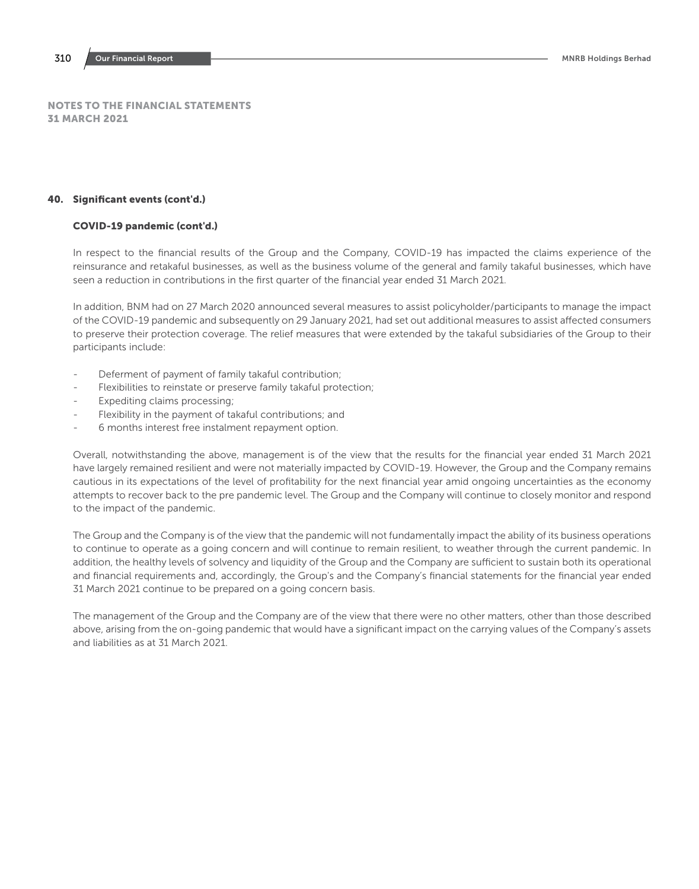NOTES TO THE FINANCIAL STATEMENTS
31 MARCH 2021

## 40. Significant events (cont'd.)

### COVID-19 pandemic (cont'd.)

In respect to the financial results of the Group and the Company, COVID-19 has impacted the claims experience of the reinsurance and retakaful businesses, as well as the business volume of the general and family takaful businesses, which have seen a reduction in contributions in the first quarter of the financial year ended 31 March 2021.

In addition, BNM had on 27 March 2020 announced several measures to assist policyholder/participants to manage the impact of the COVID-19 pandemic and subsequently on 29 January 2021, had set out additional measures to assist affected consumers to preserve their protection coverage. The relief measures that were extended by the takaful subsidiaries of the Group to their participants include:

- Deferment of payment of family takaful contribution;
- Flexibilities to reinstate or preserve family takaful protection;
- Expediting claims processing;
- Flexibility in the payment of takaful contributions; and
- 6 months interest free instalment repayment option.

Overall, notwithstanding the above, management is of the view that the results for the financial year ended 31 March 2021 have largely remained resilient and were not materially impacted by COVID-19. However, the Group and the Company remains cautious in its expectations of the level of profitability for the next financial year amid ongoing uncertainties as the economy attempts to recover back to the pre pandemic level. The Group and the Company will continue to closely monitor and respond to the impact of the pandemic.

The Group and the Company is of the view that the pandemic will not fundamentally impact the ability of its business operations to continue to operate as a going concern and will continue to remain resilient, to weather through the current pandemic. In addition, the healthy levels of solvency and liquidity of the Group and the Company are sufficient to sustain both its operational and financial requirements and, accordingly, the Group's and the Company's financial statements for the financial year ended 31 March 2021 continue to be prepared on a going concern basis.

The management of the Group and the Company are of the view that there were no other matters, other than those described above, arising from the on-going pandemic that would have a significant impact on the carrying values of the Company's assets and liabilities as at 31 March 2021.